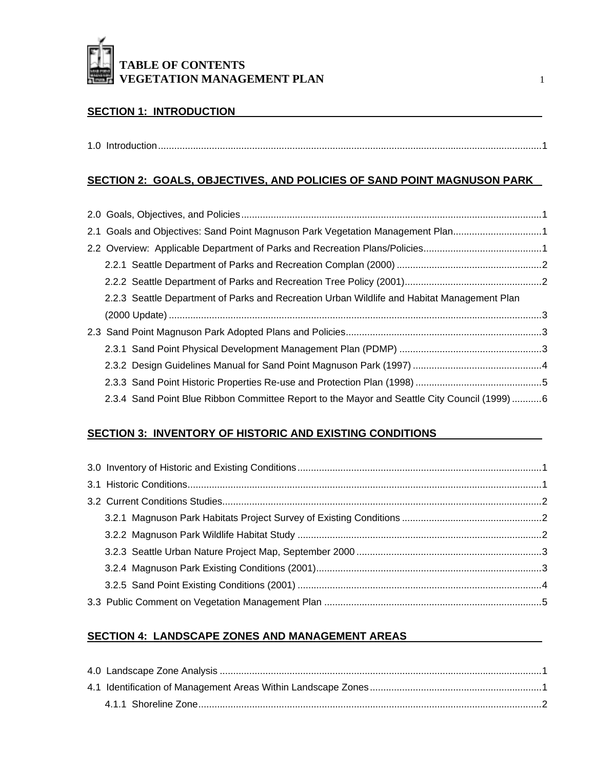# TABLE OF CONTENTS
# VEGETATION MANAGEMENT PLAN

## SECTION 1: INTRODUCTION

1.0 Introduction ....................................................................................1

## SECTION 2: GOALS, OBJECTIVES, AND POLICIES OF SAND POINT MAGNUSON PARK

2.0 Goals, Objectives, and Policies ....................................................................................1

2.1 Goals and Objectives: Sand Point Magnuson Park Vegetation Management Plan.................................1

2.2 Overview: Applicable Department of Parks and Recreation Plans/Policies.............................................1

- 2.2.1 Seattle Department of Parks and Recreation Complan (2000) ....................................................2
- 2.2.2 Seattle Department of Parks and Recreation Tree Policy (2001)...................................................2
- 2.2.3 Seattle Department of Parks and Recreation Urban Wildlife and Habitat Management Plan (2000 Update) ....................................................................................3

2.3 Sand Point Magnuson Park Adopted Plans and Policies.........................................................................3

- 2.3.1 Sand Point Physical Development Management Plan (PDMP) .....................................................3
- 2.3.2 Design Guidelines Manual for Sand Point Magnuson Park (1997) ................................................4
- 2.3.3 Sand Point Historic Properties Re-use and Protection Plan (1998) ...............................................5
- 2.3.4 Sand Point Blue Ribbon Committee Report to the Mayor and Seattle City Council (1999) ...........6

## SECTION 3: INVENTORY OF HISTORIC AND EXISTING CONDITIONS

3.0 Inventory of Historic and Existing Conditions...........................................................................................1

3.1 Historic Conditions....................................................................................1

3.2 Current Conditions Studies....................................................................................2

- 3.2.1 Magnuson Park Habitats Project Survey of Existing Conditions ....................................................2
- 3.2.2 Magnuson Park Wildlife Habitat Study ....................................................................................2
- 3.2.3 Seattle Urban Nature Project Map, September 2000 .....................................................................3
- 3.2.4 Magnuson Park Existing Conditions (2001)....................................................................................3
- 3.2.5 Sand Point Existing Conditions (2001) ....................................................................................4

3.3 Public Comment on Vegetation Management Plan ....................................................................................5

## SECTION 4: LANDSCAPE ZONES AND MANAGEMENT AREAS

4.0 Landscape Zone Analysis ....................................................................................1

4.1 Identification of Management Areas Within Landscape Zones................................................................1

- 4.1.1 Shoreline Zone....................................................................................2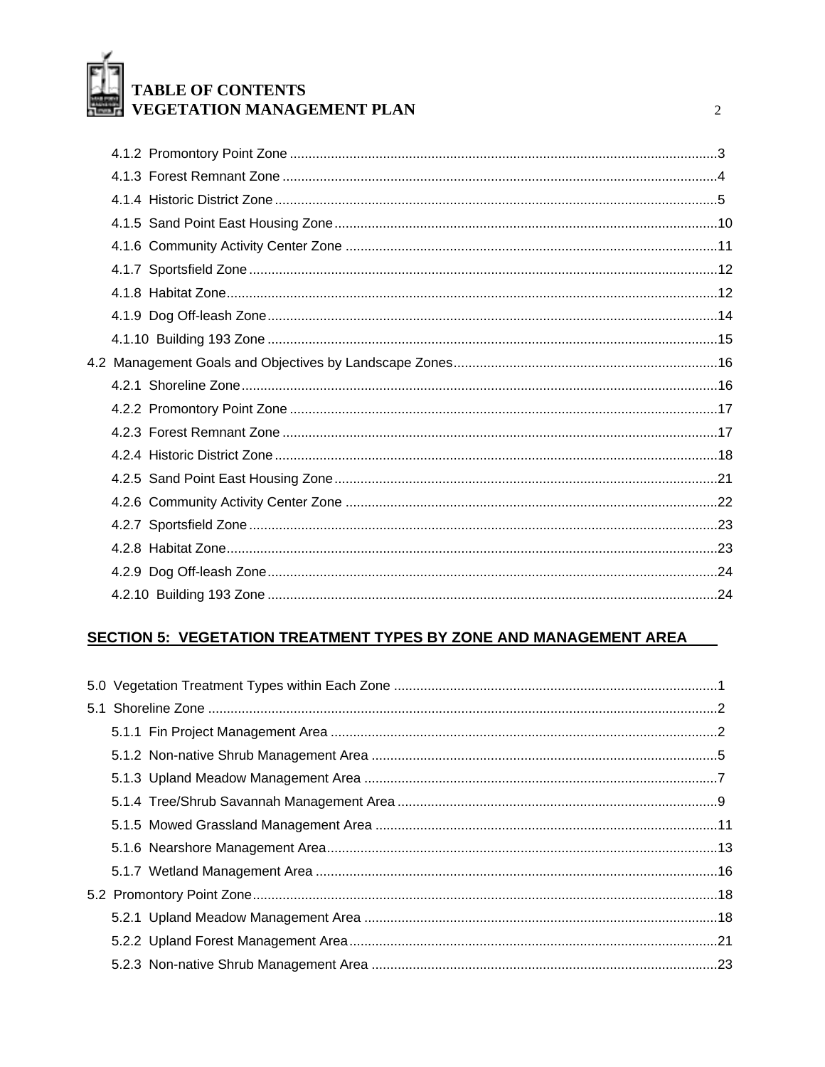4.1.2 Promontory Point Zone ..........3
4.1.3 Forest Remnant Zone ..........4
4.1.4 Historic District Zone ..........5
4.1.5 Sand Point East Housing Zone ..........10
4.1.6 Community Activity Center Zone ..........11
4.1.7 Sportsfield Zone ..........12
4.1.8 Habitat Zone ..........12
4.1.9 Dog Off-leash Zone ..........14
4.1.10 Building 193 Zone ..........15

4.2 Management Goals and Objectives by Landscape Zones ..........16

4.2.1 Shoreline Zone ..........16
4.2.2 Promontory Point Zone ..........17
4.2.3 Forest Remnant Zone ..........17
4.2.4 Historic District Zone ..........18
4.2.5 Sand Point East Housing Zone ..........21
4.2.6 Community Activity Center Zone ..........22
4.2.7 Sportsfield Zone ..........23
4.2.8 Habitat Zone ..........23
4.2.9 Dog Off-leash Zone ..........24
4.2.10 Building 193 Zone ..........24

## SECTION 5: VEGETATION TREATMENT TYPES BY ZONE AND MANAGEMENT AREA

5.0 Vegetation Treatment Types within Each Zone ..........1

5.1 Shoreline Zone ..........2

5.1.1 Fin Project Management Area ..........2
5.1.2 Non-native Shrub Management Area ..........5
5.1.3 Upland Meadow Management Area ..........7
5.1.4 Tree/Shrub Savannah Management Area ..........9
5.1.5 Mowed Grassland Management Area ..........11
5.1.6 Nearshore Management Area ..........13
5.1.7 Wetland Management Area ..........16

5.2 Promontory Point Zone ..........18

5.2.1 Upland Meadow Management Area ..........18
5.2.2 Upland Forest Management Area ..........21
5.2.3 Non-native Shrub Management Area ..........23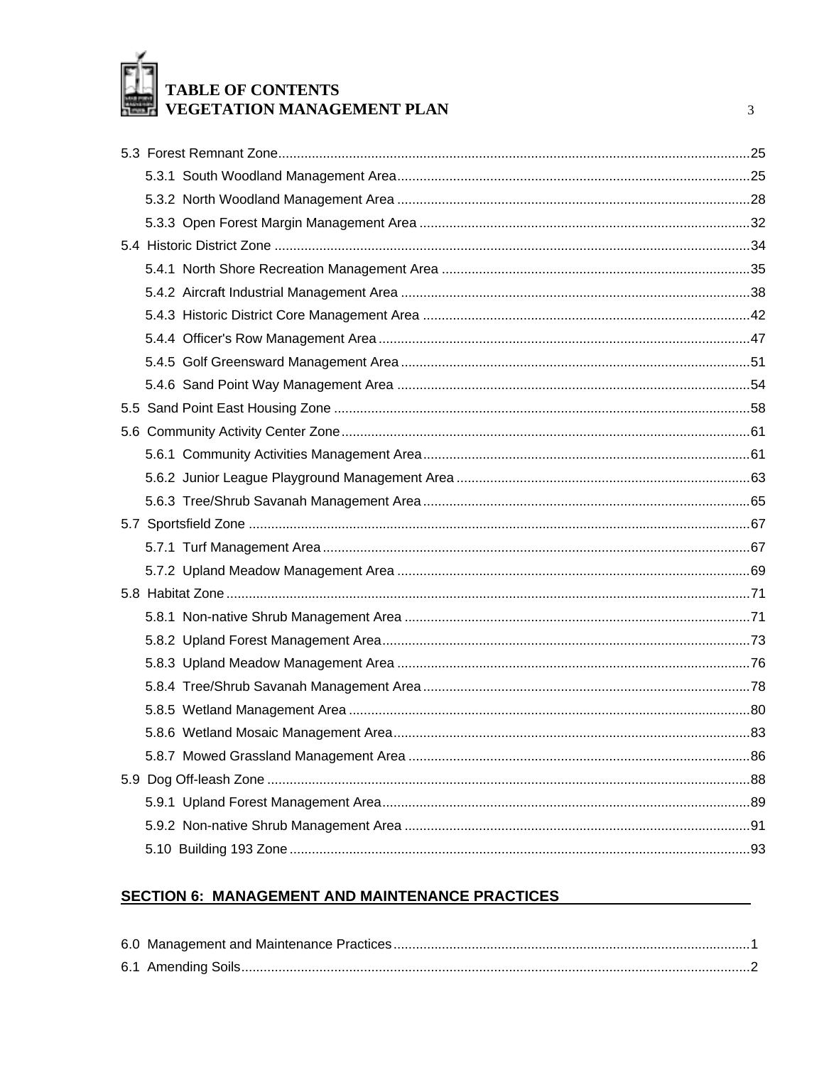5.3 Forest Remnant Zone ..... 25
- 5.3.1 South Woodland Management Area ..... 25
- 5.3.2 North Woodland Management Area ..... 28
- 5.3.3 Open Forest Margin Management Area ..... 32

5.4 Historic District Zone ..... 34
- 5.4.1 North Shore Recreation Management Area ..... 35
- 5.4.2 Aircraft Industrial Management Area ..... 38
- 5.4.3 Historic District Core Management Area ..... 42
- 5.4.4 Officer's Row Management Area ..... 47
- 5.4.5 Golf Greensward Management Area ..... 51
- 5.4.6 Sand Point Way Management Area ..... 54

5.5 Sand Point East Housing Zone ..... 58

5.6 Community Activity Center Zone ..... 61
- 5.6.1 Community Activities Management Area ..... 61
- 5.6.2 Junior League Playground Management Area ..... 63
- 5.6.3 Tree/Shrub Savanah Management Area ..... 65

5.7 Sportsfield Zone ..... 67
- 5.7.1 Turf Management Area ..... 67
- 5.7.2 Upland Meadow Management Area ..... 69

5.8 Habitat Zone ..... 71
- 5.8.1 Non-native Shrub Management Area ..... 71
- 5.8.2 Upland Forest Management Area ..... 73
- 5.8.3 Upland Meadow Management Area ..... 76
- 5.8.4 Tree/Shrub Savanah Management Area ..... 78
- 5.8.5 Wetland Management Area ..... 80
- 5.8.6 Wetland Mosaic Management Area ..... 83
- 5.8.7 Mowed Grassland Management Area ..... 86

5.9 Dog Off-leash Zone ..... 88
- 5.9.1 Upland Forest Management Area ..... 89
- 5.9.2 Non-native Shrub Management Area ..... 91
- 5.10 Building 193 Zone ..... 93

## SECTION 6: MANAGEMENT AND MAINTENANCE PRACTICES

6.0 Management and Maintenance Practices ..... 1

6.1 Amending Soils ..... 2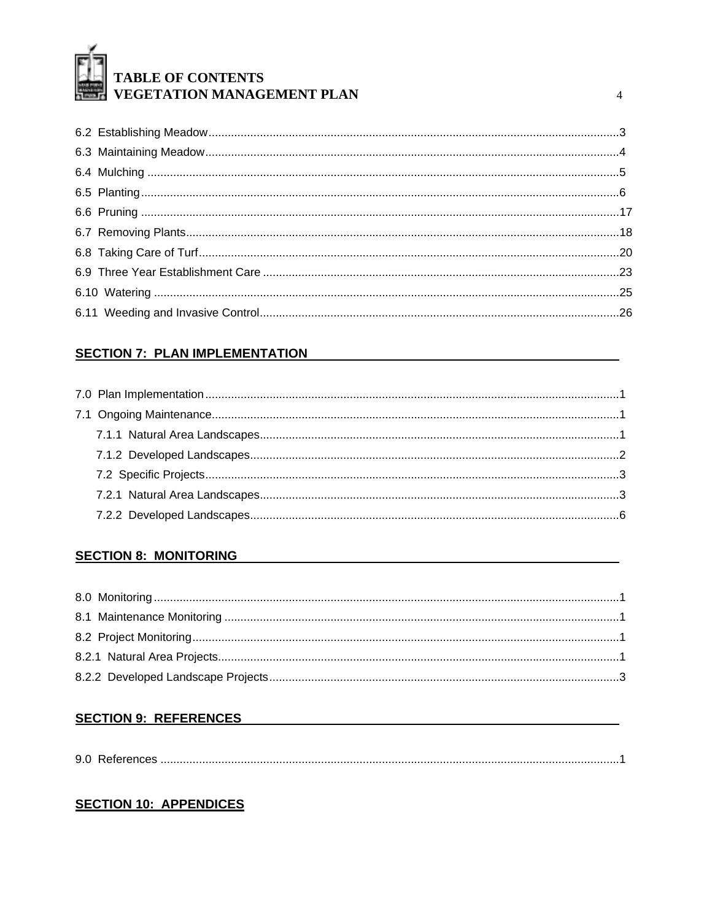# TABLE OF CONTENTS VEGETATION MANAGEMENT PLAN

6.2 Establishing Meadow ........................................ 3
6.3 Maintaining Meadow ........................................ 4
6.4 Mulching ........................................ 5
6.5 Planting ........................................ 6
6.6 Pruning ........................................ 17
6.7 Removing Plants ........................................ 18
6.8 Taking Care of Turf ........................................ 20
6.9 Three Year Establishment Care ........................................ 23
6.10 Watering ........................................ 25
6.11 Weeding and Invasive Control ........................................ 26

## SECTION 7: PLAN IMPLEMENTATION

7.0 Plan Implementation ........................................ 1
7.1 Ongoing Maintenance ........................................ 1
- 7.1.1 Natural Area Landscapes ........................................ 1
- 7.1.2 Developed Landscapes ........................................ 2
- 7.2 Specific Projects ........................................ 3
- 7.2.1 Natural Area Landscapes ........................................ 3
- 7.2.2 Developed Landscapes ........................................ 6

## SECTION 8: MONITORING

8.0 Monitoring ........................................ 1
8.1 Maintenance Monitoring ........................................ 1
8.2 Project Monitoring ........................................ 1
8.2.1 Natural Area Projects ........................................ 1
8.2.2 Developed Landscape Projects ........................................ 3

## SECTION 9: REFERENCES

9.0 References ........................................ 1

## SECTION 10: APPENDICES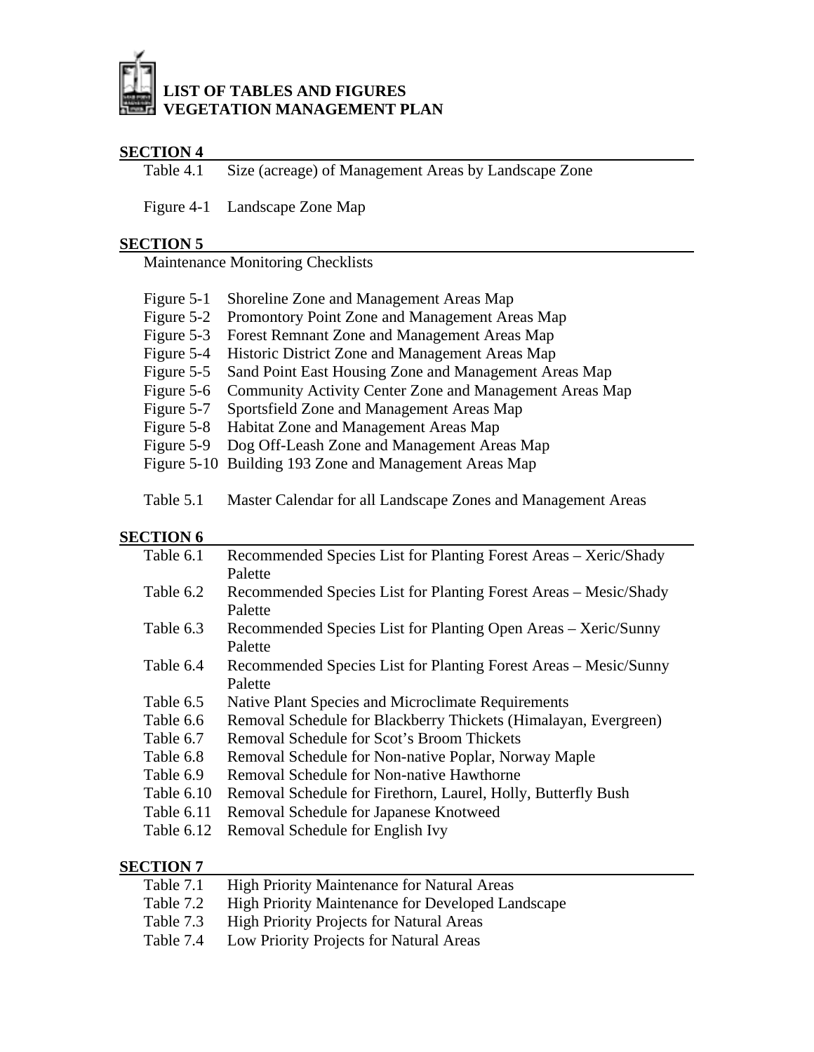# LIST OF TABLES AND FIGURES
# VEGETATION MANAGEMENT PLAN

## SECTION 4

Table 4.1 Size (acreage) of Management Areas by Landscape Zone

Figure 4-1 Landscape Zone Map

## SECTION 5

Maintenance Monitoring Checklists

Figure 5-1 Shoreline Zone and Management Areas Map
Figure 5-2 Promontory Point Zone and Management Areas Map
Figure 5-3 Forest Remnant Zone and Management Areas Map
Figure 5-4 Historic District Zone and Management Areas Map
Figure 5-5 Sand Point East Housing Zone and Management Areas Map
Figure 5-6 Community Activity Center Zone and Management Areas Map
Figure 5-7 Sportsfield Zone and Management Areas Map
Figure 5-8 Habitat Zone and Management Areas Map
Figure 5-9 Dog Off-Leash Zone and Management Areas Map
Figure 5-10 Building 193 Zone and Management Areas Map

Table 5.1 Master Calendar for all Landscape Zones and Management Areas

## SECTION 6

Table 6.1 Recommended Species List for Planting Forest Areas – Xeric/Shady Palette
Table 6.2 Recommended Species List for Planting Forest Areas – Mesic/Shady Palette
Table 6.3 Recommended Species List for Planting Open Areas – Xeric/Sunny Palette
Table 6.4 Recommended Species List for Planting Forest Areas – Mesic/Sunny Palette
Table 6.5 Native Plant Species and Microclimate Requirements
Table 6.6 Removal Schedule for Blackberry Thickets (Himalayan, Evergreen)
Table 6.7 Removal Schedule for Scot's Broom Thickets
Table 6.8 Removal Schedule for Non-native Poplar, Norway Maple
Table 6.9 Removal Schedule for Non-native Hawthorne
Table 6.10 Removal Schedule for Firethorn, Laurel, Holly, Butterfly Bush
Table 6.11 Removal Schedule for Japanese Knotweed
Table 6.12 Removal Schedule for English Ivy

## SECTION 7

Table 7.1 High Priority Maintenance for Natural Areas
Table 7.2 High Priority Maintenance for Developed Landscape
Table 7.3 High Priority Projects for Natural Areas
Table 7.4 Low Priority Projects for Natural Areas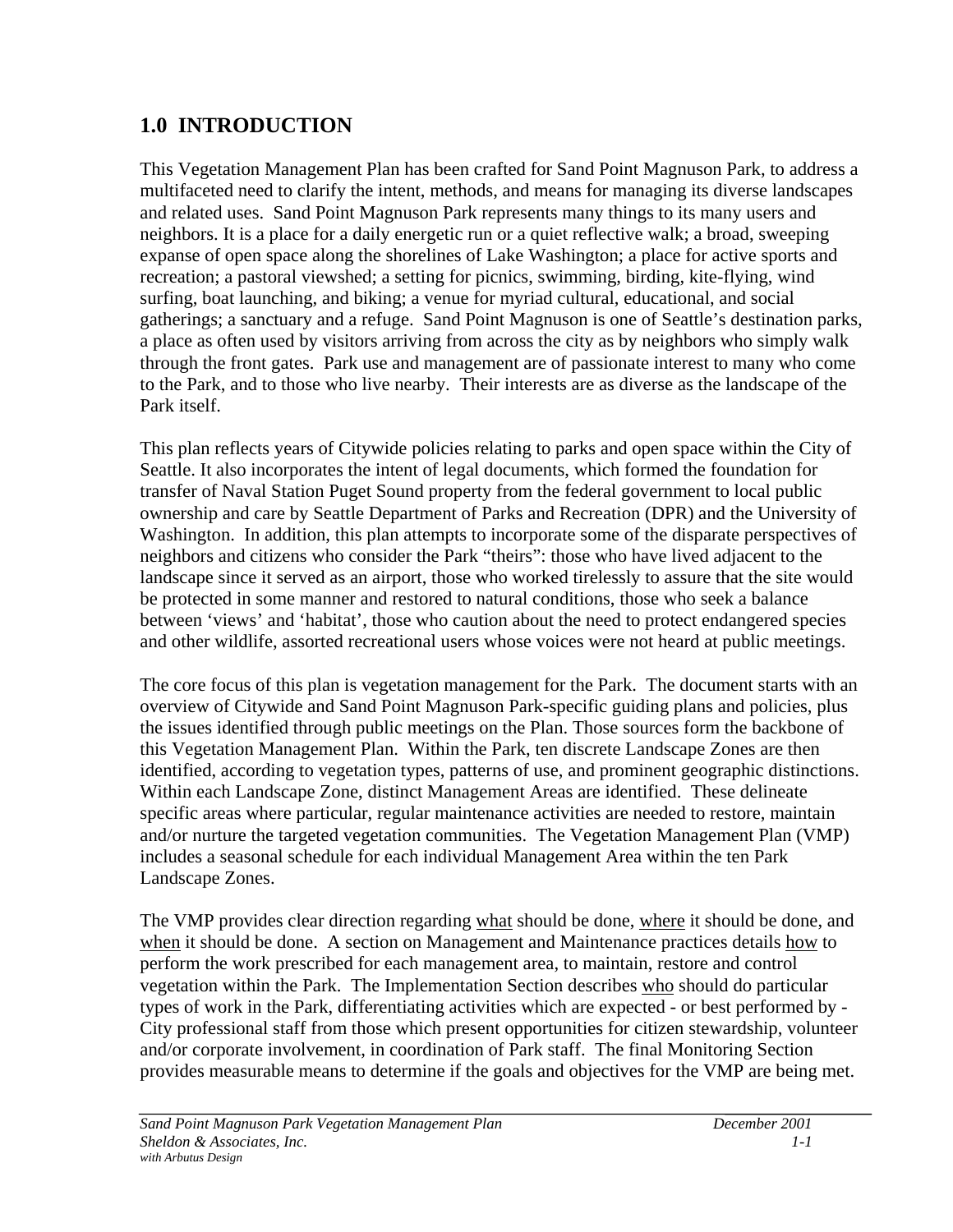# 1.0 INTRODUCTION

This Vegetation Management Plan has been crafted for Sand Point Magnuson Park, to address a multifaceted need to clarify the intent, methods, and means for managing its diverse landscapes and related uses. Sand Point Magnuson Park represents many things to its many users and neighbors. It is a place for a daily energetic run or a quiet reflective walk; a broad, sweeping expanse of open space along the shorelines of Lake Washington; a place for active sports and recreation; a pastoral viewshed; a setting for picnics, swimming, birding, kite-flying, wind surfing, boat launching, and biking; a venue for myriad cultural, educational, and social gatherings; a sanctuary and a refuge. Sand Point Magnuson is one of Seattle's destination parks, a place as often used by visitors arriving from across the city as by neighbors who simply walk through the front gates. Park use and management are of passionate interest to many who come to the Park, and to those who live nearby. Their interests are as diverse as the landscape of the Park itself.

This plan reflects years of Citywide policies relating to parks and open space within the City of Seattle. It also incorporates the intent of legal documents, which formed the foundation for transfer of Naval Station Puget Sound property from the federal government to local public ownership and care by Seattle Department of Parks and Recreation (DPR) and the University of Washington. In addition, this plan attempts to incorporate some of the disparate perspectives of neighbors and citizens who consider the Park "theirs": those who have lived adjacent to the landscape since it served as an airport, those who worked tirelessly to assure that the site would be protected in some manner and restored to natural conditions, those who seek a balance between 'views' and 'habitat', those who caution about the need to protect endangered species and other wildlife, assorted recreational users whose voices were not heard at public meetings.

The core focus of this plan is vegetation management for the Park. The document starts with an overview of Citywide and Sand Point Magnuson Park-specific guiding plans and policies, plus the issues identified through public meetings on the Plan. Those sources form the backbone of this Vegetation Management Plan. Within the Park, ten discrete Landscape Zones are then identified, according to vegetation types, patterns of use, and prominent geographic distinctions. Within each Landscape Zone, distinct Management Areas are identified. These delineate specific areas where particular, regular maintenance activities are needed to restore, maintain and/or nurture the targeted vegetation communities. The Vegetation Management Plan (VMP) includes a seasonal schedule for each individual Management Area within the ten Park Landscape Zones.

The VMP provides clear direction regarding <u>what</u> should be done, <u>where</u> it should be done, and <u>when</u> it should be done. A section on Management and Maintenance practices details <u>how</u> to perform the work prescribed for each management area, to maintain, restore and control vegetation within the Park. The Implementation Section describes <u>who</u> should do particular types of work in the Park, differentiating activities which are expected - or best performed by - City professional staff from those which present opportunities for citizen stewardship, volunteer and/or corporate involvement, in coordination of Park staff. The final Monitoring Section provides measurable means to determine if the goals and objectives for the VMP are being met.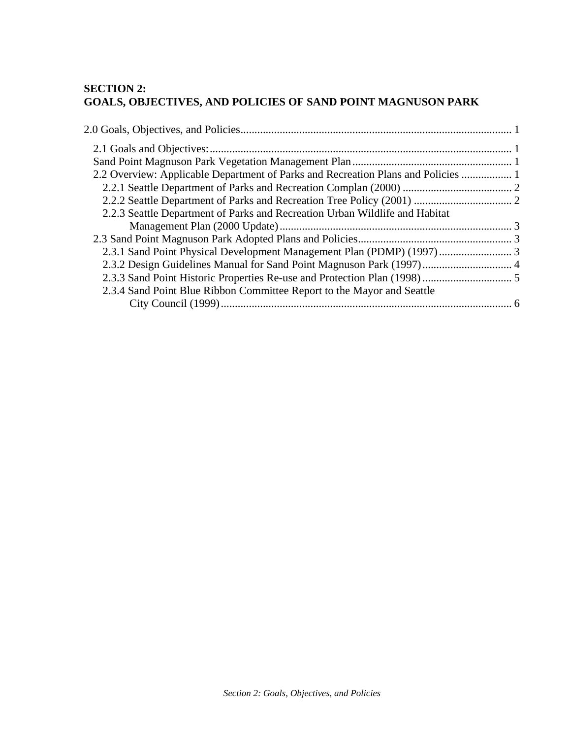# SECTION 2:
# GOALS, OBJECTIVES, AND POLICIES OF SAND POINT MAGNUSON PARK

2.0 Goals, Objectives, and Policies ........................................................................................ 1

- 2.1 Goals and Objectives: ........................................................................................ 1
- Sand Point Magnuson Park Vegetation Management Plan ........................................ 1
- 2.2 Overview: Applicable Department of Parks and Recreation Plans and Policies .................. 1
  - 2.2.1 Seattle Department of Parks and Recreation Complan (2000) ................................ 2
  - 2.2.2 Seattle Department of Parks and Recreation Tree Policy (2001) ............................ 2
  - 2.2.3 Seattle Department of Parks and Recreation Urban Wildlife and Habitat Management Plan (2000 Update) ........................................................................ 3
- 2.3 Sand Point Magnuson Park Adopted Plans and Policies ........................................... 3
  - 2.3.1 Sand Point Physical Development Management Plan (PDMP) (1997) ....................... 3
  - 2.3.2 Design Guidelines Manual for Sand Point Magnuson Park (1997) ............................ 4
  - 2.3.3 Sand Point Historic Properties Re-use and Protection Plan (1998) .......................... 5
  - 2.3.4 Sand Point Blue Ribbon Committee Report to the Mayor and Seattle City Council (1999) ........................................................................................ 6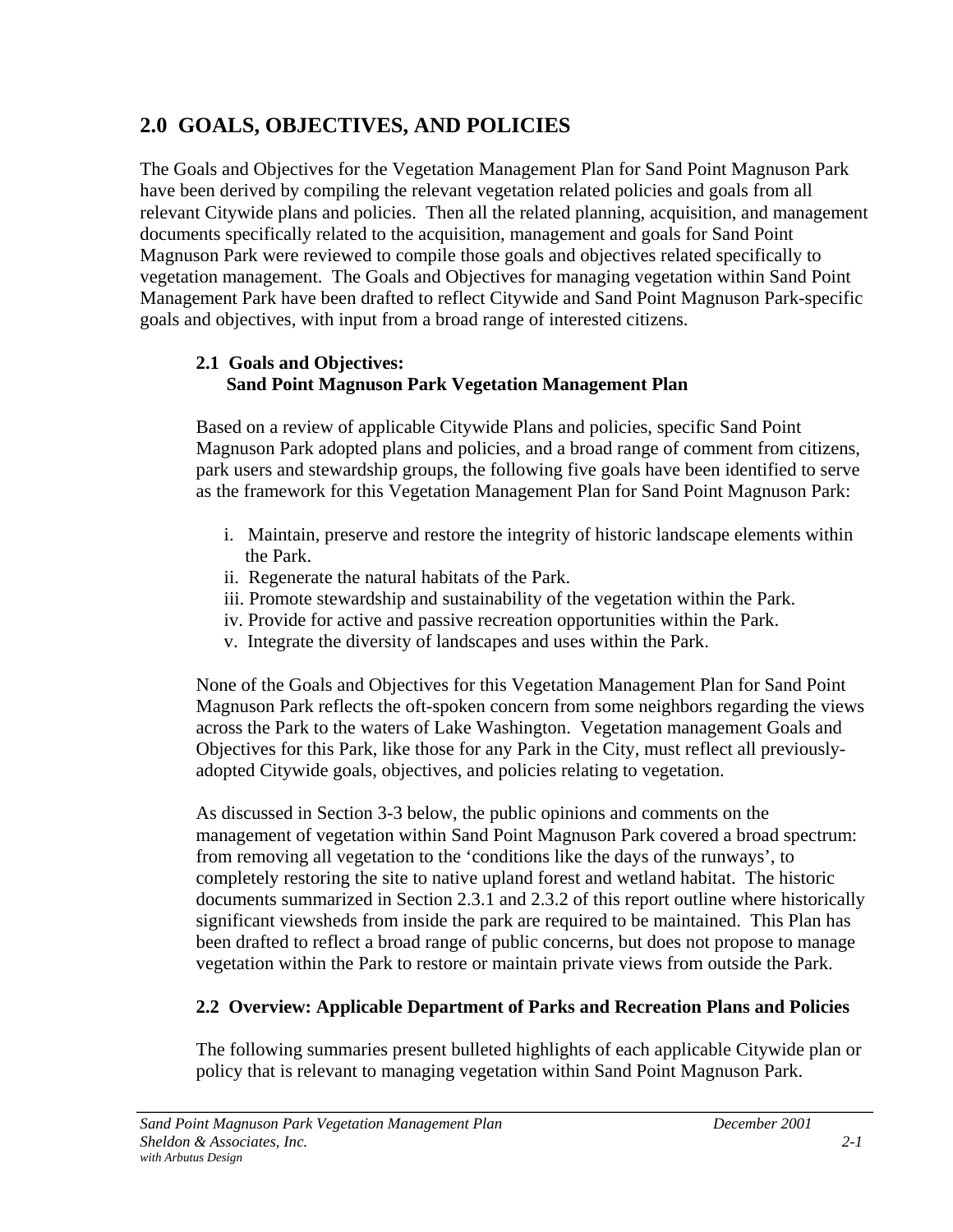## 2.0 GOALS, OBJECTIVES, AND POLICIES

The Goals and Objectives for the Vegetation Management Plan for Sand Point Magnuson Park have been derived by compiling the relevant vegetation related policies and goals from all relevant Citywide plans and policies. Then all the related planning, acquisition, and management documents specifically related to the acquisition, management and goals for Sand Point Magnuson Park were reviewed to compile those goals and objectives related specifically to vegetation management. The Goals and Objectives for managing vegetation within Sand Point Management Park have been drafted to reflect Citywide and Sand Point Magnuson Park-specific goals and objectives, with input from a broad range of interested citizens.

### 2.1 Goals and Objectives: Sand Point Magnuson Park Vegetation Management Plan

Based on a review of applicable Citywide Plans and policies, specific Sand Point Magnuson Park adopted plans and policies, and a broad range of comment from citizens, park users and stewardship groups, the following five goals have been identified to serve as the framework for this Vegetation Management Plan for Sand Point Magnuson Park:

i. Maintain, preserve and restore the integrity of historic landscape elements within the Park.
ii. Regenerate the natural habitats of the Park.
iii. Promote stewardship and sustainability of the vegetation within the Park.
iv. Provide for active and passive recreation opportunities within the Park.
v. Integrate the diversity of landscapes and uses within the Park.

None of the Goals and Objectives for this Vegetation Management Plan for Sand Point Magnuson Park reflects the oft-spoken concern from some neighbors regarding the views across the Park to the waters of Lake Washington. Vegetation management Goals and Objectives for this Park, like those for any Park in the City, must reflect all previously-adopted Citywide goals, objectives, and policies relating to vegetation.

As discussed in Section 3-3 below, the public opinions and comments on the management of vegetation within Sand Point Magnuson Park covered a broad spectrum: from removing all vegetation to the 'conditions like the days of the runways', to completely restoring the site to native upland forest and wetland habitat. The historic documents summarized in Section 2.3.1 and 2.3.2 of this report outline where historically significant viewsheds from inside the park are required to be maintained. This Plan has been drafted to reflect a broad range of public concerns, but does not propose to manage vegetation within the Park to restore or maintain private views from outside the Park.

### 2.2 Overview: Applicable Department of Parks and Recreation Plans and Policies

The following summaries present bulleted highlights of each applicable Citywide plan or policy that is relevant to managing vegetation within Sand Point Magnuson Park.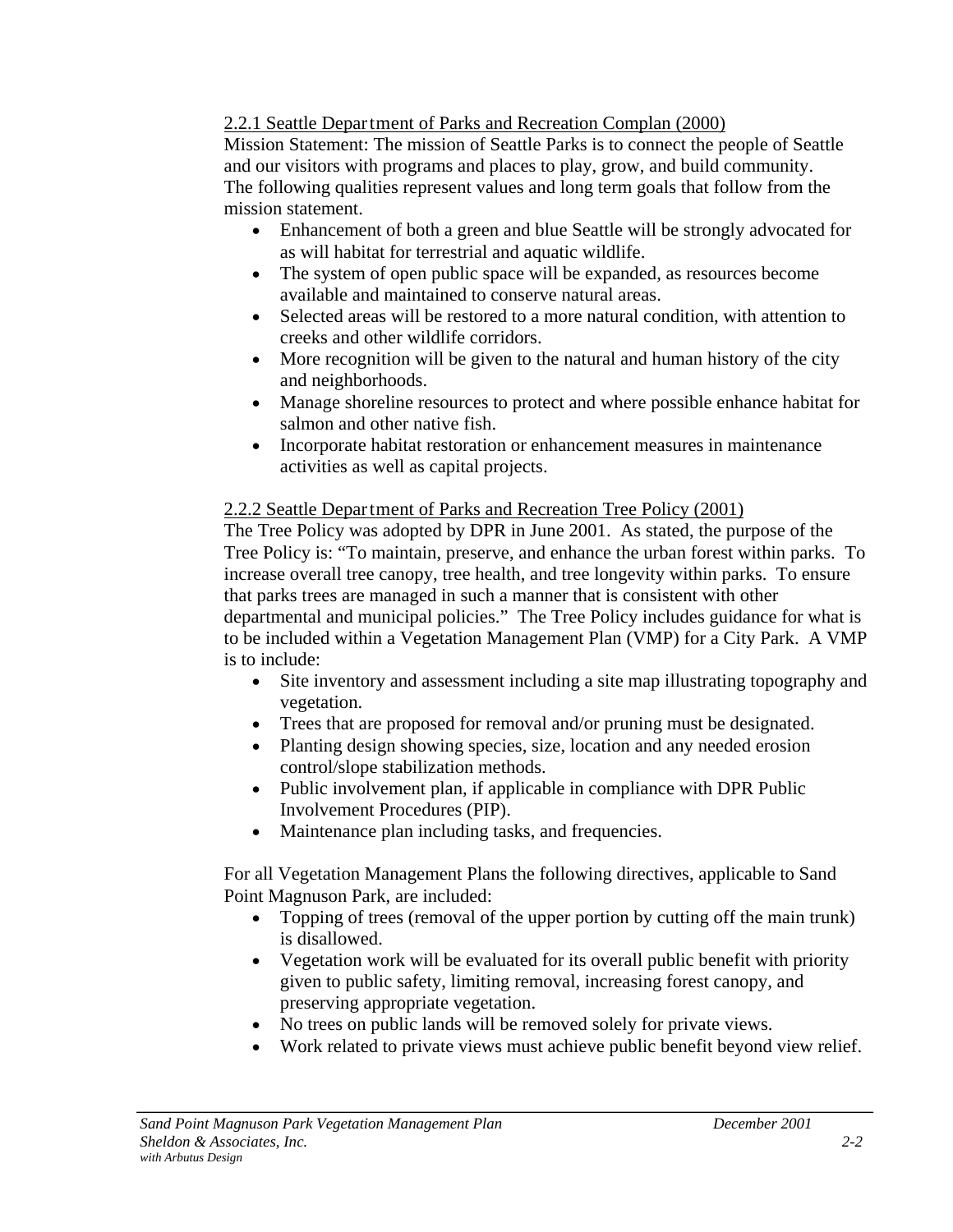### 2.2.1 Seattle Department of Parks and Recreation Complan (2000)

Mission Statement: The mission of Seattle Parks is to connect the people of Seattle and our visitors with programs and places to play, grow, and build community. The following qualities represent values and long term goals that follow from the mission statement.

- Enhancement of both a green and blue Seattle will be strongly advocated for as will habitat for terrestrial and aquatic wildlife.
- The system of open public space will be expanded, as resources become available and maintained to conserve natural areas.
- Selected areas will be restored to a more natural condition, with attention to creeks and other wildlife corridors.
- More recognition will be given to the natural and human history of the city and neighborhoods.
- Manage shoreline resources to protect and where possible enhance habitat for salmon and other native fish.
- Incorporate habitat restoration or enhancement measures in maintenance activities as well as capital projects.

### 2.2.2 Seattle Department of Parks and Recreation Tree Policy (2001)

The Tree Policy was adopted by DPR in June 2001. As stated, the purpose of the Tree Policy is: “To maintain, preserve, and enhance the urban forest within parks. To increase overall tree canopy, tree health, and tree longevity within parks. To ensure that parks trees are managed in such a manner that is consistent with other departmental and municipal policies.” The Tree Policy includes guidance for what is to be included within a Vegetation Management Plan (VMP) for a City Park. A VMP is to include:

- Site inventory and assessment including a site map illustrating topography and vegetation.
- Trees that are proposed for removal and/or pruning must be designated.
- Planting design showing species, size, location and any needed erosion control/slope stabilization methods.
- Public involvement plan, if applicable in compliance with DPR Public Involvement Procedures (PIP).
- Maintenance plan including tasks, and frequencies.

For all Vegetation Management Plans the following directives, applicable to Sand Point Magnuson Park, are included:

- Topping of trees (removal of the upper portion by cutting off the main trunk) is disallowed.
- Vegetation work will be evaluated for its overall public benefit with priority given to public safety, limiting removal, increasing forest canopy, and preserving appropriate vegetation.
- No trees on public lands will be removed solely for private views.
- Work related to private views must achieve public benefit beyond view relief.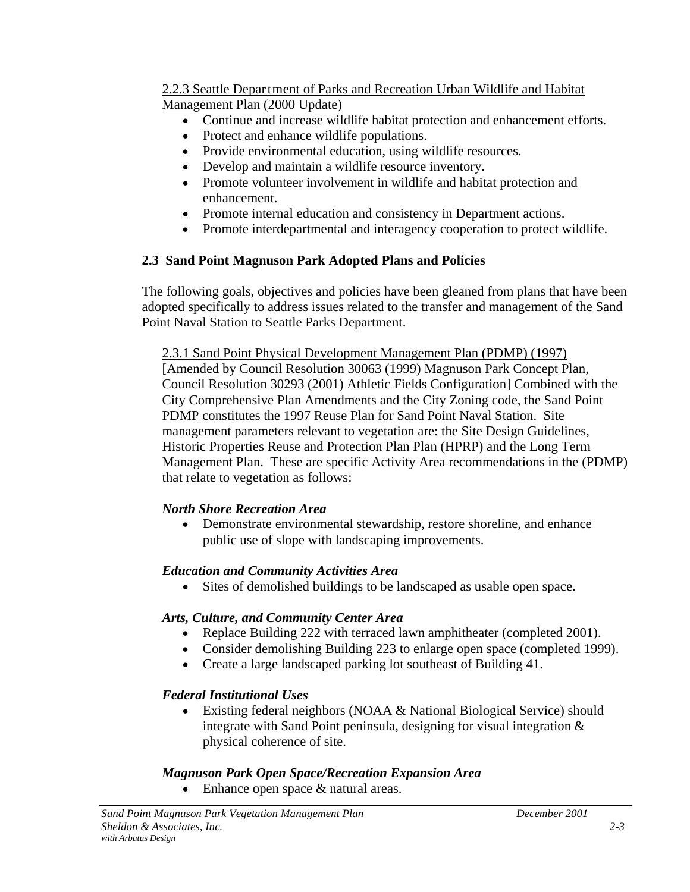2.2.3 Seattle Department of Parks and Recreation Urban Wildlife and Habitat Management Plan (2000 Update)

- Continue and increase wildlife habitat protection and enhancement efforts.
- Protect and enhance wildlife populations.
- Provide environmental education, using wildlife resources.
- Develop and maintain a wildlife resource inventory.
- Promote volunteer involvement in wildlife and habitat protection and enhancement.
- Promote internal education and consistency in Department actions.
- Promote interdepartmental and interagency cooperation to protect wildlife.

## 2.3 Sand Point Magnuson Park Adopted Plans and Policies

The following goals, objectives and policies have been gleaned from plans that have been adopted specifically to address issues related to the transfer and management of the Sand Point Naval Station to Seattle Parks Department.

2.3.1 Sand Point Physical Development Management Plan (PDMP) (1997)
[Amended by Council Resolution 30063 (1999) Magnuson Park Concept Plan, Council Resolution 30293 (2001) Athletic Fields Configuration] Combined with the City Comprehensive Plan Amendments and the City Zoning code, the Sand Point PDMP constitutes the 1997 Reuse Plan for Sand Point Naval Station. Site management parameters relevant to vegetation are: the Site Design Guidelines, Historic Properties Reuse and Protection Plan Plan (HPRP) and the Long Term Management Plan. These are specific Activity Area recommendations in the (PDMP) that relate to vegetation as follows:

***North Shore Recreation Area***

- Demonstrate environmental stewardship, restore shoreline, and enhance public use of slope with landscaping improvements.

***Education and Community Activities Area***

- Sites of demolished buildings to be landscaped as usable open space.

***Arts, Culture, and Community Center Area***

- Replace Building 222 with terraced lawn amphitheater (completed 2001).
- Consider demolishing Building 223 to enlarge open space (completed 1999).
- Create a large landscaped parking lot southeast of Building 41.

***Federal Institutional Uses***

- Existing federal neighbors (NOAA & National Biological Service) should integrate with Sand Point peninsula, designing for visual integration & physical coherence of site.

***Magnuson Park Open Space/Recreation Expansion Area***

- Enhance open space & natural areas.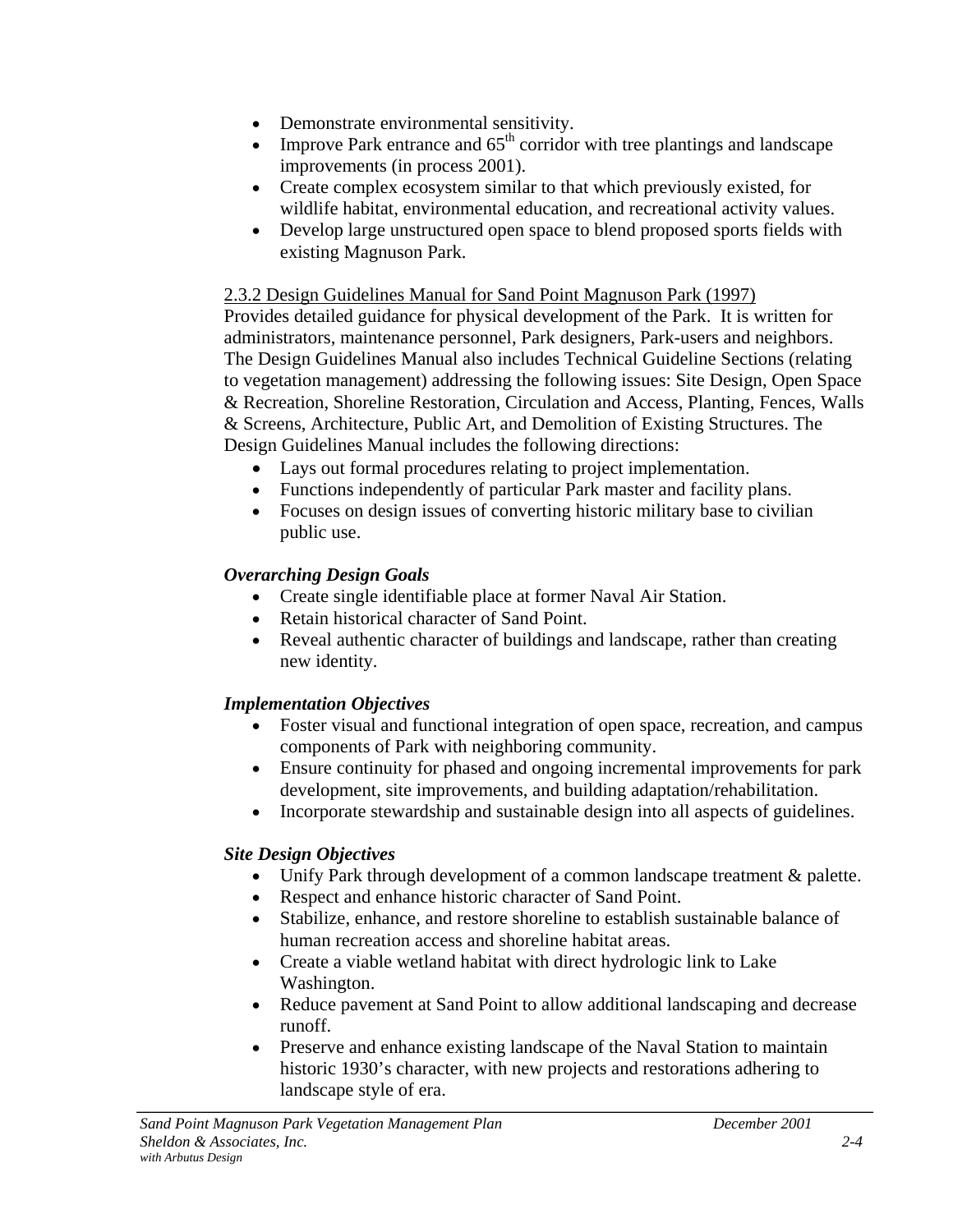- Demonstrate environmental sensitivity.
- Improve Park entrance and 65th corridor with tree plantings and landscape improvements (in process 2001).
- Create complex ecosystem similar to that which previously existed, for wildlife habitat, environmental education, and recreational activity values.
- Develop large unstructured open space to blend proposed sports fields with existing Magnuson Park.

2.3.2 Design Guidelines Manual for Sand Point Magnuson Park (1997)

Provides detailed guidance for physical development of the Park. It is written for administrators, maintenance personnel, Park designers, Park-users and neighbors. The Design Guidelines Manual also includes Technical Guideline Sections (relating to vegetation management) addressing the following issues: Site Design, Open Space & Recreation, Shoreline Restoration, Circulation and Access, Planting, Fences, Walls & Screens, Architecture, Public Art, and Demolition of Existing Structures. The Design Guidelines Manual includes the following directions:

- Lays out formal procedures relating to project implementation.
- Functions independently of particular Park master and facility plans.
- Focuses on design issues of converting historic military base to civilian public use.

***Overarching Design Goals***

- Create single identifiable place at former Naval Air Station.
- Retain historical character of Sand Point.
- Reveal authentic character of buildings and landscape, rather than creating new identity.

***Implementation Objectives***

- Foster visual and functional integration of open space, recreation, and campus components of Park with neighboring community.
- Ensure continuity for phased and ongoing incremental improvements for park development, site improvements, and building adaptation/rehabilitation.
- Incorporate stewardship and sustainable design into all aspects of guidelines.

***Site Design Objectives***

- Unify Park through development of a common landscape treatment & palette.
- Respect and enhance historic character of Sand Point.
- Stabilize, enhance, and restore shoreline to establish sustainable balance of human recreation access and shoreline habitat areas.
- Create a viable wetland habitat with direct hydrologic link to Lake Washington.
- Reduce pavement at Sand Point to allow additional landscaping and decrease runoff.
- Preserve and enhance existing landscape of the Naval Station to maintain historic 1930's character, with new projects and restorations adhering to landscape style of era.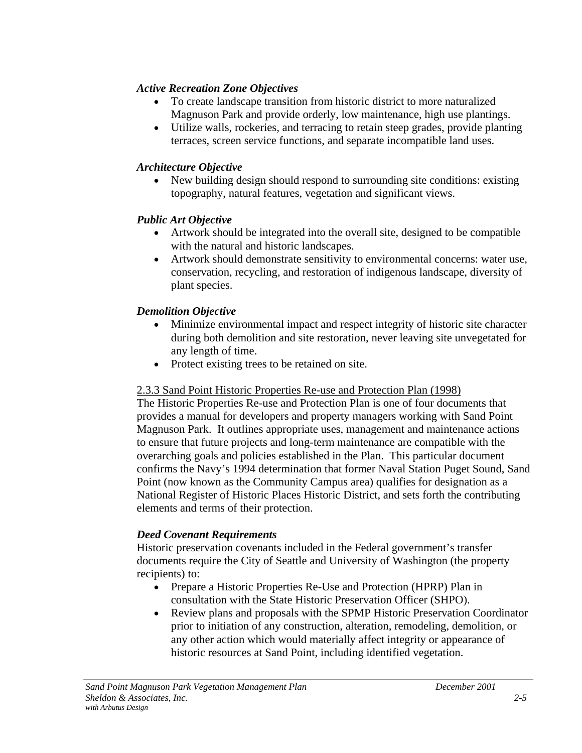***Active Recreation Zone Objectives***

- To create landscape transition from historic district to more naturalized Magnuson Park and provide orderly, low maintenance, high use plantings.
- Utilize walls, rockeries, and terracing to retain steep grades, provide planting terraces, screen service functions, and separate incompatible land uses.

***Architecture Objective***

- New building design should respond to surrounding site conditions: existing topography, natural features, vegetation and significant views.

***Public Art Objective***

- Artwork should be integrated into the overall site, designed to be compatible with the natural and historic landscapes.
- Artwork should demonstrate sensitivity to environmental concerns: water use, conservation, recycling, and restoration of indigenous landscape, diversity of plant species.

***Demolition Objective***

- Minimize environmental impact and respect integrity of historic site character during both demolition and site restoration, never leaving site unvegetated for any length of time.
- Protect existing trees to be retained on site.

<u>2.3.3 Sand Point Historic Properties Re-use and Protection Plan (1998)</u>

The Historic Properties Re-use and Protection Plan is one of four documents that provides a manual for developers and property managers working with Sand Point Magnuson Park. It outlines appropriate uses, management and maintenance actions to ensure that future projects and long-term maintenance are compatible with the overarching goals and policies established in the Plan. This particular document confirms the Navy's 1994 determination that former Naval Station Puget Sound, Sand Point (now known as the Community Campus area) qualifies for designation as a National Register of Historic Places Historic District, and sets forth the contributing elements and terms of their protection.

***Deed Covenant Requirements***

Historic preservation covenants included in the Federal government's transfer documents require the City of Seattle and University of Washington (the property recipients) to:

- Prepare a Historic Properties Re-Use and Protection (HPRP) Plan in consultation with the State Historic Preservation Officer (SHPO).
- Review plans and proposals with the SPMP Historic Preservation Coordinator prior to initiation of any construction, alteration, remodeling, demolition, or any other action which would materially affect integrity or appearance of historic resources at Sand Point, including identified vegetation.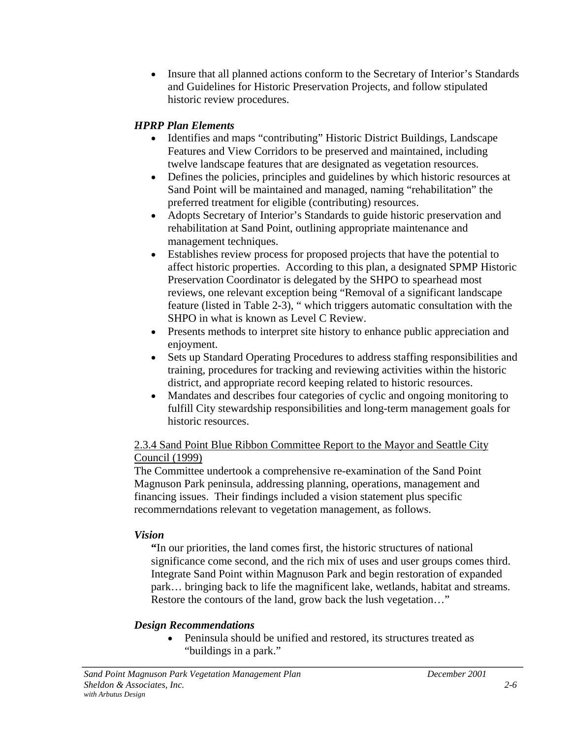- Insure that all planned actions conform to the Secretary of Interior's Standards and Guidelines for Historic Preservation Projects, and follow stipulated historic review procedures.

***HPRP Plan Elements***

- Identifies and maps "contributing" Historic District Buildings, Landscape Features and View Corridors to be preserved and maintained, including twelve landscape features that are designated as vegetation resources.
- Defines the policies, principles and guidelines by which historic resources at Sand Point will be maintained and managed, naming "rehabilitation" the preferred treatment for eligible (contributing) resources.
- Adopts Secretary of Interior's Standards to guide historic preservation and rehabilitation at Sand Point, outlining appropriate maintenance and management techniques.
- Establishes review process for proposed projects that have the potential to affect historic properties. According to this plan, a designated SPMP Historic Preservation Coordinator is delegated by the SHPO to spearhead most reviews, one relevant exception being "Removal of a significant landscape feature (listed in Table 2-3), " which triggers automatic consultation with the SHPO in what is known as Level C Review.
- Presents methods to interpret site history to enhance public appreciation and enjoyment.
- Sets up Standard Operating Procedures to address staffing responsibilities and training, procedures for tracking and reviewing activities within the historic district, and appropriate record keeping related to historic resources.
- Mandates and describes four categories of cyclic and ongoing monitoring to fulfill City stewardship responsibilities and long-term management goals for historic resources.

<u>2.3.4 Sand Point Blue Ribbon Committee Report to the Mayor and Seattle City Council (1999)</u>

The Committee undertook a comprehensive re-examination of the Sand Point Magnuson Park peninsula, addressing planning, operations, management and financing issues. Their findings included a vision statement plus specific recommerndations relevant to vegetation management, as follows.

***Vision***

**"**In our priorities, the land comes first, the historic structures of national significance come second, and the rich mix of uses and user groups comes third. Integrate Sand Point within Magnuson Park and begin restoration of expanded park… bringing back to life the magnificent lake, wetlands, habitat and streams. Restore the contours of the land, grow back the lush vegetation…"

***Design Recommendations***

- Peninsula should be unified and restored, its structures treated as "buildings in a park."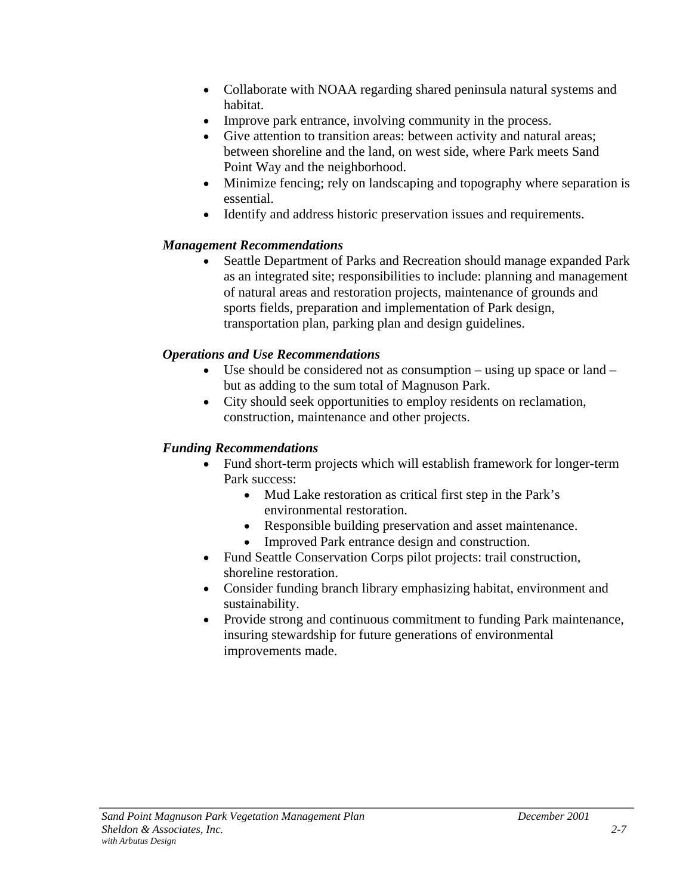- Collaborate with NOAA regarding shared peninsula natural systems and habitat.
- Improve park entrance, involving community in the process.
- Give attention to transition areas: between activity and natural areas; between shoreline and the land, on west side, where Park meets Sand Point Way and the neighborhood.
- Minimize fencing; rely on landscaping and topography where separation is essential.
- Identify and address historic preservation issues and requirements.

***Management Recommendations***

- Seattle Department of Parks and Recreation should manage expanded Park as an integrated site; responsibilities to include: planning and management of natural areas and restoration projects, maintenance of grounds and sports fields, preparation and implementation of Park design, transportation plan, parking plan and design guidelines.

***Operations and Use Recommendations***

- Use should be considered not as consumption – using up space or land – but as adding to the sum total of Magnuson Park.
- City should seek opportunities to employ residents on reclamation, construction, maintenance and other projects.

***Funding Recommendations***

- Fund short-term projects which will establish framework for longer-term Park success:
  - Mud Lake restoration as critical first step in the Park's environmental restoration.
  - Responsible building preservation and asset maintenance.
  - Improved Park entrance design and construction.
- Fund Seattle Conservation Corps pilot projects: trail construction, shoreline restoration.
- Consider funding branch library emphasizing habitat, environment and sustainability.
- Provide strong and continuous commitment to funding Park maintenance, insuring stewardship for future generations of environmental improvements made.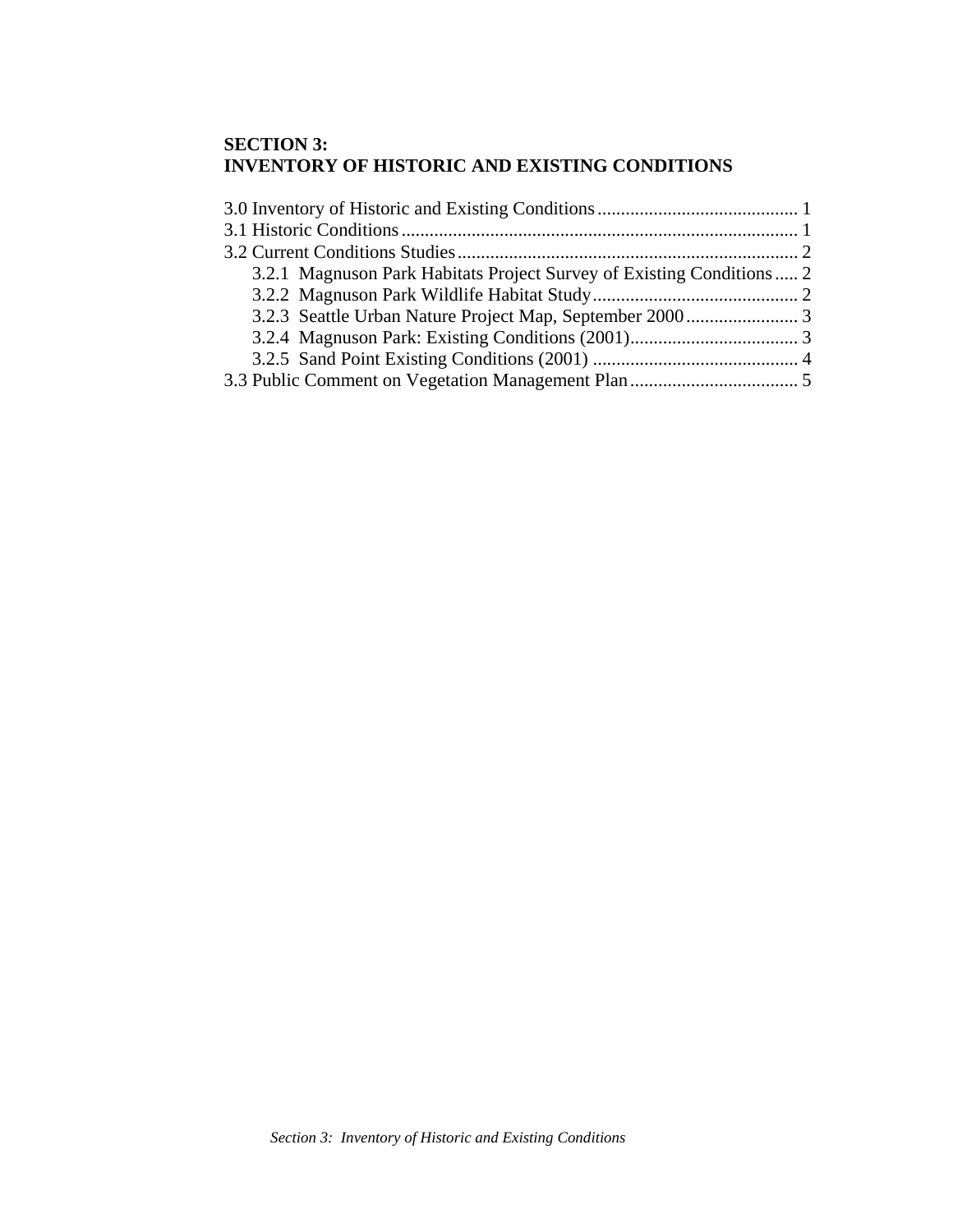# SECTION 3:
# INVENTORY OF HISTORIC AND EXISTING CONDITIONS

3.0 Inventory of Historic and Existing Conditions ........................................... 1
3.1 Historic Conditions ..................................................................................... 1
3.2 Current Conditions Studies ......................................................................... 2
    3.2.1 Magnuson Park Habitats Project Survey of Existing Conditions ..... 2
    3.2.2 Magnuson Park Wildlife Habitat Study ............................................ 2
    3.2.3 Seattle Urban Nature Project Map, September 2000 ........................ 3
    3.2.4 Magnuson Park: Existing Conditions (2001) .................................... 3
    3.2.5 Sand Point Existing Conditions (2001) ............................................ 4
3.3 Public Comment on Vegetation Management Plan .................................... 5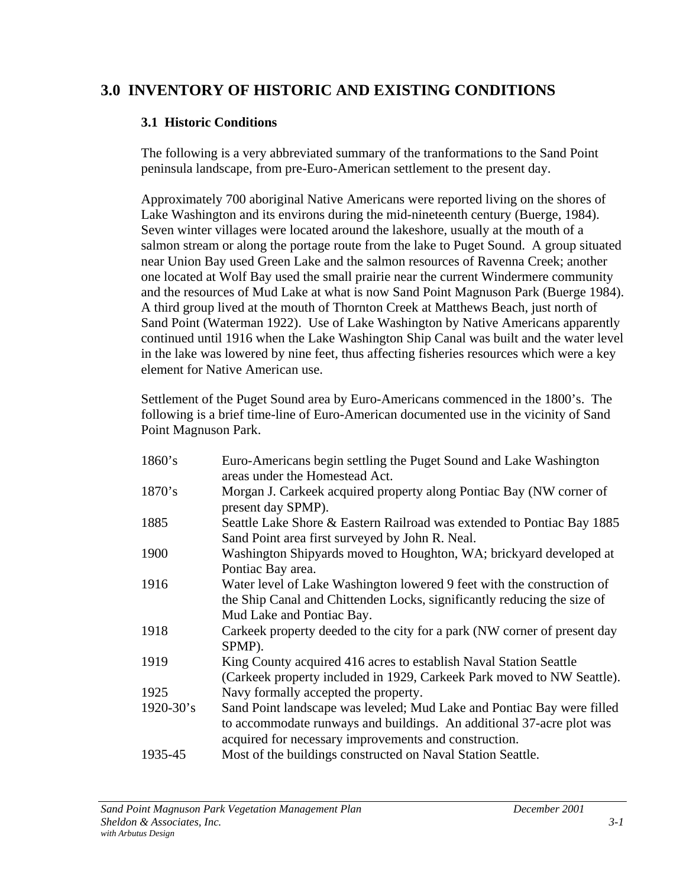# 3.0 INVENTORY OF HISTORIC AND EXISTING CONDITIONS

## 3.1 Historic Conditions

The following is a very abbreviated summary of the tranformations to the Sand Point peninsula landscape, from pre-Euro-American settlement to the present day.

Approximately 700 aboriginal Native Americans were reported living on the shores of Lake Washington and its environs during the mid-nineteenth century (Buerge, 1984). Seven winter villages were located around the lakeshore, usually at the mouth of a salmon stream or along the portage route from the lake to Puget Sound. A group situated near Union Bay used Green Lake and the salmon resources of Ravenna Creek; another one located at Wolf Bay used the small prairie near the current Windermere community and the resources of Mud Lake at what is now Sand Point Magnuson Park (Buerge 1984). A third group lived at the mouth of Thornton Creek at Matthews Beach, just north of Sand Point (Waterman 1922). Use of Lake Washington by Native Americans apparently continued until 1916 when the Lake Washington Ship Canal was built and the water level in the lake was lowered by nine feet, thus affecting fisheries resources which were a key element for Native American use.

Settlement of the Puget Sound area by Euro-Americans commenced in the 1800's. The following is a brief time-line of Euro-American documented use in the vicinity of Sand Point Magnuson Park.

| | |
|---|---|
| 1860's | Euro-Americans begin settling the Puget Sound and Lake Washington areas under the Homestead Act. |
| 1870's | Morgan J. Carkeek acquired property along Pontiac Bay (NW corner of present day SPMP). |
| 1885 | Seattle Lake Shore & Eastern Railroad was extended to Pontiac Bay 1885 Sand Point area first surveyed by John R. Neal. |
| 1900 | Washington Shipyards moved to Houghton, WA; brickyard developed at Pontiac Bay area. |
| 1916 | Water level of Lake Washington lowered 9 feet with the construction of the Ship Canal and Chittenden Locks, significantly reducing the size of Mud Lake and Pontiac Bay. |
| 1918 | Carkeek property deeded to the city for a park (NW corner of present day SPMP). |
| 1919 | King County acquired 416 acres to establish Naval Station Seattle (Carkeek property included in 1929, Carkeek Park moved to NW Seattle). |
| 1925 | Navy formally accepted the property. |
| 1920-30's | Sand Point landscape was leveled; Mud Lake and Pontiac Bay were filled to accommodate runways and buildings. An additional 37-acre plot was acquired for necessary improvements and construction. |
| 1935-45 | Most of the buildings constructed on Naval Station Seattle. |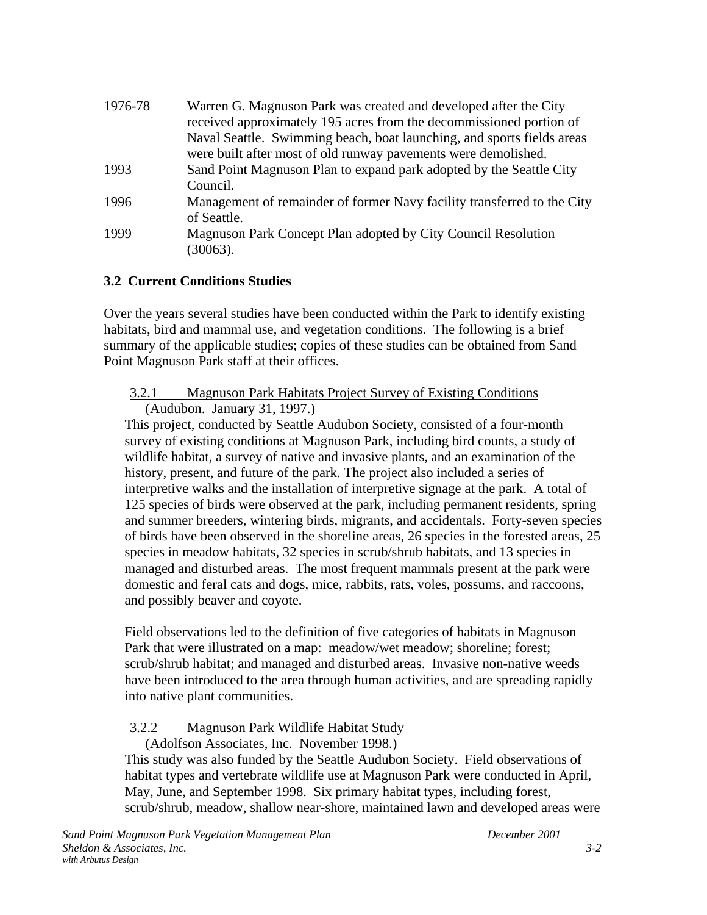| | |
|---|---|
| 1976-78 | Warren G. Magnuson Park was created and developed after the City received approximately 195 acres from the decommissioned portion of Naval Seattle. Swimming beach, boat launching, and sports fields areas were built after most of old runway pavements were demolished. |
| 1993 | Sand Point Magnuson Plan to expand park adopted by the Seattle City Council. |
| 1996 | Management of remainder of former Navy facility transferred to the City of Seattle. |
| 1999 | Magnuson Park Concept Plan adopted by City Council Resolution (30063). |

## 3.2 Current Conditions Studies

Over the years several studies have been conducted within the Park to identify existing habitats, bird and mammal use, and vegetation conditions. The following is a brief summary of the applicable studies; copies of these studies can be obtained from Sand Point Magnuson Park staff at their offices.

### 3.2.1 Magnuson Park Habitats Project Survey of Existing Conditions

(Audubon. January 31, 1997.)

This project, conducted by Seattle Audubon Society, consisted of a four-month survey of existing conditions at Magnuson Park, including bird counts, a study of wildlife habitat, a survey of native and invasive plants, and an examination of the history, present, and future of the park. The project also included a series of interpretive walks and the installation of interpretive signage at the park. A total of 125 species of birds were observed at the park, including permanent residents, spring and summer breeders, wintering birds, migrants, and accidentals. Forty-seven species of birds have been observed in the shoreline areas, 26 species in the forested areas, 25 species in meadow habitats, 32 species in scrub/shrub habitats, and 13 species in managed and disturbed areas. The most frequent mammals present at the park were domestic and feral cats and dogs, mice, rabbits, rats, voles, possums, and raccoons, and possibly beaver and coyote.

Field observations led to the definition of five categories of habitats in Magnuson Park that were illustrated on a map: meadow/wet meadow; shoreline; forest; scrub/shrub habitat; and managed and disturbed areas. Invasive non-native weeds have been introduced to the area through human activities, and are spreading rapidly into native plant communities.

### 3.2.2 Magnuson Park Wildlife Habitat Study

(Adolfson Associates, Inc. November 1998.)

This study was also funded by the Seattle Audubon Society. Field observations of habitat types and vertebrate wildlife use at Magnuson Park were conducted in April, May, June, and September 1998. Six primary habitat types, including forest, scrub/shrub, meadow, shallow near-shore, maintained lawn and developed areas were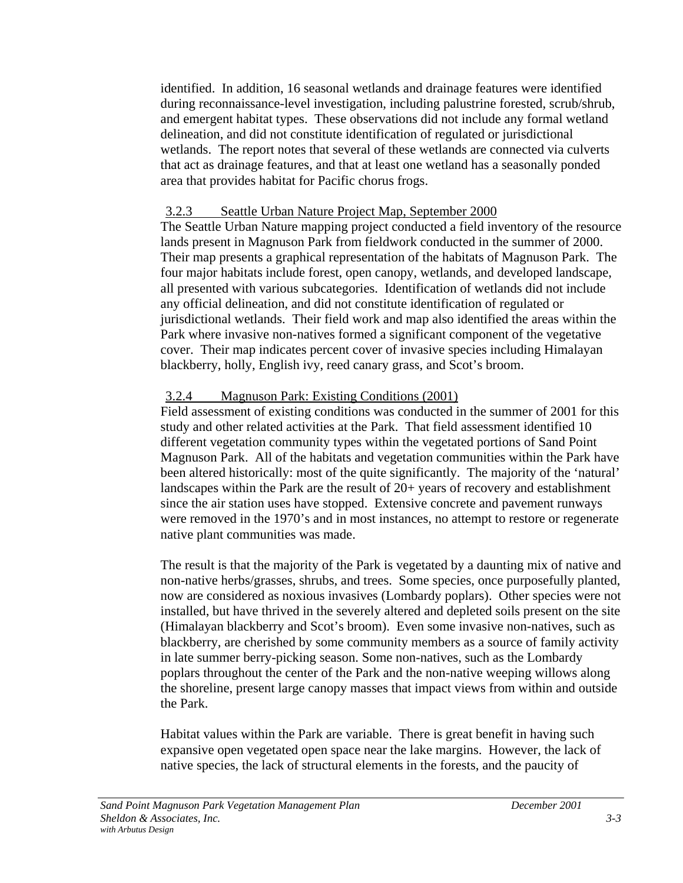identified. In addition, 16 seasonal wetlands and drainage features were identified during reconnaissance-level investigation, including palustrine forested, scrub/shrub, and emergent habitat types. These observations did not include any formal wetland delineation, and did not constitute identification of regulated or jurisdictional wetlands. The report notes that several of these wetlands are connected via culverts that act as drainage features, and that at least one wetland has a seasonally ponded area that provides habitat for Pacific chorus frogs.

### 3.2.3 Seattle Urban Nature Project Map, September 2000

The Seattle Urban Nature mapping project conducted a field inventory of the resource lands present in Magnuson Park from fieldwork conducted in the summer of 2000. Their map presents a graphical representation of the habitats of Magnuson Park. The four major habitats include forest, open canopy, wetlands, and developed landscape, all presented with various subcategories. Identification of wetlands did not include any official delineation, and did not constitute identification of regulated or jurisdictional wetlands. Their field work and map also identified the areas within the Park where invasive non-natives formed a significant component of the vegetative cover. Their map indicates percent cover of invasive species including Himalayan blackberry, holly, English ivy, reed canary grass, and Scot's broom.

### 3.2.4 Magnuson Park: Existing Conditions (2001)

Field assessment of existing conditions was conducted in the summer of 2001 for this study and other related activities at the Park. That field assessment identified 10 different vegetation community types within the vegetated portions of Sand Point Magnuson Park. All of the habitats and vegetation communities within the Park have been altered historically: most of the quite significantly. The majority of the 'natural' landscapes within the Park are the result of 20+ years of recovery and establishment since the air station uses have stopped. Extensive concrete and pavement runways were removed in the 1970's and in most instances, no attempt to restore or regenerate native plant communities was made.

The result is that the majority of the Park is vegetated by a daunting mix of native and non-native herbs/grasses, shrubs, and trees. Some species, once purposefully planted, now are considered as noxious invasives (Lombardy poplars). Other species were not installed, but have thrived in the severely altered and depleted soils present on the site (Himalayan blackberry and Scot's broom). Even some invasive non-natives, such as blackberry, are cherished by some community members as a source of family activity in late summer berry-picking season. Some non-natives, such as the Lombardy poplars throughout the center of the Park and the non-native weeping willows along the shoreline, present large canopy masses that impact views from within and outside the Park.

Habitat values within the Park are variable. There is great benefit in having such expansive open vegetated open space near the lake margins. However, the lack of native species, the lack of structural elements in the forests, and the paucity of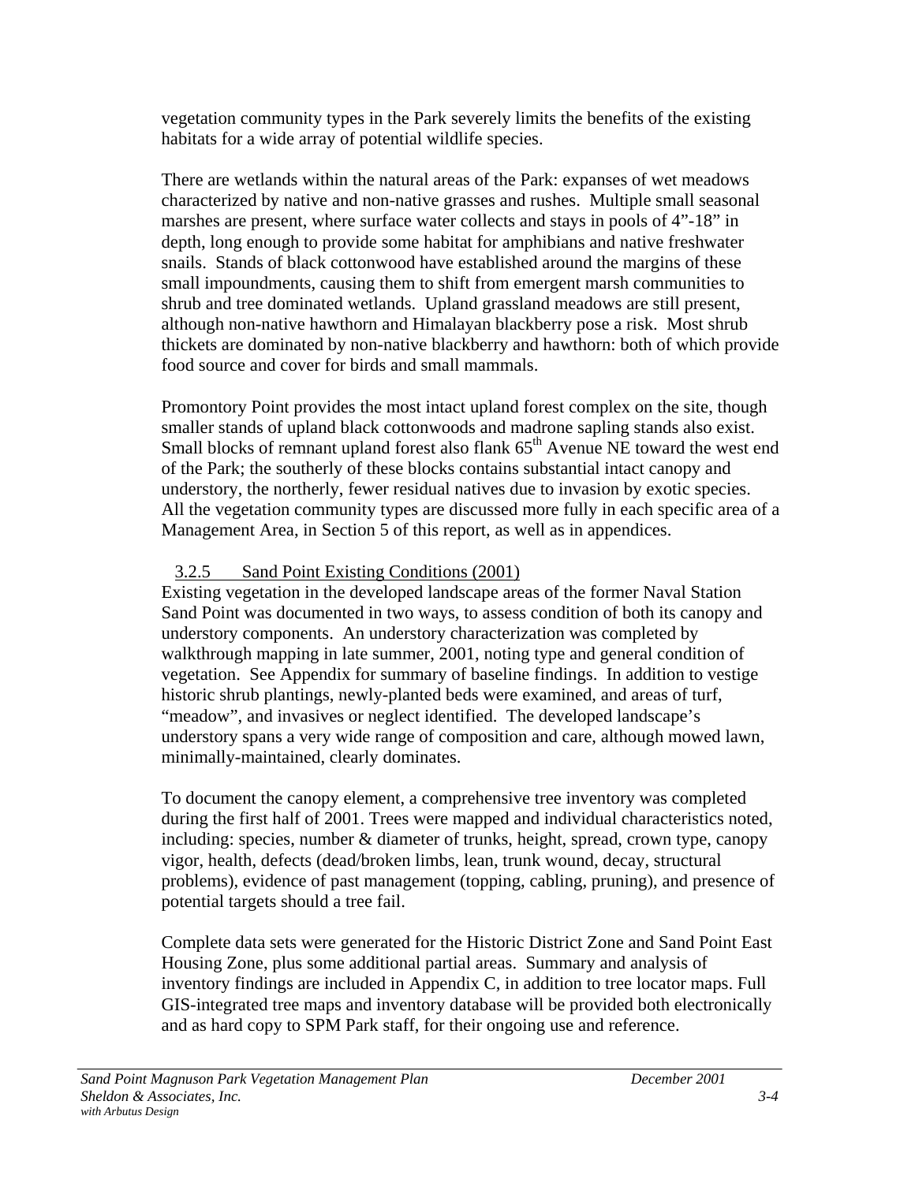vegetation community types in the Park severely limits the benefits of the existing habitats for a wide array of potential wildlife species.

There are wetlands within the natural areas of the Park: expanses of wet meadows characterized by native and non-native grasses and rushes. Multiple small seasonal marshes are present, where surface water collects and stays in pools of 4"-18" in depth, long enough to provide some habitat for amphibians and native freshwater snails. Stands of black cottonwood have established around the margins of these small impoundments, causing them to shift from emergent marsh communities to shrub and tree dominated wetlands. Upland grassland meadows are still present, although non-native hawthorn and Himalayan blackberry pose a risk. Most shrub thickets are dominated by non-native blackberry and hawthorn: both of which provide food source and cover for birds and small mammals.

Promontory Point provides the most intact upland forest complex on the site, though smaller stands of upland black cottonwoods and madrone sapling stands also exist. Small blocks of remnant upland forest also flank 65th Avenue NE toward the west end of the Park; the southerly of these blocks contains substantial intact canopy and understory, the northerly, fewer residual natives due to invasion by exotic species. All the vegetation community types are discussed more fully in each specific area of a Management Area, in Section 5 of this report, as well as in appendices.

### 3.2.5 Sand Point Existing Conditions (2001)

Existing vegetation in the developed landscape areas of the former Naval Station Sand Point was documented in two ways, to assess condition of both its canopy and understory components. An understory characterization was completed by walkthrough mapping in late summer, 2001, noting type and general condition of vegetation. See Appendix for summary of baseline findings. In addition to vestige historic shrub plantings, newly-planted beds were examined, and areas of turf, "meadow", and invasives or neglect identified. The developed landscape's understory spans a very wide range of composition and care, although mowed lawn, minimally-maintained, clearly dominates.

To document the canopy element, a comprehensive tree inventory was completed during the first half of 2001. Trees were mapped and individual characteristics noted, including: species, number & diameter of trunks, height, spread, crown type, canopy vigor, health, defects (dead/broken limbs, lean, trunk wound, decay, structural problems), evidence of past management (topping, cabling, pruning), and presence of potential targets should a tree fail.

Complete data sets were generated for the Historic District Zone and Sand Point East Housing Zone, plus some additional partial areas. Summary and analysis of inventory findings are included in Appendix C, in addition to tree locator maps. Full GIS-integrated tree maps and inventory database will be provided both electronically and as hard copy to SPM Park staff, for their ongoing use and reference.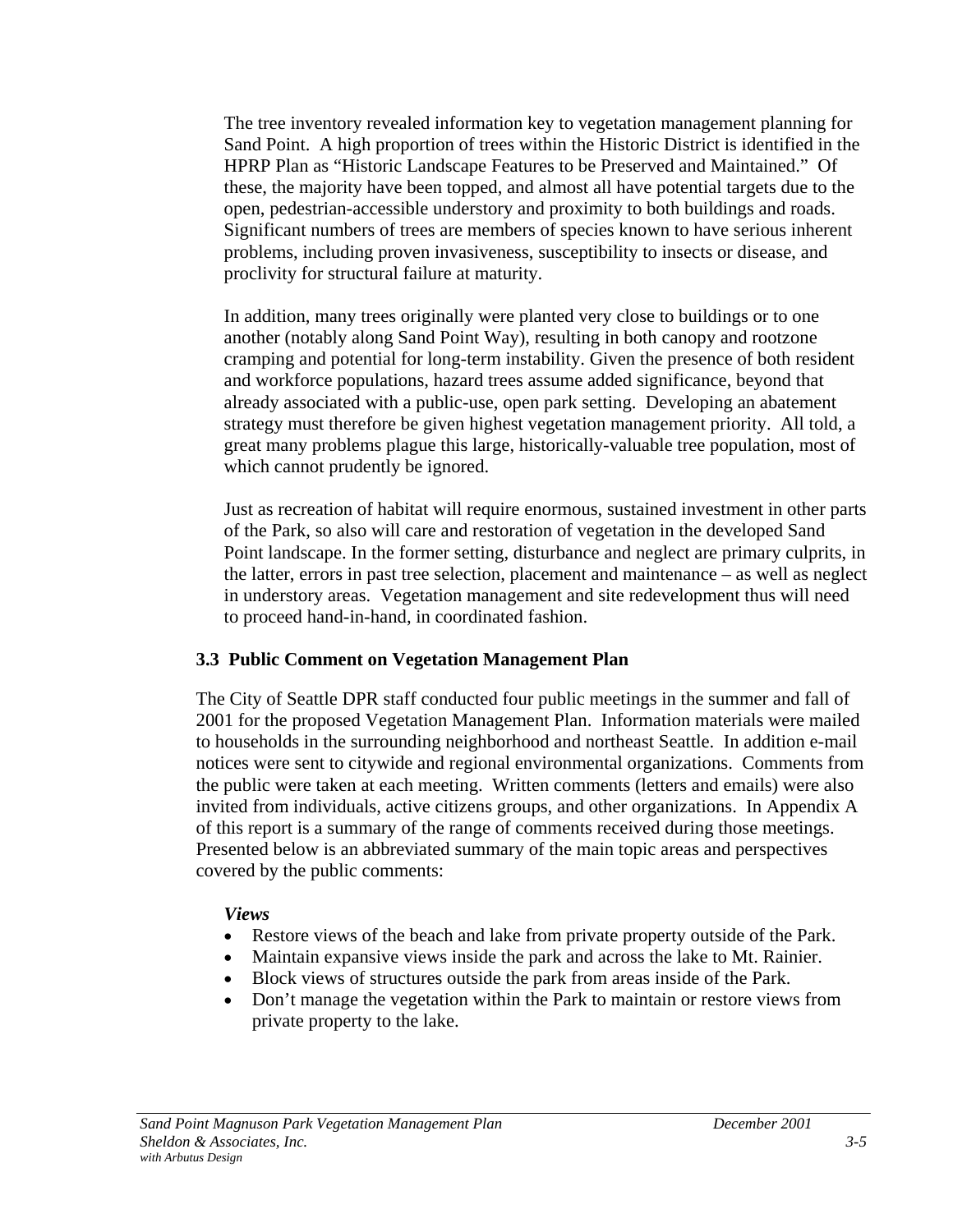The tree inventory revealed information key to vegetation management planning for Sand Point. A high proportion of trees within the Historic District is identified in the HPRP Plan as "Historic Landscape Features to be Preserved and Maintained." Of these, the majority have been topped, and almost all have potential targets due to the open, pedestrian-accessible understory and proximity to both buildings and roads. Significant numbers of trees are members of species known to have serious inherent problems, including proven invasiveness, susceptibility to insects or disease, and proclivity for structural failure at maturity.

In addition, many trees originally were planted very close to buildings or to one another (notably along Sand Point Way), resulting in both canopy and rootzone cramping and potential for long-term instability. Given the presence of both resident and workforce populations, hazard trees assume added significance, beyond that already associated with a public-use, open park setting. Developing an abatement strategy must therefore be given highest vegetation management priority. All told, a great many problems plague this large, historically-valuable tree population, most of which cannot prudently be ignored.

Just as recreation of habitat will require enormous, sustained investment in other parts of the Park, so also will care and restoration of vegetation in the developed Sand Point landscape. In the former setting, disturbance and neglect are primary culprits, in the latter, errors in past tree selection, placement and maintenance – as well as neglect in understory areas. Vegetation management and site redevelopment thus will need to proceed hand-in-hand, in coordinated fashion.

### 3.3 Public Comment on Vegetation Management Plan

The City of Seattle DPR staff conducted four public meetings in the summer and fall of 2001 for the proposed Vegetation Management Plan. Information materials were mailed to households in the surrounding neighborhood and northeast Seattle. In addition e-mail notices were sent to citywide and regional environmental organizations. Comments from the public were taken at each meeting. Written comments (letters and emails) were also invited from individuals, active citizens groups, and other organizations. In Appendix A of this report is a summary of the range of comments received during those meetings. Presented below is an abbreviated summary of the main topic areas and perspectives covered by the public comments:

***Views***

- Restore views of the beach and lake from private property outside of the Park.
- Maintain expansive views inside the park and across the lake to Mt. Rainier.
- Block views of structures outside the park from areas inside of the Park.
- Don't manage the vegetation within the Park to maintain or restore views from private property to the lake.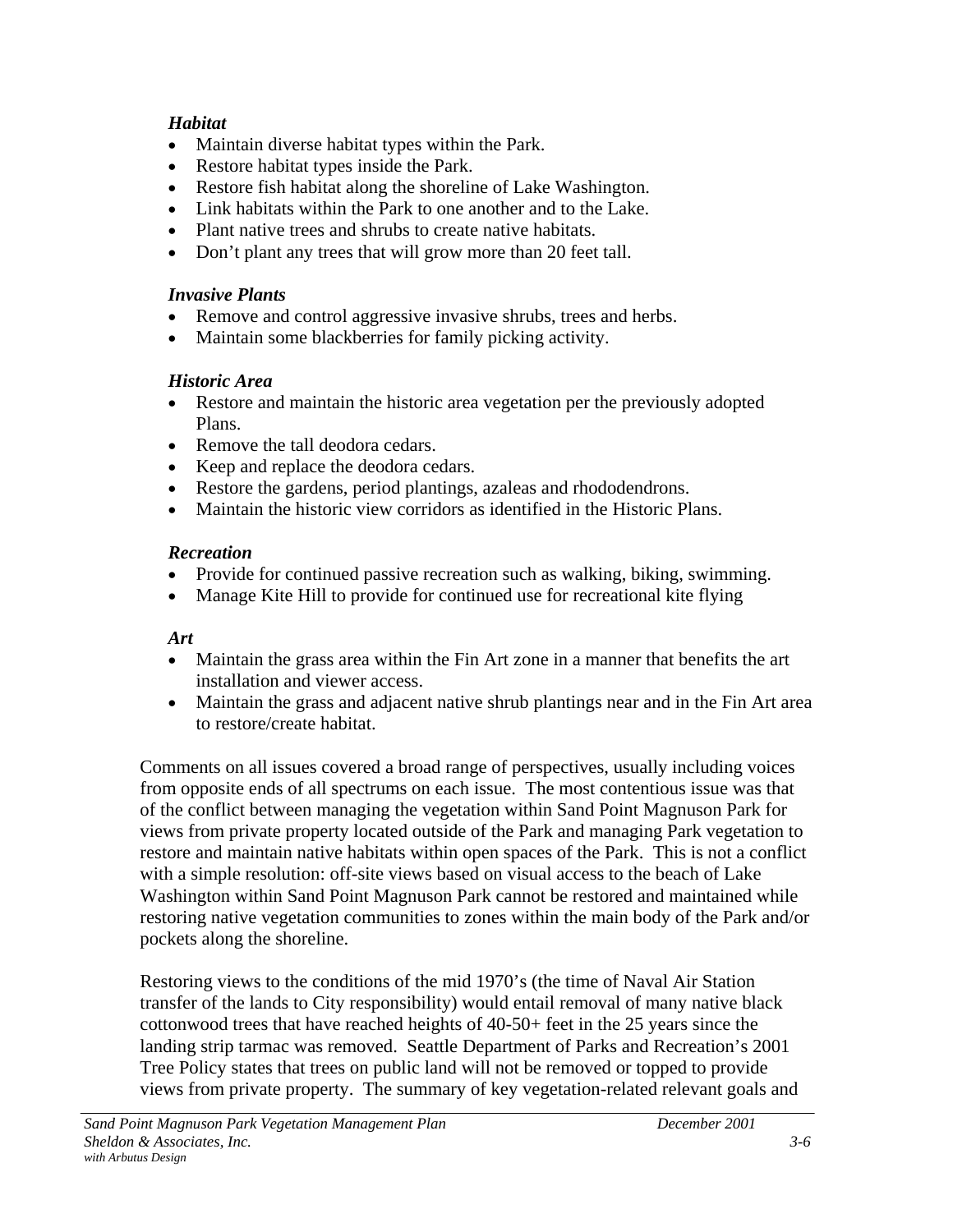***Habitat***

- Maintain diverse habitat types within the Park.
- Restore habitat types inside the Park.
- Restore fish habitat along the shoreline of Lake Washington.
- Link habitats within the Park to one another and to the Lake.
- Plant native trees and shrubs to create native habitats.
- Don't plant any trees that will grow more than 20 feet tall.

***Invasive Plants***

- Remove and control aggressive invasive shrubs, trees and herbs.
- Maintain some blackberries for family picking activity.

***Historic Area***

- Restore and maintain the historic area vegetation per the previously adopted Plans.
- Remove the tall deodora cedars.
- Keep and replace the deodora cedars.
- Restore the gardens, period plantings, azaleas and rhododendrons.
- Maintain the historic view corridors as identified in the Historic Plans.

***Recreation***

- Provide for continued passive recreation such as walking, biking, swimming.
- Manage Kite Hill to provide for continued use for recreational kite flying

***Art***

- Maintain the grass area within the Fin Art zone in a manner that benefits the art installation and viewer access.
- Maintain the grass and adjacent native shrub plantings near and in the Fin Art area to restore/create habitat.

Comments on all issues covered a broad range of perspectives, usually including voices from opposite ends of all spectrums on each issue. The most contentious issue was that of the conflict between managing the vegetation within Sand Point Magnuson Park for views from private property located outside of the Park and managing Park vegetation to restore and maintain native habitats within open spaces of the Park. This is not a conflict with a simple resolution: off-site views based on visual access to the beach of Lake Washington within Sand Point Magnuson Park cannot be restored and maintained while restoring native vegetation communities to zones within the main body of the Park and/or pockets along the shoreline.

Restoring views to the conditions of the mid 1970's (the time of Naval Air Station transfer of the lands to City responsibility) would entail removal of many native black cottonwood trees that have reached heights of 40-50+ feet in the 25 years since the landing strip tarmac was removed. Seattle Department of Parks and Recreation's 2001 Tree Policy states that trees on public land will not be removed or topped to provide views from private property. The summary of key vegetation-related relevant goals and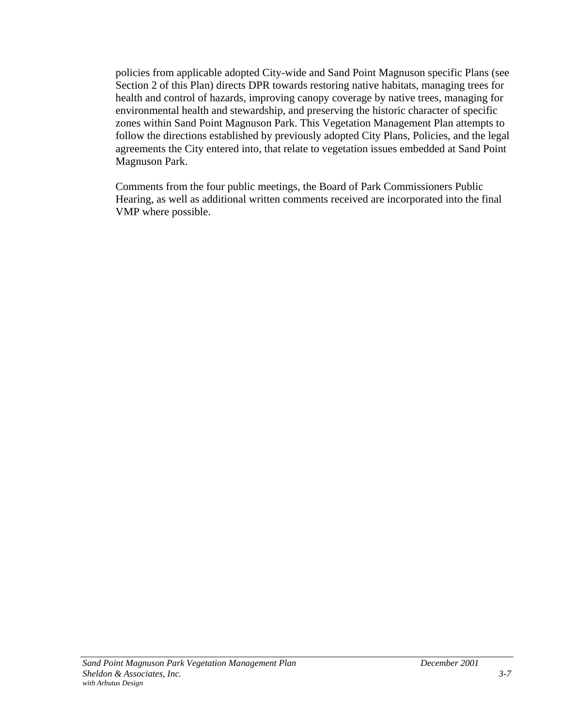policies from applicable adopted City-wide and Sand Point Magnuson specific Plans (see Section 2 of this Plan) directs DPR towards restoring native habitats, managing trees for health and control of hazards, improving canopy coverage by native trees, managing for environmental health and stewardship, and preserving the historic character of specific zones within Sand Point Magnuson Park. This Vegetation Management Plan attempts to follow the directions established by previously adopted City Plans, Policies, and the legal agreements the City entered into, that relate to vegetation issues embedded at Sand Point Magnuson Park.

Comments from the four public meetings, the Board of Park Commissioners Public Hearing, as well as additional written comments received are incorporated into the final VMP where possible.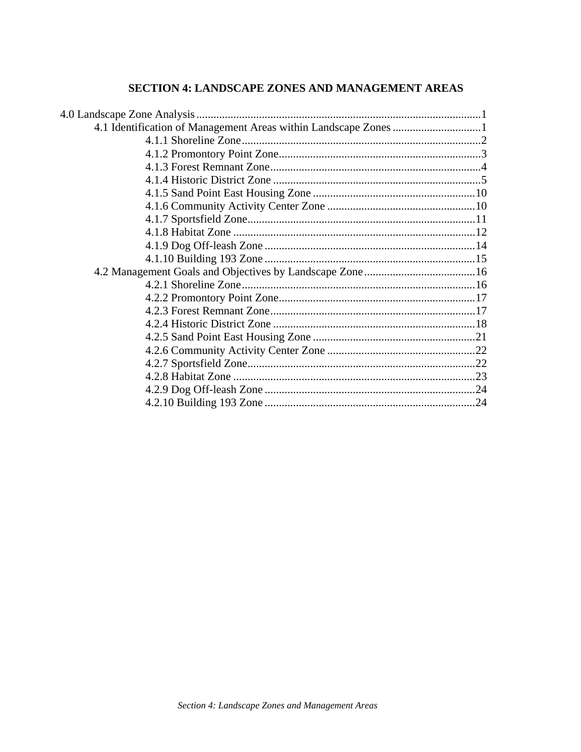# SECTION 4: LANDSCAPE ZONES AND MANAGEMENT AREAS

4.0 Landscape Zone Analysis ........................................................................................1
- 4.1 Identification of Management Areas within Landscape Zones ...............................1
  - 4.1.1 Shoreline Zone...................................................................................2
  - 4.1.2 Promontory Point Zone.......................................................................3
  - 4.1.3 Forest Remnant Zone..........................................................................4
  - 4.1.4 Historic District Zone .........................................................................5
  - 4.1.5 Sand Point East Housing Zone ..........................................................10
  - 4.1.6 Community Activity Center Zone .....................................................10
  - 4.1.7 Sportsfield Zone................................................................................11
  - 4.1.8 Habitat Zone .....................................................................................12
  - 4.1.9 Dog Off-leash Zone ...........................................................................14
  - 4.1.10 Building 193 Zone ...........................................................................15
- 4.2 Management Goals and Objectives by Landscape Zone.......................................16
  - 4.2.1 Shoreline Zone..................................................................................16
  - 4.2.2 Promontory Point Zone.....................................................................17
  - 4.2.3 Forest Remnant Zone........................................................................17
  - 4.2.4 Historic District Zone .......................................................................18
  - 4.2.5 Sand Point East Housing Zone ..........................................................21
  - 4.2.6 Community Activity Center Zone .....................................................22
  - 4.2.7 Sportsfield Zone................................................................................22
  - 4.2.8 Habitat Zone .....................................................................................23
  - 4.2.9 Dog Off-leash Zone ...........................................................................24
  - 4.2.10 Building 193 Zone ...........................................................................24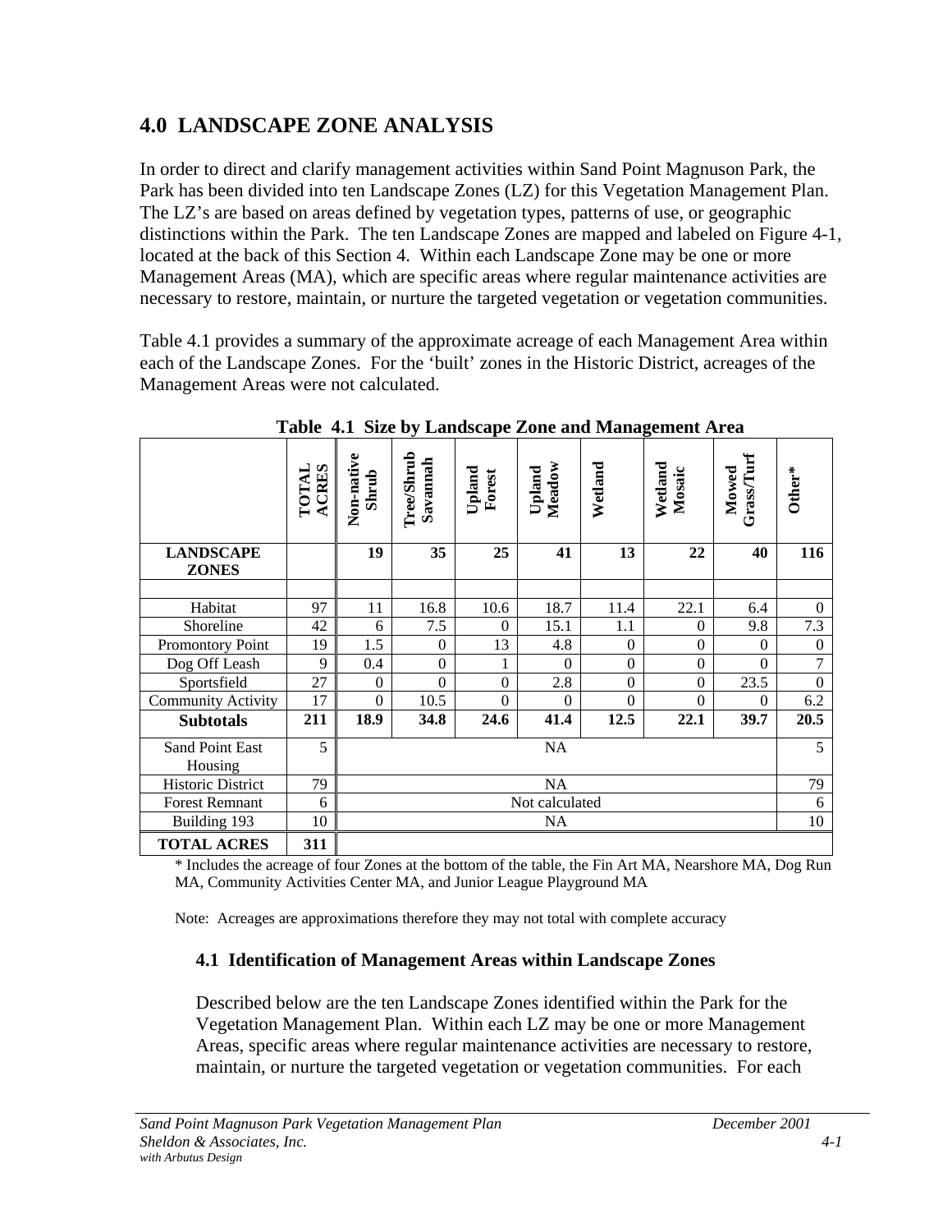# 4.0 LANDSCAPE ZONE ANALYSIS

In order to direct and clarify management activities within Sand Point Magnuson Park, the Park has been divided into ten Landscape Zones (LZ) for this Vegetation Management Plan. The LZ's are based on areas defined by vegetation types, patterns of use, or geographic distinctions within the Park. The ten Landscape Zones are mapped and labeled on Figure 4-1, located at the back of this Section 4. Within each Landscape Zone may be one or more Management Areas (MA), which are specific areas where regular maintenance activities are necessary to restore, maintain, or nurture the targeted vegetation or vegetation communities.

Table 4.1 provides a summary of the approximate acreage of each Management Area within each of the Landscape Zones. For the 'built' zones in the Historic District, acreages of the Management Areas were not calculated.

**Table 4.1 Size by Landscape Zone and Management Area**

| | TOTAL ACRES | Non-native Shrub | Tree/Shrub Savannah | Upland Forest | Upland Meadow | Wetland | Wetland Mosaic | Mowed Grass/Turf | Other* |
|---|---|---|---|---|---|---|---|---|---|
| **LANDSCAPE ZONES** | | **19** | **35** | **25** | **41** | **13** | **22** | **40** | **116** |
| | | | | | | | | | |
| Habitat | 97 | 11 | 16.8 | 10.6 | 18.7 | 11.4 | 22.1 | 6.4 | 0 |
| Shoreline | 42 | 6 | 7.5 | 0 | 15.1 | 1.1 | 0 | 9.8 | 7.3 |
| Promontory Point | 19 | 1.5 | 0 | 13 | 4.8 | 0 | 0 | 0 | 0 |
| Dog Off Leash | 9 | 0.4 | 0 | 1 | 0 | 0 | 0 | 0 | 7 |
| Sportsfield | 27 | 0 | 0 | 0 | 2.8 | 0 | 0 | 23.5 | 0 |
| Community Activity | 17 | 0 | 10.5 | 0 | 0 | 0 | 0 | 0 | 6.2 |
| **Subtotals** | **211** | **18.9** | **34.8** | **24.6** | **41.4** | **12.5** | **22.1** | **39.7** | **20.5** |
| Sand Point East Housing | 5 | NA | | | | | | | 5 |
| Historic District | 79 | NA | | | | | | | 79 |
| Forest Remnant | 6 | Not calculated | | | | | | | 6 |
| Building 193 | 10 | NA | | | | | | | 10 |
| **TOTAL ACRES** | **311** | | | | | | | | |

\* Includes the acreage of four Zones at the bottom of the table, the Fin Art MA, Nearshore MA, Dog Run MA, Community Activities Center MA, and Junior League Playground MA

Note: Acreages are approximations therefore they may not total with complete accuracy

## 4.1 Identification of Management Areas within Landscape Zones

Described below are the ten Landscape Zones identified within the Park for the Vegetation Management Plan. Within each LZ may be one or more Management Areas, specific areas where regular maintenance activities are necessary to restore, maintain, or nurture the targeted vegetation or vegetation communities. For each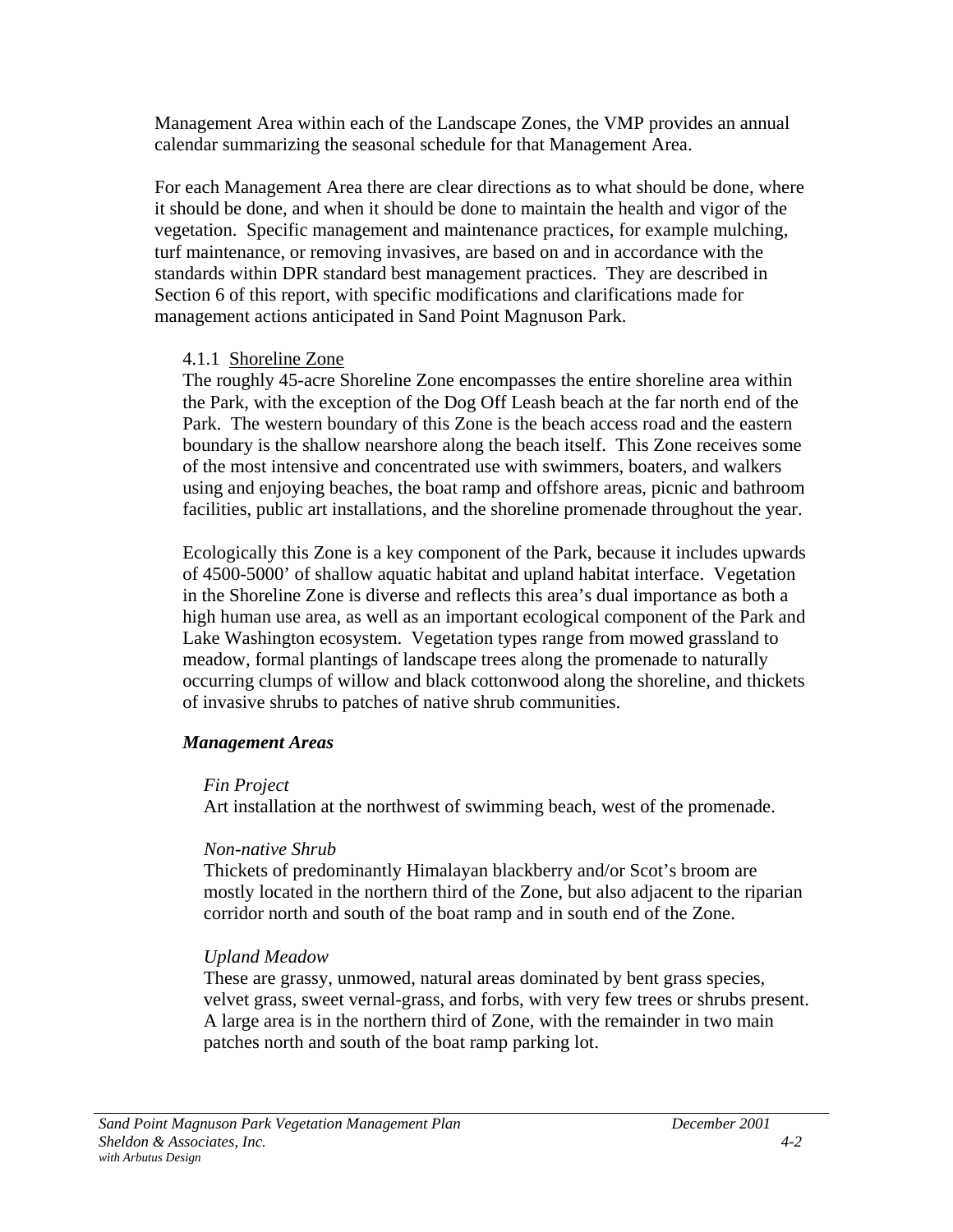Management Area within each of the Landscape Zones, the VMP provides an annual calendar summarizing the seasonal schedule for that Management Area.

For each Management Area there are clear directions as to what should be done, where it should be done, and when it should be done to maintain the health and vigor of the vegetation. Specific management and maintenance practices, for example mulching, turf maintenance, or removing invasives, are based on and in accordance with the standards within DPR standard best management practices. They are described in Section 6 of this report, with specific modifications and clarifications made for management actions anticipated in Sand Point Magnuson Park.

### 4.1.1 Shoreline Zone

The roughly 45-acre Shoreline Zone encompasses the entire shoreline area within the Park, with the exception of the Dog Off Leash beach at the far north end of the Park. The western boundary of this Zone is the beach access road and the eastern boundary is the shallow nearshore along the beach itself. This Zone receives some of the most intensive and concentrated use with swimmers, boaters, and walkers using and enjoying beaches, the boat ramp and offshore areas, picnic and bathroom facilities, public art installations, and the shoreline promenade throughout the year.

Ecologically this Zone is a key component of the Park, because it includes upwards of 4500-5000' of shallow aquatic habitat and upland habitat interface. Vegetation in the Shoreline Zone is diverse and reflects this area's dual importance as both a high human use area, as well as an important ecological component of the Park and Lake Washington ecosystem. Vegetation types range from mowed grassland to meadow, formal plantings of landscape trees along the promenade to naturally occurring clumps of willow and black cottonwood along the shoreline, and thickets of invasive shrubs to patches of native shrub communities.

***Management Areas***

*Fin Project*
Art installation at the northwest of swimming beach, west of the promenade.

*Non-native Shrub*
Thickets of predominantly Himalayan blackberry and/or Scot's broom are mostly located in the northern third of the Zone, but also adjacent to the riparian corridor north and south of the boat ramp and in south end of the Zone.

*Upland Meadow*
These are grassy, unmowed, natural areas dominated by bent grass species, velvet grass, sweet vernal-grass, and forbs, with very few trees or shrubs present. A large area is in the northern third of Zone, with the remainder in two main patches north and south of the boat ramp parking lot.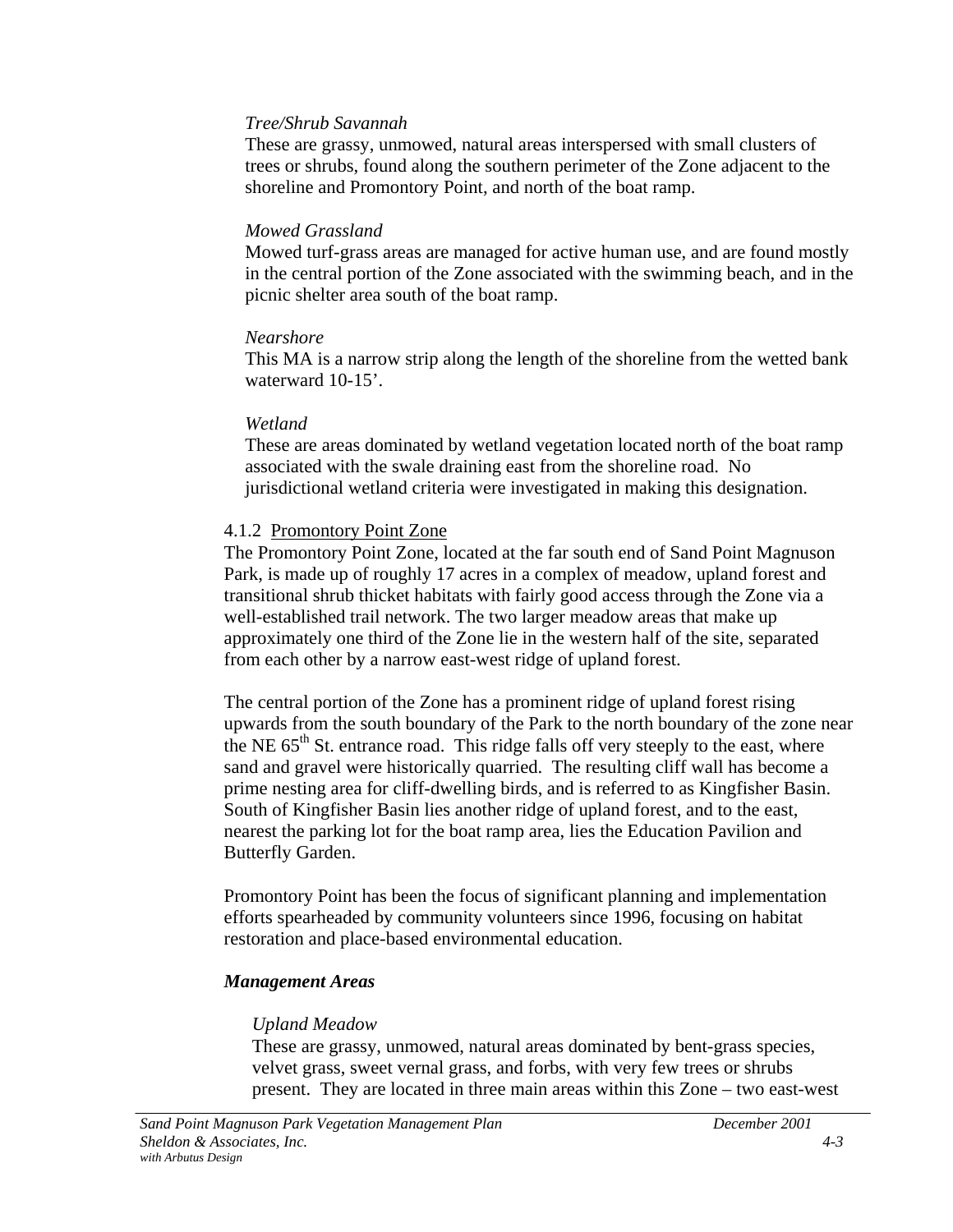*Tree/Shrub Savannah*
These are grassy, unmowed, natural areas interspersed with small clusters of trees or shrubs, found along the southern perimeter of the Zone adjacent to the shoreline and Promontory Point, and north of the boat ramp.

*Mowed Grassland*
Mowed turf-grass areas are managed for active human use, and are found mostly in the central portion of the Zone associated with the swimming beach, and in the picnic shelter area south of the boat ramp.

*Nearshore*
This MA is a narrow strip along the length of the shoreline from the wetted bank waterward 10-15'.

*Wetland*
These are areas dominated by wetland vegetation located north of the boat ramp associated with the swale draining east from the shoreline road. No jurisdictional wetland criteria were investigated in making this designation.

### 4.1.2 Promontory Point Zone

The Promontory Point Zone, located at the far south end of Sand Point Magnuson Park, is made up of roughly 17 acres in a complex of meadow, upland forest and transitional shrub thicket habitats with fairly good access through the Zone via a well-established trail network. The two larger meadow areas that make up approximately one third of the Zone lie in the western half of the site, separated from each other by a narrow east-west ridge of upland forest.

The central portion of the Zone has a prominent ridge of upland forest rising upwards from the south boundary of the Park to the north boundary of the zone near the NE 65th St. entrance road. This ridge falls off very steeply to the east, where sand and gravel were historically quarried. The resulting cliff wall has become a prime nesting area for cliff-dwelling birds, and is referred to as Kingfisher Basin. South of Kingfisher Basin lies another ridge of upland forest, and to the east, nearest the parking lot for the boat ramp area, lies the Education Pavilion and Butterfly Garden.

Promontory Point has been the focus of significant planning and implementation efforts spearheaded by community volunteers since 1996, focusing on habitat restoration and place-based environmental education.

***Management Areas***

*Upland Meadow*
These are grassy, unmowed, natural areas dominated by bent-grass species, velvet grass, sweet vernal grass, and forbs, with very few trees or shrubs present. They are located in three main areas within this Zone – two east-west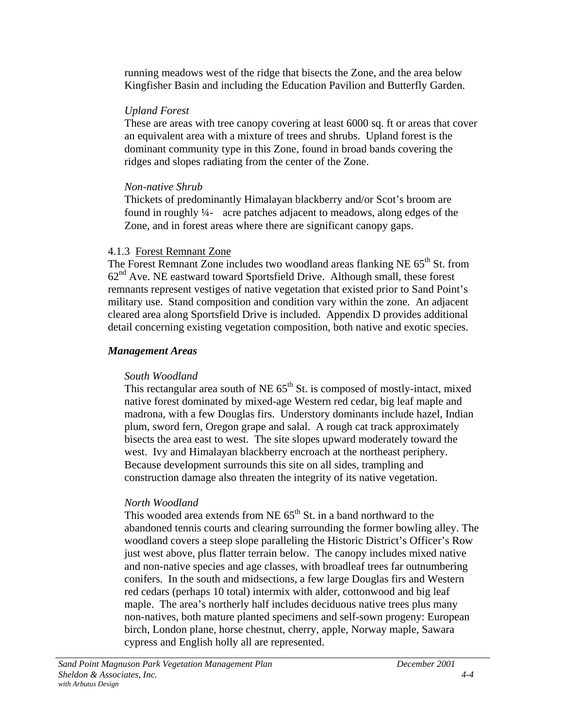running meadows west of the ridge that bisects the Zone, and the area below Kingfisher Basin and including the Education Pavilion and Butterfly Garden.

*Upland Forest*

These are areas with tree canopy covering at least 6000 sq. ft or areas that cover an equivalent area with a mixture of trees and shrubs. Upland forest is the dominant community type in this Zone, found in broad bands covering the ridges and slopes radiating from the center of the Zone.

*Non-native Shrub*

Thickets of predominantly Himalayan blackberry and/or Scot's broom are found in roughly ¼- acre patches adjacent to meadows, along edges of the Zone, and in forest areas where there are significant canopy gaps.

### 4.1.3 Forest Remnant Zone

The Forest Remnant Zone includes two woodland areas flanking NE 65th St. from 62nd Ave. NE eastward toward Sportsfield Drive. Although small, these forest remnants represent vestiges of native vegetation that existed prior to Sand Point's military use. Stand composition and condition vary within the zone. An adjacent cleared area along Sportsfield Drive is included. Appendix D provides additional detail concerning existing vegetation composition, both native and exotic species.

#### *Management Areas*

*South Woodland*

This rectangular area south of NE 65th St. is composed of mostly-intact, mixed native forest dominated by mixed-age Western red cedar, big leaf maple and madrona, with a few Douglas firs. Understory dominants include hazel, Indian plum, sword fern, Oregon grape and salal. A rough cat track approximately bisects the area east to west. The site slopes upward moderately toward the west. Ivy and Himalayan blackberry encroach at the northeast periphery. Because development surrounds this site on all sides, trampling and construction damage also threaten the integrity of its native vegetation.

*North Woodland*

This wooded area extends from NE 65th St. in a band northward to the abandoned tennis courts and clearing surrounding the former bowling alley. The woodland covers a steep slope paralleling the Historic District's Officer's Row just west above, plus flatter terrain below. The canopy includes mixed native and non-native species and age classes, with broadleaf trees far outnumbering conifers. In the south and midsections, a few large Douglas firs and Western red cedars (perhaps 10 total) intermix with alder, cottonwood and big leaf maple. The area's northerly half includes deciduous native trees plus many non-natives, both mature planted specimens and self-sown progeny: European birch, London plane, horse chestnut, cherry, apple, Norway maple, Sawara cypress and English holly all are represented.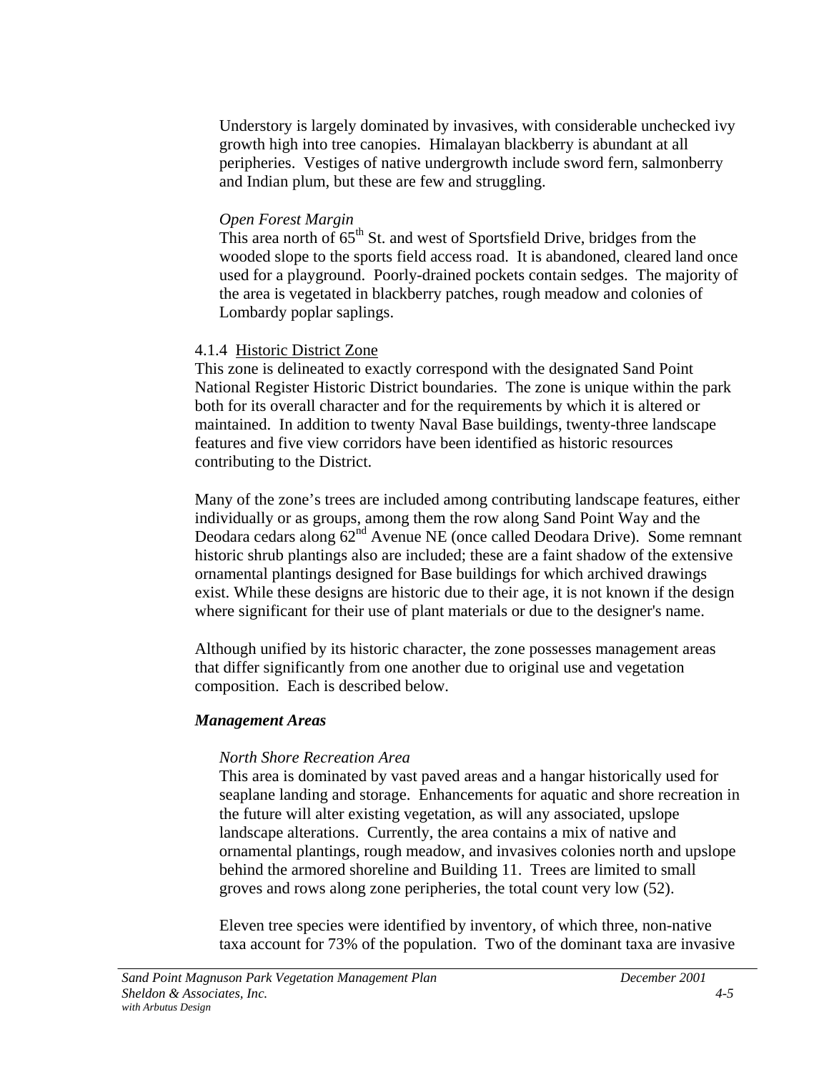Understory is largely dominated by invasives, with considerable unchecked ivy growth high into tree canopies. Himalayan blackberry is abundant at all peripheries. Vestiges of native undergrowth include sword fern, salmonberry and Indian plum, but these are few and struggling.

*Open Forest Margin*
This area north of 65th St. and west of Sportsfield Drive, bridges from the wooded slope to the sports field access road. It is abandoned, cleared land once used for a playground. Poorly-drained pockets contain sedges. The majority of the area is vegetated in blackberry patches, rough meadow and colonies of Lombardy poplar saplings.

### 4.1.4 Historic District Zone

This zone is delineated to exactly correspond with the designated Sand Point National Register Historic District boundaries. The zone is unique within the park both for its overall character and for the requirements by which it is altered or maintained. In addition to twenty Naval Base buildings, twenty-three landscape features and five view corridors have been identified as historic resources contributing to the District.

Many of the zone's trees are included among contributing landscape features, either individually or as groups, among them the row along Sand Point Way and the Deodara cedars along 62nd Avenue NE (once called Deodara Drive). Some remnant historic shrub plantings also are included; these are a faint shadow of the extensive ornamental plantings designed for Base buildings for which archived drawings exist. While these designs are historic due to their age, it is not known if the design where significant for their use of plant materials or due to the designer's name.

Although unified by its historic character, the zone possesses management areas that differ significantly from one another due to original use and vegetation composition. Each is described below.

***Management Areas***

*North Shore Recreation Area*
This area is dominated by vast paved areas and a hangar historically used for seaplane landing and storage. Enhancements for aquatic and shore recreation in the future will alter existing vegetation, as will any associated, upslope landscape alterations. Currently, the area contains a mix of native and ornamental plantings, rough meadow, and invasives colonies north and upslope behind the armored shoreline and Building 11. Trees are limited to small groves and rows along zone peripheries, the total count very low (52).

Eleven tree species were identified by inventory, of which three, non-native taxa account for 73% of the population. Two of the dominant taxa are invasive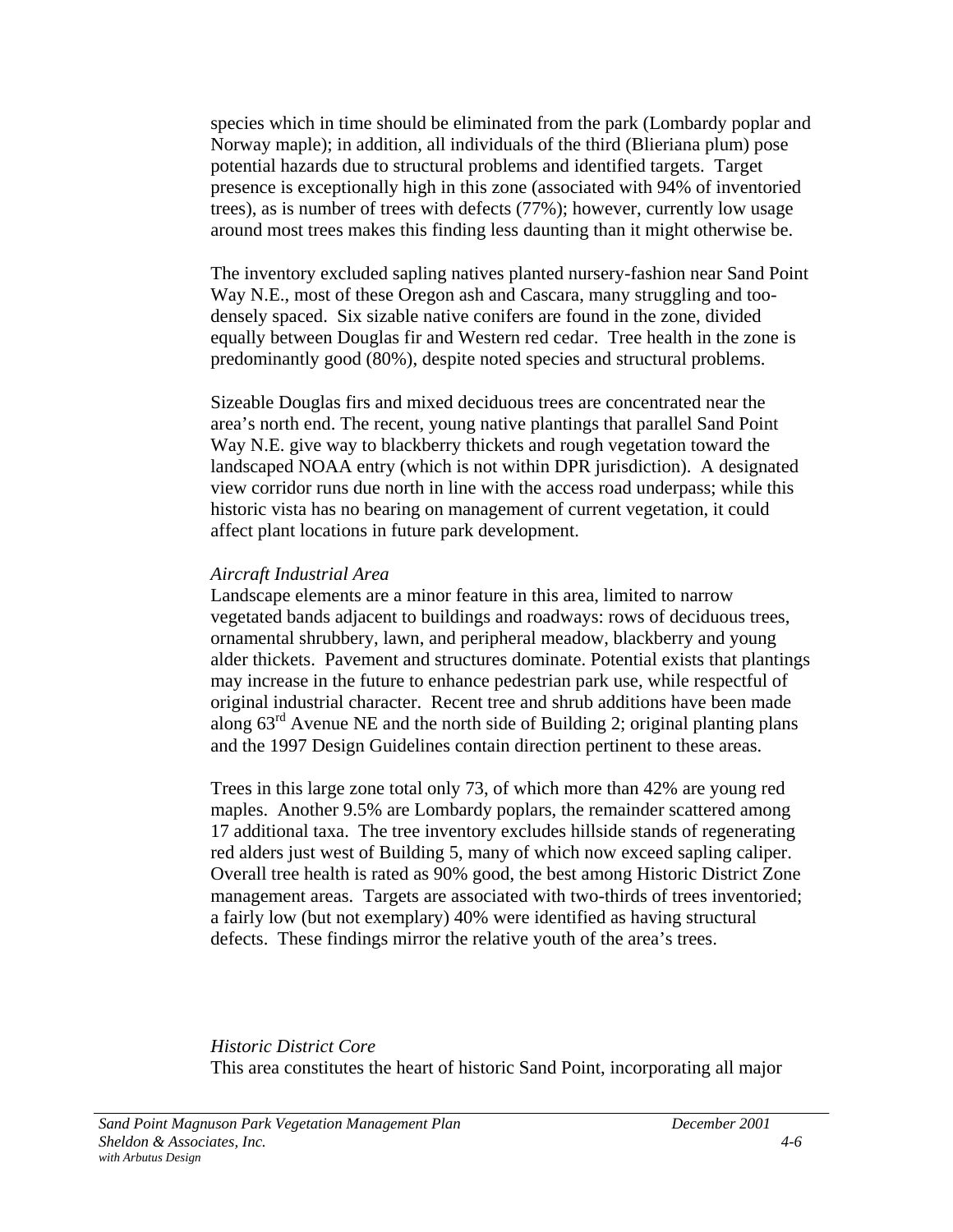species which in time should be eliminated from the park (Lombardy poplar and Norway maple); in addition, all individuals of the third (Blieriana plum) pose potential hazards due to structural problems and identified targets. Target presence is exceptionally high in this zone (associated with 94% of inventoried trees), as is number of trees with defects (77%); however, currently low usage around most trees makes this finding less daunting than it might otherwise be.

The inventory excluded sapling natives planted nursery-fashion near Sand Point Way N.E., most of these Oregon ash and Cascara, many struggling and too-densely spaced. Six sizable native conifers are found in the zone, divided equally between Douglas fir and Western red cedar. Tree health in the zone is predominantly good (80%), despite noted species and structural problems.

Sizeable Douglas firs and mixed deciduous trees are concentrated near the area's north end. The recent, young native plantings that parallel Sand Point Way N.E. give way to blackberry thickets and rough vegetation toward the landscaped NOAA entry (which is not within DPR jurisdiction). A designated view corridor runs due north in line with the access road underpass; while this historic vista has no bearing on management of current vegetation, it could affect plant locations in future park development.

*Aircraft Industrial Area*

Landscape elements are a minor feature in this area, limited to narrow vegetated bands adjacent to buildings and roadways: rows of deciduous trees, ornamental shrubbery, lawn, and peripheral meadow, blackberry and young alder thickets. Pavement and structures dominate. Potential exists that plantings may increase in the future to enhance pedestrian park use, while respectful of original industrial character. Recent tree and shrub additions have been made along 63rd Avenue NE and the north side of Building 2; original planting plans and the 1997 Design Guidelines contain direction pertinent to these areas.

Trees in this large zone total only 73, of which more than 42% are young red maples. Another 9.5% are Lombardy poplars, the remainder scattered among 17 additional taxa. The tree inventory excludes hillside stands of regenerating red alders just west of Building 5, many of which now exceed sapling caliper. Overall tree health is rated as 90% good, the best among Historic District Zone management areas. Targets are associated with two-thirds of trees inventoried; a fairly low (but not exemplary) 40% were identified as having structural defects. These findings mirror the relative youth of the area's trees.

*Historic District Core*

This area constitutes the heart of historic Sand Point, incorporating all major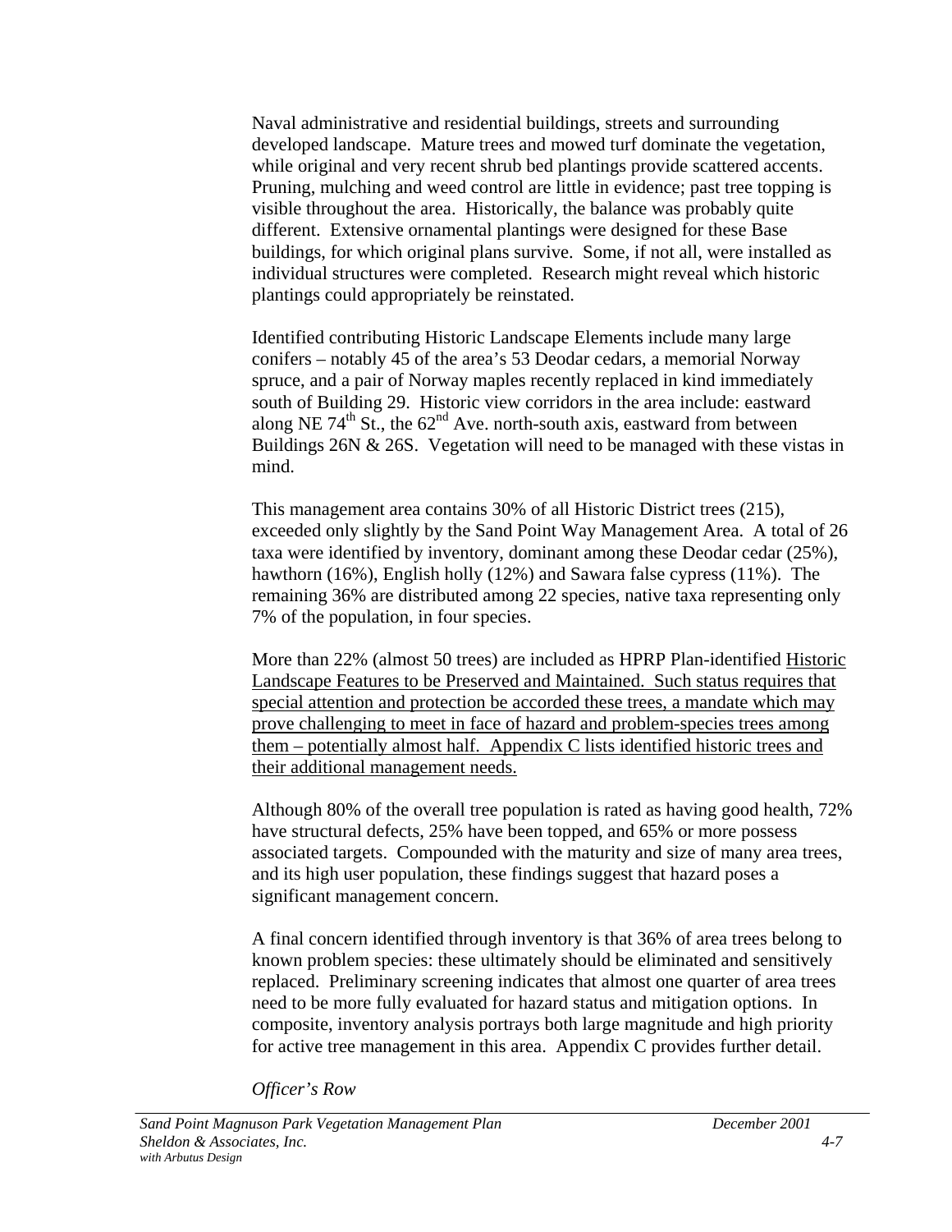Naval administrative and residential buildings, streets and surrounding developed landscape. Mature trees and mowed turf dominate the vegetation, while original and very recent shrub bed plantings provide scattered accents. Pruning, mulching and weed control are little in evidence; past tree topping is visible throughout the area. Historically, the balance was probably quite different. Extensive ornamental plantings were designed for these Base buildings, for which original plans survive. Some, if not all, were installed as individual structures were completed. Research might reveal which historic plantings could appropriately be reinstated.

Identified contributing Historic Landscape Elements include many large conifers – notably 45 of the area's 53 Deodar cedars, a memorial Norway spruce, and a pair of Norway maples recently replaced in kind immediately south of Building 29. Historic view corridors in the area include: eastward along NE 74th St., the 62nd Ave. north-south axis, eastward from between Buildings 26N & 26S. Vegetation will need to be managed with these vistas in mind.

This management area contains 30% of all Historic District trees (215), exceeded only slightly by the Sand Point Way Management Area. A total of 26 taxa were identified by inventory, dominant among these Deodar cedar (25%), hawthorn (16%), English holly (12%) and Sawara false cypress (11%). The remaining 36% are distributed among 22 species, native taxa representing only 7% of the population, in four species.

More than 22% (almost 50 trees) are included as HPRP Plan-identified <u>Historic Landscape Features to be Preserved and Maintained. Such status requires that special attention and protection be accorded these trees, a mandate which may prove challenging to meet in face of hazard and problem-species trees among them – potentially almost half. Appendix C lists identified historic trees and their additional management needs.</u>

Although 80% of the overall tree population is rated as having good health, 72% have structural defects, 25% have been topped, and 65% or more possess associated targets. Compounded with the maturity and size of many area trees, and its high user population, these findings suggest that hazard poses a significant management concern.

A final concern identified through inventory is that 36% of area trees belong to known problem species: these ultimately should be eliminated and sensitively replaced. Preliminary screening indicates that almost one quarter of area trees need to be more fully evaluated for hazard status and mitigation options. In composite, inventory analysis portrays both large magnitude and high priority for active tree management in this area. Appendix C provides further detail.

*Officer's Row*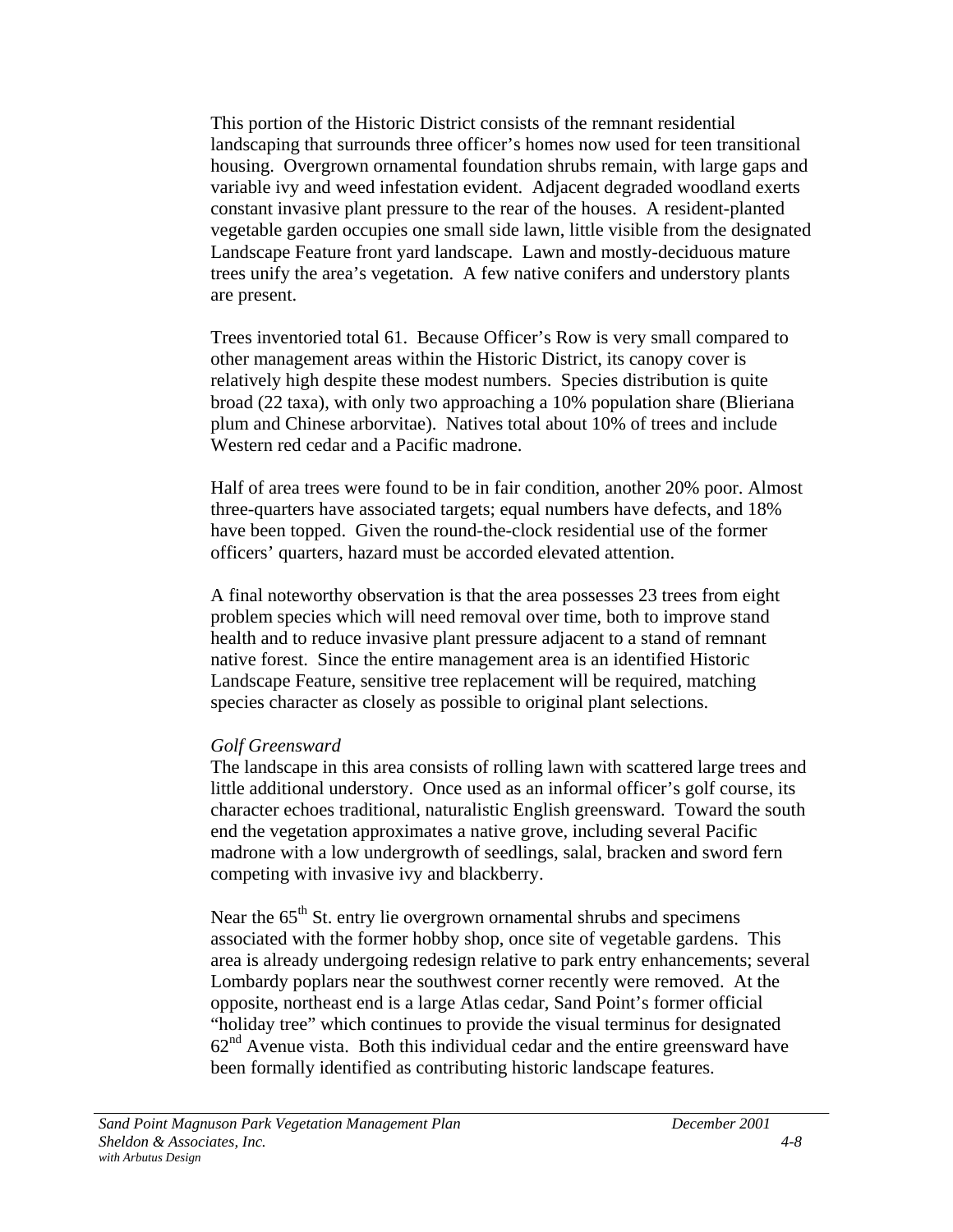This portion of the Historic District consists of the remnant residential landscaping that surrounds three officer's homes now used for teen transitional housing. Overgrown ornamental foundation shrubs remain, with large gaps and variable ivy and weed infestation evident. Adjacent degraded woodland exerts constant invasive plant pressure to the rear of the houses. A resident-planted vegetable garden occupies one small side lawn, little visible from the designated Landscape Feature front yard landscape. Lawn and mostly-deciduous mature trees unify the area's vegetation. A few native conifers and understory plants are present.

Trees inventoried total 61. Because Officer's Row is very small compared to other management areas within the Historic District, its canopy cover is relatively high despite these modest numbers. Species distribution is quite broad (22 taxa), with only two approaching a 10% population share (Blieriana plum and Chinese arborvitae). Natives total about 10% of trees and include Western red cedar and a Pacific madrone.

Half of area trees were found to be in fair condition, another 20% poor. Almost three-quarters have associated targets; equal numbers have defects, and 18% have been topped. Given the round-the-clock residential use of the former officers' quarters, hazard must be accorded elevated attention.

A final noteworthy observation is that the area possesses 23 trees from eight problem species which will need removal over time, both to improve stand health and to reduce invasive plant pressure adjacent to a stand of remnant native forest. Since the entire management area is an identified Historic Landscape Feature, sensitive tree replacement will be required, matching species character as closely as possible to original plant selections.

*Golf Greensward*

The landscape in this area consists of rolling lawn with scattered large trees and little additional understory. Once used as an informal officer's golf course, its character echoes traditional, naturalistic English greensward. Toward the south end the vegetation approximates a native grove, including several Pacific madrone with a low undergrowth of seedlings, salal, bracken and sword fern competing with invasive ivy and blackberry.

Near the 65th St. entry lie overgrown ornamental shrubs and specimens associated with the former hobby shop, once site of vegetable gardens. This area is already undergoing redesign relative to park entry enhancements; several Lombardy poplars near the southwest corner recently were removed. At the opposite, northeast end is a large Atlas cedar, Sand Point's former official "holiday tree" which continues to provide the visual terminus for designated 62nd Avenue vista. Both this individual cedar and the entire greensward have been formally identified as contributing historic landscape features.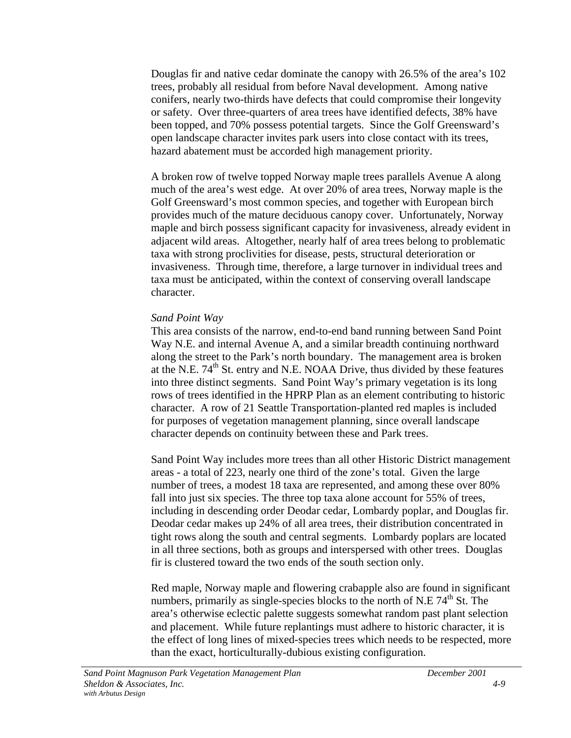Douglas fir and native cedar dominate the canopy with 26.5% of the area's 102 trees, probably all residual from before Naval development. Among native conifers, nearly two-thirds have defects that could compromise their longevity or safety. Over three-quarters of area trees have identified defects, 38% have been topped, and 70% possess potential targets. Since the Golf Greensward's open landscape character invites park users into close contact with its trees, hazard abatement must be accorded high management priority.

A broken row of twelve topped Norway maple trees parallels Avenue A along much of the area's west edge. At over 20% of area trees, Norway maple is the Golf Greensward's most common species, and together with European birch provides much of the mature deciduous canopy cover. Unfortunately, Norway maple and birch possess significant capacity for invasiveness, already evident in adjacent wild areas. Altogether, nearly half of area trees belong to problematic taxa with strong proclivities for disease, pests, structural deterioration or invasiveness. Through time, therefore, a large turnover in individual trees and taxa must be anticipated, within the context of conserving overall landscape character.

*Sand Point Way*

This area consists of the narrow, end-to-end band running between Sand Point Way N.E. and internal Avenue A, and a similar breadth continuing northward along the street to the Park's north boundary. The management area is broken at the N.E. 74th St. entry and N.E. NOAA Drive, thus divided by these features into three distinct segments. Sand Point Way's primary vegetation is its long rows of trees identified in the HPRP Plan as an element contributing to historic character. A row of 21 Seattle Transportation-planted red maples is included for purposes of vegetation management planning, since overall landscape character depends on continuity between these and Park trees.

Sand Point Way includes more trees than all other Historic District management areas - a total of 223, nearly one third of the zone's total. Given the large number of trees, a modest 18 taxa are represented, and among these over 80% fall into just six species. The three top taxa alone account for 55% of trees, including in descending order Deodar cedar, Lombardy poplar, and Douglas fir. Deodar cedar makes up 24% of all area trees, their distribution concentrated in tight rows along the south and central segments. Lombardy poplars are located in all three sections, both as groups and interspersed with other trees. Douglas fir is clustered toward the two ends of the south section only.

Red maple, Norway maple and flowering crabapple also are found in significant numbers, primarily as single-species blocks to the north of N.E 74th St. The area's otherwise eclectic palette suggests somewhat random past plant selection and placement. While future replantings must adhere to historic character, it is the effect of long lines of mixed-species trees which needs to be respected, more than the exact, horticulturally-dubious existing configuration.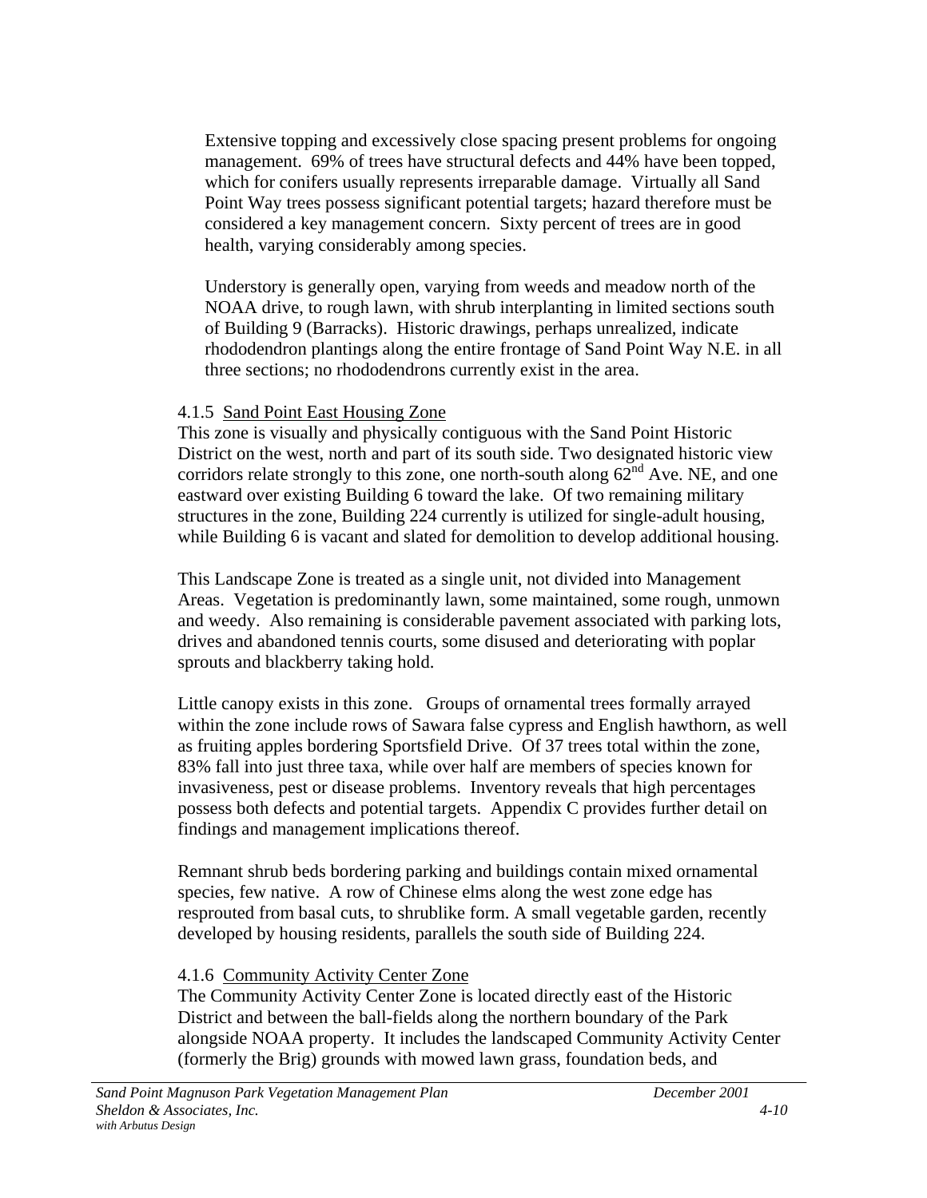Extensive topping and excessively close spacing present problems for ongoing management. 69% of trees have structural defects and 44% have been topped, which for conifers usually represents irreparable damage. Virtually all Sand Point Way trees possess significant potential targets; hazard therefore must be considered a key management concern. Sixty percent of trees are in good health, varying considerably among species.

Understory is generally open, varying from weeds and meadow north of the NOAA drive, to rough lawn, with shrub interplanting in limited sections south of Building 9 (Barracks). Historic drawings, perhaps unrealized, indicate rhododendron plantings along the entire frontage of Sand Point Way N.E. in all three sections; no rhododendrons currently exist in the area.

### 4.1.5 Sand Point East Housing Zone

This zone is visually and physically contiguous with the Sand Point Historic District on the west, north and part of its south side. Two designated historic view corridors relate strongly to this zone, one north-south along 62nd Ave. NE, and one eastward over existing Building 6 toward the lake. Of two remaining military structures in the zone, Building 224 currently is utilized for single-adult housing, while Building 6 is vacant and slated for demolition to develop additional housing.

This Landscape Zone is treated as a single unit, not divided into Management Areas. Vegetation is predominantly lawn, some maintained, some rough, unmown and weedy. Also remaining is considerable pavement associated with parking lots, drives and abandoned tennis courts, some disused and deteriorating with poplar sprouts and blackberry taking hold.

Little canopy exists in this zone. Groups of ornamental trees formally arrayed within the zone include rows of Sawara false cypress and English hawthorn, as well as fruiting apples bordering Sportsfield Drive. Of 37 trees total within the zone, 83% fall into just three taxa, while over half are members of species known for invasiveness, pest or disease problems. Inventory reveals that high percentages possess both defects and potential targets. Appendix C provides further detail on findings and management implications thereof.

Remnant shrub beds bordering parking and buildings contain mixed ornamental species, few native. A row of Chinese elms along the west zone edge has resprouted from basal cuts, to shrublike form. A small vegetable garden, recently developed by housing residents, parallels the south side of Building 224.

### 4.1.6 Community Activity Center Zone

The Community Activity Center Zone is located directly east of the Historic District and between the ball-fields along the northern boundary of the Park alongside NOAA property. It includes the landscaped Community Activity Center (formerly the Brig) grounds with mowed lawn grass, foundation beds, and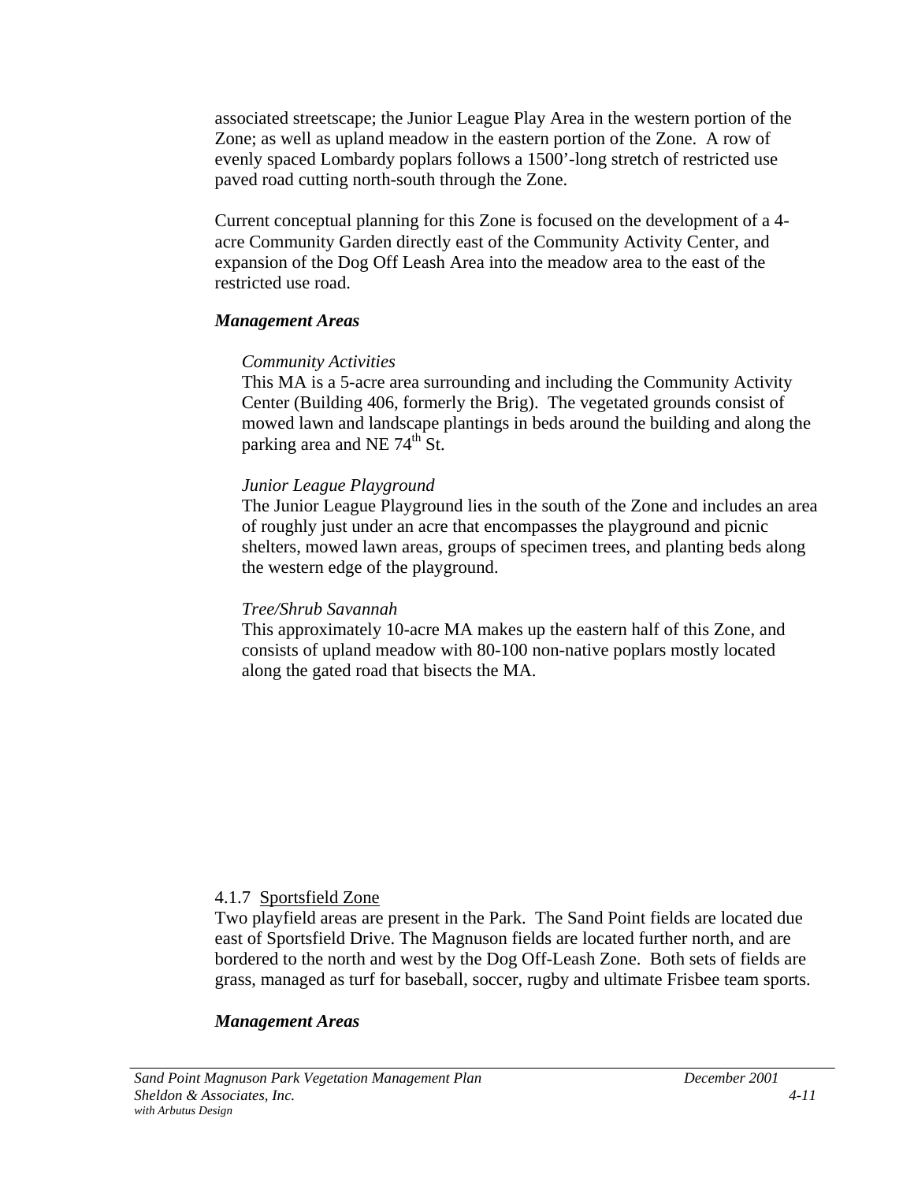associated streetscape; the Junior League Play Area in the western portion of the Zone; as well as upland meadow in the eastern portion of the Zone. A row of evenly spaced Lombardy poplars follows a 1500'-long stretch of restricted use paved road cutting north-south through the Zone.

Current conceptual planning for this Zone is focused on the development of a 4-acre Community Garden directly east of the Community Activity Center, and expansion of the Dog Off Leash Area into the meadow area to the east of the restricted use road.

***Management Areas***

*Community Activities*
This MA is a 5-acre area surrounding and including the Community Activity Center (Building 406, formerly the Brig). The vegetated grounds consist of mowed lawn and landscape plantings in beds around the building and along the parking area and NE 74$^{th}$ St.

*Junior League Playground*
The Junior League Playground lies in the south of the Zone and includes an area of roughly just under an acre that encompasses the playground and picnic shelters, mowed lawn areas, groups of specimen trees, and planting beds along the western edge of the playground.

*Tree/Shrub Savannah*
This approximately 10-acre MA makes up the eastern half of this Zone, and consists of upland meadow with 80-100 non-native poplars mostly located along the gated road that bisects the MA.

### 4.1.7 <u>Sportsfield Zone</u>

Two playfield areas are present in the Park. The Sand Point fields are located due east of Sportsfield Drive. The Magnuson fields are located further north, and are bordered to the north and west by the Dog Off-Leash Zone. Both sets of fields are grass, managed as turf for baseball, soccer, rugby and ultimate Frisbee team sports.

***Management Areas***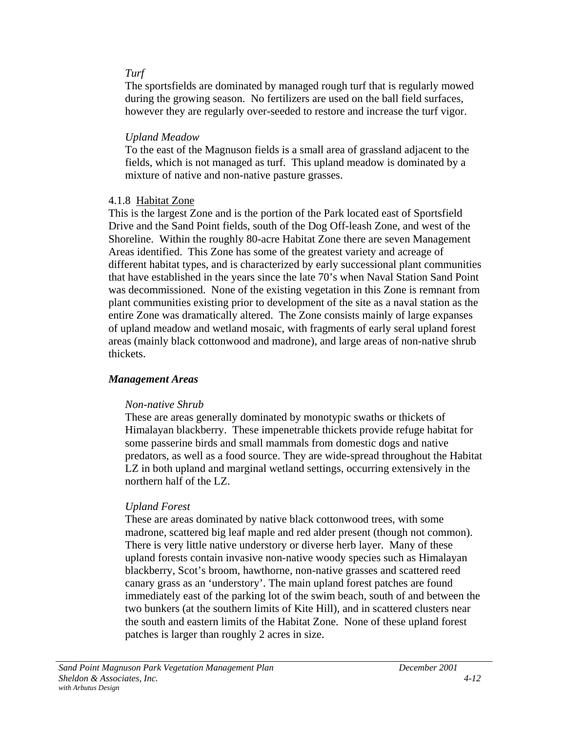*Turf*

The sportsfields are dominated by managed rough turf that is regularly mowed during the growing season. No fertilizers are used on the ball field surfaces, however they are regularly over-seeded to restore and increase the turf vigor.

*Upland Meadow*

To the east of the Magnuson fields is a small area of grassland adjacent to the fields, which is not managed as turf. This upland meadow is dominated by a mixture of native and non-native pasture grasses.

### 4.1.8 Habitat Zone

This is the largest Zone and is the portion of the Park located east of Sportsfield Drive and the Sand Point fields, south of the Dog Off-leash Zone, and west of the Shoreline. Within the roughly 80-acre Habitat Zone there are seven Management Areas identified. This Zone has some of the greatest variety and acreage of different habitat types, and is characterized by early successional plant communities that have established in the years since the late 70's when Naval Station Sand Point was decommissioned. None of the existing vegetation in this Zone is remnant from plant communities existing prior to development of the site as a naval station as the entire Zone was dramatically altered. The Zone consists mainly of large expanses of upland meadow and wetland mosaic, with fragments of early seral upland forest areas (mainly black cottonwood and madrone), and large areas of non-native shrub thickets.

***Management Areas***

*Non-native Shrub*

These are areas generally dominated by monotypic swaths or thickets of Himalayan blackberry. These impenetrable thickets provide refuge habitat for some passerine birds and small mammals from domestic dogs and native predators, as well as a food source. They are wide-spread throughout the Habitat LZ in both upland and marginal wetland settings, occurring extensively in the northern half of the LZ.

*Upland Forest*

These are areas dominated by native black cottonwood trees, with some madrone, scattered big leaf maple and red alder present (though not common). There is very little native understory or diverse herb layer. Many of these upland forests contain invasive non-native woody species such as Himalayan blackberry, Scot's broom, hawthorne, non-native grasses and scattered reed canary grass as an 'understory'. The main upland forest patches are found immediately east of the parking lot of the swim beach, south of and between the two bunkers (at the southern limits of Kite Hill), and in scattered clusters near the south and eastern limits of the Habitat Zone. None of these upland forest patches is larger than roughly 2 acres in size.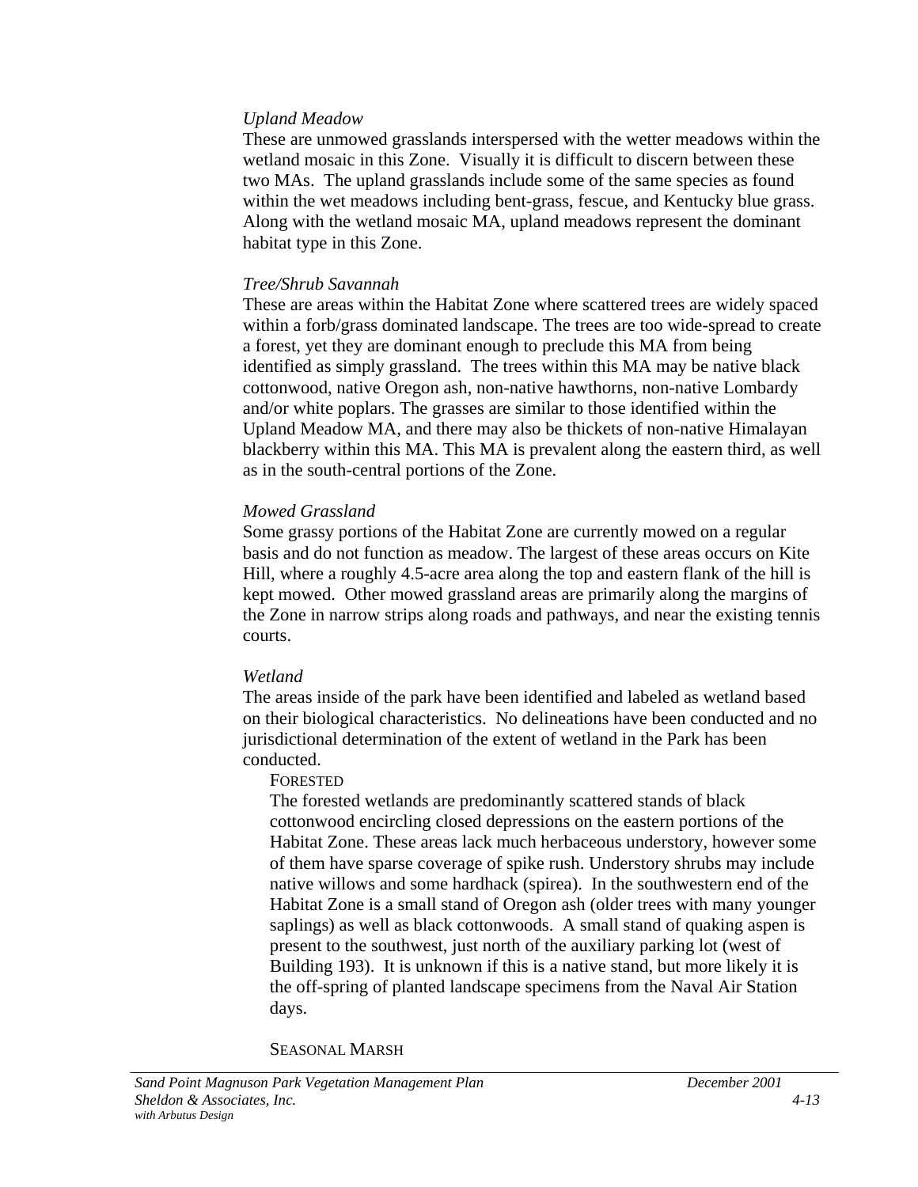*Upland Meadow*

These are unmowed grasslands interspersed with the wetter meadows within the wetland mosaic in this Zone. Visually it is difficult to discern between these two MAs. The upland grasslands include some of the same species as found within the wet meadows including bent-grass, fescue, and Kentucky blue grass. Along with the wetland mosaic MA, upland meadows represent the dominant habitat type in this Zone.

*Tree/Shrub Savannah*

These are areas within the Habitat Zone where scattered trees are widely spaced within a forb/grass dominated landscape. The trees are too wide-spread to create a forest, yet they are dominant enough to preclude this MA from being identified as simply grassland. The trees within this MA may be native black cottonwood, native Oregon ash, non-native hawthorns, non-native Lombardy and/or white poplars. The grasses are similar to those identified within the Upland Meadow MA, and there may also be thickets of non-native Himalayan blackberry within this MA. This MA is prevalent along the eastern third, as well as in the south-central portions of the Zone.

*Mowed Grassland*

Some grassy portions of the Habitat Zone are currently mowed on a regular basis and do not function as meadow. The largest of these areas occurs on Kite Hill, where a roughly 4.5-acre area along the top and eastern flank of the hill is kept mowed. Other mowed grassland areas are primarily along the margins of the Zone in narrow strips along roads and pathways, and near the existing tennis courts.

*Wetland*

The areas inside of the park have been identified and labeled as wetland based on their biological characteristics. No delineations have been conducted and no jurisdictional determination of the extent of wetland in the Park has been conducted.

FORESTED

The forested wetlands are predominantly scattered stands of black cottonwood encircling closed depressions on the eastern portions of the Habitat Zone. These areas lack much herbaceous understory, however some of them have sparse coverage of spike rush. Understory shrubs may include native willows and some hardhack (spirea). In the southwestern end of the Habitat Zone is a small stand of Oregon ash (older trees with many younger saplings) as well as black cottonwoods. A small stand of quaking aspen is present to the southwest, just north of the auxiliary parking lot (west of Building 193). It is unknown if this is a native stand, but more likely it is the off-spring of planted landscape specimens from the Naval Air Station days.

SEASONAL MARSH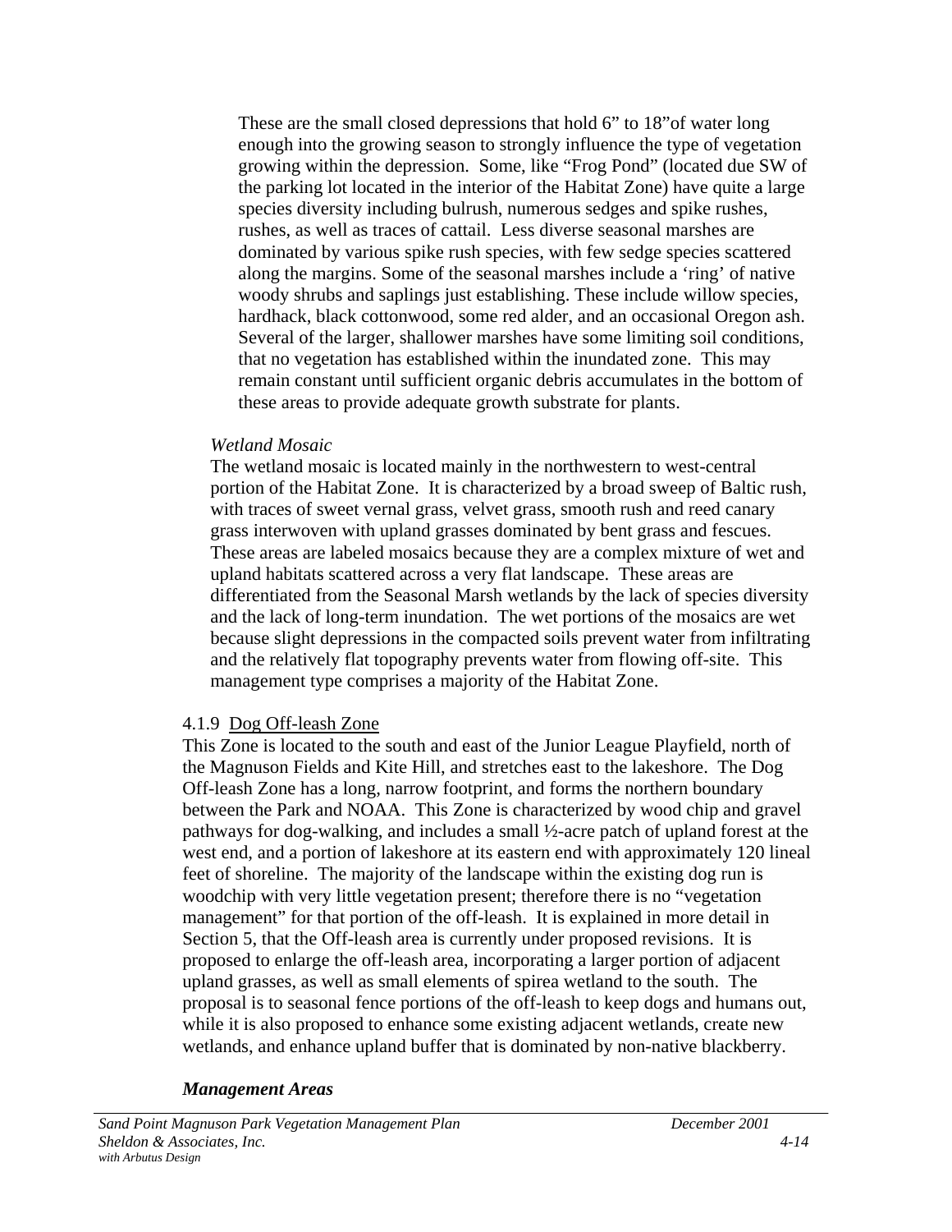These are the small closed depressions that hold 6" to 18"of water long enough into the growing season to strongly influence the type of vegetation growing within the depression. Some, like "Frog Pond" (located due SW of the parking lot located in the interior of the Habitat Zone) have quite a large species diversity including bulrush, numerous sedges and spike rushes, rushes, as well as traces of cattail. Less diverse seasonal marshes are dominated by various spike rush species, with few sedge species scattered along the margins. Some of the seasonal marshes include a 'ring' of native woody shrubs and saplings just establishing. These include willow species, hardhack, black cottonwood, some red alder, and an occasional Oregon ash. Several of the larger, shallower marshes have some limiting soil conditions, that no vegetation has established within the inundated zone. This may remain constant until sufficient organic debris accumulates in the bottom of these areas to provide adequate growth substrate for plants.

*Wetland Mosaic*

The wetland mosaic is located mainly in the northwestern to west-central portion of the Habitat Zone. It is characterized by a broad sweep of Baltic rush, with traces of sweet vernal grass, velvet grass, smooth rush and reed canary grass interwoven with upland grasses dominated by bent grass and fescues. These areas are labeled mosaics because they are a complex mixture of wet and upland habitats scattered across a very flat landscape. These areas are differentiated from the Seasonal Marsh wetlands by the lack of species diversity and the lack of long-term inundation. The wet portions of the mosaics are wet because slight depressions in the compacted soils prevent water from infiltrating and the relatively flat topography prevents water from flowing off-site. This management type comprises a majority of the Habitat Zone.

### 4.1.9 Dog Off-leash Zone

This Zone is located to the south and east of the Junior League Playfield, north of the Magnuson Fields and Kite Hill, and stretches east to the lakeshore. The Dog Off-leash Zone has a long, narrow footprint, and forms the northern boundary between the Park and NOAA. This Zone is characterized by wood chip and gravel pathways for dog-walking, and includes a small ½-acre patch of upland forest at the west end, and a portion of lakeshore at its eastern end with approximately 120 lineal feet of shoreline. The majority of the landscape within the existing dog run is woodchip with very little vegetation present; therefore there is no "vegetation management" for that portion of the off-leash. It is explained in more detail in Section 5, that the Off-leash area is currently under proposed revisions. It is proposed to enlarge the off-leash area, incorporating a larger portion of adjacent upland grasses, as well as small elements of spirea wetland to the south. The proposal is to seasonal fence portions of the off-leash to keep dogs and humans out, while it is also proposed to enhance some existing adjacent wetlands, create new wetlands, and enhance upland buffer that is dominated by non-native blackberry.

***Management Areas***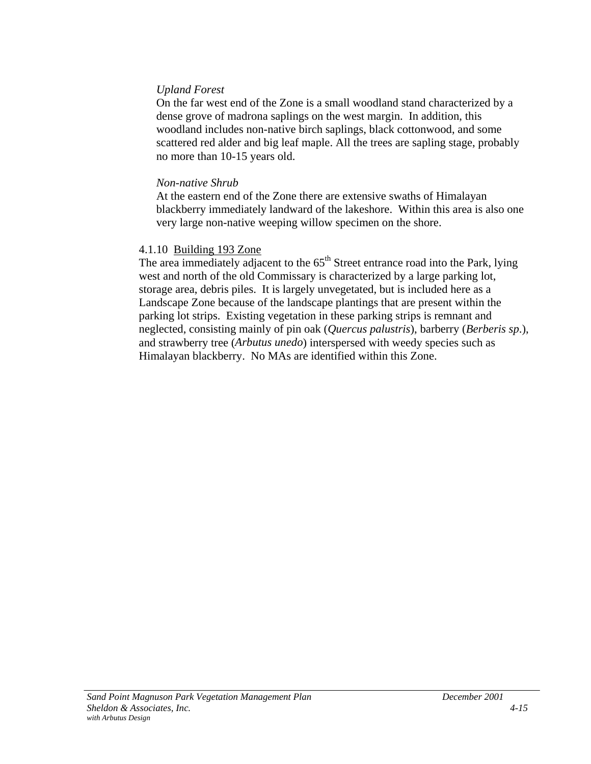*Upland Forest*

On the far west end of the Zone is a small woodland stand characterized by a dense grove of madrona saplings on the west margin. In addition, this woodland includes non-native birch saplings, black cottonwood, and some scattered red alder and big leaf maple. All the trees are sapling stage, probably no more than 10-15 years old.

*Non-native Shrub*

At the eastern end of the Zone there are extensive swaths of Himalayan blackberry immediately landward of the lakeshore. Within this area is also one very large non-native weeping willow specimen on the shore.

### 4.1.10 Building 193 Zone

The area immediately adjacent to the 65th Street entrance road into the Park, lying west and north of the old Commissary is characterized by a large parking lot, storage area, debris piles. It is largely unvegetated, but is included here as a Landscape Zone because of the landscape plantings that are present within the parking lot strips. Existing vegetation in these parking strips is remnant and neglected, consisting mainly of pin oak (*Quercus palustris*), barberry (*Berberis sp*.), and strawberry tree (*Arbutus unedo*) interspersed with weedy species such as Himalayan blackberry. No MAs are identified within this Zone.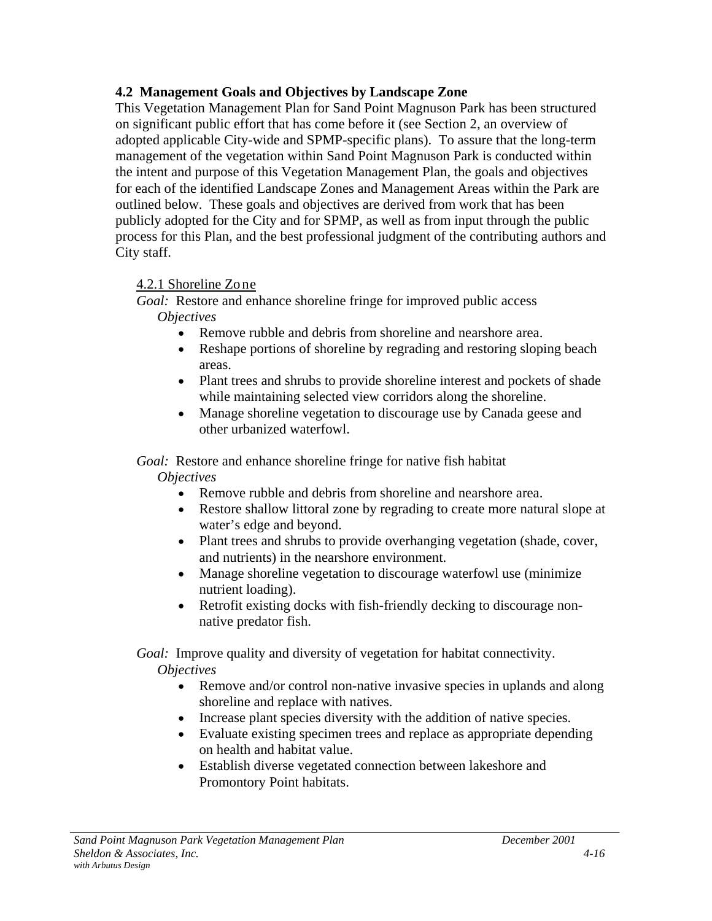## 4.2 Management Goals and Objectives by Landscape Zone

This Vegetation Management Plan for Sand Point Magnuson Park has been structured on significant public effort that has come before it (see Section 2, an overview of adopted applicable City-wide and SPMP-specific plans). To assure that the long-term management of the vegetation within Sand Point Magnuson Park is conducted within the intent and purpose of this Vegetation Management Plan, the goals and objectives for each of the identified Landscape Zones and Management Areas within the Park are outlined below. These goals and objectives are derived from work that has been publicly adopted for the City and for SPMP, as well as from input through the public process for this Plan, and the best professional judgment of the contributing authors and City staff.

### 4.2.1 Shoreline Zone

*Goal:* Restore and enhance shoreline fringe for improved public access

*Objectives*

- Remove rubble and debris from shoreline and nearshore area.
- Reshape portions of shoreline by regrading and restoring sloping beach areas.
- Plant trees and shrubs to provide shoreline interest and pockets of shade while maintaining selected view corridors along the shoreline.
- Manage shoreline vegetation to discourage use by Canada geese and other urbanized waterfowl.

*Goal:* Restore and enhance shoreline fringe for native fish habitat

*Objectives*

- Remove rubble and debris from shoreline and nearshore area.
- Restore shallow littoral zone by regrading to create more natural slope at water's edge and beyond.
- Plant trees and shrubs to provide overhanging vegetation (shade, cover, and nutrients) in the nearshore environment.
- Manage shoreline vegetation to discourage waterfowl use (minimize nutrient loading).
- Retrofit existing docks with fish-friendly decking to discourage non-native predator fish.

*Goal:* Improve quality and diversity of vegetation for habitat connectivity.

*Objectives*

- Remove and/or control non-native invasive species in uplands and along shoreline and replace with natives.
- Increase plant species diversity with the addition of native species.
- Evaluate existing specimen trees and replace as appropriate depending on health and habitat value.
- Establish diverse vegetated connection between lakeshore and Promontory Point habitats.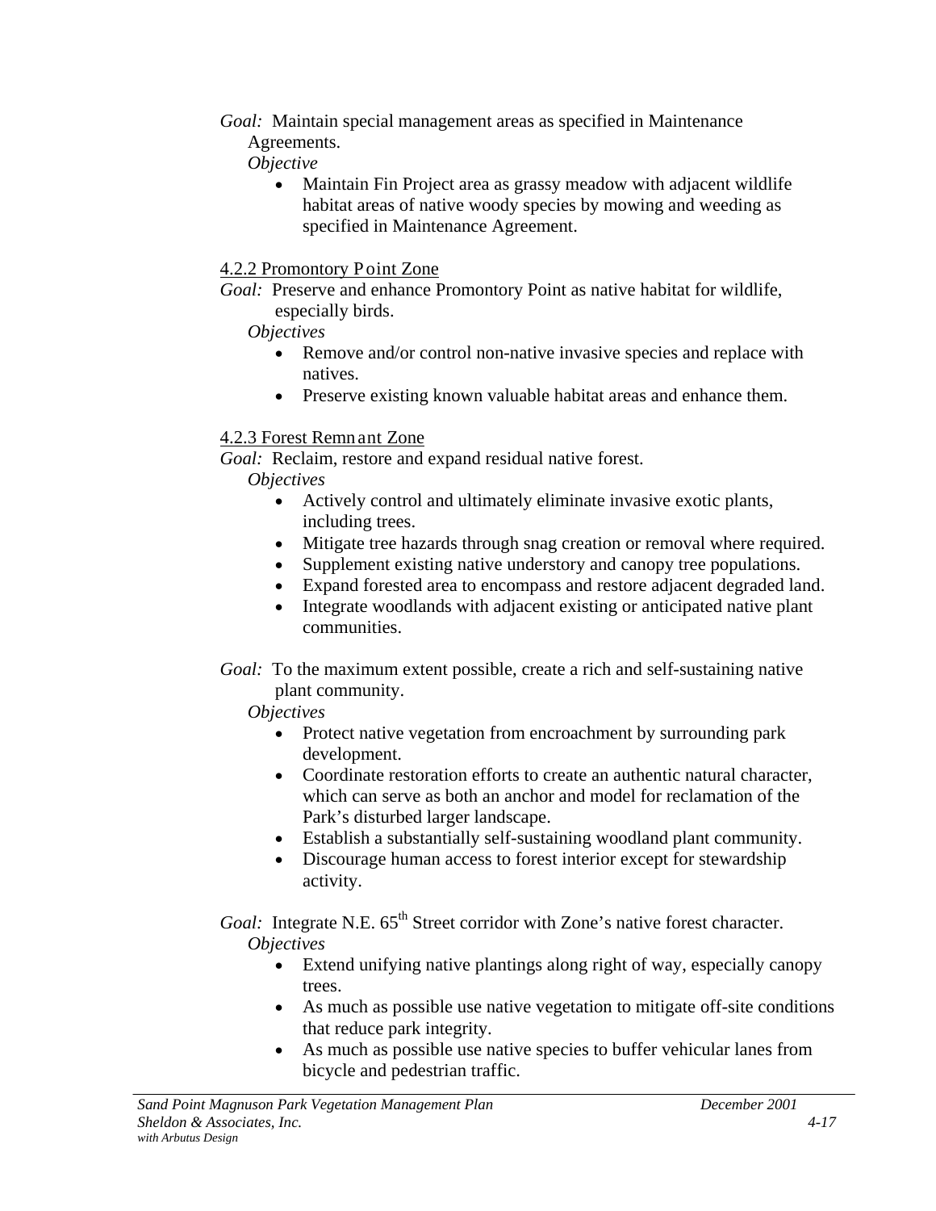*Goal:* Maintain special management areas as specified in Maintenance Agreements.

*Objective*

- Maintain Fin Project area as grassy meadow with adjacent wildlife habitat areas of native woody species by mowing and weeding as specified in Maintenance Agreement.

### 4.2.2 Promontory Point Zone

*Goal:* Preserve and enhance Promontory Point as native habitat for wildlife, especially birds.

*Objectives*

- Remove and/or control non-native invasive species and replace with natives.
- Preserve existing known valuable habitat areas and enhance them.

### 4.2.3 Forest Remnant Zone

*Goal:* Reclaim, restore and expand residual native forest.

*Objectives*

- Actively control and ultimately eliminate invasive exotic plants, including trees.
- Mitigate tree hazards through snag creation or removal where required.
- Supplement existing native understory and canopy tree populations.
- Expand forested area to encompass and restore adjacent degraded land.
- Integrate woodlands with adjacent existing or anticipated native plant communities.

*Goal:* To the maximum extent possible, create a rich and self-sustaining native plant community.

*Objectives*

- Protect native vegetation from encroachment by surrounding park development.
- Coordinate restoration efforts to create an authentic natural character, which can serve as both an anchor and model for reclamation of the Park's disturbed larger landscape.
- Establish a substantially self-sustaining woodland plant community.
- Discourage human access to forest interior except for stewardship activity.

*Goal:* Integrate N.E. 65th Street corridor with Zone's native forest character.

*Objectives*

- Extend unifying native plantings along right of way, especially canopy trees.
- As much as possible use native vegetation to mitigate off-site conditions that reduce park integrity.
- As much as possible use native species to buffer vehicular lanes from bicycle and pedestrian traffic.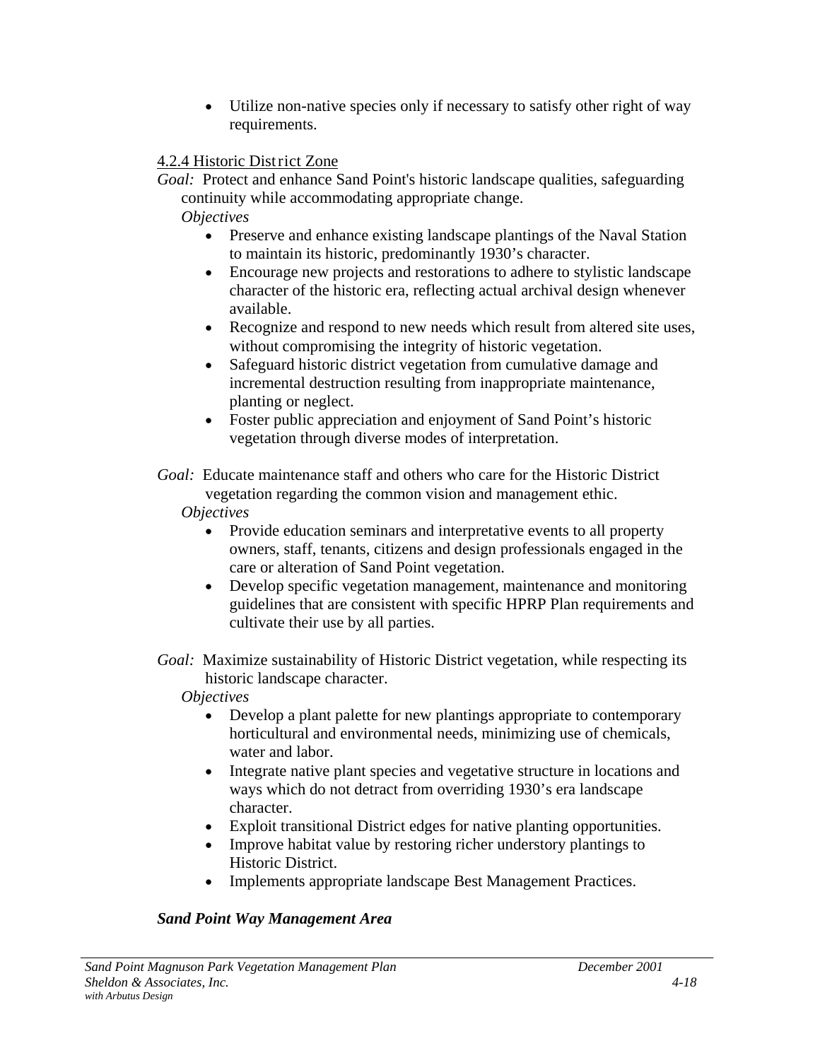- Utilize non-native species only if necessary to satisfy other right of way requirements.

#### 4.2.4 Historic District Zone

*Goal:* Protect and enhance Sand Point's historic landscape qualities, safeguarding continuity while accommodating appropriate change.

*Objectives*

- Preserve and enhance existing landscape plantings of the Naval Station to maintain its historic, predominantly 1930's character.
- Encourage new projects and restorations to adhere to stylistic landscape character of the historic era, reflecting actual archival design whenever available.
- Recognize and respond to new needs which result from altered site uses, without compromising the integrity of historic vegetation.
- Safeguard historic district vegetation from cumulative damage and incremental destruction resulting from inappropriate maintenance, planting or neglect.
- Foster public appreciation and enjoyment of Sand Point's historic vegetation through diverse modes of interpretation.

*Goal:* Educate maintenance staff and others who care for the Historic District vegetation regarding the common vision and management ethic.

*Objectives*

- Provide education seminars and interpretative events to all property owners, staff, tenants, citizens and design professionals engaged in the care or alteration of Sand Point vegetation.
- Develop specific vegetation management, maintenance and monitoring guidelines that are consistent with specific HPRP Plan requirements and cultivate their use by all parties.

*Goal:* Maximize sustainability of Historic District vegetation, while respecting its historic landscape character.

*Objectives*

- Develop a plant palette for new plantings appropriate to contemporary horticultural and environmental needs, minimizing use of chemicals, water and labor.
- Integrate native plant species and vegetative structure in locations and ways which do not detract from overriding 1930's era landscape character.
- Exploit transitional District edges for native planting opportunities.
- Improve habitat value by restoring richer understory plantings to Historic District.
- Implements appropriate landscape Best Management Practices.

***Sand Point Way Management Area***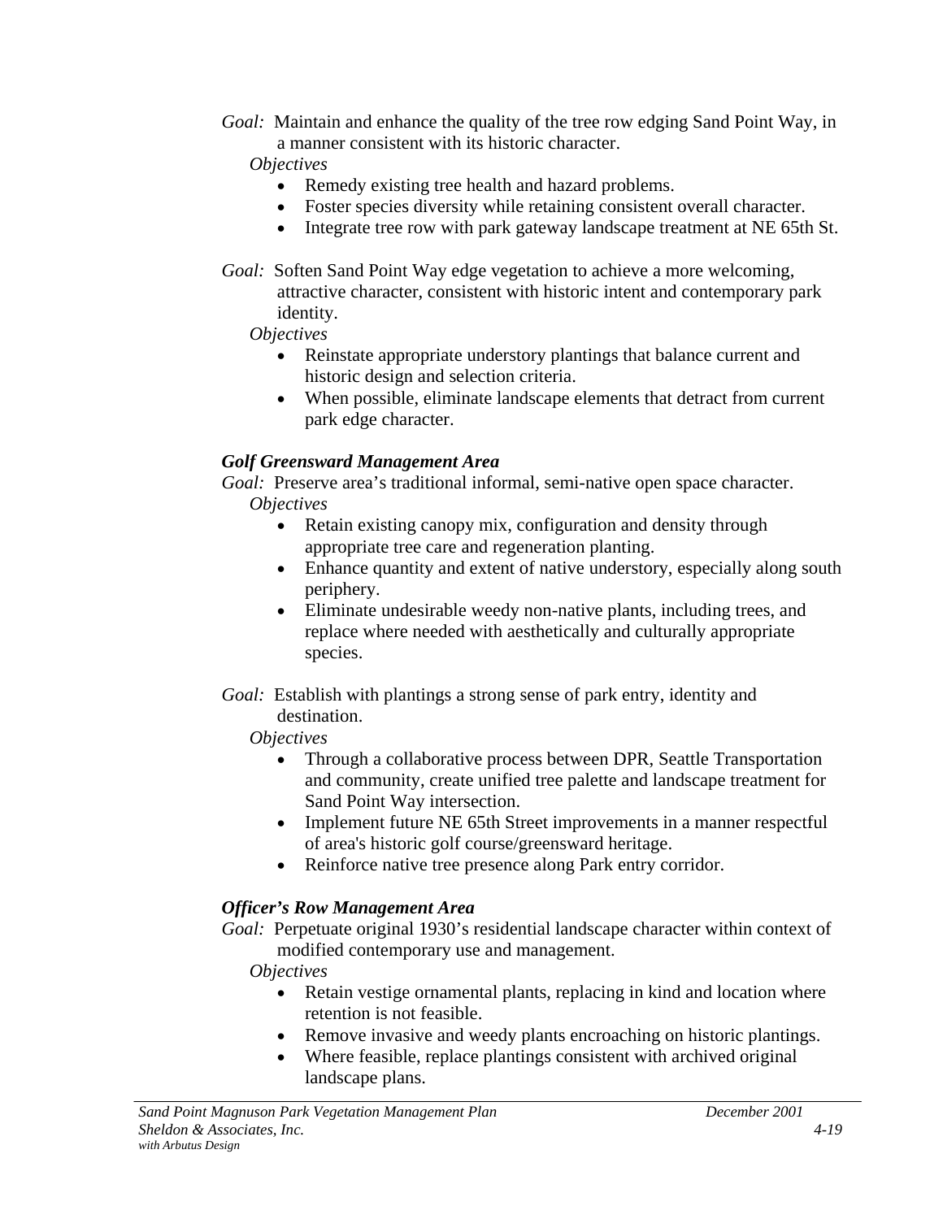*Goal:* Maintain and enhance the quality of the tree row edging Sand Point Way, in a manner consistent with its historic character.

*Objectives*

- Remedy existing tree health and hazard problems.
- Foster species diversity while retaining consistent overall character.
- Integrate tree row with park gateway landscape treatment at NE 65th St.

*Goal:* Soften Sand Point Way edge vegetation to achieve a more welcoming, attractive character, consistent with historic intent and contemporary park identity.

*Objectives*

- Reinstate appropriate understory plantings that balance current and historic design and selection criteria.
- When possible, eliminate landscape elements that detract from current park edge character.

***Golf Greensward Management Area***

*Goal:* Preserve area's traditional informal, semi-native open space character.

*Objectives*

- Retain existing canopy mix, configuration and density through appropriate tree care and regeneration planting.
- Enhance quantity and extent of native understory, especially along south periphery.
- Eliminate undesirable weedy non-native plants, including trees, and replace where needed with aesthetically and culturally appropriate species.

*Goal:* Establish with plantings a strong sense of park entry, identity and destination.

*Objectives*

- Through a collaborative process between DPR, Seattle Transportation and community, create unified tree palette and landscape treatment for Sand Point Way intersection.
- Implement future NE 65th Street improvements in a manner respectful of area's historic golf course/greensward heritage.
- Reinforce native tree presence along Park entry corridor.

***Officer's Row Management Area***

*Goal:* Perpetuate original 1930's residential landscape character within context of modified contemporary use and management.

*Objectives*

- Retain vestige ornamental plants, replacing in kind and location where retention is not feasible.
- Remove invasive and weedy plants encroaching on historic plantings.
- Where feasible, replace plantings consistent with archived original landscape plans.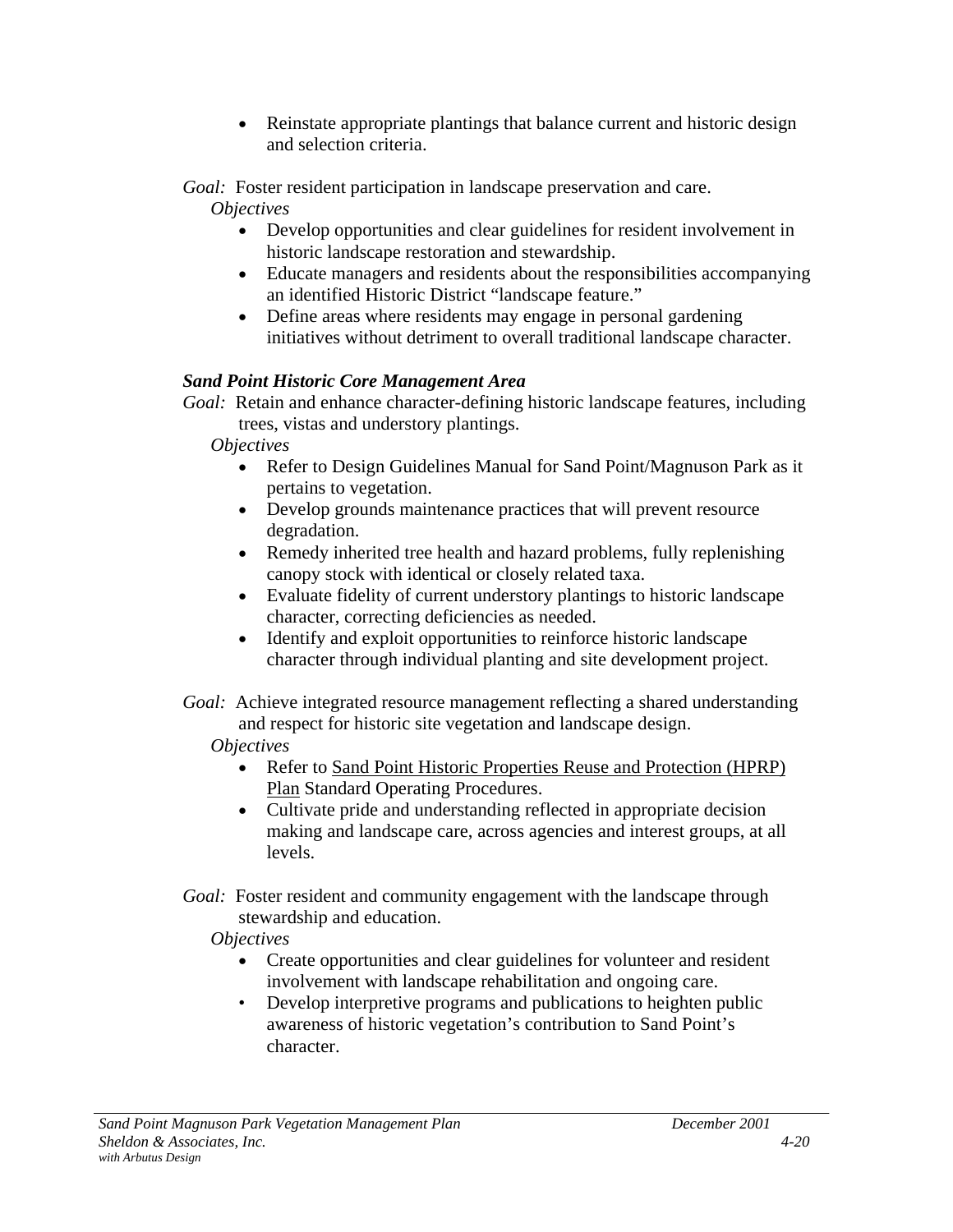- Reinstate appropriate plantings that balance current and historic design and selection criteria.

*Goal:* Foster resident participation in landscape preservation and care.

*Objectives*

- Develop opportunities and clear guidelines for resident involvement in historic landscape restoration and stewardship.
- Educate managers and residents about the responsibilities accompanying an identified Historic District "landscape feature."
- Define areas where residents may engage in personal gardening initiatives without detriment to overall traditional landscape character.

***Sand Point Historic Core Management Area***

*Goal:* Retain and enhance character-defining historic landscape features, including trees, vistas and understory plantings.

*Objectives*

- Refer to Design Guidelines Manual for Sand Point/Magnuson Park as it pertains to vegetation.
- Develop grounds maintenance practices that will prevent resource degradation.
- Remedy inherited tree health and hazard problems, fully replenishing canopy stock with identical or closely related taxa.
- Evaluate fidelity of current understory plantings to historic landscape character, correcting deficiencies as needed.
- Identify and exploit opportunities to reinforce historic landscape character through individual planting and site development project.

*Goal:* Achieve integrated resource management reflecting a shared understanding and respect for historic site vegetation and landscape design.

*Objectives*

- Refer to <u>Sand Point Historic Properties Reuse and Protection (HPRP) Plan</u> Standard Operating Procedures.
- Cultivate pride and understanding reflected in appropriate decision making and landscape care, across agencies and interest groups, at all levels.

*Goal:* Foster resident and community engagement with the landscape through stewardship and education.

*Objectives*

- Create opportunities and clear guidelines for volunteer and resident involvement with landscape rehabilitation and ongoing care.
- Develop interpretive programs and publications to heighten public awareness of historic vegetation's contribution to Sand Point's character.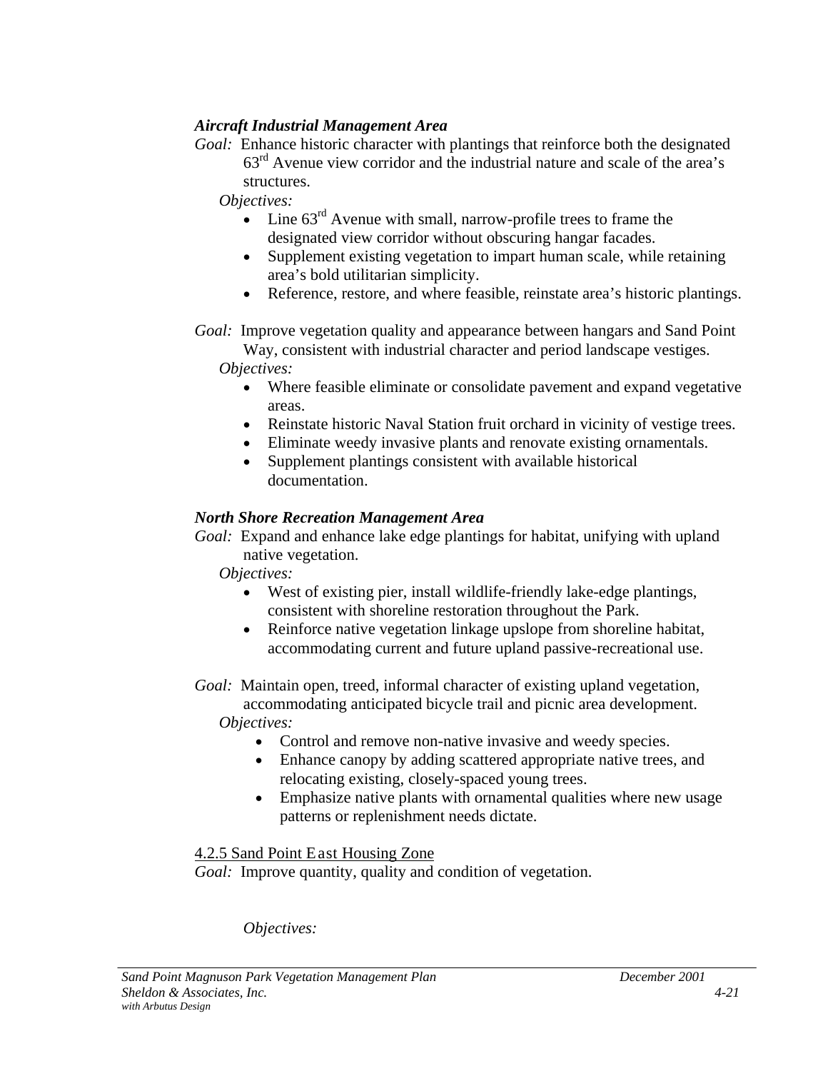***Aircraft Industrial Management Area***

*Goal:* Enhance historic character with plantings that reinforce both the designated 63rd Avenue view corridor and the industrial nature and scale of the area's structures.

*Objectives:*

- Line 63rd Avenue with small, narrow-profile trees to frame the designated view corridor without obscuring hangar facades.
- Supplement existing vegetation to impart human scale, while retaining area's bold utilitarian simplicity.
- Reference, restore, and where feasible, reinstate area's historic plantings.

*Goal:* Improve vegetation quality and appearance between hangars and Sand Point Way, consistent with industrial character and period landscape vestiges.

*Objectives:*

- Where feasible eliminate or consolidate pavement and expand vegetative areas.
- Reinstate historic Naval Station fruit orchard in vicinity of vestige trees.
- Eliminate weedy invasive plants and renovate existing ornamentals.
- Supplement plantings consistent with available historical documentation.

***North Shore Recreation Management Area***

*Goal:* Expand and enhance lake edge plantings for habitat, unifying with upland native vegetation.

*Objectives:*

- West of existing pier, install wildlife-friendly lake-edge plantings, consistent with shoreline restoration throughout the Park.
- Reinforce native vegetation linkage upslope from shoreline habitat, accommodating current and future upland passive-recreational use.

*Goal:* Maintain open, treed, informal character of existing upland vegetation, accommodating anticipated bicycle trail and picnic area development.

*Objectives:*

- Control and remove non-native invasive and weedy species.
- Enhance canopy by adding scattered appropriate native trees, and relocating existing, closely-spaced young trees.
- Emphasize native plants with ornamental qualities where new usage patterns or replenishment needs dictate.

4.2.5 Sand Point East Housing Zone

*Goal:* Improve quantity, quality and condition of vegetation.

*Objectives:*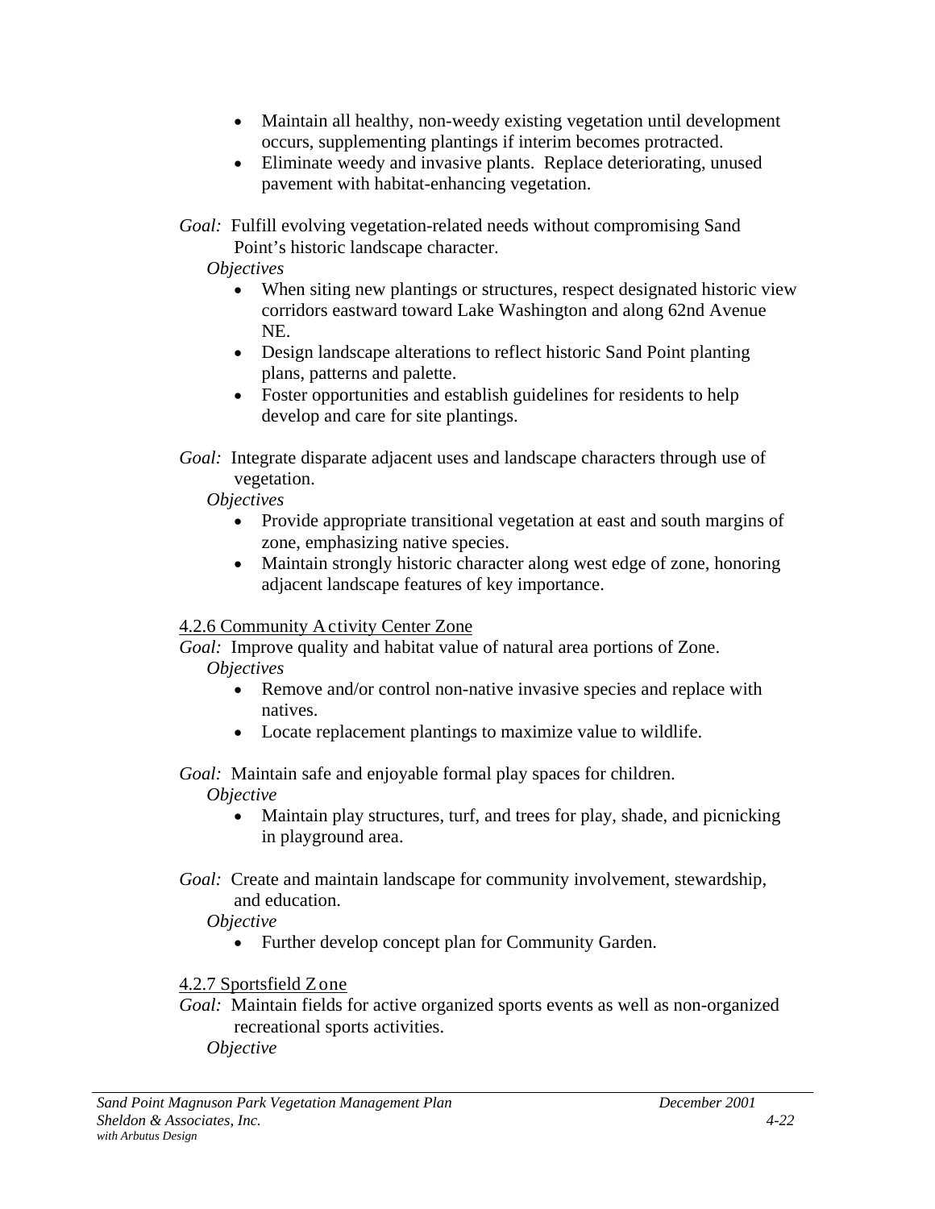- Maintain all healthy, non-weedy existing vegetation until development occurs, supplementing plantings if interim becomes protracted.
- Eliminate weedy and invasive plants. Replace deteriorating, unused pavement with habitat-enhancing vegetation.

*Goal:* Fulfill evolving vegetation-related needs without compromising Sand Point's historic landscape character.

*Objectives*

- When siting new plantings or structures, respect designated historic view corridors eastward toward Lake Washington and along 62nd Avenue NE.
- Design landscape alterations to reflect historic Sand Point planting plans, patterns and palette.
- Foster opportunities and establish guidelines for residents to help develop and care for site plantings.

*Goal:* Integrate disparate adjacent uses and landscape characters through use of vegetation.

*Objectives*

- Provide appropriate transitional vegetation at east and south margins of zone, emphasizing native species.
- Maintain strongly historic character along west edge of zone, honoring adjacent landscape features of key importance.

#### 4.2.6 Community Activity Center Zone

*Goal:* Improve quality and habitat value of natural area portions of Zone.

*Objectives*

- Remove and/or control non-native invasive species and replace with natives.
- Locate replacement plantings to maximize value to wildlife.

*Goal:* Maintain safe and enjoyable formal play spaces for children.

*Objective*

- Maintain play structures, turf, and trees for play, shade, and picnicking in playground area.

*Goal:* Create and maintain landscape for community involvement, stewardship, and education.

*Objective*

- Further develop concept plan for Community Garden.

#### 4.2.7 Sportsfield Zone

*Goal:* Maintain fields for active organized sports events as well as non-organized recreational sports activities.

*Objective*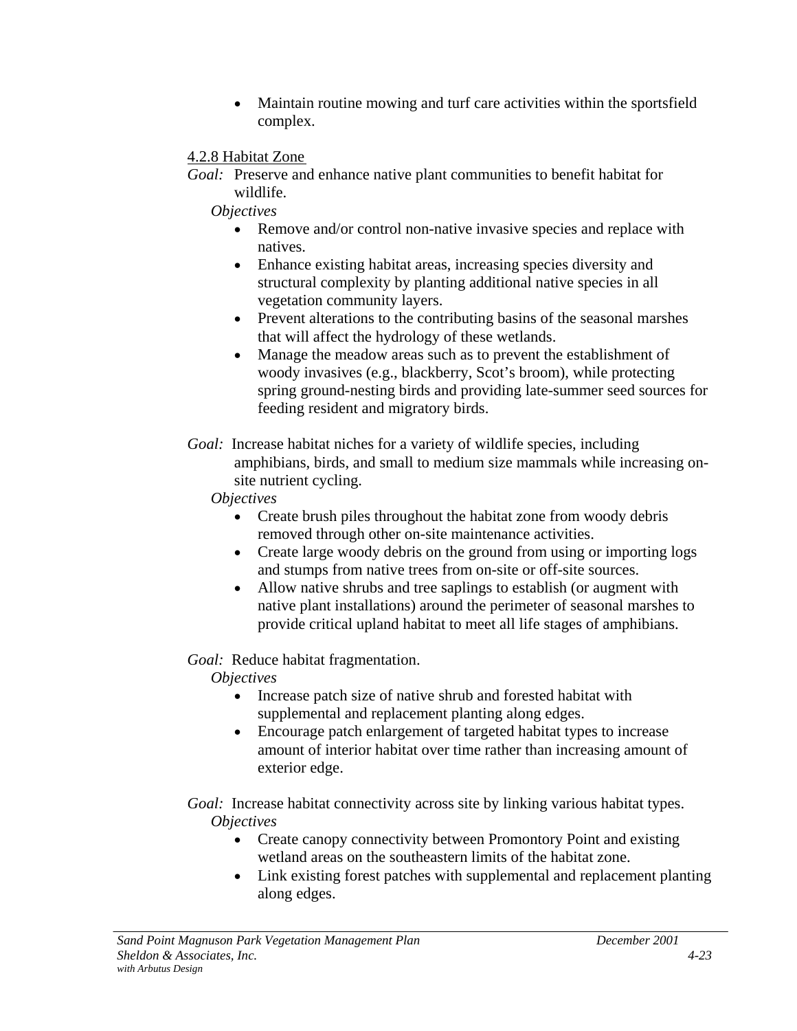- Maintain routine mowing and turf care activities within the sportsfield complex.

#### 4.2.8 Habitat Zone

*Goal:* Preserve and enhance native plant communities to benefit habitat for wildlife.

*Objectives*

- Remove and/or control non-native invasive species and replace with natives.
- Enhance existing habitat areas, increasing species diversity and structural complexity by planting additional native species in all vegetation community layers.
- Prevent alterations to the contributing basins of the seasonal marshes that will affect the hydrology of these wetlands.
- Manage the meadow areas such as to prevent the establishment of woody invasives (e.g., blackberry, Scot's broom), while protecting spring ground-nesting birds and providing late-summer seed sources for feeding resident and migratory birds.

*Goal:* Increase habitat niches for a variety of wildlife species, including amphibians, birds, and small to medium size mammals while increasing on-site nutrient cycling.

*Objectives*

- Create brush piles throughout the habitat zone from woody debris removed through other on-site maintenance activities.
- Create large woody debris on the ground from using or importing logs and stumps from native trees from on-site or off-site sources.
- Allow native shrubs and tree saplings to establish (or augment with native plant installations) around the perimeter of seasonal marshes to provide critical upland habitat to meet all life stages of amphibians.

*Goal:* Reduce habitat fragmentation.

*Objectives*

- Increase patch size of native shrub and forested habitat with supplemental and replacement planting along edges.
- Encourage patch enlargement of targeted habitat types to increase amount of interior habitat over time rather than increasing amount of exterior edge.

*Goal:* Increase habitat connectivity across site by linking various habitat types.

*Objectives*

- Create canopy connectivity between Promontory Point and existing wetland areas on the southeastern limits of the habitat zone.
- Link existing forest patches with supplemental and replacement planting along edges.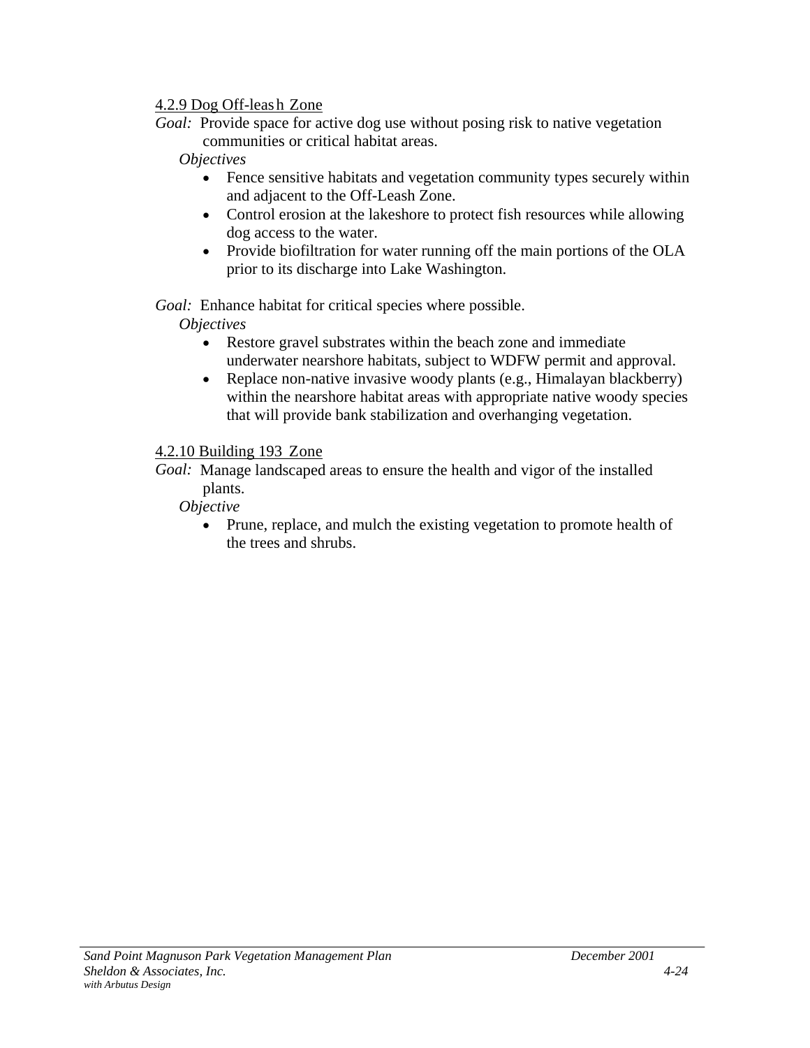#### 4.2.9 Dog Off-leash Zone

*Goal:* Provide space for active dog use without posing risk to native vegetation communities or critical habitat areas.

*Objectives*

- Fence sensitive habitats and vegetation community types securely within and adjacent to the Off-Leash Zone.
- Control erosion at the lakeshore to protect fish resources while allowing dog access to the water.
- Provide biofiltration for water running off the main portions of the OLA prior to its discharge into Lake Washington.

*Goal:* Enhance habitat for critical species where possible.

*Objectives*

- Restore gravel substrates within the beach zone and immediate underwater nearshore habitats, subject to WDFW permit and approval.
- Replace non-native invasive woody plants (e.g., Himalayan blackberry) within the nearshore habitat areas with appropriate native woody species that will provide bank stabilization and overhanging vegetation.

#### 4.2.10 Building 193 Zone

*Goal:* Manage landscaped areas to ensure the health and vigor of the installed plants.

*Objective*

- Prune, replace, and mulch the existing vegetation to promote health of the trees and shrubs.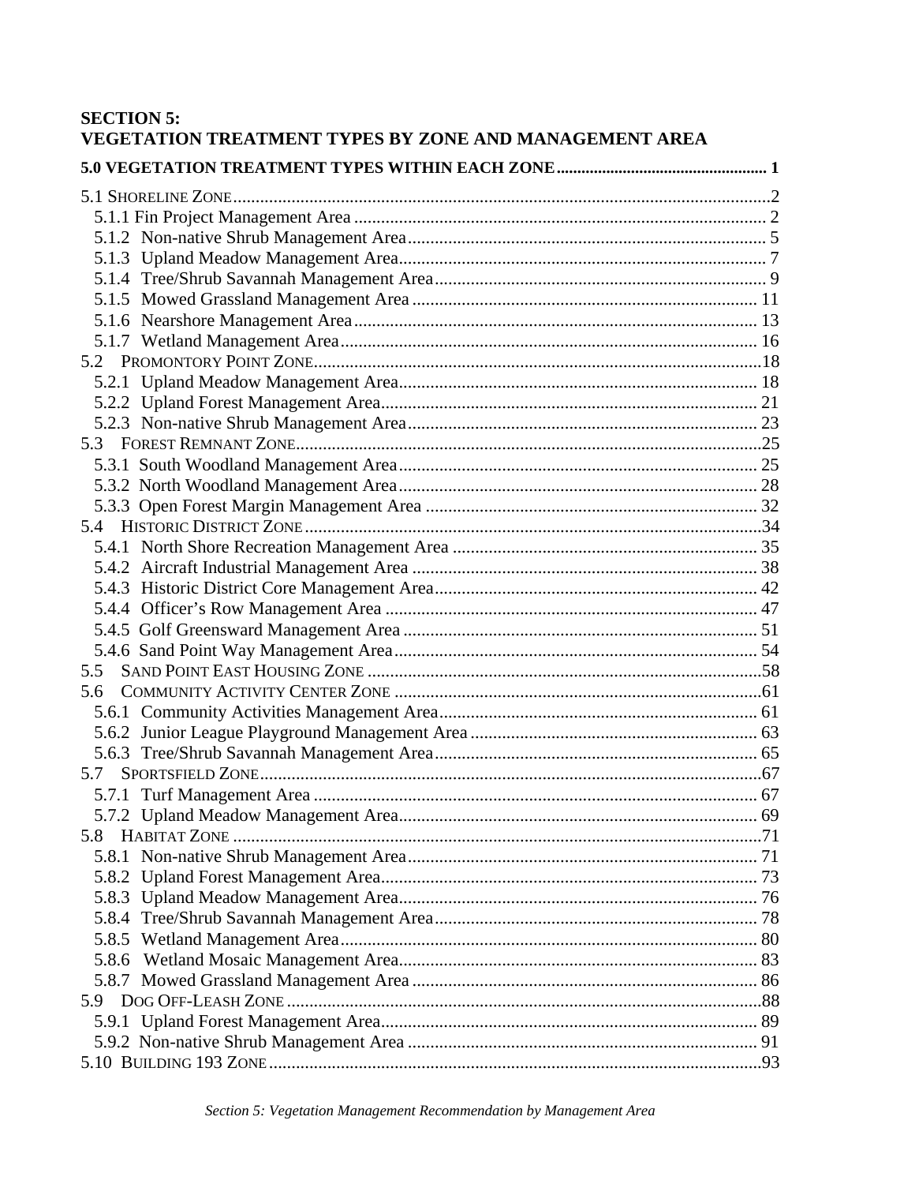# SECTION 5:
# VEGETATION TREATMENT TYPES BY ZONE AND MANAGEMENT AREA

**5.0 VEGETATION TREATMENT TYPES WITHIN EACH ZONE** .................................................. 1

5.1 SHORELINE ZONE ..................................................................................................2
- 5.1.1 Fin Project Management Area ............................................................................ 2
- 5.1.2 Non-native Shrub Management Area ................................................................ 5
- 5.1.3 Upland Meadow Management Area ................................................................. 7
- 5.1.4 Tree/Shrub Savannah Management Area ......................................................... 9
- 5.1.5 Mowed Grassland Management Area ............................................................. 11
- 5.1.6 Nearshore Management Area ......................................................................... 13
- 5.1.7 Wetland Management Area ............................................................................. 16

5.2 PROMONTORY POINT ZONE ...................................................................................18
- 5.2.1 Upland Meadow Management Area ................................................................ 18
- 5.2.2 Upland Forest Management Area .................................................................... 21
- 5.2.3 Non-native Shrub Management Area .............................................................. 23

5.3 FOREST REMNANT ZONE .......................................................................................25
- 5.3.1 South Woodland Management Area ................................................................ 25
- 5.3.2 North Woodland Management Area ................................................................ 28
- 5.3.3 Open Forest Margin Management Area .......................................................... 32

5.4 HISTORIC DISTRICT ZONE .....................................................................................34
- 5.4.1 North Shore Recreation Management Area .................................................... 35
- 5.4.2 Aircraft Industrial Management Area ............................................................. 38
- 5.4.3 Historic District Core Management Area ........................................................ 42
- 5.4.4 Officer's Row Management Area .................................................................... 47
- 5.4.5 Golf Greensward Management Area ............................................................... 51
- 5.4.6 Sand Point Way Management Area ................................................................. 54

5.5 SAND POINT EAST HOUSING ZONE .......................................................................58

5.6 COMMUNITY ACTIVITY CENTER ZONE ..................................................................61
- 5.6.1 Community Activities Management Area ....................................................... 61
- 5.6.2 Junior League Playground Management Area ................................................ 63
- 5.6.3 Tree/Shrub Savannah Management Area ........................................................ 65

5.7 SPORTSFIELD ZONE ...............................................................................................67
- 5.7.1 Turf Management Area ................................................................................... 67
- 5.7.2 Upland Meadow Management Area ................................................................ 69

5.8 HABITAT ZONE .....................................................................................................71
- 5.8.1 Non-native Shrub Management Area .............................................................. 71
- 5.8.2 Upland Forest Management Area .................................................................... 73
- 5.8.3 Upland Meadow Management Area ................................................................ 76
- 5.8.4 Tree/Shrub Savannah Management Area ........................................................ 78
- 5.8.5 Wetland Management Area ............................................................................. 80
- 5.8.6 Wetland Mosaic Management Area ................................................................ 83
- 5.8.7 Mowed Grassland Management Area ............................................................. 86

5.9 DOG OFF-LEASH ZONE .........................................................................................88
- 5.9.1 Upland Forest Management Area .................................................................... 89
- 5.9.2 Non-native Shrub Management Area .............................................................. 91

5.10 BUILDING 193 ZONE ............................................................................................93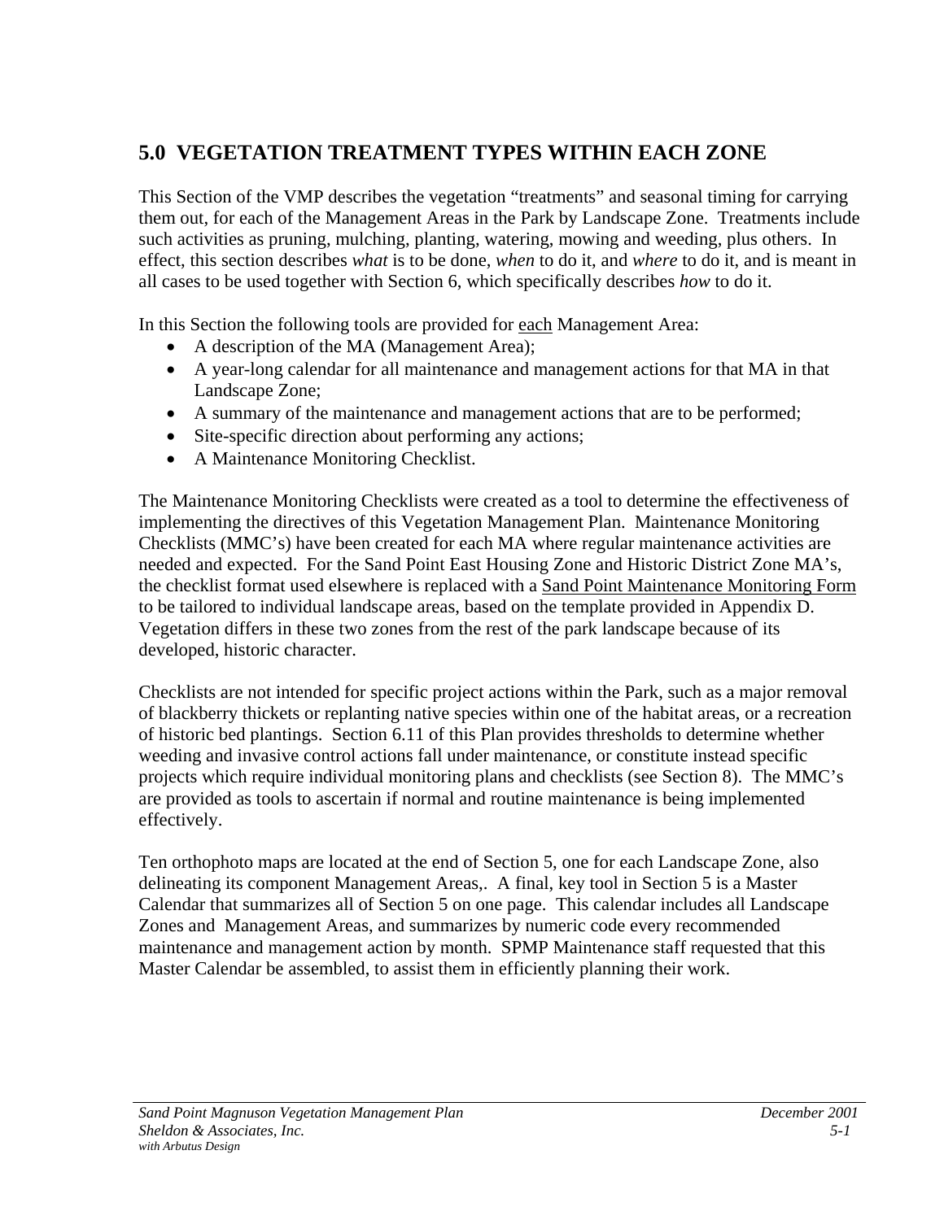## 5.0 VEGETATION TREATMENT TYPES WITHIN EACH ZONE

This Section of the VMP describes the vegetation "treatments" and seasonal timing for carrying them out, for each of the Management Areas in the Park by Landscape Zone. Treatments include such activities as pruning, mulching, planting, watering, mowing and weeding, plus others. In effect, this section describes *what* is to be done, *when* to do it, and *where* to do it, and is meant in all cases to be used together with Section 6, which specifically describes *how* to do it.

In this Section the following tools are provided for <u>each</u> Management Area:

- A description of the MA (Management Area);
- A year-long calendar for all maintenance and management actions for that MA in that Landscape Zone;
- A summary of the maintenance and management actions that are to be performed;
- Site-specific direction about performing any actions;
- A Maintenance Monitoring Checklist.

The Maintenance Monitoring Checklists were created as a tool to determine the effectiveness of implementing the directives of this Vegetation Management Plan. Maintenance Monitoring Checklists (MMC's) have been created for each MA where regular maintenance activities are needed and expected. For the Sand Point East Housing Zone and Historic District Zone MA's, the checklist format used elsewhere is replaced with a <u>Sand Point Maintenance Monitoring Form</u> to be tailored to individual landscape areas, based on the template provided in Appendix D. Vegetation differs in these two zones from the rest of the park landscape because of its developed, historic character.

Checklists are not intended for specific project actions within the Park, such as a major removal of blackberry thickets or replanting native species within one of the habitat areas, or a recreation of historic bed plantings. Section 6.11 of this Plan provides thresholds to determine whether weeding and invasive control actions fall under maintenance, or constitute instead specific projects which require individual monitoring plans and checklists (see Section 8). The MMC's are provided as tools to ascertain if normal and routine maintenance is being implemented effectively.

Ten orthophoto maps are located at the end of Section 5, one for each Landscape Zone, also delineating its component Management Areas,. A final, key tool in Section 5 is a Master Calendar that summarizes all of Section 5 on one page. This calendar includes all Landscape Zones and Management Areas, and summarizes by numeric code every recommended maintenance and management action by month. SPMP Maintenance staff requested that this Master Calendar be assembled, to assist them in efficiently planning their work.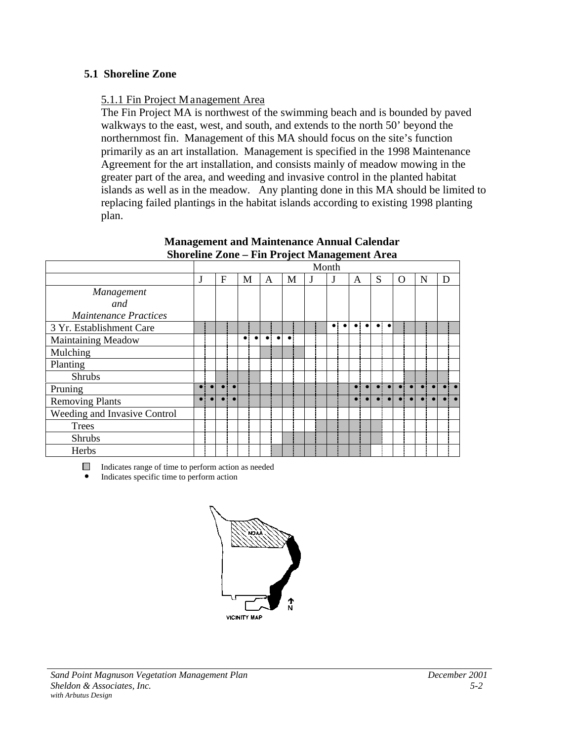### 5.1 Shoreline Zone

5.1.1 Fin Project Management Area

The Fin Project MA is northwest of the swimming beach and is bounded by paved walkways to the east, west, and south, and extends to the north 50' beyond the northernmost fin. Management of this MA should focus on the site's function primarily as an art installation. Management is specified in the 1998 Maintenance Agreement for the art installation, and consists mainly of meadow mowing in the greater part of the area, and weeding and invasive control in the planted habitat islands as well as in the meadow. Any planting done in this MA should be limited to replacing failed plantings in the habitat islands according to existing 1998 planting plan.

**Management and Maintenance Annual Calendar**
**Shoreline Zone – Fin Project Management Area**

| Management and Maintenance Practices | J | F | M | A | M | J | J | A | S | O | N | D |
|---|---|---|---|---|---|---|---|---|---|---|---|---|
| 3 Yr. Establishment Care | ▒ | ▒ | ▒ | ▒ | ▒ | ▒ | • • | • • | • • | ▒ | ▒ | ▒ |
| Maintaining Meadow | | | • • | • • | • | | | | | | | |
| Mulching | | | | ▒ | ▒ | | | | | | | |
| Planting | | | | | | | | | | | | |
| Shrubs | | ▒ | ▒ | | | | | | | ▒ | ▒ | |
| Pruning | • • | • • | ▒ | ▒ | ▒ | ▒ | ▒ | • • | • • | • • | • • | • • |
| Removing Plants | • • | • • | ▒ | ▒ | ▒ | ▒ | ▒ | • • | • • | • • | • • | • • |
| Weeding and Invasive Control | | | | | | | | | | | | |
| Trees | | | | | | ▒ | ▒ | ▒ | ▒ | | | |
| Shrubs | | | | | ▒ | ▒ | ▒ | ▒ | ▒ | | | |
| Herbs | | | | ▒ | ▒ | ▒ | ▒ | ▒ | | | | |

▒ Indicates range of time to perform action as needed
• Indicates specific time to perform action

NOAA

VICINITY MAP

N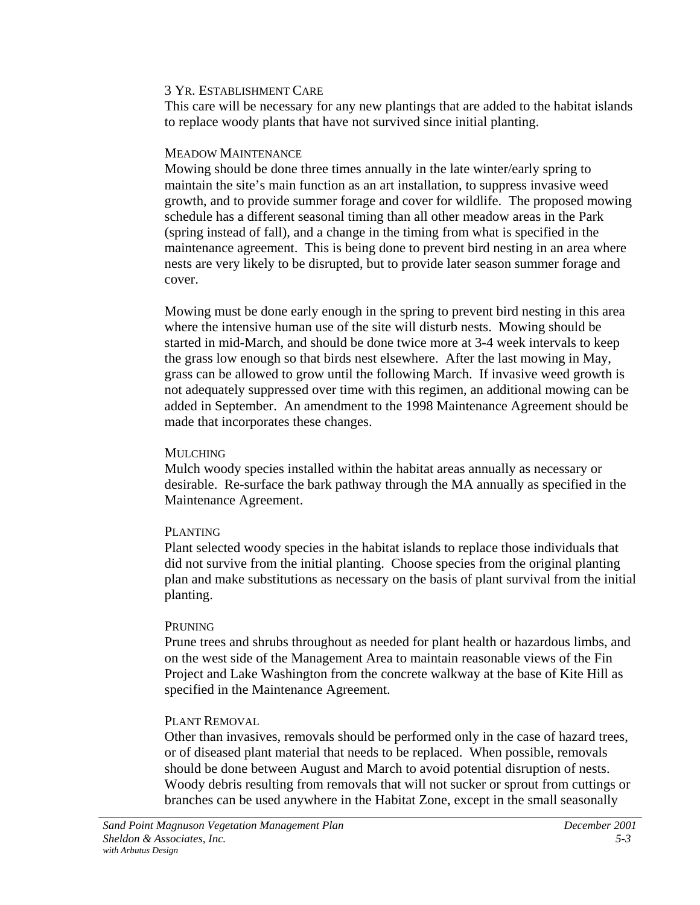### 3 Yr. Establishment Care

This care will be necessary for any new plantings that are added to the habitat islands to replace woody plants that have not survived since initial planting.

### Meadow Maintenance

Mowing should be done three times annually in the late winter/early spring to maintain the site's main function as an art installation, to suppress invasive weed growth, and to provide summer forage and cover for wildlife. The proposed mowing schedule has a different seasonal timing than all other meadow areas in the Park (spring instead of fall), and a change in the timing from what is specified in the maintenance agreement. This is being done to prevent bird nesting in an area where nests are very likely to be disrupted, but to provide later season summer forage and cover.

Mowing must be done early enough in the spring to prevent bird nesting in this area where the intensive human use of the site will disturb nests. Mowing should be started in mid-March, and should be done twice more at 3-4 week intervals to keep the grass low enough so that birds nest elsewhere. After the last mowing in May, grass can be allowed to grow until the following March. If invasive weed growth is not adequately suppressed over time with this regimen, an additional mowing can be added in September. An amendment to the 1998 Maintenance Agreement should be made that incorporates these changes.

### Mulching

Mulch woody species installed within the habitat areas annually as necessary or desirable. Re-surface the bark pathway through the MA annually as specified in the Maintenance Agreement.

### Planting

Plant selected woody species in the habitat islands to replace those individuals that did not survive from the initial planting. Choose species from the original planting plan and make substitutions as necessary on the basis of plant survival from the initial planting.

### Pruning

Prune trees and shrubs throughout as needed for plant health or hazardous limbs, and on the west side of the Management Area to maintain reasonable views of the Fin Project and Lake Washington from the concrete walkway at the base of Kite Hill as specified in the Maintenance Agreement.

### Plant Removal

Other than invasives, removals should be performed only in the case of hazard trees, or of diseased plant material that needs to be replaced. When possible, removals should be done between August and March to avoid potential disruption of nests. Woody debris resulting from removals that will not sucker or sprout from cuttings or branches can be used anywhere in the Habitat Zone, except in the small seasonally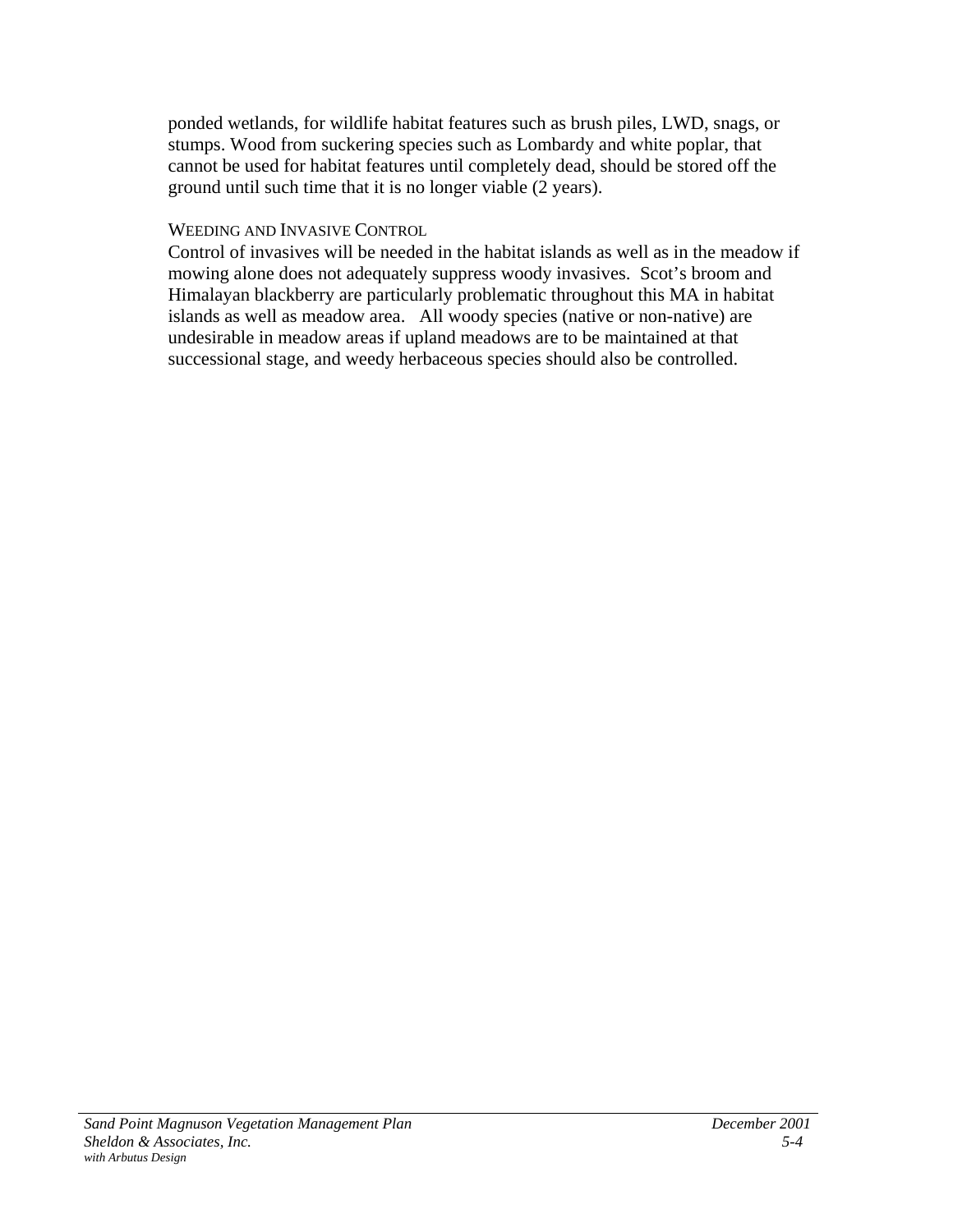ponded wetlands, for wildlife habitat features such as brush piles, LWD, snags, or stumps. Wood from suckering species such as Lombardy and white poplar, that cannot be used for habitat features until completely dead, should be stored off the ground until such time that it is no longer viable (2 years).

#### WEEDING AND INVASIVE CONTROL

Control of invasives will be needed in the habitat islands as well as in the meadow if mowing alone does not adequately suppress woody invasives. Scot's broom and Himalayan blackberry are particularly problematic throughout this MA in habitat islands as well as meadow area. All woody species (native or non-native) are undesirable in meadow areas if upland meadows are to be maintained at that successional stage, and weedy herbaceous species should also be controlled.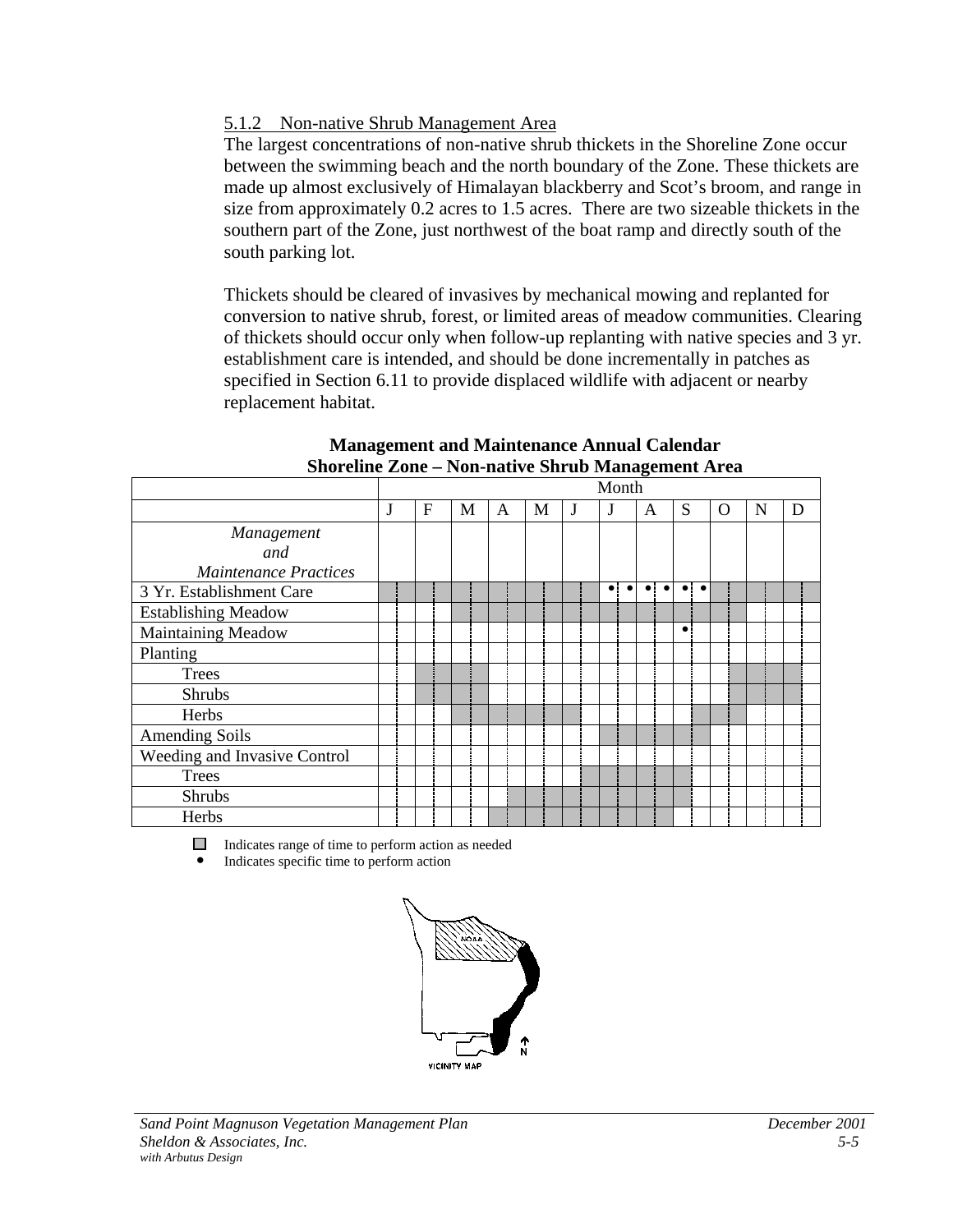### 5.1.2 Non-native Shrub Management Area

The largest concentrations of non-native shrub thickets in the Shoreline Zone occur between the swimming beach and the north boundary of the Zone. These thickets are made up almost exclusively of Himalayan blackberry and Scot's broom, and range in size from approximately 0.2 acres to 1.5 acres. There are two sizeable thickets in the southern part of the Zone, just northwest of the boat ramp and directly south of the south parking lot.

Thickets should be cleared of invasives by mechanical mowing and replanted for conversion to native shrub, forest, or limited areas of meadow communities. Clearing of thickets should occur only when follow-up replanting with native species and 3 yr. establishment care is intended, and should be done incrementally in patches as specified in Section 6.11 to provide displaced wildlife with adjacent or nearby replacement habitat.

**Management and Maintenance Annual Calendar**
**Shoreline Zone – Non-native Shrub Management Area**

| *Management and Maintenance Practices* | J | F | M | A | M | J | J | A | S | O | N | D |
|---|---|---|---|---|---|---|---|---|---|---|---|---|
| 3 Yr. Establishment Care | ■ | ■ | ■ | ■ | ■ | ■ | • • | • • | • • | ■ | ■ | ■ |
| Establishing Meadow | | | ■ | ■ | ■ | ■ | ■ | ■ | ■ | ■ | | |
| Maintaining Meadow | | | | | | | | | • | | | |
| Planting | | | | | | | | | | | | |
| Trees | | ■ | ■ | | | | | | | | ■ | ■ |
| Shrubs | | ■ | ■ | | | | | | | | ■ | ■ |
| Herbs | | | ■ | ■ | ■ | ■ | | | | ■ | | |
| Amending Soils | | | | | | | ■ | ■ | ■ | | | |
| Weeding and Invasive Control | | | | | | | | | | | | |
| Trees | | | | | | ■ | ■ | ■ | ■ | | | |
| Shrubs | | | | ■ | ■ | ■ | ■ | ■ | ■ | | | |
| Herbs | | | | ■ | ■ | ■ | ■ | ■ | | | | |

■ Indicates range of time to perform action as needed
• Indicates specific time to perform action

VICINITY MAP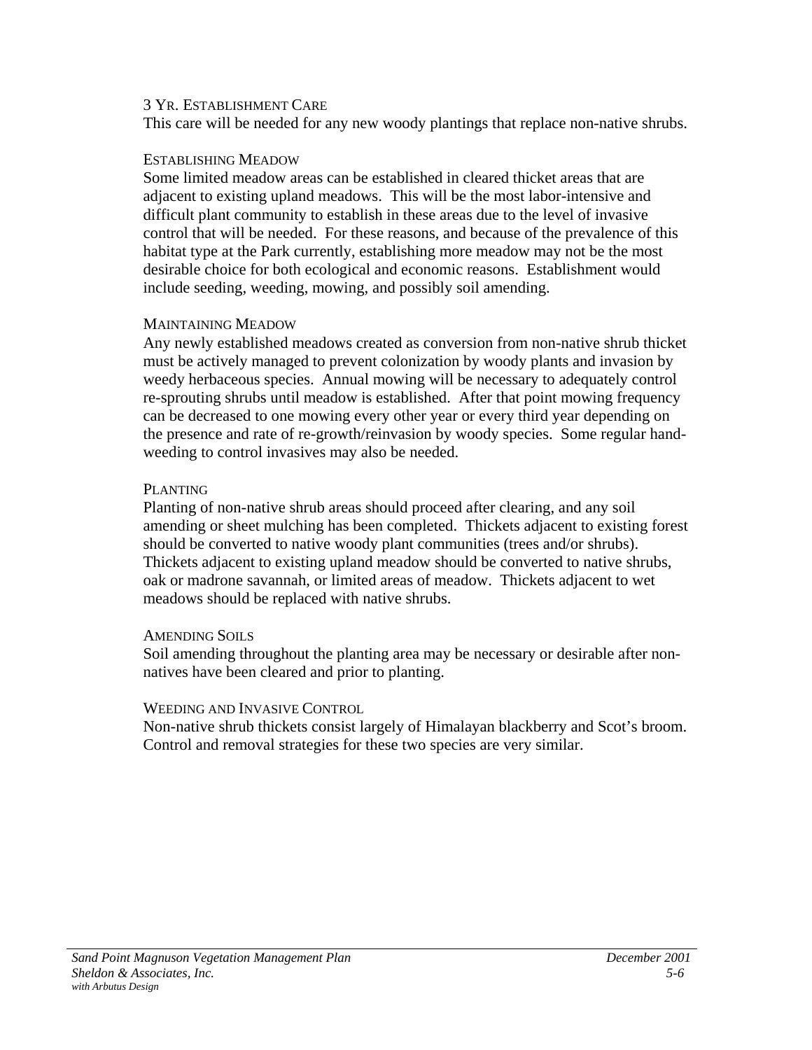### 3 Yr. Establishment Care

This care will be needed for any new woody plantings that replace non-native shrubs.

### Establishing Meadow

Some limited meadow areas can be established in cleared thicket areas that are adjacent to existing upland meadows. This will be the most labor-intensive and difficult plant community to establish in these areas due to the level of invasive control that will be needed. For these reasons, and because of the prevalence of this habitat type at the Park currently, establishing more meadow may not be the most desirable choice for both ecological and economic reasons. Establishment would include seeding, weeding, mowing, and possibly soil amending.

### Maintaining Meadow

Any newly established meadows created as conversion from non-native shrub thicket must be actively managed to prevent colonization by woody plants and invasion by weedy herbaceous species. Annual mowing will be necessary to adequately control re-sprouting shrubs until meadow is established. After that point mowing frequency can be decreased to one mowing every other year or every third year depending on the presence and rate of re-growth/reinvasion by woody species. Some regular hand-weeding to control invasives may also be needed.

### Planting

Planting of non-native shrub areas should proceed after clearing, and any soil amending or sheet mulching has been completed. Thickets adjacent to existing forest should be converted to native woody plant communities (trees and/or shrubs). Thickets adjacent to existing upland meadow should be converted to native shrubs, oak or madrone savannah, or limited areas of meadow. Thickets adjacent to wet meadows should be replaced with native shrubs.

### Amending Soils

Soil amending throughout the planting area may be necessary or desirable after non-natives have been cleared and prior to planting.

### Weeding and Invasive Control

Non-native shrub thickets consist largely of Himalayan blackberry and Scot's broom. Control and removal strategies for these two species are very similar.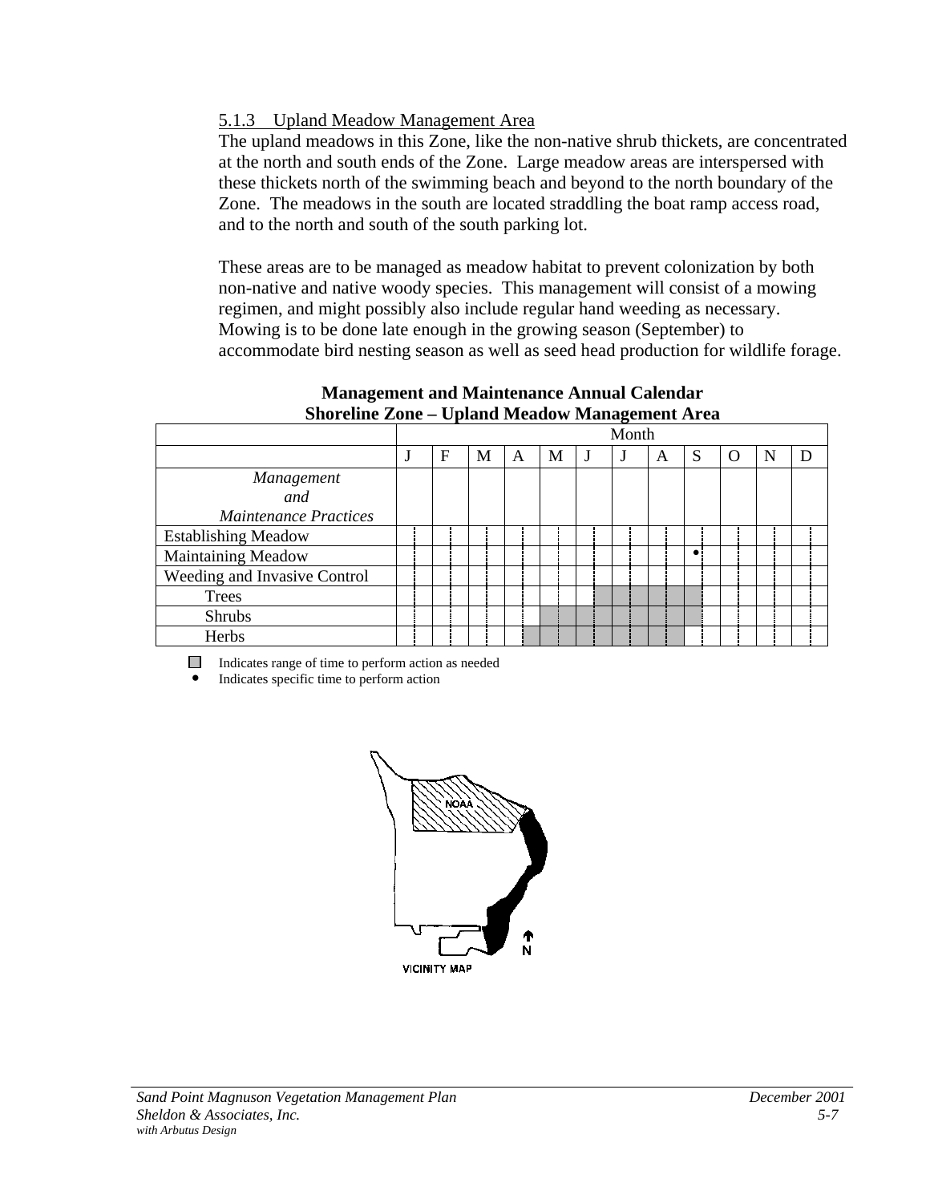### 5.1.3 Upland Meadow Management Area

The upland meadows in this Zone, like the non-native shrub thickets, are concentrated at the north and south ends of the Zone. Large meadow areas are interspersed with these thickets north of the swimming beach and beyond to the north boundary of the Zone. The meadows in the south are located straddling the boat ramp access road, and to the north and south of the south parking lot.

These areas are to be managed as meadow habitat to prevent colonization by both non-native and native woody species. This management will consist of a mowing regimen, and might possibly also include regular hand weeding as necessary. Mowing is to be done late enough in the growing season (September) to accommodate bird nesting season as well as seed head production for wildlife forage.

**Management and Maintenance Annual Calendar**
**Shoreline Zone – Upland Meadow Management Area**

| | Month | | | | | | | | | | | |
|---|---|---|---|---|---|---|---|---|---|---|---|---|
| | J | F | M | A | M | J | J | A | S | O | N | D |
| *Management and Maintenance Practices* | | | | | | | | | | | | |
| Establishing Meadow | | | | | | | | | | | | |
| Maintaining Meadow | | | | | | | | | • | | | |
| Weeding and Invasive Control | | | | | | | | | | | | |
| Trees | | | | | | ■ (2nd half) | ■ | ■ | ■ (1st half) | | | |
| Shrubs | | | | | ■ | ■ | ■ | ■ | ■ (1st half) | | | |
| Herbs | | | | ■ (2nd half) | ■ | ■ | ■ | ■ | | | | |

■ Indicates range of time to perform action as needed

• Indicates specific time to perform action

NOAA

N

VICINITY MAP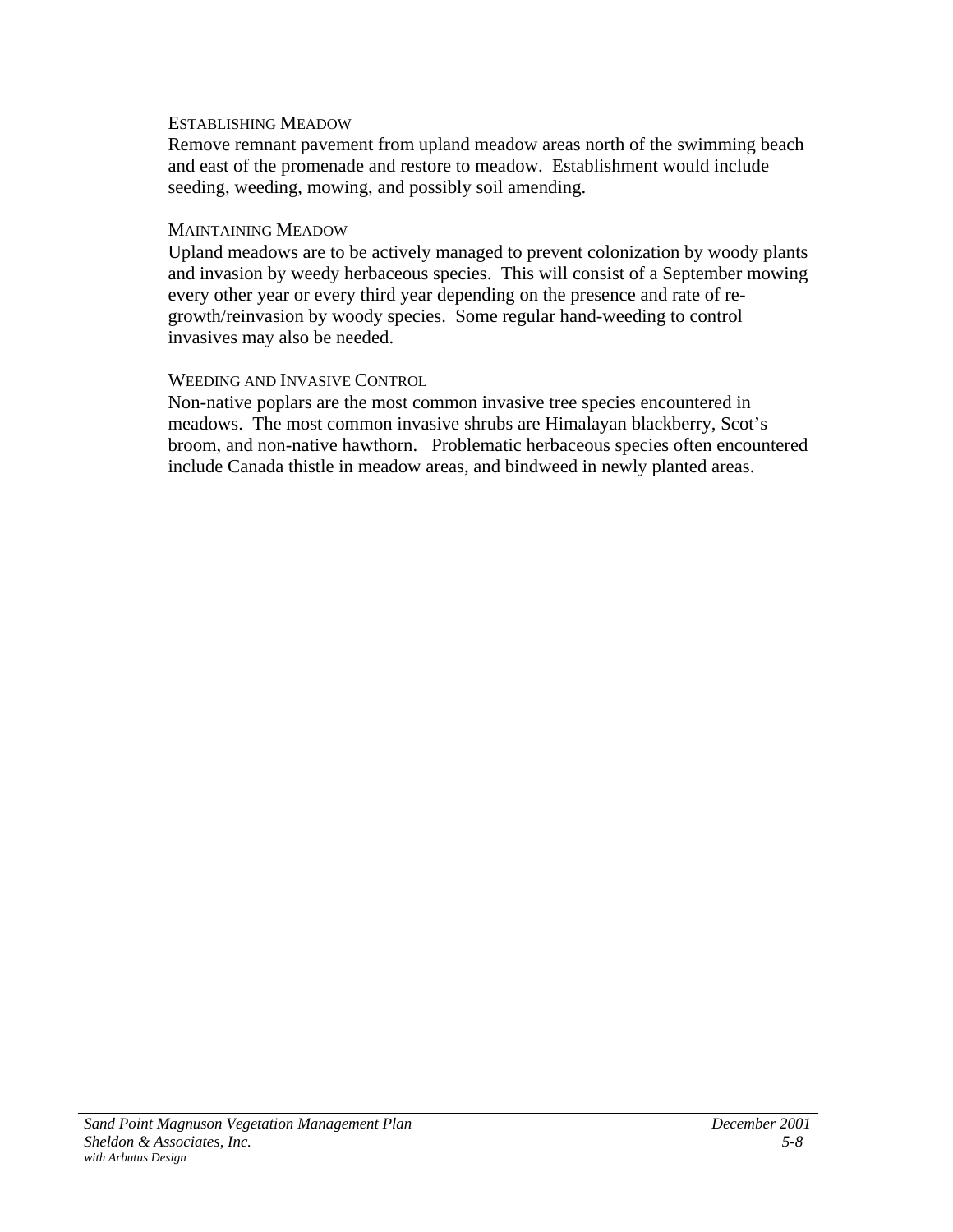#### Establishing Meadow

Remove remnant pavement from upland meadow areas north of the swimming beach and east of the promenade and restore to meadow. Establishment would include seeding, weeding, mowing, and possibly soil amending.

#### Maintaining Meadow

Upland meadows are to be actively managed to prevent colonization by woody plants and invasion by weedy herbaceous species. This will consist of a September mowing every other year or every third year depending on the presence and rate of re-growth/reinvasion by woody species. Some regular hand-weeding to control invasives may also be needed.

#### Weeding and Invasive Control

Non-native poplars are the most common invasive tree species encountered in meadows. The most common invasive shrubs are Himalayan blackberry, Scot's broom, and non-native hawthorn. Problematic herbaceous species often encountered include Canada thistle in meadow areas, and bindweed in newly planted areas.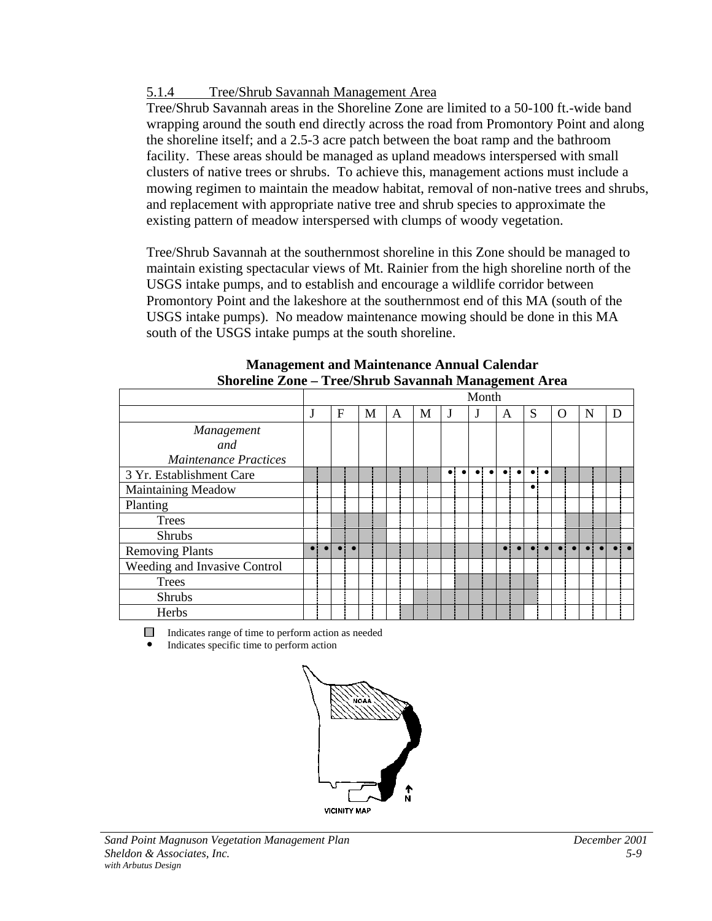### 5.1.4 Tree/Shrub Savannah Management Area

Tree/Shrub Savannah areas in the Shoreline Zone are limited to a 50-100 ft.-wide band wrapping around the south end directly across the road from Promontory Point and along the shoreline itself; and a 2.5-3 acre patch between the boat ramp and the bathroom facility. These areas should be managed as upland meadows interspersed with small clusters of native trees or shrubs. To achieve this, management actions must include a mowing regimen to maintain the meadow habitat, removal of non-native trees and shrubs, and replacement with appropriate native tree and shrub species to approximate the existing pattern of meadow interspersed with clumps of woody vegetation.

Tree/Shrub Savannah at the southernmost shoreline in this Zone should be managed to maintain existing spectacular views of Mt. Rainier from the high shoreline north of the USGS intake pumps, and to establish and encourage a wildlife corridor between Promontory Point and the lakeshore at the southernmost end of this MA (south of the USGS intake pumps). No meadow maintenance mowing should be done in this MA south of the USGS intake pumps at the south shoreline.

**Management and Maintenance Annual Calendar**
**Shoreline Zone – Tree/Shrub Savannah Management Area**

| | Month | | | | | | | | | | | |
|---|---|---|---|---|---|---|---|---|---|---|---|---|
| | J | F | M | A | M | J | J | A | S | O | N | D |
| *Management and Maintenance Practices* | | | | | | | | | | | | |
| 3 Yr. Establishment Care | ■ | ■ | ■ | ■ | ■ | • • | • • | • • | • • | ■ | ■ | ■ |
| Maintaining Meadow | | | | | | | | | • | | | |
| Planting | | | | | | | | | | | | |
| Trees | | ■ | ■ | | | | | | | ■ (late) | ■ | ■ (early) |
| Shrubs | | ■ | ■ | | | | | | | ■ (late) | ■ | ■ (early) |
| Removing Plants | • • | • • | | ■ | ■ | ■ | ■ | • • | • • | • • | • • | • • |
| Weeding and Invasive Control | | | | | | | | | | | | |
| Trees | | | | | | ■ (late) | ■ | ■ | ■ (early) | | | |
| Shrubs | | | | | ■ | ■ | ■ | ■ | ■ (early) | | | |
| Herbs | | | | ■ (late) | ■ | ■ | ■ | ■ | | | | |

■ Indicates range of time to perform action as needed
• Indicates specific time to perform action

VICINITY MAP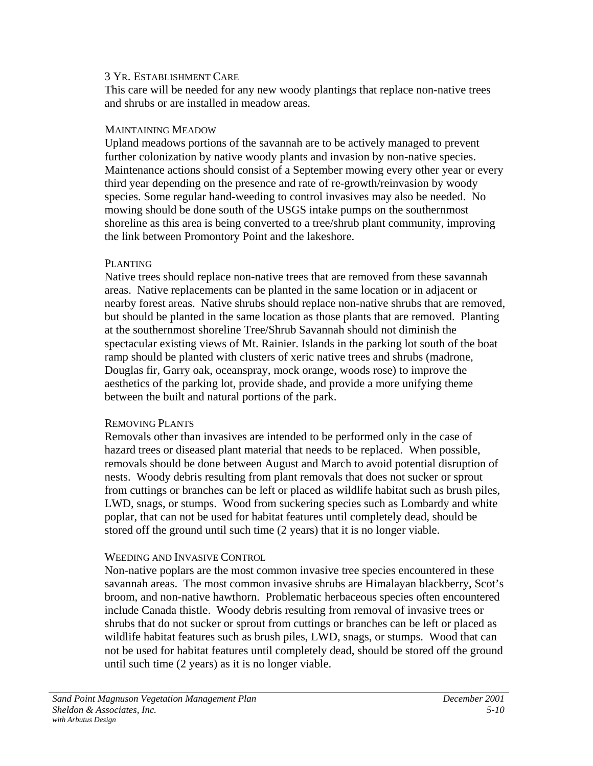#### 3 Yr. Establishment Care

This care will be needed for any new woody plantings that replace non-native trees and shrubs or are installed in meadow areas.

#### Maintaining Meadow

Upland meadows portions of the savannah are to be actively managed to prevent further colonization by native woody plants and invasion by non-native species. Maintenance actions should consist of a September mowing every other year or every third year depending on the presence and rate of re-growth/reinvasion by woody species. Some regular hand-weeding to control invasives may also be needed. No mowing should be done south of the USGS intake pumps on the southernmost shoreline as this area is being converted to a tree/shrub plant community, improving the link between Promontory Point and the lakeshore.

#### Planting

Native trees should replace non-native trees that are removed from these savannah areas. Native replacements can be planted in the same location or in adjacent or nearby forest areas. Native shrubs should replace non-native shrubs that are removed, but should be planted in the same location as those plants that are removed. Planting at the southernmost shoreline Tree/Shrub Savannah should not diminish the spectacular existing views of Mt. Rainier. Islands in the parking lot south of the boat ramp should be planted with clusters of xeric native trees and shrubs (madrone, Douglas fir, Garry oak, oceanspray, mock orange, woods rose) to improve the aesthetics of the parking lot, provide shade, and provide a more unifying theme between the built and natural portions of the park.

#### Removing Plants

Removals other than invasives are intended to be performed only in the case of hazard trees or diseased plant material that needs to be replaced. When possible, removals should be done between August and March to avoid potential disruption of nests. Woody debris resulting from plant removals that does not sucker or sprout from cuttings or branches can be left or placed as wildlife habitat such as brush piles, LWD, snags, or stumps. Wood from suckering species such as Lombardy and white poplar, that can not be used for habitat features until completely dead, should be stored off the ground until such time (2 years) that it is no longer viable.

#### Weeding and Invasive Control

Non-native poplars are the most common invasive tree species encountered in these savannah areas. The most common invasive shrubs are Himalayan blackberry, Scot's broom, and non-native hawthorn. Problematic herbaceous species often encountered include Canada thistle. Woody debris resulting from removal of invasive trees or shrubs that do not sucker or sprout from cuttings or branches can be left or placed as wildlife habitat features such as brush piles, LWD, snags, or stumps. Wood that can not be used for habitat features until completely dead, should be stored off the ground until such time (2 years) as it is no longer viable.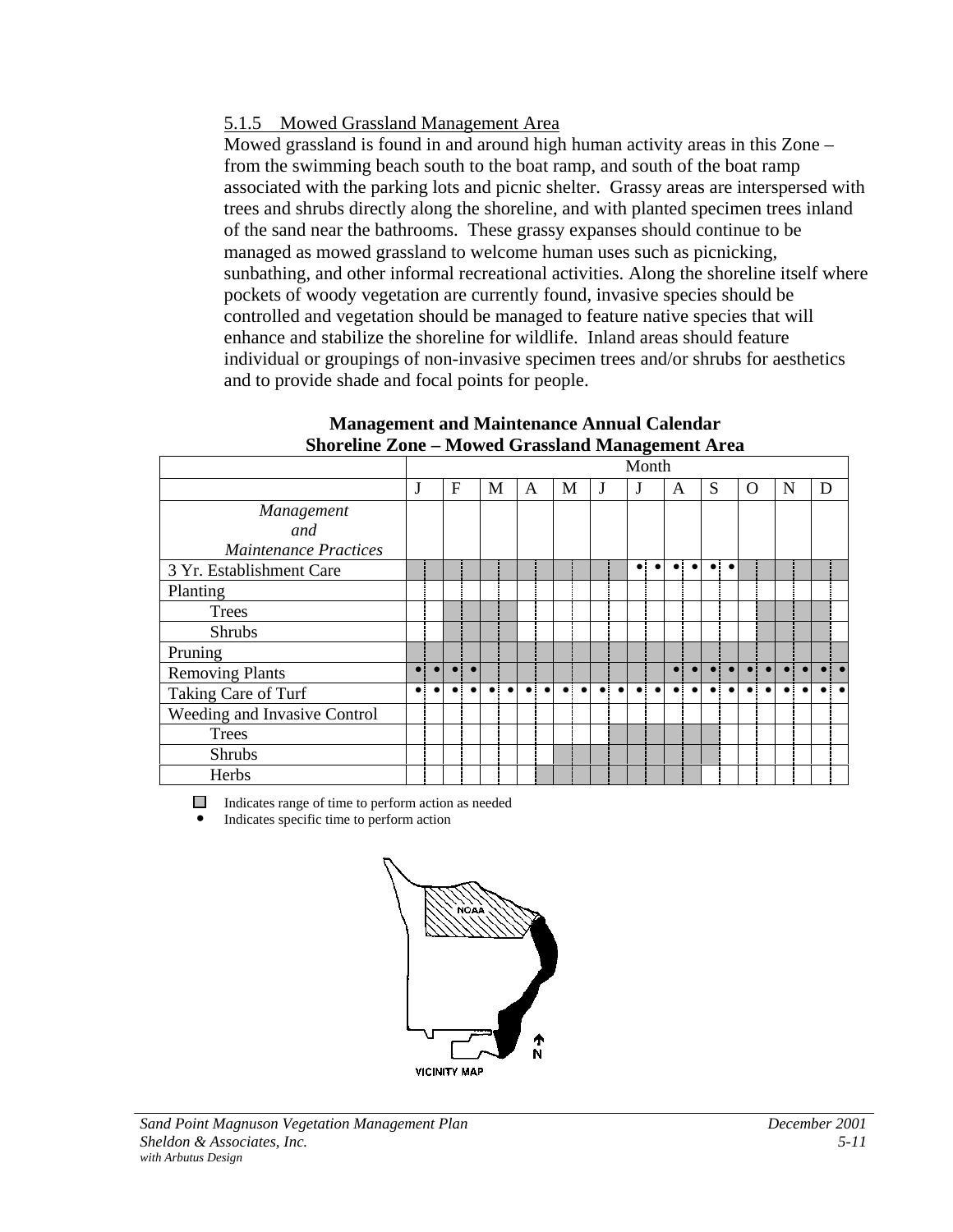### 5.1.5 Mowed Grassland Management Area

Mowed grassland is found in and around high human activity areas in this Zone – from the swimming beach south to the boat ramp, and south of the boat ramp associated with the parking lots and picnic shelter. Grassy areas are interspersed with trees and shrubs directly along the shoreline, and with planted specimen trees inland of the sand near the bathrooms. These grassy expanses should continue to be managed as mowed grassland to welcome human uses such as picnicking, sunbathing, and other informal recreational activities. Along the shoreline itself where pockets of woody vegetation are currently found, invasive species should be controlled and vegetation should be managed to feature native species that will enhance and stabilize the shoreline for wildlife. Inland areas should feature individual or groupings of non-invasive specimen trees and/or shrubs for aesthetics and to provide shade and focal points for people.

**Management and Maintenance Annual Calendar**
**Shoreline Zone – Mowed Grassland Management Area**

| *Management and Maintenance Practices* | J | F | M | A | M | J | J | A | S | O | N | D |
|---|---|---|---|---|---|---|---|---|---|---|---|---|
| 3 Yr. Establishment Care | ■ | ■ | ■ | ■ | ■ | ■ | • • | • • | • • | ■ | ■ | ■ |
| Planting | | | | | | | | | | | | |
| Trees | | ■ | ■ | | | | | | | ■ | ■ | ■ |
| Shrubs | | ■ | ■ | | | | | | | ■ | ■ | ■ |
| Pruning | ■ | ■ | ■ | ■ | ■ | ■ | ■ | ■ | ■ | ■ | ■ | ■ |
| Removing Plants | • • | • • | ■ | ■ | ■ | ■ | ■ | • • | • • | • • | • • | • • |
| Taking Care of Turf | • • | • • | • • | • • | • • | • • | • • | • • | • • | • • | • • | • • |
| Weeding and Invasive Control | | | | | | | | | | | | |
| Trees | | | | | | ■ | ■ | ■ | ■ | | | |
| Shrubs | | | | | ■ | ■ | ■ | ■ | ■ | | | |
| Herbs | | | | ■ | ■ | ■ | ■ | ■ | | | | |

■ Indicates range of time to perform action as needed
• Indicates specific time to perform action

NOAA

N

VICINITY MAP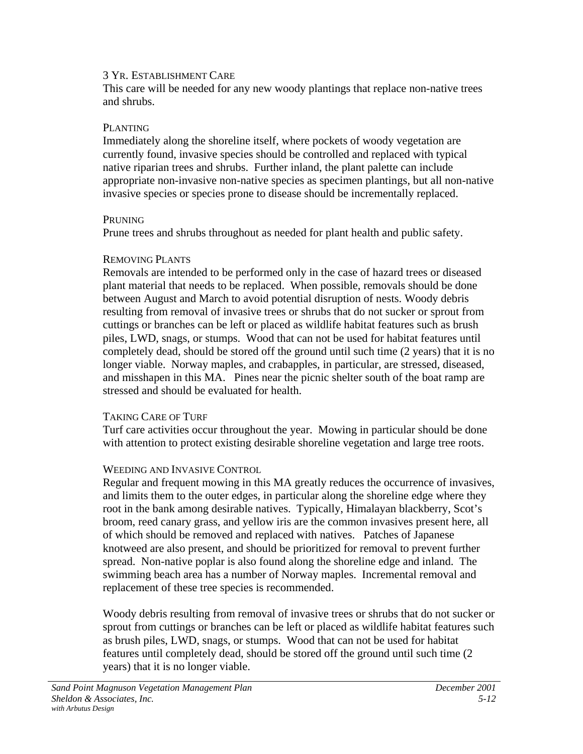### 3 Yr. Establishment Care

This care will be needed for any new woody plantings that replace non-native trees and shrubs.

### Planting

Immediately along the shoreline itself, where pockets of woody vegetation are currently found, invasive species should be controlled and replaced with typical native riparian trees and shrubs. Further inland, the plant palette can include appropriate non-invasive non-native species as specimen plantings, but all non-native invasive species or species prone to disease should be incrementally replaced.

### Pruning

Prune trees and shrubs throughout as needed for plant health and public safety.

### Removing Plants

Removals are intended to be performed only in the case of hazard trees or diseased plant material that needs to be replaced. When possible, removals should be done between August and March to avoid potential disruption of nests. Woody debris resulting from removal of invasive trees or shrubs that do not sucker or sprout from cuttings or branches can be left or placed as wildlife habitat features such as brush piles, LWD, snags, or stumps. Wood that can not be used for habitat features until completely dead, should be stored off the ground until such time (2 years) that it is no longer viable. Norway maples, and crabapples, in particular, are stressed, diseased, and misshapen in this MA. Pines near the picnic shelter south of the boat ramp are stressed and should be evaluated for health.

### Taking Care of Turf

Turf care activities occur throughout the year. Mowing in particular should be done with attention to protect existing desirable shoreline vegetation and large tree roots.

### Weeding and Invasive Control

Regular and frequent mowing in this MA greatly reduces the occurrence of invasives, and limits them to the outer edges, in particular along the shoreline edge where they root in the bank among desirable natives. Typically, Himalayan blackberry, Scot's broom, reed canary grass, and yellow iris are the common invasives present here, all of which should be removed and replaced with natives. Patches of Japanese knotweed are also present, and should be prioritized for removal to prevent further spread. Non-native poplar is also found along the shoreline edge and inland. The swimming beach area has a number of Norway maples. Incremental removal and replacement of these tree species is recommended.

Woody debris resulting from removal of invasive trees or shrubs that do not sucker or sprout from cuttings or branches can be left or placed as wildlife habitat features such as brush piles, LWD, snags, or stumps. Wood that can not be used for habitat features until completely dead, should be stored off the ground until such time (2 years) that it is no longer viable.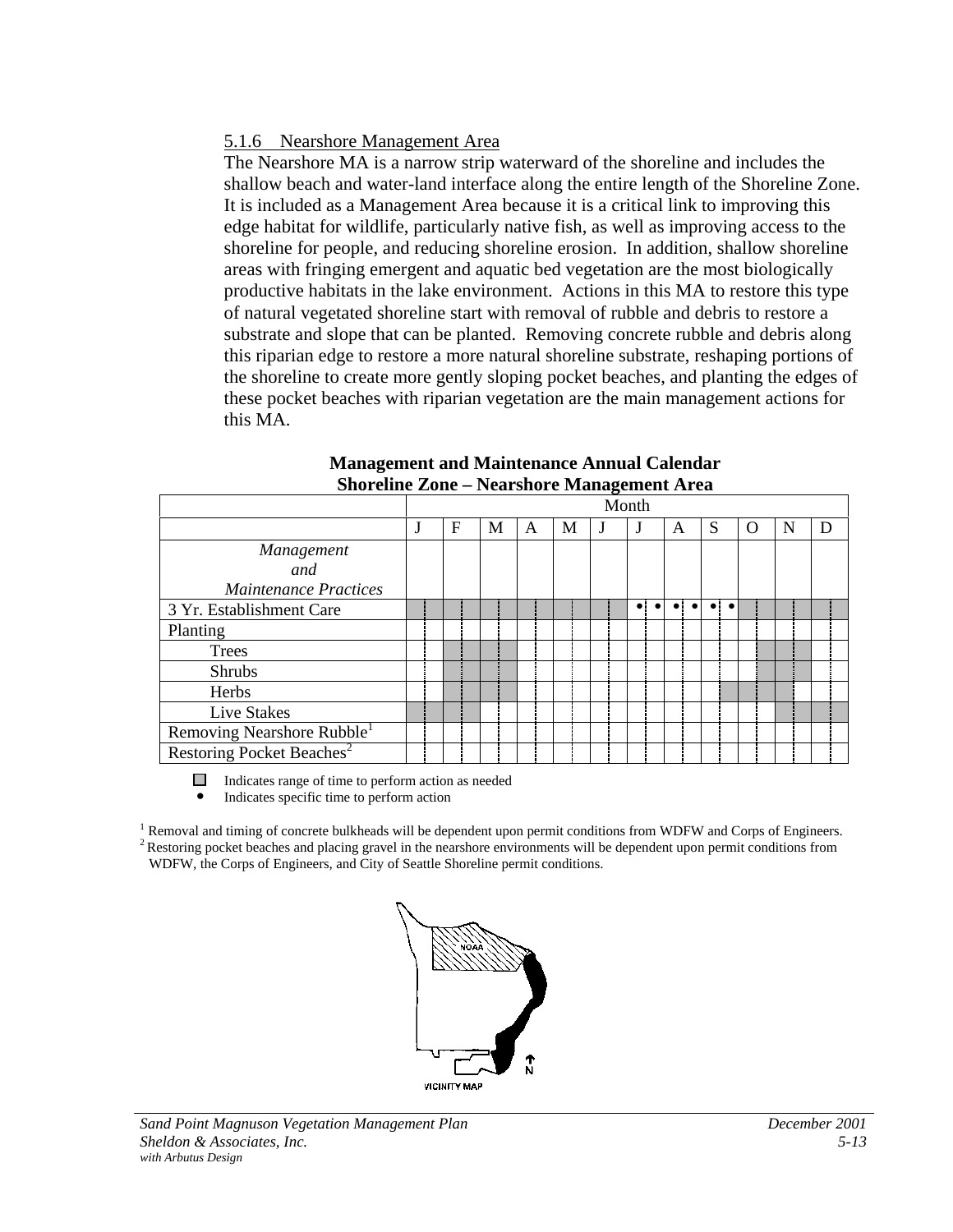5.1.6 Nearshore Management Area

The Nearshore MA is a narrow strip waterward of the shoreline and includes the shallow beach and water-land interface along the entire length of the Shoreline Zone. It is included as a Management Area because it is a critical link to improving this edge habitat for wildlife, particularly native fish, as well as improving access to the shoreline for people, and reducing shoreline erosion. In addition, shallow shoreline areas with fringing emergent and aquatic bed vegetation are the most biologically productive habitats in the lake environment. Actions in this MA to restore this type of natural vegetated shoreline start with removal of rubble and debris to restore a substrate and slope that can be planted. Removing concrete rubble and debris along this riparian edge to restore a more natural shoreline substrate, reshaping portions of the shoreline to create more gently sloping pocket beaches, and planting the edges of these pocket beaches with riparian vegetation are the main management actions for this MA.

**Management and Maintenance Annual Calendar**
**Shoreline Zone – Nearshore Management Area**

| | Month | | | | | | | | | | | |
|---|---|---|---|---|---|---|---|---|---|---|---|---|
| | J | F | M | A | M | J | J | A | S | O | N | D |
| *Management and Maintenance Practices* | | | | | | | | | | | | |
| 3 Yr. Establishment Care | ■ | ■ | ■ | ■ | ■ | ■ | • • | • • | • • | ■ | ■ | ■ |
| Planting | | | | | | | | | | | | |
| Trees | | ■ | ■ | | | | | | | ■ | ■ | |
| Shrubs | | ■ | ■ | | | | | | | ■ | ■ | |
| Herbs | | ■ | ■ | | | | | | ■ | ■ | | |
| Live Stakes | ■ | ■ | | | | | | | | | ■ | ■ |
| Removing Nearshore Rubble[1] | | | | | | | | | | | | |
| Restoring Pocket Beaches[2] | | | | | | | | | | | | |

■ Indicates range of time to perform action as needed
• Indicates specific time to perform action

[1] Removal and timing of concrete bulkheads will be dependent upon permit conditions from WDFW and Corps of Engineers.
[2] Restoring pocket beaches and placing gravel in the nearshore environments will be dependent upon permit conditions from WDFW, the Corps of Engineers, and City of Seattle Shoreline permit conditions.

NOAA

N

VICINITY MAP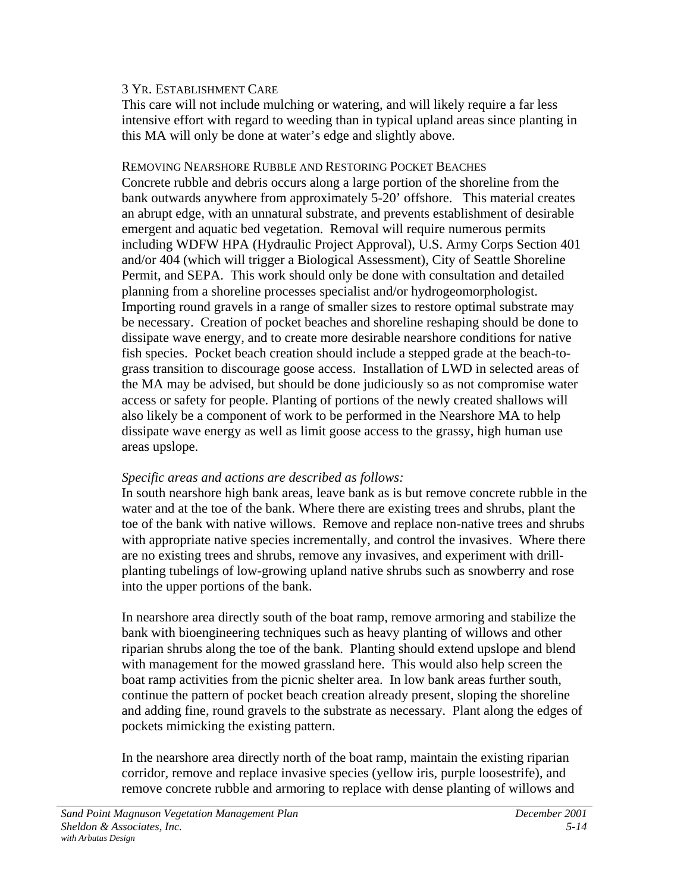### 3 Yr. Establishment Care

This care will not include mulching or watering, and will likely require a far less intensive effort with regard to weeding than in typical upland areas since planting in this MA will only be done at water's edge and slightly above.

### Removing Nearshore Rubble and Restoring Pocket Beaches

Concrete rubble and debris occurs along a large portion of the shoreline from the bank outwards anywhere from approximately 5-20' offshore. This material creates an abrupt edge, with an unnatural substrate, and prevents establishment of desirable emergent and aquatic bed vegetation. Removal will require numerous permits including WDFW HPA (Hydraulic Project Approval), U.S. Army Corps Section 401 and/or 404 (which will trigger a Biological Assessment), City of Seattle Shoreline Permit, and SEPA. This work should only be done with consultation and detailed planning from a shoreline processes specialist and/or hydrogeomorphologist. Importing round gravels in a range of smaller sizes to restore optimal substrate may be necessary. Creation of pocket beaches and shoreline reshaping should be done to dissipate wave energy, and to create more desirable nearshore conditions for native fish species. Pocket beach creation should include a stepped grade at the beach-to-grass transition to discourage goose access. Installation of LWD in selected areas of the MA may be advised, but should be done judiciously so as not compromise water access or safety for people. Planting of portions of the newly created shallows will also likely be a component of work to be performed in the Nearshore MA to help dissipate wave energy as well as limit goose access to the grassy, high human use areas upslope.

*Specific areas and actions are described as follows:*

In south nearshore high bank areas, leave bank as is but remove concrete rubble in the water and at the toe of the bank. Where there are existing trees and shrubs, plant the toe of the bank with native willows. Remove and replace non-native trees and shrubs with appropriate native species incrementally, and control the invasives. Where there are no existing trees and shrubs, remove any invasives, and experiment with drill-planting tubelings of low-growing upland native shrubs such as snowberry and rose into the upper portions of the bank.

In nearshore area directly south of the boat ramp, remove armoring and stabilize the bank with bioengineering techniques such as heavy planting of willows and other riparian shrubs along the toe of the bank. Planting should extend upslope and blend with management for the mowed grassland here. This would also help screen the boat ramp activities from the picnic shelter area. In low bank areas further south, continue the pattern of pocket beach creation already present, sloping the shoreline and adding fine, round gravels to the substrate as necessary. Plant along the edges of pockets mimicking the existing pattern.

In the nearshore area directly north of the boat ramp, maintain the existing riparian corridor, remove and replace invasive species (yellow iris, purple loosestrife), and remove concrete rubble and armoring to replace with dense planting of willows and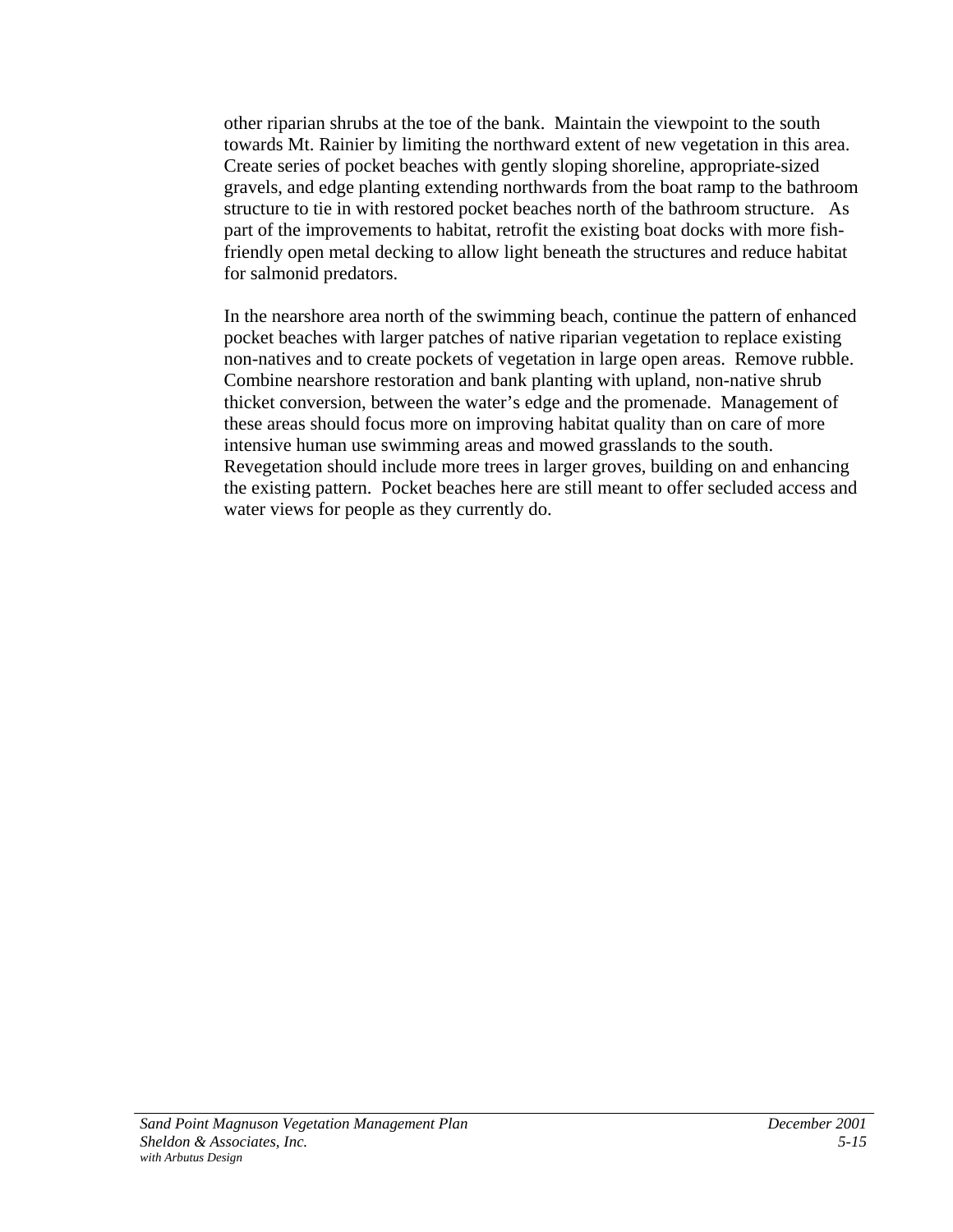other riparian shrubs at the toe of the bank. Maintain the viewpoint to the south towards Mt. Rainier by limiting the northward extent of new vegetation in this area. Create series of pocket beaches with gently sloping shoreline, appropriate-sized gravels, and edge planting extending northwards from the boat ramp to the bathroom structure to tie in with restored pocket beaches north of the bathroom structure. As part of the improvements to habitat, retrofit the existing boat docks with more fish-friendly open metal decking to allow light beneath the structures and reduce habitat for salmonid predators.

In the nearshore area north of the swimming beach, continue the pattern of enhanced pocket beaches with larger patches of native riparian vegetation to replace existing non-natives and to create pockets of vegetation in large open areas. Remove rubble. Combine nearshore restoration and bank planting with upland, non-native shrub thicket conversion, between the water's edge and the promenade. Management of these areas should focus more on improving habitat quality than on care of more intensive human use swimming areas and mowed grasslands to the south. Revegetation should include more trees in larger groves, building on and enhancing the existing pattern. Pocket beaches here are still meant to offer secluded access and water views for people as they currently do.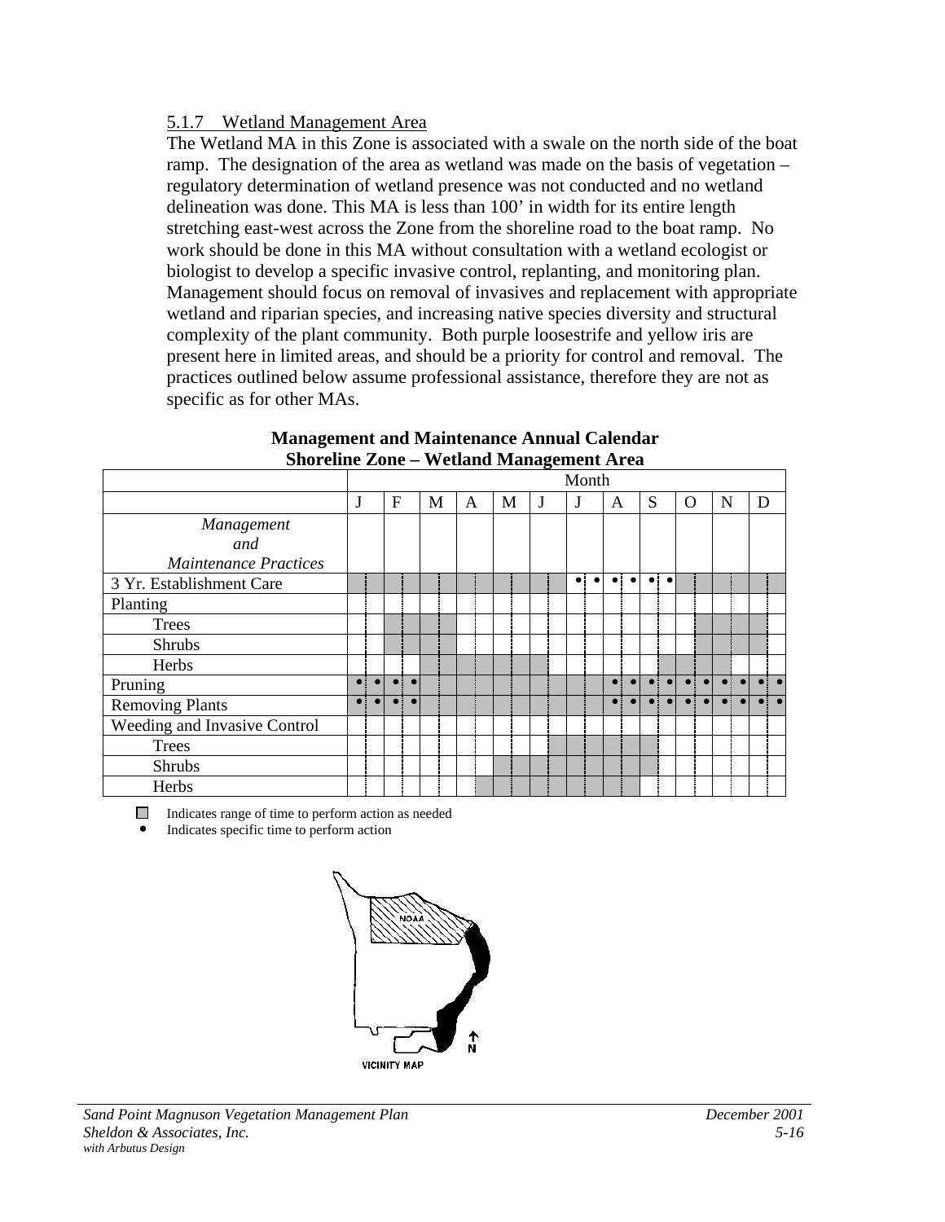### 5.1.7 Wetland Management Area

The Wetland MA in this Zone is associated with a swale on the north side of the boat ramp. The designation of the area as wetland was made on the basis of vegetation – regulatory determination of wetland presence was not conducted and no wetland delineation was done. This MA is less than 100' in width for its entire length stretching east-west across the Zone from the shoreline road to the boat ramp. No work should be done in this MA without consultation with a wetland ecologist or biologist to develop a specific invasive control, replanting, and monitoring plan. Management should focus on removal of invasives and replacement with appropriate wetland and riparian species, and increasing native species diversity and structural complexity of the plant community. Both purple loosestrife and yellow iris are present here in limited areas, and should be a priority for control and removal. The practices outlined below assume professional assistance, therefore they are not as specific as for other MAs.

**Management and Maintenance Annual Calendar**
**Shoreline Zone – Wetland Management Area**

| | Month | | | | | | | | | | | |
|---|---|---|---|---|---|---|---|---|---|---|---|---|
| | J | F | M | A | M | J | J | A | S | O | N | D |
| *Management and Maintenance Practices* | | | | | | | | | | | | |
| 3 Yr. Establishment Care | ■ | ■ | ■ | ■ | ■ | ■ | • • | • • | • • | ■ | ■ | ■ |
| Planting | | | | | | | | | | | | |
| Trees | | ■ | ■ | | | | | | | | ■ | ■ |
| Shrubs | | ■ | ■ | | | | | | | | ■ | ■ |
| Herbs | | | ■ | ■ | ■ | ■ | | | ■ | ■ | ■ | |
| Pruning | • • | • • | ■ | ■ | ■ | ■ | ■ | • • | • • | • • | • • | • • |
| Removing Plants | • • | • • | ■ | ■ | ■ | ■ | ■ | • • | • • | • • | • • | • • |
| Weeding and Invasive Control | | | | | | | | | | | | |
| Trees | | | | | | ■ | ■ | ■ | ■ | | | |
| Shrubs | | | | | ■ | ■ | ■ | ■ | ■ | | | |
| Herbs | | | | ■ | ■ | ■ | ■ | ■ | | | | |

■ Indicates range of time to perform action as needed

• Indicates specific time to perform action

NOAA

VICINITY MAP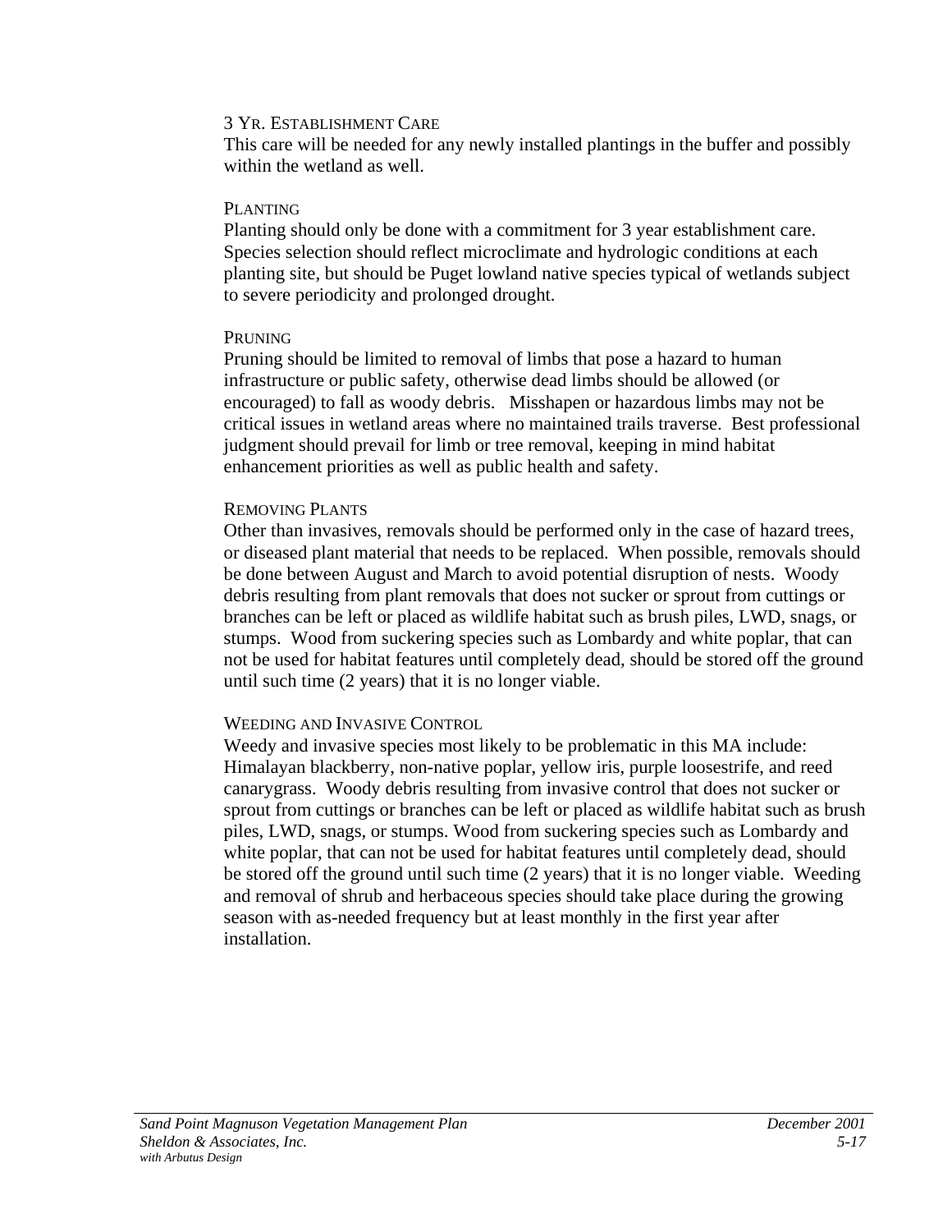#### 3 Yr. Establishment Care

This care will be needed for any newly installed plantings in the buffer and possibly within the wetland as well.

#### Planting

Planting should only be done with a commitment for 3 year establishment care. Species selection should reflect microclimate and hydrologic conditions at each planting site, but should be Puget lowland native species typical of wetlands subject to severe periodicity and prolonged drought.

#### Pruning

Pruning should be limited to removal of limbs that pose a hazard to human infrastructure or public safety, otherwise dead limbs should be allowed (or encouraged) to fall as woody debris. Misshapen or hazardous limbs may not be critical issues in wetland areas where no maintained trails traverse. Best professional judgment should prevail for limb or tree removal, keeping in mind habitat enhancement priorities as well as public health and safety.

#### Removing Plants

Other than invasives, removals should be performed only in the case of hazard trees, or diseased plant material that needs to be replaced. When possible, removals should be done between August and March to avoid potential disruption of nests. Woody debris resulting from plant removals that does not sucker or sprout from cuttings or branches can be left or placed as wildlife habitat such as brush piles, LWD, snags, or stumps. Wood from suckering species such as Lombardy and white poplar, that can not be used for habitat features until completely dead, should be stored off the ground until such time (2 years) that it is no longer viable.

#### Weeding and Invasive Control

Weedy and invasive species most likely to be problematic in this MA include: Himalayan blackberry, non-native poplar, yellow iris, purple loosestrife, and reed canarygrass. Woody debris resulting from invasive control that does not sucker or sprout from cuttings or branches can be left or placed as wildlife habitat such as brush piles, LWD, snags, or stumps. Wood from suckering species such as Lombardy and white poplar, that can not be used for habitat features until completely dead, should be stored off the ground until such time (2 years) that it is no longer viable. Weeding and removal of shrub and herbaceous species should take place during the growing season with as-needed frequency but at least monthly in the first year after installation.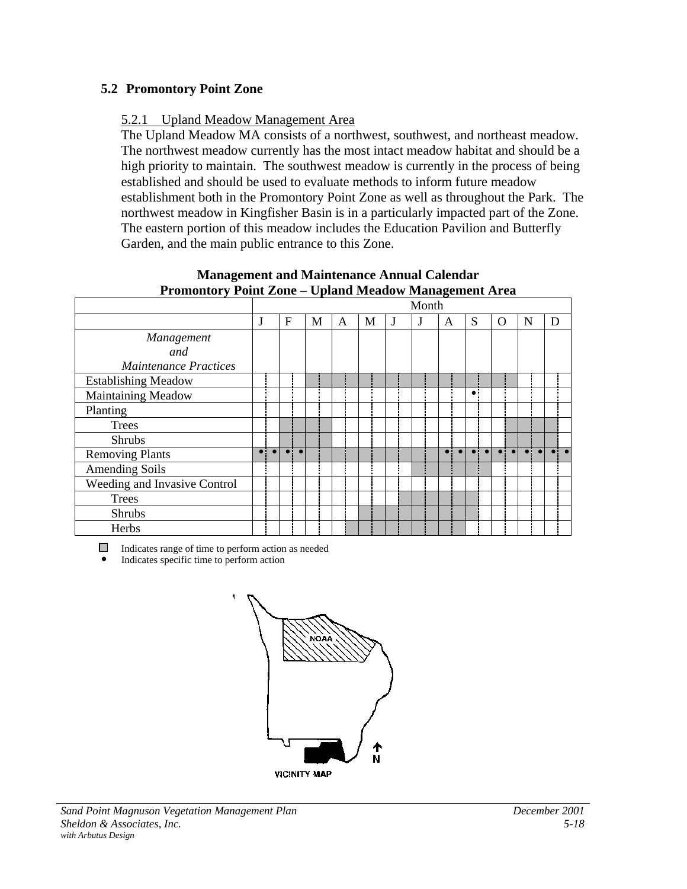## 5.2 Promontory Point Zone

### 5.2.1 Upland Meadow Management Area

The Upland Meadow MA consists of a northwest, southwest, and northeast meadow. The northwest meadow currently has the most intact meadow habitat and should be a high priority to maintain. The southwest meadow is currently in the process of being established and should be used to evaluate methods to inform future meadow establishment both in the Promontory Point Zone as well as throughout the Park. The northwest meadow in Kingfisher Basin is in a particularly impacted part of the Zone. The eastern portion of this meadow includes the Education Pavilion and Butterfly Garden, and the main public entrance to this Zone.

**Management and Maintenance Annual Calendar**
**Promontory Point Zone – Upland Meadow Management Area**

| *Management and Maintenance Practices* | J | F | M | A | M | J | J | A | S | O | N | D |
|---|---|---|---|---|---|---|---|---|---|---|---|---|
| Establishing Meadow | | | ■ | ■ | ■ | ■ | ■ | ■ | ■ | ■ | | |
| Maintaining Meadow | | | | | | | | | ● | | | |
| Planting | | | | | | | | | | | | |
| Trees | | ■ | ■ | | | | | | | ■ (2nd half) | ■ | ■ (1st half) |
| Shrubs | | ■ | ■ | | | | | | | ■ (2nd half) | ■ | ■ (1st half) |
| Removing Plants | ● ● | ● ● | ■ | ■ | ■ | ■ | ■ | ● ● | ● ● | ● ● | ● ● | ● ● |
| Amending Soils | | | | | | | ■ | ■ | ■ | | | |
| Weeding and Invasive Control | | | | | | | | | | | | |
| Trees | | | | | | ■ (2nd half) | ■ | ■ | | | | |
| Shrubs | | | | | ■ | ■ | ■ | ■ | ■ (1st half) | | | |
| Herbs | | | | ■ (2nd half) | ■ | ■ | ■ | ■ | | | | |

■ Indicates range of time to perform action as needed
● Indicates specific time to perform action

NOAA

N

VICINITY MAP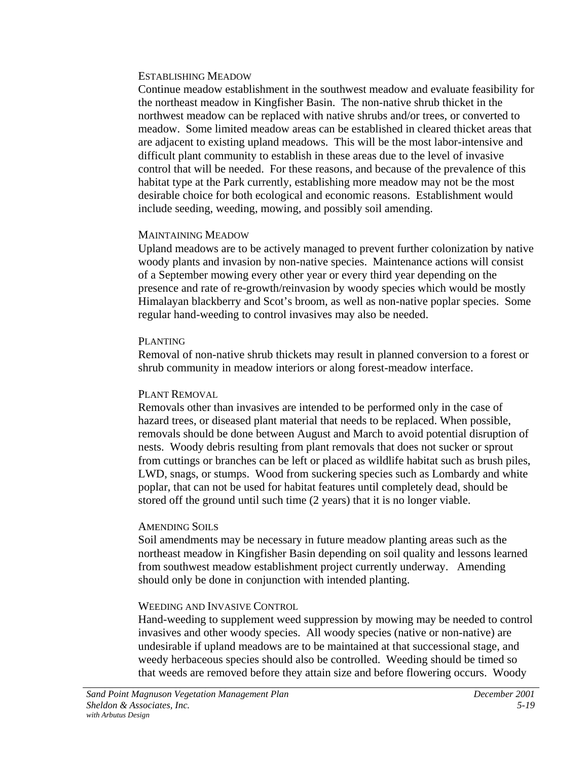#### Establishing Meadow

Continue meadow establishment in the southwest meadow and evaluate feasibility for the northeast meadow in Kingfisher Basin. The non-native shrub thicket in the northwest meadow can be replaced with native shrubs and/or trees, or converted to meadow. Some limited meadow areas can be established in cleared thicket areas that are adjacent to existing upland meadows. This will be the most labor-intensive and difficult plant community to establish in these areas due to the level of invasive control that will be needed. For these reasons, and because of the prevalence of this habitat type at the Park currently, establishing more meadow may not be the most desirable choice for both ecological and economic reasons. Establishment would include seeding, weeding, mowing, and possibly soil amending.

#### Maintaining Meadow

Upland meadows are to be actively managed to prevent further colonization by native woody plants and invasion by non-native species. Maintenance actions will consist of a September mowing every other year or every third year depending on the presence and rate of re-growth/reinvasion by woody species which would be mostly Himalayan blackberry and Scot's broom, as well as non-native poplar species. Some regular hand-weeding to control invasives may also be needed.

#### Planting

Removal of non-native shrub thickets may result in planned conversion to a forest or shrub community in meadow interiors or along forest-meadow interface.

#### Plant Removal

Removals other than invasives are intended to be performed only in the case of hazard trees, or diseased plant material that needs to be replaced. When possible, removals should be done between August and March to avoid potential disruption of nests. Woody debris resulting from plant removals that does not sucker or sprout from cuttings or branches can be left or placed as wildlife habitat such as brush piles, LWD, snags, or stumps. Wood from suckering species such as Lombardy and white poplar, that can not be used for habitat features until completely dead, should be stored off the ground until such time (2 years) that it is no longer viable.

#### Amending Soils

Soil amendments may be necessary in future meadow planting areas such as the northeast meadow in Kingfisher Basin depending on soil quality and lessons learned from southwest meadow establishment project currently underway. Amending should only be done in conjunction with intended planting.

#### Weeding and Invasive Control

Hand-weeding to supplement weed suppression by mowing may be needed to control invasives and other woody species. All woody species (native or non-native) are undesirable if upland meadows are to be maintained at that successional stage, and weedy herbaceous species should also be controlled. Weeding should be timed so that weeds are removed before they attain size and before flowering occurs. Woody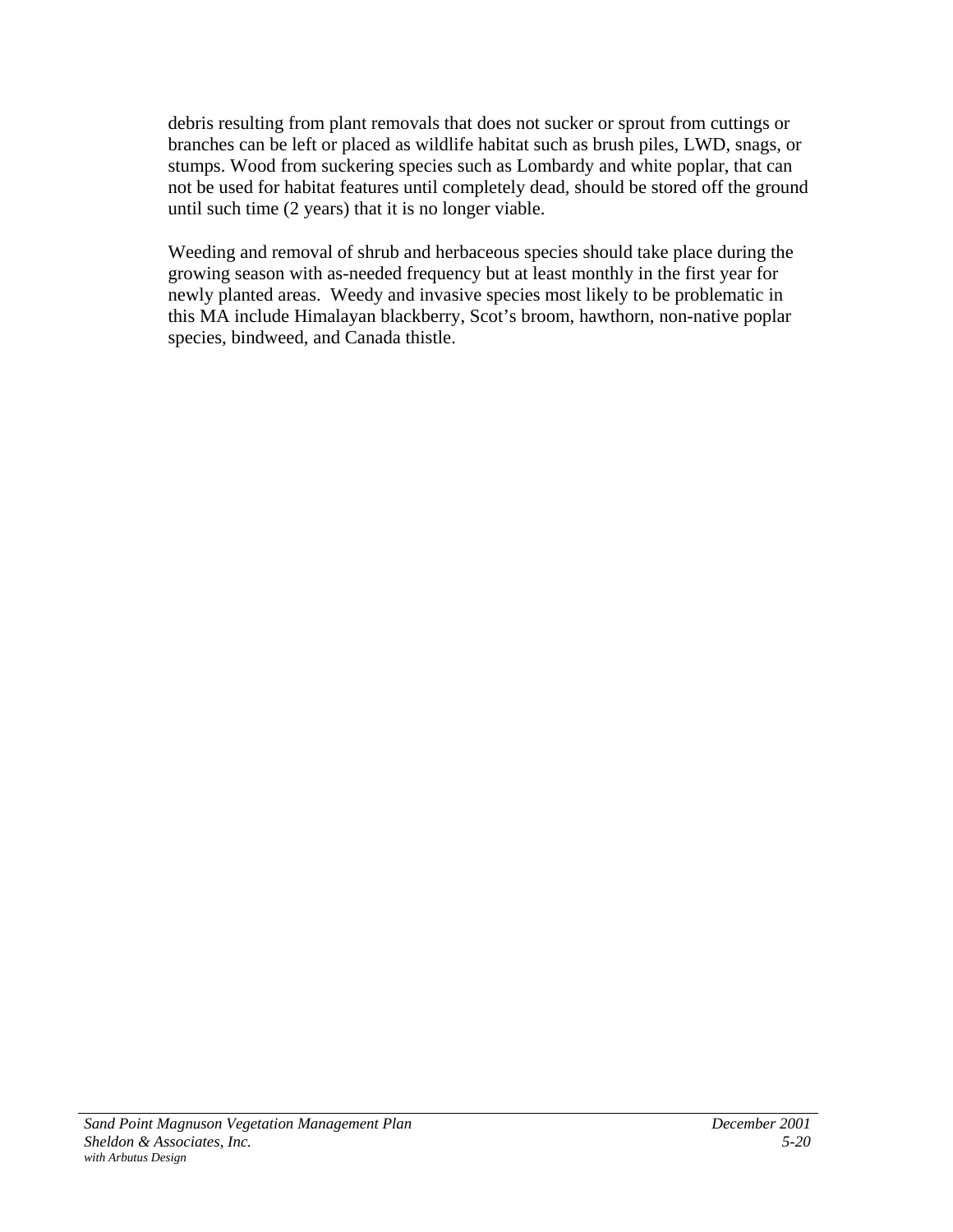debris resulting from plant removals that does not sucker or sprout from cuttings or branches can be left or placed as wildlife habitat such as brush piles, LWD, snags, or stumps. Wood from suckering species such as Lombardy and white poplar, that can not be used for habitat features until completely dead, should be stored off the ground until such time (2 years) that it is no longer viable.

Weeding and removal of shrub and herbaceous species should take place during the growing season with as-needed frequency but at least monthly in the first year for newly planted areas. Weedy and invasive species most likely to be problematic in this MA include Himalayan blackberry, Scot's broom, hawthorn, non-native poplar species, bindweed, and Canada thistle.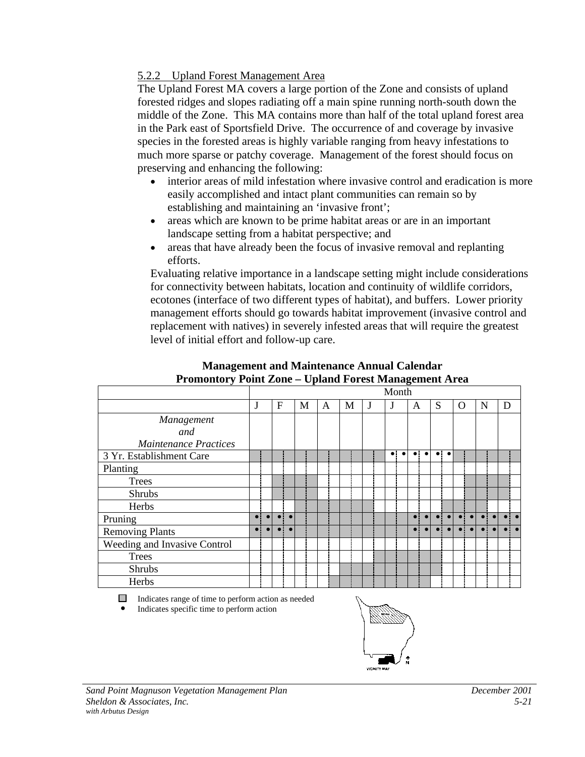### 5.2.2 Upland Forest Management Area

The Upland Forest MA covers a large portion of the Zone and consists of upland forested ridges and slopes radiating off a main spine running north-south down the middle of the Zone. This MA contains more than half of the total upland forest area in the Park east of Sportsfield Drive. The occurrence of and coverage by invasive species in the forested areas is highly variable ranging from heavy infestations to much more sparse or patchy coverage. Management of the forest should focus on preserving and enhancing the following:

- interior areas of mild infestation where invasive control and eradication is more easily accomplished and intact plant communities can remain so by establishing and maintaining an 'invasive front';
- areas which are known to be prime habitat areas or are in an important landscape setting from a habitat perspective; and
- areas that have already been the focus of invasive removal and replanting efforts.

Evaluating relative importance in a landscape setting might include considerations for connectivity between habitats, location and continuity of wildlife corridors, ecotones (interface of two different types of habitat), and buffers. Lower priority management efforts should go towards habitat improvement (invasive control and replacement with natives) in severely infested areas that will require the greatest level of initial effort and follow-up care.

**Management and Maintenance Annual Calendar**
**Promontory Point Zone – Upland Forest Management Area**

| | Month | | | | | | | | | | | |
|---|---|---|---|---|---|---|---|---|---|---|---|---|
| | J | F | M | A | M | J | J | A | S | O | N | D |
| *Management and Maintenance Practices* | | | | | | | | | | | | |
| 3 Yr. Establishment Care | ■ | ■ | ■ | ■ | ■ | ■ | • • | • • | • • | ■ | ■ | ■ |
| Planting | | | | | | | | | | | | |
| Trees | | ■ | ■ | | | | | | | ■ | ■ | |
| Shrubs | | ■ | ■ | | | | | | | ■ | ■ | |
| Herbs | | | ■ | ■ | ■ | ■ | | | ■ | ■ | ■ | |
| Pruning | • • | • • | ■ | ■ | ■ | ■ | ■ | • • | • • | • • | • • | • • |
| Removing Plants | • • | • • | ■ | ■ | ■ | ■ | ■ | • • | • • | • • | • • | • • |
| Weeding and Invasive Control | | | | | | | | | | | | |
| Trees | | | | | | ■ | ■ | ■ | ■ | | | |
| Shrubs | | | | | ■ | ■ | ■ | ■ | ■ | | | |
| Herbs | | | | ■ | ■ | ■ | ■ | ■ | | | | |

■ Indicates range of time to perform action as needed
• Indicates specific time to perform action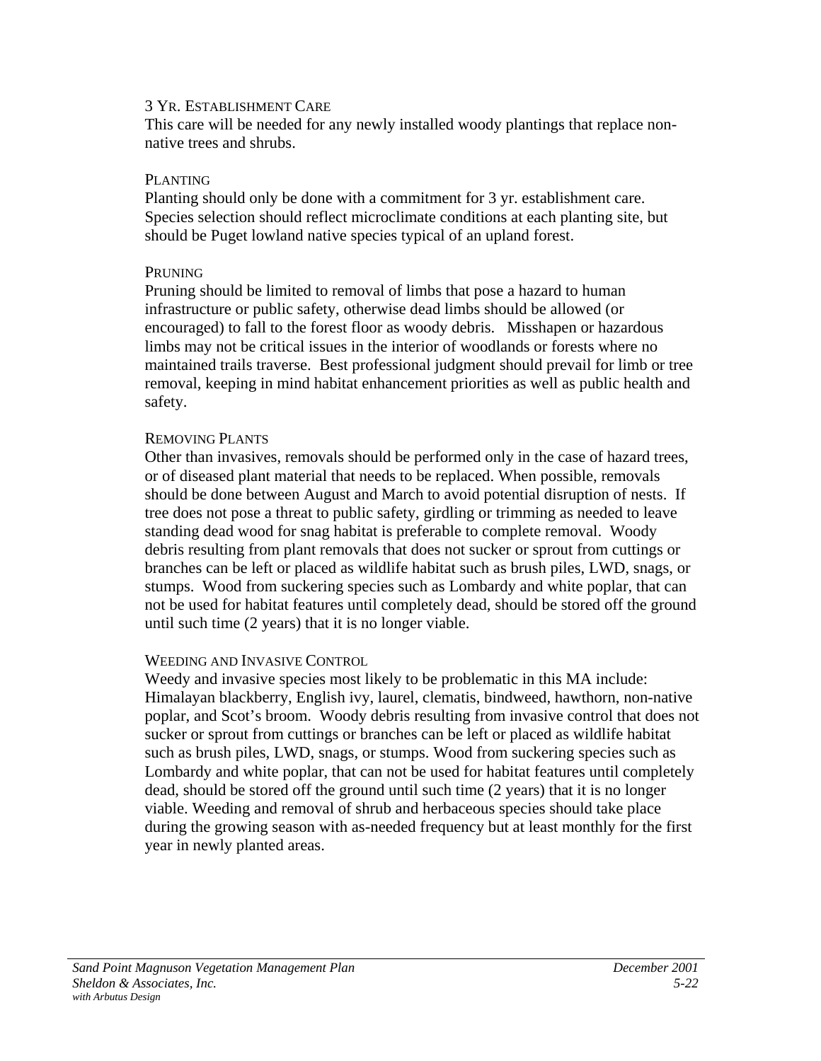#### 3 Yr. Establishment Care

This care will be needed for any newly installed woody plantings that replace non-native trees and shrubs.

#### Planting

Planting should only be done with a commitment for 3 yr. establishment care. Species selection should reflect microclimate conditions at each planting site, but should be Puget lowland native species typical of an upland forest.

#### Pruning

Pruning should be limited to removal of limbs that pose a hazard to human infrastructure or public safety, otherwise dead limbs should be allowed (or encouraged) to fall to the forest floor as woody debris. Misshapen or hazardous limbs may not be critical issues in the interior of woodlands or forests where no maintained trails traverse. Best professional judgment should prevail for limb or tree removal, keeping in mind habitat enhancement priorities as well as public health and safety.

#### Removing Plants

Other than invasives, removals should be performed only in the case of hazard trees, or of diseased plant material that needs to be replaced. When possible, removals should be done between August and March to avoid potential disruption of nests. If tree does not pose a threat to public safety, girdling or trimming as needed to leave standing dead wood for snag habitat is preferable to complete removal. Woody debris resulting from plant removals that does not sucker or sprout from cuttings or branches can be left or placed as wildlife habitat such as brush piles, LWD, snags, or stumps. Wood from suckering species such as Lombardy and white poplar, that can not be used for habitat features until completely dead, should be stored off the ground until such time (2 years) that it is no longer viable.

#### Weeding and Invasive Control

Weedy and invasive species most likely to be problematic in this MA include: Himalayan blackberry, English ivy, laurel, clematis, bindweed, hawthorn, non-native poplar, and Scot's broom. Woody debris resulting from invasive control that does not sucker or sprout from cuttings or branches can be left or placed as wildlife habitat such as brush piles, LWD, snags, or stumps. Wood from suckering species such as Lombardy and white poplar, that can not be used for habitat features until completely dead, should be stored off the ground until such time (2 years) that it is no longer viable. Weeding and removal of shrub and herbaceous species should take place during the growing season with as-needed frequency but at least monthly for the first year in newly planted areas.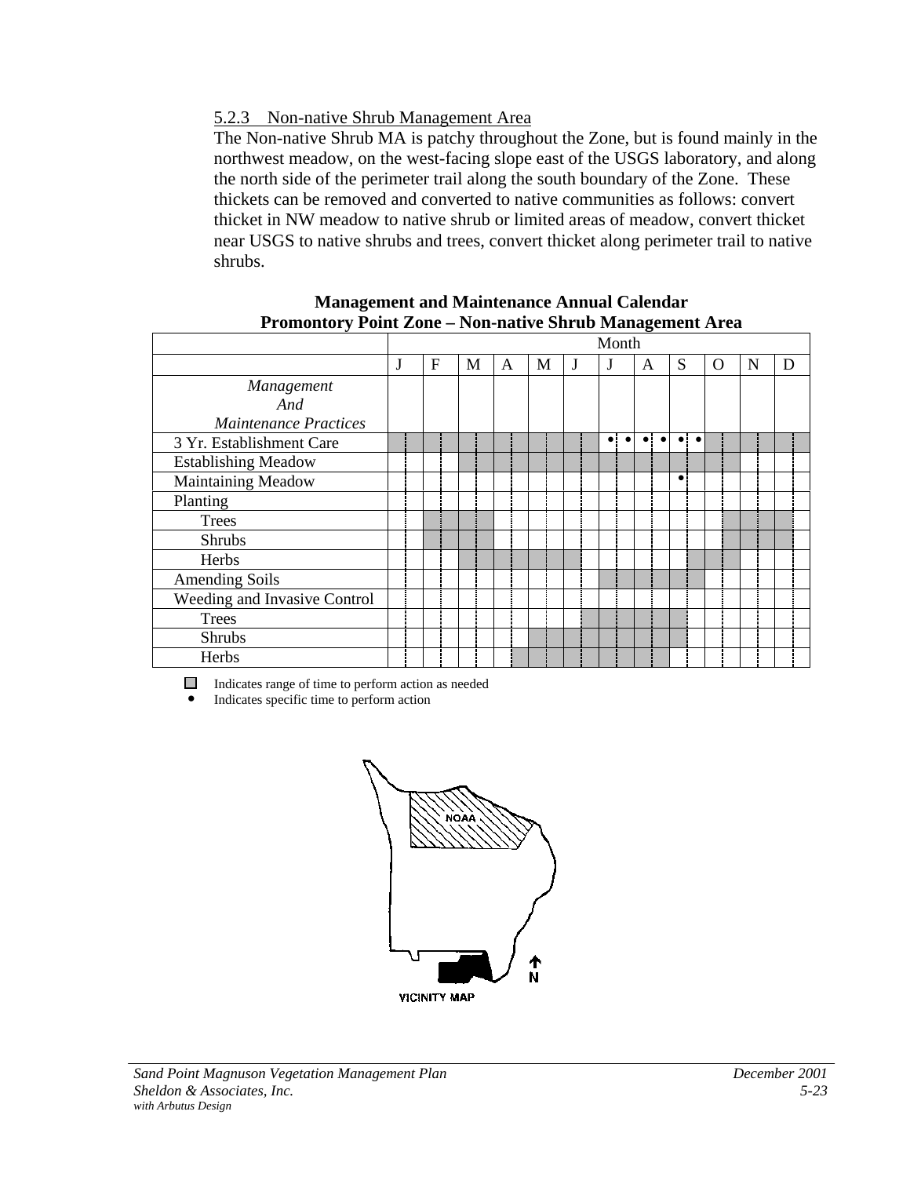### 5.2.3 Non-native Shrub Management Area

The Non-native Shrub MA is patchy throughout the Zone, but is found mainly in the northwest meadow, on the west-facing slope east of the USGS laboratory, and along the north side of the perimeter trail along the south boundary of the Zone. These thickets can be removed and converted to native communities as follows: convert thicket in NW meadow to native shrub or limited areas of meadow, convert thicket near USGS to native shrubs and trees, convert thicket along perimeter trail to native shrubs.

**Management and Maintenance Annual Calendar**
**Promontory Point Zone – Non-native Shrub Management Area**

| *Management And Maintenance Practices* | J | F | M | A | M | J | J | A | S | O | N | D |
|---|---|---|---|---|---|---|---|---|---|---|---|---|
| 3 Yr. Establishment Care | ■ | ■ | ■ | ■ | ■ | ■ | • • | • • | • • | ■ | ■ | ■ |
| Establishing Meadow | | | ■ | ■ | ■ | ■ | ■ | ■ | ■ | ■ | | |
| Maintaining Meadow | | | | | | | | | • | | | |
| Planting | | | | | | | | | | | | |
| Trees | | ■ | ■ | | | | | | | ■ | ■ | ■ |
| Shrubs | | ■ | ■ | | | | | | | ■ | ■ | ■ |
| Herbs | | | ■ | ■ | ■ | ■ | | | ■ | ■ | | |
| Amending Soils | | | | | | | ■ | ■ | ■ | | | |
| Weeding and Invasive Control | | | | | | | | | | | | |
| Trees | | | | | | | ■ | ■ | ■ | | | |
| Shrubs | | | | | ■ | ■ | ■ | ■ | ■ | | | |
| Herbs | | | | ■ | ■ | ■ | ■ | ■ | | | | |

■ Indicates range of time to perform action as needed
• Indicates specific time to perform action

NOAA

N

VICINITY MAP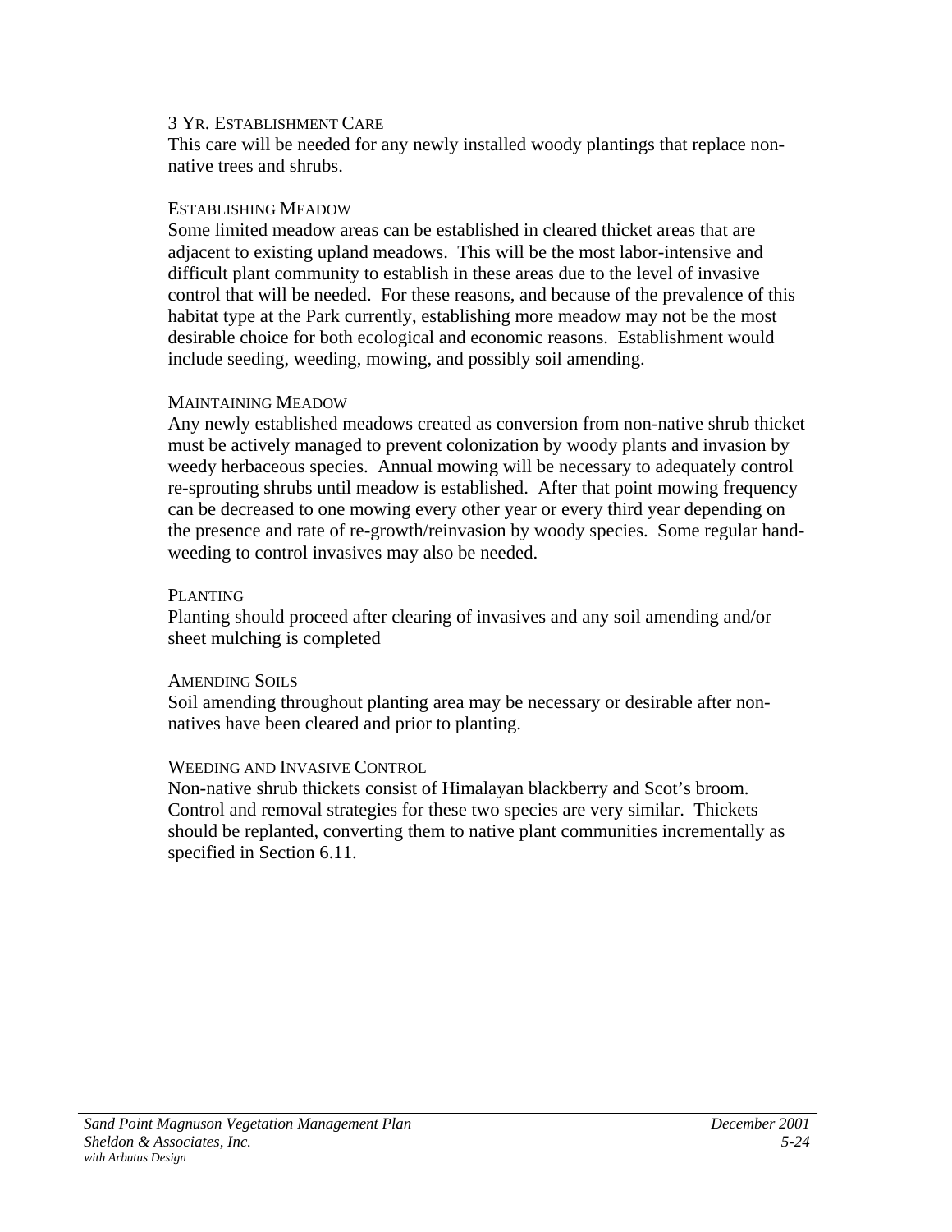#### 3 Yr. Establishment Care

This care will be needed for any newly installed woody plantings that replace non-native trees and shrubs.

#### Establishing Meadow

Some limited meadow areas can be established in cleared thicket areas that are adjacent to existing upland meadows. This will be the most labor-intensive and difficult plant community to establish in these areas due to the level of invasive control that will be needed. For these reasons, and because of the prevalence of this habitat type at the Park currently, establishing more meadow may not be the most desirable choice for both ecological and economic reasons. Establishment would include seeding, weeding, mowing, and possibly soil amending.

#### Maintaining Meadow

Any newly established meadows created as conversion from non-native shrub thicket must be actively managed to prevent colonization by woody plants and invasion by weedy herbaceous species. Annual mowing will be necessary to adequately control re-sprouting shrubs until meadow is established. After that point mowing frequency can be decreased to one mowing every other year or every third year depending on the presence and rate of re-growth/reinvasion by woody species. Some regular hand-weeding to control invasives may also be needed.

#### Planting

Planting should proceed after clearing of invasives and any soil amending and/or sheet mulching is completed

#### Amending Soils

Soil amending throughout planting area may be necessary or desirable after non-natives have been cleared and prior to planting.

#### Weeding and Invasive Control

Non-native shrub thickets consist of Himalayan blackberry and Scot's broom. Control and removal strategies for these two species are very similar. Thickets should be replanted, converting them to native plant communities incrementally as specified in Section 6.11.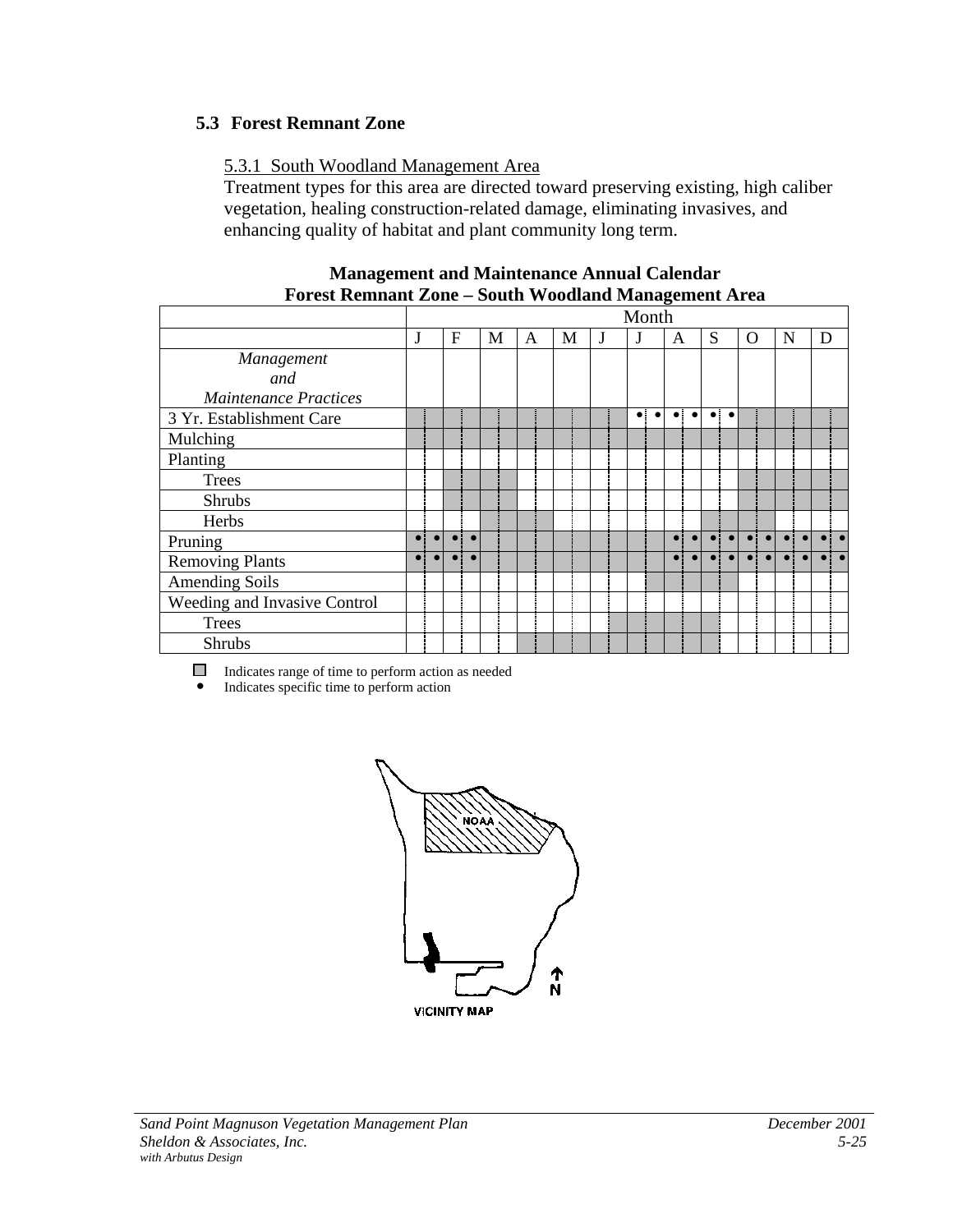## 5.3 Forest Remnant Zone

5.3.1 South Woodland Management Area

Treatment types for this area are directed toward preserving existing, high caliber vegetation, healing construction-related damage, eliminating invasives, and enhancing quality of habitat and plant community long term.

**Management and Maintenance Annual Calendar**
**Forest Remnant Zone – South Woodland Management Area**

| | Month | | | | | | | | | | | |
|---|---|---|---|---|---|---|---|---|---|---|---|---|
| | J | F | M | A | M | J | J | A | S | O | N | D |
| *Management and Maintenance Practices* | | | | | | | | | | | | |
| 3 Yr. Establishment Care | ■ | ■ | ■ | ■ | ■ | ■ | • • | • • | • • | ■ | ■ | ■ |
| Mulching | ■ | ■ | ■ | ■ | ■ | ■ | ■ | ■ | ■ | ■ | ■ | ■ |
| Planting | | | | | | | | | | | | |
| Trees | | ■ | ■ | | | | | | | ■ | ■ | ■ |
| Shrubs | | ■ | ■ | | | | | | | ■ | ■ | ■ |
| Herbs | | | ■ | ■ | | | | | ■ | ■ | | |
| Pruning | • • | • • | ■ | ■ | ■ | ■ | ■ | • • | • • | • • | • • | • • |
| Removing Plants | • • | • • | ■ | ■ | ■ | ■ | ■ | • • | • • | • • | • • | • • |
| Amending Soils | | | | | | | ■ | ■ | ■ | | | |
| Weeding and Invasive Control | | | | | | | | | | | | |
| Trees | | | | | | ■ | ■ | ■ | ■ | | | |
| Shrubs | | | | ■ | ■ | ■ | ■ | ■ | ■ | | | |

■ Indicates range of time to perform action as needed
• Indicates specific time to perform action

NOAA

N

VICINITY MAP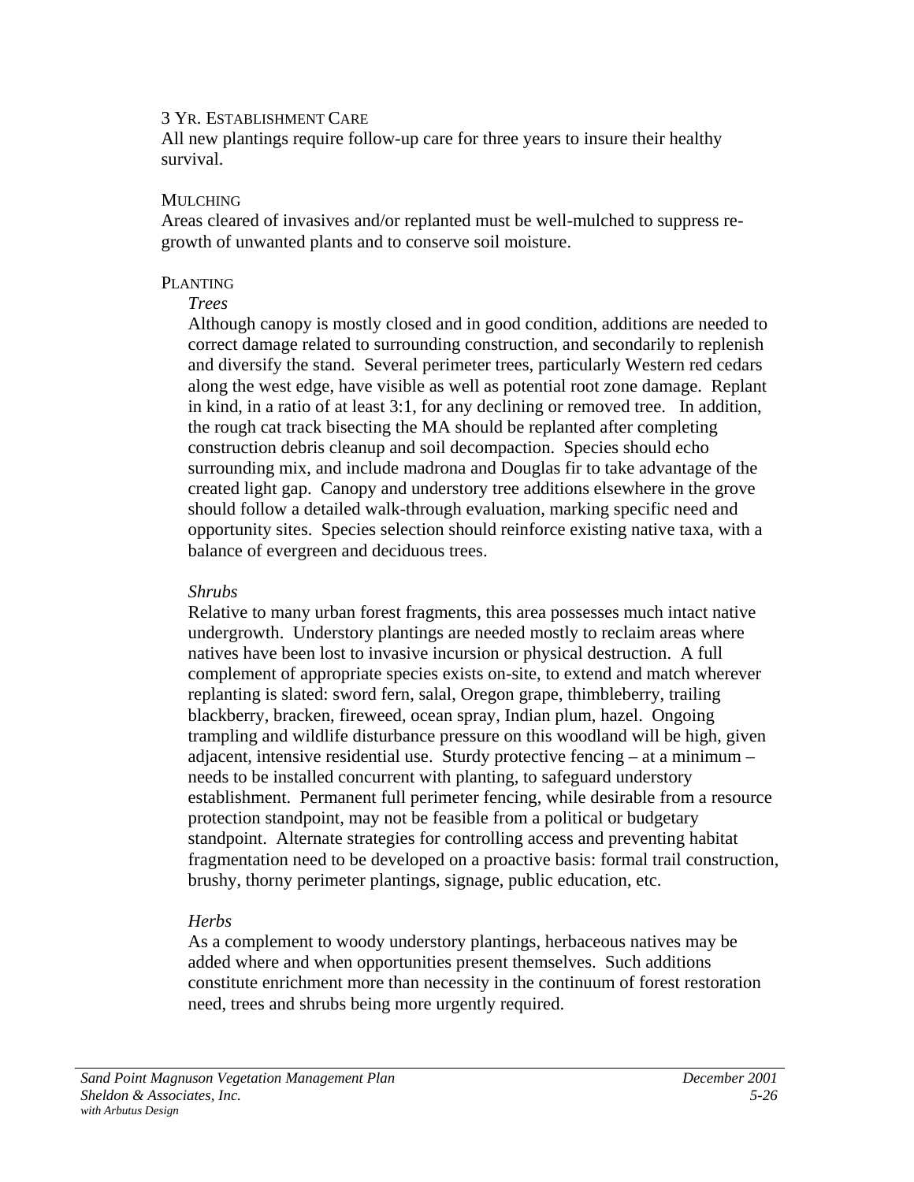#### 3 Yr. Establishment Care

All new plantings require follow-up care for three years to insure their healthy survival.

#### Mulching

Areas cleared of invasives and/or replanted must be well-mulched to suppress re-growth of unwanted plants and to conserve soil moisture.

#### Planting

*Trees*

Although canopy is mostly closed and in good condition, additions are needed to correct damage related to surrounding construction, and secondarily to replenish and diversify the stand. Several perimeter trees, particularly Western red cedars along the west edge, have visible as well as potential root zone damage. Replant in kind, in a ratio of at least 3:1, for any declining or removed tree. In addition, the rough cat track bisecting the MA should be replanted after completing construction debris cleanup and soil decompaction. Species should echo surrounding mix, and include madrona and Douglas fir to take advantage of the created light gap. Canopy and understory tree additions elsewhere in the grove should follow a detailed walk-through evaluation, marking specific need and opportunity sites. Species selection should reinforce existing native taxa, with a balance of evergreen and deciduous trees.

*Shrubs*

Relative to many urban forest fragments, this area possesses much intact native undergrowth. Understory plantings are needed mostly to reclaim areas where natives have been lost to invasive incursion or physical destruction. A full complement of appropriate species exists on-site, to extend and match wherever replanting is slated: sword fern, salal, Oregon grape, thimbleberry, trailing blackberry, bracken, fireweed, ocean spray, Indian plum, hazel. Ongoing trampling and wildlife disturbance pressure on this woodland will be high, given adjacent, intensive residential use. Sturdy protective fencing – at a minimum – needs to be installed concurrent with planting, to safeguard understory establishment. Permanent full perimeter fencing, while desirable from a resource protection standpoint, may not be feasible from a political or budgetary standpoint. Alternate strategies for controlling access and preventing habitat fragmentation need to be developed on a proactive basis: formal trail construction, brushy, thorny perimeter plantings, signage, public education, etc.

*Herbs*

As a complement to woody understory plantings, herbaceous natives may be added where and when opportunities present themselves. Such additions constitute enrichment more than necessity in the continuum of forest restoration need, trees and shrubs being more urgently required.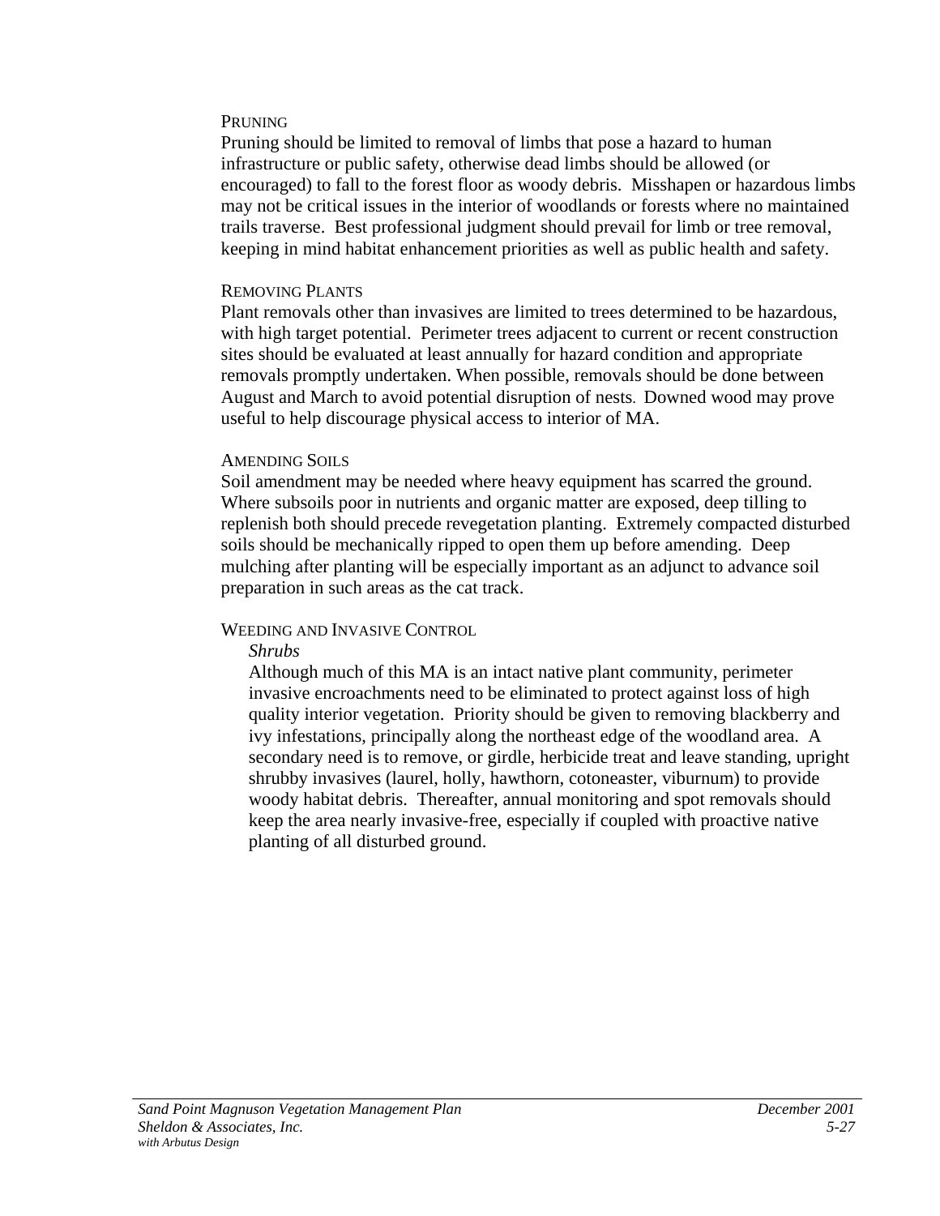#### PRUNING

Pruning should be limited to removal of limbs that pose a hazard to human infrastructure or public safety, otherwise dead limbs should be allowed (or encouraged) to fall to the forest floor as woody debris. Misshapen or hazardous limbs may not be critical issues in the interior of woodlands or forests where no maintained trails traverse. Best professional judgment should prevail for limb or tree removal, keeping in mind habitat enhancement priorities as well as public health and safety.

#### REMOVING PLANTS

Plant removals other than invasives are limited to trees determined to be hazardous, with high target potential. Perimeter trees adjacent to current or recent construction sites should be evaluated at least annually for hazard condition and appropriate removals promptly undertaken. When possible, removals should be done between August and March to avoid potential disruption of nests. Downed wood may prove useful to help discourage physical access to interior of MA.

#### AMENDING SOILS

Soil amendment may be needed where heavy equipment has scarred the ground. Where subsoils poor in nutrients and organic matter are exposed, deep tilling to replenish both should precede revegetation planting. Extremely compacted disturbed soils should be mechanically ripped to open them up before amending. Deep mulching after planting will be especially important as an adjunct to advance soil preparation in such areas as the cat track.

#### WEEDING AND INVASIVE CONTROL

*Shrubs*

Although much of this MA is an intact native plant community, perimeter invasive encroachments need to be eliminated to protect against loss of high quality interior vegetation. Priority should be given to removing blackberry and ivy infestations, principally along the northeast edge of the woodland area. A secondary need is to remove, or girdle, herbicide treat and leave standing, upright shrubby invasives (laurel, holly, hawthorn, cotoneaster, viburnum) to provide woody habitat debris. Thereafter, annual monitoring and spot removals should keep the area nearly invasive-free, especially if coupled with proactive native planting of all disturbed ground.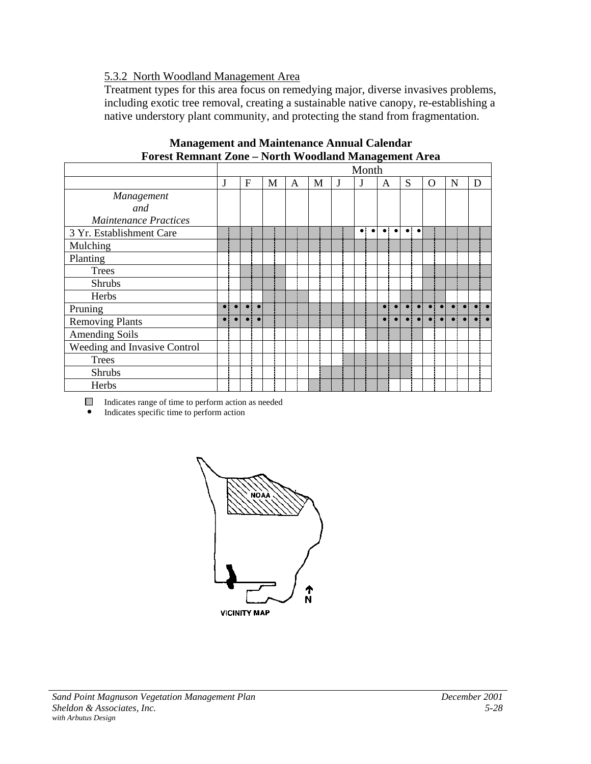5.3.2 North Woodland Management Area

Treatment types for this area focus on remedying major, diverse invasives problems, including exotic tree removal, creating a sustainable native canopy, re-establishing a native understory plant community, and protecting the stand from fragmentation.

**Management and Maintenance Annual Calendar**
**Forest Remnant Zone – North Woodland Management Area**

| | Month | | | | | | | | | | | |
|---|---|---|---|---|---|---|---|---|---|---|---|---|
| | J | F | M | A | M | J | J | A | S | O | N | D |
| *Management and Maintenance Practices* | | | | | | | | | | | | |
| 3 Yr. Establishment Care | ■ | ■ | ■ | ■ | ■ | ■ | • • | • • | • • | ■ | ■ | ■ |
| Mulching | ■ | ■ | ■ | ■ | ■ | ■ | ■ | ■ | ■ | ■ | ■ | ■ |
| Planting | | | | | | | | | | | | |
| Trees | | ■ | ■ | | | | | | | ■ | ■ | ■ |
| Shrubs | | ■ | ■ | | | | | | | ■ | ■ | ■ |
| Herbs | | | ■ | ■ | | | | | ■ | ■ | | |
| Pruning | • • | • • | ■ | ■ | ■ | ■ | ■ | • • | • • | • • | • • | • • |
| Removing Plants | • • | • • | ■ | ■ | ■ | ■ | ■ | • • | • • | • • | • • | • • |
| Amending Soils | | | | | | | | ■ | ■ | | | |
| Weeding and Invasive Control | | | | | | | | | | | | |
| Trees | | | | | | ■ | ■ | ■ | ■ | | | |
| Shrubs | | | | | ■ | ■ | ■ | ■ | ■ | | | |
| Herbs | | | | | ■ | ■ | ■ | ■ | | | | |

■ Indicates range of time to perform action as needed
• Indicates specific time to perform action

NOAA

N

VICINITY MAP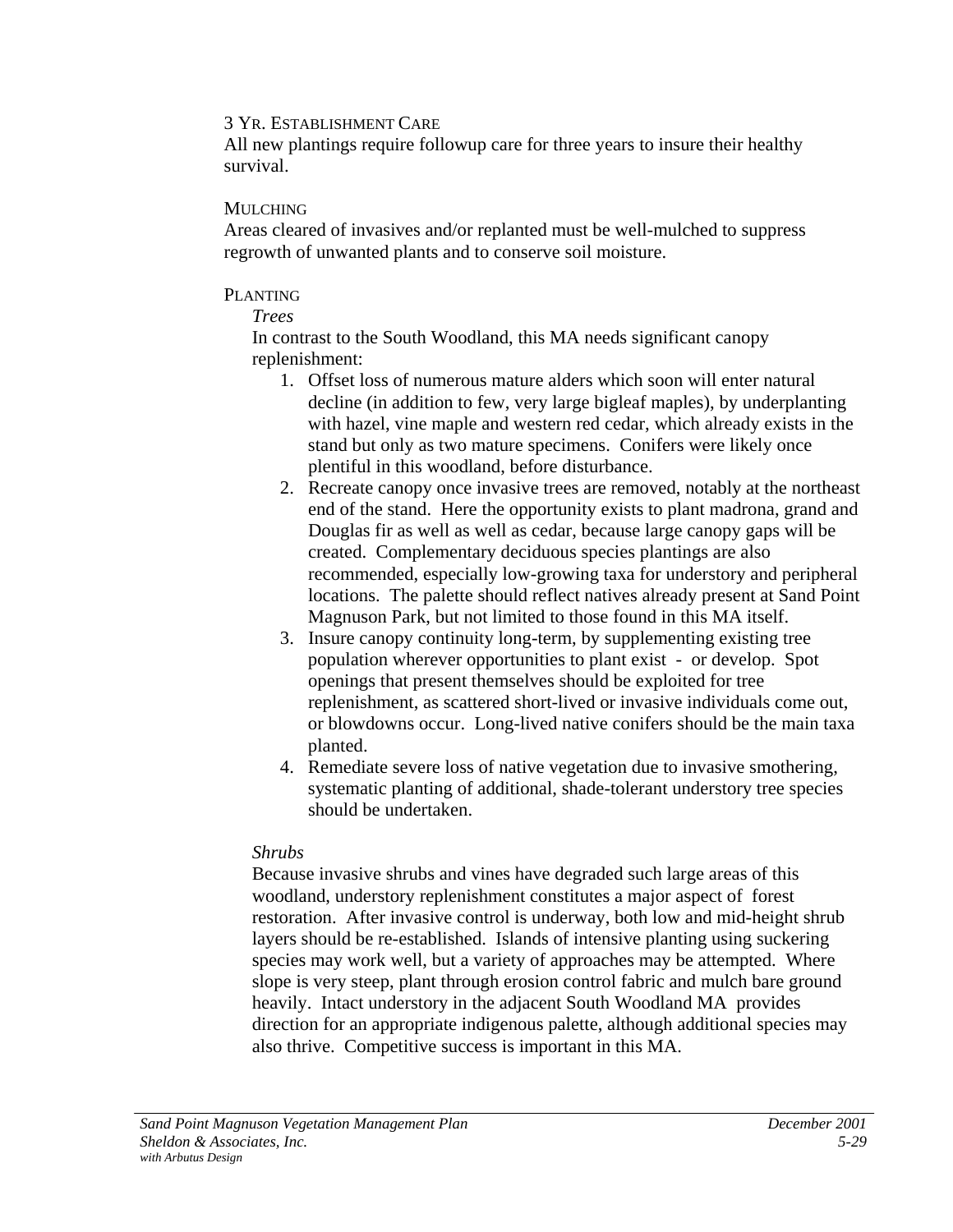### 3 Yr. Establishment Care

All new plantings require followup care for three years to insure their healthy survival.

### Mulching

Areas cleared of invasives and/or replanted must be well-mulched to suppress regrowth of unwanted plants and to conserve soil moisture.

### Planting

*Trees*

In contrast to the South Woodland, this MA needs significant canopy replenishment:

1. Offset loss of numerous mature alders which soon will enter natural decline (in addition to few, very large bigleaf maples), by underplanting with hazel, vine maple and western red cedar, which already exists in the stand but only as two mature specimens. Conifers were likely once plentiful in this woodland, before disturbance.
2. Recreate canopy once invasive trees are removed, notably at the northeast end of the stand. Here the opportunity exists to plant madrona, grand and Douglas fir as well as well as cedar, because large canopy gaps will be created. Complementary deciduous species plantings are also recommended, especially low-growing taxa for understory and peripheral locations. The palette should reflect natives already present at Sand Point Magnuson Park, but not limited to those found in this MA itself.
3. Insure canopy continuity long-term, by supplementing existing tree population wherever opportunities to plant exist - or develop. Spot openings that present themselves should be exploited for tree replenishment, as scattered short-lived or invasive individuals come out, or blowdowns occur. Long-lived native conifers should be the main taxa planted.
4. Remediate severe loss of native vegetation due to invasive smothering, systematic planting of additional, shade-tolerant understory tree species should be undertaken.

*Shrubs*

Because invasive shrubs and vines have degraded such large areas of this woodland, understory replenishment constitutes a major aspect of forest restoration. After invasive control is underway, both low and mid-height shrub layers should be re-established. Islands of intensive planting using suckering species may work well, but a variety of approaches may be attempted. Where slope is very steep, plant through erosion control fabric and mulch bare ground heavily. Intact understory in the adjacent South Woodland MA provides direction for an appropriate indigenous palette, although additional species may also thrive. Competitive success is important in this MA.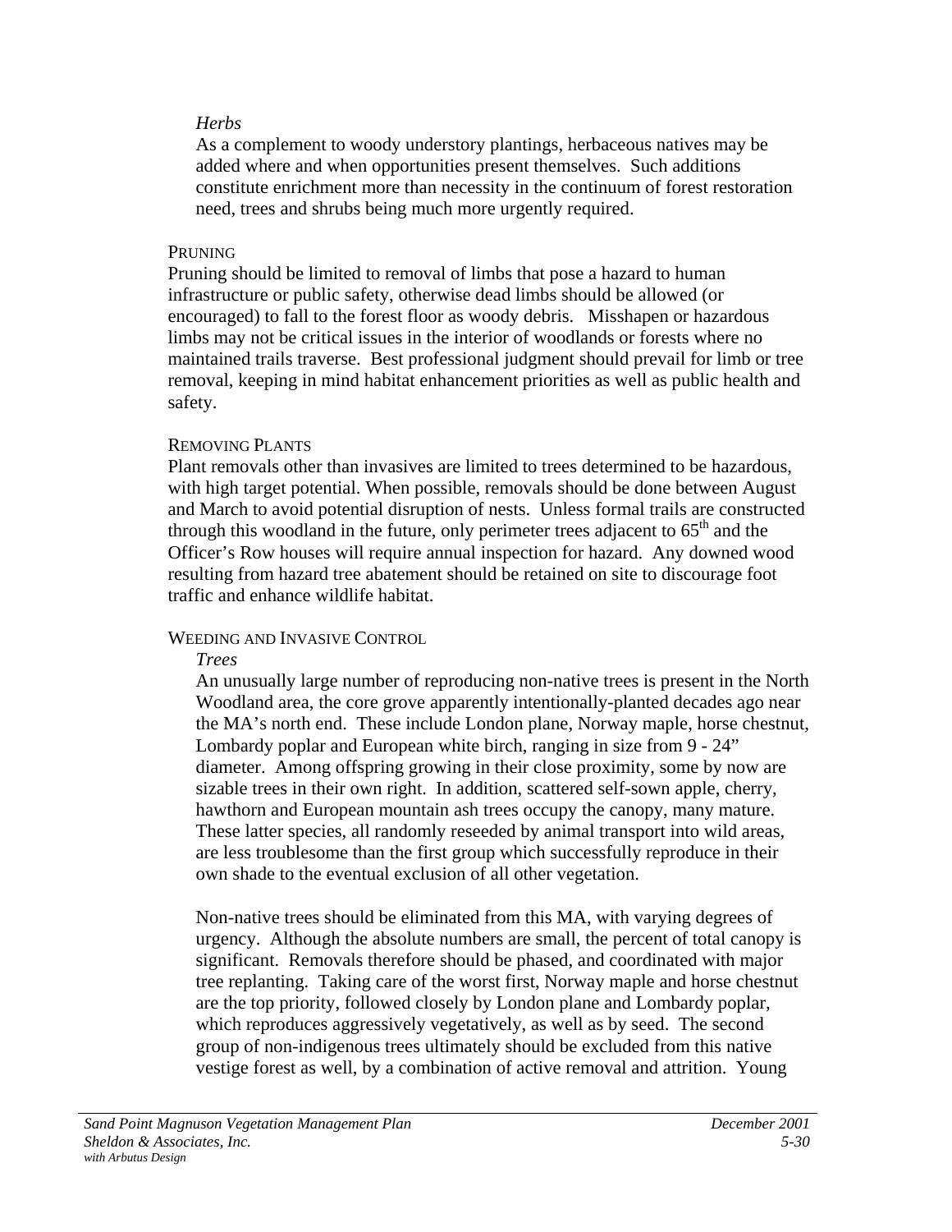*Herbs*

As a complement to woody understory plantings, herbaceous natives may be added where and when opportunities present themselves. Such additions constitute enrichment more than necessity in the continuum of forest restoration need, trees and shrubs being much more urgently required.

#### PRUNING

Pruning should be limited to removal of limbs that pose a hazard to human infrastructure or public safety, otherwise dead limbs should be allowed (or encouraged) to fall to the forest floor as woody debris. Misshapen or hazardous limbs may not be critical issues in the interior of woodlands or forests where no maintained trails traverse. Best professional judgment should prevail for limb or tree removal, keeping in mind habitat enhancement priorities as well as public health and safety.

#### REMOVING PLANTS

Plant removals other than invasives are limited to trees determined to be hazardous, with high target potential. When possible, removals should be done between August and March to avoid potential disruption of nests. Unless formal trails are constructed through this woodland in the future, only perimeter trees adjacent to 65th and the Officer's Row houses will require annual inspection for hazard. Any downed wood resulting from hazard tree abatement should be retained on site to discourage foot traffic and enhance wildlife habitat.

#### WEEDING AND INVASIVE CONTROL

*Trees*

An unusually large number of reproducing non-native trees is present in the North Woodland area, the core grove apparently intentionally-planted decades ago near the MA's north end. These include London plane, Norway maple, horse chestnut, Lombardy poplar and European white birch, ranging in size from 9 - 24" diameter. Among offspring growing in their close proximity, some by now are sizable trees in their own right. In addition, scattered self-sown apple, cherry, hawthorn and European mountain ash trees occupy the canopy, many mature. These latter species, all randomly reseeded by animal transport into wild areas, are less troublesome than the first group which successfully reproduce in their own shade to the eventual exclusion of all other vegetation.

Non-native trees should be eliminated from this MA, with varying degrees of urgency. Although the absolute numbers are small, the percent of total canopy is significant. Removals therefore should be phased, and coordinated with major tree replanting. Taking care of the worst first, Norway maple and horse chestnut are the top priority, followed closely by London plane and Lombardy poplar, which reproduces aggressively vegetatively, as well as by seed. The second group of non-indigenous trees ultimately should be excluded from this native vestige forest as well, by a combination of active removal and attrition. Young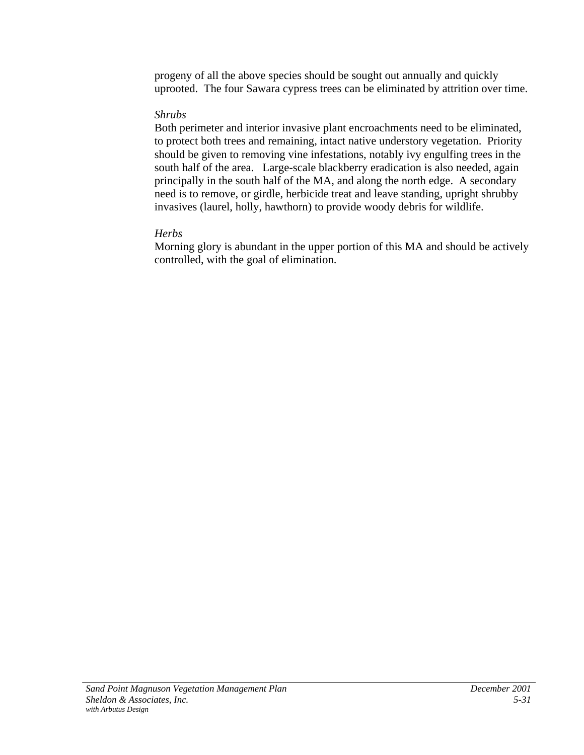progeny of all the above species should be sought out annually and quickly uprooted. The four Sawara cypress trees can be eliminated by attrition over time.

*Shrubs*

Both perimeter and interior invasive plant encroachments need to be eliminated, to protect both trees and remaining, intact native understory vegetation. Priority should be given to removing vine infestations, notably ivy engulfing trees in the south half of the area. Large-scale blackberry eradication is also needed, again principally in the south half of the MA, and along the north edge. A secondary need is to remove, or girdle, herbicide treat and leave standing, upright shrubby invasives (laurel, holly, hawthorn) to provide woody debris for wildlife.

*Herbs*

Morning glory is abundant in the upper portion of this MA and should be actively controlled, with the goal of elimination.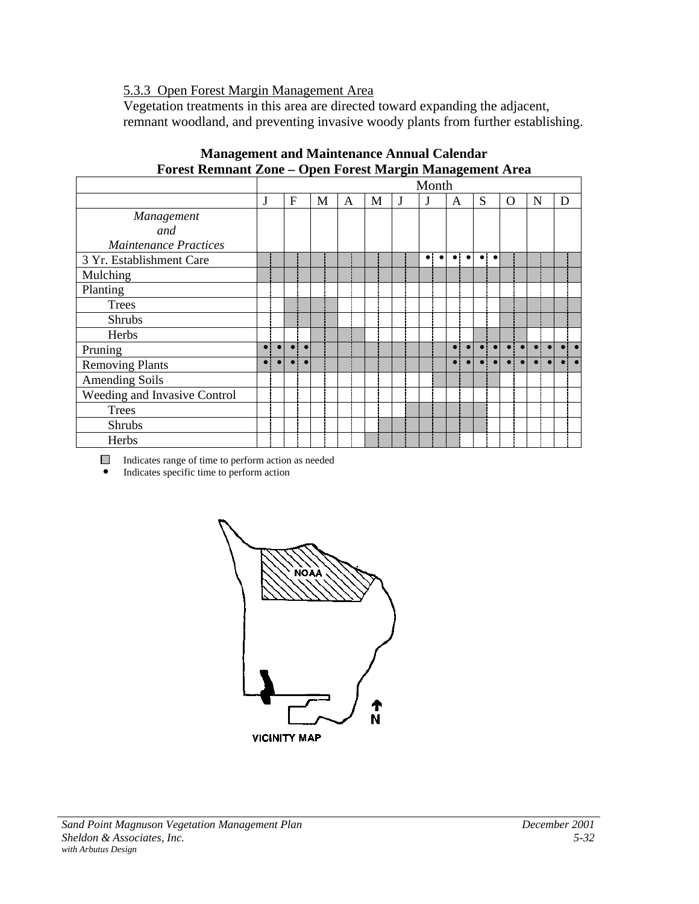### 5.3.3 Open Forest Margin Management Area

Vegetation treatments in this area are directed toward expanding the adjacent, remnant woodland, and preventing invasive woody plants from further establishing.

**Management and Maintenance Annual Calendar**
**Forest Remnant Zone – Open Forest Margin Management Area**

| | Month | | | | | | | | | | | |
|---|---|---|---|---|---|---|---|---|---|---|---|---|
| | J | F | M | A | M | J | J | A | S | O | N | D |
| *Management and Maintenance Practices* | | | | | | | | | | | | |
| 3 Yr. Establishment Care | ■ | ■ | ■ | ■ | ■ | ■ | • • | • • | • • | ■ | ■ | ■ |
| Mulching | ■ | ■ | ■ | ■ | ■ | ■ | ■ | ■ | ■ | ■ | ■ | ■ |
| Planting | | | | | | | | | | | | |
| Trees | | ■ | ■ | | | | | | | ■ | ■ | ■ |
| Shrubs | | ■ | ■ | | | | | | | ■ | ■ | ■ |
| Herbs | | | ■ | ■ | | | | | ■ | ■ | | |
| Pruning | • • | • • | ■ | ■ | ■ | ■ | ■ | • • | • • | • • | • • | • • |
| Removing Plants | • • | • • | ■ | ■ | ■ | ■ | ■ | • • | • • | • • | • • | • • |
| Amending Soils | | | | | | | ■ (late) | ■ | ■ | | | |
| Weeding and Invasive Control | | | | | | | | | | | | |
| Trees | | | | | | ■ (late) | ■ | ■ | ■ (early) | | | |
| Shrubs | | | | | ■ (late) | ■ | ■ | ■ | ■ (early) | | | |
| Herbs | | | | | ■ | ■ | ■ | ■ (early) | | | | |

■ Indicates range of time to perform action as needed

• Indicates specific time to perform action

NOAA

N

VICINITY MAP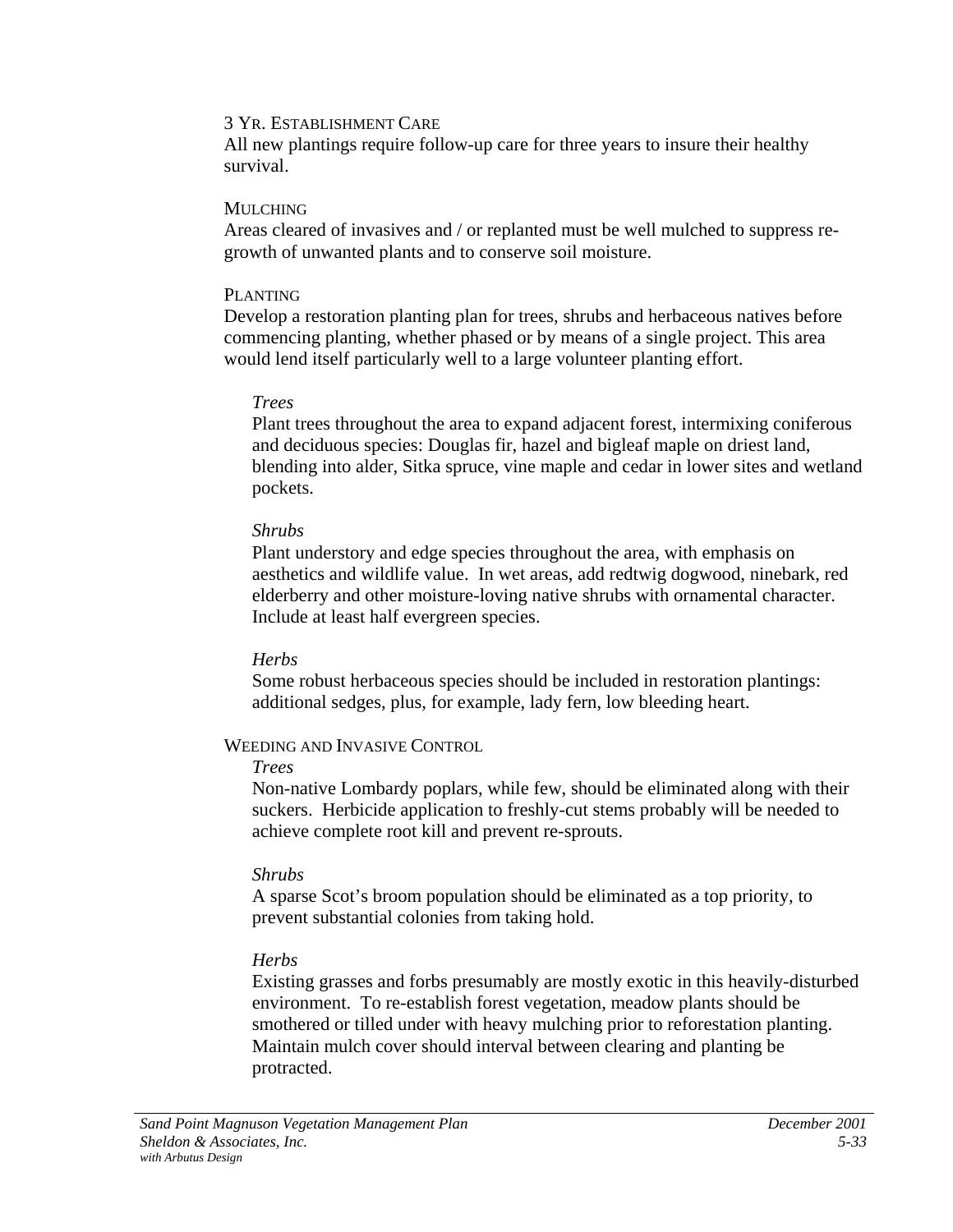### 3 Yr. Establishment Care

All new plantings require follow-up care for three years to insure their healthy survival.

### Mulching

Areas cleared of invasives and / or replanted must be well mulched to suppress re-growth of unwanted plants and to conserve soil moisture.

### Planting

Develop a restoration planting plan for trees, shrubs and herbaceous natives before commencing planting, whether phased or by means of a single project. This area would lend itself particularly well to a large volunteer planting effort.

*Trees*

Plant trees throughout the area to expand adjacent forest, intermixing coniferous and deciduous species: Douglas fir, hazel and bigleaf maple on driest land, blending into alder, Sitka spruce, vine maple and cedar in lower sites and wetland pockets.

*Shrubs*

Plant understory and edge species throughout the area, with emphasis on aesthetics and wildlife value. In wet areas, add redtwig dogwood, ninebark, red elderberry and other moisture-loving native shrubs with ornamental character. Include at least half evergreen species.

*Herbs*

Some robust herbaceous species should be included in restoration plantings: additional sedges, plus, for example, lady fern, low bleeding heart.

### Weeding and Invasive Control

*Trees*

Non-native Lombardy poplars, while few, should be eliminated along with their suckers. Herbicide application to freshly-cut stems probably will be needed to achieve complete root kill and prevent re-sprouts.

*Shrubs*

A sparse Scot's broom population should be eliminated as a top priority, to prevent substantial colonies from taking hold.

*Herbs*

Existing grasses and forbs presumably are mostly exotic in this heavily-disturbed environment. To re-establish forest vegetation, meadow plants should be smothered or tilled under with heavy mulching prior to reforestation planting. Maintain mulch cover should interval between clearing and planting be protracted.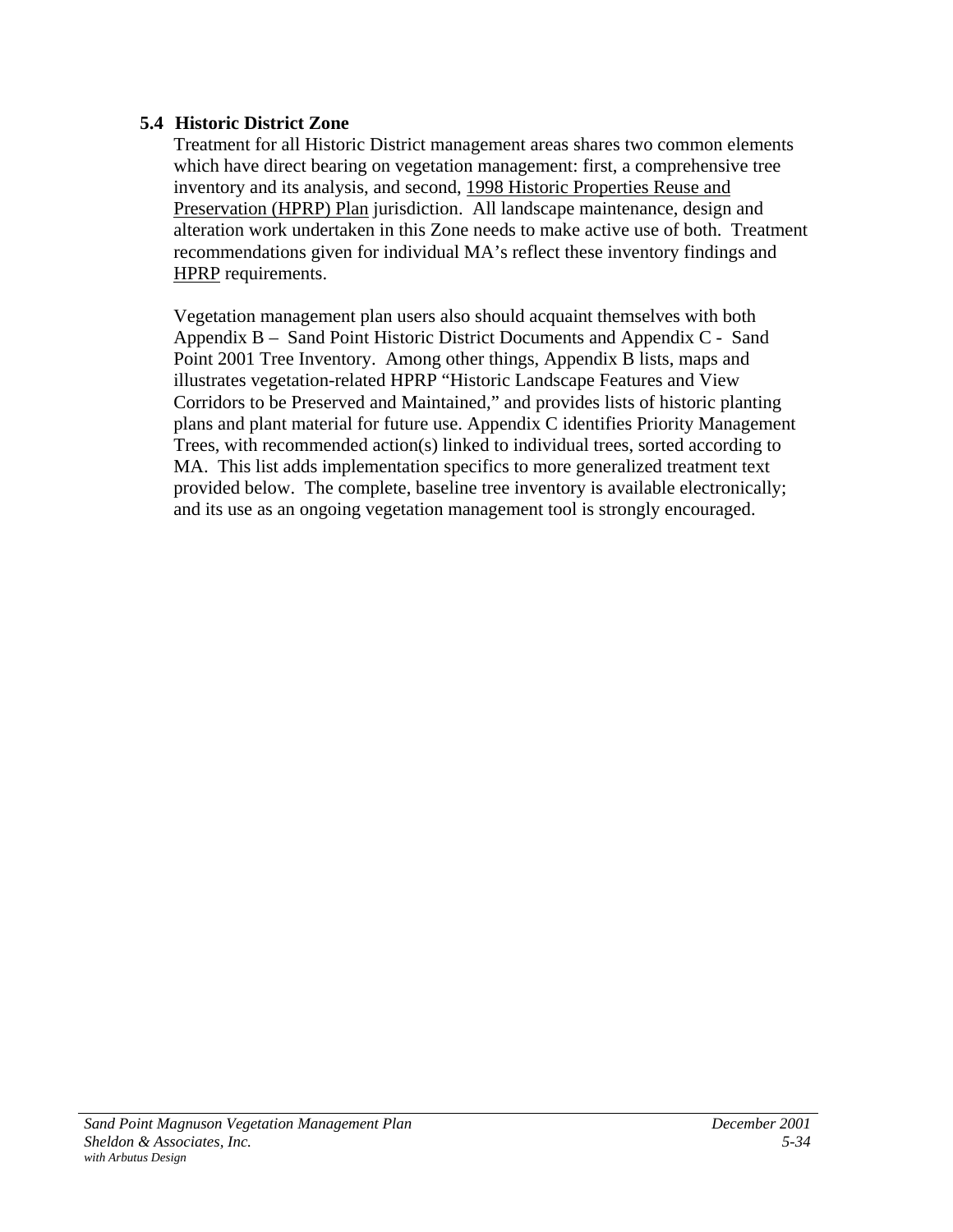## 5.4 Historic District Zone

Treatment for all Historic District management areas shares two common elements which have direct bearing on vegetation management: first, a comprehensive tree inventory and its analysis, and second, 1998 Historic Properties Reuse and Preservation (HPRP) Plan jurisdiction. All landscape maintenance, design and alteration work undertaken in this Zone needs to make active use of both. Treatment recommendations given for individual MA's reflect these inventory findings and HPRP requirements.

Vegetation management plan users also should acquaint themselves with both Appendix B – Sand Point Historic District Documents and Appendix C - Sand Point 2001 Tree Inventory. Among other things, Appendix B lists, maps and illustrates vegetation-related HPRP "Historic Landscape Features and View Corridors to be Preserved and Maintained," and provides lists of historic planting plans and plant material for future use. Appendix C identifies Priority Management Trees, with recommended action(s) linked to individual trees, sorted according to MA. This list adds implementation specifics to more generalized treatment text provided below. The complete, baseline tree inventory is available electronically; and its use as an ongoing vegetation management tool is strongly encouraged.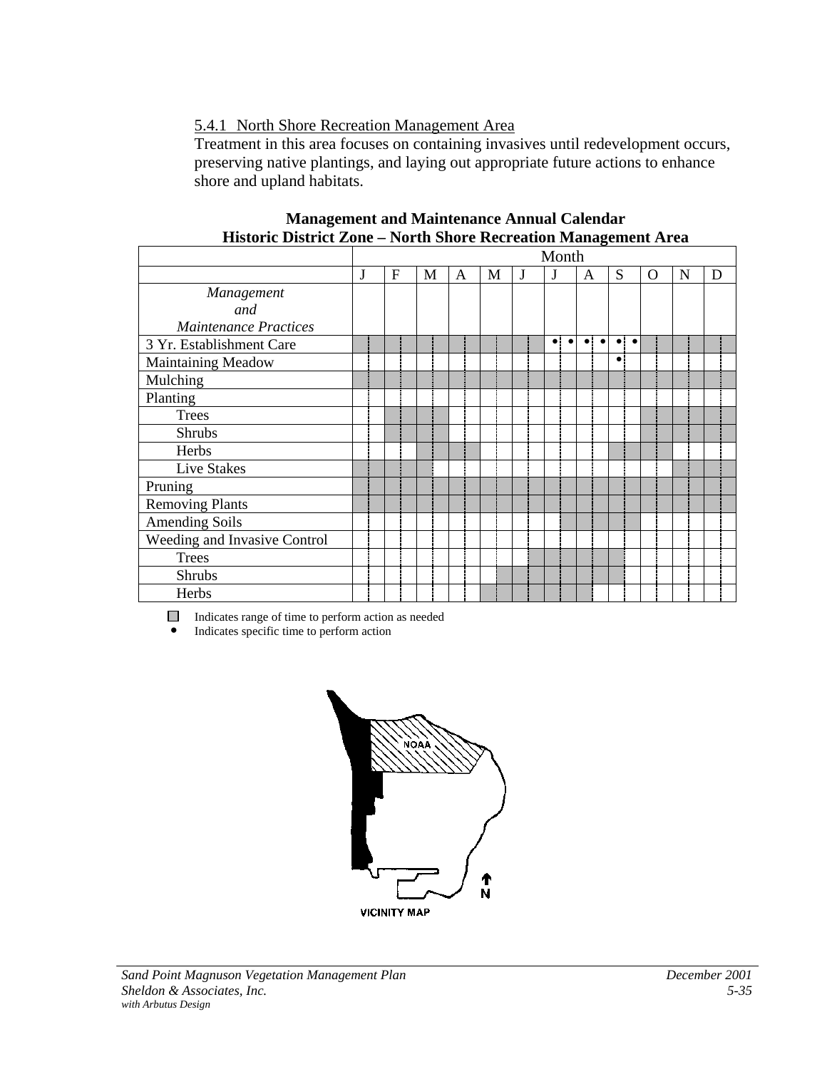5.4.1 North Shore Recreation Management Area

Treatment in this area focuses on containing invasives until redevelopment occurs, preserving native plantings, and laying out appropriate future actions to enhance shore and upland habitats.

**Management and Maintenance Annual Calendar**
**Historic District Zone – North Shore Recreation Management Area**

| | Month | | | | | | | | | | | | | | | | | | | | | | | |
|---|---|---|---|---|---|---|---|---|---|---|---|---|---|---|---|---|---|---|---|---|---|---|---|---|
| | J | | F | | M | | A | | M | | J | | J | | A | | S | | O | | N | | D | |
| *Management and Maintenance Practices* | | | | | | | | | | | | | | | | | | | | | | | | |
| 3 Yr. Establishment Care | ■ | ■ | ■ | ■ | ■ | ■ | ■ | ■ | ■ | ■ | ■ | ■ | • | • | • | • | • | • | ■ | ■ | ■ | ■ | ■ | ■ |
| Maintaining Meadow | | | | | | | | | | | | | | | | | • | | | | | | | |
| Mulching | ■ | ■ | ■ | ■ | ■ | ■ | ■ | ■ | ■ | ■ | ■ | ■ | ■ | ■ | ■ | ■ | ■ | ■ | ■ | ■ | ■ | ■ | ■ | ■ |
| Planting | | | | | | | | | | | | | | | | | | | | | | | | |
| Trees | | | ■ | ■ | ■ | ■ | | | | | | | | | | | | | ■ | ■ | ■ | ■ | ■ | ■ |
| Shrubs | | | ■ | ■ | ■ | ■ | | | | | | | | | | | | | ■ | ■ | ■ | ■ | ■ | ■ |
| Herbs | | | | | ■ | ■ | ■ | ■ | | | | | | | | | ■ | ■ | ■ | ■ | | | | |
| Live Stakes | ■ | ■ | ■ | ■ | ■ | | | | | | | | | | | | | | | | ■ | ■ | ■ | ■ |
| Pruning | ■ | ■ | ■ | ■ | ■ | ■ | ■ | ■ | ■ | ■ | ■ | ■ | ■ | ■ | ■ | ■ | ■ | ■ | ■ | ■ | ■ | ■ | ■ | ■ |
| Removing Plants | ■ | ■ | ■ | ■ | ■ | ■ | ■ | ■ | ■ | ■ | ■ | ■ | ■ | ■ | ■ | ■ | ■ | ■ | ■ | ■ | ■ | ■ | ■ | ■ |
| Amending Soils | | | | | | | | | | | | | | ■ | ■ | ■ | ■ | ■ | | | | | | |
| Weeding and Invasive Control | | | | | | | | | | | | | | | | | | | | | | | | |
| Trees | | | | | | | | | | | | ■ | ■ | ■ | ■ | ■ | ■ | | | | | | | |
| Shrubs | | | | | | | | | | ■ | ■ | ■ | ■ | ■ | ■ | ■ | ■ | | | | | | | |
| Herbs | | | | | | | | | ■ | ■ | ■ | ■ | ■ | ■ | ■ | | | | | | | | | |

■ Indicates range of time to perform action as needed
• Indicates specific time to perform action

NOAA

VICINITY MAP

N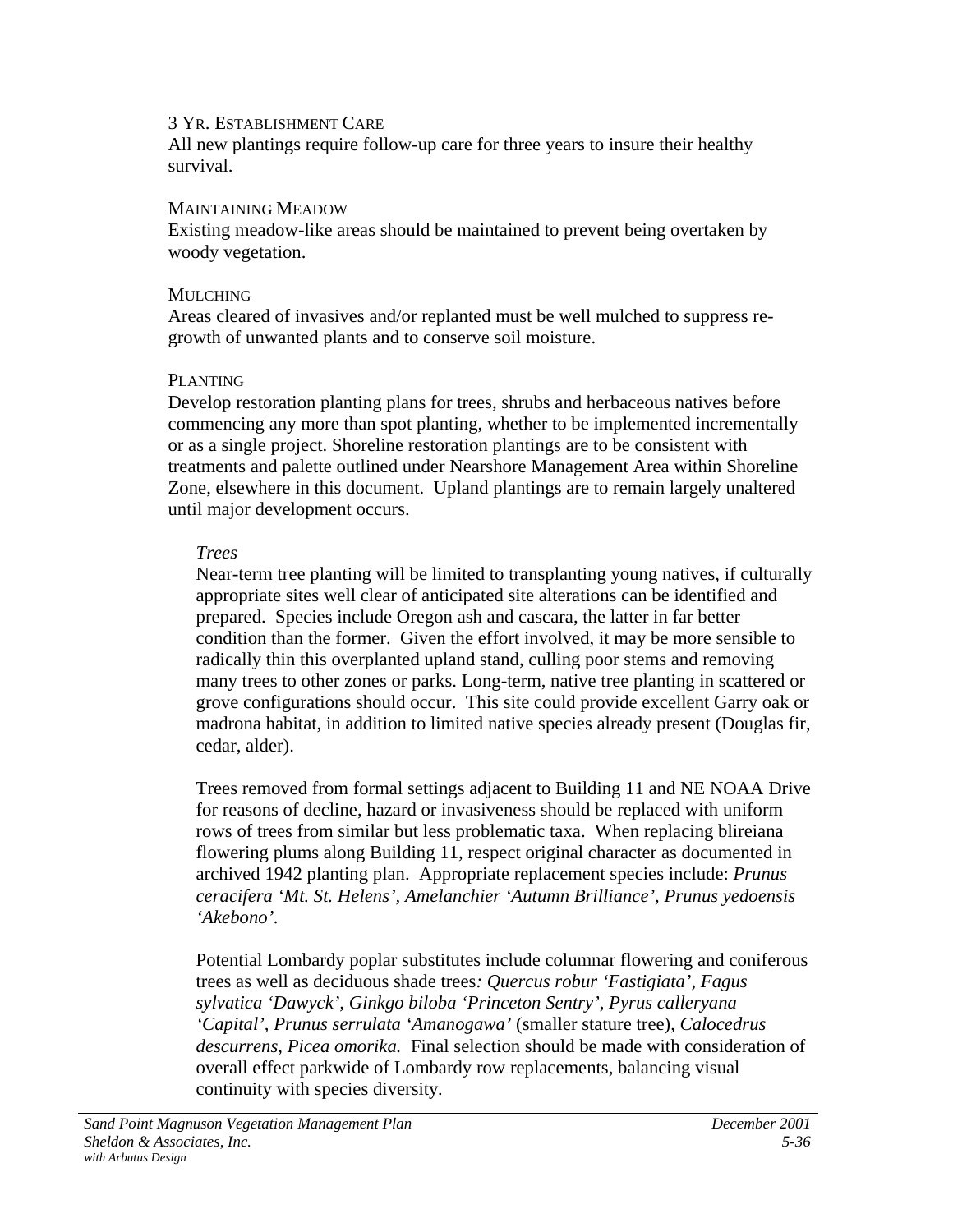### 3 Yr. Establishment Care

All new plantings require follow-up care for three years to insure their healthy survival.

### Maintaining Meadow

Existing meadow-like areas should be maintained to prevent being overtaken by woody vegetation.

### Mulching

Areas cleared of invasives and/or replanted must be well mulched to suppress re-growth of unwanted plants and to conserve soil moisture.

### Planting

Develop restoration planting plans for trees, shrubs and herbaceous natives before commencing any more than spot planting, whether to be implemented incrementally or as a single project. Shoreline restoration plantings are to be consistent with treatments and palette outlined under Nearshore Management Area within Shoreline Zone, elsewhere in this document. Upland plantings are to remain largely unaltered until major development occurs.

*Trees*

Near-term tree planting will be limited to transplanting young natives, if culturally appropriate sites well clear of anticipated site alterations can be identified and prepared. Species include Oregon ash and cascara, the latter in far better condition than the former. Given the effort involved, it may be more sensible to radically thin this overplanted upland stand, culling poor stems and removing many trees to other zones or parks. Long-term, native tree planting in scattered or grove configurations should occur. This site could provide excellent Garry oak or madrona habitat, in addition to limited native species already present (Douglas fir, cedar, alder).

Trees removed from formal settings adjacent to Building 11 and NE NOAA Drive for reasons of decline, hazard or invasiveness should be replaced with uniform rows of trees from similar but less problematic taxa. When replacing blireiana flowering plums along Building 11, respect original character as documented in archived 1942 planting plan. Appropriate replacement species include: *Prunus ceracifera 'Mt. St. Helens', Amelanchier 'Autumn Brilliance', Prunus yedoensis 'Akebono'.*

Potential Lombardy poplar substitutes include columnar flowering and coniferous trees as well as deciduous shade trees*: Quercus robur 'Fastigiata', Fagus sylvatica 'Dawyck', Ginkgo biloba 'Princeton Sentry', Pyrus calleryana 'Capital', Prunus serrulata 'Amanogawa'* (smaller stature tree), *Calocedrus descurrens, Picea omorika.* Final selection should be made with consideration of overall effect parkwide of Lombardy row replacements, balancing visual continuity with species diversity.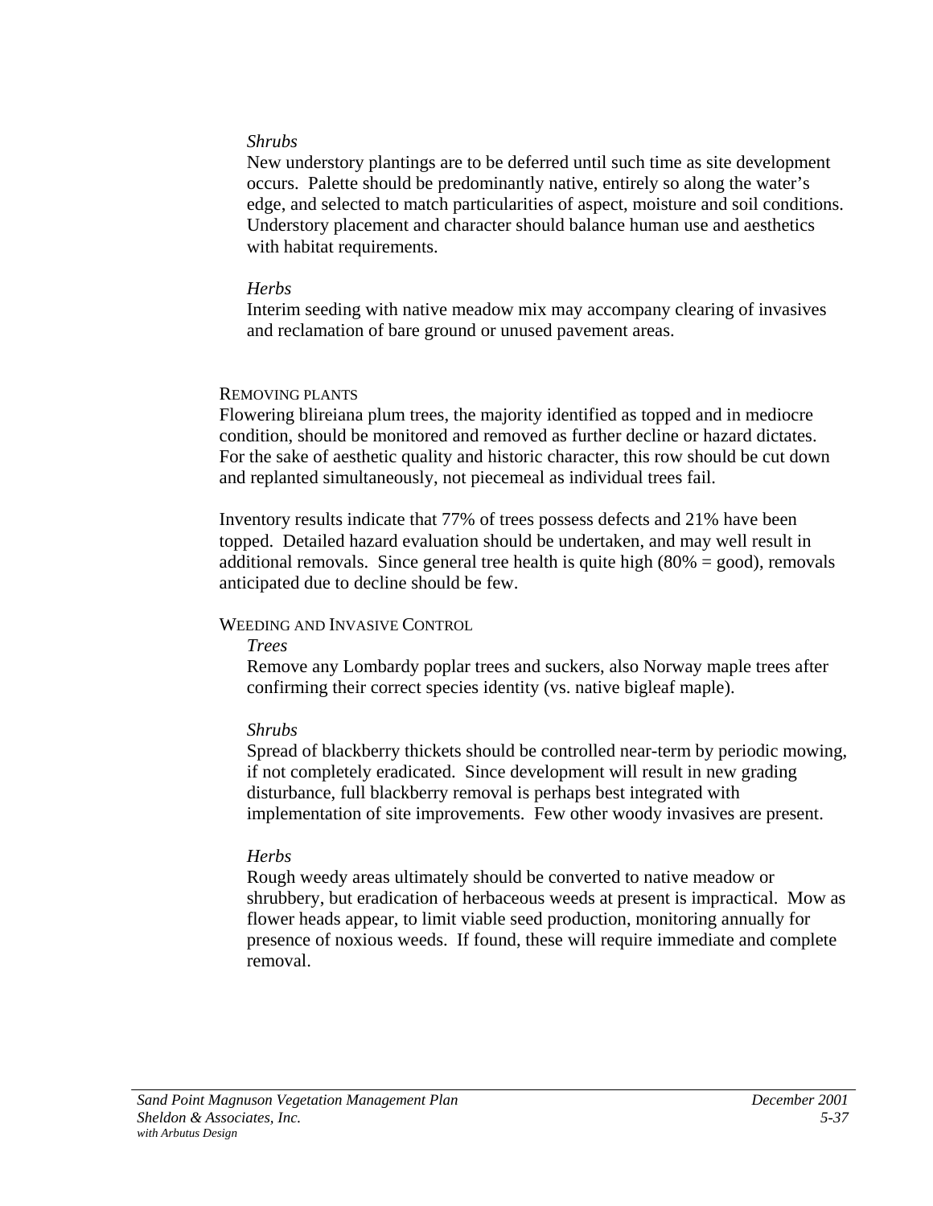*Shrubs*

New understory plantings are to be deferred until such time as site development occurs. Palette should be predominantly native, entirely so along the water's edge, and selected to match particularities of aspect, moisture and soil conditions. Understory placement and character should balance human use and aesthetics with habitat requirements.

*Herbs*

Interim seeding with native meadow mix may accompany clearing of invasives and reclamation of bare ground or unused pavement areas.

### REMOVING PLANTS

Flowering blireiana plum trees, the majority identified as topped and in mediocre condition, should be monitored and removed as further decline or hazard dictates. For the sake of aesthetic quality and historic character, this row should be cut down and replanted simultaneously, not piecemeal as individual trees fail.

Inventory results indicate that 77% of trees possess defects and 21% have been topped. Detailed hazard evaluation should be undertaken, and may well result in additional removals. Since general tree health is quite high (80% = good), removals anticipated due to decline should be few.

### WEEDING AND INVASIVE CONTROL

*Trees*

Remove any Lombardy poplar trees and suckers, also Norway maple trees after confirming their correct species identity (vs. native bigleaf maple).

*Shrubs*

Spread of blackberry thickets should be controlled near-term by periodic mowing, if not completely eradicated. Since development will result in new grading disturbance, full blackberry removal is perhaps best integrated with implementation of site improvements. Few other woody invasives are present.

*Herbs*

Rough weedy areas ultimately should be converted to native meadow or shrubbery, but eradication of herbaceous weeds at present is impractical. Mow as flower heads appear, to limit viable seed production, monitoring annually for presence of noxious weeds. If found, these will require immediate and complete removal.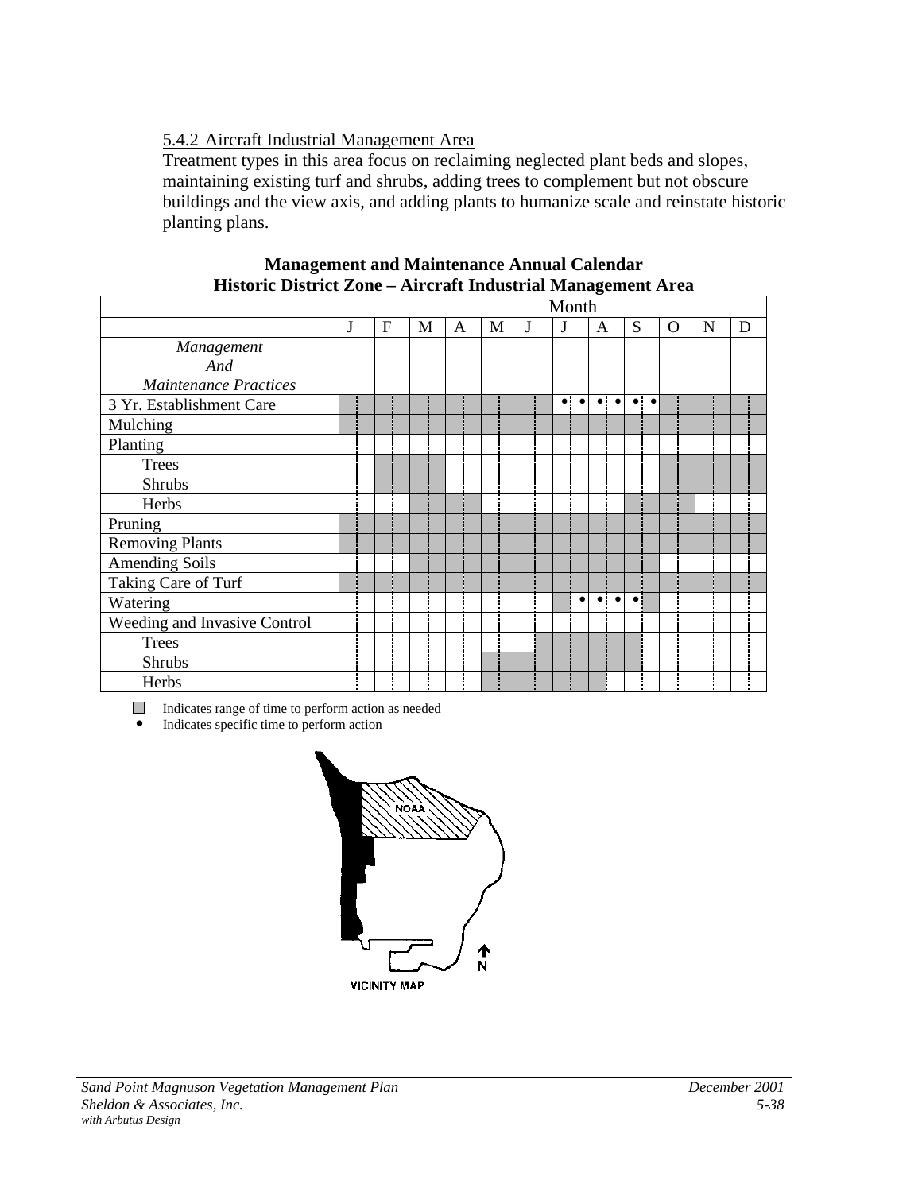## 5.4.2 Aircraft Industrial Management Area

Treatment types in this area focus on reclaiming neglected plant beds and slopes, maintaining existing turf and shrubs, adding trees to complement but not obscure buildings and the view axis, and adding plants to humanize scale and reinstate historic planting plans.

**Management and Maintenance Annual Calendar**
**Historic District Zone – Aircraft Industrial Management Area**

| | Month | | | | | | | | | | | |
|---|---|---|---|---|---|---|---|---|---|---|---|---|
| | J | F | M | A | M | J | J | A | S | O | N | D |
| *Management And Maintenance Practices* | | | | | | | | | | | | |
| 3 Yr. Establishment Care | ■ | ■ | ■ | ■ | ■ | ■ | • • | • • | • • | ■ | ■ | ■ |
| Mulching | ■ | ■ | ■ | ■ | ■ | ■ | ■ | ■ | ■ | ■ | ■ | ■ |
| Planting | | | | | | | | | | | | |
| Trees | | ■ | ■ | | | | | | | ■ | ■ | ■ |
| Shrubs | | ■ | ■ | | | | | | | ■ | ■ | ■ |
| Herbs | | | ■ | ■ | | | | | ■ | ■ | | |
| Pruning | ■ | ■ | ■ | ■ | ■ | ■ | ■ | ■ | ■ | ■ | ■ | ■ |
| Removing Plants | ■ | ■ | ■ | ■ | ■ | ■ | ■ | ■ | ■ | ■ | ■ | ■ |
| Amending Soils | | | ■ | ■ | ■ | ■ | ■ | ■ | ■ | | | |
| Taking Care of Turf | ■ | ■ | ■ | ■ | ■ | ■ | ■ | ■ | ■ | ■ | ■ | ■ |
| Watering | | | | | | | ■ • | • • | • ■ | | | |
| Weeding and Invasive Control | | | | | | | | | | | | |
| Trees | | | | | | ■ | ■ | ■ | ■ | | | |
| Shrubs | | | | | ■ | ■ | ■ | ■ | ■ | | | |
| Herbs | | | | | ■ | ■ | ■ | ■ | | | | |

■ Indicates range of time to perform action as needed
• Indicates specific time to perform action

NOAA

VICINITY MAP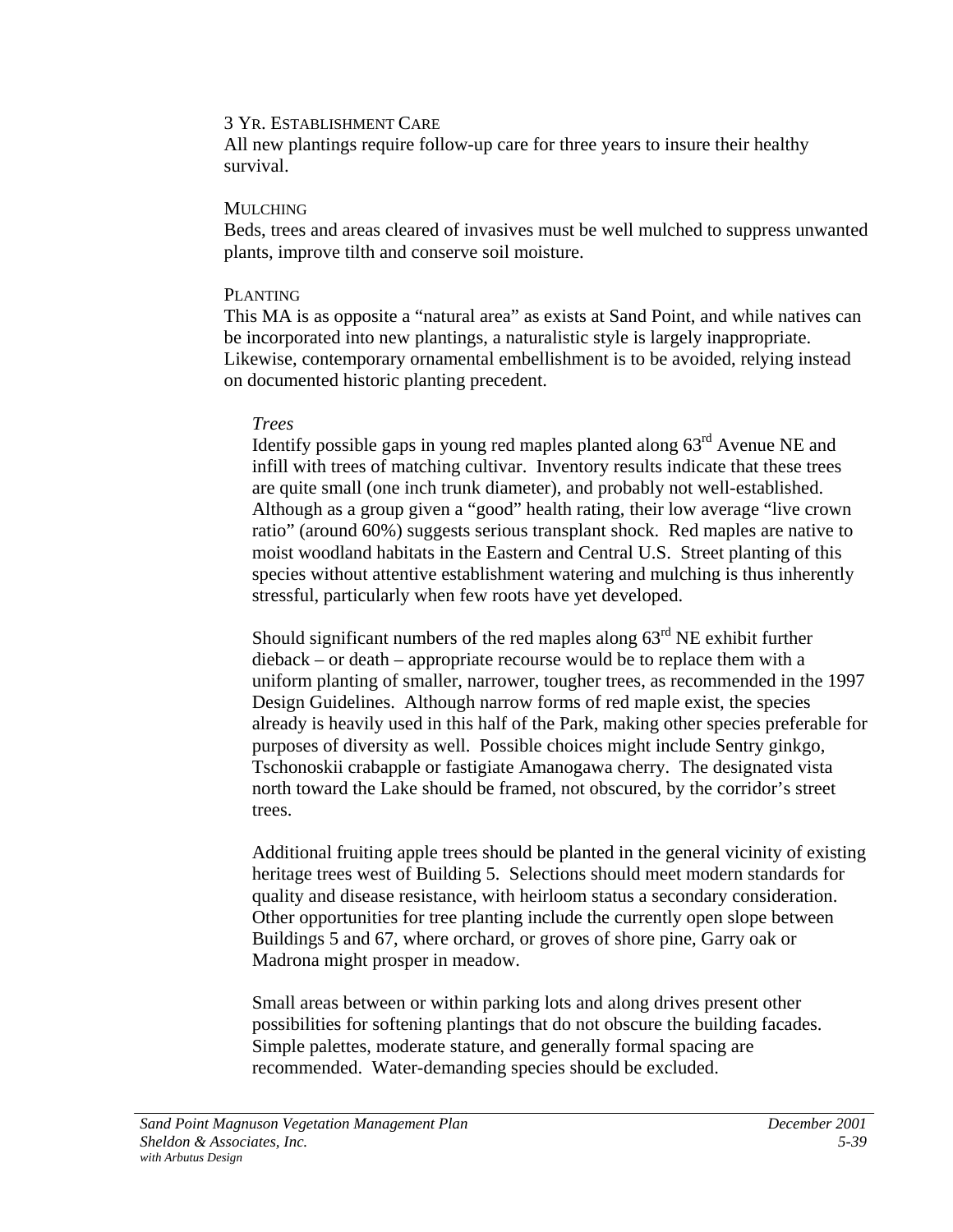### 3 Yr. Establishment Care

All new plantings require follow-up care for three years to insure their healthy survival.

### Mulching

Beds, trees and areas cleared of invasives must be well mulched to suppress unwanted plants, improve tilth and conserve soil moisture.

### Planting

This MA is as opposite a "natural area" as exists at Sand Point, and while natives can be incorporated into new plantings, a naturalistic style is largely inappropriate. Likewise, contemporary ornamental embellishment is to be avoided, relying instead on documented historic planting precedent.

#### *Trees*

Identify possible gaps in young red maples planted along 63rd Avenue NE and infill with trees of matching cultivar. Inventory results indicate that these trees are quite small (one inch trunk diameter), and probably not well-established. Although as a group given a "good" health rating, their low average "live crown ratio" (around 60%) suggests serious transplant shock. Red maples are native to moist woodland habitats in the Eastern and Central U.S. Street planting of this species without attentive establishment watering and mulching is thus inherently stressful, particularly when few roots have yet developed.

Should significant numbers of the red maples along 63rd NE exhibit further dieback – or death – appropriate recourse would be to replace them with a uniform planting of smaller, narrower, tougher trees, as recommended in the 1997 Design Guidelines. Although narrow forms of red maple exist, the species already is heavily used in this half of the Park, making other species preferable for purposes of diversity as well. Possible choices might include Sentry ginkgo, Tschonoskii crabapple or fastigiate Amanogawa cherry. The designated vista north toward the Lake should be framed, not obscured, by the corridor's street trees.

Additional fruiting apple trees should be planted in the general vicinity of existing heritage trees west of Building 5. Selections should meet modern standards for quality and disease resistance, with heirloom status a secondary consideration. Other opportunities for tree planting include the currently open slope between Buildings 5 and 67, where orchard, or groves of shore pine, Garry oak or Madrona might prosper in meadow.

Small areas between or within parking lots and along drives present other possibilities for softening plantings that do not obscure the building facades. Simple palettes, moderate stature, and generally formal spacing are recommended. Water-demanding species should be excluded.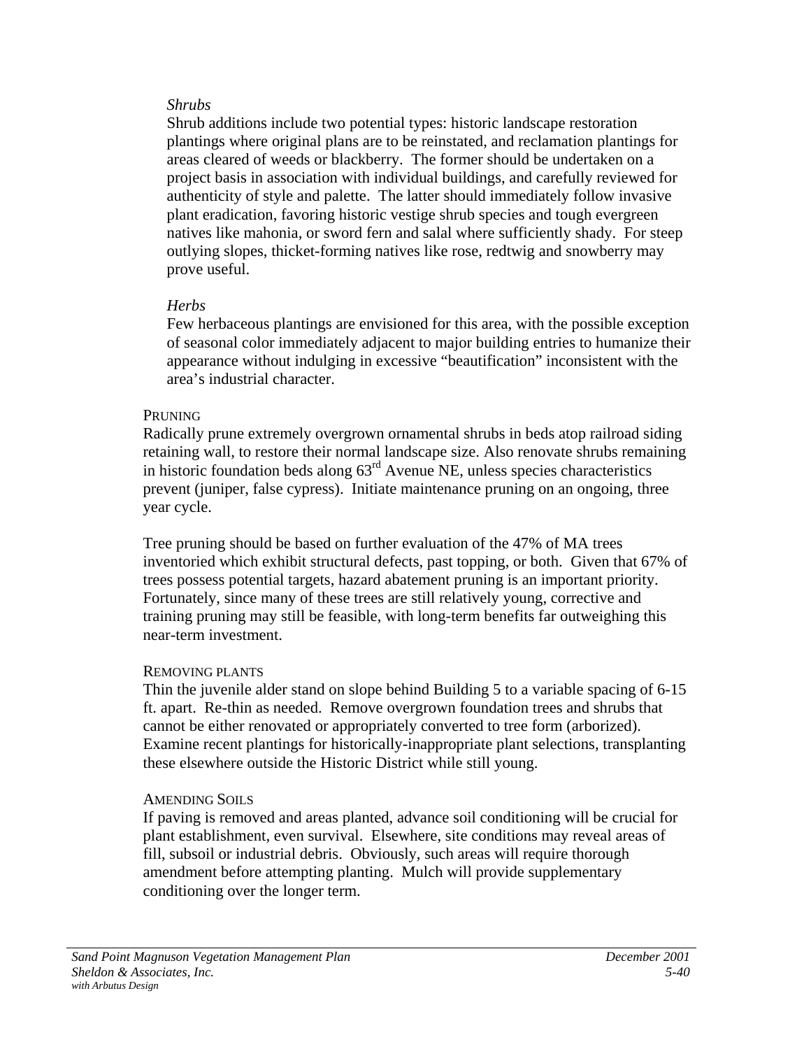*Shrubs*

Shrub additions include two potential types: historic landscape restoration plantings where original plans are to be reinstated, and reclamation plantings for areas cleared of weeds or blackberry. The former should be undertaken on a project basis in association with individual buildings, and carefully reviewed for authenticity of style and palette. The latter should immediately follow invasive plant eradication, favoring historic vestige shrub species and tough evergreen natives like mahonia, or sword fern and salal where sufficiently shady. For steep outlying slopes, thicket-forming natives like rose, redtwig and snowberry may prove useful.

*Herbs*

Few herbaceous plantings are envisioned for this area, with the possible exception of seasonal color immediately adjacent to major building entries to humanize their appearance without indulging in excessive "beautification" inconsistent with the area's industrial character.

PRUNING

Radically prune extremely overgrown ornamental shrubs in beds atop railroad siding retaining wall, to restore their normal landscape size. Also renovate shrubs remaining in historic foundation beds along 63rd Avenue NE, unless species characteristics prevent (juniper, false cypress). Initiate maintenance pruning on an ongoing, three year cycle.

Tree pruning should be based on further evaluation of the 47% of MA trees inventoried which exhibit structural defects, past topping, or both. Given that 67% of trees possess potential targets, hazard abatement pruning is an important priority. Fortunately, since many of these trees are still relatively young, corrective and training pruning may still be feasible, with long-term benefits far outweighing this near-term investment.

REMOVING PLANTS

Thin the juvenile alder stand on slope behind Building 5 to a variable spacing of 6-15 ft. apart. Re-thin as needed. Remove overgrown foundation trees and shrubs that cannot be either renovated or appropriately converted to tree form (arborized). Examine recent plantings for historically-inappropriate plant selections, transplanting these elsewhere outside the Historic District while still young.

AMENDING SOILS

If paving is removed and areas planted, advance soil conditioning will be crucial for plant establishment, even survival. Elsewhere, site conditions may reveal areas of fill, subsoil or industrial debris. Obviously, such areas will require thorough amendment before attempting planting. Mulch will provide supplementary conditioning over the longer term.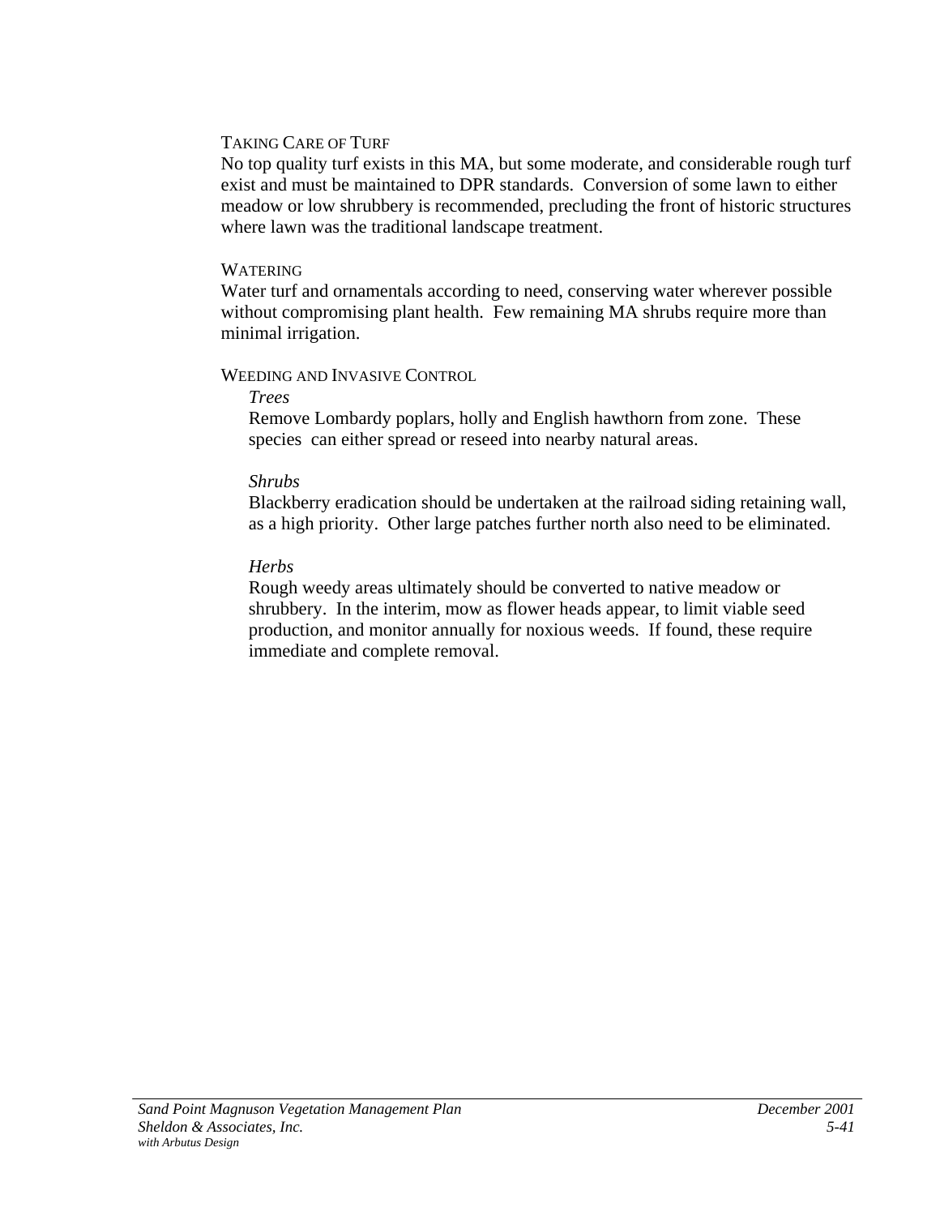#### Taking Care of Turf

No top quality turf exists in this MA, but some moderate, and considerable rough turf exist and must be maintained to DPR standards. Conversion of some lawn to either meadow or low shrubbery is recommended, precluding the front of historic structures where lawn was the traditional landscape treatment.

#### Watering

Water turf and ornamentals according to need, conserving water wherever possible without compromising plant health. Few remaining MA shrubs require more than minimal irrigation.

#### Weeding and Invasive Control

*Trees*

Remove Lombardy poplars, holly and English hawthorn from zone. These species can either spread or reseed into nearby natural areas.

*Shrubs*

Blackberry eradication should be undertaken at the railroad siding retaining wall, as a high priority. Other large patches further north also need to be eliminated.

*Herbs*

Rough weedy areas ultimately should be converted to native meadow or shrubbery. In the interim, mow as flower heads appear, to limit viable seed production, and monitor annually for noxious weeds. If found, these require immediate and complete removal.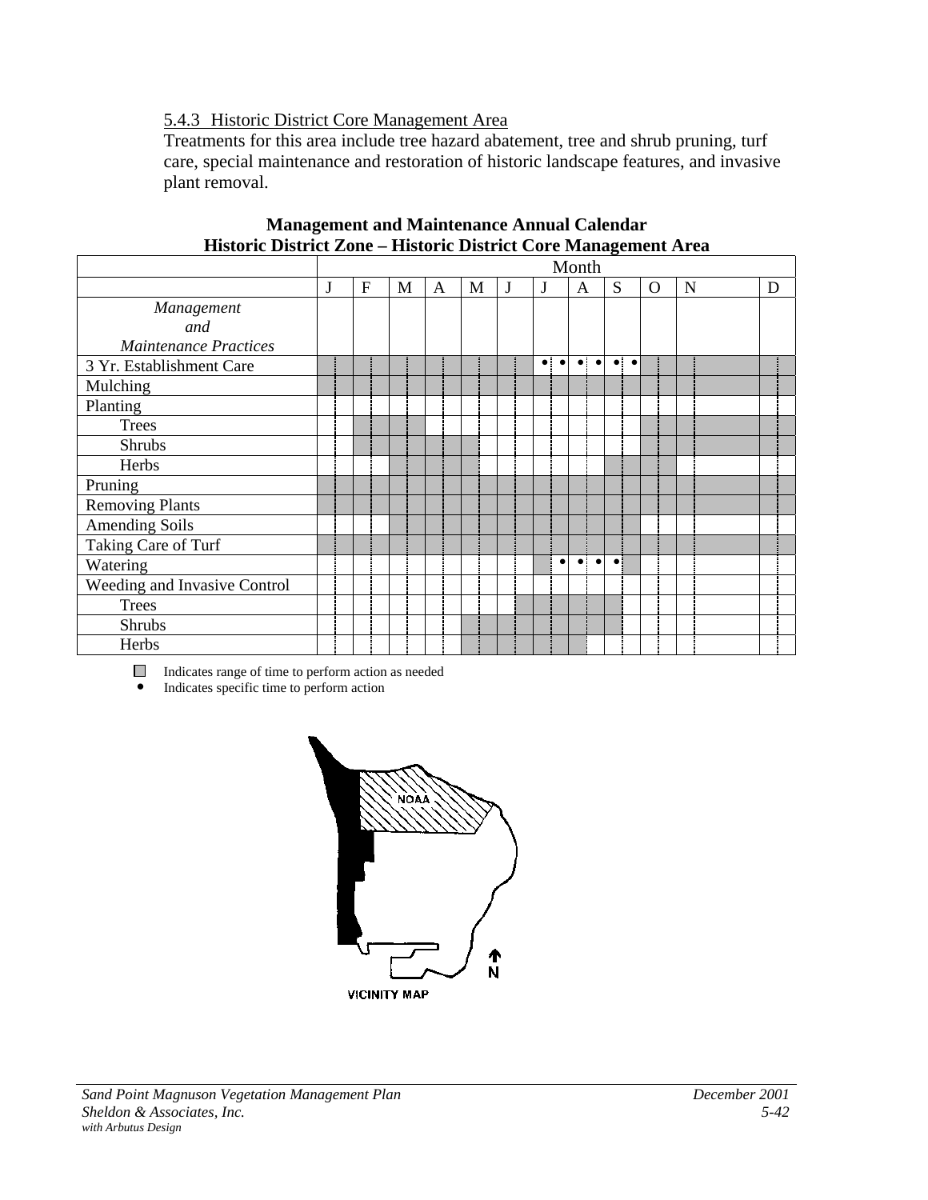5.4.3 Historic District Core Management Area

Treatments for this area include tree hazard abatement, tree and shrub pruning, turf care, special maintenance and restoration of historic landscape features, and invasive plant removal.

**Management and Maintenance Annual Calendar**
**Historic District Zone – Historic District Core Management Area**

| Management and Maintenance Practices | J | F | M | A | M | J | J | A | S | O | N | D |
|---|---|---|---|---|---|---|---|---|---|---|---|---|
| 3 Yr. Establishment Care | ■ | ■ | ■ | ■ | ■ | ■ | • • | • • | • • | ■ | ■ | ■ |
| Mulching | ■ | ■ | ■ | ■ | ■ | ■ | ■ | ■ | ■ | ■ | ■ | ■ |
| Planting | | | | | | | | | | | | |
| Trees | | ■ | ■ | | | | | | | ■ | ■ | ■ |
| Shrubs | | ■ | ■ | ■ | ■ | | | | | ■ | ■ | ■ |
| Herbs | | | ■ | ■ | ■ | | | | ■ | ■ | | |
| Pruning | ■ | ■ | ■ | ■ | ■ | ■ | ■ | ■ | ■ | ■ | ■ | ■ |
| Removing Plants | ■ | ■ | ■ | ■ | ■ | ■ | ■ | ■ | ■ | ■ | ■ | ■ |
| Amending Soils | | | ■ | ■ | ■ | ■ | ■ | ■ | ■ | | | |
| Taking Care of Turf | ■ | ■ | ■ | ■ | ■ | ■ | ■ | ■ | ■ | ■ | ■ | ■ |
| Watering | | | | | | | ■ • | • • | • ■ | | | |
| Weeding and Invasive Control | | | | | | | | | | | | |
| Trees | | | | | | ■ | ■ | ■ | ■ | | | |
| Shrubs | | | | | ■ | ■ | ■ | ■ | ■ | | | |
| Herbs | | | | | ■ | ■ | ■ | ■ | | | | |

■ Indicates range of time to perform action as needed
• Indicates specific time to perform action

VICINITY MAP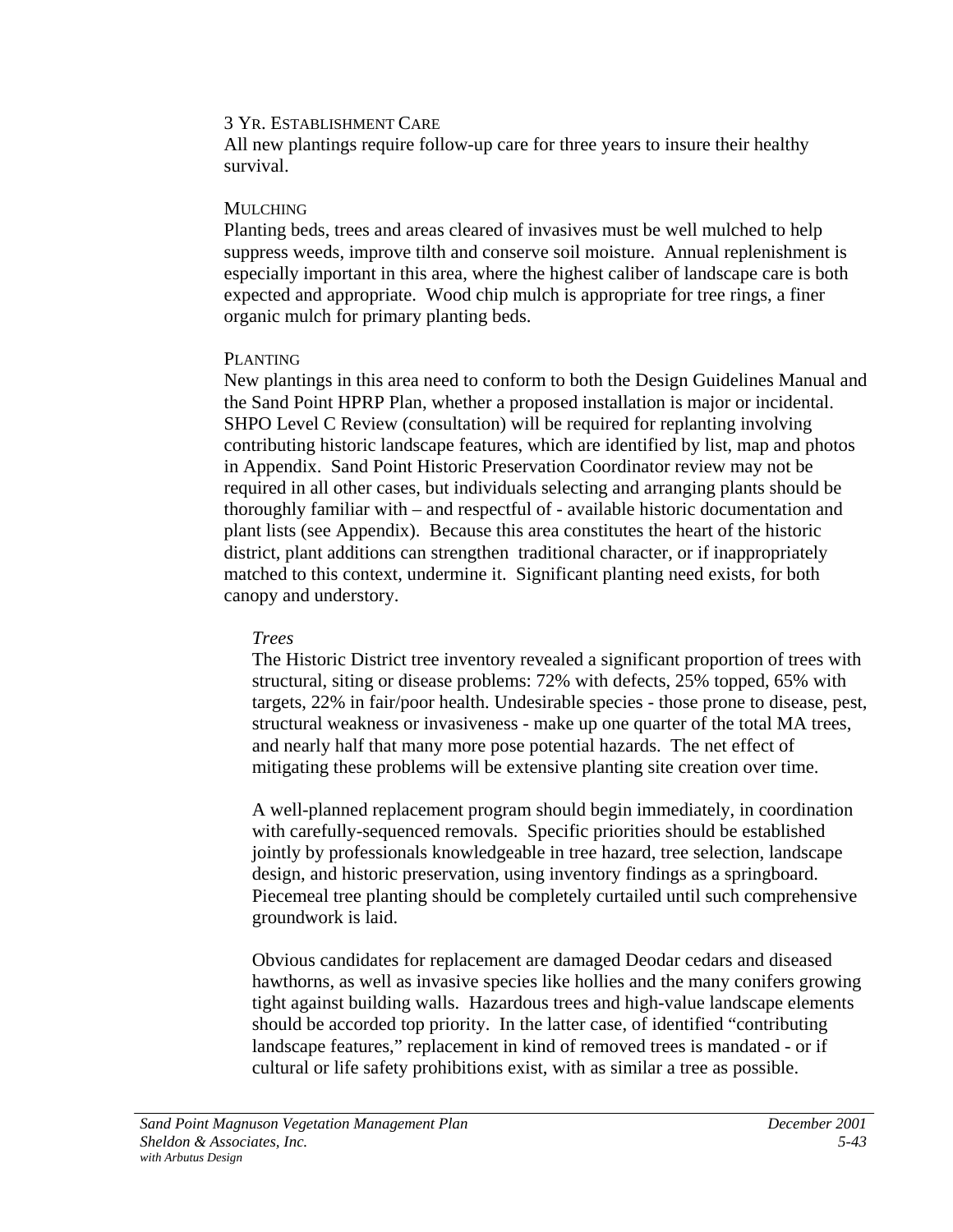### 3 Yr. Establishment Care

All new plantings require follow-up care for three years to insure their healthy survival.

### Mulching

Planting beds, trees and areas cleared of invasives must be well mulched to help suppress weeds, improve tilth and conserve soil moisture. Annual replenishment is especially important in this area, where the highest caliber of landscape care is both expected and appropriate. Wood chip mulch is appropriate for tree rings, a finer organic mulch for primary planting beds.

### Planting

New plantings in this area need to conform to both the Design Guidelines Manual and the Sand Point HPRP Plan, whether a proposed installation is major or incidental. SHPO Level C Review (consultation) will be required for replanting involving contributing historic landscape features, which are identified by list, map and photos in Appendix. Sand Point Historic Preservation Coordinator review may not be required in all other cases, but individuals selecting and arranging plants should be thoroughly familiar with – and respectful of - available historic documentation and plant lists (see Appendix). Because this area constitutes the heart of the historic district, plant additions can strengthen traditional character, or if inappropriately matched to this context, undermine it. Significant planting need exists, for both canopy and understory.

#### *Trees*

The Historic District tree inventory revealed a significant proportion of trees with structural, siting or disease problems: 72% with defects, 25% topped, 65% with targets, 22% in fair/poor health. Undesirable species - those prone to disease, pest, structural weakness or invasiveness - make up one quarter of the total MA trees, and nearly half that many more pose potential hazards. The net effect of mitigating these problems will be extensive planting site creation over time.

A well-planned replacement program should begin immediately, in coordination with carefully-sequenced removals. Specific priorities should be established jointly by professionals knowledgeable in tree hazard, tree selection, landscape design, and historic preservation, using inventory findings as a springboard. Piecemeal tree planting should be completely curtailed until such comprehensive groundwork is laid.

Obvious candidates for replacement are damaged Deodar cedars and diseased hawthorns, as well as invasive species like hollies and the many conifers growing tight against building walls. Hazardous trees and high-value landscape elements should be accorded top priority. In the latter case, of identified "contributing landscape features," replacement in kind of removed trees is mandated - or if cultural or life safety prohibitions exist, with as similar a tree as possible.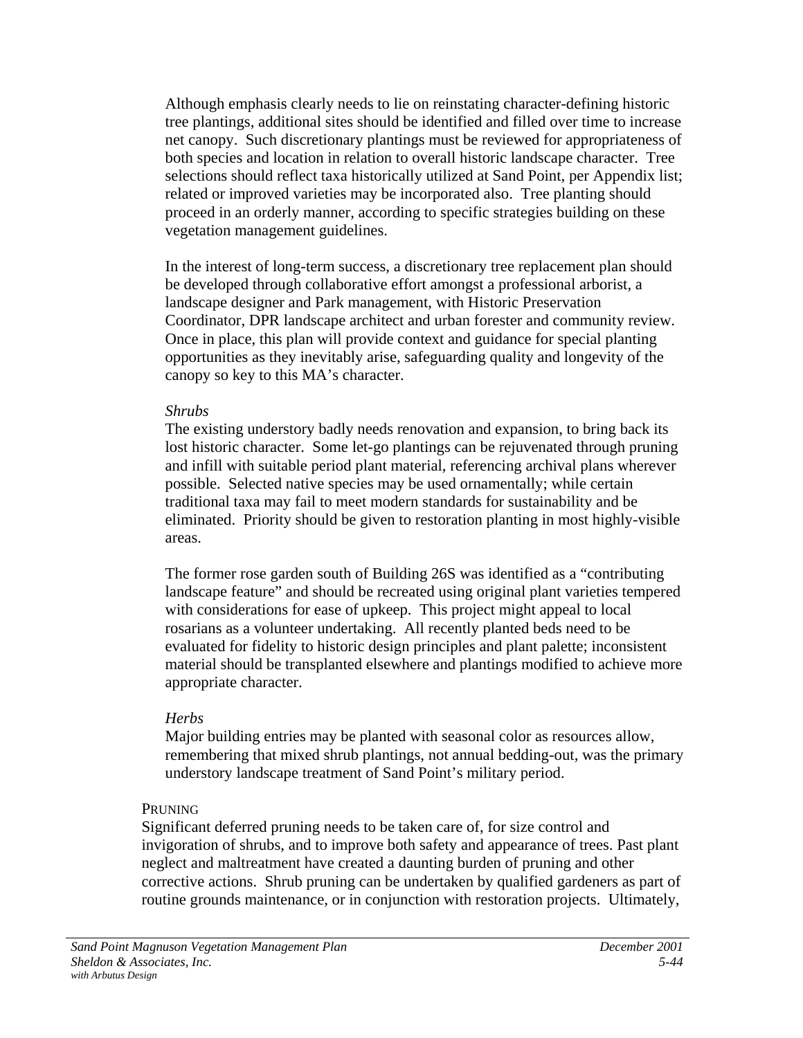Although emphasis clearly needs to lie on reinstating character-defining historic tree plantings, additional sites should be identified and filled over time to increase net canopy. Such discretionary plantings must be reviewed for appropriateness of both species and location in relation to overall historic landscape character. Tree selections should reflect taxa historically utilized at Sand Point, per Appendix list; related or improved varieties may be incorporated also. Tree planting should proceed in an orderly manner, according to specific strategies building on these vegetation management guidelines.

In the interest of long-term success, a discretionary tree replacement plan should be developed through collaborative effort amongst a professional arborist, a landscape designer and Park management, with Historic Preservation Coordinator, DPR landscape architect and urban forester and community review. Once in place, this plan will provide context and guidance for special planting opportunities as they inevitably arise, safeguarding quality and longevity of the canopy so key to this MA's character.

*Shrubs*

The existing understory badly needs renovation and expansion, to bring back its lost historic character. Some let-go plantings can be rejuvenated through pruning and infill with suitable period plant material, referencing archival plans wherever possible. Selected native species may be used ornamentally; while certain traditional taxa may fail to meet modern standards for sustainability and be eliminated. Priority should be given to restoration planting in most highly-visible areas.

The former rose garden south of Building 26S was identified as a "contributing landscape feature" and should be recreated using original plant varieties tempered with considerations for ease of upkeep. This project might appeal to local rosarians as a volunteer undertaking. All recently planted beds need to be evaluated for fidelity to historic design principles and plant palette; inconsistent material should be transplanted elsewhere and plantings modified to achieve more appropriate character.

*Herbs*

Major building entries may be planted with seasonal color as resources allow, remembering that mixed shrub plantings, not annual bedding-out, was the primary understory landscape treatment of Sand Point's military period.

PRUNING

Significant deferred pruning needs to be taken care of, for size control and invigoration of shrubs, and to improve both safety and appearance of trees. Past plant neglect and maltreatment have created a daunting burden of pruning and other corrective actions. Shrub pruning can be undertaken by qualified gardeners as part of routine grounds maintenance, or in conjunction with restoration projects. Ultimately,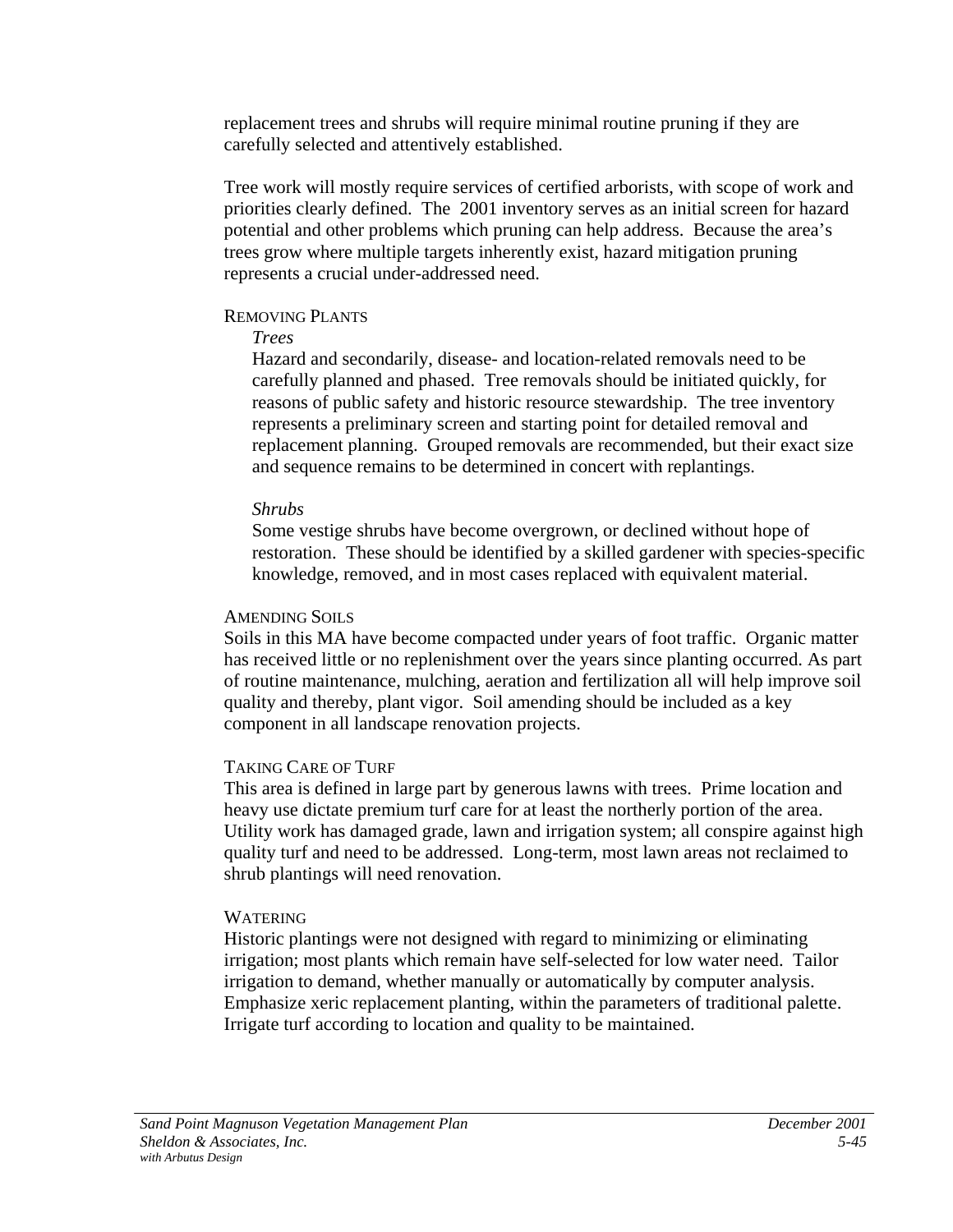replacement trees and shrubs will require minimal routine pruning if they are carefully selected and attentively established.

Tree work will mostly require services of certified arborists, with scope of work and priorities clearly defined. The 2001 inventory serves as an initial screen for hazard potential and other problems which pruning can help address. Because the area's trees grow where multiple targets inherently exist, hazard mitigation pruning represents a crucial under-addressed need.

### REMOVING PLANTS

*Trees*

Hazard and secondarily, disease- and location-related removals need to be carefully planned and phased. Tree removals should be initiated quickly, for reasons of public safety and historic resource stewardship. The tree inventory represents a preliminary screen and starting point for detailed removal and replacement planning. Grouped removals are recommended, but their exact size and sequence remains to be determined in concert with replantings.

*Shrubs*

Some vestige shrubs have become overgrown, or declined without hope of restoration. These should be identified by a skilled gardener with species-specific knowledge, removed, and in most cases replaced with equivalent material.

### AMENDING SOILS

Soils in this MA have become compacted under years of foot traffic. Organic matter has received little or no replenishment over the years since planting occurred. As part of routine maintenance, mulching, aeration and fertilization all will help improve soil quality and thereby, plant vigor. Soil amending should be included as a key component in all landscape renovation projects.

### TAKING CARE OF TURF

This area is defined in large part by generous lawns with trees. Prime location and heavy use dictate premium turf care for at least the northerly portion of the area. Utility work has damaged grade, lawn and irrigation system; all conspire against high quality turf and need to be addressed. Long-term, most lawn areas not reclaimed to shrub plantings will need renovation.

### WATERING

Historic plantings were not designed with regard to minimizing or eliminating irrigation; most plants which remain have self-selected for low water need. Tailor irrigation to demand, whether manually or automatically by computer analysis. Emphasize xeric replacement planting, within the parameters of traditional palette. Irrigate turf according to location and quality to be maintained.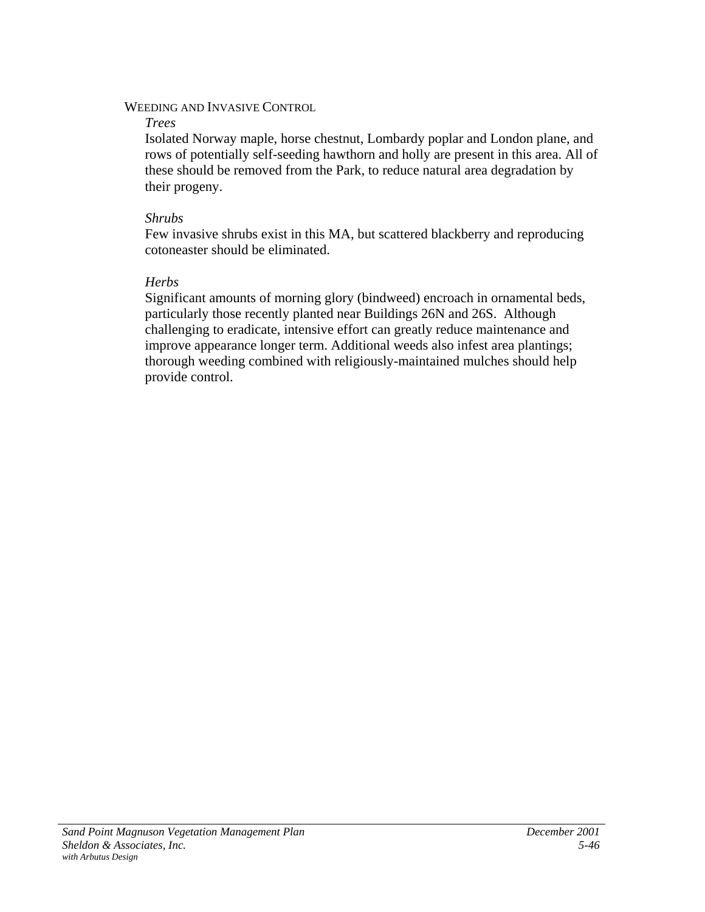#### WEEDING AND INVASIVE CONTROL

*Trees*

Isolated Norway maple, horse chestnut, Lombardy poplar and London plane, and rows of potentially self-seeding hawthorn and holly are present in this area. All of these should be removed from the Park, to reduce natural area degradation by their progeny.

*Shrubs*

Few invasive shrubs exist in this MA, but scattered blackberry and reproducing cotoneaster should be eliminated.

*Herbs*

Significant amounts of morning glory (bindweed) encroach in ornamental beds, particularly those recently planted near Buildings 26N and 26S. Although challenging to eradicate, intensive effort can greatly reduce maintenance and improve appearance longer term. Additional weeds also infest area plantings; thorough weeding combined with religiously-maintained mulches should help provide control.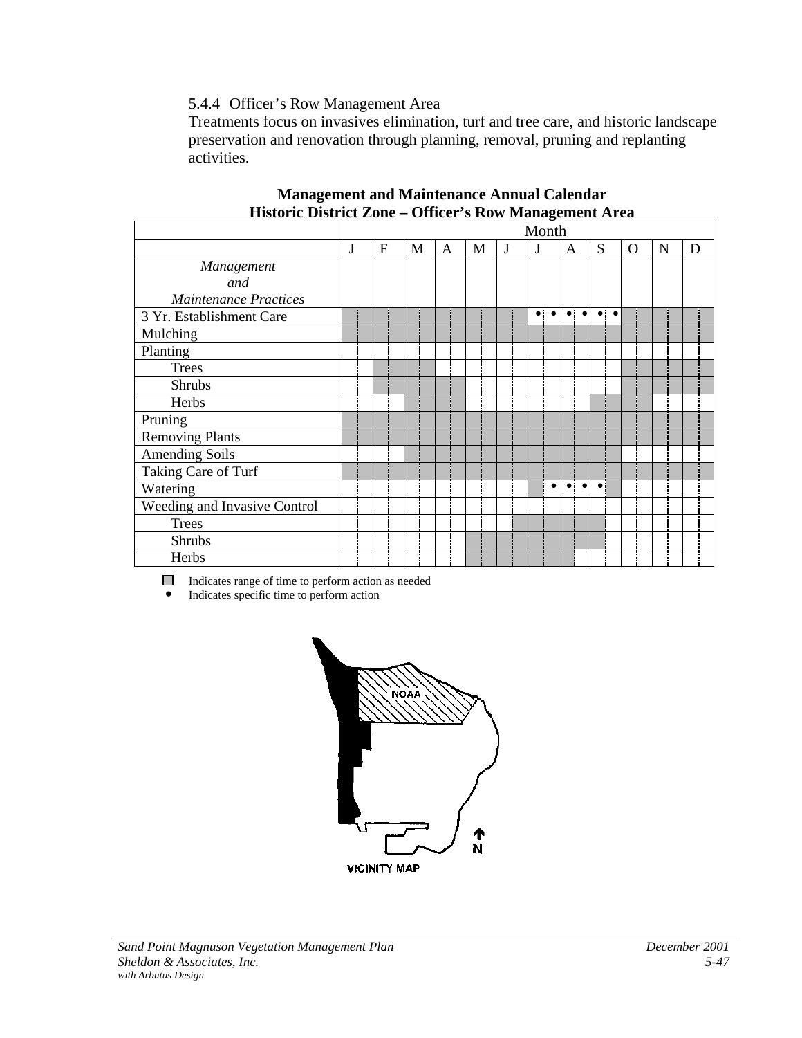### 5.4.4 Officer's Row Management Area

Treatments focus on invasives elimination, turf and tree care, and historic landscape preservation and renovation through planning, removal, pruning and replanting activities.

**Management and Maintenance Annual Calendar**
**Historic District Zone – Officer's Row Management Area**

| | Month | | | | | | | | | | | |
|---|---|---|---|---|---|---|---|---|---|---|---|---|
| | J | F | M | A | M | J | J | A | S | O | N | D |
| *Management and Maintenance Practices* | | | | | | | | | | | | |
| 3 Yr. Establishment Care | ■ | ■ | ■ | ■ | ■ | ■ | • • | • • | • • | ■ | ■ | ■ |
| Mulching | ■ | ■ | ■ | ■ | ■ | ■ | ■ | ■ | ■ | ■ | ■ | ■ |
| Planting | | | | | | | | | | | | |
| Trees | | ■ | ■ | | | | | | | ■ | ■ | ■ |
| Shrubs | | ■ | ■ | ■ | | | | | | ■ | ■ | ■ |
| Herbs | | | ■ | ■ | | | | | ■ | ■ | | |
| Pruning | ■ | ■ | ■ | ■ | ■ | ■ | ■ | ■ | ■ | ■ | ■ | ■ |
| Removing Plants | ■ | ■ | ■ | ■ | ■ | ■ | ■ | ■ | ■ | ■ | ■ | ■ |
| Amending Soils | | | ■ | ■ | ■ | ■ | ■ | ■ | ■ | | | |
| Taking Care of Turf | ■ | ■ | ■ | ■ | ■ | ■ | ■ | ■ | ■ | ■ | ■ | ■ |
| Watering | | | | | | | ■ • | • • | • ■ | | | |
| Weeding and Invasive Control | | | | | | | | | | | | |
| Trees | | | | | | ■ | ■ | ■ | ■ | | | |
| Shrubs | | | | | ■ | ■ | ■ | ■ | ■ | | | |
| Herbs | | | | | ■ | ■ | ■ | ■ | | | | |

■ Indicates range of time to perform action as needed
• Indicates specific time to perform action

NOAA

VICINITY MAP

N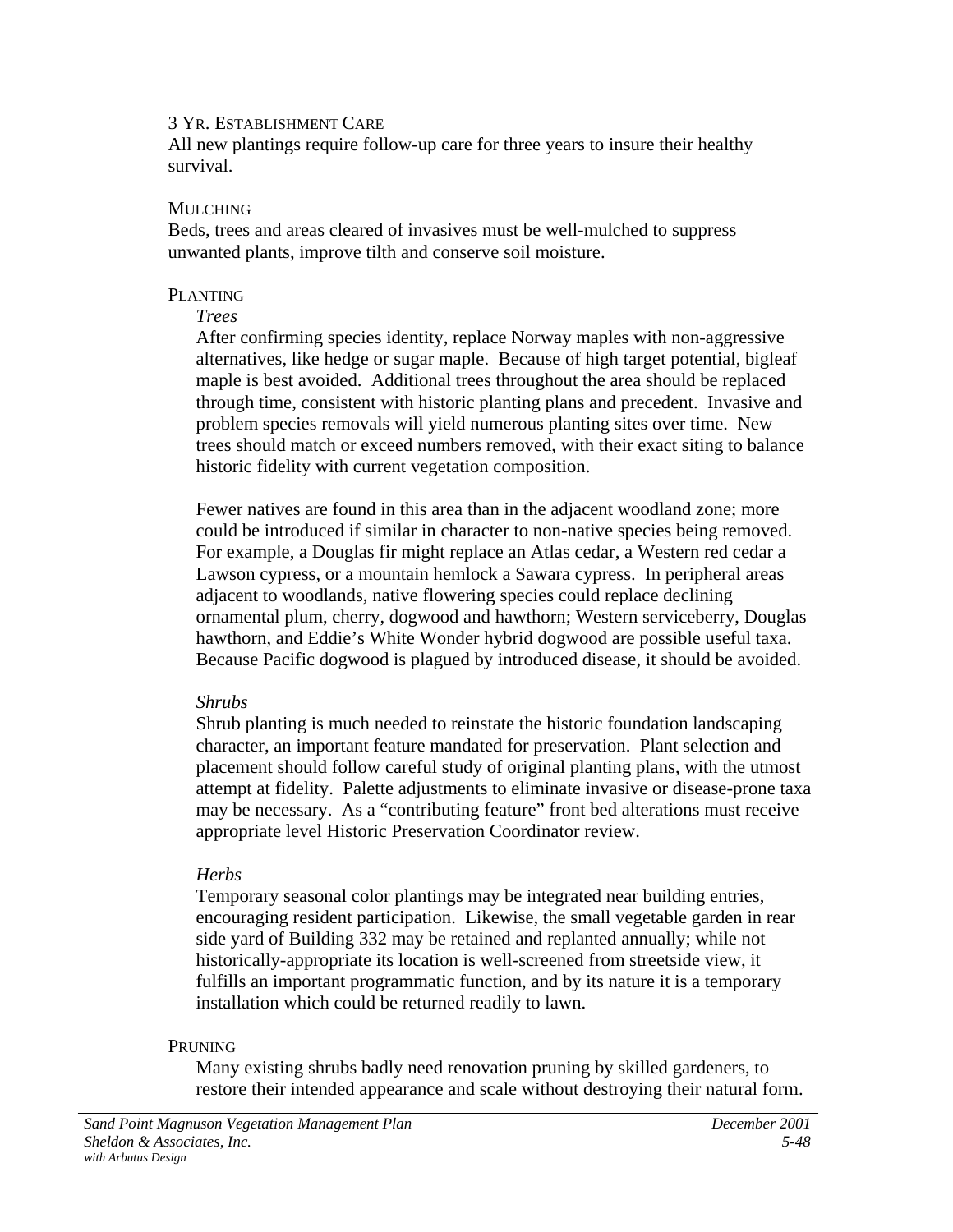### 3 Yr. Establishment Care

All new plantings require follow-up care for three years to insure their healthy survival.

### Mulching

Beds, trees and areas cleared of invasives must be well-mulched to suppress unwanted plants, improve tilth and conserve soil moisture.

### Planting

*Trees*

After confirming species identity, replace Norway maples with non-aggressive alternatives, like hedge or sugar maple. Because of high target potential, bigleaf maple is best avoided. Additional trees throughout the area should be replaced through time, consistent with historic planting plans and precedent. Invasive and problem species removals will yield numerous planting sites over time. New trees should match or exceed numbers removed, with their exact siting to balance historic fidelity with current vegetation composition.

Fewer natives are found in this area than in the adjacent woodland zone; more could be introduced if similar in character to non-native species being removed. For example, a Douglas fir might replace an Atlas cedar, a Western red cedar a Lawson cypress, or a mountain hemlock a Sawara cypress. In peripheral areas adjacent to woodlands, native flowering species could replace declining ornamental plum, cherry, dogwood and hawthorn; Western serviceberry, Douglas hawthorn, and Eddie's White Wonder hybrid dogwood are possible useful taxa. Because Pacific dogwood is plagued by introduced disease, it should be avoided.

*Shrubs*

Shrub planting is much needed to reinstate the historic foundation landscaping character, an important feature mandated for preservation. Plant selection and placement should follow careful study of original planting plans, with the utmost attempt at fidelity. Palette adjustments to eliminate invasive or disease-prone taxa may be necessary. As a "contributing feature" front bed alterations must receive appropriate level Historic Preservation Coordinator review.

*Herbs*

Temporary seasonal color plantings may be integrated near building entries, encouraging resident participation. Likewise, the small vegetable garden in rear side yard of Building 332 may be retained and replanted annually; while not historically-appropriate its location is well-screened from streetside view, it fulfills an important programmatic function, and by its nature it is a temporary installation which could be returned readily to lawn.

### Pruning

Many existing shrubs badly need renovation pruning by skilled gardeners, to restore their intended appearance and scale without destroying their natural form.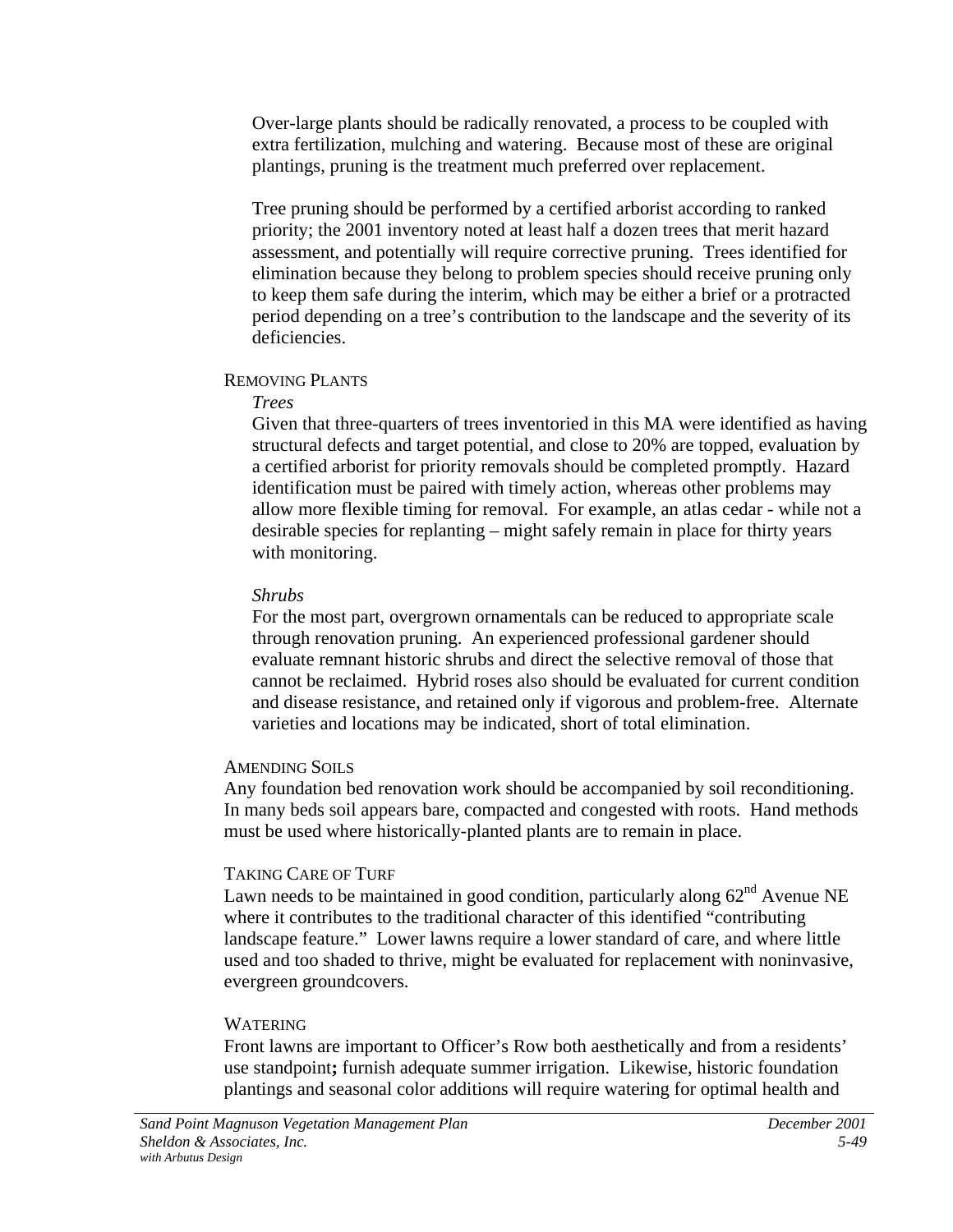Over-large plants should be radically renovated, a process to be coupled with extra fertilization, mulching and watering. Because most of these are original plantings, pruning is the treatment much preferred over replacement.

Tree pruning should be performed by a certified arborist according to ranked priority; the 2001 inventory noted at least half a dozen trees that merit hazard assessment, and potentially will require corrective pruning. Trees identified for elimination because they belong to problem species should receive pruning only to keep them safe during the interim, which may be either a brief or a protracted period depending on a tree's contribution to the landscape and the severity of its deficiencies.

### REMOVING PLANTS

*Trees*

Given that three-quarters of trees inventoried in this MA were identified as having structural defects and target potential, and close to 20% are topped, evaluation by a certified arborist for priority removals should be completed promptly. Hazard identification must be paired with timely action, whereas other problems may allow more flexible timing for removal. For example, an atlas cedar - while not a desirable species for replanting – might safely remain in place for thirty years with monitoring.

*Shrubs*

For the most part, overgrown ornamentals can be reduced to appropriate scale through renovation pruning. An experienced professional gardener should evaluate remnant historic shrubs and direct the selective removal of those that cannot be reclaimed. Hybrid roses also should be evaluated for current condition and disease resistance, and retained only if vigorous and problem-free. Alternate varieties and locations may be indicated, short of total elimination.

### AMENDING SOILS

Any foundation bed renovation work should be accompanied by soil reconditioning. In many beds soil appears bare, compacted and congested with roots. Hand methods must be used where historically-planted plants are to remain in place.

### TAKING CARE OF TURF

Lawn needs to be maintained in good condition, particularly along 62nd Avenue NE where it contributes to the traditional character of this identified "contributing landscape feature." Lower lawns require a lower standard of care, and where little used and too shaded to thrive, might be evaluated for replacement with noninvasive, evergreen groundcovers.

### WATERING

Front lawns are important to Officer's Row both aesthetically and from a residents' use standpoint**;** furnish adequate summer irrigation. Likewise, historic foundation plantings and seasonal color additions will require watering for optimal health and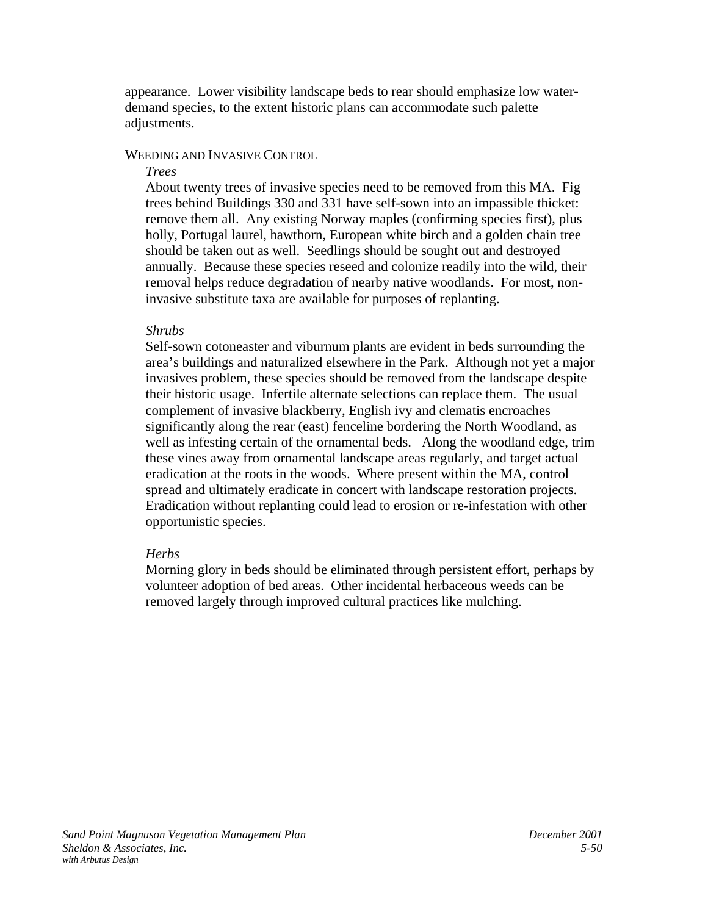appearance. Lower visibility landscape beds to rear should emphasize low water-demand species, to the extent historic plans can accommodate such palette adjustments.

#### WEEDING AND INVASIVE CONTROL

*Trees*

About twenty trees of invasive species need to be removed from this MA. Fig trees behind Buildings 330 and 331 have self-sown into an impassible thicket: remove them all. Any existing Norway maples (confirming species first), plus holly, Portugal laurel, hawthorn, European white birch and a golden chain tree should be taken out as well. Seedlings should be sought out and destroyed annually. Because these species reseed and colonize readily into the wild, their removal helps reduce degradation of nearby native woodlands. For most, non-invasive substitute taxa are available for purposes of replanting.

*Shrubs*

Self-sown cotoneaster and viburnum plants are evident in beds surrounding the area's buildings and naturalized elsewhere in the Park. Although not yet a major invasives problem, these species should be removed from the landscape despite their historic usage. Infertile alternate selections can replace them. The usual complement of invasive blackberry, English ivy and clematis encroaches significantly along the rear (east) fenceline bordering the North Woodland, as well as infesting certain of the ornamental beds. Along the woodland edge, trim these vines away from ornamental landscape areas regularly, and target actual eradication at the roots in the woods. Where present within the MA, control spread and ultimately eradicate in concert with landscape restoration projects. Eradication without replanting could lead to erosion or re-infestation with other opportunistic species.

*Herbs*

Morning glory in beds should be eliminated through persistent effort, perhaps by volunteer adoption of bed areas. Other incidental herbaceous weeds can be removed largely through improved cultural practices like mulching.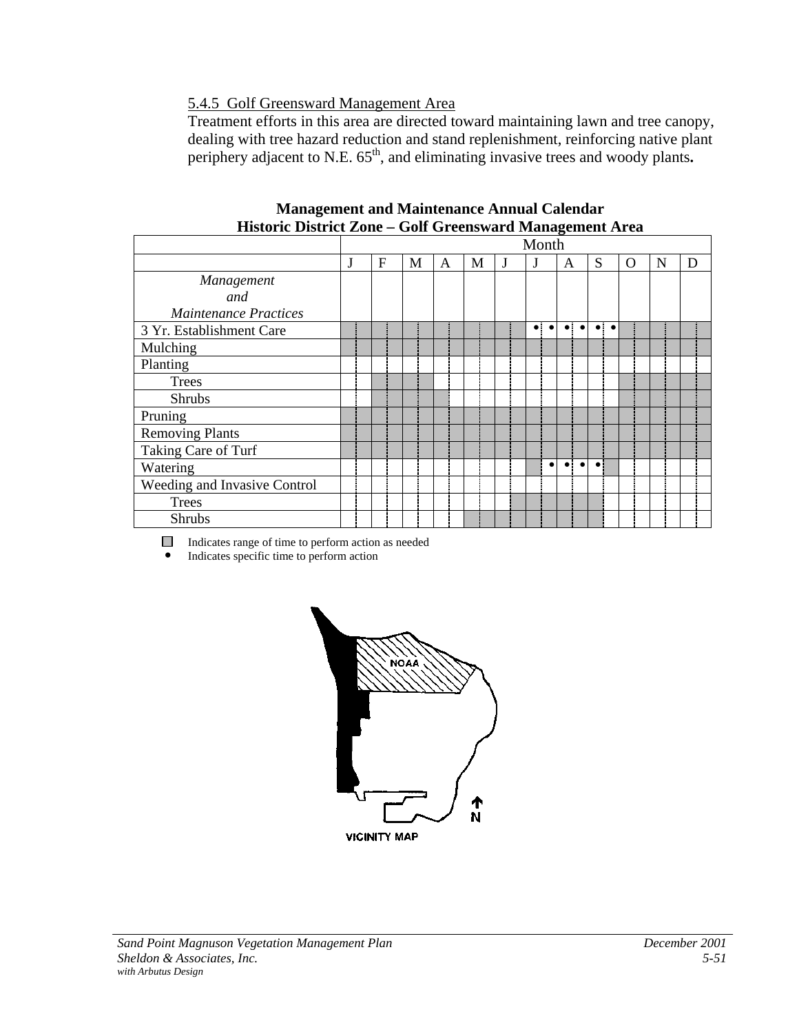5.4.5 Golf Greensward Management Area

Treatment efforts in this area are directed toward maintaining lawn and tree canopy, dealing with tree hazard reduction and stand replenishment, reinforcing native plant periphery adjacent to N.E. 65th, and eliminating invasive trees and woody plants**.**

**Management and Maintenance Annual Calendar**
**Historic District Zone – Golf Greensward Management Area**

| | Month | | | | | | | | | | | |
|---|---|---|---|---|---|---|---|---|---|---|---|---|
| | J | F | M | A | M | J | J | A | S | O | N | D |
| *Management and Maintenance Practices* | | | | | | | | | | | | |
| 3 Yr. Establishment Care | ■ | ■ | ■ | ■ | ■ | ■ | • • | • • | • • | ■ | ■ | ■ |
| Mulching | ■ | ■ | ■ | ■ | ■ | ■ | ■ | ■ | ■ | ■ | ■ | ■ |
| Planting | | | | | | | | | | | | |
| Trees | | ■ | ■ | | | | | | | ■ | ■ | ■ |
| Shrubs | | ■ | ■ | ■ | | | | | | ■ | ■ | ■ |
| Pruning | ■ | ■ | ■ | ■ | ■ | ■ | ■ | ■ | ■ | ■ | ■ | ■ |
| Removing Plants | ■ | ■ | ■ | ■ | ■ | ■ | ■ | ■ | ■ | ■ | ■ | ■ |
| Taking Care of Turf | ■ | ■ | ■ | ■ | ■ | ■ | ■ | ■ | ■ | ■ | ■ | ■ |
| Watering | | | | | | | ■ • | • • | • ■ | | | |
| Weeding and Invasive Control | | | | | | | | | | | | |
| Trees | | | | | | ■ | ■ | ■ | ■ | | | |
| Shrubs | | | | | ■ | ■ | ■ | ■ | ■ | | | |

■ Indicates range of time to perform action as needed
• Indicates specific time to perform action

NOAA

N

VICINITY MAP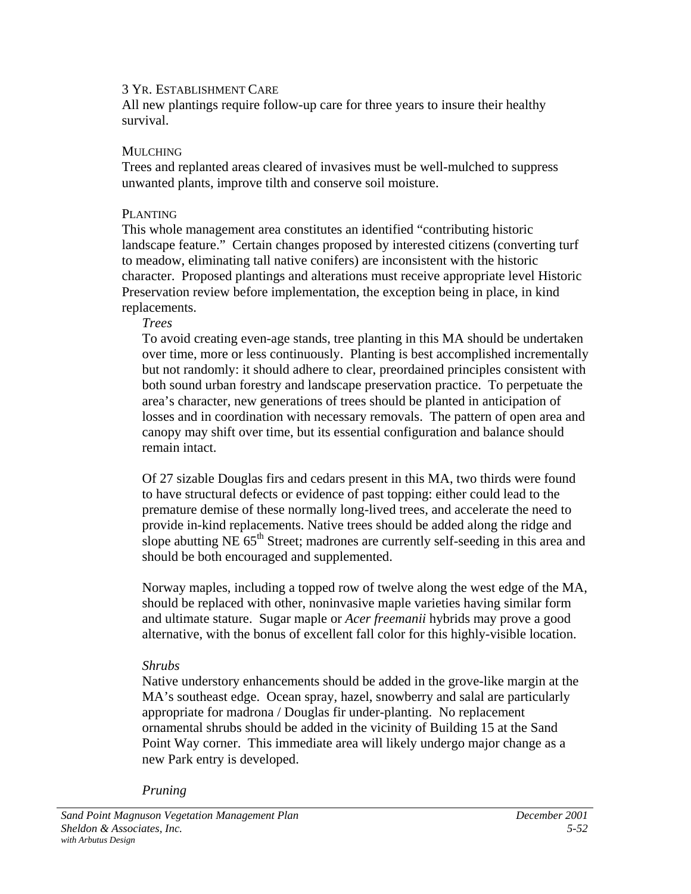### 3 Yr. Establishment Care

All new plantings require follow-up care for three years to insure their healthy survival.

### Mulching

Trees and replanted areas cleared of invasives must be well-mulched to suppress unwanted plants, improve tilth and conserve soil moisture.

### Planting

This whole management area constitutes an identified "contributing historic landscape feature." Certain changes proposed by interested citizens (converting turf to meadow, eliminating tall native conifers) are inconsistent with the historic character. Proposed plantings and alterations must receive appropriate level Historic Preservation review before implementation, the exception being in place, in kind replacements.

*Trees*

To avoid creating even-age stands, tree planting in this MA should be undertaken over time, more or less continuously. Planting is best accomplished incrementally but not randomly: it should adhere to clear, preordained principles consistent with both sound urban forestry and landscape preservation practice. To perpetuate the area's character, new generations of trees should be planted in anticipation of losses and in coordination with necessary removals. The pattern of open area and canopy may shift over time, but its essential configuration and balance should remain intact.

Of 27 sizable Douglas firs and cedars present in this MA, two thirds were found to have structural defects or evidence of past topping: either could lead to the premature demise of these normally long-lived trees, and accelerate the need to provide in-kind replacements. Native trees should be added along the ridge and slope abutting NE 65th Street; madrones are currently self-seeding in this area and should be both encouraged and supplemented.

Norway maples, including a topped row of twelve along the west edge of the MA, should be replaced with other, noninvasive maple varieties having similar form and ultimate stature. Sugar maple or *Acer freemanii* hybrids may prove a good alternative, with the bonus of excellent fall color for this highly-visible location.

*Shrubs*

Native understory enhancements should be added in the grove-like margin at the MA's southeast edge. Ocean spray, hazel, snowberry and salal are particularly appropriate for madrona / Douglas fir under-planting. No replacement ornamental shrubs should be added in the vicinity of Building 15 at the Sand Point Way corner. This immediate area will likely undergo major change as a new Park entry is developed.

*Pruning*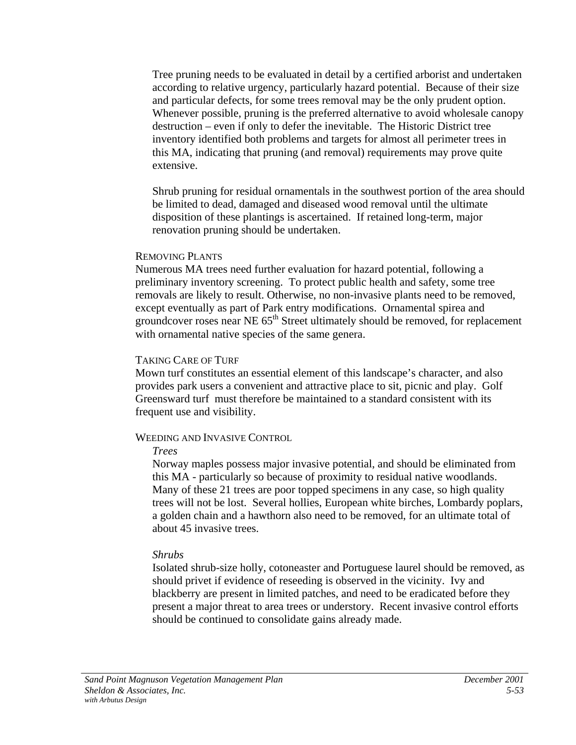Tree pruning needs to be evaluated in detail by a certified arborist and undertaken according to relative urgency, particularly hazard potential. Because of their size and particular defects, for some trees removal may be the only prudent option. Whenever possible, pruning is the preferred alternative to avoid wholesale canopy destruction – even if only to defer the inevitable. The Historic District tree inventory identified both problems and targets for almost all perimeter trees in this MA, indicating that pruning (and removal) requirements may prove quite extensive.

Shrub pruning for residual ornamentals in the southwest portion of the area should be limited to dead, damaged and diseased wood removal until the ultimate disposition of these plantings is ascertained. If retained long-term, major renovation pruning should be undertaken.

REMOVING PLANTS

Numerous MA trees need further evaluation for hazard potential, following a preliminary inventory screening. To protect public health and safety, some tree removals are likely to result. Otherwise, no non-invasive plants need to be removed, except eventually as part of Park entry modifications. Ornamental spirea and groundcover roses near NE 65th Street ultimately should be removed, for replacement with ornamental native species of the same genera.

TAKING CARE OF TURF

Mown turf constitutes an essential element of this landscape's character, and also provides park users a convenient and attractive place to sit, picnic and play. Golf Greensward turf must therefore be maintained to a standard consistent with its frequent use and visibility.

WEEDING AND INVASIVE CONTROL

*Trees*

Norway maples possess major invasive potential, and should be eliminated from this MA - particularly so because of proximity to residual native woodlands. Many of these 21 trees are poor topped specimens in any case, so high quality trees will not be lost. Several hollies, European white birches, Lombardy poplars, a golden chain and a hawthorn also need to be removed, for an ultimate total of about 45 invasive trees.

*Shrubs*

Isolated shrub-size holly, cotoneaster and Portuguese laurel should be removed, as should privet if evidence of reseeding is observed in the vicinity. Ivy and blackberry are present in limited patches, and need to be eradicated before they present a major threat to area trees or understory. Recent invasive control efforts should be continued to consolidate gains already made.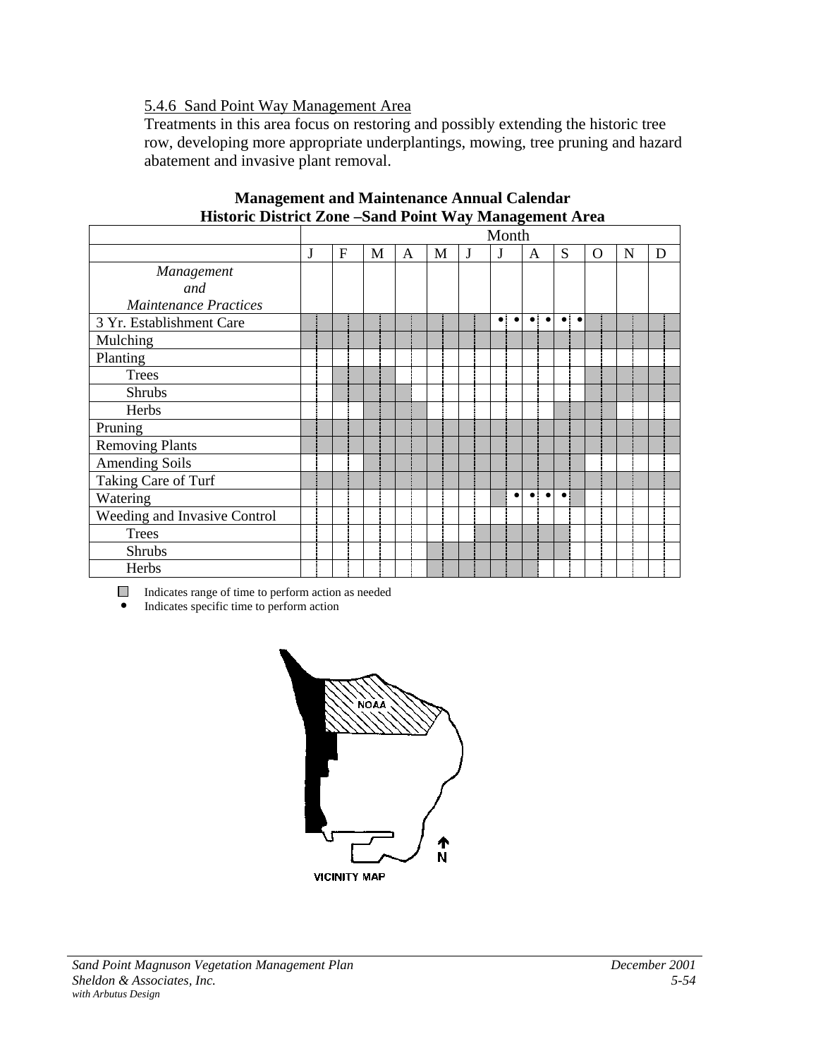### 5.4.6 Sand Point Way Management Area

Treatments in this area focus on restoring and possibly extending the historic tree row, developing more appropriate underplantings, mowing, tree pruning and hazard abatement and invasive plant removal.

**Management and Maintenance Annual Calendar**
**Historic District Zone –Sand Point Way Management Area**

| Management and Maintenance Practices | J | F | M | A | M | J | J | A | S | O | N | D |
|---|---|---|---|---|---|---|---|---|---|---|---|---|
| 3 Yr. Establishment Care | ■ | ■ | ■ | ■ | ■ | ■ | • • | • • | • • | ■ | ■ | ■ |
| Mulching | ■ | ■ | ■ | ■ | ■ | ■ | ■ | ■ | ■ | ■ | ■ | ■ |
| Planting | | | | | | | | | | | | |
| Trees | | ■ | ■ | | | | | | | ■ | ■ | ■ |
| Shrubs | | ■ | ■ | ■ | | | | | | ■ | ■ | ■ |
| Herbs | | | ■ | ■ | | | | | ■ | ■ | | |
| Pruning | ■ | ■ | ■ | ■ | ■ | ■ | ■ | ■ | ■ | ■ | ■ | ■ |
| Removing Plants | ■ | ■ | ■ | ■ | ■ | ■ | ■ | ■ | ■ | ■ | ■ | ■ |
| Amending Soils | | | ■ | ■ | ■ | ■ | ■ | ■ | ■ | | | |
| Taking Care of Turf | ■ | ■ | ■ | ■ | ■ | ■ | ■ | ■ | ■ | ■ | ■ | ■ |
| Watering | | | | | | | ■ • | • • | • ■ | | | |
| Weeding and Invasive Control | | | | | | | | | | | | |
| Trees | | | | | | ■ | ■ | ■ | ■ | | | |
| Shrubs | | | | | ■ | ■ | ■ | ■ | ■ | | | |
| Herbs | | | | | ■ | ■ | ■ | ■ | | | | |

■ Indicates range of time to perform action as needed
• Indicates specific time to perform action

NOAA

N

VICINITY MAP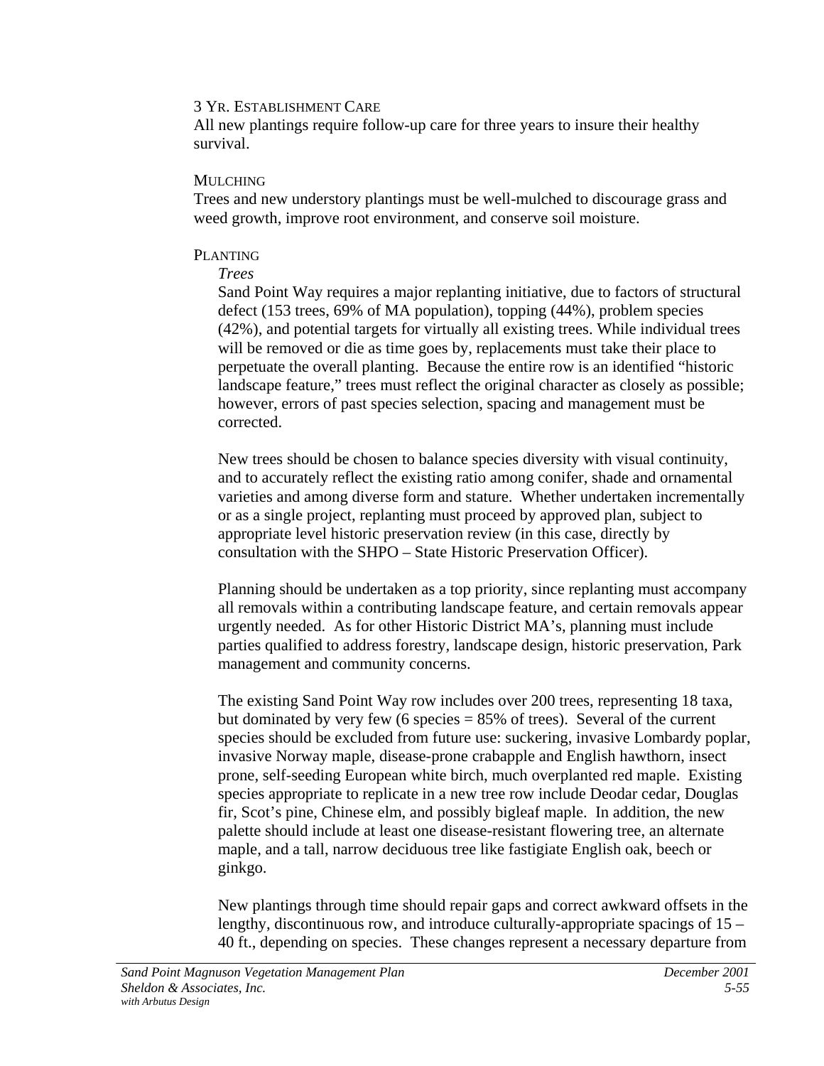3 Yr. Establishment Care

All new plantings require follow-up care for three years to insure their healthy survival.

Mulching

Trees and new understory plantings must be well-mulched to discourage grass and weed growth, improve root environment, and conserve soil moisture.

Planting

*Trees*

Sand Point Way requires a major replanting initiative, due to factors of structural defect (153 trees, 69% of MA population), topping (44%), problem species (42%), and potential targets for virtually all existing trees. While individual trees will be removed or die as time goes by, replacements must take their place to perpetuate the overall planting. Because the entire row is an identified "historic landscape feature," trees must reflect the original character as closely as possible; however, errors of past species selection, spacing and management must be corrected.

New trees should be chosen to balance species diversity with visual continuity, and to accurately reflect the existing ratio among conifer, shade and ornamental varieties and among diverse form and stature. Whether undertaken incrementally or as a single project, replanting must proceed by approved plan, subject to appropriate level historic preservation review (in this case, directly by consultation with the SHPO – State Historic Preservation Officer).

Planning should be undertaken as a top priority, since replanting must accompany all removals within a contributing landscape feature, and certain removals appear urgently needed. As for other Historic District MA's, planning must include parties qualified to address forestry, landscape design, historic preservation, Park management and community concerns.

The existing Sand Point Way row includes over 200 trees, representing 18 taxa, but dominated by very few (6 species = 85% of trees). Several of the current species should be excluded from future use: suckering, invasive Lombardy poplar, invasive Norway maple, disease-prone crabapple and English hawthorn, insect prone, self-seeding European white birch, much overplanted red maple. Existing species appropriate to replicate in a new tree row include Deodar cedar, Douglas fir, Scot's pine, Chinese elm, and possibly bigleaf maple. In addition, the new palette should include at least one disease-resistant flowering tree, an alternate maple, and a tall, narrow deciduous tree like fastigiate English oak, beech or ginkgo.

New plantings through time should repair gaps and correct awkward offsets in the lengthy, discontinuous row, and introduce culturally-appropriate spacings of 15 – 40 ft., depending on species. These changes represent a necessary departure from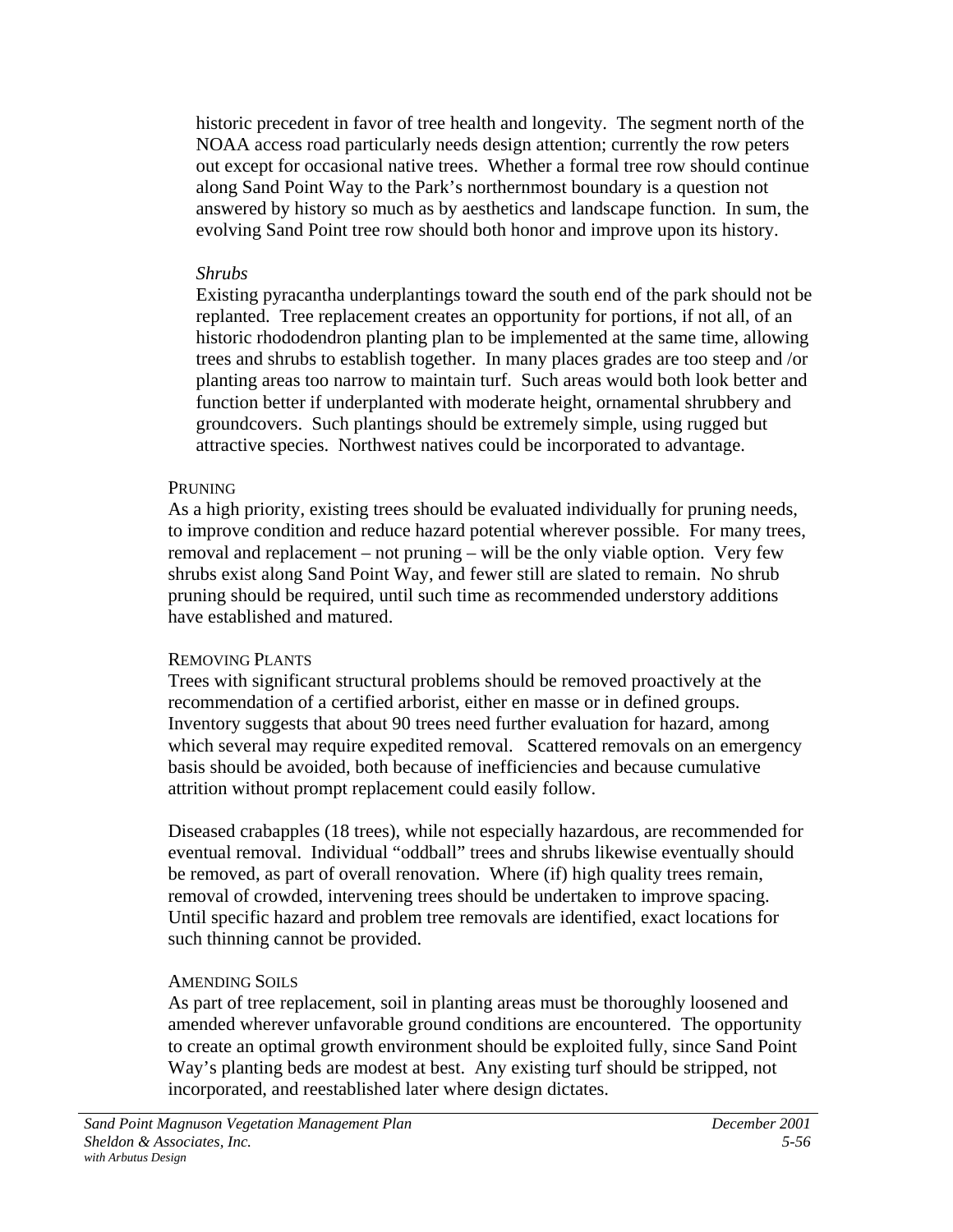historic precedent in favor of tree health and longevity. The segment north of the NOAA access road particularly needs design attention; currently the row peters out except for occasional native trees. Whether a formal tree row should continue along Sand Point Way to the Park's northernmost boundary is a question not answered by history so much as by aesthetics and landscape function. In sum, the evolving Sand Point tree row should both honor and improve upon its history.

*Shrubs*

Existing pyracantha underplantings toward the south end of the park should not be replanted. Tree replacement creates an opportunity for portions, if not all, of an historic rhododendron planting plan to be implemented at the same time, allowing trees and shrubs to establish together. In many places grades are too steep and /or planting areas too narrow to maintain turf. Such areas would both look better and function better if underplanted with moderate height, ornamental shrubbery and groundcovers. Such plantings should be extremely simple, using rugged but attractive species. Northwest natives could be incorporated to advantage.

#### PRUNING

As a high priority, existing trees should be evaluated individually for pruning needs, to improve condition and reduce hazard potential wherever possible. For many trees, removal and replacement – not pruning – will be the only viable option. Very few shrubs exist along Sand Point Way, and fewer still are slated to remain. No shrub pruning should be required, until such time as recommended understory additions have established and matured.

#### REMOVING PLANTS

Trees with significant structural problems should be removed proactively at the recommendation of a certified arborist, either en masse or in defined groups. Inventory suggests that about 90 trees need further evaluation for hazard, among which several may require expedited removal. Scattered removals on an emergency basis should be avoided, both because of inefficiencies and because cumulative attrition without prompt replacement could easily follow.

Diseased crabapples (18 trees), while not especially hazardous, are recommended for eventual removal. Individual "oddball" trees and shrubs likewise eventually should be removed, as part of overall renovation. Where (if) high quality trees remain, removal of crowded, intervening trees should be undertaken to improve spacing. Until specific hazard and problem tree removals are identified, exact locations for such thinning cannot be provided.

#### AMENDING SOILS

As part of tree replacement, soil in planting areas must be thoroughly loosened and amended wherever unfavorable ground conditions are encountered. The opportunity to create an optimal growth environment should be exploited fully, since Sand Point Way's planting beds are modest at best. Any existing turf should be stripped, not incorporated, and reestablished later where design dictates.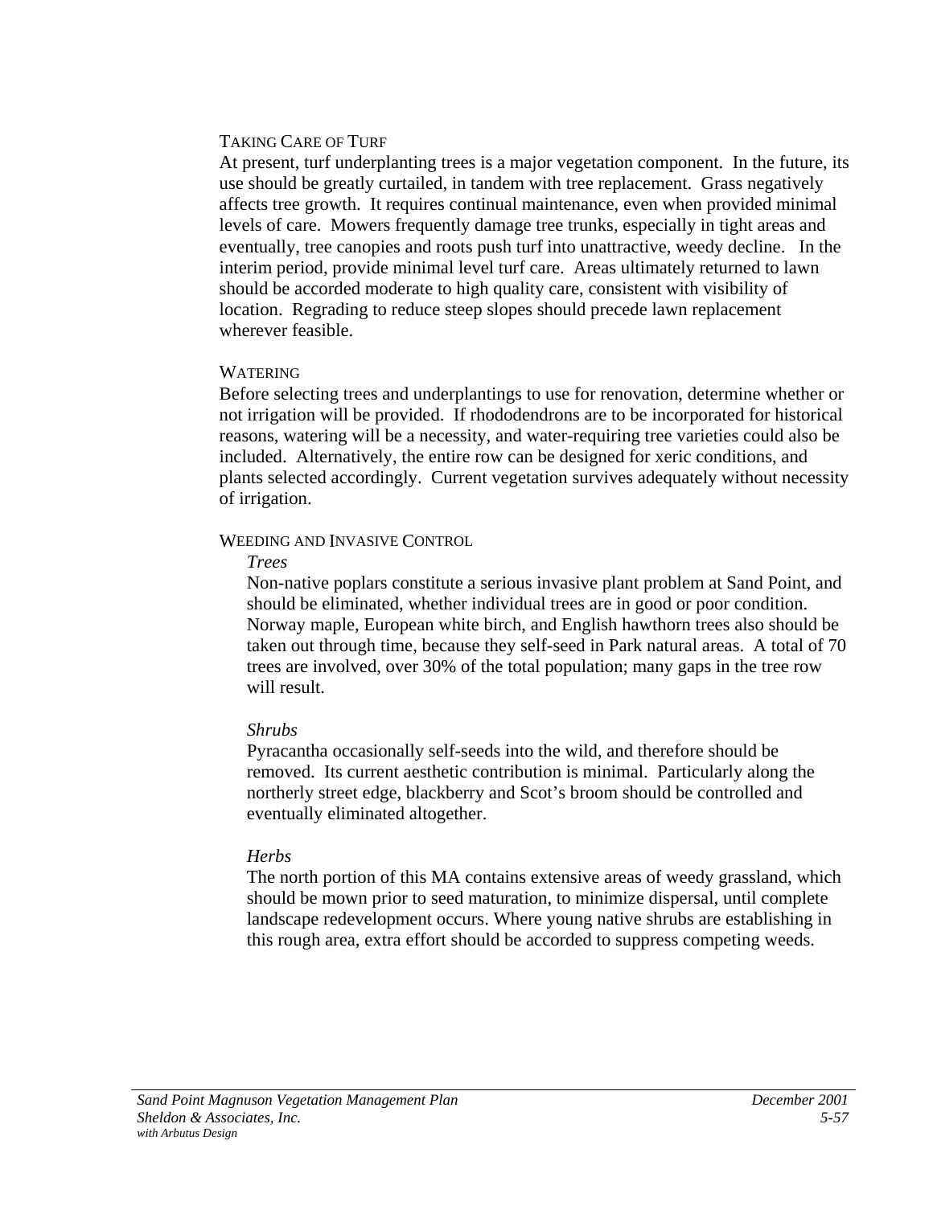### Taking Care of Turf

At present, turf underplanting trees is a major vegetation component. In the future, its use should be greatly curtailed, in tandem with tree replacement. Grass negatively affects tree growth. It requires continual maintenance, even when provided minimal levels of care. Mowers frequently damage tree trunks, especially in tight areas and eventually, tree canopies and roots push turf into unattractive, weedy decline. In the interim period, provide minimal level turf care. Areas ultimately returned to lawn should be accorded moderate to high quality care, consistent with visibility of location. Regrading to reduce steep slopes should precede lawn replacement wherever feasible.

### Watering

Before selecting trees and underplantings to use for renovation, determine whether or not irrigation will be provided. If rhododendrons are to be incorporated for historical reasons, watering will be a necessity, and water-requiring tree varieties could also be included. Alternatively, the entire row can be designed for xeric conditions, and plants selected accordingly. Current vegetation survives adequately without necessity of irrigation.

### Weeding and Invasive Control

*Trees*

Non-native poplars constitute a serious invasive plant problem at Sand Point, and should be eliminated, whether individual trees are in good or poor condition. Norway maple, European white birch, and English hawthorn trees also should be taken out through time, because they self-seed in Park natural areas. A total of 70 trees are involved, over 30% of the total population; many gaps in the tree row will result.

*Shrubs*

Pyracantha occasionally self-seeds into the wild, and therefore should be removed. Its current aesthetic contribution is minimal. Particularly along the northerly street edge, blackberry and Scot's broom should be controlled and eventually eliminated altogether.

*Herbs*

The north portion of this MA contains extensive areas of weedy grassland, which should be mown prior to seed maturation, to minimize dispersal, until complete landscape redevelopment occurs. Where young native shrubs are establishing in this rough area, extra effort should be accorded to suppress competing weeds.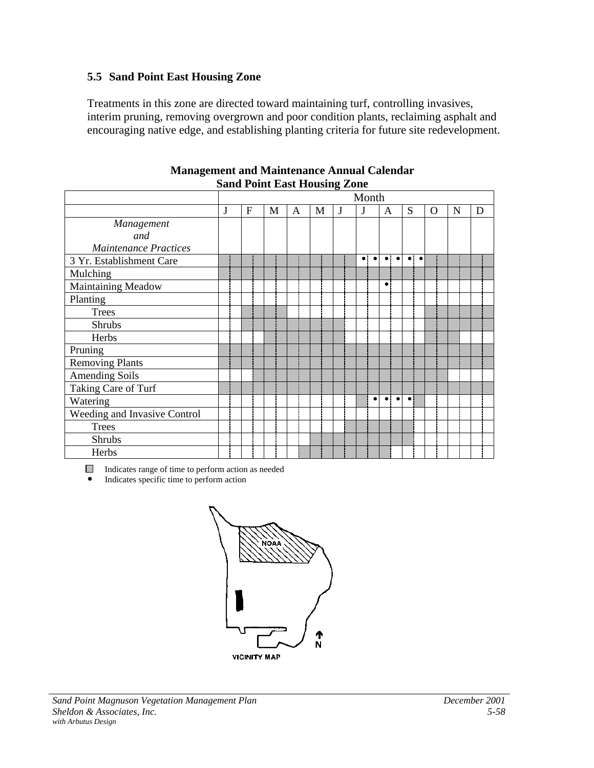### 5.5 Sand Point East Housing Zone

Treatments in this zone are directed toward maintaining turf, controlling invasives, interim pruning, removing overgrown and poor condition plants, reclaiming asphalt and encouraging native edge, and establishing planting criteria for future site redevelopment.

**Management and Maintenance Annual Calendar**
**Sand Point East Housing Zone**

| | Month | | | | | | | | | | | |
|---|---|---|---|---|---|---|---|---|---|---|---|---|
| | J | F | M | A | M | J | J | A | S | O | N | D |
| *Management and Maintenance Practices* | | | | | | | | | | | | |
| 3 Yr. Establishment Care | ■ | ■ | ■ | ■ | ■ | ■ | • • | • • | • • | ■ | ■ | ■ |
| Mulching | ■ | ■ | ■ | ■ | ■ | ■ | ■ | ■ | ■ | ■ | ■ | ■ |
| Maintaining Meadow | | | | | | | | • | | | | |
| Planting | | | | | | | | | | | | |
| Trees | | ■ | ■ | | | | | | | ■ | ■ | ■ |
| Shrubs | | ■ | ■ | ■ | ■ | ■ | | | | ■ | ■ | ■ |
| Herbs | | | ■ | ■ | ■ | ■ | | | | ■ | ■ | |
| Pruning | ■ | ■ | ■ | ■ | ■ | ■ | ■ | ■ | ■ | ■ | ■ | ■ |
| Removing Plants | ■ | ■ | ■ | ■ | ■ | ■ | ■ | ■ | ■ | ■ | ■ | ■ |
| Amending Soils | | ■ | ■ | ■ | ■ | ■ | ■ | ■ | ■ | ■ | | |
| Taking Care of Turf | ■ | ■ | ■ | ■ | ■ | ■ | ■ | ■ | ■ | ■ | ■ | ■ |
| Watering | | | | | | | ■ • | • • | • ■ | | | |
| Weeding and Invasive Control | | | | | | | | | | | | |
| Trees | | | | | | ■ | ■ | ■ | ■ | | | |
| Shrubs | | | | | ■ | ■ | ■ | ■ | ■ | | | |
| Herbs | | | | ■ | ■ | ■ | ■ | ■ | | | | |

■ Indicates range of time to perform action as needed
• Indicates specific time to perform action

VICINITY MAP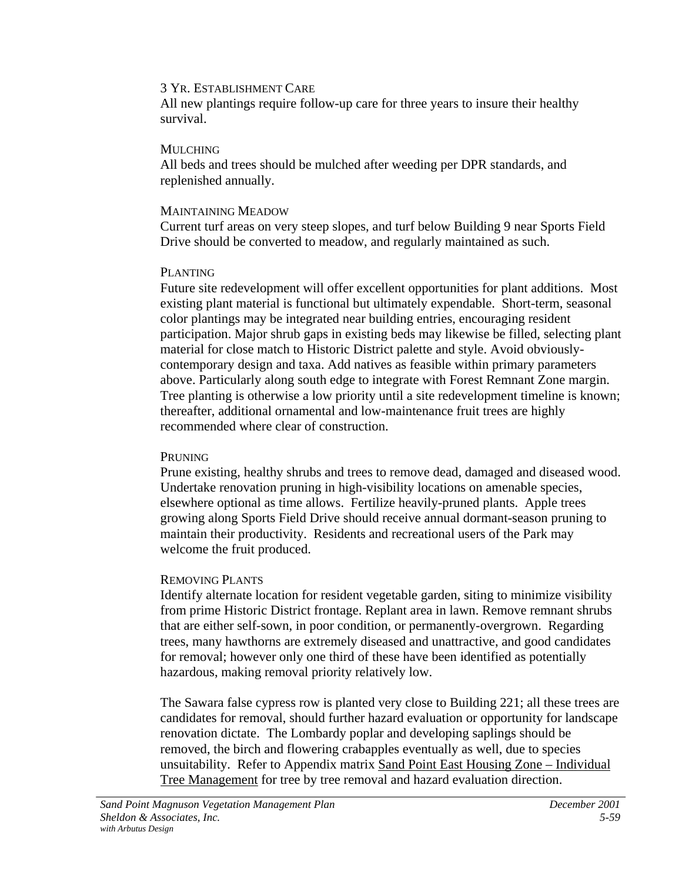#### 3 Yr. Establishment Care

All new plantings require follow-up care for three years to insure their healthy survival.

#### Mulching

All beds and trees should be mulched after weeding per DPR standards, and replenished annually.

#### Maintaining Meadow

Current turf areas on very steep slopes, and turf below Building 9 near Sports Field Drive should be converted to meadow, and regularly maintained as such.

#### Planting

Future site redevelopment will offer excellent opportunities for plant additions. Most existing plant material is functional but ultimately expendable. Short-term, seasonal color plantings may be integrated near building entries, encouraging resident participation. Major shrub gaps in existing beds may likewise be filled, selecting plant material for close match to Historic District palette and style. Avoid obviously-contemporary design and taxa. Add natives as feasible within primary parameters above. Particularly along south edge to integrate with Forest Remnant Zone margin. Tree planting is otherwise a low priority until a site redevelopment timeline is known; thereafter, additional ornamental and low-maintenance fruit trees are highly recommended where clear of construction.

#### Pruning

Prune existing, healthy shrubs and trees to remove dead, damaged and diseased wood. Undertake renovation pruning in high-visibility locations on amenable species, elsewhere optional as time allows. Fertilize heavily-pruned plants. Apple trees growing along Sports Field Drive should receive annual dormant-season pruning to maintain their productivity. Residents and recreational users of the Park may welcome the fruit produced.

#### Removing Plants

Identify alternate location for resident vegetable garden, siting to minimize visibility from prime Historic District frontage. Replant area in lawn. Remove remnant shrubs that are either self-sown, in poor condition, or permanently-overgrown. Regarding trees, many hawthorns are extremely diseased and unattractive, and good candidates for removal; however only one third of these have been identified as potentially hazardous, making removal priority relatively low.

The Sawara false cypress row is planted very close to Building 221; all these trees are candidates for removal, should further hazard evaluation or opportunity for landscape renovation dictate. The Lombardy poplar and developing saplings should be removed, the birch and flowering crabapples eventually as well, due to species unsuitability. Refer to Appendix matrix Sand Point East Housing Zone – Individual Tree Management for tree by tree removal and hazard evaluation direction.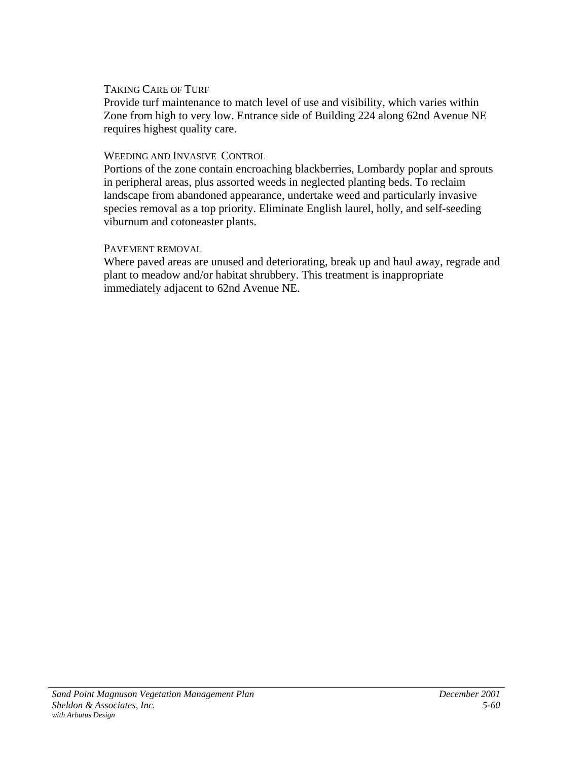#### TAKING CARE OF TURF

Provide turf maintenance to match level of use and visibility, which varies within Zone from high to very low. Entrance side of Building 224 along 62nd Avenue NE requires highest quality care.

#### WEEDING AND INVASIVE CONTROL

Portions of the zone contain encroaching blackberries, Lombardy poplar and sprouts in peripheral areas, plus assorted weeds in neglected planting beds. To reclaim landscape from abandoned appearance, undertake weed and particularly invasive species removal as a top priority. Eliminate English laurel, holly, and self-seeding viburnum and cotoneaster plants.

#### PAVEMENT REMOVAL

Where paved areas are unused and deteriorating, break up and haul away, regrade and plant to meadow and/or habitat shrubbery. This treatment is inappropriate immediately adjacent to 62nd Avenue NE.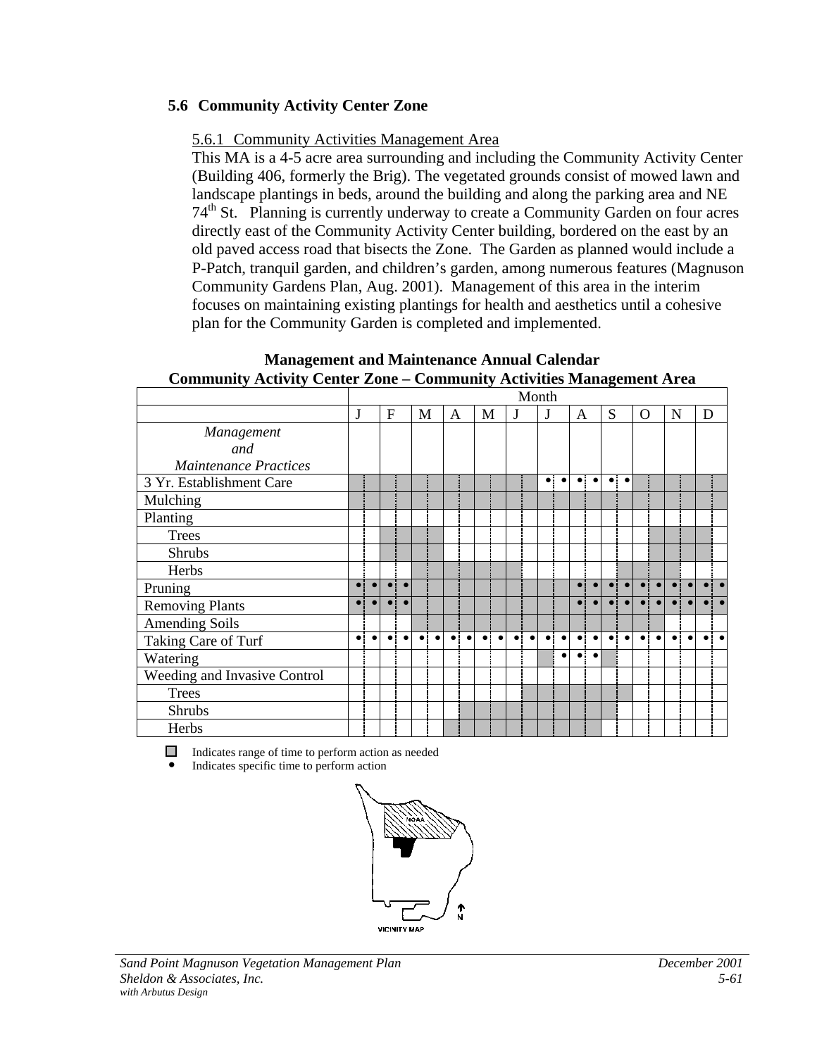## 5.6 Community Activity Center Zone

### 5.6.1 Community Activities Management Area

This MA is a 4-5 acre area surrounding and including the Community Activity Center (Building 406, formerly the Brig). The vegetated grounds consist of mowed lawn and landscape plantings in beds, around the building and along the parking area and NE 74th St. Planning is currently underway to create a Community Garden on four acres directly east of the Community Activity Center building, bordered on the east by an old paved access road that bisects the Zone. The Garden as planned would include a P-Patch, tranquil garden, and children's garden, among numerous features (Magnuson Community Gardens Plan, Aug. 2001). Management of this area in the interim focuses on maintaining existing plantings for health and aesthetics until a cohesive plan for the Community Garden is completed and implemented.

**Management and Maintenance Annual Calendar**
**Community Activity Center Zone – Community Activities Management Area**

| Management and Maintenance Practices | J | F | M | A | M | J | J | A | S | O | N | D |
|---|---|---|---|---|---|---|---|---|---|---|---|---|
| 3 Yr. Establishment Care | ■ | ■ | ■ | ■ | ■ | ■ | ● ● | ● ● | ● ● | ■ | ■ | ■ |
| Mulching | ■ | ■ | ■ | ■ | ■ | ■ | ■ | ■ | ■ | ■ | ■ | ■ |
| Planting | | | | | | | | | | | | |
| Trees | | ■ | ■ | | | | | | | ■ | ■ | ■ |
| Shrubs | | ■ | ■ | | | | | | | ■ | ■ | ■ |
| Herbs | | | ■ | ■ | ■ | ■ | | | ■ | ■ | ■ | |
| Pruning | ● ● | ● ● | ■ | ■ | ■ | ■ | ■ | ● ● | ● ● | ● ● | ● ● | ● ● |
| Removing Plants | ● ● | ● ● | ■ | ■ | ■ | ■ | ■ | ● ● | ● ● | ● ● | ● ● | ● ● |
| Amending Soils | | | ■ | ■ | ■ | ■ | ■ | ■ | ■ | ■ | | |
| Taking Care of Turf | ● ● | ● ● | ● ● | ● ● | ● ● | ● ● | ● ● | ● ● | ● ● | ● ● | ● ● | ● ● |
| Watering | | | | | | | ■ ● | ● ● | ■ | | | |
| Weeding and Invasive Control | | | | | | | | | | | | |
| Trees | | | | | | ■ | ■ | ■ | ■ | | | |
| Shrubs | | | | ■ | ■ | ■ | ■ | ■ | ■ | | | |
| Herbs | | | | ■ | ■ | ■ | ■ | ■ | | | | |

■ Indicates range of time to perform action as needed
● Indicates specific time to perform action

VICINITY MAP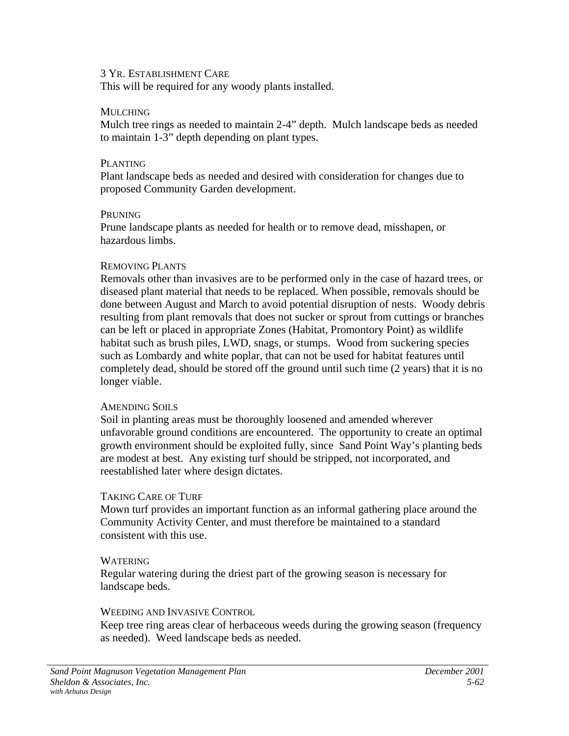#### 3 Yr. Establishment Care

This will be required for any woody plants installed.

#### Mulching

Mulch tree rings as needed to maintain 2-4” depth. Mulch landscape beds as needed to maintain 1-3” depth depending on plant types.

#### Planting

Plant landscape beds as needed and desired with consideration for changes due to proposed Community Garden development.

#### Pruning

Prune landscape plants as needed for health or to remove dead, misshapen, or hazardous limbs.

#### Removing Plants

Removals other than invasives are to be performed only in the case of hazard trees, or diseased plant material that needs to be replaced. When possible, removals should be done between August and March to avoid potential disruption of nests. Woody debris resulting from plant removals that does not sucker or sprout from cuttings or branches can be left or placed in appropriate Zones (Habitat, Promontory Point) as wildlife habitat such as brush piles, LWD, snags, or stumps. Wood from suckering species such as Lombardy and white poplar, that can not be used for habitat features until completely dead, should be stored off the ground until such time (2 years) that it is no longer viable.

#### Amending Soils

Soil in planting areas must be thoroughly loosened and amended wherever unfavorable ground conditions are encountered. The opportunity to create an optimal growth environment should be exploited fully, since Sand Point Way’s planting beds are modest at best. Any existing turf should be stripped, not incorporated, and reestablished later where design dictates.

#### Taking Care of Turf

Mown turf provides an important function as an informal gathering place around the Community Activity Center, and must therefore be maintained to a standard consistent with this use.

#### Watering

Regular watering during the driest part of the growing season is necessary for landscape beds.

#### Weeding and Invasive Control

Keep tree ring areas clear of herbaceous weeds during the growing season (frequency as needed). Weed landscape beds as needed.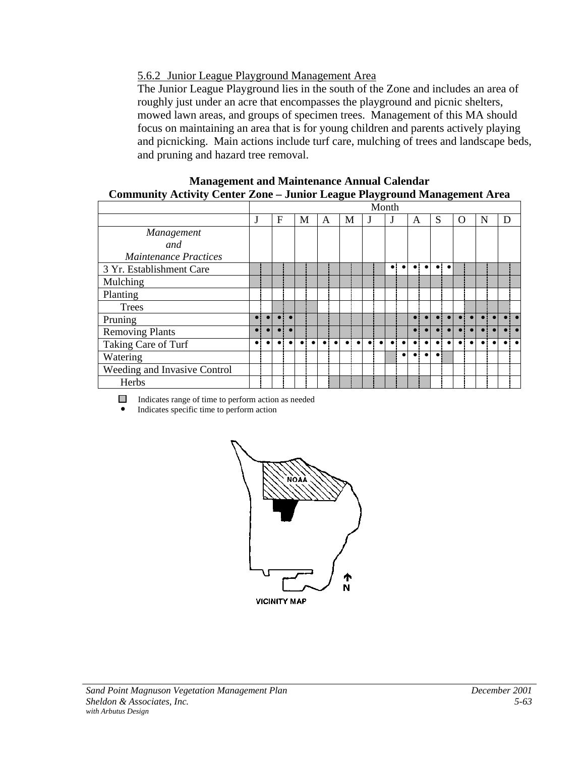5.6.2 Junior League Playground Management Area

The Junior League Playground lies in the south of the Zone and includes an area of roughly just under an acre that encompasses the playground and picnic shelters, mowed lawn areas, and groups of specimen trees. Management of this MA should focus on maintaining an area that is for young children and parents actively playing and picnicking. Main actions include turf care, mulching of trees and landscape beds, and pruning and hazard tree removal.

**Management and Maintenance Annual Calendar**
**Community Activity Center Zone – Junior League Playground Management Area**

| *Management and Maintenance Practices* | J | F | M | A | M | J | J | A | S | O | N | D |
|---|---|---|---|---|---|---|---|---|---|---|---|---|
| 3 Yr. Establishment Care | ▢ | ▢ | ▢ | ▢ | ▢ | ▢ | ● ● | ● ● | ● ● | ▢ | ▢ | ▢ |
| Mulching | ▢ | ▢ | ▢ | ▢ | ▢ | ▢ | ▢ | ▢ | ▢ | ▢ | ▢ | ▢ |
| Planting | | | | | | | | | | | | |
| Trees | | ▢ | ▢ | | | | | | | ▢ | ▢ | |
| Pruning | ● ● | ● ● | ▢ | ▢ | ▢ | ▢ | ▢ | ● ● | ● ● | ● ● | ● ● | ● ● |
| Removing Plants | ● ● | ● ● | ▢ | ▢ | ▢ | ▢ | ▢ | ● ● | ● ● | ● ● | ● ● | ● ● |
| Taking Care of Turf | ● ● | ● ● | ● ● | ● ● | ● ● | ● ● | ● ● | ● ● | ● ● | ● ● | ● ● | ● ● |
| Watering | | | | | | | ▢ ● | ● ● | ● ▢ | | | |
| Weeding and Invasive Control | | | | | | | | | | | | |
| Herbs | | | | ▢ | ▢ | ▢ | ▢ | ▢ | | | | |

▢ Indicates range of time to perform action as needed
● Indicates specific time to perform action

NOAA

N

VICINITY MAP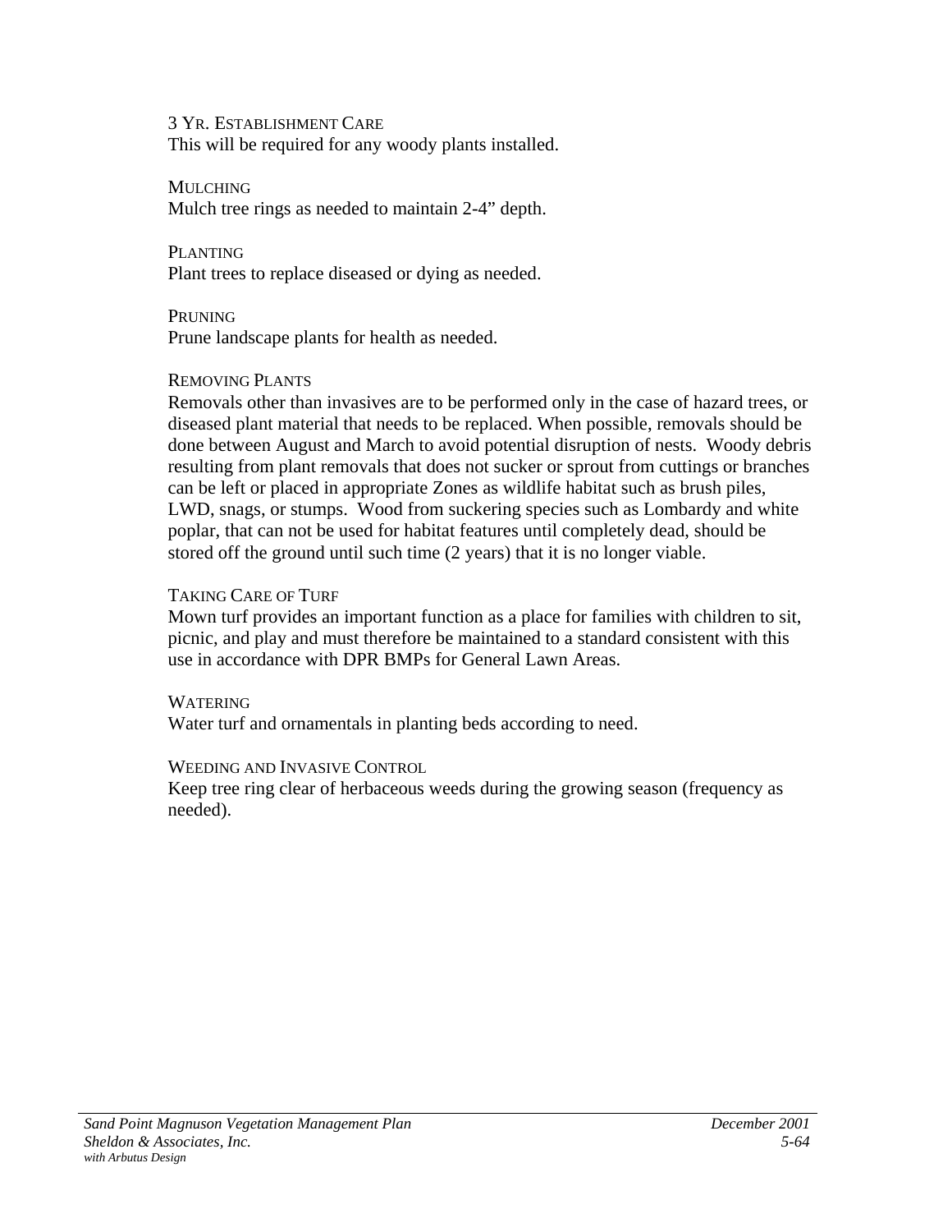#### 3 Yr. Establishment Care

This will be required for any woody plants installed.

#### Mulching

Mulch tree rings as needed to maintain 2-4" depth.

#### Planting

Plant trees to replace diseased or dying as needed.

#### Pruning

Prune landscape plants for health as needed.

#### Removing Plants

Removals other than invasives are to be performed only in the case of hazard trees, or diseased plant material that needs to be replaced. When possible, removals should be done between August and March to avoid potential disruption of nests. Woody debris resulting from plant removals that does not sucker or sprout from cuttings or branches can be left or placed in appropriate Zones as wildlife habitat such as brush piles, LWD, snags, or stumps. Wood from suckering species such as Lombardy and white poplar, that can not be used for habitat features until completely dead, should be stored off the ground until such time (2 years) that it is no longer viable.

#### Taking Care of Turf

Mown turf provides an important function as a place for families with children to sit, picnic, and play and must therefore be maintained to a standard consistent with this use in accordance with DPR BMPs for General Lawn Areas.

#### Watering

Water turf and ornamentals in planting beds according to need.

#### Weeding and Invasive Control

Keep tree ring clear of herbaceous weeds during the growing season (frequency as needed).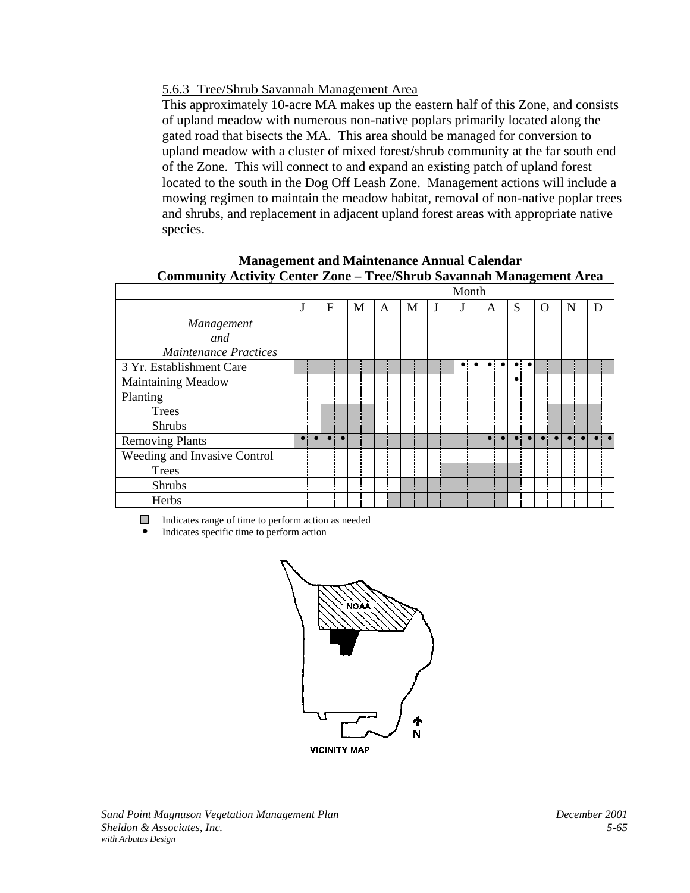### 5.6.3 Tree/Shrub Savannah Management Area

This approximately 10-acre MA makes up the eastern half of this Zone, and consists of upland meadow with numerous non-native poplars primarily located along the gated road that bisects the MA. This area should be managed for conversion to upland meadow with a cluster of mixed forest/shrub community at the far south end of the Zone. This will connect to and expand an existing patch of upland forest located to the south in the Dog Off Leash Zone. Management actions will include a mowing regimen to maintain the meadow habitat, removal of non-native poplar trees and shrubs, and replacement in adjacent upland forest areas with appropriate native species.

**Management and Maintenance Annual Calendar**
**Community Activity Center Zone – Tree/Shrub Savannah Management Area**

| *Management and Maintenance Practices* | J | F | M | A | M | J | J | A | S | O | N | D |
|---|---|---|---|---|---|---|---|---|---|---|---|---|
| 3 Yr. Establishment Care | ▒ | ▒ | ▒ | ▒ | ▒ | ▒ | • • | • • | • • | ▒ | ▒ | ▒ |
| Maintaining Meadow | | | | | | | | | • | | | |
| Planting | | | | | | | | | | | | |
| Trees | | ▒ | ▒ | | | | | | | ▒ (2nd half) | ▒ | ▒ (1st half) |
| Shrubs | | ▒ | ▒ | | | | | | | ▒ (2nd half) | ▒ | ▒ (1st half) |
| Removing Plants | ▒ • • | ▒ • • | ▒ | ▒ | ▒ | ▒ | ▒ | • • | • • | • • | • • | • • |
| Weeding and Invasive Control | | | | | | | | | | | | |
| Trees | | | | | | ▒ (2nd half) | ▒ | ▒ | ▒ (1st half) | | | |
| Shrubs | | | | | ▒ (2nd half) | ▒ | ▒ | ▒ | ▒ (1st half) | | | |
| Herbs | | | | ▒ (2nd half) | ▒ | ▒ | ▒ | ▒ | | | | |

▒ Indicates range of time to perform action as needed
• Indicates specific time to perform action

NOAA

N

VICINITY MAP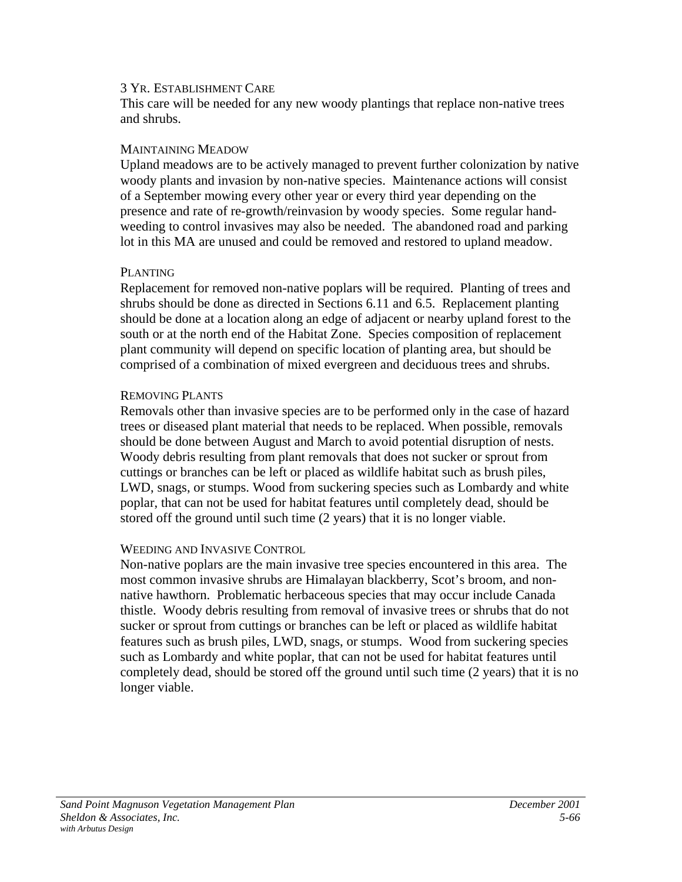#### 3 Yr. Establishment Care

This care will be needed for any new woody plantings that replace non-native trees and shrubs.

#### Maintaining Meadow

Upland meadows are to be actively managed to prevent further colonization by native woody plants and invasion by non-native species. Maintenance actions will consist of a September mowing every other year or every third year depending on the presence and rate of re-growth/reinvasion by woody species. Some regular hand-weeding to control invasives may also be needed. The abandoned road and parking lot in this MA are unused and could be removed and restored to upland meadow.

#### Planting

Replacement for removed non-native poplars will be required. Planting of trees and shrubs should be done as directed in Sections 6.11 and 6.5. Replacement planting should be done at a location along an edge of adjacent or nearby upland forest to the south or at the north end of the Habitat Zone. Species composition of replacement plant community will depend on specific location of planting area, but should be comprised of a combination of mixed evergreen and deciduous trees and shrubs.

#### Removing Plants

Removals other than invasive species are to be performed only in the case of hazard trees or diseased plant material that needs to be replaced. When possible, removals should be done between August and March to avoid potential disruption of nests. Woody debris resulting from plant removals that does not sucker or sprout from cuttings or branches can be left or placed as wildlife habitat such as brush piles, LWD, snags, or stumps. Wood from suckering species such as Lombardy and white poplar, that can not be used for habitat features until completely dead, should be stored off the ground until such time (2 years) that it is no longer viable.

#### Weeding and Invasive Control

Non-native poplars are the main invasive tree species encountered in this area. The most common invasive shrubs are Himalayan blackberry, Scot's broom, and non-native hawthorn. Problematic herbaceous species that may occur include Canada thistle. Woody debris resulting from removal of invasive trees or shrubs that do not sucker or sprout from cuttings or branches can be left or placed as wildlife habitat features such as brush piles, LWD, snags, or stumps. Wood from suckering species such as Lombardy and white poplar, that can not be used for habitat features until completely dead, should be stored off the ground until such time (2 years) that it is no longer viable.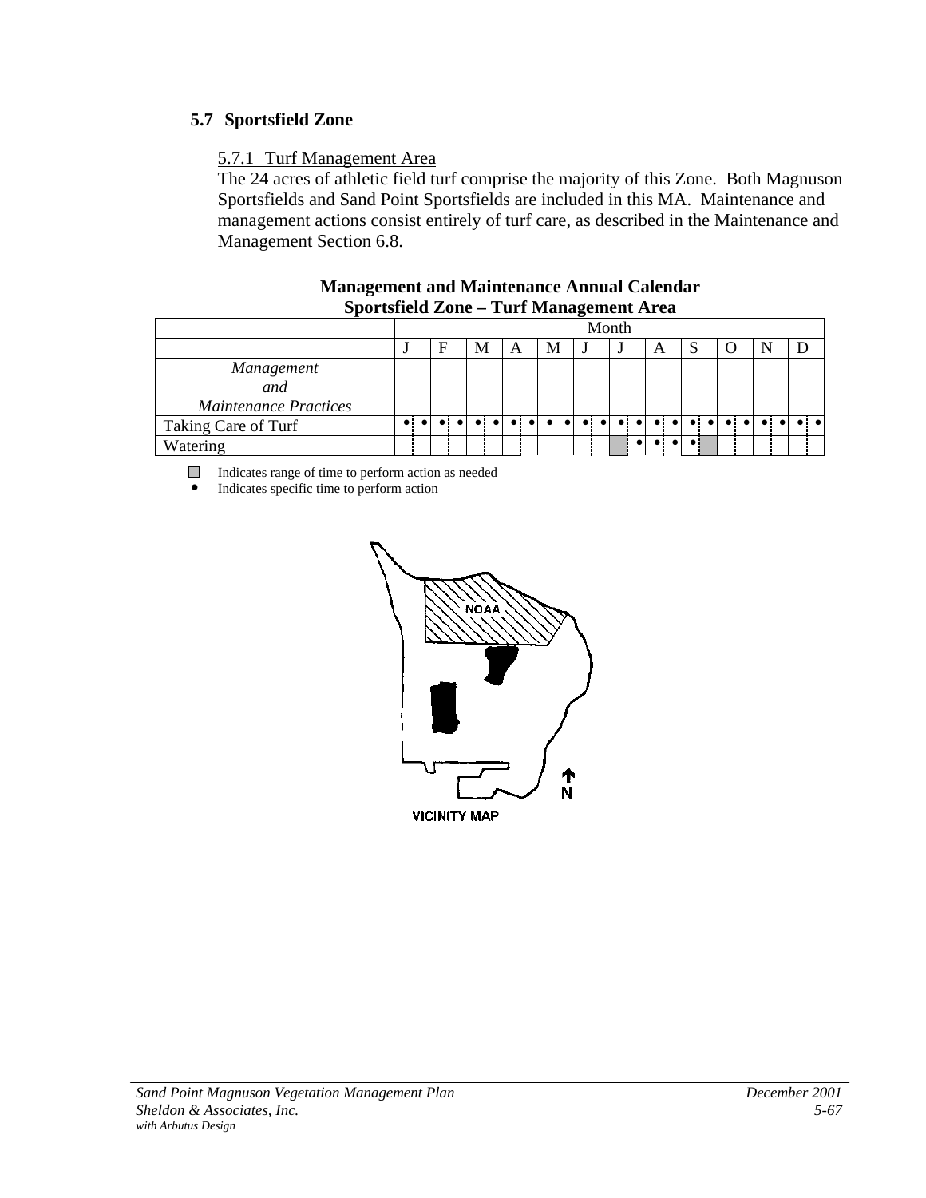## 5.7 Sportsfield Zone

5.7.1 Turf Management Area

The 24 acres of athletic field turf comprise the majority of this Zone. Both Magnuson Sportsfields and Sand Point Sportsfields are included in this MA. Maintenance and management actions consist entirely of turf care, as described in the Maintenance and Management Section 6.8.

**Management and Maintenance Annual Calendar**
**Sportsfield Zone – Turf Management Area**

| | Month | | | | | | | | | | | |
|---|---|---|---|---|---|---|---|---|---|---|---|---|
| | J | F | M | A | M | J | J | A | S | O | N | D |
| *Management and Maintenance Practices* | | | | | | | | | | | | |
| Taking Care of Turf | • • | • • | • • | • • | • • | • • | • • | • • | • • | • • | • • | • • |
| Watering | | | | | | | ▢ • | • • | • ▢ | | | |

▢ Indicates range of time to perform action as needed
• Indicates specific time to perform action

NOAA

N

VICINITY MAP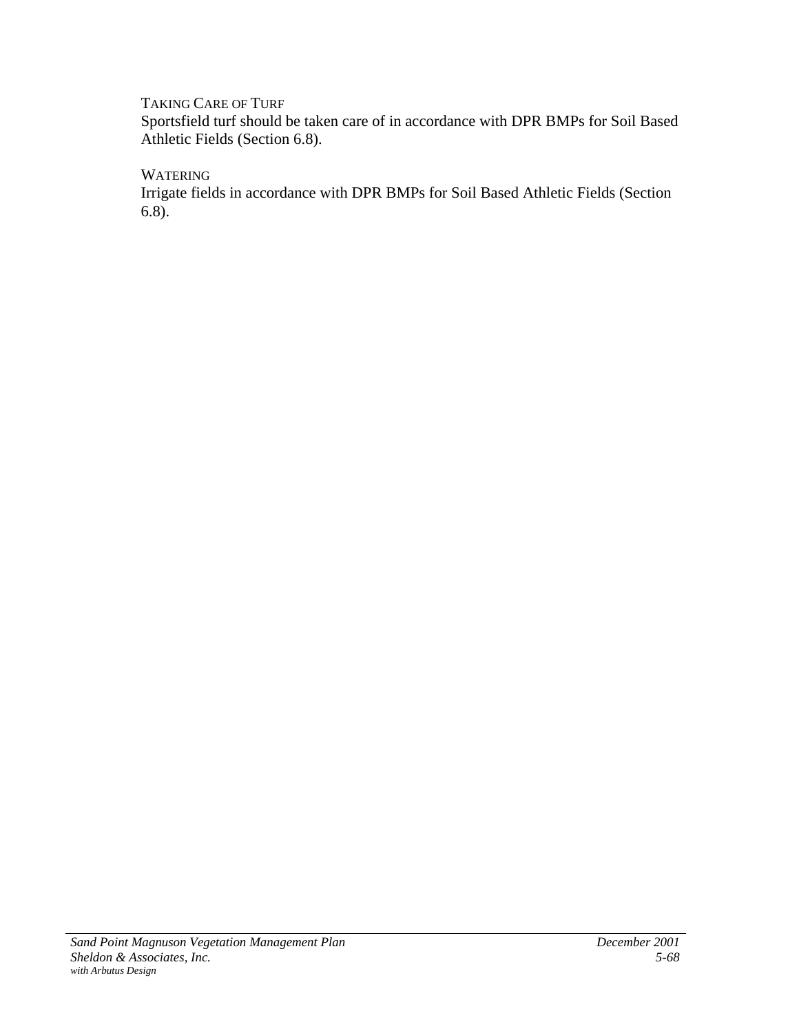TAKING CARE OF TURF

Sportsfield turf should be taken care of in accordance with DPR BMPs for Soil Based Athletic Fields (Section 6.8).

WATERING

Irrigate fields in accordance with DPR BMPs for Soil Based Athletic Fields (Section 6.8).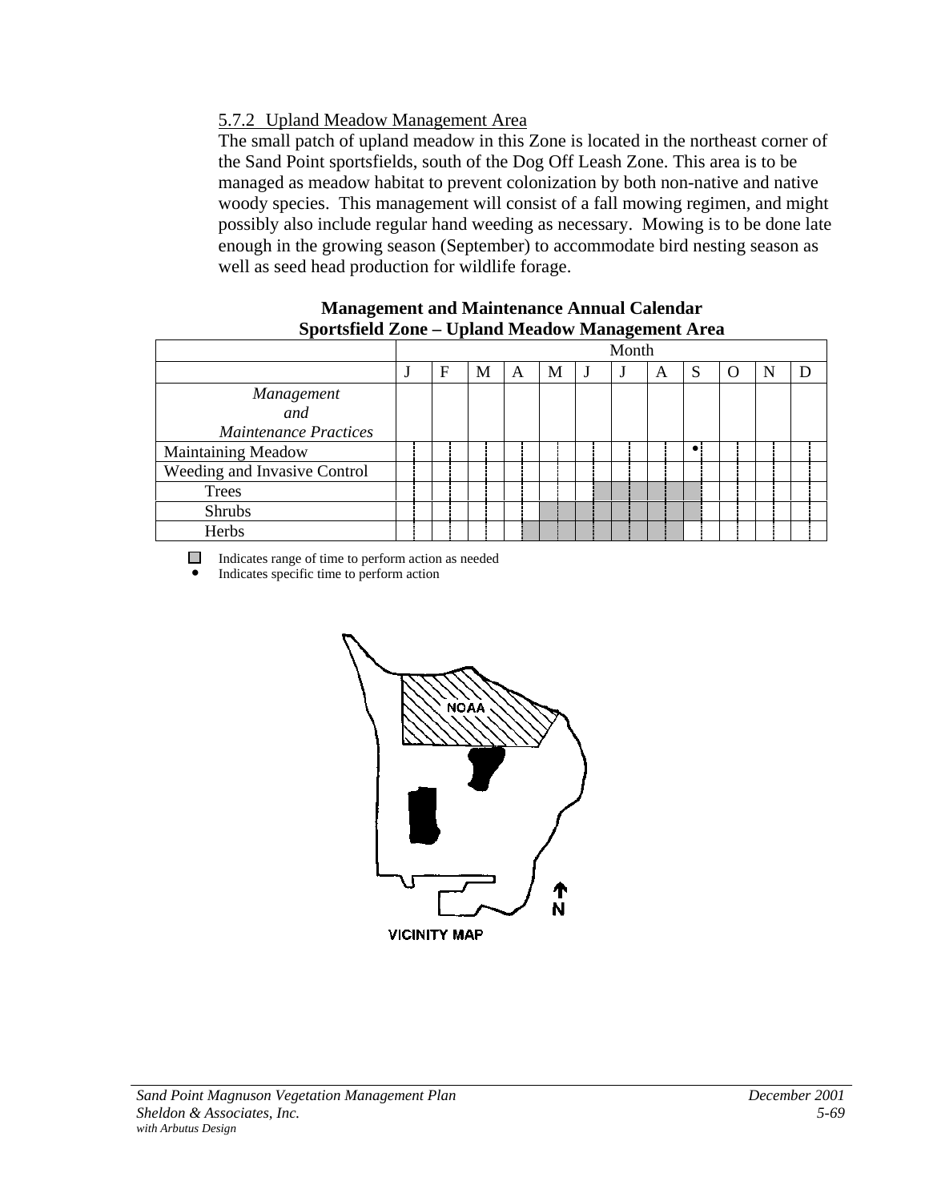5.7.2 Upland Meadow Management Area

The small patch of upland meadow in this Zone is located in the northeast corner of the Sand Point sportsfields, south of the Dog Off Leash Zone. This area is to be managed as meadow habitat to prevent colonization by both non-native and native woody species. This management will consist of a fall mowing regimen, and might possibly also include regular hand weeding as necessary. Mowing is to be done late enough in the growing season (September) to accommodate bird nesting season as well as seed head production for wildlife forage.

**Management and Maintenance Annual Calendar**
**Sportsfield Zone – Upland Meadow Management Area**

| | Month | | | | | | | | | | | |
|---|---|---|---|---|---|---|---|---|---|---|---|---|
| | J | F | M | A | M | J | J | A | S | O | N | D |
| *Management and Maintenance Practices* | | | | | | | | | | | | |
| Maintaining Meadow | | | | | | | | | • | | | |
| Weeding and Invasive Control | | | | | | | | | | | | |
| Trees | | | | | | ■ | ■ | ■ | ■ | | | |
| Shrubs | | | | | ■ | ■ | ■ | ■ | ■ | | | |
| Herbs | | | | ■ | ■ | ■ | ■ | ■ | | | | |

■ Indicates range of time to perform action as needed
• Indicates specific time to perform action

NOAA

N

VICINITY MAP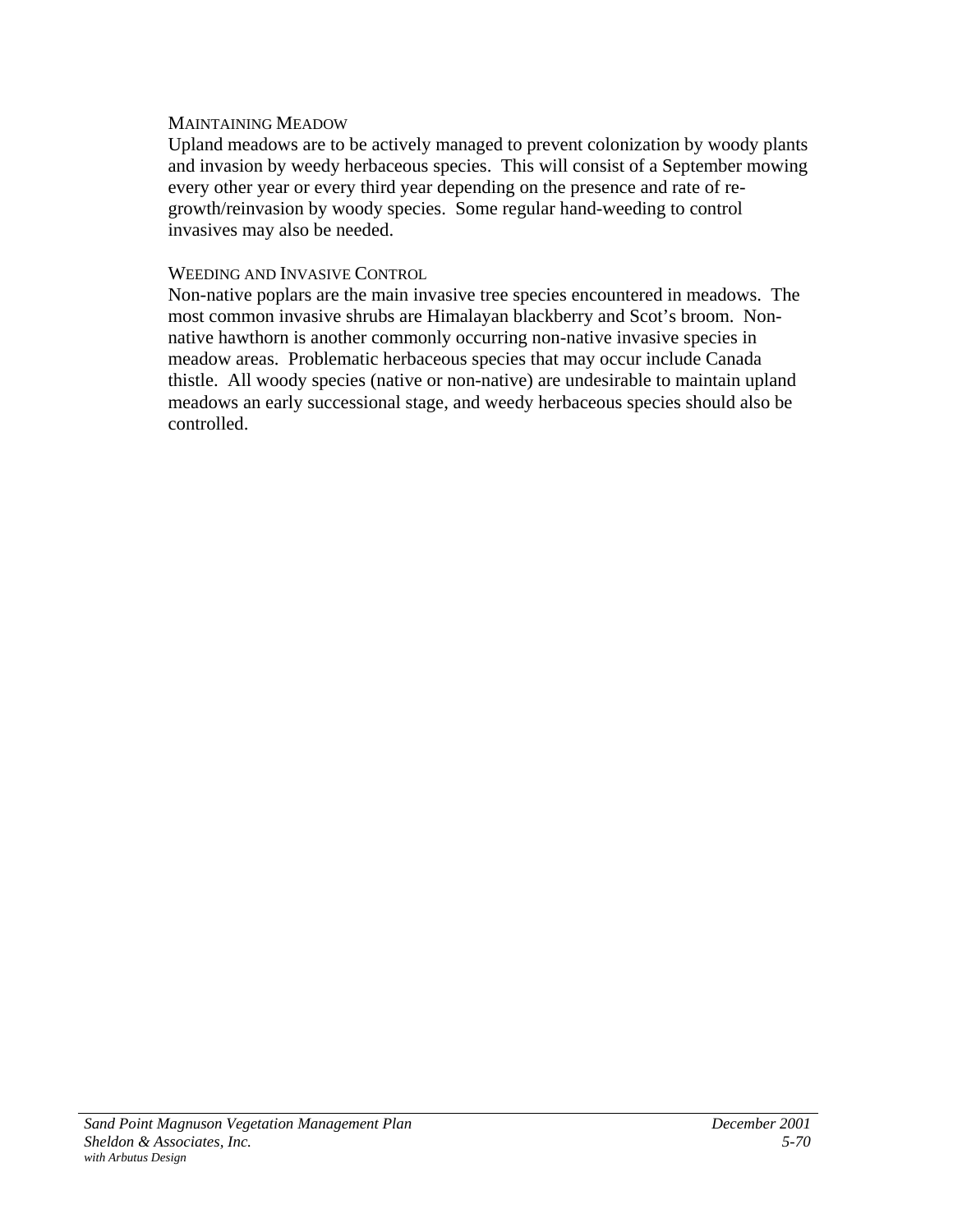### Maintaining Meadow

Upland meadows are to be actively managed to prevent colonization by woody plants and invasion by weedy herbaceous species. This will consist of a September mowing every other year or every third year depending on the presence and rate of re-growth/reinvasion by woody species. Some regular hand-weeding to control invasives may also be needed.

### Weeding and Invasive Control

Non-native poplars are the main invasive tree species encountered in meadows. The most common invasive shrubs are Himalayan blackberry and Scot's broom. Non-native hawthorn is another commonly occurring non-native invasive species in meadow areas. Problematic herbaceous species that may occur include Canada thistle. All woody species (native or non-native) are undesirable to maintain upland meadows an early successional stage, and weedy herbaceous species should also be controlled.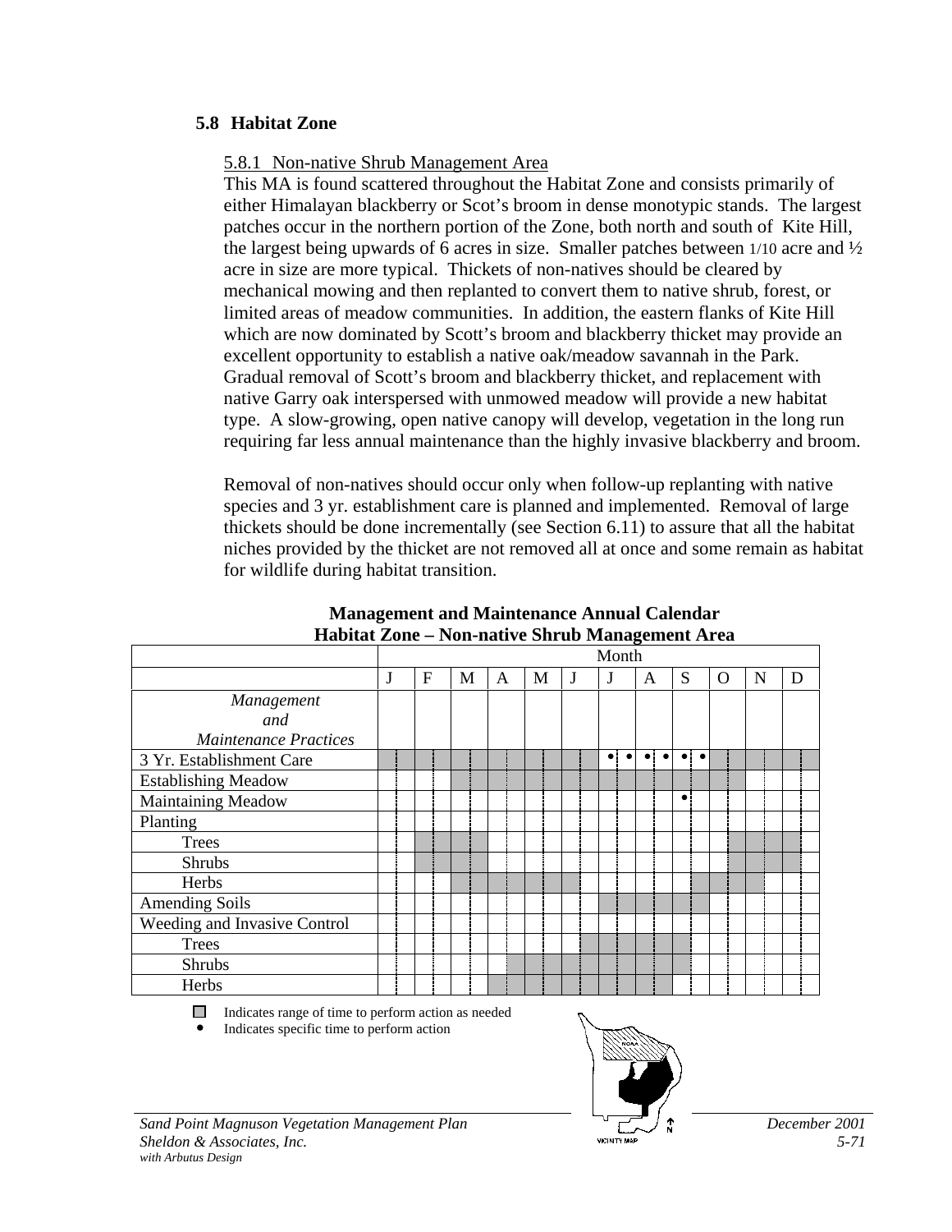## 5.8 Habitat Zone

### 5.8.1 Non-native Shrub Management Area

This MA is found scattered throughout the Habitat Zone and consists primarily of either Himalayan blackberry or Scot's broom in dense monotypic stands. The largest patches occur in the northern portion of the Zone, both north and south of Kite Hill, the largest being upwards of 6 acres in size. Smaller patches between 1/10 acre and ½ acre in size are more typical. Thickets of non-natives should be cleared by mechanical mowing and then replanted to convert them to native shrub, forest, or limited areas of meadow communities. In addition, the eastern flanks of Kite Hill which are now dominated by Scott's broom and blackberry thicket may provide an excellent opportunity to establish a native oak/meadow savannah in the Park. Gradual removal of Scott's broom and blackberry thicket, and replacement with native Garry oak interspersed with unmowed meadow will provide a new habitat type. A slow-growing, open native canopy will develop, vegetation in the long run requiring far less annual maintenance than the highly invasive blackberry and broom.

Removal of non-natives should occur only when follow-up replanting with native species and 3 yr. establishment care is planned and implemented. Removal of large thickets should be done incrementally (see Section 6.11) to assure that all the habitat niches provided by the thicket are not removed all at once and some remain as habitat for wildlife during habitat transition.

**Management and Maintenance Annual Calendar**
**Habitat Zone – Non-native Shrub Management Area**

| | Month | | | | | | | | | | | | | | | | | | | | | | | |
|---|---|---|---|---|---|---|---|---|---|---|---|---|---|---|---|---|---|---|---|---|---|---|---|---|
| | J | | F | | M | | A | | M | | J | | J | | A | | S | | O | | N | | D | |
| *Management and Maintenance Practices* | | | | | | | | | | | | | | | | | | | | | | | | |
| 3 Yr. Establishment Care | ■ | ■ | ■ | ■ | ■ | ■ | ■ | ■ | ■ | ■ | ■ | ■ | • | • | • | • | • | • | ■ | ■ | ■ | ■ | ■ | ■ |
| Establishing Meadow | | | | | ■ | ■ | ■ | ■ | ■ | ■ | ■ | ■ | ■ | ■ | ■ | ■ | ■ | ■ | ■ | ■ | | | | |
| Maintaining Meadow | | | | | | | | | | | | | | | | | • | | | | | | | |
| Planting | | | | | | | | | | | | | | | | | | | | | | | | |
| Trees | | | ■ | ■ | ■ | ■ | | | | | | | | | | | | | | ■ | ■ | ■ | ■ | |
| Shrubs | | | ■ | ■ | ■ | ■ | | | | | | | | | | | | | | ■ | ■ | ■ | ■ | |
| Herbs | | | | | ■ | ■ | ■ | ■ | ■ | ■ | ■ | | | | | | | ■ | ■ | ■ | ■ | | | |
| Amending Soils | | | | | | | | | | | | | ■ | ■ | ■ | ■ | ■ | ■ | | | | | | |
| Weeding and Invasive Control | | | | | | | | | | | | | | | | | | | | | | | | |
| Trees | | | | | | | | | | | | ■ | ■ | ■ | ■ | ■ | ■ | | | | | | | |
| Shrubs | | | | | | | | ■ | ■ | ■ | ■ | ■ | ■ | ■ | ■ | ■ | ■ | | | | | | | |
| Herbs | | | | | | | ■ | ■ | ■ | ■ | ■ | ■ | ■ | ■ | ■ | ■ | | | | | | | | |

■ Indicates range of time to perform action as needed
• Indicates specific time to perform action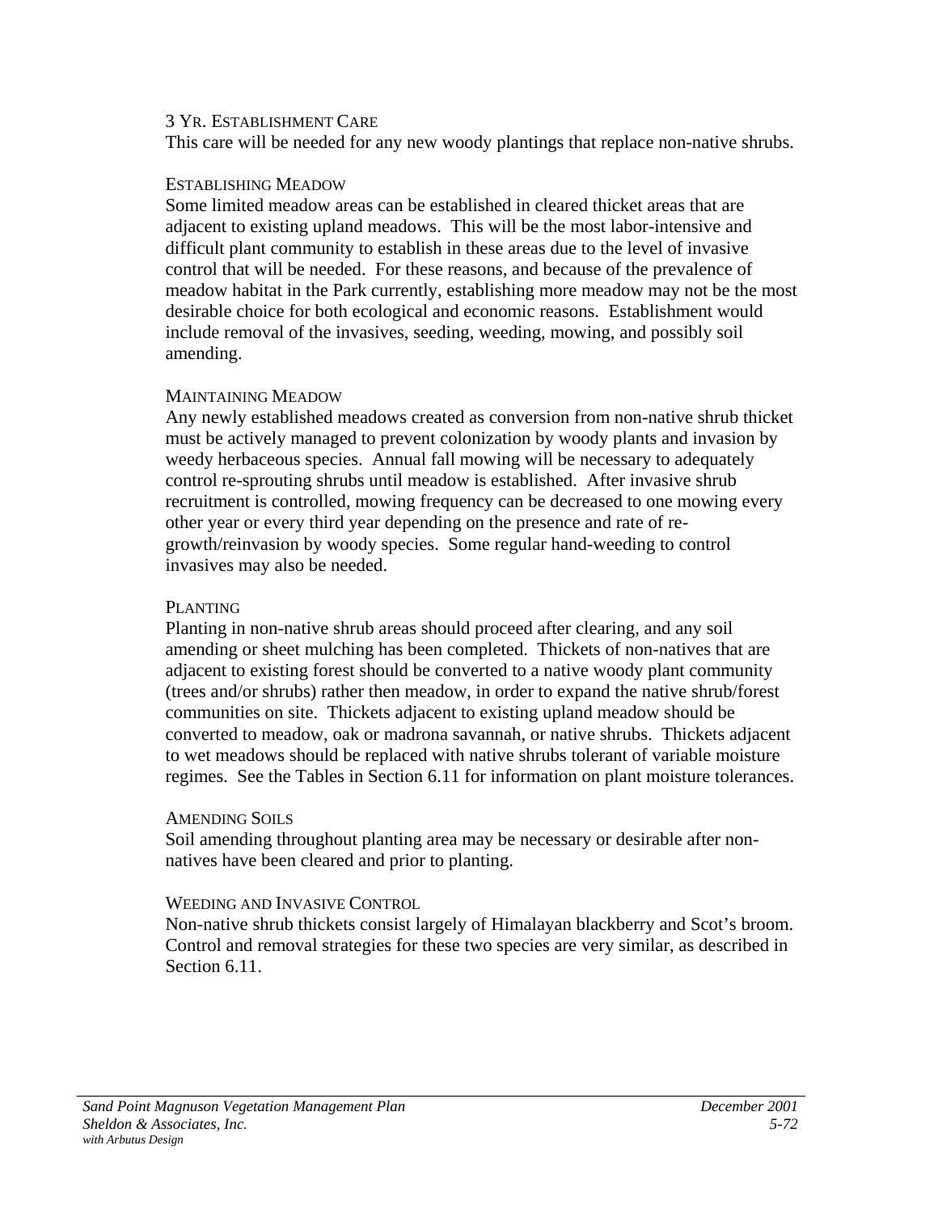#### 3 Yr. Establishment Care

This care will be needed for any new woody plantings that replace non-native shrubs.

#### Establishing Meadow

Some limited meadow areas can be established in cleared thicket areas that are adjacent to existing upland meadows. This will be the most labor-intensive and difficult plant community to establish in these areas due to the level of invasive control that will be needed. For these reasons, and because of the prevalence of meadow habitat in the Park currently, establishing more meadow may not be the most desirable choice for both ecological and economic reasons. Establishment would include removal of the invasives, seeding, weeding, mowing, and possibly soil amending.

#### Maintaining Meadow

Any newly established meadows created as conversion from non-native shrub thicket must be actively managed to prevent colonization by woody plants and invasion by weedy herbaceous species. Annual fall mowing will be necessary to adequately control re-sprouting shrubs until meadow is established. After invasive shrub recruitment is controlled, mowing frequency can be decreased to one mowing every other year or every third year depending on the presence and rate of re-growth/reinvasion by woody species. Some regular hand-weeding to control invasives may also be needed.

#### Planting

Planting in non-native shrub areas should proceed after clearing, and any soil amending or sheet mulching has been completed. Thickets of non-natives that are adjacent to existing forest should be converted to a native woody plant community (trees and/or shrubs) rather then meadow, in order to expand the native shrub/forest communities on site. Thickets adjacent to existing upland meadow should be converted to meadow, oak or madrona savannah, or native shrubs. Thickets adjacent to wet meadows should be replaced with native shrubs tolerant of variable moisture regimes. See the Tables in Section 6.11 for information on plant moisture tolerances.

#### Amending Soils

Soil amending throughout planting area may be necessary or desirable after non-natives have been cleared and prior to planting.

#### Weeding and Invasive Control

Non-native shrub thickets consist largely of Himalayan blackberry and Scot's broom. Control and removal strategies for these two species are very similar, as described in Section 6.11.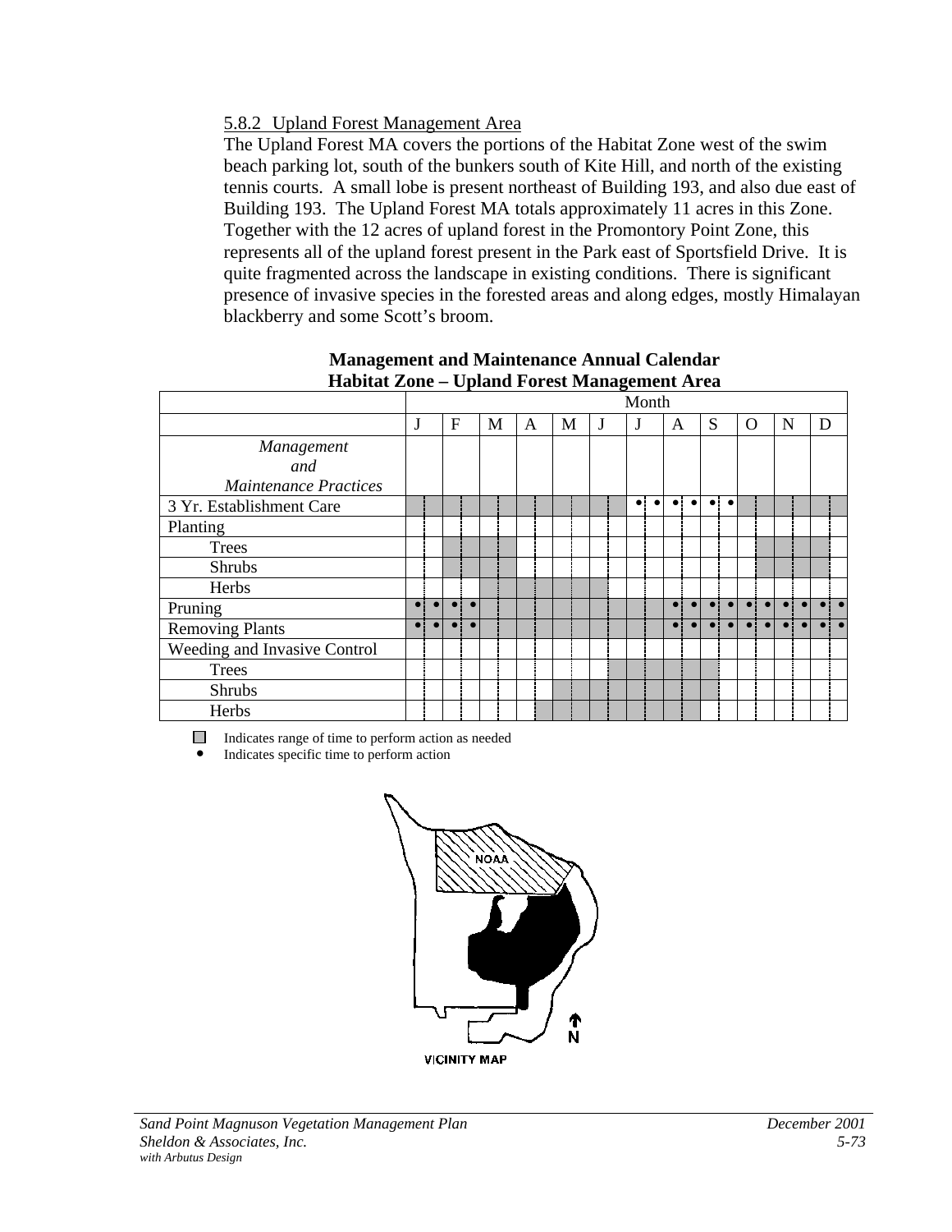### 5.8.2 Upland Forest Management Area

The Upland Forest MA covers the portions of the Habitat Zone west of the swim beach parking lot, south of the bunkers south of Kite Hill, and north of the existing tennis courts. A small lobe is present northeast of Building 193, and also due east of Building 193. The Upland Forest MA totals approximately 11 acres in this Zone. Together with the 12 acres of upland forest in the Promontory Point Zone, this represents all of the upland forest present in the Park east of Sportsfield Drive. It is quite fragmented across the landscape in existing conditions. There is significant presence of invasive species in the forested areas and along edges, mostly Himalayan blackberry and some Scott's broom.

**Management and Maintenance Annual Calendar**
**Habitat Zone – Upland Forest Management Area**

| Management and Maintenance Practices | J | F | M | A | M | J | J | A | S | O | N | D |
|---|---|---|---|---|---|---|---|---|---|---|---|---|
| 3 Yr. Establishment Care | ■ | ■ | ■ | ■ | ■ | ■ | • • | • • | • • | ■ | ■ | ■ |
| Planting | | | | | | | | | | | | |
| Trees | | ■ | ■ | | | | | | | ■ | ■ | |
| Shrubs | | ■ | ■ | | | | | | | ■ | ■ | |
| Herbs | | | ■ | ■ | ■ | ■ | | | | | | |
| Pruning | • • | • • | | | | | | • • | • • | • • | • • | • • |
| Removing Plants | • • | • • | | | | | | • • | • • | • • | • • | • • |
| Weeding and Invasive Control | | | | | | | | | | | | |
| Trees | | | | | | | ■ | ■ | ■ | | | |
| Shrubs | | | | | ■ | ■ | ■ | ■ | ■ | | | |
| Herbs | | | | ■ | ■ | ■ | ■ | ■ | | | | |

■ Indicates range of time to perform action as needed
• Indicates specific time to perform action

NOAA

N

VICINITY MAP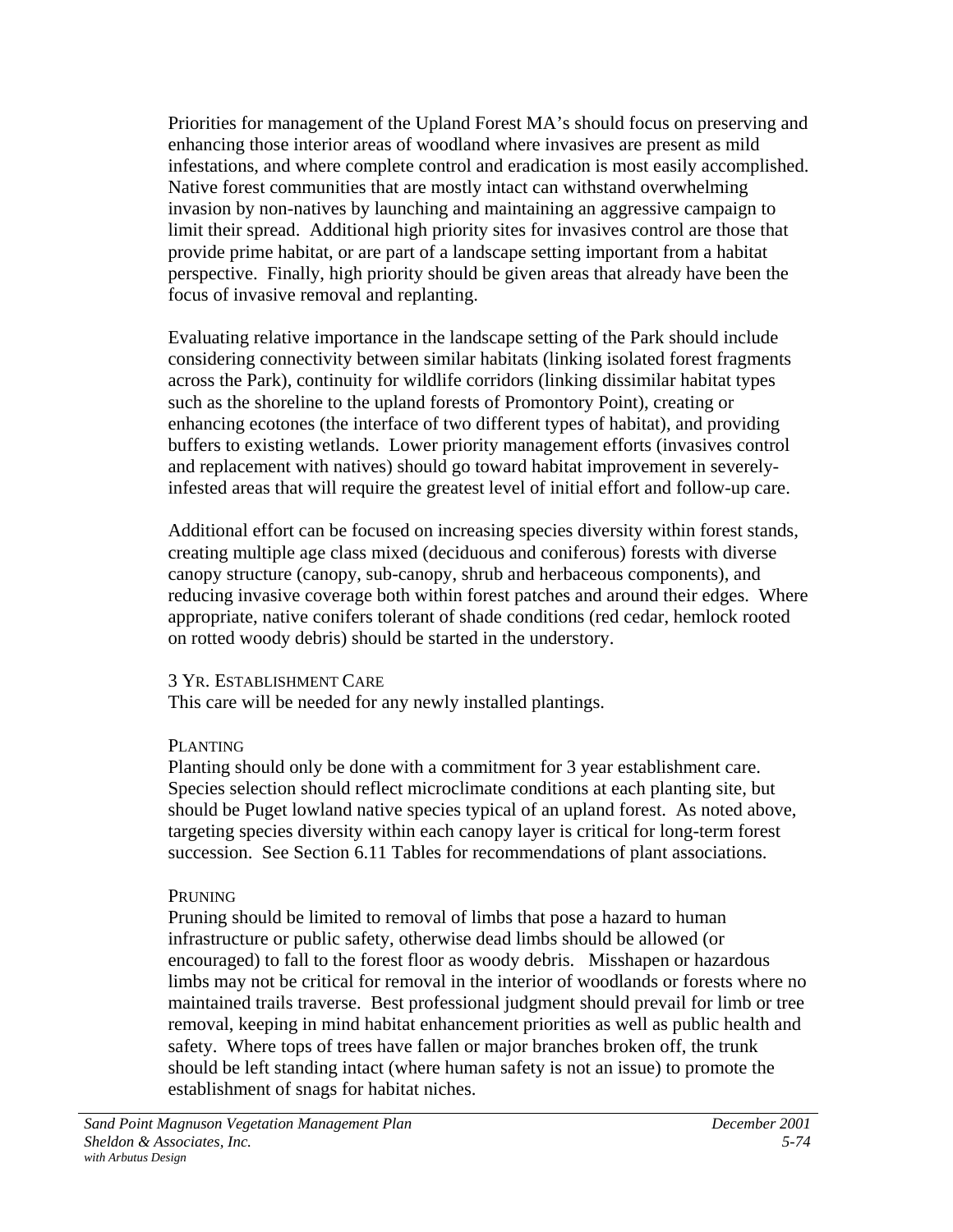Priorities for management of the Upland Forest MA's should focus on preserving and enhancing those interior areas of woodland where invasives are present as mild infestations, and where complete control and eradication is most easily accomplished. Native forest communities that are mostly intact can withstand overwhelming invasion by non-natives by launching and maintaining an aggressive campaign to limit their spread. Additional high priority sites for invasives control are those that provide prime habitat, or are part of a landscape setting important from a habitat perspective. Finally, high priority should be given areas that already have been the focus of invasive removal and replanting.

Evaluating relative importance in the landscape setting of the Park should include considering connectivity between similar habitats (linking isolated forest fragments across the Park), continuity for wildlife corridors (linking dissimilar habitat types such as the shoreline to the upland forests of Promontory Point), creating or enhancing ecotones (the interface of two different types of habitat), and providing buffers to existing wetlands. Lower priority management efforts (invasives control and replacement with natives) should go toward habitat improvement in severely-infested areas that will require the greatest level of initial effort and follow-up care.

Additional effort can be focused on increasing species diversity within forest stands, creating multiple age class mixed (deciduous and coniferous) forests with diverse canopy structure (canopy, sub-canopy, shrub and herbaceous components), and reducing invasive coverage both within forest patches and around their edges. Where appropriate, native conifers tolerant of shade conditions (red cedar, hemlock rooted on rotted woody debris) should be started in the understory.

#### 3 Yr. Establishment Care

This care will be needed for any newly installed plantings.

#### Planting

Planting should only be done with a commitment for 3 year establishment care. Species selection should reflect microclimate conditions at each planting site, but should be Puget lowland native species typical of an upland forest. As noted above, targeting species diversity within each canopy layer is critical for long-term forest succession. See Section 6.11 Tables for recommendations of plant associations.

#### Pruning

Pruning should be limited to removal of limbs that pose a hazard to human infrastructure or public safety, otherwise dead limbs should be allowed (or encouraged) to fall to the forest floor as woody debris. Misshapen or hazardous limbs may not be critical for removal in the interior of woodlands or forests where no maintained trails traverse. Best professional judgment should prevail for limb or tree removal, keeping in mind habitat enhancement priorities as well as public health and safety. Where tops of trees have fallen or major branches broken off, the trunk should be left standing intact (where human safety is not an issue) to promote the establishment of snags for habitat niches.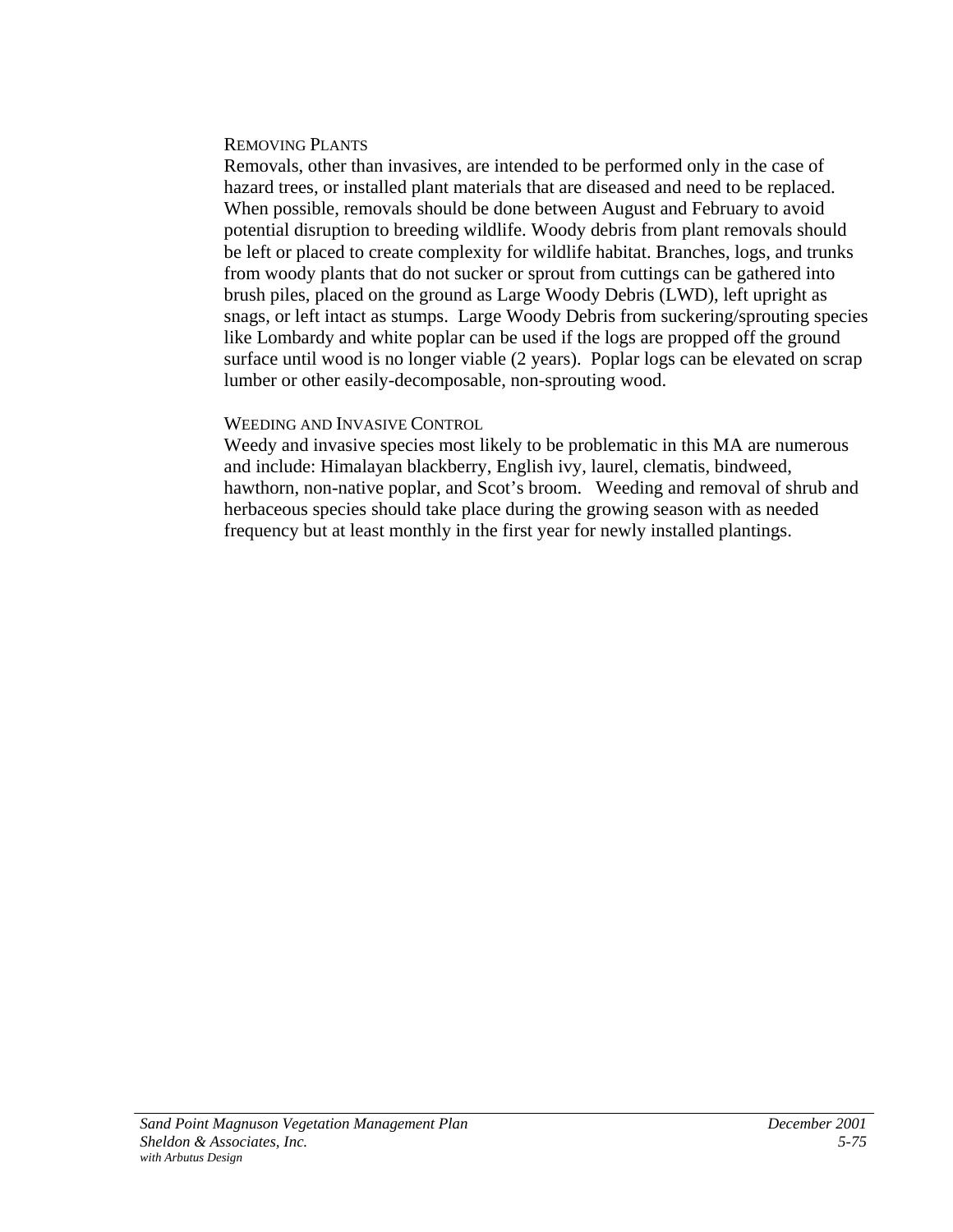#### Removing Plants

Removals, other than invasives, are intended to be performed only in the case of hazard trees, or installed plant materials that are diseased and need to be replaced. When possible, removals should be done between August and February to avoid potential disruption to breeding wildlife. Woody debris from plant removals should be left or placed to create complexity for wildlife habitat. Branches, logs, and trunks from woody plants that do not sucker or sprout from cuttings can be gathered into brush piles, placed on the ground as Large Woody Debris (LWD), left upright as snags, or left intact as stumps. Large Woody Debris from suckering/sprouting species like Lombardy and white poplar can be used if the logs are propped off the ground surface until wood is no longer viable (2 years). Poplar logs can be elevated on scrap lumber or other easily-decomposable, non-sprouting wood.

#### Weeding and Invasive Control

Weedy and invasive species most likely to be problematic in this MA are numerous and include: Himalayan blackberry, English ivy, laurel, clematis, bindweed, hawthorn, non-native poplar, and Scot's broom. Weeding and removal of shrub and herbaceous species should take place during the growing season with as needed frequency but at least monthly in the first year for newly installed plantings.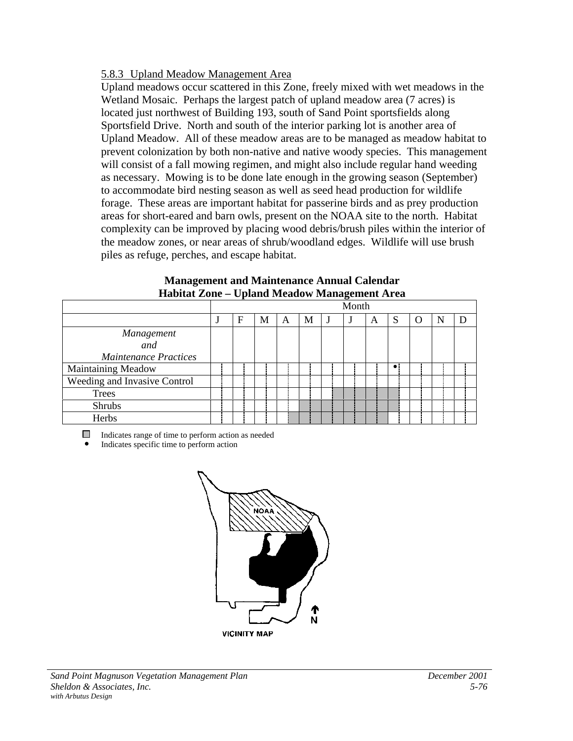5.8.3 Upland Meadow Management Area

Upland meadows occur scattered in this Zone, freely mixed with wet meadows in the Wetland Mosaic. Perhaps the largest patch of upland meadow area (7 acres) is located just northwest of Building 193, south of Sand Point sportsfields along Sportsfield Drive. North and south of the interior parking lot is another area of Upland Meadow. All of these meadow areas are to be managed as meadow habitat to prevent colonization by both non-native and native woody species. This management will consist of a fall mowing regimen, and might also include regular hand weeding as necessary. Mowing is to be done late enough in the growing season (September) to accommodate bird nesting season as well as seed head production for wildlife forage. These areas are important habitat for passerine birds and as prey production areas for short-eared and barn owls, present on the NOAA site to the north. Habitat complexity can be improved by placing wood debris/brush piles within the interior of the meadow zones, or near areas of shrub/woodland edges. Wildlife will use brush piles as refuge, perches, and escape habitat.

**Management and Maintenance Annual Calendar**
**Habitat Zone – Upland Meadow Management Area**

| | Month | | | | | | | | | | | |
|---|---|---|---|---|---|---|---|---|---|---|---|---|
| | J | F | M | A | M | J | J | A | S | O | N | D |
| *Management and Maintenance Practices* | | | | | | | | | | | | |
| Maintaining Meadow | | | | | | | | | • | | | |
| Weeding and Invasive Control | | | | | | | | | | | | |
| Trees | | | | | | ■ | ■ | ■ | ■ | | | |
| Shrubs | | | | | ■ | ■ | ■ | ■ | ■ | | | |
| Herbs | | | | ■ | ■ | ■ | ■ | ■ | | | | |

■ Indicates range of time to perform action as needed
• Indicates specific time to perform action

VICINITY MAP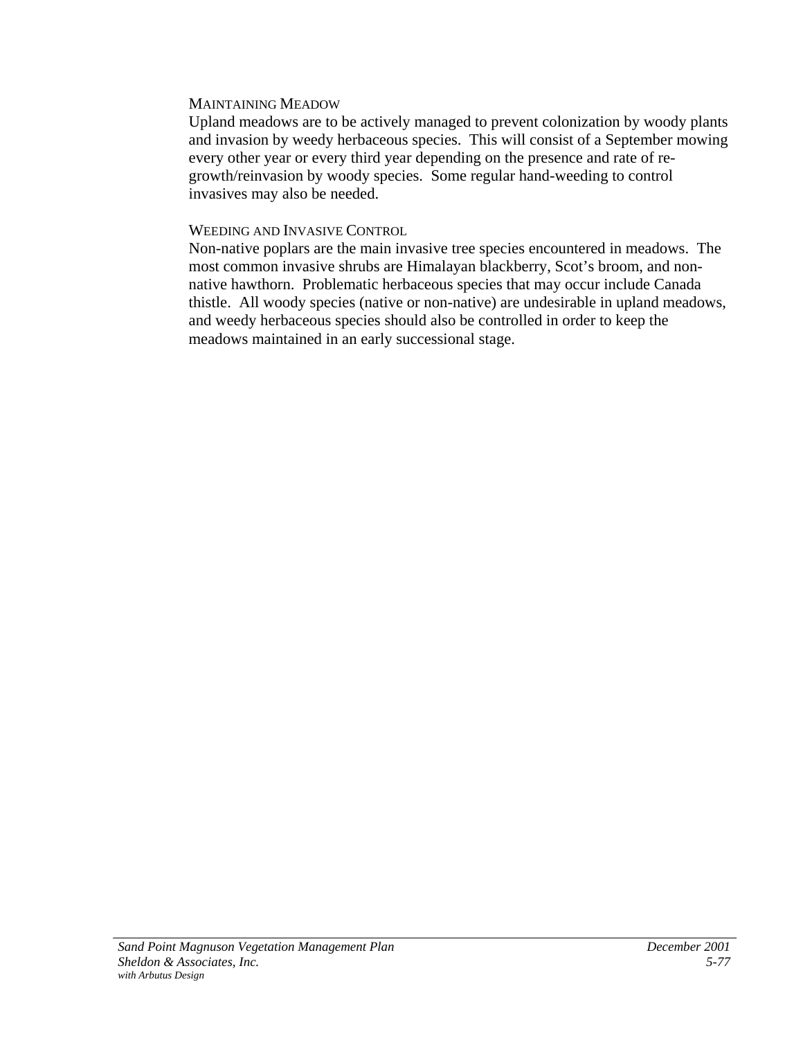#### MAINTAINING MEADOW

Upland meadows are to be actively managed to prevent colonization by woody plants and invasion by weedy herbaceous species. This will consist of a September mowing every other year or every third year depending on the presence and rate of re-growth/reinvasion by woody species. Some regular hand-weeding to control invasives may also be needed.

#### WEEDING AND INVASIVE CONTROL

Non-native poplars are the main invasive tree species encountered in meadows. The most common invasive shrubs are Himalayan blackberry, Scot's broom, and non-native hawthorn. Problematic herbaceous species that may occur include Canada thistle. All woody species (native or non-native) are undesirable in upland meadows, and weedy herbaceous species should also be controlled in order to keep the meadows maintained in an early successional stage.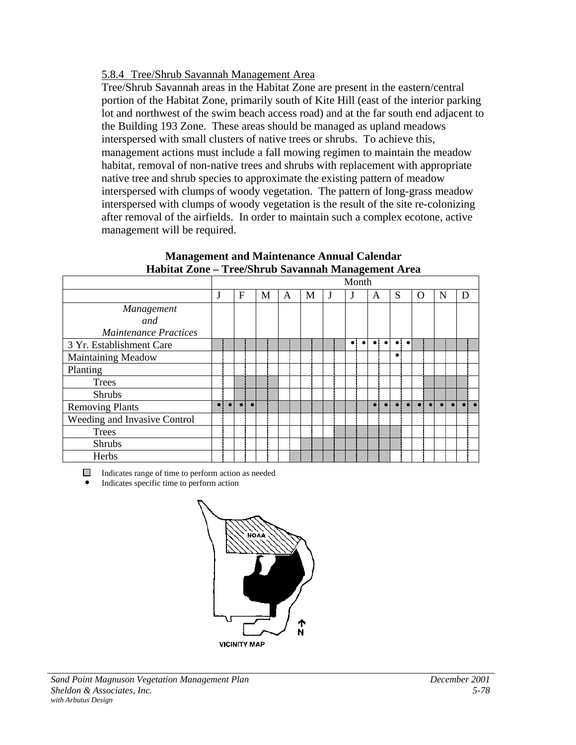5.8.4 Tree/Shrub Savannah Management Area

Tree/Shrub Savannah areas in the Habitat Zone are present in the eastern/central portion of the Habitat Zone, primarily south of Kite Hill (east of the interior parking lot and northwest of the swim beach access road) and at the far south end adjacent to the Building 193 Zone. These areas should be managed as upland meadows interspersed with small clusters of native trees or shrubs. To achieve this, management actions must include a fall mowing regimen to maintain the meadow habitat, removal of non-native trees and shrubs with replacement with appropriate native tree and shrub species to approximate the existing pattern of meadow interspersed with clumps of woody vegetation. The pattern of long-grass meadow interspersed with clumps of woody vegetation is the result of the site re-colonizing after removal of the airfields. In order to maintain such a complex ecotone, active management will be required.

**Management and Maintenance Annual Calendar**
**Habitat Zone – Tree/Shrub Savannah Management Area**

| *Management and Maintenance Practices* | J | F | M | A | M | J | J | A | S | O | N | D |
|---|---|---|---|---|---|---|---|---|---|---|---|---|
| 3 Yr. Establishment Care | ▒ | ▒ | ▒ | ▒ | ▒ | ▒ | • • | • • | • • | ▒ | ▒ | ▒ |
| Maintaining Meadow | | | | | | | | | • | | | |
| Planting | | | | | | | | | | | | |
| Trees | | ▒ | ▒ | | | | | | | | ▒ | ▒ |
| Shrubs | | ▒ | ▒ | | | | | | | | ▒ | ▒ |
| Removing Plants | • • | • • | ▒ | ▒ | ▒ | ▒ | | • • | • • | • • | • • | • • |
| Weeding and Invasive Control | | | | | | | | | | | | |
| Trees | | | | | | ▒ | ▒ | ▒ | ▒ | | | |
| Shrubs | | | | | ▒ | ▒ | ▒ | ▒ | ▒ | | | |
| Herbs | | | | ▒ | ▒ | ▒ | ▒ | ▒ | | | | |

▒ Indicates range of time to perform action as needed
• Indicates specific time to perform action

VICINITY MAP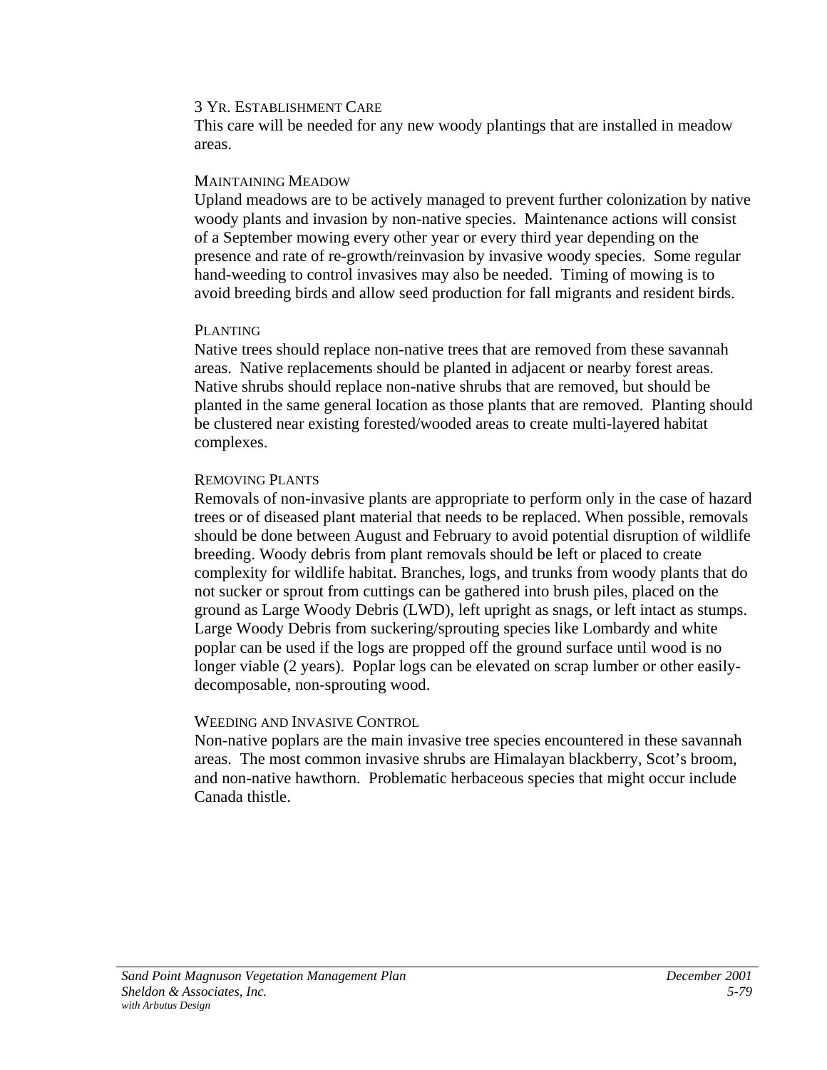#### 3 Yr. Establishment Care

This care will be needed for any new woody plantings that are installed in meadow areas.

#### Maintaining Meadow

Upland meadows are to be actively managed to prevent further colonization by native woody plants and invasion by non-native species. Maintenance actions will consist of a September mowing every other year or every third year depending on the presence and rate of re-growth/reinvasion by invasive woody species. Some regular hand-weeding to control invasives may also be needed. Timing of mowing is to avoid breeding birds and allow seed production for fall migrants and resident birds.

#### Planting

Native trees should replace non-native trees that are removed from these savannah areas. Native replacements should be planted in adjacent or nearby forest areas. Native shrubs should replace non-native shrubs that are removed, but should be planted in the same general location as those plants that are removed. Planting should be clustered near existing forested/wooded areas to create multi-layered habitat complexes.

#### Removing Plants

Removals of non-invasive plants are appropriate to perform only in the case of hazard trees or of diseased plant material that needs to be replaced. When possible, removals should be done between August and February to avoid potential disruption of wildlife breeding. Woody debris from plant removals should be left or placed to create complexity for wildlife habitat. Branches, logs, and trunks from woody plants that do not sucker or sprout from cuttings can be gathered into brush piles, placed on the ground as Large Woody Debris (LWD), left upright as snags, or left intact as stumps. Large Woody Debris from suckering/sprouting species like Lombardy and white poplar can be used if the logs are propped off the ground surface until wood is no longer viable (2 years). Poplar logs can be elevated on scrap lumber or other easily-decomposable, non-sprouting wood.

#### Weeding and Invasive Control

Non-native poplars are the main invasive tree species encountered in these savannah areas. The most common invasive shrubs are Himalayan blackberry, Scot's broom, and non-native hawthorn. Problematic herbaceous species that might occur include Canada thistle.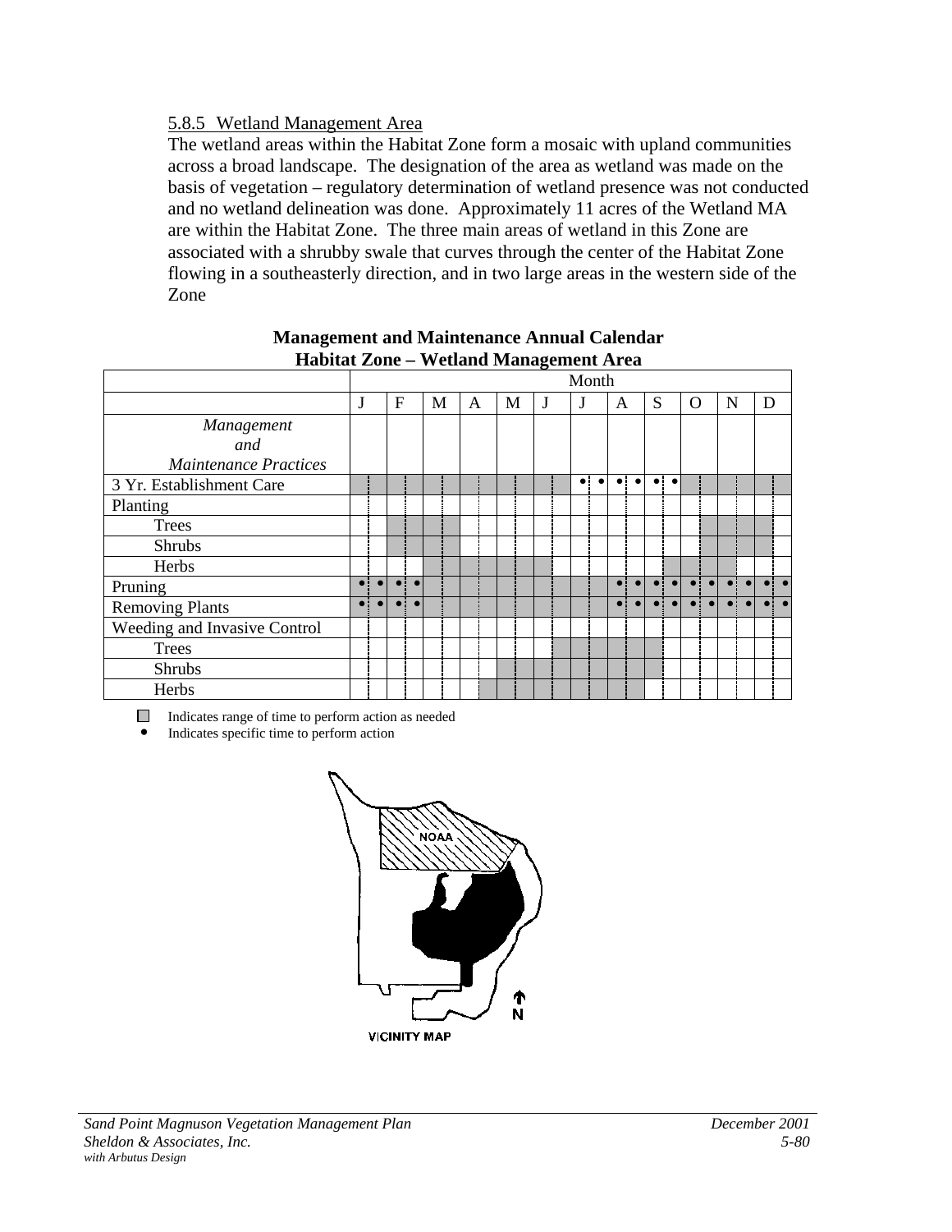5.8.5 Wetland Management Area

The wetland areas within the Habitat Zone form a mosaic with upland communities across a broad landscape. The designation of the area as wetland was made on the basis of vegetation – regulatory determination of wetland presence was not conducted and no wetland delineation was done. Approximately 11 acres of the Wetland MA are within the Habitat Zone. The three main areas of wetland in this Zone are associated with a shrubby swale that curves through the center of the Habitat Zone flowing in a southeasterly direction, and in two large areas in the western side of the Zone

**Management and Maintenance Annual Calendar**
**Habitat Zone – Wetland Management Area**

| | Month | | | | | | | | | | | |
|---|---|---|---|---|---|---|---|---|---|---|---|---|
| | J | F | M | A | M | J | J | A | S | O | N | D |
| *Management and Maintenance Practices* | | | | | | | | | | | | |
| 3 Yr. Establishment Care | ■ | ■ | ■ | ■ | ■ | ■ | • • | • • | • • | ■ | ■ | ■ |
| Planting | | | | | | | | | | | | |
| Trees | | ■ | ■ | | | | | | | ■ | ■ | ■ |
| Shrubs | | ■ | ■ | | | | | | | ■ | ■ | ■ |
| Herbs | | | ■ | ■ | ■ | ■ | | | ■ | ■ | ■ | |
| Pruning | • • | • • | ■ | ■ | ■ | ■ | ■ | • • | • • | • • | • • | • • |
| Removing Plants | • • | • • | ■ | ■ | ■ | ■ | ■ | • • | • • | • • | • • | • • |
| Weeding and Invasive Control | | | | | | | | | | | | |
| Trees | | | | | | ■ | ■ | ■ | ■ | | | |
| Shrubs | | | | | ■ | ■ | ■ | ■ | ■ | | | |
| Herbs | | | | ■ | ■ | ■ | ■ | ■ | | | | |

■ Indicates range of time to perform action as needed
• Indicates specific time to perform action

NOAA

VICINITY MAP

N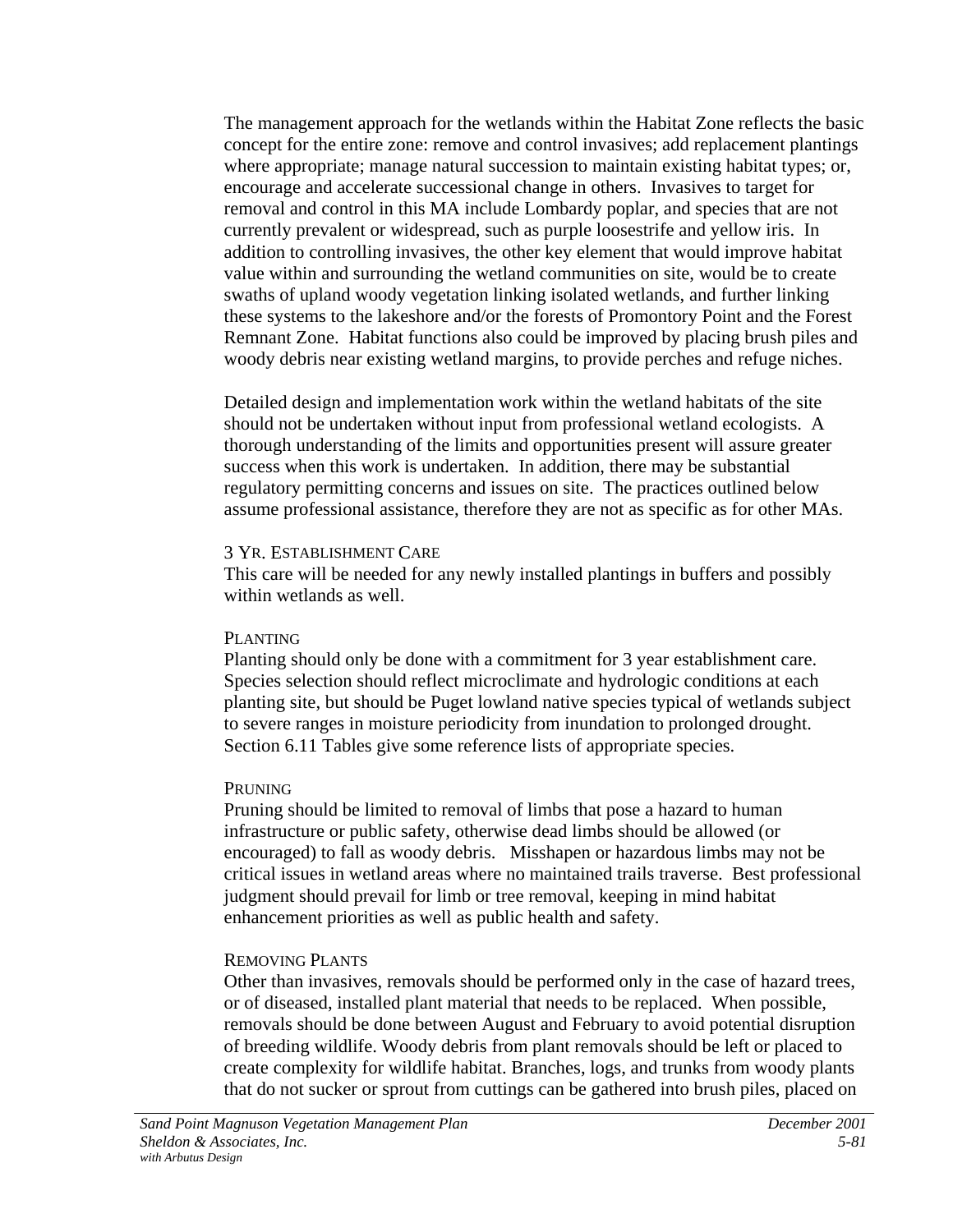The management approach for the wetlands within the Habitat Zone reflects the basic concept for the entire zone: remove and control invasives; add replacement plantings where appropriate; manage natural succession to maintain existing habitat types; or, encourage and accelerate successional change in others. Invasives to target for removal and control in this MA include Lombardy poplar, and species that are not currently prevalent or widespread, such as purple loosestrife and yellow iris. In addition to controlling invasives, the other key element that would improve habitat value within and surrounding the wetland communities on site, would be to create swaths of upland woody vegetation linking isolated wetlands, and further linking these systems to the lakeshore and/or the forests of Promontory Point and the Forest Remnant Zone. Habitat functions also could be improved by placing brush piles and woody debris near existing wetland margins, to provide perches and refuge niches.

Detailed design and implementation work within the wetland habitats of the site should not be undertaken without input from professional wetland ecologists. A thorough understanding of the limits and opportunities present will assure greater success when this work is undertaken. In addition, there may be substantial regulatory permitting concerns and issues on site. The practices outlined below assume professional assistance, therefore they are not as specific as for other MAs.

#### 3 Yr. Establishment Care

This care will be needed for any newly installed plantings in buffers and possibly within wetlands as well.

#### Planting

Planting should only be done with a commitment for 3 year establishment care. Species selection should reflect microclimate and hydrologic conditions at each planting site, but should be Puget lowland native species typical of wetlands subject to severe ranges in moisture periodicity from inundation to prolonged drought. Section 6.11 Tables give some reference lists of appropriate species.

#### Pruning

Pruning should be limited to removal of limbs that pose a hazard to human infrastructure or public safety, otherwise dead limbs should be allowed (or encouraged) to fall as woody debris. Misshapen or hazardous limbs may not be critical issues in wetland areas where no maintained trails traverse. Best professional judgment should prevail for limb or tree removal, keeping in mind habitat enhancement priorities as well as public health and safety.

#### Removing Plants

Other than invasives, removals should be performed only in the case of hazard trees, or of diseased, installed plant material that needs to be replaced. When possible, removals should be done between August and February to avoid potential disruption of breeding wildlife. Woody debris from plant removals should be left or placed to create complexity for wildlife habitat. Branches, logs, and trunks from woody plants that do not sucker or sprout from cuttings can be gathered into brush piles, placed on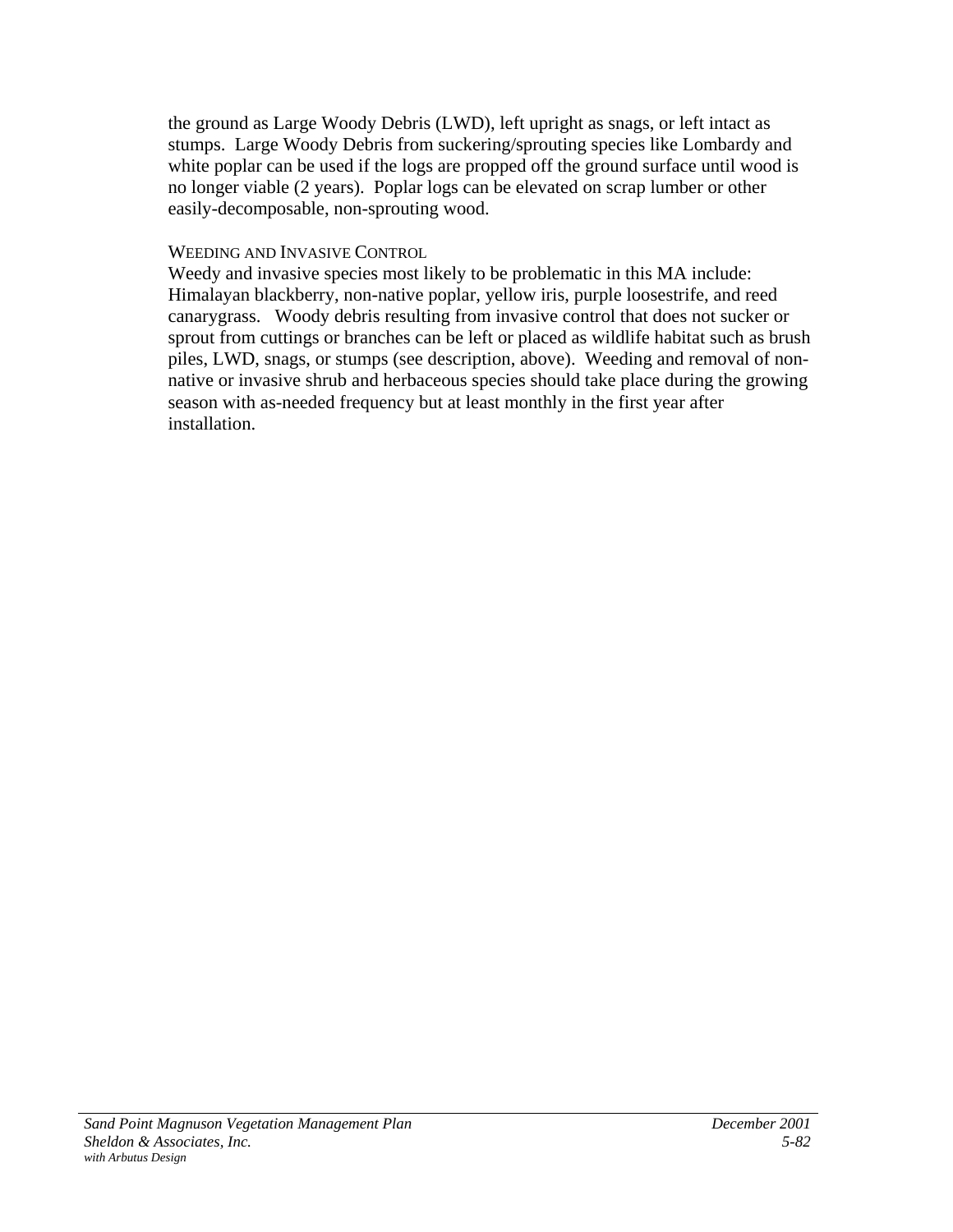the ground as Large Woody Debris (LWD), left upright as snags, or left intact as stumps. Large Woody Debris from suckering/sprouting species like Lombardy and white poplar can be used if the logs are propped off the ground surface until wood is no longer viable (2 years). Poplar logs can be elevated on scrap lumber or other easily-decomposable, non-sprouting wood.

#### WEEDING AND INVASIVE CONTROL

Weedy and invasive species most likely to be problematic in this MA include: Himalayan blackberry, non-native poplar, yellow iris, purple loosestrife, and reed canarygrass. Woody debris resulting from invasive control that does not sucker or sprout from cuttings or branches can be left or placed as wildlife habitat such as brush piles, LWD, snags, or stumps (see description, above). Weeding and removal of non-native or invasive shrub and herbaceous species should take place during the growing season with as-needed frequency but at least monthly in the first year after installation.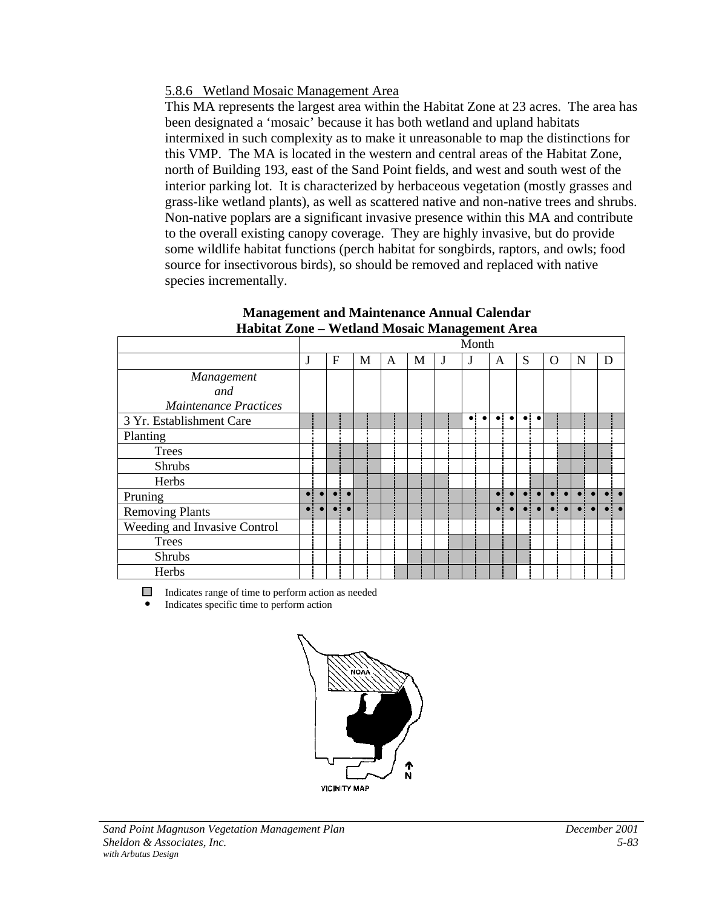### 5.8.6 Wetland Mosaic Management Area

This MA represents the largest area within the Habitat Zone at 23 acres. The area has been designated a 'mosaic' because it has both wetland and upland habitats intermixed in such complexity as to make it unreasonable to map the distinctions for this VMP. The MA is located in the western and central areas of the Habitat Zone, north of Building 193, east of the Sand Point fields, and west and south west of the interior parking lot. It is characterized by herbaceous vegetation (mostly grasses and grass-like wetland plants), as well as scattered native and non-native trees and shrubs. Non-native poplars are a significant invasive presence within this MA and contribute to the overall existing canopy coverage. They are highly invasive, but do provide some wildlife habitat functions (perch habitat for songbirds, raptors, and owls; food source for insectivorous birds), so should be removed and replaced with native species incrementally.

**Management and Maintenance Annual Calendar**
**Habitat Zone – Wetland Mosaic Management Area**

| *Management and Maintenance Practices* | J | F | M | A | M | J | J | A | S | O | N | D |
|---|---|---|---|---|---|---|---|---|---|---|---|---|
| 3 Yr. Establishment Care | ▒ | ▒ | ▒ | ▒ | ▒ | ▒ | • • | • • | • • | ▒ | ▒ | ▒ |
| Planting | | | | | | | | | | | | |
| Trees | | ▒ | ▒ | | | | | | | ▒ | ▒ | |
| Shrubs | | ▒ | ▒ | | | | | | | ▒ | ▒ | |
| Herbs | | | ▒ | ▒ | ▒ | ▒ | | | ▒ | ▒ | ▒ | |
| Pruning | • • | • • | ▒ | ▒ | ▒ | ▒ | ▒ | • • | • • | • • | • • | • • |
| Removing Plants | • • | • • | ▒ | ▒ | ▒ | ▒ | ▒ | • • | • • | • • | • • | • • |
| Weeding and Invasive Control | | | | | | | | | | | | |
| Trees | | | | | | ▒ | ▒ | ▒ | | | | |
| Shrubs | | | | | ▒ | ▒ | ▒ | ▒ | | | | |
| Herbs | | | | ▒ | ▒ | ▒ | ▒ | ▒ | | | | |

▒ Indicates range of time to perform action as needed
• Indicates specific time to perform action

NOAA
N
VICINITY MAP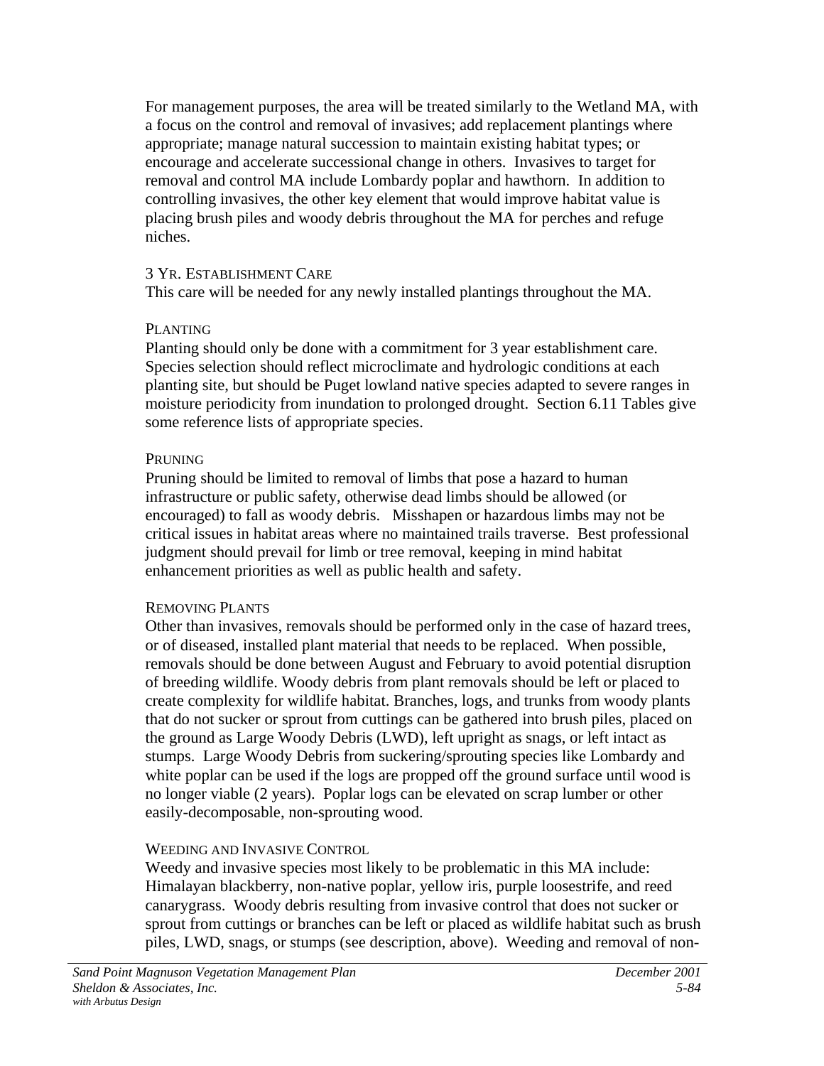For management purposes, the area will be treated similarly to the Wetland MA, with a focus on the control and removal of invasives; add replacement plantings where appropriate; manage natural succession to maintain existing habitat types; or encourage and accelerate successional change in others. Invasives to target for removal and control MA include Lombardy poplar and hawthorn. In addition to controlling invasives, the other key element that would improve habitat value is placing brush piles and woody debris throughout the MA for perches and refuge niches.

#### 3 Yr. Establishment Care

This care will be needed for any newly installed plantings throughout the MA.

#### Planting

Planting should only be done with a commitment for 3 year establishment care. Species selection should reflect microclimate and hydrologic conditions at each planting site, but should be Puget lowland native species adapted to severe ranges in moisture periodicity from inundation to prolonged drought. Section 6.11 Tables give some reference lists of appropriate species.

#### Pruning

Pruning should be limited to removal of limbs that pose a hazard to human infrastructure or public safety, otherwise dead limbs should be allowed (or encouraged) to fall as woody debris. Misshapen or hazardous limbs may not be critical issues in habitat areas where no maintained trails traverse. Best professional judgment should prevail for limb or tree removal, keeping in mind habitat enhancement priorities as well as public health and safety.

#### Removing Plants

Other than invasives, removals should be performed only in the case of hazard trees, or of diseased, installed plant material that needs to be replaced. When possible, removals should be done between August and February to avoid potential disruption of breeding wildlife. Woody debris from plant removals should be left or placed to create complexity for wildlife habitat. Branches, logs, and trunks from woody plants that do not sucker or sprout from cuttings can be gathered into brush piles, placed on the ground as Large Woody Debris (LWD), left upright as snags, or left intact as stumps. Large Woody Debris from suckering/sprouting species like Lombardy and white poplar can be used if the logs are propped off the ground surface until wood is no longer viable (2 years). Poplar logs can be elevated on scrap lumber or other easily-decomposable, non-sprouting wood.

#### Weeding and Invasive Control

Weedy and invasive species most likely to be problematic in this MA include: Himalayan blackberry, non-native poplar, yellow iris, purple loosestrife, and reed canarygrass. Woody debris resulting from invasive control that does not sucker or sprout from cuttings or branches can be left or placed as wildlife habitat such as brush piles, LWD, snags, or stumps (see description, above). Weeding and removal of non-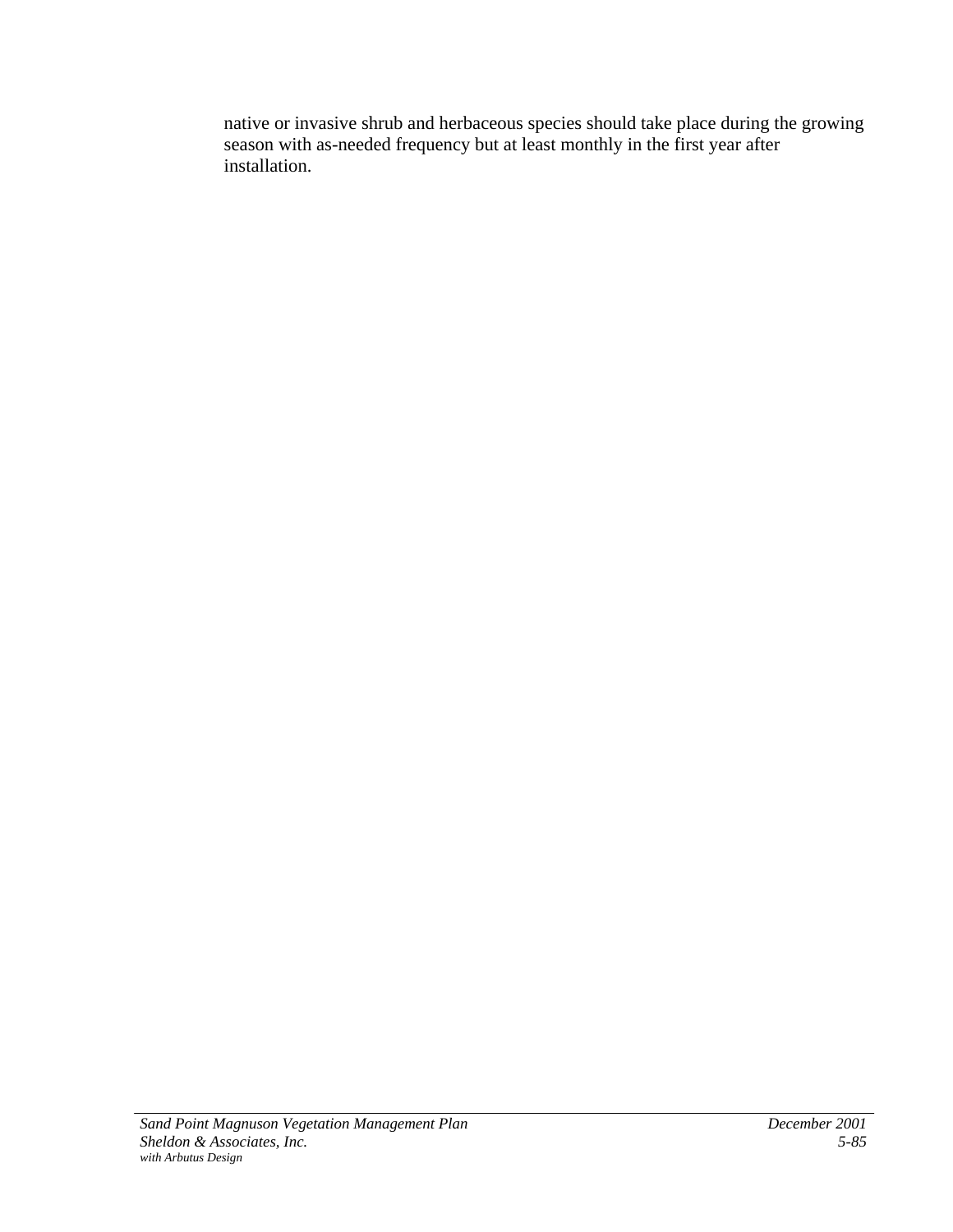native or invasive shrub and herbaceous species should take place during the growing season with as-needed frequency but at least monthly in the first year after installation.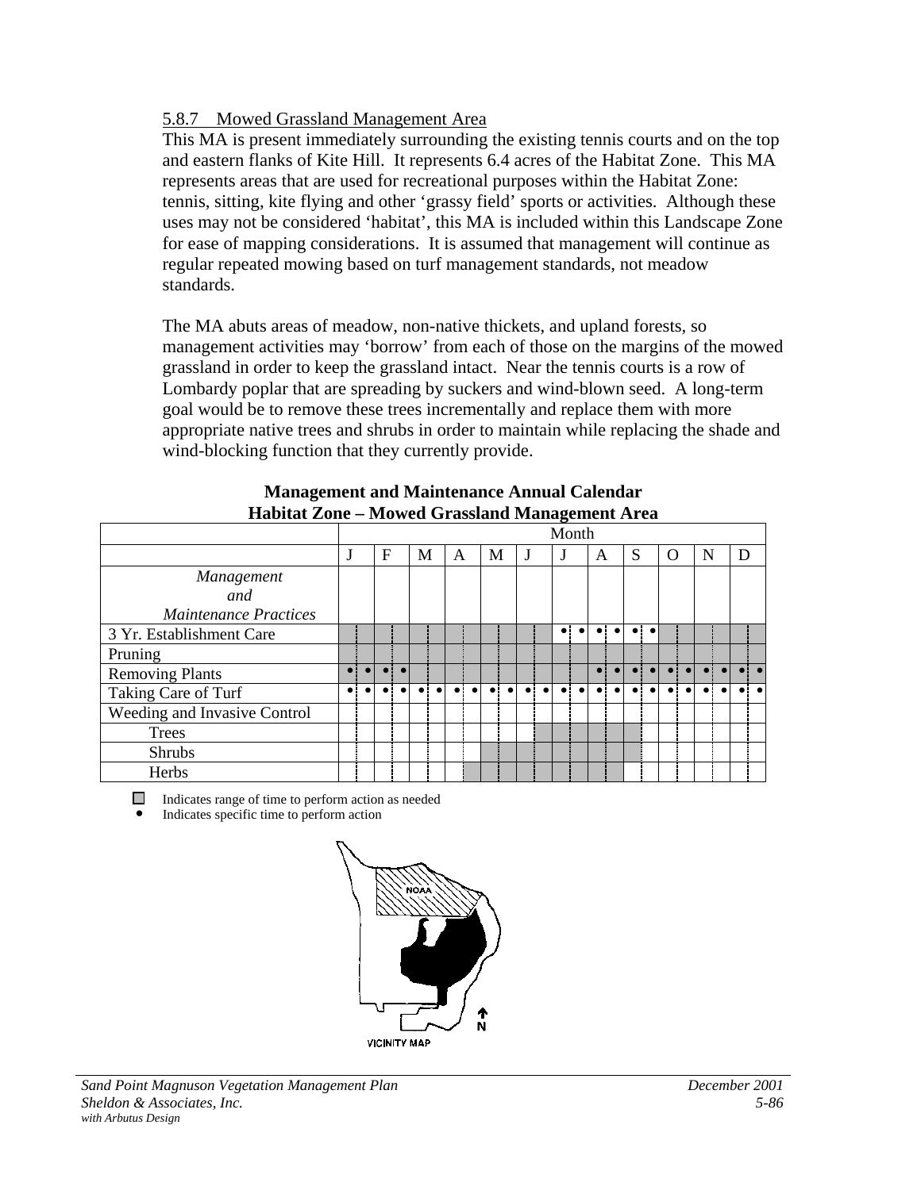5.8.7 Mowed Grassland Management Area

This MA is present immediately surrounding the existing tennis courts and on the top and eastern flanks of Kite Hill. It represents 6.4 acres of the Habitat Zone. This MA represents areas that are used for recreational purposes within the Habitat Zone: tennis, sitting, kite flying and other 'grassy field' sports or activities. Although these uses may not be considered 'habitat', this MA is included within this Landscape Zone for ease of mapping considerations. It is assumed that management will continue as regular repeated mowing based on turf management standards, not meadow standards.

The MA abuts areas of meadow, non-native thickets, and upland forests, so management activities may 'borrow' from each of those on the margins of the mowed grassland in order to keep the grassland intact. Near the tennis courts is a row of Lombardy poplar that are spreading by suckers and wind-blown seed. A long-term goal would be to remove these trees incrementally and replace them with more appropriate native trees and shrubs in order to maintain while replacing the shade and wind-blocking function that they currently provide.

**Management and Maintenance Annual Calendar**
**Habitat Zone – Mowed Grassland Management Area**

| | Month | | | | | | | | | | | |
|---|---|---|---|---|---|---|---|---|---|---|---|---|
| | J | F | M | A | M | J | J | A | S | O | N | D |
| *Management and Maintenance Practices* | | | | | | | | | | | | |
| 3 Yr. Establishment Care | ▒ | ▒ | ▒ | ▒ | ▒ | ▒ | • • | • • | • • | ▒ | ▒ | ▒ |
| Pruning | ▒ | ▒ | ▒ | ▒ | ▒ | ▒ | ▒ | ▒ | ▒ | ▒ | ▒ | ▒ |
| Removing Plants | • • | • • | ▒ | ▒ | ▒ | ▒ | ▒ | • • | • • | • • | • • | • • |
| Taking Care of Turf | • • | • • | • • | • • | • • | • • | • • | • • | • • | • • | • • | • • |
| Weeding and Invasive Control | | | | | | | | | | | | |
| Trees | | | | | | ▒ | ▒ | ▒ | ▒ | | | |
| Shrubs | | | | | ▒ | ▒ | ▒ | ▒ | ▒ | | | |
| Herbs | | | | ▒ | ▒ | ▒ | ▒ | ▒ | | | | |

▒ Indicates range of time to perform action as needed
• Indicates specific time to perform action

NOAA

VICINITY MAP

N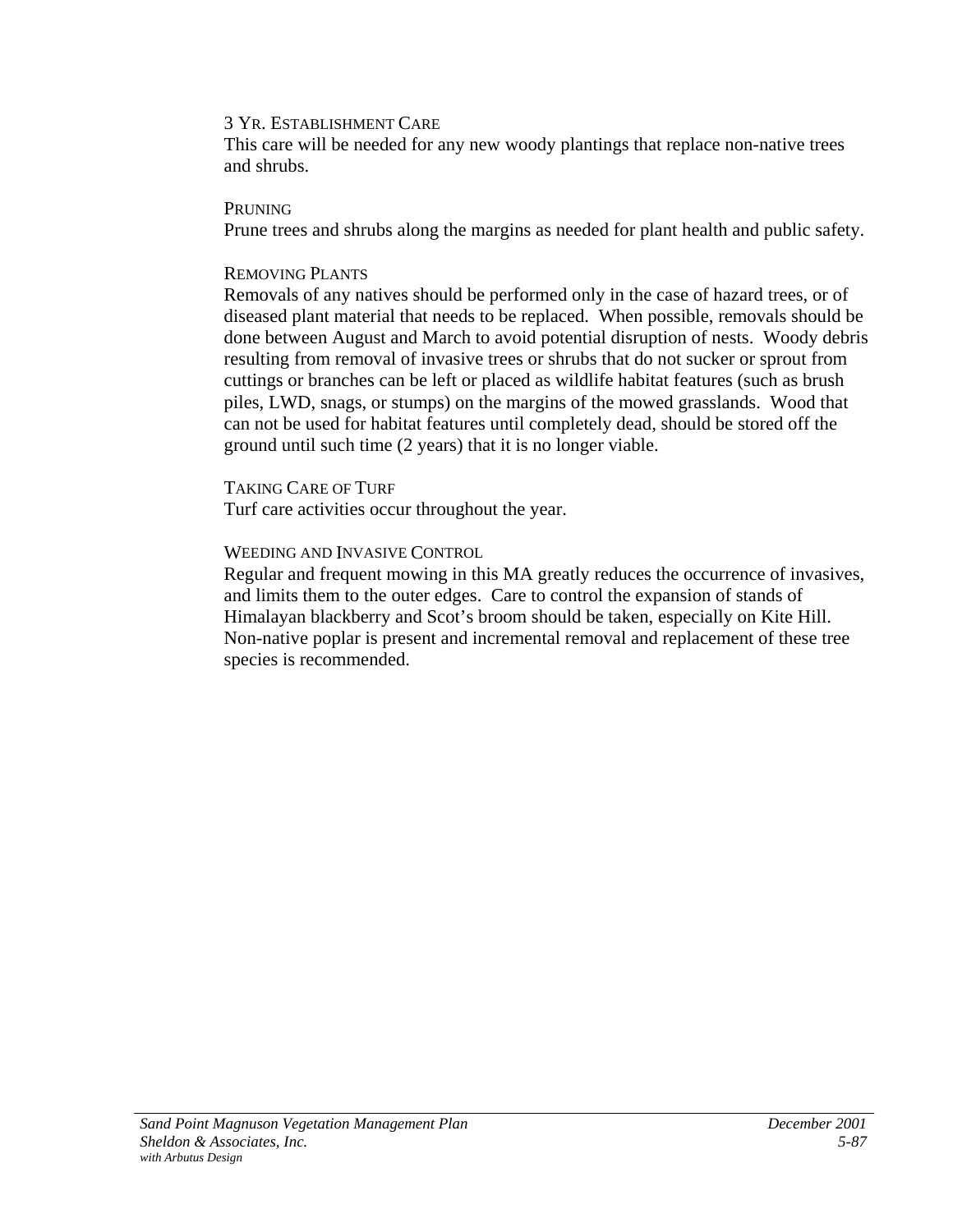#### 3 Yr. Establishment Care

This care will be needed for any new woody plantings that replace non-native trees and shrubs.

#### Pruning

Prune trees and shrubs along the margins as needed for plant health and public safety.

#### Removing Plants

Removals of any natives should be performed only in the case of hazard trees, or of diseased plant material that needs to be replaced. When possible, removals should be done between August and March to avoid potential disruption of nests. Woody debris resulting from removal of invasive trees or shrubs that do not sucker or sprout from cuttings or branches can be left or placed as wildlife habitat features (such as brush piles, LWD, snags, or stumps) on the margins of the mowed grasslands. Wood that can not be used for habitat features until completely dead, should be stored off the ground until such time (2 years) that it is no longer viable.

#### Taking Care of Turf

Turf care activities occur throughout the year.

#### Weeding and Invasive Control

Regular and frequent mowing in this MA greatly reduces the occurrence of invasives, and limits them to the outer edges. Care to control the expansion of stands of Himalayan blackberry and Scot's broom should be taken, especially on Kite Hill. Non-native poplar is present and incremental removal and replacement of these tree species is recommended.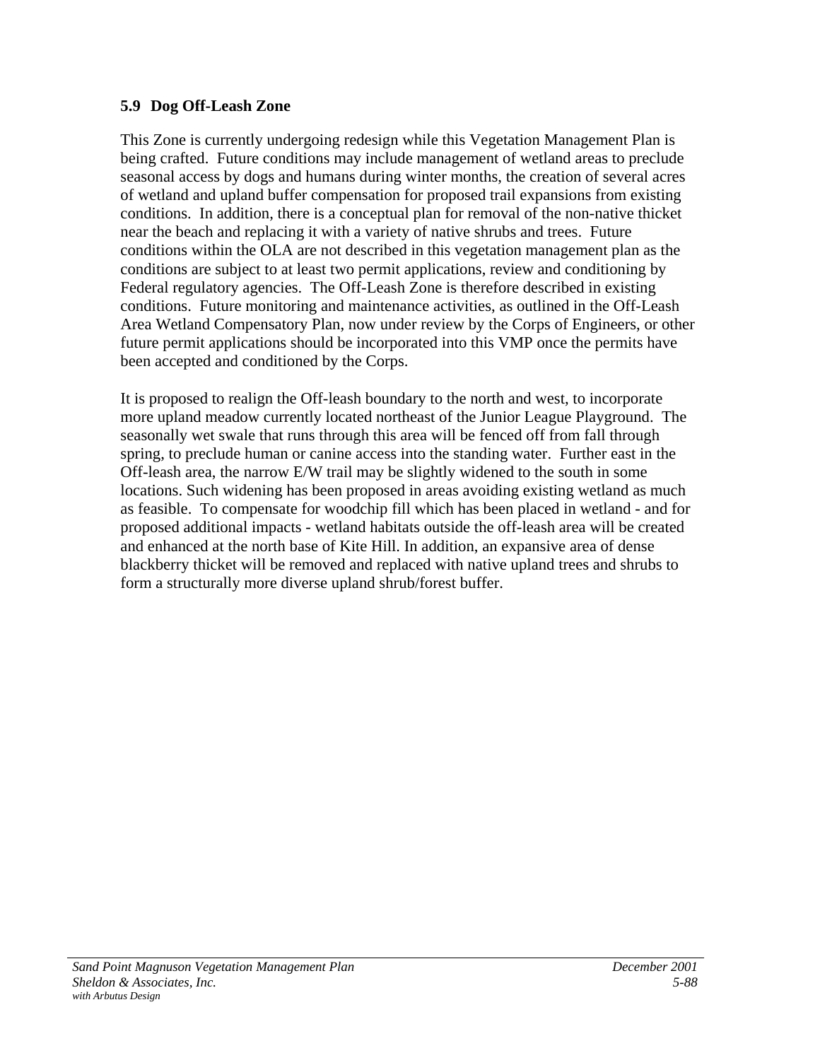## 5.9 Dog Off-Leash Zone

This Zone is currently undergoing redesign while this Vegetation Management Plan is being crafted. Future conditions may include management of wetland areas to preclude seasonal access by dogs and humans during winter months, the creation of several acres of wetland and upland buffer compensation for proposed trail expansions from existing conditions. In addition, there is a conceptual plan for removal of the non-native thicket near the beach and replacing it with a variety of native shrubs and trees. Future conditions within the OLA are not described in this vegetation management plan as the conditions are subject to at least two permit applications, review and conditioning by Federal regulatory agencies. The Off-Leash Zone is therefore described in existing conditions. Future monitoring and maintenance activities, as outlined in the Off-Leash Area Wetland Compensatory Plan, now under review by the Corps of Engineers, or other future permit applications should be incorporated into this VMP once the permits have been accepted and conditioned by the Corps.

It is proposed to realign the Off-leash boundary to the north and west, to incorporate more upland meadow currently located northeast of the Junior League Playground. The seasonally wet swale that runs through this area will be fenced off from fall through spring, to preclude human or canine access into the standing water. Further east in the Off-leash area, the narrow E/W trail may be slightly widened to the south in some locations. Such widening has been proposed in areas avoiding existing wetland as much as feasible. To compensate for woodchip fill which has been placed in wetland - and for proposed additional impacts - wetland habitats outside the off-leash area will be created and enhanced at the north base of Kite Hill. In addition, an expansive area of dense blackberry thicket will be removed and replaced with native upland trees and shrubs to form a structurally more diverse upland shrub/forest buffer.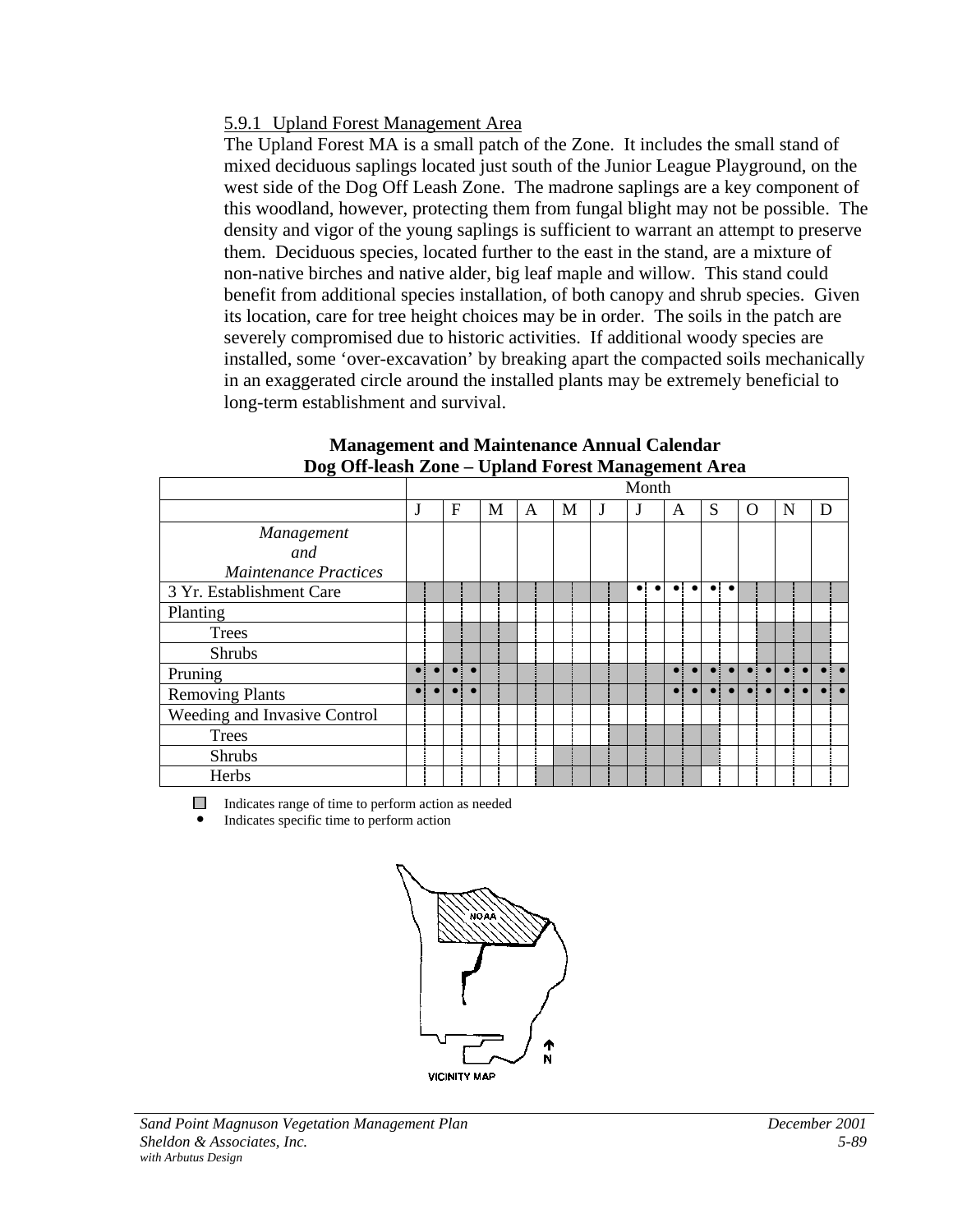5.9.1 Upland Forest Management Area

The Upland Forest MA is a small patch of the Zone. It includes the small stand of mixed deciduous saplings located just south of the Junior League Playground, on the west side of the Dog Off Leash Zone. The madrone saplings are a key component of this woodland, however, protecting them from fungal blight may not be possible. The density and vigor of the young saplings is sufficient to warrant an attempt to preserve them. Deciduous species, located further to the east in the stand, are a mixture of non-native birches and native alder, big leaf maple and willow. This stand could benefit from additional species installation, of both canopy and shrub species. Given its location, care for tree height choices may be in order. The soils in the patch are severely compromised due to historic activities. If additional woody species are installed, some 'over-excavation' by breaking apart the compacted soils mechanically in an exaggerated circle around the installed plants may be extremely beneficial to long-term establishment and survival.

**Management and Maintenance Annual Calendar**
**Dog Off-leash Zone – Upland Forest Management Area**

| *Management and Maintenance Practices* | J | | F | | M | | A | | M | | J | | J | | A | | S | | O | | N | | D | |
|---|---|---|---|---|---|---|---|---|---|---|---|---|---|---|---|---|---|---|---|---|---|---|---|---|
| 3 Yr. Establishment Care | ■ | ■ | ■ | ■ | ■ | ■ | ■ | ■ | ■ | ■ | ■ | ■ | • | • | • | • | • | • | ■ | ■ | ■ | ■ | ■ | ■ |
| Planting | | | | | | | | | | | | | | | | | | | | | | | | |
| Trees | | | ■ | ■ | ■ | ■ | | | | | | | | | | | | | ■ | ■ | ■ | ■ | | |
| Shrubs | | | ■ | ■ | ■ | ■ | | | | | | | | | | | | | ■ | ■ | ■ | ■ | | |
| Pruning | • | • | • | • | ■ | ■ | ■ | ■ | ■ | ■ | ■ | ■ | ■ | ■ | • | • | • | • | • | • | • | • | • | • |
| Removing Plants | • | • | • | • | ■ | ■ | ■ | ■ | ■ | ■ | ■ | ■ | ■ | ■ | • | • | • | • | • | • | • | • | • | • |
| Weeding and Invasive Control | | | | | | | | | | | | | | | | | | | | | | | | |
| Trees | | | | | | | | | | | ■ | ■ | ■ | ■ | ■ | ■ | ■ | | | | | | | |
| Shrubs | | | | | | | | | ■ | ■ | ■ | ■ | ■ | ■ | ■ | ■ | ■ | | | | | | | |
| Herbs | | | | | | | | ■ | ■ | ■ | ■ | ■ | ■ | ■ | ■ | ■ | | | | | | | | |

■ Indicates range of time to perform action as needed
• Indicates specific time to perform action

NOAA

N

VICINITY MAP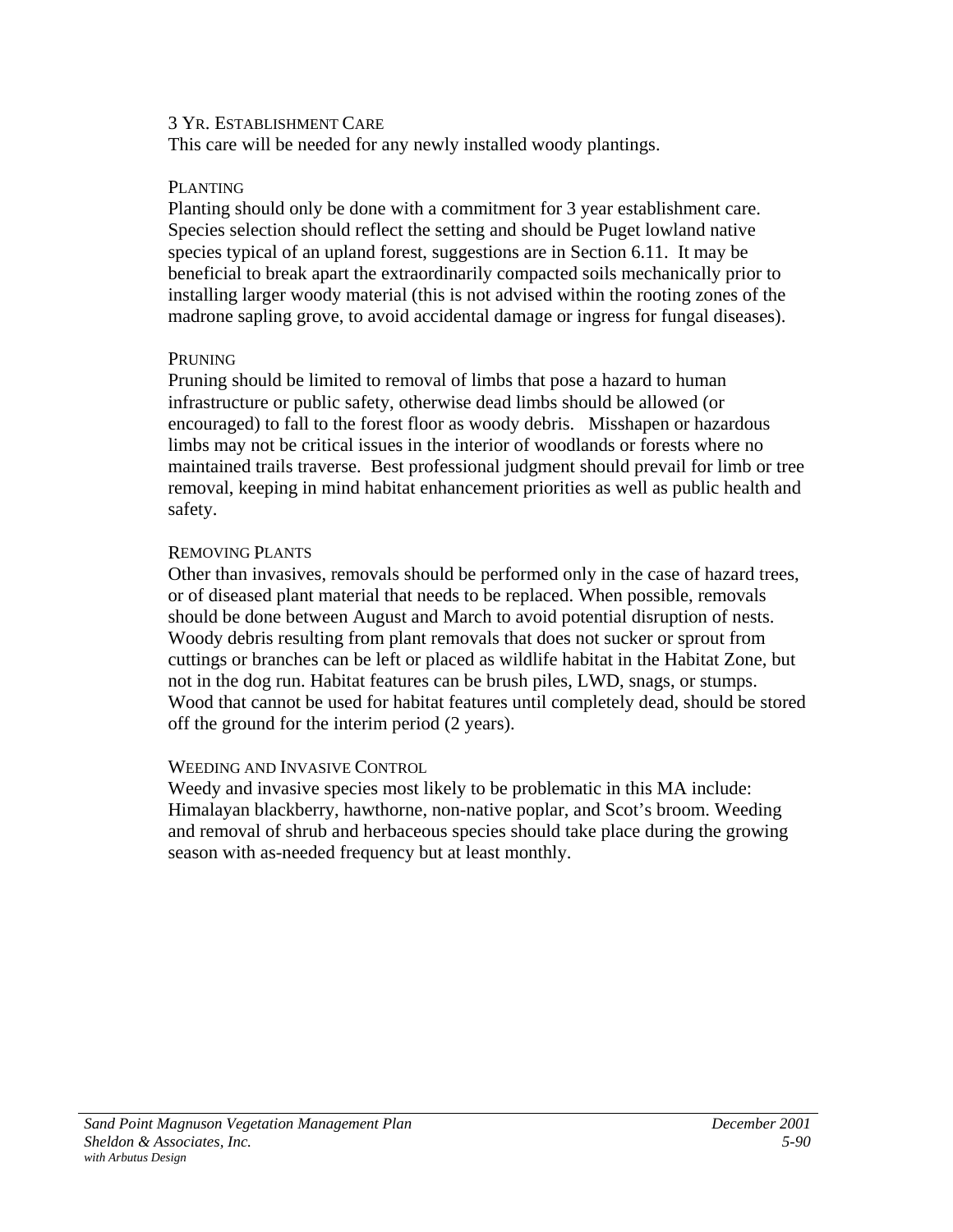### 3 Yr. Establishment Care

This care will be needed for any newly installed woody plantings.

### Planting

Planting should only be done with a commitment for 3 year establishment care. Species selection should reflect the setting and should be Puget lowland native species typical of an upland forest, suggestions are in Section 6.11. It may be beneficial to break apart the extraordinarily compacted soils mechanically prior to installing larger woody material (this is not advised within the rooting zones of the madrone sapling grove, to avoid accidental damage or ingress for fungal diseases).

### Pruning

Pruning should be limited to removal of limbs that pose a hazard to human infrastructure or public safety, otherwise dead limbs should be allowed (or encouraged) to fall to the forest floor as woody debris. Misshapen or hazardous limbs may not be critical issues in the interior of woodlands or forests where no maintained trails traverse. Best professional judgment should prevail for limb or tree removal, keeping in mind habitat enhancement priorities as well as public health and safety.

### Removing Plants

Other than invasives, removals should be performed only in the case of hazard trees, or of diseased plant material that needs to be replaced. When possible, removals should be done between August and March to avoid potential disruption of nests. Woody debris resulting from plant removals that does not sucker or sprout from cuttings or branches can be left or placed as wildlife habitat in the Habitat Zone, but not in the dog run. Habitat features can be brush piles, LWD, snags, or stumps. Wood that cannot be used for habitat features until completely dead, should be stored off the ground for the interim period (2 years).

### Weeding and Invasive Control

Weedy and invasive species most likely to be problematic in this MA include: Himalayan blackberry, hawthorne, non-native poplar, and Scot's broom. Weeding and removal of shrub and herbaceous species should take place during the growing season with as-needed frequency but at least monthly.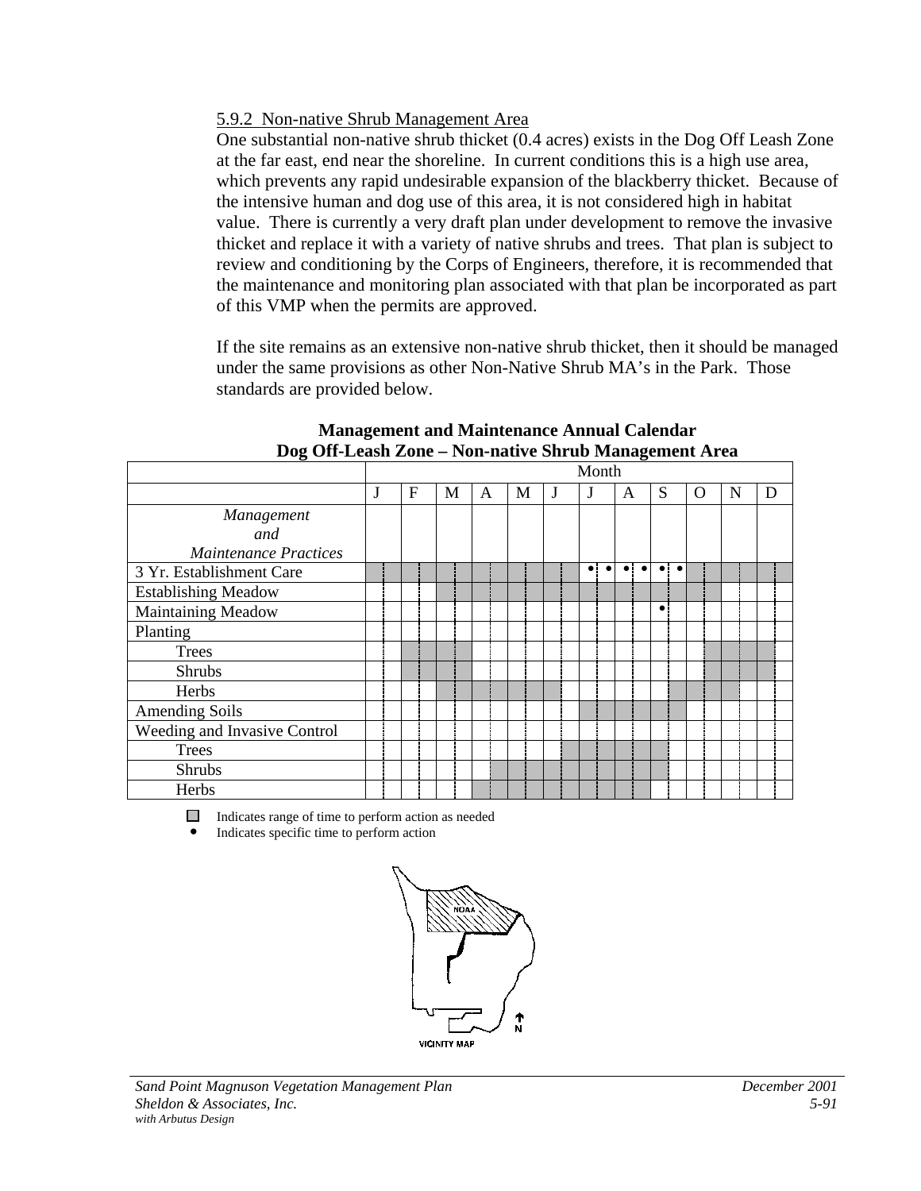5.9.2 Non-native Shrub Management Area

One substantial non-native shrub thicket (0.4 acres) exists in the Dog Off Leash Zone at the far east, end near the shoreline. In current conditions this is a high use area, which prevents any rapid undesirable expansion of the blackberry thicket. Because of the intensive human and dog use of this area, it is not considered high in habitat value. There is currently a very draft plan under development to remove the invasive thicket and replace it with a variety of native shrubs and trees. That plan is subject to review and conditioning by the Corps of Engineers, therefore, it is recommended that the maintenance and monitoring plan associated with that plan be incorporated as part of this VMP when the permits are approved.

If the site remains as an extensive non-native shrub thicket, then it should be managed under the same provisions as other Non-Native Shrub MA's in the Park. Those standards are provided below.

**Management and Maintenance Annual Calendar**
**Dog Off-Leash Zone – Non-native Shrub Management Area**

| *Management and Maintenance Practices* | J | F | M | A | M | J | J | A | S | O | N | D |
|---|---|---|---|---|---|---|---|---|---|---|---|---|
| 3 Yr. Establishment Care | ■ | ■ | ■ | ■ | ■ | ■ | ● ● | ● ● | ● ● | ■ | ■ | ■ |
| Establishing Meadow | | | ■ | ■ | ■ | ■ | ■ | ■ | ■ | ■ | | |
| Maintaining Meadow | | | | | | | | | ● | | | |
| Planting | | | | | | | | | | | | |
| Trees | | ■ | ■ | | | | | | | ■ (late) | ■ | ■ (early) |
| Shrubs | | ■ | ■ | | | | | | | ■ (late) | ■ | ■ (early) |
| Herbs | | | ■ | ■ | ■ | ■ (early) | | | ■ (late) | ■ | ■ (early) | |
| Amending Soils | | | | | | | ■ | ■ | ■ | | | |
| Weeding and Invasive Control | | | | | | | | | | | | |
| Trees | | | | | | ■ (late) | ■ | ■ | ■ (early) | | | |
| Shrubs | | | | ■ (late) | ■ | ■ | ■ | ■ | ■ (early) | | | |
| Herbs | | | | ■ | ■ | ■ | ■ | ■ | | | | |

■ Indicates range of time to perform action as needed
● Indicates specific time to perform action

NOAA

VICINITY MAP

N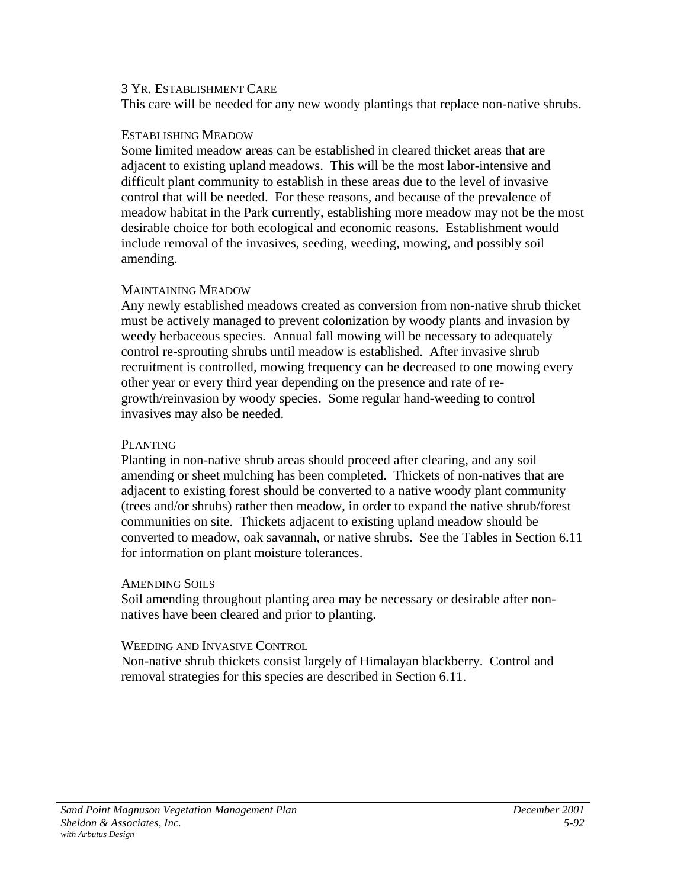### 3 Yr. Establishment Care

This care will be needed for any new woody plantings that replace non-native shrubs.

### Establishing Meadow

Some limited meadow areas can be established in cleared thicket areas that are adjacent to existing upland meadows. This will be the most labor-intensive and difficult plant community to establish in these areas due to the level of invasive control that will be needed. For these reasons, and because of the prevalence of meadow habitat in the Park currently, establishing more meadow may not be the most desirable choice for both ecological and economic reasons. Establishment would include removal of the invasives, seeding, weeding, mowing, and possibly soil amending.

### Maintaining Meadow

Any newly established meadows created as conversion from non-native shrub thicket must be actively managed to prevent colonization by woody plants and invasion by weedy herbaceous species. Annual fall mowing will be necessary to adequately control re-sprouting shrubs until meadow is established. After invasive shrub recruitment is controlled, mowing frequency can be decreased to one mowing every other year or every third year depending on the presence and rate of re-growth/reinvasion by woody species. Some regular hand-weeding to control invasives may also be needed.

### Planting

Planting in non-native shrub areas should proceed after clearing, and any soil amending or sheet mulching has been completed. Thickets of non-natives that are adjacent to existing forest should be converted to a native woody plant community (trees and/or shrubs) rather then meadow, in order to expand the native shrub/forest communities on site. Thickets adjacent to existing upland meadow should be converted to meadow, oak savannah, or native shrubs. See the Tables in Section 6.11 for information on plant moisture tolerances.

### Amending Soils

Soil amending throughout planting area may be necessary or desirable after non-natives have been cleared and prior to planting.

### Weeding and Invasive Control

Non-native shrub thickets consist largely of Himalayan blackberry. Control and removal strategies for this species are described in Section 6.11.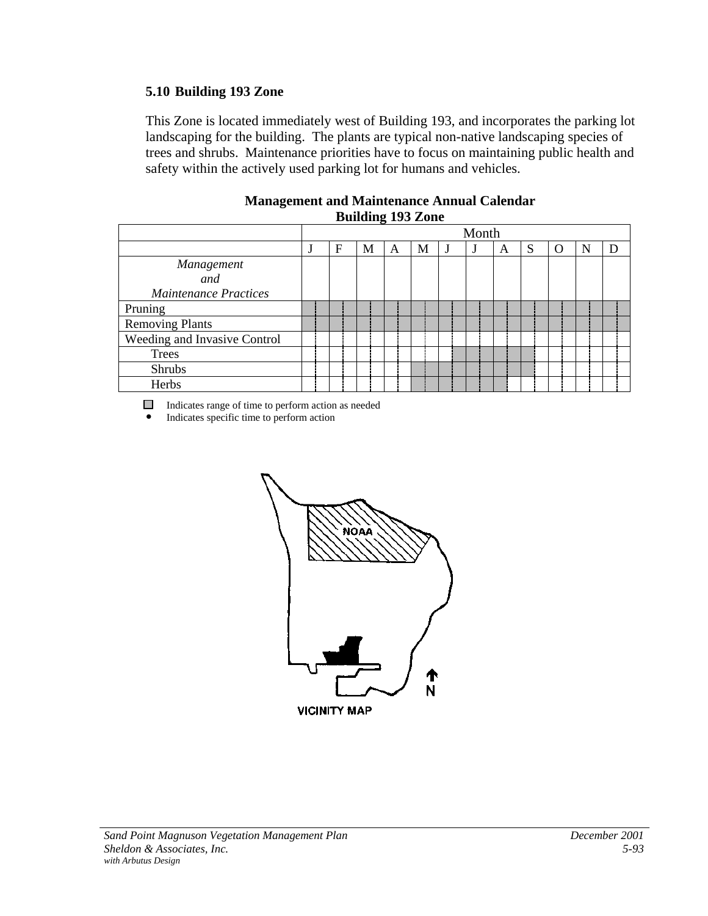### 5.10 Building 193 Zone

This Zone is located immediately west of Building 193, and incorporates the parking lot landscaping for the building. The plants are typical non-native landscaping species of trees and shrubs. Maintenance priorities have to focus on maintaining public health and safety within the actively used parking lot for humans and vehicles.

**Management and Maintenance Annual Calendar**
**Building 193 Zone**

| | Month | | | | | | | | | | | |
|---|---|---|---|---|---|---|---|---|---|---|---|---|
| | J | F | M | A | M | J | J | A | S | O | N | D |
| *Management and Maintenance Practices* | | | | | | | | | | | | |
| Pruning | ■ | ■ | ■ | ■ | ■ | ■ | ■ | ■ | ■ | ■ | ■ | ■ |
| Removing Plants | ■ | ■ | ■ | ■ | ■ | ■ | ■ | ■ | ■ | ■ | ■ | ■ |
| Weeding and Invasive Control | | | | | | | | | | | | |
| Trees | | | | | | | ■ | ■ | ■ | | | |
| Shrubs | | | | | ■ | ■ | ■ | ■ | ■ | | | |
| Herbs | | | | | ■ | ■ | ■ | ■ | | | | |

■ Indicates range of time to perform action as needed
• Indicates specific time to perform action

NOAA

N

VICINITY MAP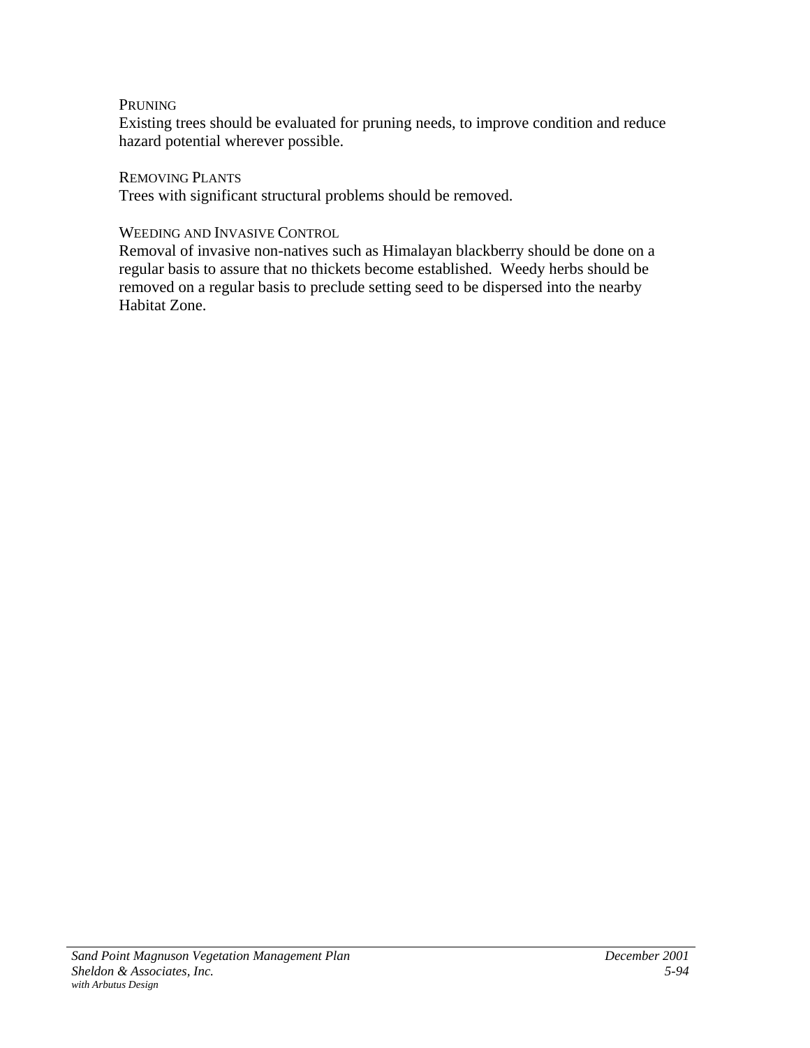#### PRUNING

Existing trees should be evaluated for pruning needs, to improve condition and reduce hazard potential wherever possible.

#### REMOVING PLANTS

Trees with significant structural problems should be removed.

#### WEEDING AND INVASIVE CONTROL

Removal of invasive non-natives such as Himalayan blackberry should be done on a regular basis to assure that no thickets become established. Weedy herbs should be removed on a regular basis to preclude setting seed to be dispersed into the nearby Habitat Zone.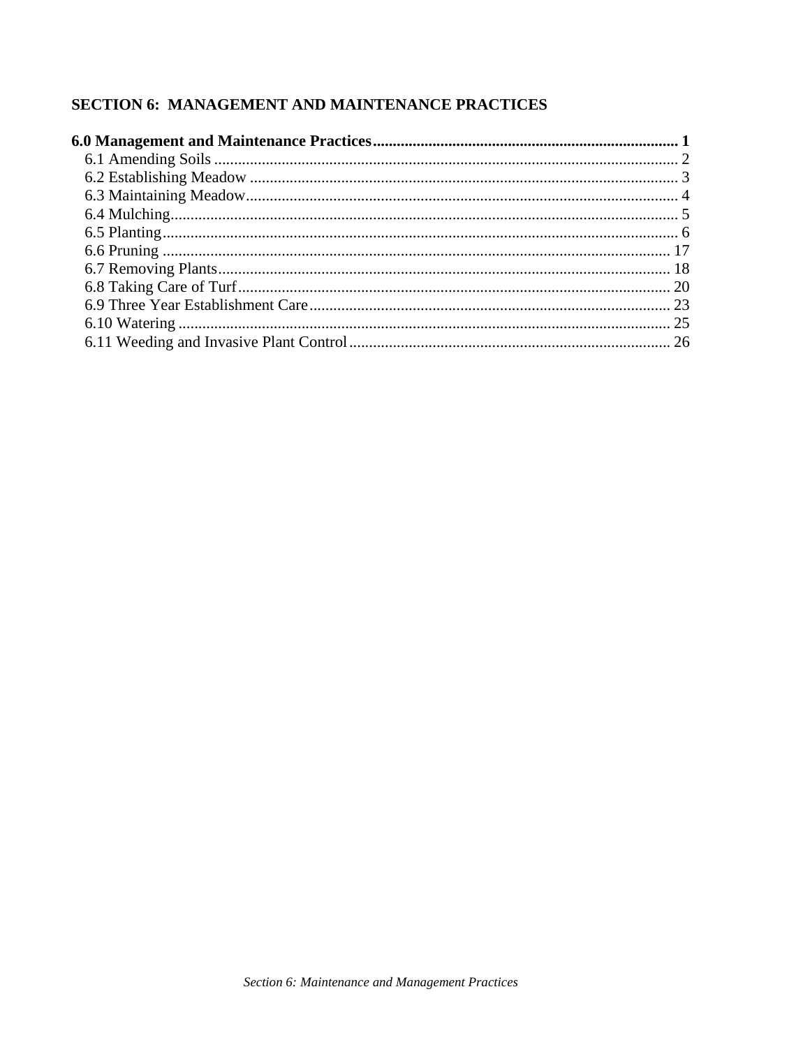# SECTION 6: MANAGEMENT AND MAINTENANCE PRACTICES

**6.0 Management and Maintenance Practices** ........................................................................... **1**

- 6.1 Amending Soils ........................................................................................................ 2
- 6.2 Establishing Meadow ............................................................................................... 3
- 6.3 Maintaining Meadow ................................................................................................ 4
- 6.4 Mulching ................................................................................................................... 5
- 6.5 Planting ..................................................................................................................... 6
- 6.6 Pruning .................................................................................................................... 17
- 6.7 Removing Plants ..................................................................................................... 18
- 6.8 Taking Care of Turf ................................................................................................ 20
- 6.9 Three Year Establishment Care .............................................................................. 23
- 6.10 Watering ............................................................................................................... 25
- 6.11 Weeding and Invasive Plant Control .................................................................... 26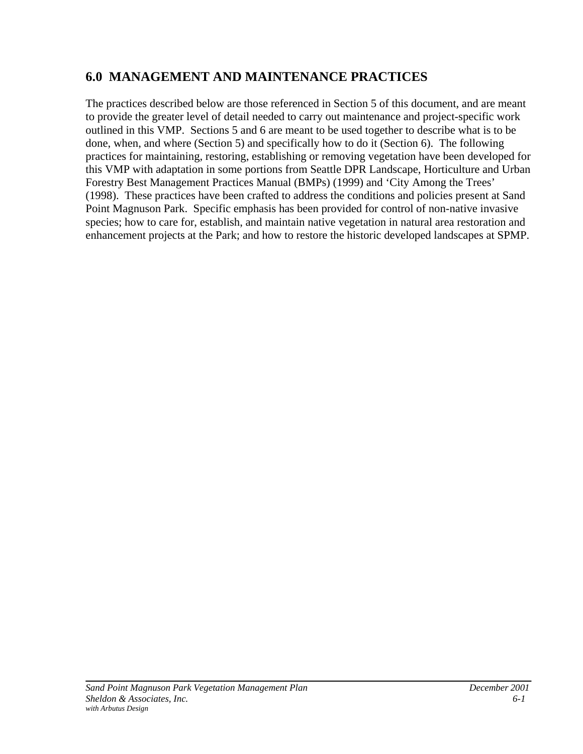## 6.0 MANAGEMENT AND MAINTENANCE PRACTICES

The practices described below are those referenced in Section 5 of this document, and are meant to provide the greater level of detail needed to carry out maintenance and project-specific work outlined in this VMP. Sections 5 and 6 are meant to be used together to describe what is to be done, when, and where (Section 5) and specifically how to do it (Section 6). The following practices for maintaining, restoring, establishing or removing vegetation have been developed for this VMP with adaptation in some portions from Seattle DPR Landscape, Horticulture and Urban Forestry Best Management Practices Manual (BMPs) (1999) and 'City Among the Trees' (1998). These practices have been crafted to address the conditions and policies present at Sand Point Magnuson Park. Specific emphasis has been provided for control of non-native invasive species; how to care for, establish, and maintain native vegetation in natural area restoration and enhancement projects at the Park; and how to restore the historic developed landscapes at SPMP.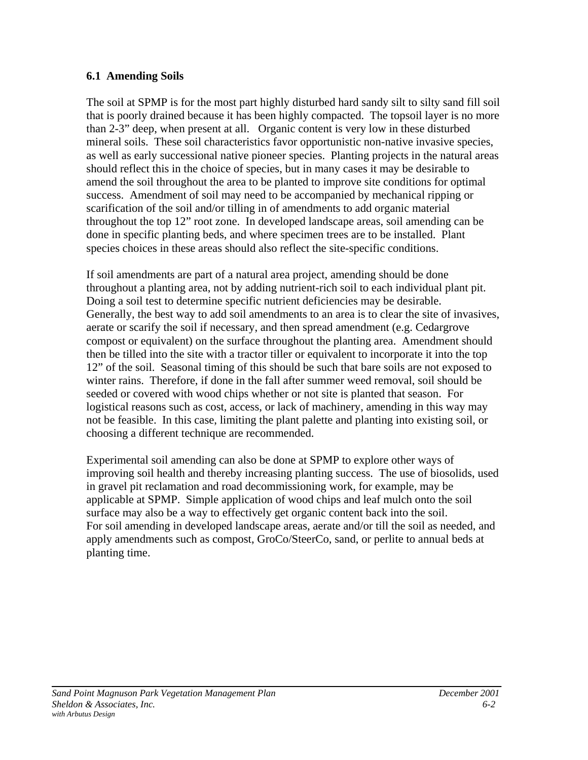### 6.1 Amending Soils

The soil at SPMP is for the most part highly disturbed hard sandy silt to silty sand fill soil that is poorly drained because it has been highly compacted. The topsoil layer is no more than 2-3" deep, when present at all. Organic content is very low in these disturbed mineral soils. These soil characteristics favor opportunistic non-native invasive species, as well as early successional native pioneer species. Planting projects in the natural areas should reflect this in the choice of species, but in many cases it may be desirable to amend the soil throughout the area to be planted to improve site conditions for optimal success. Amendment of soil may need to be accompanied by mechanical ripping or scarification of the soil and/or tilling in of amendments to add organic material throughout the top 12" root zone. In developed landscape areas, soil amending can be done in specific planting beds, and where specimen trees are to be installed. Plant species choices in these areas should also reflect the site-specific conditions.

If soil amendments are part of a natural area project, amending should be done throughout a planting area, not by adding nutrient-rich soil to each individual plant pit. Doing a soil test to determine specific nutrient deficiencies may be desirable. Generally, the best way to add soil amendments to an area is to clear the site of invasives, aerate or scarify the soil if necessary, and then spread amendment (e.g. Cedargrove compost or equivalent) on the surface throughout the planting area. Amendment should then be tilled into the site with a tractor tiller or equivalent to incorporate it into the top 12" of the soil. Seasonal timing of this should be such that bare soils are not exposed to winter rains. Therefore, if done in the fall after summer weed removal, soil should be seeded or covered with wood chips whether or not site is planted that season. For logistical reasons such as cost, access, or lack of machinery, amending in this way may not be feasible. In this case, limiting the plant palette and planting into existing soil, or choosing a different technique are recommended.

Experimental soil amending can also be done at SPMP to explore other ways of improving soil health and thereby increasing planting success. The use of biosolids, used in gravel pit reclamation and road decommissioning work, for example, may be applicable at SPMP. Simple application of wood chips and leaf mulch onto the soil surface may also be a way to effectively get organic content back into the soil.
For soil amending in developed landscape areas, aerate and/or till the soil as needed, and apply amendments such as compost, GroCo/SteerCo, sand, or perlite to annual beds at planting time.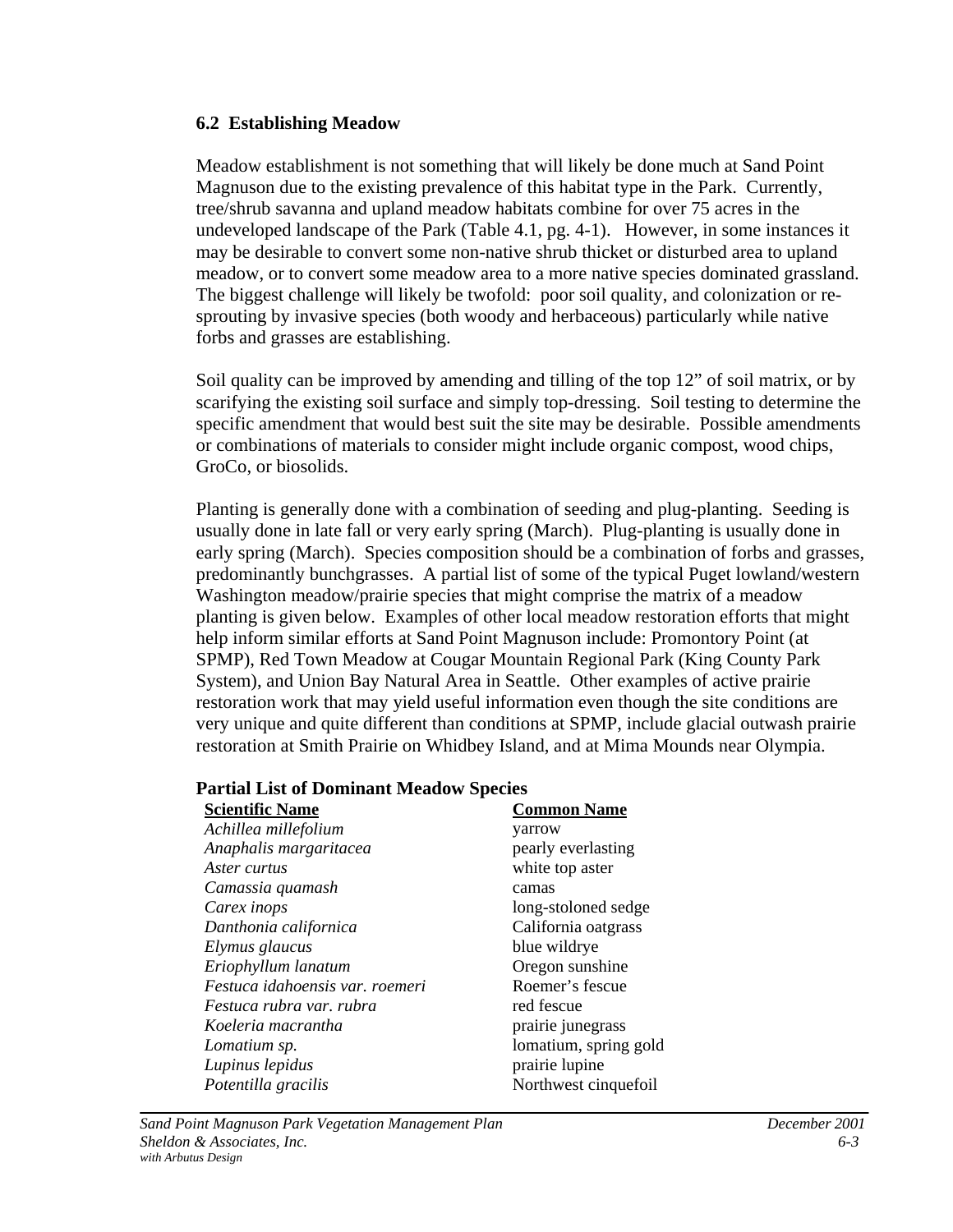## 6.2 Establishing Meadow

Meadow establishment is not something that will likely be done much at Sand Point Magnuson due to the existing prevalence of this habitat type in the Park. Currently, tree/shrub savanna and upland meadow habitats combine for over 75 acres in the undeveloped landscape of the Park (Table 4.1, pg. 4-1). However, in some instances it may be desirable to convert some non-native shrub thicket or disturbed area to upland meadow, or to convert some meadow area to a more native species dominated grassland. The biggest challenge will likely be twofold: poor soil quality, and colonization or re-sprouting by invasive species (both woody and herbaceous) particularly while native forbs and grasses are establishing.

Soil quality can be improved by amending and tilling of the top 12" of soil matrix, or by scarifying the existing soil surface and simply top-dressing. Soil testing to determine the specific amendment that would best suit the site may be desirable. Possible amendments or combinations of materials to consider might include organic compost, wood chips, GroCo, or biosolids.

Planting is generally done with a combination of seeding and plug-planting. Seeding is usually done in late fall or very early spring (March). Plug-planting is usually done in early spring (March). Species composition should be a combination of forbs and grasses, predominantly bunchgrasses. A partial list of some of the typical Puget lowland/western Washington meadow/prairie species that might comprise the matrix of a meadow planting is given below. Examples of other local meadow restoration efforts that might help inform similar efforts at Sand Point Magnuson include: Promontory Point (at SPMP), Red Town Meadow at Cougar Mountain Regional Park (King County Park System), and Union Bay Natural Area in Seattle. Other examples of active prairie restoration work that may yield useful information even though the site conditions are very unique and quite different than conditions at SPMP, include glacial outwash prairie restoration at Smith Prairie on Whidbey Island, and at Mima Mounds near Olympia.

**Partial List of Dominant Meadow Species**

| Scientific Name | Common Name |
|---|---|
| *Achillea millefolium* | yarrow |
| *Anaphalis margaritacea* | pearly everlasting |
| *Aster curtus* | white top aster |
| *Camassia quamash* | camas |
| *Carex inops* | long-stoloned sedge |
| *Danthonia californica* | California oatgrass |
| *Elymus glaucus* | blue wildrye |
| *Eriophyllum lanatum* | Oregon sunshine |
| *Festuca idahoensis var. roemeri* | Roemer's fescue |
| *Festuca rubra var. rubra* | red fescue |
| *Koeleria macrantha* | prairie junegrass |
| *Lomatium sp.* | lomatium, spring gold |
| *Lupinus lepidus* | prairie lupine |
| *Potentilla gracilis* | Northwest cinquefoil |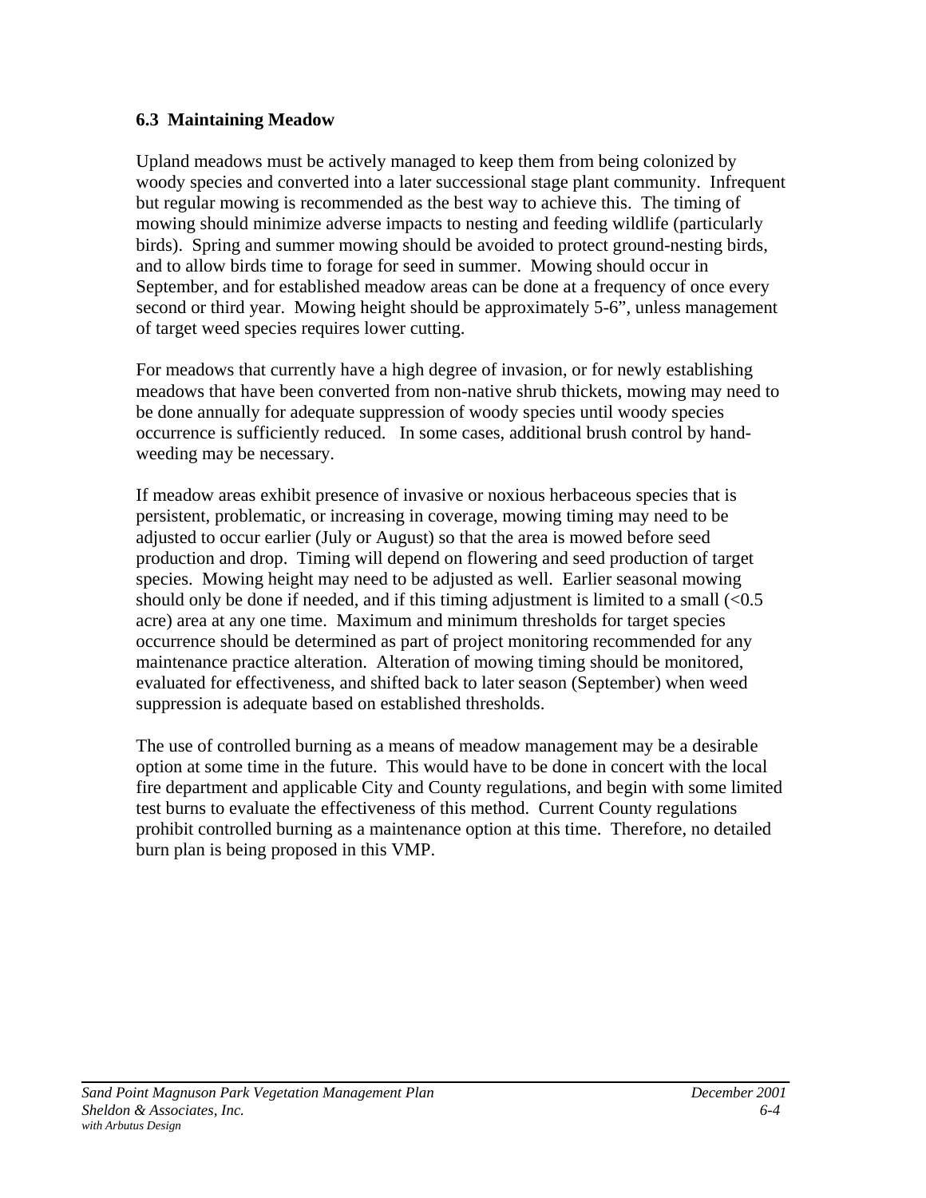### 6.3 Maintaining Meadow

Upland meadows must be actively managed to keep them from being colonized by woody species and converted into a later successional stage plant community. Infrequent but regular mowing is recommended as the best way to achieve this. The timing of mowing should minimize adverse impacts to nesting and feeding wildlife (particularly birds). Spring and summer mowing should be avoided to protect ground-nesting birds, and to allow birds time to forage for seed in summer. Mowing should occur in September, and for established meadow areas can be done at a frequency of once every second or third year. Mowing height should be approximately 5-6", unless management of target weed species requires lower cutting.

For meadows that currently have a high degree of invasion, or for newly establishing meadows that have been converted from non-native shrub thickets, mowing may need to be done annually for adequate suppression of woody species until woody species occurrence is sufficiently reduced. In some cases, additional brush control by hand-weeding may be necessary.

If meadow areas exhibit presence of invasive or noxious herbaceous species that is persistent, problematic, or increasing in coverage, mowing timing may need to be adjusted to occur earlier (July or August) so that the area is mowed before seed production and drop. Timing will depend on flowering and seed production of target species. Mowing height may need to be adjusted as well. Earlier seasonal mowing should only be done if needed, and if this timing adjustment is limited to a small (<0.5 acre) area at any one time. Maximum and minimum thresholds for target species occurrence should be determined as part of project monitoring recommended for any maintenance practice alteration. Alteration of mowing timing should be monitored, evaluated for effectiveness, and shifted back to later season (September) when weed suppression is adequate based on established thresholds.

The use of controlled burning as a means of meadow management may be a desirable option at some time in the future. This would have to be done in concert with the local fire department and applicable City and County regulations, and begin with some limited test burns to evaluate the effectiveness of this method. Current County regulations prohibit controlled burning as a maintenance option at this time. Therefore, no detailed burn plan is being proposed in this VMP.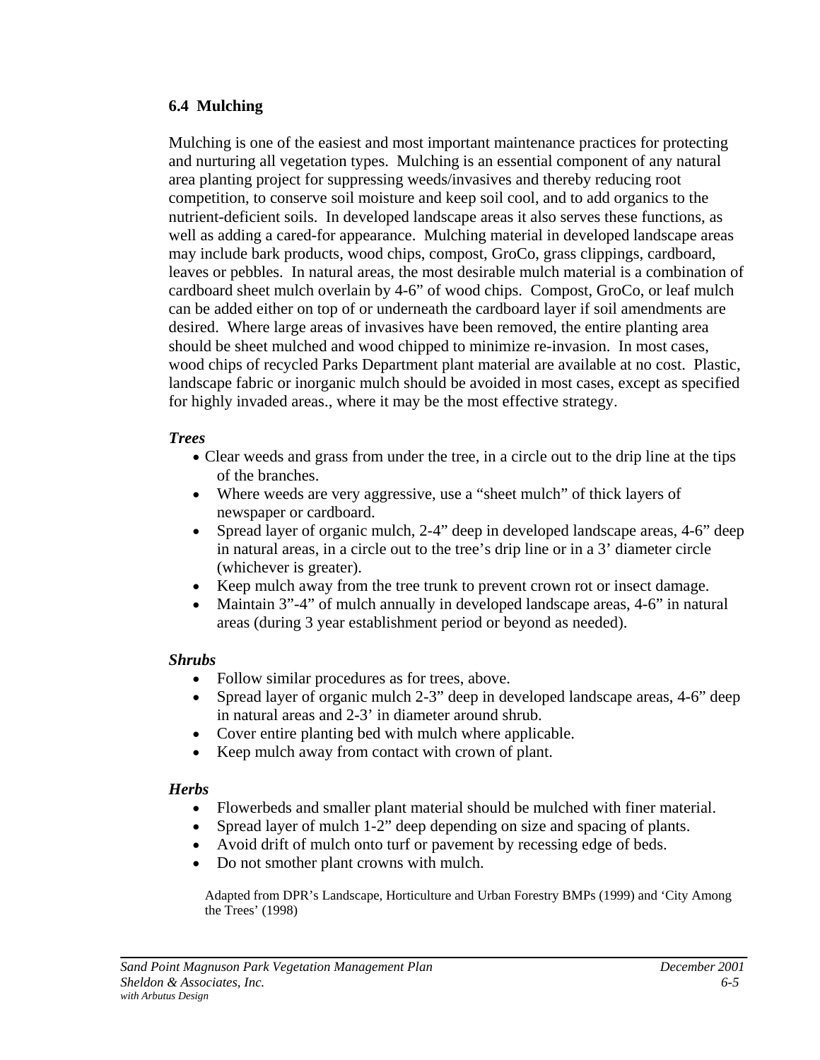### 6.4 Mulching

Mulching is one of the easiest and most important maintenance practices for protecting and nurturing all vegetation types. Mulching is an essential component of any natural area planting project for suppressing weeds/invasives and thereby reducing root competition, to conserve soil moisture and keep soil cool, and to add organics to the nutrient-deficient soils. In developed landscape areas it also serves these functions, as well as adding a cared-for appearance. Mulching material in developed landscape areas may include bark products, wood chips, compost, GroCo, grass clippings, cardboard, leaves or pebbles. In natural areas, the most desirable mulch material is a combination of cardboard sheet mulch overlain by 4-6" of wood chips. Compost, GroCo, or leaf mulch can be added either on top of or underneath the cardboard layer if soil amendments are desired. Where large areas of invasives have been removed, the entire planting area should be sheet mulched and wood chipped to minimize re-invasion. In most cases, wood chips of recycled Parks Department plant material are available at no cost. Plastic, landscape fabric or inorganic mulch should be avoided in most cases, except as specified for highly invaded areas., where it may be the most effective strategy.

***Trees***

- Clear weeds and grass from under the tree, in a circle out to the drip line at the tips of the branches.
- Where weeds are very aggressive, use a "sheet mulch" of thick layers of newspaper or cardboard.
- Spread layer of organic mulch, 2-4" deep in developed landscape areas, 4-6" deep in natural areas, in a circle out to the tree's drip line or in a 3' diameter circle (whichever is greater).
- Keep mulch away from the tree trunk to prevent crown rot or insect damage.
- Maintain 3"-4" of mulch annually in developed landscape areas, 4-6" in natural areas (during 3 year establishment period or beyond as needed).

***Shrubs***

- Follow similar procedures as for trees, above.
- Spread layer of organic mulch 2-3" deep in developed landscape areas, 4-6" deep in natural areas and 2-3' in diameter around shrub.
- Cover entire planting bed with mulch where applicable.
- Keep mulch away from contact with crown of plant.

***Herbs***

- Flowerbeds and smaller plant material should be mulched with finer material.
- Spread layer of mulch 1-2" deep depending on size and spacing of plants.
- Avoid drift of mulch onto turf or pavement by recessing edge of beds.
- Do not smother plant crowns with mulch.

Adapted from DPR's Landscape, Horticulture and Urban Forestry BMPs (1999) and 'City Among the Trees' (1998)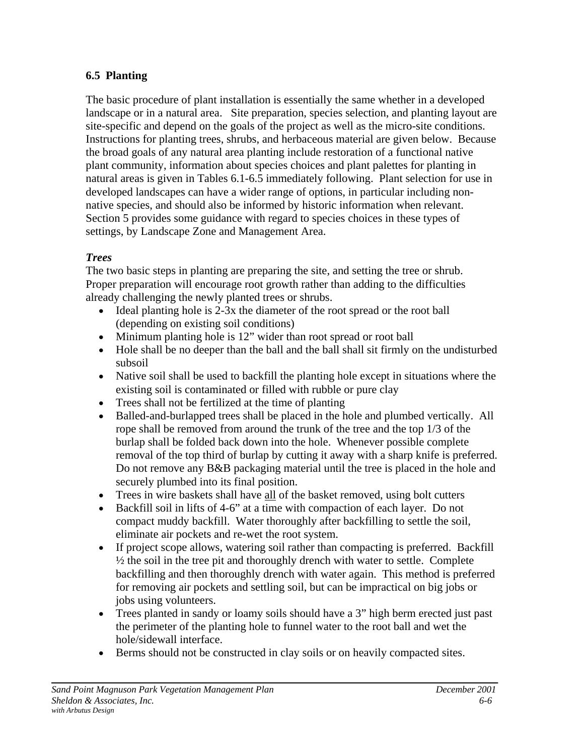### 6.5 Planting

The basic procedure of plant installation is essentially the same whether in a developed landscape or in a natural area. Site preparation, species selection, and planting layout are site-specific and depend on the goals of the project as well as the micro-site conditions. Instructions for planting trees, shrubs, and herbaceous material are given below. Because the broad goals of any natural area planting include restoration of a functional native plant community, information about species choices and plant palettes for planting in natural areas is given in Tables 6.1-6.5 immediately following. Plant selection for use in developed landscapes can have a wider range of options, in particular including non-native species, and should also be informed by historic information when relevant. Section 5 provides some guidance with regard to species choices in these types of settings, by Landscape Zone and Management Area.

***Trees***

The two basic steps in planting are preparing the site, and setting the tree or shrub. Proper preparation will encourage root growth rather than adding to the difficulties already challenging the newly planted trees or shrubs.

- Ideal planting hole is 2-3x the diameter of the root spread or the root ball (depending on existing soil conditions)
- Minimum planting hole is 12" wider than root spread or root ball
- Hole shall be no deeper than the ball and the ball shall sit firmly on the undisturbed subsoil
- Native soil shall be used to backfill the planting hole except in situations where the existing soil is contaminated or filled with rubble or pure clay
- Trees shall not be fertilized at the time of planting
- Balled-and-burlapped trees shall be placed in the hole and plumbed vertically. All rope shall be removed from around the trunk of the tree and the top 1/3 of the burlap shall be folded back down into the hole. Whenever possible complete removal of the top third of burlap by cutting it away with a sharp knife is preferred. Do not remove any B&B packaging material until the tree is placed in the hole and securely plumbed into its final position.
- Trees in wire baskets shall have <u>all</u> of the basket removed, using bolt cutters
- Backfill soil in lifts of 4-6" at a time with compaction of each layer. Do not compact muddy backfill. Water thoroughly after backfilling to settle the soil, eliminate air pockets and re-wet the root system.
- If project scope allows, watering soil rather than compacting is preferred. Backfill ½ the soil in the tree pit and thoroughly drench with water to settle. Complete backfilling and then thoroughly drench with water again. This method is preferred for removing air pockets and settling soil, but can be impractical on big jobs or jobs using volunteers.
- Trees planted in sandy or loamy soils should have a 3" high berm erected just past the perimeter of the planting hole to funnel water to the root ball and wet the hole/sidewall interface.
- Berms should not be constructed in clay soils or on heavily compacted sites.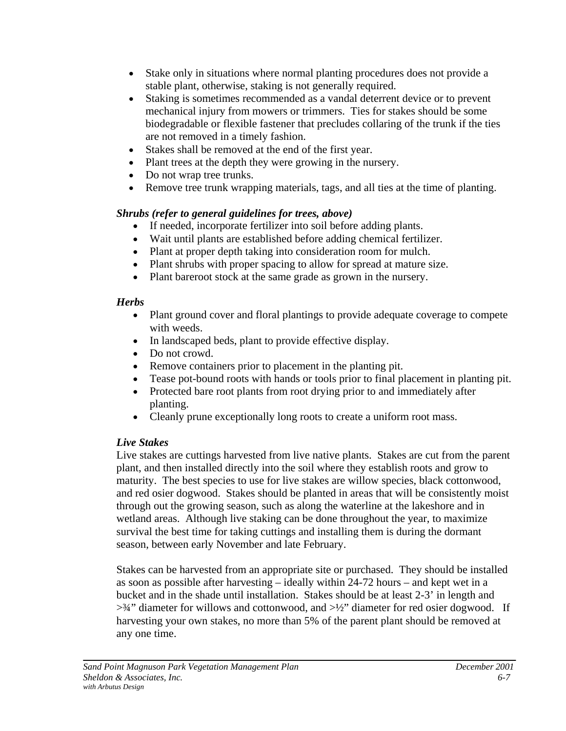- Stake only in situations where normal planting procedures does not provide a stable plant, otherwise, staking is not generally required.
- Staking is sometimes recommended as a vandal deterrent device or to prevent mechanical injury from mowers or trimmers. Ties for stakes should be some biodegradable or flexible fastener that precludes collaring of the trunk if the ties are not removed in a timely fashion.
- Stakes shall be removed at the end of the first year.
- Plant trees at the depth they were growing in the nursery.
- Do not wrap tree trunks.
- Remove tree trunk wrapping materials, tags, and all ties at the time of planting.

***Shrubs (refer to general guidelines for trees, above)***

- If needed, incorporate fertilizer into soil before adding plants.
- Wait until plants are established before adding chemical fertilizer.
- Plant at proper depth taking into consideration room for mulch.
- Plant shrubs with proper spacing to allow for spread at mature size.
- Plant bareroot stock at the same grade as grown in the nursery.

***Herbs***

- Plant ground cover and floral plantings to provide adequate coverage to compete with weeds.
- In landscaped beds, plant to provide effective display.
- Do not crowd.
- Remove containers prior to placement in the planting pit.
- Tease pot-bound roots with hands or tools prior to final placement in planting pit.
- Protected bare root plants from root drying prior to and immediately after planting.
- Cleanly prune exceptionally long roots to create a uniform root mass.

***Live Stakes***

Live stakes are cuttings harvested from live native plants. Stakes are cut from the parent plant, and then installed directly into the soil where they establish roots and grow to maturity. The best species to use for live stakes are willow species, black cottonwood, and red osier dogwood. Stakes should be planted in areas that will be consistently moist through out the growing season, such as along the waterline at the lakeshore and in wetland areas. Although live staking can be done throughout the year, to maximize survival the best time for taking cuttings and installing them is during the dormant season, between early November and late February.

Stakes can be harvested from an appropriate site or purchased. They should be installed as soon as possible after harvesting – ideally within 24-72 hours – and kept wet in a bucket and in the shade until installation. Stakes should be at least 2-3' in length and >¾" diameter for willows and cottonwood, and >½" diameter for red osier dogwood. If harvesting your own stakes, no more than 5% of the parent plant should be removed at any one time.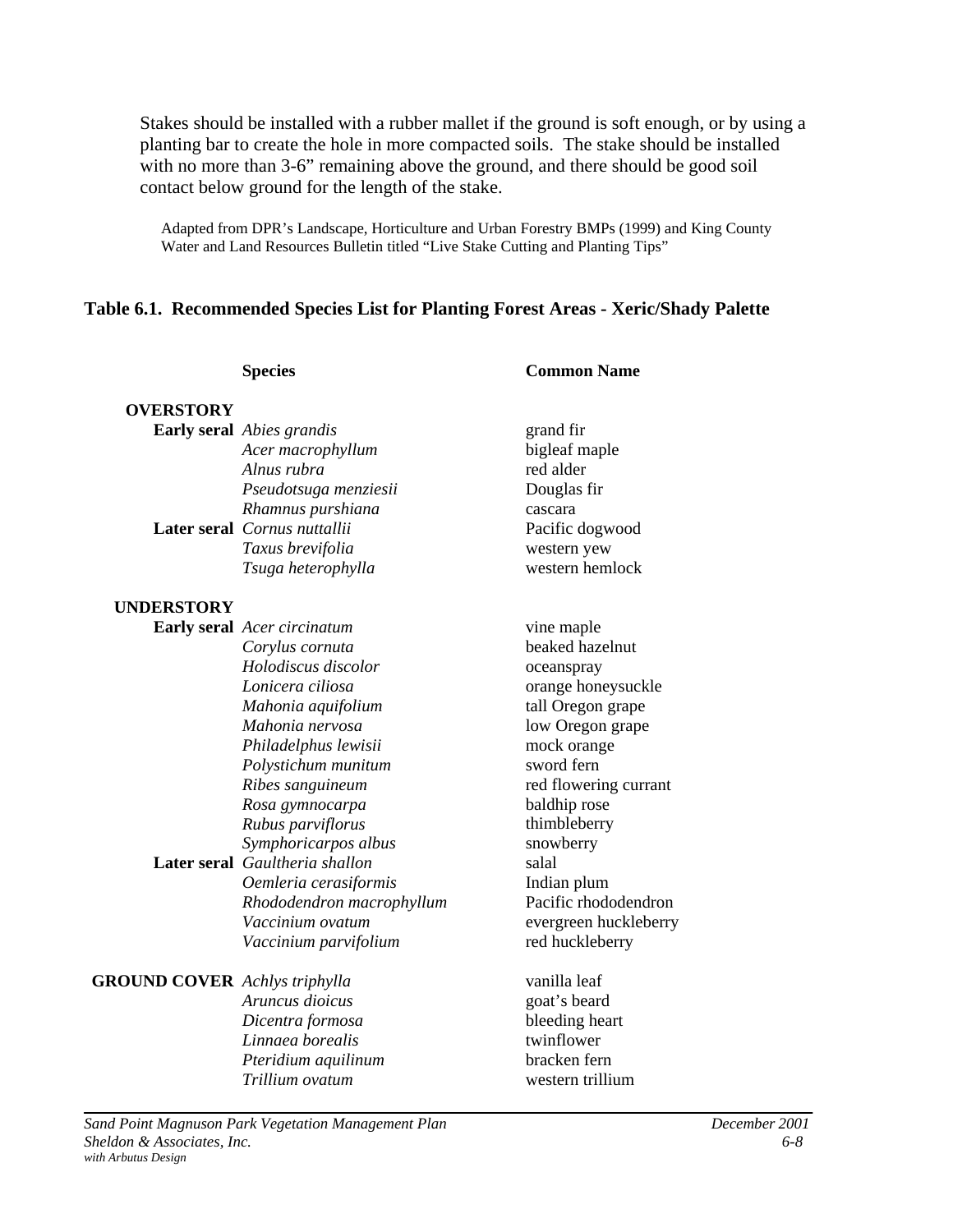Stakes should be installed with a rubber mallet if the ground is soft enough, or by using a planting bar to create the hole in more compacted soils. The stake should be installed with no more than 3-6" remaining above the ground, and there should be good soil contact below ground for the length of the stake.

Adapted from DPR's Landscape, Horticulture and Urban Forestry BMPs (1999) and King County Water and Land Resources Bulletin titled "Live Stake Cutting and Planting Tips"

**Table 6.1. Recommended Species List for Planting Forest Areas - Xeric/Shady Palette**

| | | Species | Common Name |
|---|---|---|---|
| **OVERSTORY** | | | |
| | **Early seral** | *Abies grandis* | grand fir |
| | | *Acer macrophyllum* | bigleaf maple |
| | | *Alnus rubra* | red alder |
| | | *Pseudotsuga menziesii* | Douglas fir |
| | | *Rhamnus purshiana* | cascara |
| | **Later seral** | *Cornus nuttallii* | Pacific dogwood |
| | | *Taxus brevifolia* | western yew |
| | | *Tsuga heterophylla* | western hemlock |
| **UNDERSTORY** | | | |
| | **Early seral** | *Acer circinatum* | vine maple |
| | | *Corylus cornuta* | beaked hazelnut |
| | | *Holodiscus discolor* | oceanspray |
| | | *Lonicera ciliosa* | orange honeysuckle |
| | | *Mahonia aquifolium* | tall Oregon grape |
| | | *Mahonia nervosa* | low Oregon grape |
| | | *Philadelphus lewisii* | mock orange |
| | | *Polystichum munitum* | sword fern |
| | | *Ribes sanguineum* | red flowering currant |
| | | *Rosa gymnocarpa* | baldhip rose |
| | | *Rubus parviflorus* | thimbleberry |
| | | *Symphoricarpos albus* | snowberry |
| | **Later seral** | *Gaultheria shallon* | salal |
| | | *Oemleria cerasiformis* | Indian plum |
| | | *Rhododendron macrophyllum* | Pacific rhododendron |
| | | *Vaccinium ovatum* | evergreen huckleberry |
| | | *Vaccinium parvifolium* | red huckleberry |
| **GROUND COVER** | | *Achlys triphylla* | vanilla leaf |
| | | *Aruncus dioicus* | goat's beard |
| | | *Dicentra formosa* | bleeding heart |
| | | *Linnaea borealis* | twinflower |
| | | *Pteridium aquilinum* | bracken fern |
| | | *Trillium ovatum* | western trillium |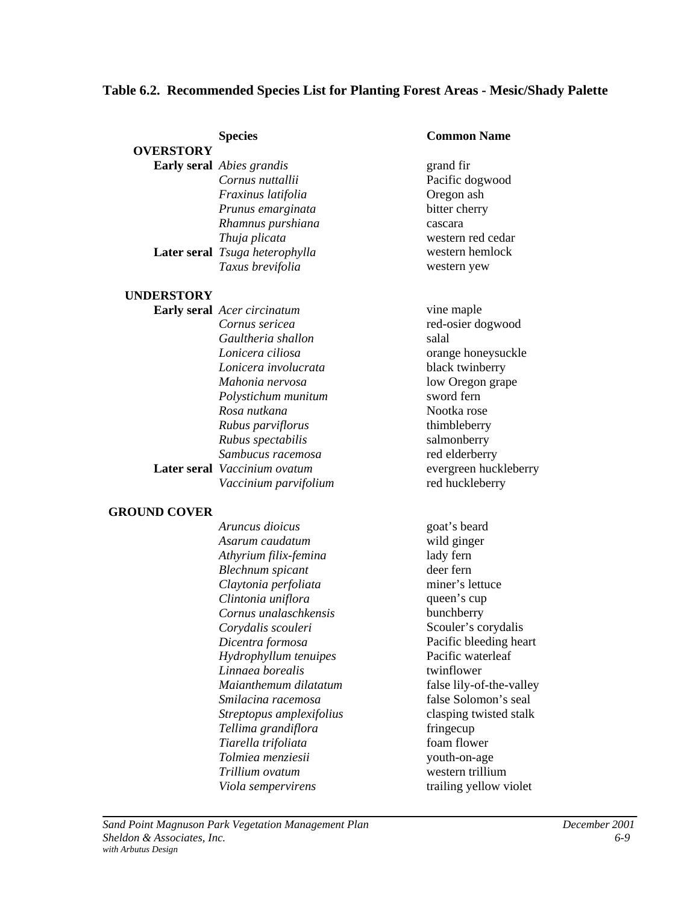### Table 6.2. Recommended Species List for Planting Forest Areas - Mesic/Shady Palette

| | | Species | Common Name |
|---|---|---|---|
| **OVERSTORY** | | | |
| | **Early seral** | *Abies grandis* | grand fir |
| | | *Cornus nuttallii* | Pacific dogwood |
| | | *Fraxinus latifolia* | Oregon ash |
| | | *Prunus emarginata* | bitter cherry |
| | | *Rhamnus purshiana* | cascara |
| | | *Thuja plicata* | western red cedar |
| | **Later seral** | *Tsuga heterophylla* | western hemlock |
| | | *Taxus brevifolia* | western yew |
| **UNDERSTORY** | | | |
| | **Early seral** | *Acer circinatum* | vine maple |
| | | *Cornus sericea* | red-osier dogwood |
| | | *Gaultheria shallon* | salal |
| | | *Lonicera ciliosa* | orange honeysuckle |
| | | *Lonicera involucrata* | black twinberry |
| | | *Mahonia nervosa* | low Oregon grape |
| | | *Polystichum munitum* | sword fern |
| | | *Rosa nutkana* | Nootka rose |
| | | *Rubus parviflorus* | thimbleberry |
| | | *Rubus spectabilis* | salmonberry |
| | | *Sambucus racemosa* | red elderberry |
| | **Later seral** | *Vaccinium ovatum* | evergreen huckleberry |
| | | *Vaccinium parvifolium* | red huckleberry |
| **GROUND COVER** | | | |
| | | *Aruncus dioicus* | goat's beard |
| | | *Asarum caudatum* | wild ginger |
| | | *Athyrium filix-femina* | lady fern |
| | | *Blechnum spicant* | deer fern |
| | | *Claytonia perfoliata* | miner's lettuce |
| | | *Clintonia uniflora* | queen's cup |
| | | *Cornus unalaschkensis* | bunchberry |
| | | *Corydalis scouleri* | Scouler's corydalis |
| | | *Dicentra formosa* | Pacific bleeding heart |
| | | *Hydrophyllum tenuipes* | Pacific waterleaf |
| | | *Linnaea borealis* | twinflower |
| | | *Maianthemum dilatatum* | false lily-of-the-valley |
| | | *Smilacina racemosa* | false Solomon's seal |
| | | *Streptopus amplexifolius* | clasping twisted stalk |
| | | *Tellima grandiflora* | fringecup |
| | | *Tiarella trifoliata* | foam flower |
| | | *Tolmiea menziesii* | youth-on-age |
| | | *Trillium ovatum* | western trillium |
| | | *Viola sempervirens* | trailing yellow violet |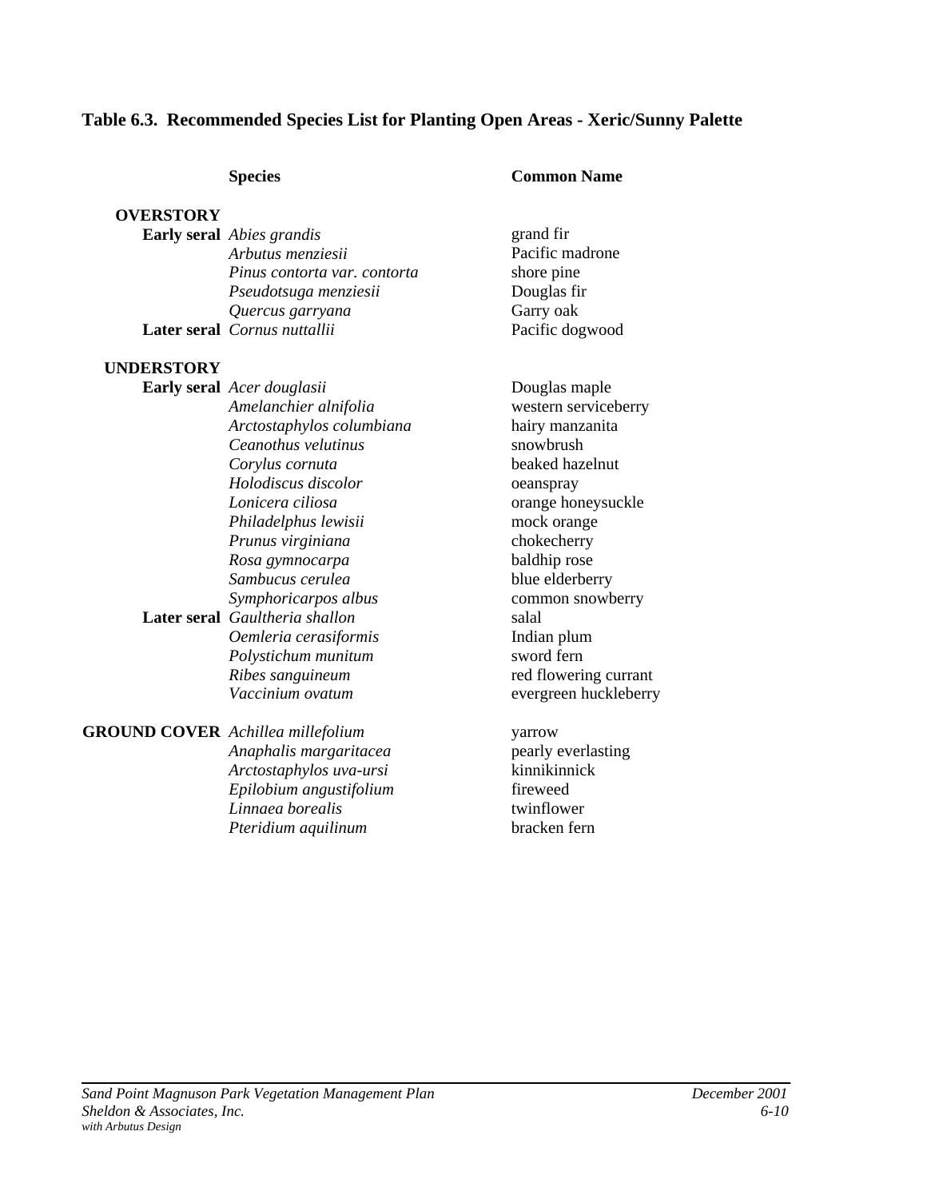**Table 6.3. Recommended Species List for Planting Open Areas - Xeric/Sunny Palette**

| | | Species | Common Name |
|---|---|---|---|
| **OVERSTORY** | | | |
| | **Early seral** | *Abies grandis* | grand fir |
| | | *Arbutus menziesii* | Pacific madrone |
| | | *Pinus contorta var. contorta* | shore pine |
| | | *Pseudotsuga menziesii* | Douglas fir |
| | | *Quercus garryana* | Garry oak |
| | **Later seral** | *Cornus nuttallii* | Pacific dogwood |
| **UNDERSTORY** | | | |
| | **Early seral** | *Acer douglasii* | Douglas maple |
| | | *Amelanchier alnifolia* | western serviceberry |
| | | *Arctostaphylos columbiana* | hairy manzanita |
| | | *Ceanothus velutinus* | snowbrush |
| | | *Corylus cornuta* | beaked hazelnut |
| | | *Holodiscus discolor* | oeanspray |
| | | *Lonicera ciliosa* | orange honeysuckle |
| | | *Philadelphus lewisii* | mock orange |
| | | *Prunus virginiana* | chokecherry |
| | | *Rosa gymnocarpa* | baldhip rose |
| | | *Sambucus cerulea* | blue elderberry |
| | | *Symphoricarpos albus* | common snowberry |
| | **Later seral** | *Gaultheria shallon* | salal |
| | | *Oemleria cerasiformis* | Indian plum |
| | | *Polystichum munitum* | sword fern |
| | | *Ribes sanguineum* | red flowering currant |
| | | *Vaccinium ovatum* | evergreen huckleberry |
| **GROUND COVER** | | *Achillea millefolium* | yarrow |
| | | *Anaphalis margaritacea* | pearly everlasting |
| | | *Arctostaphylos uva-ursi* | kinnikinnick |
| | | *Epilobium angustifolium* | fireweed |
| | | *Linnaea borealis* | twinflower |
| | | *Pteridium aquilinum* | bracken fern |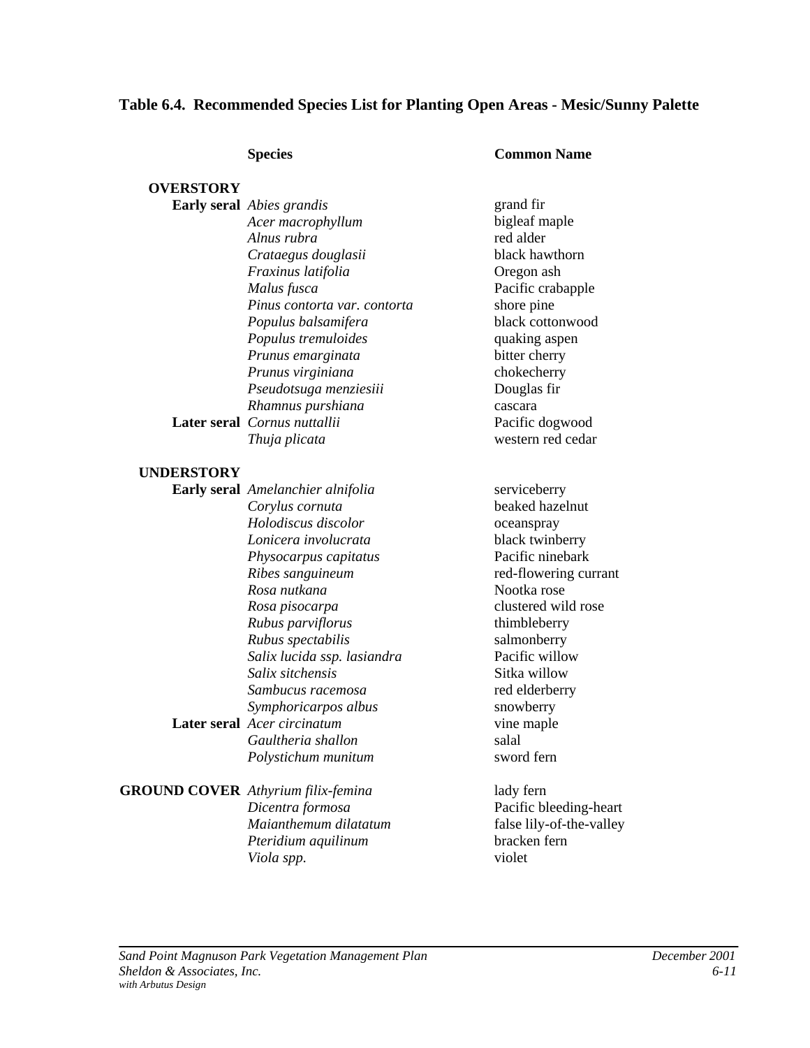**Table 6.4. Recommended Species List for Planting Open Areas - Mesic/Sunny Palette**

| | | Species | Common Name |
|---|---|---|---|
| **OVERSTORY** | | | |
| | **Early seral** | *Abies grandis* | grand fir |
| | | *Acer macrophyllum* | bigleaf maple |
| | | *Alnus rubra* | red alder |
| | | *Crataegus douglasii* | black hawthorn |
| | | *Fraxinus latifolia* | Oregon ash |
| | | *Malus fusca* | Pacific crabapple |
| | | *Pinus contorta var. contorta* | shore pine |
| | | *Populus balsamifera* | black cottonwood |
| | | *Populus tremuloides* | quaking aspen |
| | | *Prunus emarginata* | bitter cherry |
| | | *Prunus virginiana* | chokecherry |
| | | *Pseudotsuga menziesiii* | Douglas fir |
| | | *Rhamnus purshiana* | cascara |
| | **Later seral** | *Cornus nuttallii* | Pacific dogwood |
| | | *Thuja plicata* | western red cedar |
| **UNDERSTORY** | | | |
| | **Early seral** | *Amelanchier alnifolia* | serviceberry |
| | | *Corylus cornuta* | beaked hazelnut |
| | | *Holodiscus discolor* | oceanspray |
| | | *Lonicera involucrata* | black twinberry |
| | | *Physocarpus capitatus* | Pacific ninebark |
| | | *Ribes sanguineum* | red-flowering currant |
| | | *Rosa nutkana* | Nootka rose |
| | | *Rosa pisocarpa* | clustered wild rose |
| | | *Rubus parviflorus* | thimbleberry |
| | | *Rubus spectabilis* | salmonberry |
| | | *Salix lucida ssp. lasiandra* | Pacific willow |
| | | *Salix sitchensis* | Sitka willow |
| | | *Sambucus racemosa* | red elderberry |
| | | *Symphoricarpos albus* | snowberry |
| | **Later seral** | *Acer circinatum* | vine maple |
| | | *Gaultheria shallon* | salal |
| | | *Polystichum munitum* | sword fern |
| **GROUND COVER** | | *Athyrium filix-femina* | lady fern |
| | | *Dicentra formosa* | Pacific bleeding-heart |
| | | *Maianthemum dilatatum* | false lily-of-the-valley |
| | | *Pteridium aquilinum* | bracken fern |
| | | *Viola spp.* | violet |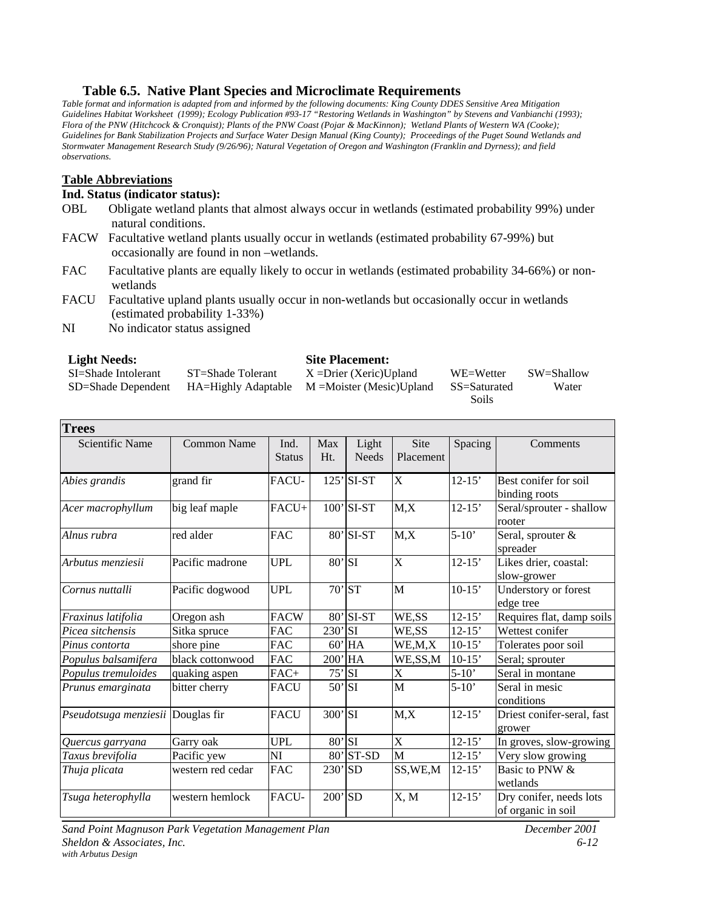### Table 6.5. Native Plant Species and Microclimate Requirements

*Table format and information is adapted from and informed by the following documents: King County DDES Sensitive Area Mitigation Guidelines Habitat Worksheet (1999); Ecology Publication #93-17 "Restoring Wetlands in Washington" by Stevens and Vanbianchi (1993); Flora of the PNW (Hitchcock & Cronquist); Plants of the PNW Coast (Pojar & MacKinnon); Wetland Plants of Western WA (Cooke); Guidelines for Bank Stabilization Projects and Surface Water Design Manual (King County); Proceedings of the Puget Sound Wetlands and Stormwater Management Research Study (9/26/96); Natural Vegetation of Oregon and Washington (Franklin and Dyrness); and field observations.*

**Table Abbreviations**

**Ind. Status (indicator status):**

- OBL Obligate wetland plants that almost always occur in wetlands (estimated probability 99%) under natural conditions.
- FACW Facultative wetland plants usually occur in wetlands (estimated probability 67-99%) but occasionally are found in non –wetlands.
- FAC Facultative plants are equally likely to occur in wetlands (estimated probability 34-66%) or non-wetlands
- FACU Facultative upland plants usually occur in non-wetlands but occasionally occur in wetlands (estimated probability 1-33%)
- NI No indicator status assigned

**Light Needs:**

SI=Shade Intolerant
ST=Shade Tolerant
SD=Shade Dependent
HA=Highly Adaptable

**Site Placement:**

X =Drier (Xeric)Upland
M =Moister (Mesic)Upland
WE=Wetter
SS=Saturated Soils
SW=Shallow Water

| **Trees** | | | | | | | |
|---|---|---|---|---|---|---|---|
| Scientific Name | Common Name | Ind. Status | Max Ht. | Light Needs | Site Placement | Spacing | Comments |
| *Abies grandis* | grand fir | FACU- | 125' | SI-ST | X | 12-15' | Best conifer for soil binding roots |
| *Acer macrophyllum* | big leaf maple | FACU+ | 100' | SI-ST | M,X | 12-15' | Seral/sprouter - shallow rooter |
| *Alnus rubra* | red alder | FAC | 80' | SI-ST | M,X | 5-10' | Seral, sprouter & spreader |
| *Arbutus menziesii* | Pacific madrone | UPL | 80' | SI | X | 12-15' | Likes drier, coastal: slow-grower |
| *Cornus nuttalli* | Pacific dogwood | UPL | 70' | ST | M | 10-15' | Understory or forest edge tree |
| *Fraxinus latifolia* | Oregon ash | FACW | 80' | SI-ST | WE,SS | 12-15' | Requires flat, damp soils |
| *Picea sitchensis* | Sitka spruce | FAC | 230' | SI | WE,SS | 12-15' | Wettest conifer |
| *Pinus contorta* | shore pine | FAC | 60' | HA | WE,M,X | 10-15' | Tolerates poor soil |
| *Populus balsamifera* | black cottonwood | FAC | 200' | HA | WE,SS,M | 10-15' | Seral; sprouter |
| *Populus tremuloides* | quaking aspen | FAC+ | 75' | SI | X | 5-10' | Seral in montane |
| *Prunus emarginata* | bitter cherry | FACU | 50' | SI | M | 5-10' | Seral in mesic conditions |
| *Pseudotsuga menziesii* | Douglas fir | FACU | 300' | SI | M,X | 12-15' | Driest conifer-seral, fast grower |
| *Quercus garryana* | Garry oak | UPL | 80' | SI | X | 12-15' | In groves, slow-growing |
| *Taxus brevifolia* | Pacific yew | NI | 80' | ST-SD | M | 12-15' | Very slow growing |
| *Thuja plicata* | western red cedar | FAC | 230' | SD | SS,WE,M | 12-15' | Basic to PNW & wetlands |
| *Tsuga heterophylla* | western hemlock | FACU- | 200' | SD | X, M | 12-15' | Dry conifer, needs lots of organic in soil |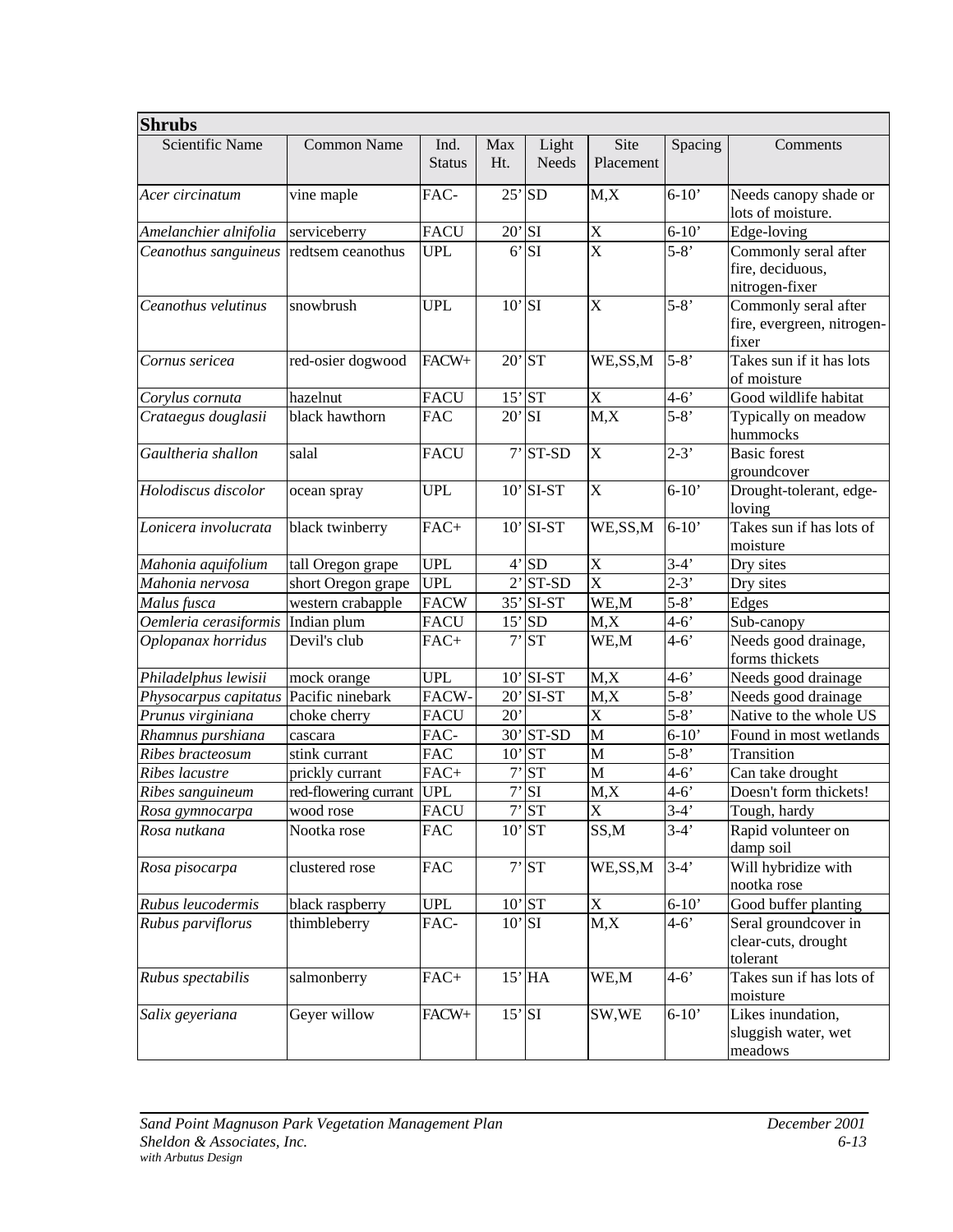| Shrubs | | | | | | | |
|---|---|---|---|---|---|---|---|
| Scientific Name | Common Name | Ind. Status | Max Ht. | Light Needs | Site Placement | Spacing | Comments |
| *Acer circinatum* | vine maple | FAC- | 25’ | SD | M,X | 6-10’ | Needs canopy shade or lots of moisture. |
| *Amelanchier alnifolia* | serviceberry | FACU | 20’ | SI | X | 6-10’ | Edge-loving |
| *Ceanothus sanguineus* | redtsem ceanothus | UPL | 6’ | SI | X | 5-8’ | Commonly seral after fire, deciduous, nitrogen-fixer |
| *Ceanothus velutinus* | snowbrush | UPL | 10’ | SI | X | 5-8’ | Commonly seral after fire, evergreen, nitrogen-fixer |
| *Cornus sericea* | red-osier dogwood | FACW+ | 20’ | ST | WE,SS,M | 5-8’ | Takes sun if it has lots of moisture |
| *Corylus cornuta* | hazelnut | FACU | 15’ | ST | X | 4-6’ | Good wildlife habitat |
| *Crataegus douglasii* | black hawthorn | FAC | 20’ | SI | M,X | 5-8’ | Typically on meadow hummocks |
| *Gaultheria shallon* | salal | FACU | 7’ | ST-SD | X | 2-3’ | Basic forest groundcover |
| *Holodiscus discolor* | ocean spray | UPL | 10’ | SI-ST | X | 6-10’ | Drought-tolerant, edge-loving |
| *Lonicera involucrata* | black twinberry | FAC+ | 10’ | SI-ST | WE,SS,M | 6-10’ | Takes sun if has lots of moisture |
| *Mahonia aquifolium* | tall Oregon grape | UPL | 4’ | SD | X | 3-4’ | Dry sites |
| *Mahonia nervosa* | short Oregon grape | UPL | 2’ | ST-SD | X | 2-3’ | Dry sites |
| *Malus fusca* | western crabapple | FACW | 35’ | SI-ST | WE,M | 5-8’ | Edges |
| *Oemleria cerasiformis* | Indian plum | FACU | 15’ | SD | M,X | 4-6’ | Sub-canopy |
| *Oplopanax horridus* | Devil's club | FAC+ | 7’ | ST | WE,M | 4-6’ | Needs good drainage, forms thickets |
| *Philadelphus lewisii* | mock orange | UPL | 10’ | SI-ST | M,X | 4-6’ | Needs good drainage |
| *Physocarpus capitatus* | Pacific ninebark | FACW- | 20’ | SI-ST | M,X | 5-8’ | Needs good drainage |
| *Prunus virginiana* | choke cherry | FACU | 20’ | | X | 5-8’ | Native to the whole US |
| *Rhamnus purshiana* | cascara | FAC- | 30’ | ST-SD | M | 6-10’ | Found in most wetlands |
| *Ribes bracteosum* | stink currant | FAC | 10’ | ST | M | 5-8’ | Transition |
| *Ribes lacustre* | prickly currant | FAC+ | 7’ | ST | M | 4-6’ | Can take drought |
| *Ribes sanguineum* | red-flowering currant | UPL | 7’ | SI | M,X | 4-6’ | Doesn't form thickets! |
| *Rosa gymnocarpa* | wood rose | FACU | 7’ | ST | X | 3-4’ | Tough, hardy |
| *Rosa nutkana* | Nootka rose | FAC | 10’ | ST | SS,M | 3-4’ | Rapid volunteer on damp soil |
| *Rosa pisocarpa* | clustered rose | FAC | 7’ | ST | WE,SS,M | 3-4’ | Will hybridize with nootka rose |
| *Rubus leucodermis* | black raspberry | UPL | 10’ | ST | X | 6-10’ | Good buffer planting |
| *Rubus parviflorus* | thimbleberry | FAC- | 10’ | SI | M,X | 4-6’ | Seral groundcover in clear-cuts, drought tolerant |
| *Rubus spectabilis* | salmonberry | FAC+ | 15’ | HA | WE,M | 4-6’ | Takes sun if has lots of moisture |
| *Salix geyeriana* | Geyer willow | FACW+ | 15’ | SI | SW,WE | 6-10’ | Likes inundation, sluggish water, wet meadows |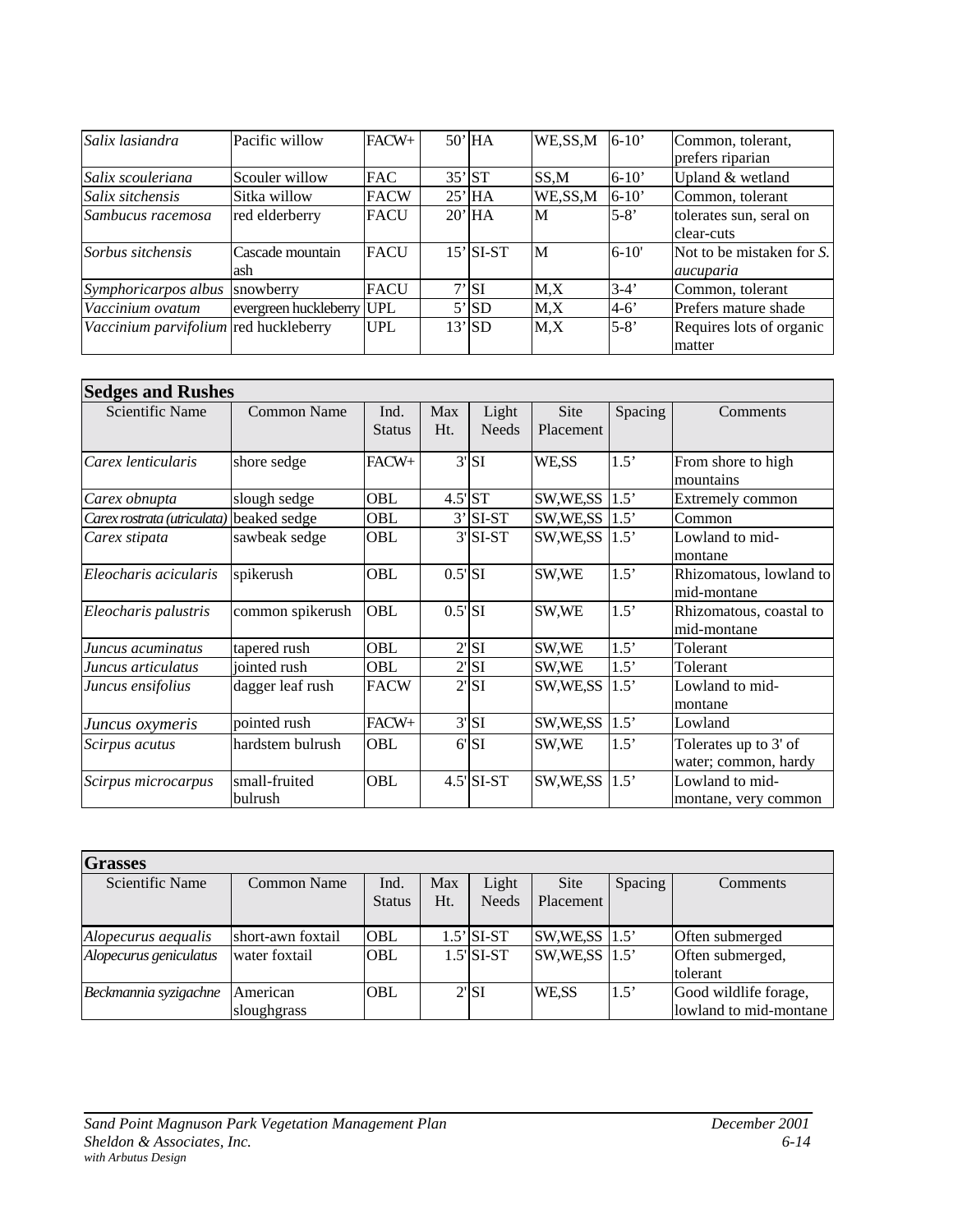| | | | | | | | |
|---|---|---|---|---|---|---|---|
| *Salix lasiandra* | Pacific willow | FACW+ | 50' | HA | WE,SS,M | 6-10' | Common, tolerant, prefers riparian |
| *Salix scouleriana* | Scouler willow | FAC | 35' | ST | SS,M | 6-10' | Upland & wetland |
| *Salix sitchensis* | Sitka willow | FACW | 25' | HA | WE,SS,M | 6-10' | Common, tolerant |
| *Sambucus racemosa* | red elderberry | FACU | 20' | HA | M | 5-8' | tolerates sun, seral on clear-cuts |
| *Sorbus sitchensis* | Cascade mountain ash | FACU | 15' | SI-ST | M | 6-10' | Not to be mistaken for *S. aucuparia* |
| *Symphoricarpos albus* | snowberry | FACU | 7' | SI | M,X | 3-4' | Common, tolerant |
| *Vaccinium ovatum* | evergreen huckleberry | UPL | 5' | SD | M,X | 4-6' | Prefers mature shade |
| *Vaccinium parvifolium* | red huckleberry | UPL | 13' | SD | M,X | 5-8' | Requires lots of organic matter |

**Sedges and Rushes**

| Scientific Name | Common Name | Ind. Status | Max Ht. | Light Needs | Site Placement | Spacing | Comments |
|---|---|---|---|---|---|---|---|
| *Carex lenticularis* | shore sedge | FACW+ | 3' | SI | WE,SS | 1.5' | From shore to high mountains |
| *Carex obnupta* | slough sedge | OBL | 4.5' | ST | SW,WE,SS | 1.5' | Extremely common |
| *Carex rostrata (utriculata)* | beaked sedge | OBL | 3' | SI-ST | SW,WE,SS | 1.5' | Common |
| *Carex stipata* | sawbeak sedge | OBL | 3' | SI-ST | SW,WE,SS | 1.5' | Lowland to mid-montane |
| *Eleocharis acicularis* | spikerush | OBL | 0.5' | SI | SW,WE | 1.5' | Rhizomatous, lowland to mid-montane |
| *Eleocharis palustris* | common spikerush | OBL | 0.5' | SI | SW,WE | 1.5' | Rhizomatous, coastal to mid-montane |
| *Juncus acuminatus* | tapered rush | OBL | 2' | SI | SW,WE | 1.5' | Tolerant |
| *Juncus articulatus* | jointed rush | OBL | 2' | SI | SW,WE | 1.5' | Tolerant |
| *Juncus ensifolius* | dagger leaf rush | FACW | 2' | SI | SW,WE,SS | 1.5' | Lowland to mid-montane |
| *Juncus oxymeris* | pointed rush | FACW+ | 3' | SI | SW,WE,SS | 1.5' | Lowland |
| *Scirpus acutus* | hardstem bulrush | OBL | 6' | SI | SW,WE | 1.5' | Tolerates up to 3' of water; common, hardy |
| *Scirpus microcarpus* | small-fruited bulrush | OBL | 4.5' | SI-ST | SW,WE,SS | 1.5' | Lowland to mid-montane, very common |

**Grasses**

| Scientific Name | Common Name | Ind. Status | Max Ht. | Light Needs | Site Placement | Spacing | Comments |
|---|---|---|---|---|---|---|---|
| *Alopecurus aequalis* | short-awn foxtail | OBL | 1.5' | SI-ST | SW,WE,SS | 1.5' | Often submerged |
| *Alopecurus geniculatus* | water foxtail | OBL | 1.5' | SI-ST | SW,WE,SS | 1.5' | Often submerged, tolerant |
| *Beckmannia syzigachne* | American sloughgrass | OBL | 2' | SI | WE,SS | 1.5' | Good wildlife forage, lowland to mid-montane |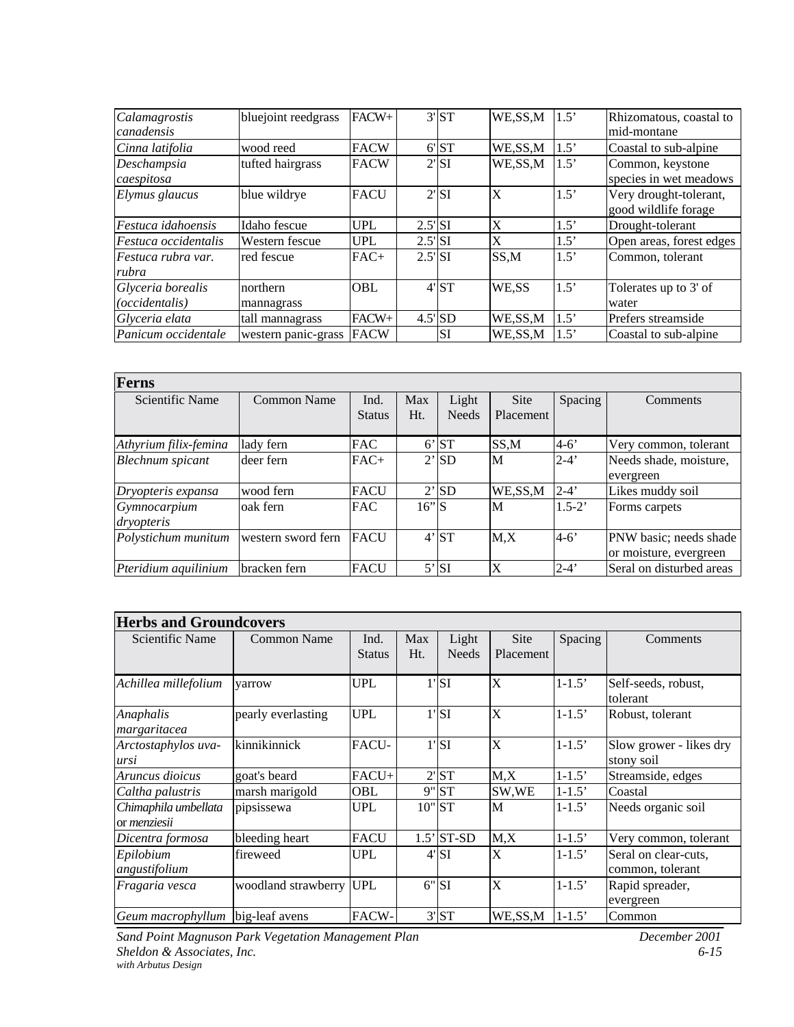| | | | | | | | |
|---|---|---|---|---|---|---|---|
| *Calamagrostis canadensis* | bluejoint reedgrass | FACW+ | 3' | ST | WE,SS,M | 1.5' | Rhizomatous, coastal to mid-montane |
| *Cinna latifolia* | wood reed | FACW | 6' | ST | WE,SS,M | 1.5' | Coastal to sub-alpine |
| *Deschampsia caespitosa* | tufted hairgrass | FACW | 2' | SI | WE,SS,M | 1.5' | Common, keystone species in wet meadows |
| *Elymus glaucus* | blue wildrye | FACU | 2' | SI | X | 1.5' | Very drought-tolerant, good wildlife forage |
| *Festuca idahoensis* | Idaho fescue | UPL | 2.5' | SI | X | 1.5' | Drought-tolerant |
| *Festuca occidentalis* | Western fescue | UPL | 2.5' | SI | X | 1.5' | Open areas, forest edges |
| *Festuca rubra var. rubra* | red fescue | FAC+ | 2.5' | SI | SS,M | 1.5' | Common, tolerant |
| *Glyceria borealis (occidentalis)* | northern mannagrass | OBL | 4' | ST | WE,SS | 1.5' | Tolerates up to 3' of water |
| *Glyceria elata* | tall mannagrass | FACW+ | 4.5' | SD | WE,SS,M | 1.5' | Prefers streamside |
| *Panicum occidentale* | western panic-grass | FACW | | SI | WE,SS,M | 1.5' | Coastal to sub-alpine |

**Ferns**

| Scientific Name | Common Name | Ind. Status | Max Ht. | Light Needs | Site Placement | Spacing | Comments |
|---|---|---|---|---|---|---|---|
| *Athyrium filix-femina* | lady fern | FAC | 6' | ST | SS,M | 4-6' | Very common, tolerant |
| *Blechnum spicant* | deer fern | FAC+ | 2' | SD | M | 2-4' | Needs shade, moisture, evergreen |
| *Dryopteris expansa* | wood fern | FACU | 2' | SD | WE,SS,M | 2-4' | Likes muddy soil |
| *Gymnocarpium dryopteris* | oak fern | FAC | 16" | S | M | 1.5-2' | Forms carpets |
| *Polystichum munitum* | western sword fern | FACU | 4' | ST | M,X | 4-6' | PNW basic; needs shade or moisture, evergreen |
| *Pteridium aquilinium* | bracken fern | FACU | 5' | SI | X | 2-4' | Seral on disturbed areas |

**Herbs and Groundcovers**

| Scientific Name | Common Name | Ind. Status | Max Ht. | Light Needs | Site Placement | Spacing | Comments |
|---|---|---|---|---|---|---|---|
| *Achillea millefolium* | yarrow | UPL | 1' | SI | X | 1-1.5' | Self-seeds, robust, tolerant |
| *Anaphalis margaritacea* | pearly everlasting | UPL | 1' | SI | X | 1-1.5' | Robust, tolerant |
| *Arctostaphylos uva-ursi* | kinnikinnick | FACU- | 1' | SI | X | 1-1.5' | Slow grower - likes dry stony soil |
| *Aruncus dioicus* | goat's beard | FACU+ | 2' | ST | M,X | 1-1.5' | Streamside, edges |
| *Caltha palustris* | marsh marigold | OBL | 9" | ST | SW,WE | 1-1.5' | Coastal |
| *Chimaphila umbellata* or *menziesii* | pipsissewa | UPL | 10" | ST | M | 1-1.5' | Needs organic soil |
| *Dicentra formosa* | bleeding heart | FACU | 1.5' | ST-SD | M,X | 1-1.5' | Very common, tolerant |
| *Epilobium angustifolium* | fireweed | UPL | 4' | SI | X | 1-1.5' | Seral on clear-cuts, common, tolerant |
| *Fragaria vesca* | woodland strawberry | UPL | 6" | SI | X | 1-1.5' | Rapid spreader, evergreen |
| *Geum macrophyllum* | big-leaf avens | FACW- | 3' | ST | WE,SS,M | 1-1.5' | Common |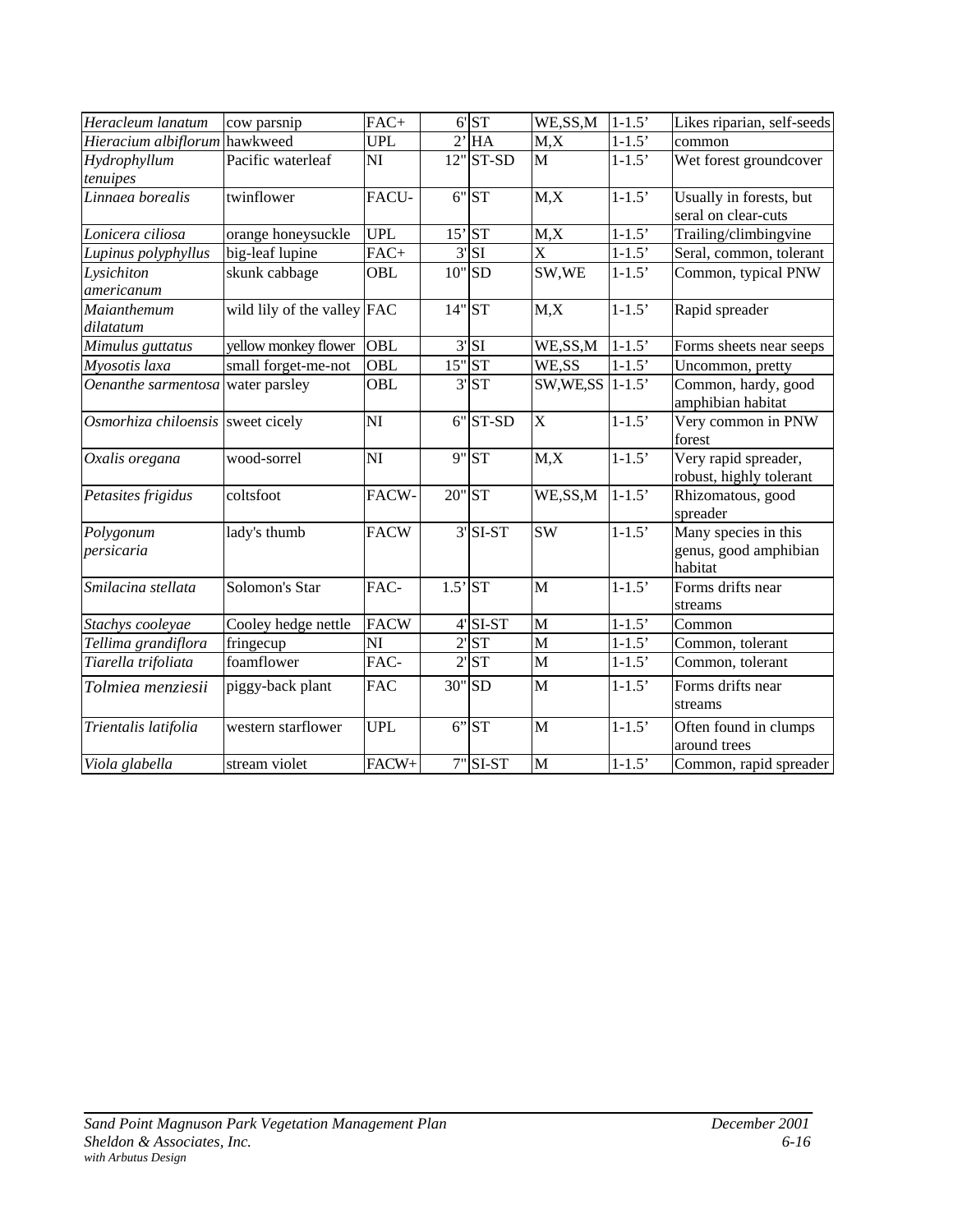| *Heracleum lanatum* | cow parsnip | FAC+ | 6' | ST | WE,SS,M | 1-1.5' | Likes riparian, self-seeds |
|---|---|---|---|---|---|---|---|
| *Hieracium albiflorum* | hawkweed | UPL | 2' | HA | M,X | 1-1.5' | common |
| *Hydrophyllum tenuipes* | Pacific waterleaf | NI | 12" | ST-SD | M | 1-1.5' | Wet forest groundcover |
| *Linnaea borealis* | twinflower | FACU- | 6" | ST | M,X | 1-1.5' | Usually in forests, but seral on clear-cuts |
| *Lonicera ciliosa* | orange honeysuckle | UPL | 15' | ST | M,X | 1-1.5' | Trailing/climbingvine |
| *Lupinus polyphyllus* | big-leaf lupine | FAC+ | 3' | SI | X | 1-1.5' | Seral, common, tolerant |
| *Lysichiton americanum* | skunk cabbage | OBL | 10" | SD | SW,WE | 1-1.5' | Common, typical PNW |
| *Maianthemum dilatatum* | wild lily of the valley | FAC | 14" | ST | M,X | 1-1.5' | Rapid spreader |
| *Mimulus guttatus* | yellow monkey flower | OBL | 3' | SI | WE,SS,M | 1-1.5' | Forms sheets near seeps |
| *Myosotis laxa* | small forget-me-not | OBL | 15" | ST | WE,SS | 1-1.5' | Uncommon, pretty |
| *Oenanthe sarmentosa* | water parsley | OBL | 3' | ST | SW,WE,SS | 1-1.5' | Common, hardy, good amphibian habitat |
| *Osmorhiza chiloensis* | sweet cicely | NI | 6" | ST-SD | X | 1-1.5' | Very common in PNW forest |
| *Oxalis oregana* | wood-sorrel | NI | 9" | ST | M,X | 1-1.5' | Very rapid spreader, robust, highly tolerant |
| *Petasites frigidus* | coltsfoot | FACW- | 20" | ST | WE,SS,M | 1-1.5' | Rhizomatous, good spreader |
| *Polygonum persicaria* | lady's thumb | FACW | 3' | SI-ST | SW | 1-1.5' | Many species in this genus, good amphibian habitat |
| *Smilacina stellata* | Solomon's Star | FAC- | 1.5' | ST | M | 1-1.5' | Forms drifts near streams |
| *Stachys cooleyae* | Cooley hedge nettle | FACW | 4' | SI-ST | M | 1-1.5' | Common |
| *Tellima grandiflora* | fringecup | NI | 2' | ST | M | 1-1.5' | Common, tolerant |
| *Tiarella trifoliata* | foamflower | FAC- | 2' | ST | M | 1-1.5' | Common, tolerant |
| *Tolmiea menziesii* | piggy-back plant | FAC | 30" | SD | M | 1-1.5' | Forms drifts near streams |
| *Trientalis latifolia* | western starflower | UPL | 6" | ST | M | 1-1.5' | Often found in clumps around trees |
| *Viola glabella* | stream violet | FACW+ | 7" | SI-ST | M | 1-1.5' | Common, rapid spreader |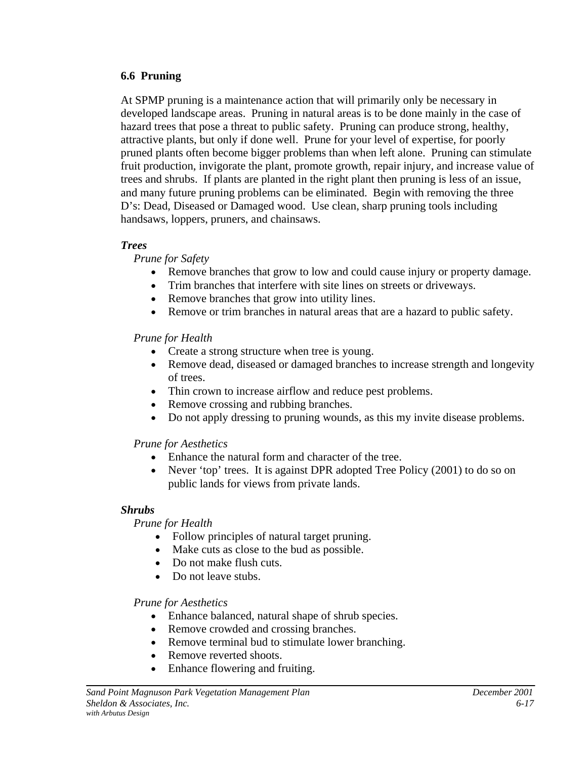### 6.6 Pruning

At SPMP pruning is a maintenance action that will primarily only be necessary in developed landscape areas. Pruning in natural areas is to be done mainly in the case of hazard trees that pose a threat to public safety. Pruning can produce strong, healthy, attractive plants, but only if done well. Prune for your level of expertise, for poorly pruned plants often become bigger problems than when left alone. Pruning can stimulate fruit production, invigorate the plant, promote growth, repair injury, and increase value of trees and shrubs. If plants are planted in the right plant then pruning is less of an issue, and many future pruning problems can be eliminated. Begin with removing the three D's: Dead, Diseased or Damaged wood. Use clean, sharp pruning tools including handsaws, loppers, pruners, and chainsaws.

***Trees***

*Prune for Safety*

- Remove branches that grow to low and could cause injury or property damage.
- Trim branches that interfere with site lines on streets or driveways.
- Remove branches that grow into utility lines.
- Remove or trim branches in natural areas that are a hazard to public safety.

*Prune for Health*

- Create a strong structure when tree is young.
- Remove dead, diseased or damaged branches to increase strength and longevity of trees.
- Thin crown to increase airflow and reduce pest problems.
- Remove crossing and rubbing branches.
- Do not apply dressing to pruning wounds, as this my invite disease problems.

*Prune for Aesthetics*

- Enhance the natural form and character of the tree.
- Never 'top' trees. It is against DPR adopted Tree Policy (2001) to do so on public lands for views from private lands.

***Shrubs***

*Prune for Health*

- Follow principles of natural target pruning.
- Make cuts as close to the bud as possible.
- Do not make flush cuts.
- Do not leave stubs.

*Prune for Aesthetics*

- Enhance balanced, natural shape of shrub species.
- Remove crowded and crossing branches.
- Remove terminal bud to stimulate lower branching.
- Remove reverted shoots.
- Enhance flowering and fruiting.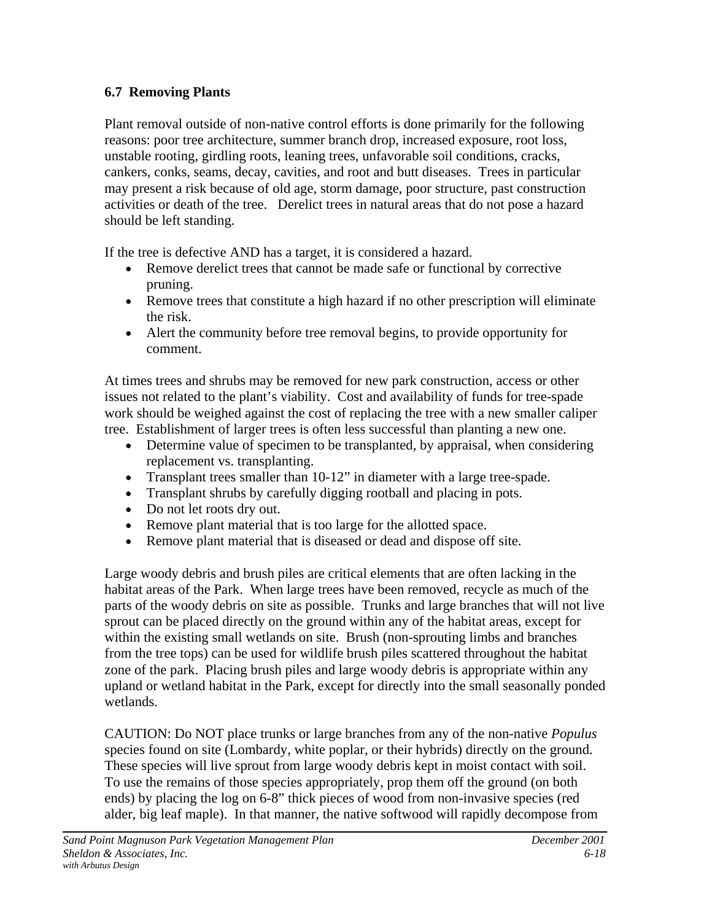### 6.7 Removing Plants

Plant removal outside of non-native control efforts is done primarily for the following reasons: poor tree architecture, summer branch drop, increased exposure, root loss, unstable rooting, girdling roots, leaning trees, unfavorable soil conditions, cracks, cankers, conks, seams, decay, cavities, and root and butt diseases. Trees in particular may present a risk because of old age, storm damage, poor structure, past construction activities or death of the tree. Derelict trees in natural areas that do not pose a hazard should be left standing.

If the tree is defective AND has a target, it is considered a hazard.

- Remove derelict trees that cannot be made safe or functional by corrective pruning.
- Remove trees that constitute a high hazard if no other prescription will eliminate the risk.
- Alert the community before tree removal begins, to provide opportunity for comment.

At times trees and shrubs may be removed for new park construction, access or other issues not related to the plant's viability. Cost and availability of funds for tree-spade work should be weighed against the cost of replacing the tree with a new smaller caliper tree. Establishment of larger trees is often less successful than planting a new one.

- Determine value of specimen to be transplanted, by appraisal, when considering replacement vs. transplanting.
- Transplant trees smaller than 10-12" in diameter with a large tree-spade.
- Transplant shrubs by carefully digging rootball and placing in pots.
- Do not let roots dry out.
- Remove plant material that is too large for the allotted space.
- Remove plant material that is diseased or dead and dispose off site.

Large woody debris and brush piles are critical elements that are often lacking in the habitat areas of the Park. When large trees have been removed, recycle as much of the parts of the woody debris on site as possible. Trunks and large branches that will not live sprout can be placed directly on the ground within any of the habitat areas, except for within the existing small wetlands on site. Brush (non-sprouting limbs and branches from the tree tops) can be used for wildlife brush piles scattered throughout the habitat zone of the park. Placing brush piles and large woody debris is appropriate within any upland or wetland habitat in the Park, except for directly into the small seasonally ponded wetlands.

CAUTION: Do NOT place trunks or large branches from any of the non-native *Populus* species found on site (Lombardy, white poplar, or their hybrids) directly on the ground. These species will live sprout from large woody debris kept in moist contact with soil. To use the remains of those species appropriately, prop them off the ground (on both ends) by placing the log on 6-8" thick pieces of wood from non-invasive species (red alder, big leaf maple). In that manner, the native softwood will rapidly decompose from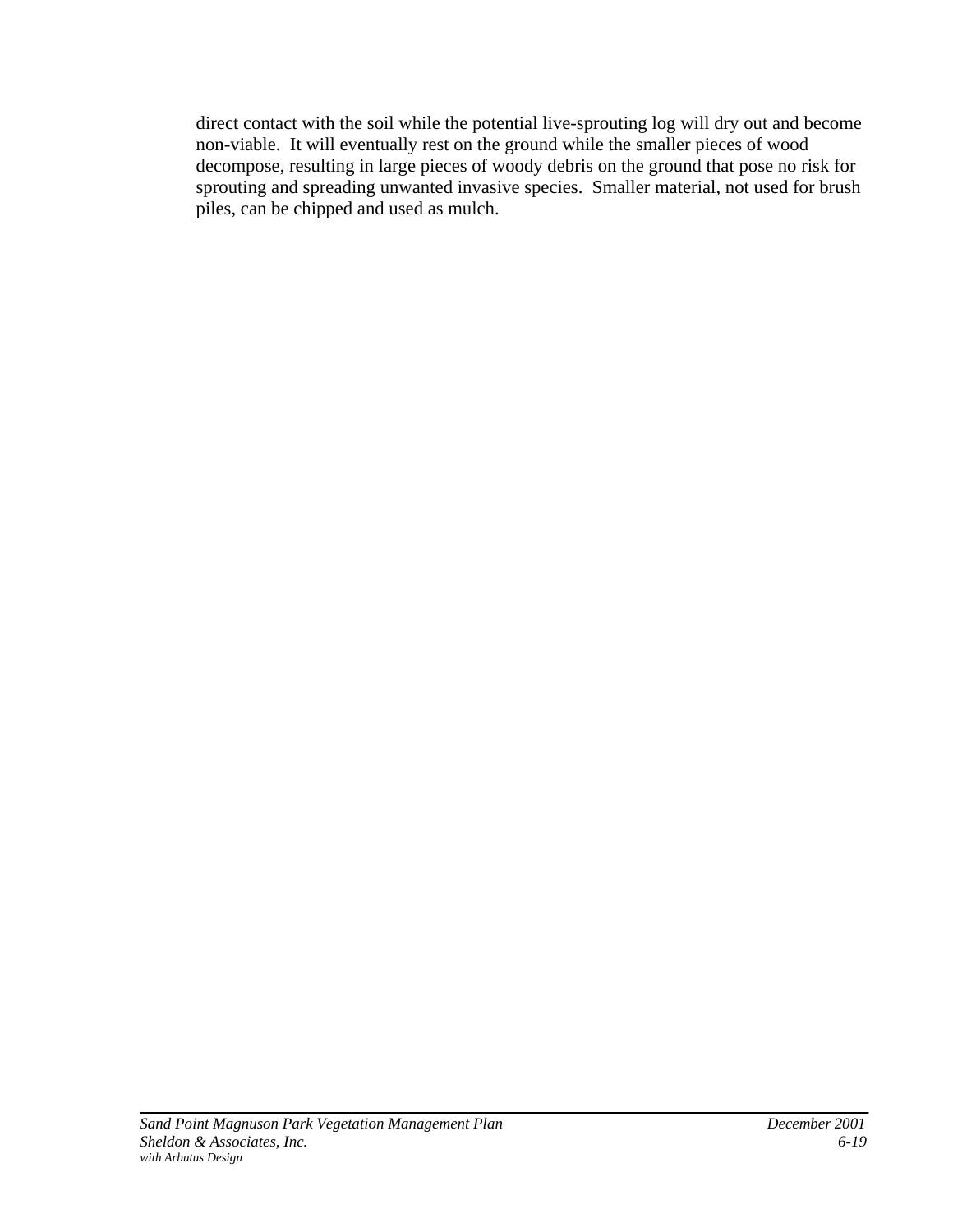direct contact with the soil while the potential live-sprouting log will dry out and become non-viable. It will eventually rest on the ground while the smaller pieces of wood decompose, resulting in large pieces of woody debris on the ground that pose no risk for sprouting and spreading unwanted invasive species. Smaller material, not used for brush piles, can be chipped and used as mulch.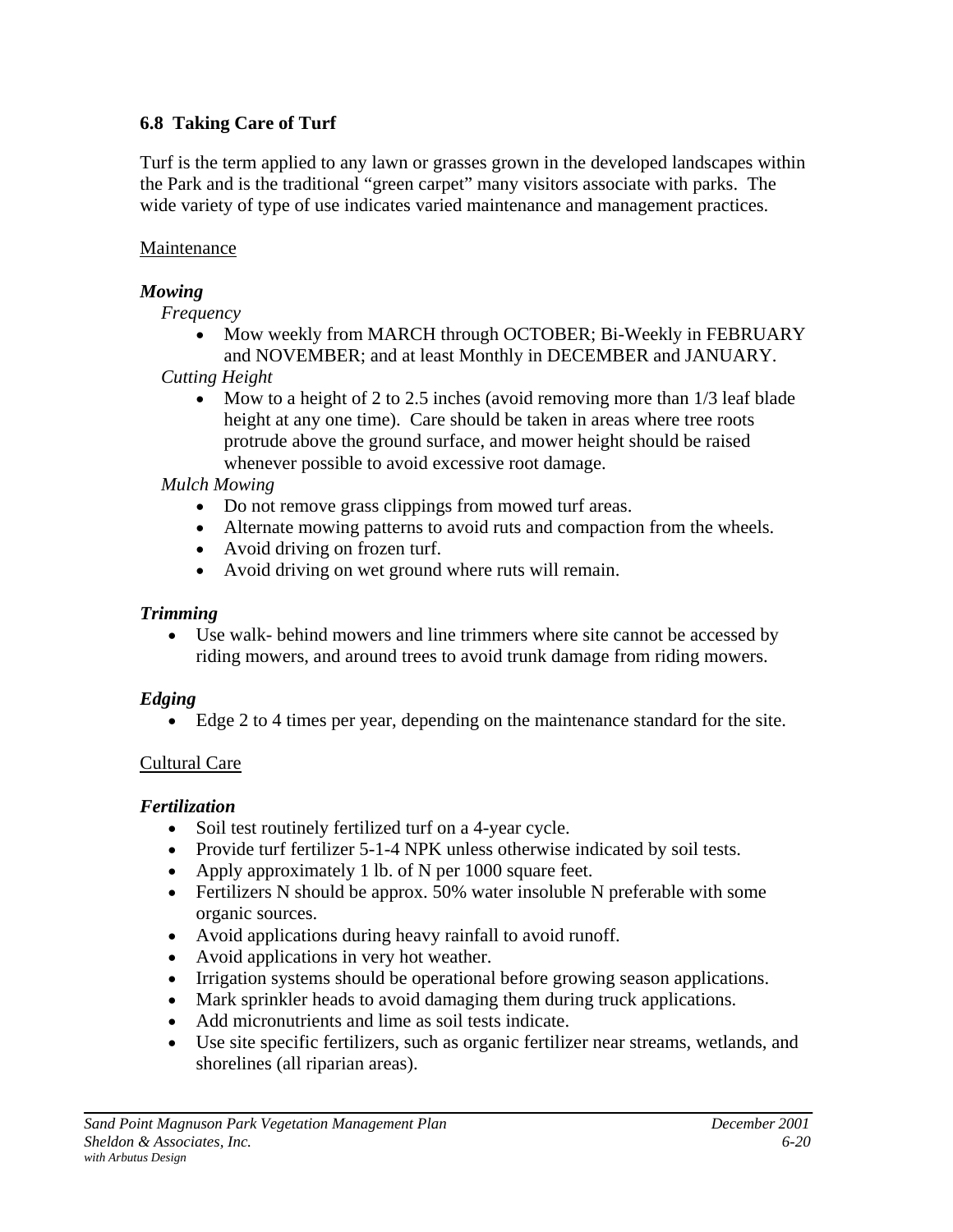### 6.8 Taking Care of Turf

Turf is the term applied to any lawn or grasses grown in the developed landscapes within the Park and is the traditional "green carpet" many visitors associate with parks. The wide variety of type of use indicates varied maintenance and management practices.

Maintenance

***Mowing***

*Frequency*

- Mow weekly from MARCH through OCTOBER; Bi-Weekly in FEBRUARY and NOVEMBER; and at least Monthly in DECEMBER and JANUARY.

*Cutting Height*

- Mow to a height of 2 to 2.5 inches (avoid removing more than 1/3 leaf blade height at any one time). Care should be taken in areas where tree roots protrude above the ground surface, and mower height should be raised whenever possible to avoid excessive root damage.

*Mulch Mowing*

- Do not remove grass clippings from mowed turf areas.
- Alternate mowing patterns to avoid ruts and compaction from the wheels.
- Avoid driving on frozen turf.
- Avoid driving on wet ground where ruts will remain.

***Trimming***

- Use walk- behind mowers and line trimmers where site cannot be accessed by riding mowers, and around trees to avoid trunk damage from riding mowers.

***Edging***

- Edge 2 to 4 times per year, depending on the maintenance standard for the site.

Cultural Care

***Fertilization***

- Soil test routinely fertilized turf on a 4-year cycle.
- Provide turf fertilizer 5-1-4 NPK unless otherwise indicated by soil tests.
- Apply approximately 1 lb. of N per 1000 square feet.
- Fertilizers N should be approx. 50% water insoluble N preferable with some organic sources.
- Avoid applications during heavy rainfall to avoid runoff.
- Avoid applications in very hot weather.
- Irrigation systems should be operational before growing season applications.
- Mark sprinkler heads to avoid damaging them during truck applications.
- Add micronutrients and lime as soil tests indicate.
- Use site specific fertilizers, such as organic fertilizer near streams, wetlands, and shorelines (all riparian areas).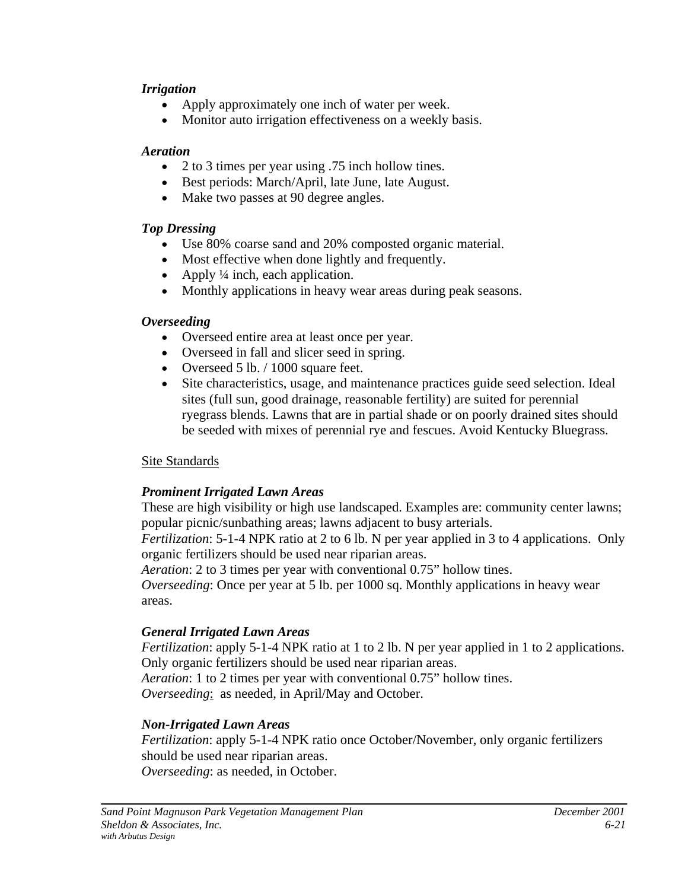*Irrigation*

- Apply approximately one inch of water per week.
- Monitor auto irrigation effectiveness on a weekly basis.

*Aeration*

- 2 to 3 times per year using .75 inch hollow tines.
- Best periods: March/April, late June, late August.
- Make two passes at 90 degree angles.

*Top Dressing*

- Use 80% coarse sand and 20% composted organic material.
- Most effective when done lightly and frequently.
- Apply ¼ inch, each application.
- Monthly applications in heavy wear areas during peak seasons.

*Overseeding*

- Overseed entire area at least once per year.
- Overseed in fall and slicer seed in spring.
- Overseed 5 lb. / 1000 square feet.
- Site characteristics, usage, and maintenance practices guide seed selection. Ideal sites (full sun, good drainage, reasonable fertility) are suited for perennial ryegrass blends. Lawns that are in partial shade or on poorly drained sites should be seeded with mixes of perennial rye and fescues. Avoid Kentucky Bluegrass.

<u>Site Standards</u>

***Prominent Irrigated Lawn Areas***

These are high visibility or high use landscaped. Examples are: community center lawns; popular picnic/sunbathing areas; lawns adjacent to busy arterials.
*Fertilization*: 5-1-4 NPK ratio at 2 to 6 lb. N per year applied in 3 to 4 applications. Only organic fertilizers should be used near riparian areas.
*Aeration*: 2 to 3 times per year with conventional 0.75" hollow tines.
*Overseeding*: Once per year at 5 lb. per 1000 sq. Monthly applications in heavy wear areas.

***General Irrigated Lawn Areas***

*Fertilization*: apply 5-1-4 NPK ratio at 1 to 2 lb. N per year applied in 1 to 2 applications. Only organic fertilizers should be used near riparian areas.
*Aeration*: 1 to 2 times per year with conventional 0.75" hollow tines.
*Overseeding*: as needed, in April/May and October.

***Non-Irrigated Lawn Areas***

*Fertilization*: apply 5-1-4 NPK ratio once October/November, only organic fertilizers should be used near riparian areas.
*Overseeding*: as needed, in October.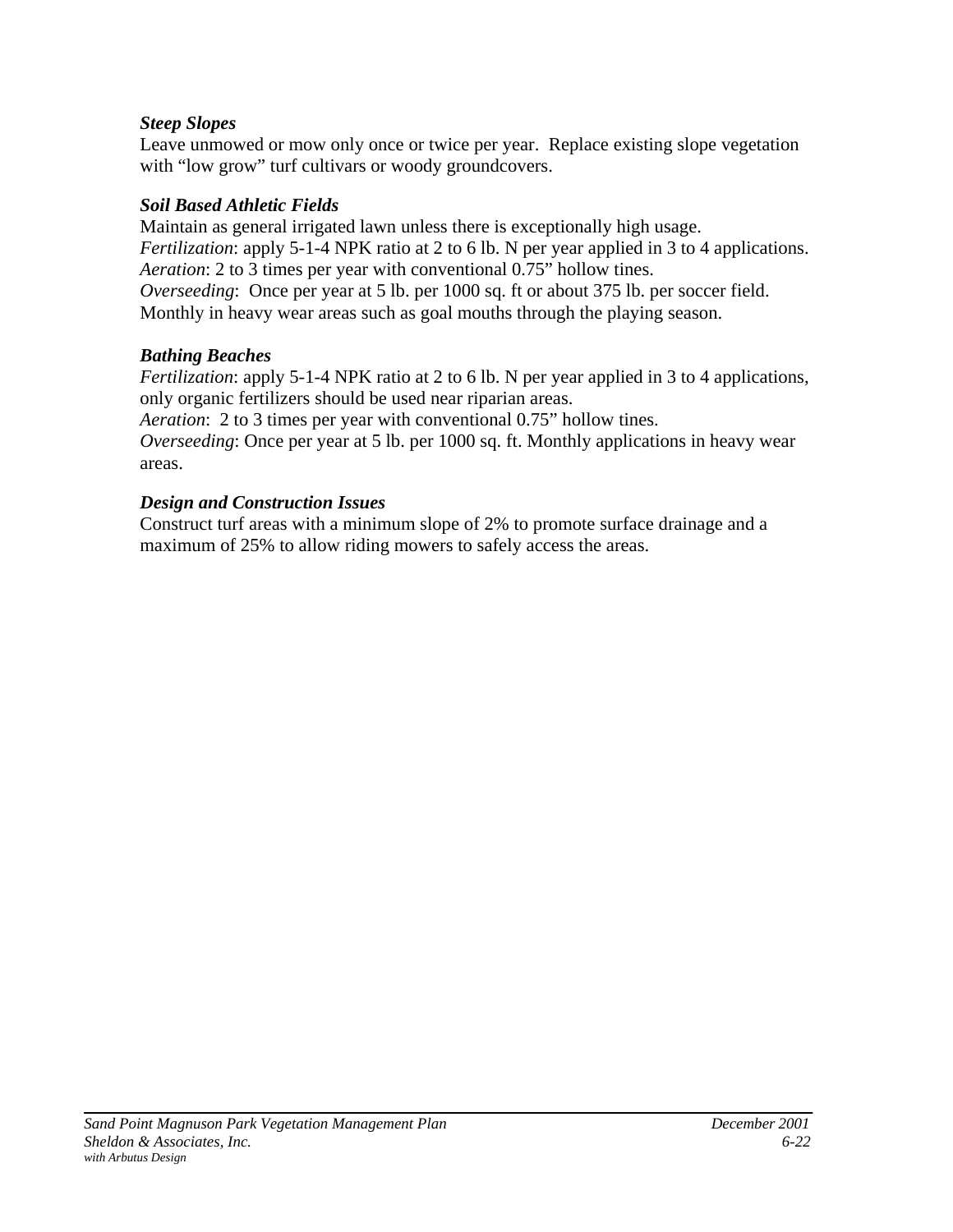***Steep Slopes***

Leave unmowed or mow only once or twice per year. Replace existing slope vegetation with "low grow" turf cultivars or woody groundcovers.

***Soil Based Athletic Fields***

Maintain as general irrigated lawn unless there is exceptionally high usage.
*Fertilization*: apply 5-1-4 NPK ratio at 2 to 6 lb. N per year applied in 3 to 4 applications.
*Aeration*: 2 to 3 times per year with conventional 0.75" hollow tines.
*Overseeding*: Once per year at 5 lb. per 1000 sq. ft or about 375 lb. per soccer field. Monthly in heavy wear areas such as goal mouths through the playing season.

***Bathing Beaches***

*Fertilization*: apply 5-1-4 NPK ratio at 2 to 6 lb. N per year applied in 3 to 4 applications, only organic fertilizers should be used near riparian areas.
*Aeration*: 2 to 3 times per year with conventional 0.75" hollow tines.
*Overseeding*: Once per year at 5 lb. per 1000 sq. ft. Monthly applications in heavy wear areas.

***Design and Construction Issues***

Construct turf areas with a minimum slope of 2% to promote surface drainage and a maximum of 25% to allow riding mowers to safely access the areas.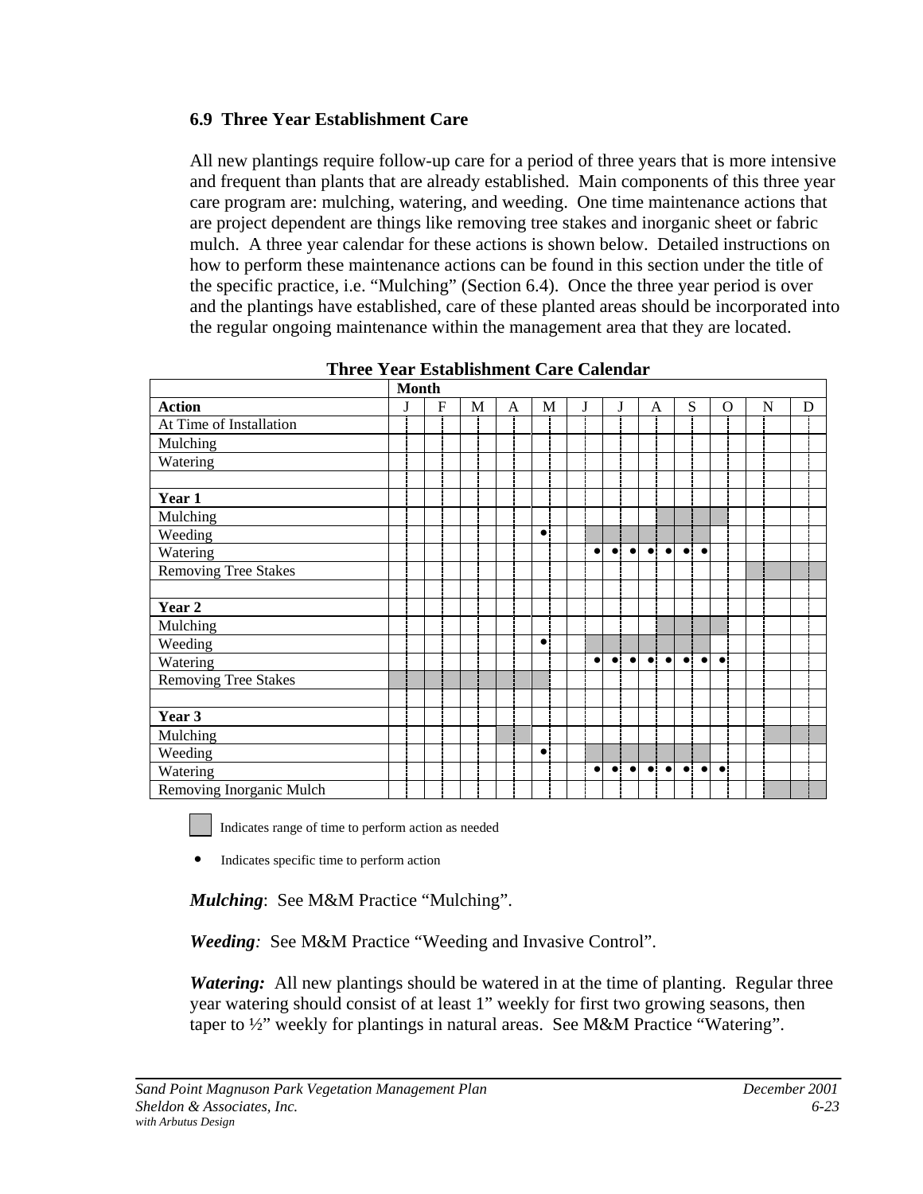### 6.9 Three Year Establishment Care

All new plantings require follow-up care for a period of three years that is more intensive and frequent than plants that are already established. Main components of this three year care program are: mulching, watering, and weeding. One time maintenance actions that are project dependent are things like removing tree stakes and inorganic sheet or fabric mulch. A three year calendar for these actions is shown below. Detailed instructions on how to perform these maintenance actions can be found in this section under the title of the specific practice, i.e. "Mulching" (Section 6.4). Once the three year period is over and the plantings have established, care of these planted areas should be incorporated into the regular ongoing maintenance within the management area that they are located.

**Three Year Establishment Care Calendar**

| | Month | | | | | | | | | | | | | | | | | | | | | | | |
|---|---|---|---|---|---|---|---|---|---|---|---|---|---|---|---|---|---|---|---|---|---|---|---|---|
| **Action** | J | | F | | M | | A | | M | | J | | J | | A | | S | | O | | N | | D | |
| At Time of Installation | | | | | | | | | | | | | | | | | | | | | | | | |
| Mulching | | | | | | | | | | | | | | | | | | | | | | | | |
| Watering | | | | | | | | | | | | | | | | | | | | | | | | |
| | | | | | | | | | | | | | | | | | | | | | | | | |
| **Year 1** | | | | | | | | | | | | | | | | | | | | | | | | |
| Mulching | | | | | | | | | | | | | | | | ▒ | ▒ | ▒ | ▒ | | | | | |
| Weeding | | | | | | | | | ● | | | ▒ | ▒ | ▒ | ▒ | ▒ | ▒ | ▒ | | | | | | |
| Watering | | | | | | | | | | | | ● | ● | ● | ● | ● | ● | ● | | | | | | |
| Removing Tree Stakes | | | | | | | | | | | | | | | | | | | | | ▒ | ▒ | ▒ | ▒ |
| | | | | | | | | | | | | | | | | | | | | | | | | |
| **Year 2** | | | | | | | | | | | | | | | | | | | | | | | | |
| Mulching | | | | | | | | | | | | | | | | ▒ | ▒ | ▒ | ▒ | | | | | |
| Weeding | | | | | | | | | ● | | | ▒ | ▒ | ▒ | ▒ | ▒ | ▒ | ▒ | | | | | | |
| Watering | | | | | | | | | | | | ● | ● | ● | ● | ● | ● | ● | ● | | | | | |
| Removing Tree Stakes | ▒ | ▒ | ▒ | ▒ | ▒ | ▒ | ▒ | ▒ | ▒ | | | | | | | | | | | | | | | |
| | | | | | | | | | | | | | | | | | | | | | | | | |
| **Year 3** | | | | | | | | | | | | | | | | | | | | | | | | |
| Mulching | | | | | | | ▒ | ▒ | | | | | | | | | | | | | | ▒ | ▒ | ▒ |
| Weeding | | | | | | | | | ● | | | ▒ | ▒ | ▒ | ▒ | ▒ | ▒ | ▒ | | | | | | |
| Watering | | | | | | | | | | | | ● | ● | ● | ● | ● | ● | ● | ● | | | | | |
| Removing Inorganic Mulch | | | | | | | | | | | | | | | | | | | | | | ▒ | ▒ | ▒ |

▒ Indicates range of time to perform action as needed

● Indicates specific time to perform action

***Mulching***: See M&M Practice "Mulching".

***Weeding***: See M&M Practice "Weeding and Invasive Control".

***Watering:*** All new plantings should be watered in at the time of planting. Regular three year watering should consist of at least 1" weekly for first two growing seasons, then taper to ½" weekly for plantings in natural areas. See M&M Practice "Watering".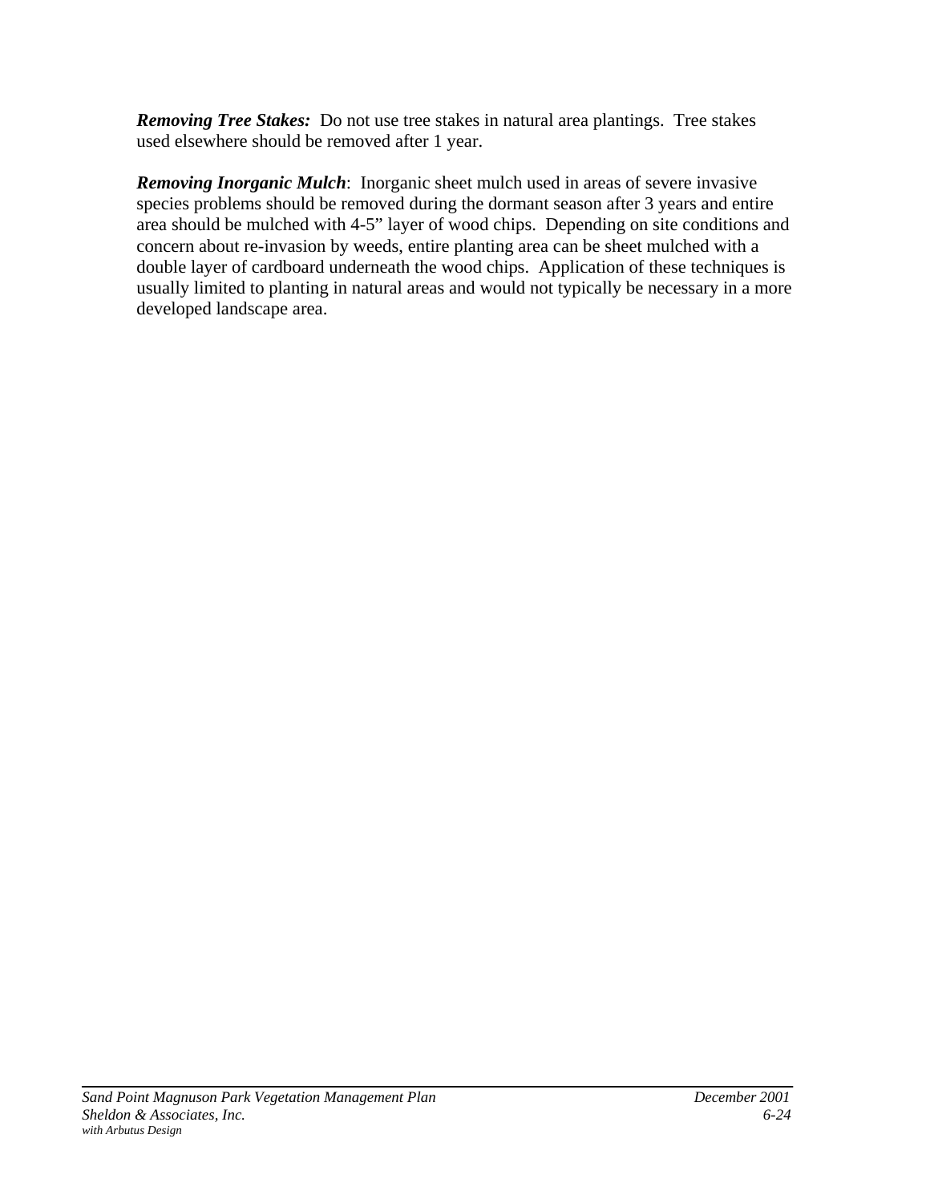***Removing Tree Stakes:*** Do not use tree stakes in natural area plantings. Tree stakes used elsewhere should be removed after 1 year.

***Removing Inorganic Mulch***: Inorganic sheet mulch used in areas of severe invasive species problems should be removed during the dormant season after 3 years and entire area should be mulched with 4-5" layer of wood chips. Depending on site conditions and concern about re-invasion by weeds, entire planting area can be sheet mulched with a double layer of cardboard underneath the wood chips. Application of these techniques is usually limited to planting in natural areas and would not typically be necessary in a more developed landscape area.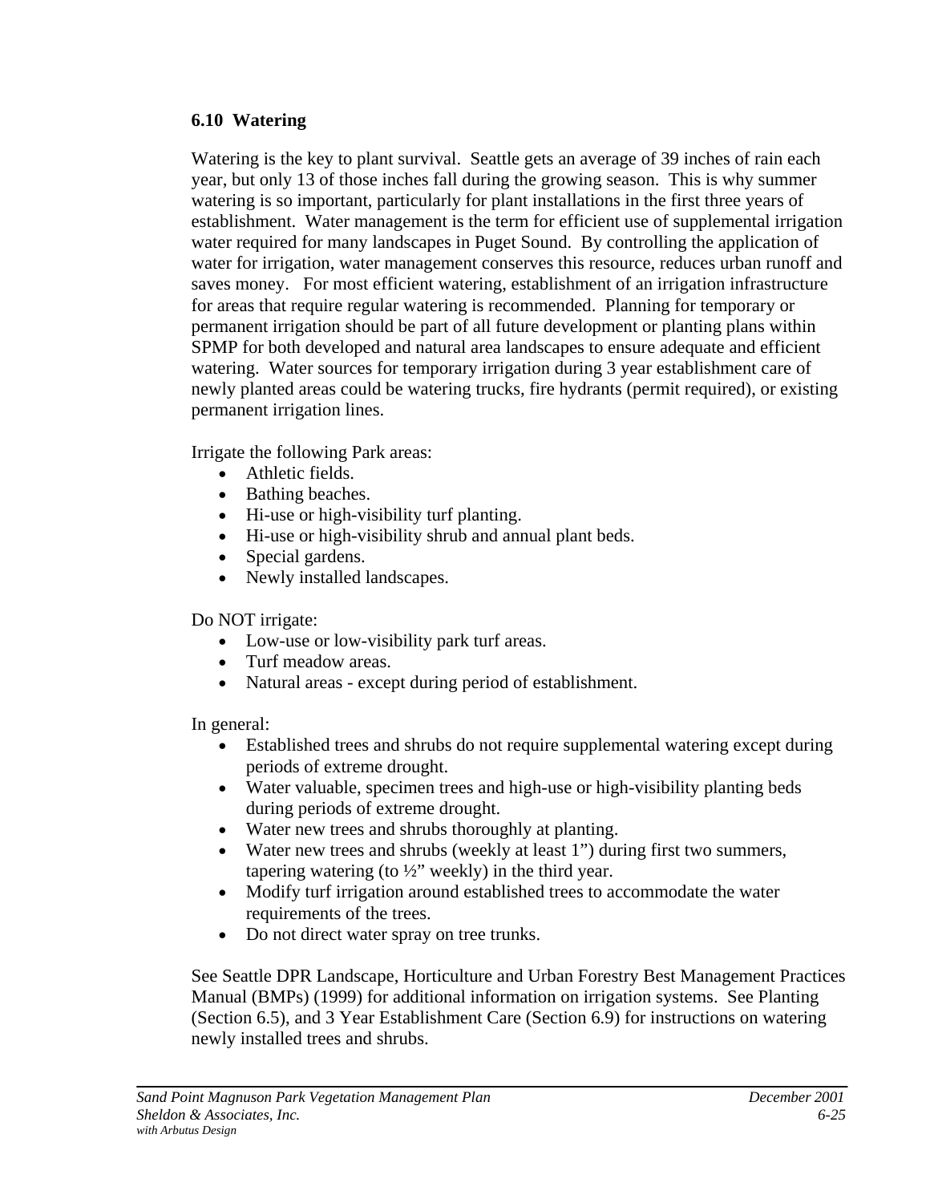### 6.10 Watering

Watering is the key to plant survival. Seattle gets an average of 39 inches of rain each year, but only 13 of those inches fall during the growing season. This is why summer watering is so important, particularly for plant installations in the first three years of establishment. Water management is the term for efficient use of supplemental irrigation water required for many landscapes in Puget Sound. By controlling the application of water for irrigation, water management conserves this resource, reduces urban runoff and saves money. For most efficient watering, establishment of an irrigation infrastructure for areas that require regular watering is recommended. Planning for temporary or permanent irrigation should be part of all future development or planting plans within SPMP for both developed and natural area landscapes to ensure adequate and efficient watering. Water sources for temporary irrigation during 3 year establishment care of newly planted areas could be watering trucks, fire hydrants (permit required), or existing permanent irrigation lines.

Irrigate the following Park areas:

- Athletic fields.
- Bathing beaches.
- Hi-use or high-visibility turf planting.
- Hi-use or high-visibility shrub and annual plant beds.
- Special gardens.
- Newly installed landscapes.

Do NOT irrigate:

- Low-use or low-visibility park turf areas.
- Turf meadow areas.
- Natural areas - except during period of establishment.

In general:

- Established trees and shrubs do not require supplemental watering except during periods of extreme drought.
- Water valuable, specimen trees and high-use or high-visibility planting beds during periods of extreme drought.
- Water new trees and shrubs thoroughly at planting.
- Water new trees and shrubs (weekly at least 1") during first two summers, tapering watering (to ½" weekly) in the third year.
- Modify turf irrigation around established trees to accommodate the water requirements of the trees.
- Do not direct water spray on tree trunks.

See Seattle DPR Landscape, Horticulture and Urban Forestry Best Management Practices Manual (BMPs) (1999) for additional information on irrigation systems. See Planting (Section 6.5), and 3 Year Establishment Care (Section 6.9) for instructions on watering newly installed trees and shrubs.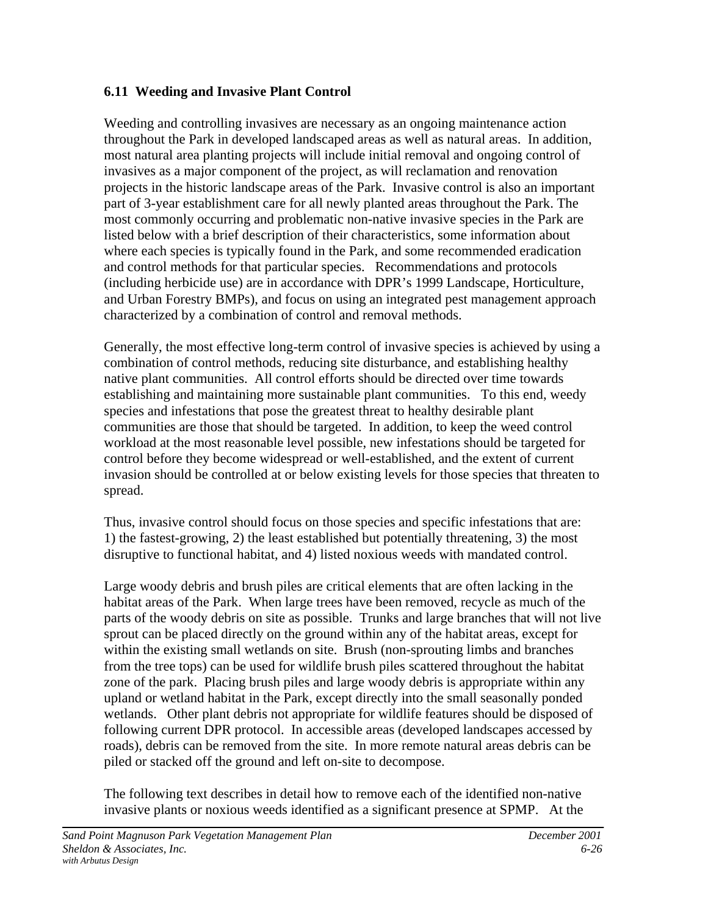### 6.11 Weeding and Invasive Plant Control

Weeding and controlling invasives are necessary as an ongoing maintenance action throughout the Park in developed landscaped areas as well as natural areas. In addition, most natural area planting projects will include initial removal and ongoing control of invasives as a major component of the project, as will reclamation and renovation projects in the historic landscape areas of the Park. Invasive control is also an important part of 3-year establishment care for all newly planted areas throughout the Park. The most commonly occurring and problematic non-native invasive species in the Park are listed below with a brief description of their characteristics, some information about where each species is typically found in the Park, and some recommended eradication and control methods for that particular species. Recommendations and protocols (including herbicide use) are in accordance with DPR's 1999 Landscape, Horticulture, and Urban Forestry BMPs), and focus on using an integrated pest management approach characterized by a combination of control and removal methods.

Generally, the most effective long-term control of invasive species is achieved by using a combination of control methods, reducing site disturbance, and establishing healthy native plant communities. All control efforts should be directed over time towards establishing and maintaining more sustainable plant communities. To this end, weedy species and infestations that pose the greatest threat to healthy desirable plant communities are those that should be targeted. In addition, to keep the weed control workload at the most reasonable level possible, new infestations should be targeted for control before they become widespread or well-established, and the extent of current invasion should be controlled at or below existing levels for those species that threaten to spread.

Thus, invasive control should focus on those species and specific infestations that are: 1) the fastest-growing, 2) the least established but potentially threatening, 3) the most disruptive to functional habitat, and 4) listed noxious weeds with mandated control.

Large woody debris and brush piles are critical elements that are often lacking in the habitat areas of the Park. When large trees have been removed, recycle as much of the parts of the woody debris on site as possible. Trunks and large branches that will not live sprout can be placed directly on the ground within any of the habitat areas, except for within the existing small wetlands on site. Brush (non-sprouting limbs and branches from the tree tops) can be used for wildlife brush piles scattered throughout the habitat zone of the park. Placing brush piles and large woody debris is appropriate within any upland or wetland habitat in the Park, except directly into the small seasonally ponded wetlands. Other plant debris not appropriate for wildlife features should be disposed of following current DPR protocol. In accessible areas (developed landscapes accessed by roads), debris can be removed from the site. In more remote natural areas debris can be piled or stacked off the ground and left on-site to decompose.

The following text describes in detail how to remove each of the identified non-native invasive plants or noxious weeds identified as a significant presence at SPMP. At the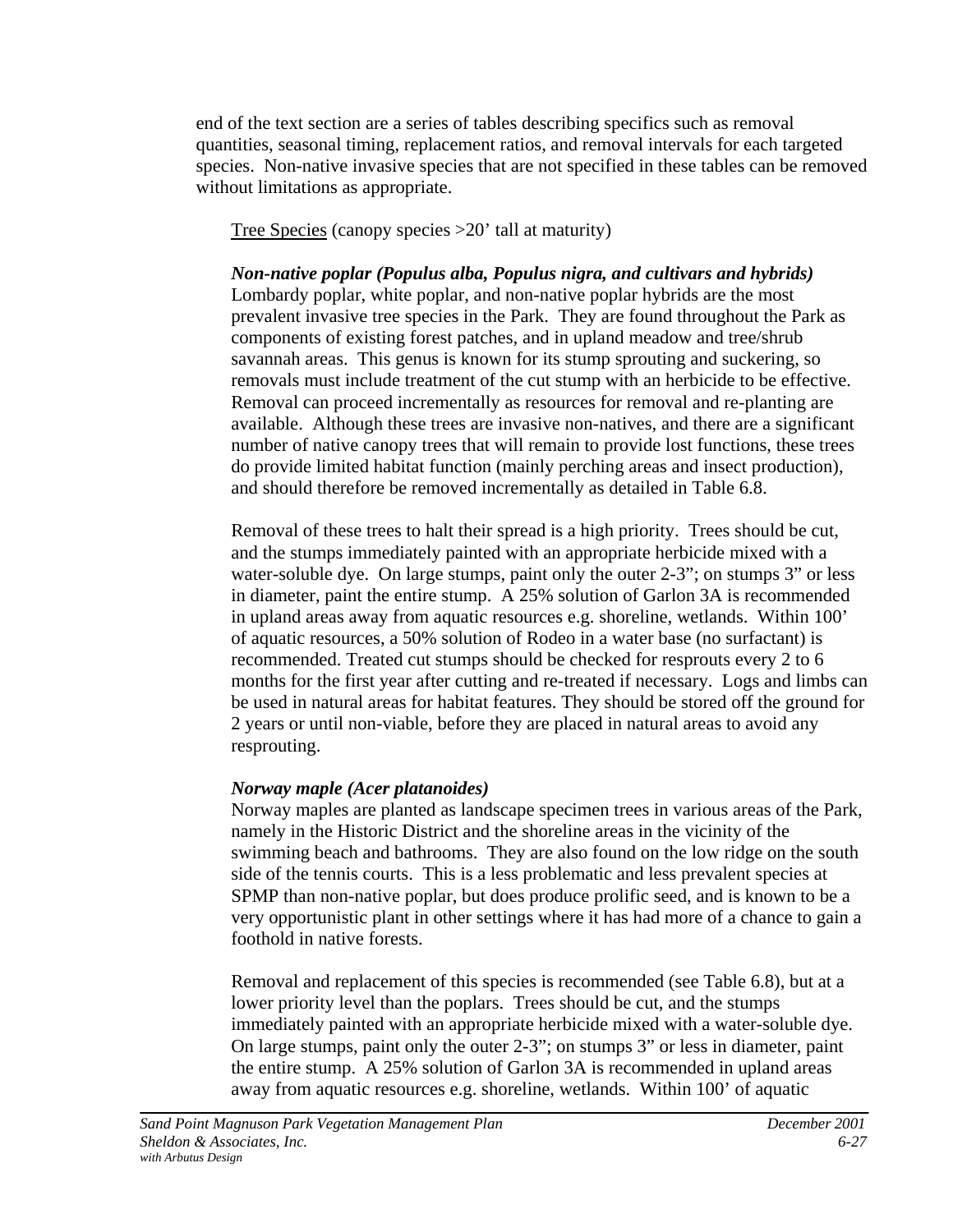end of the text section are a series of tables describing specifics such as removal quantities, seasonal timing, replacement ratios, and removal intervals for each targeted species. Non-native invasive species that are not specified in these tables can be removed without limitations as appropriate.

Tree Species (canopy species >20' tall at maturity)

***Non-native poplar (Populus alba, Populus nigra, and cultivars and hybrids)***
Lombardy poplar, white poplar, and non-native poplar hybrids are the most prevalent invasive tree species in the Park. They are found throughout the Park as components of existing forest patches, and in upland meadow and tree/shrub savannah areas. This genus is known for its stump sprouting and suckering, so removals must include treatment of the cut stump with an herbicide to be effective. Removal can proceed incrementally as resources for removal and re-planting are available. Although these trees are invasive non-natives, and there are a significant number of native canopy trees that will remain to provide lost functions, these trees do provide limited habitat function (mainly perching areas and insect production), and should therefore be removed incrementally as detailed in Table 6.8.

Removal of these trees to halt their spread is a high priority. Trees should be cut, and the stumps immediately painted with an appropriate herbicide mixed with a water-soluble dye. On large stumps, paint only the outer 2-3"; on stumps 3" or less in diameter, paint the entire stump. A 25% solution of Garlon 3A is recommended in upland areas away from aquatic resources e.g. shoreline, wetlands. Within 100' of aquatic resources, a 50% solution of Rodeo in a water base (no surfactant) is recommended. Treated cut stumps should be checked for resprouts every 2 to 6 months for the first year after cutting and re-treated if necessary. Logs and limbs can be used in natural areas for habitat features. They should be stored off the ground for 2 years or until non-viable, before they are placed in natural areas to avoid any resprouting.

***Norway maple (Acer platanoides)***
Norway maples are planted as landscape specimen trees in various areas of the Park, namely in the Historic District and the shoreline areas in the vicinity of the swimming beach and bathrooms. They are also found on the low ridge on the south side of the tennis courts. This is a less problematic and less prevalent species at SPMP than non-native poplar, but does produce prolific seed, and is known to be a very opportunistic plant in other settings where it has had more of a chance to gain a foothold in native forests.

Removal and replacement of this species is recommended (see Table 6.8), but at a lower priority level than the poplars. Trees should be cut, and the stumps immediately painted with an appropriate herbicide mixed with a water-soluble dye. On large stumps, paint only the outer 2-3"; on stumps 3" or less in diameter, paint the entire stump. A 25% solution of Garlon 3A is recommended in upland areas away from aquatic resources e.g. shoreline, wetlands. Within 100' of aquatic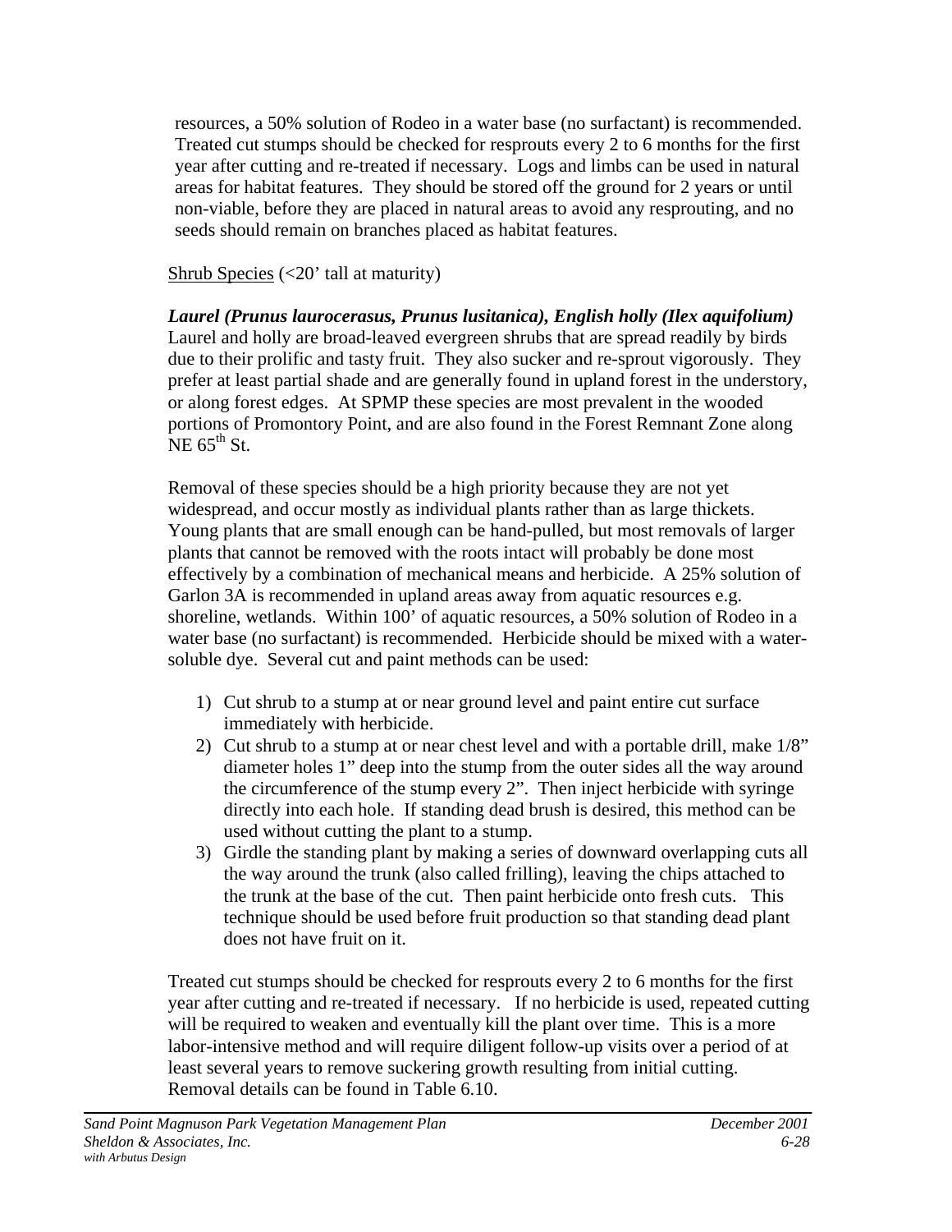resources, a 50% solution of Rodeo in a water base (no surfactant) is recommended. Treated cut stumps should be checked for resprouts every 2 to 6 months for the first year after cutting and re-treated if necessary. Logs and limbs can be used in natural areas for habitat features. They should be stored off the ground for 2 years or until non-viable, before they are placed in natural areas to avoid any resprouting, and no seeds should remain on branches placed as habitat features.

Shrub Species (<20' tall at maturity)

***Laurel (Prunus laurocerasus, Prunus lusitanica), English holly (Ilex aquifolium)***
Laurel and holly are broad-leaved evergreen shrubs that are spread readily by birds due to their prolific and tasty fruit. They also sucker and re-sprout vigorously. They prefer at least partial shade and are generally found in upland forest in the understory, or along forest edges. At SPMP these species are most prevalent in the wooded portions of Promontory Point, and are also found in the Forest Remnant Zone along NE 65th St.

Removal of these species should be a high priority because they are not yet widespread, and occur mostly as individual plants rather than as large thickets. Young plants that are small enough can be hand-pulled, but most removals of larger plants that cannot be removed with the roots intact will probably be done most effectively by a combination of mechanical means and herbicide. A 25% solution of Garlon 3A is recommended in upland areas away from aquatic resources e.g. shoreline, wetlands. Within 100' of aquatic resources, a 50% solution of Rodeo in a water base (no surfactant) is recommended. Herbicide should be mixed with a water-soluble dye. Several cut and paint methods can be used:

1) Cut shrub to a stump at or near ground level and paint entire cut surface immediately with herbicide.
2) Cut shrub to a stump at or near chest level and with a portable drill, make 1/8" diameter holes 1" deep into the stump from the outer sides all the way around the circumference of the stump every 2". Then inject herbicide with syringe directly into each hole. If standing dead brush is desired, this method can be used without cutting the plant to a stump.
3) Girdle the standing plant by making a series of downward overlapping cuts all the way around the trunk (also called frilling), leaving the chips attached to the trunk at the base of the cut. Then paint herbicide onto fresh cuts. This technique should be used before fruit production so that standing dead plant does not have fruit on it.

Treated cut stumps should be checked for resprouts every 2 to 6 months for the first year after cutting and re-treated if necessary. If no herbicide is used, repeated cutting will be required to weaken and eventually kill the plant over time. This is a more labor-intensive method and will require diligent follow-up visits over a period of at least several years to remove suckering growth resulting from initial cutting. Removal details can be found in Table 6.10.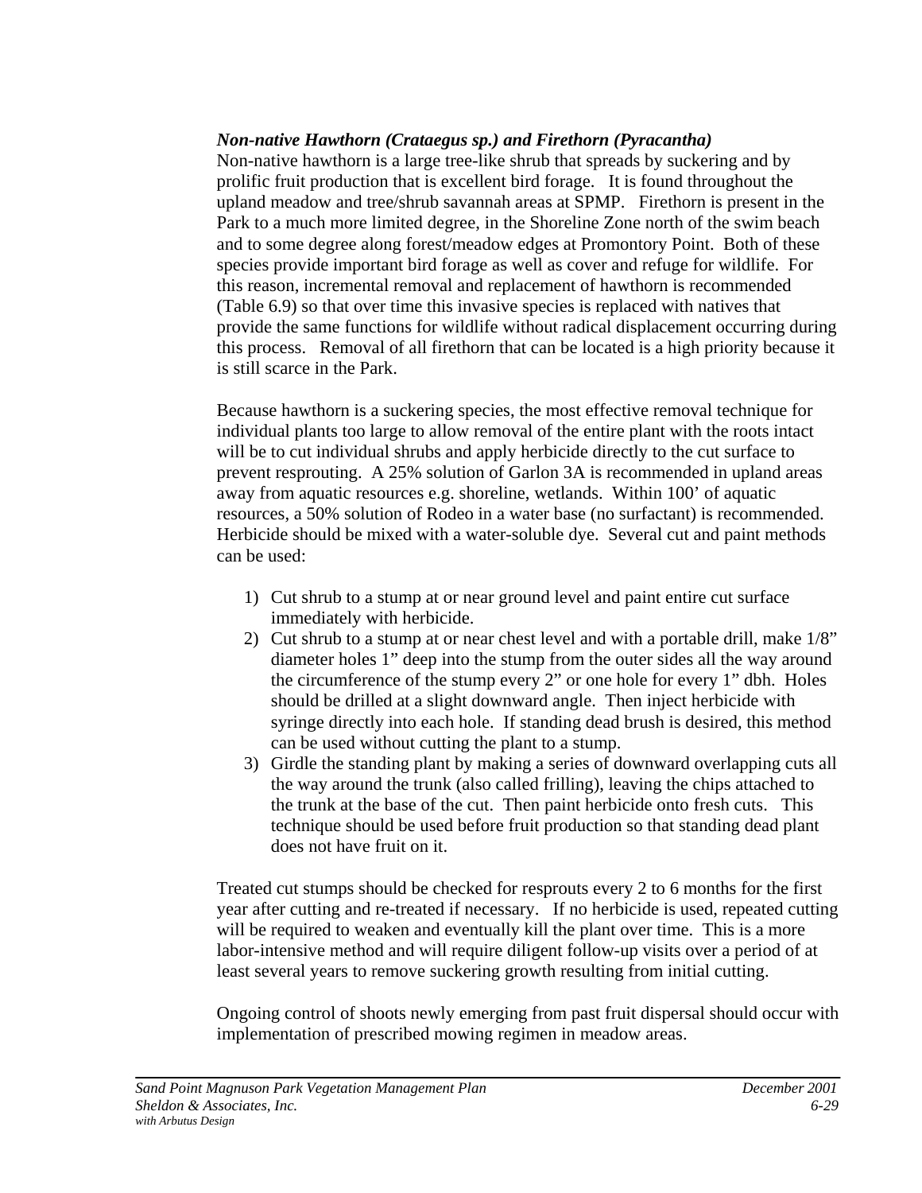***Non-native Hawthorn (Crataegus sp.) and Firethorn (Pyracantha)***

Non-native hawthorn is a large tree-like shrub that spreads by suckering and by prolific fruit production that is excellent bird forage. It is found throughout the upland meadow and tree/shrub savannah areas at SPMP. Firethorn is present in the Park to a much more limited degree, in the Shoreline Zone north of the swim beach and to some degree along forest/meadow edges at Promontory Point. Both of these species provide important bird forage as well as cover and refuge for wildlife. For this reason, incremental removal and replacement of hawthorn is recommended (Table 6.9) so that over time this invasive species is replaced with natives that provide the same functions for wildlife without radical displacement occurring during this process. Removal of all firethorn that can be located is a high priority because it is still scarce in the Park.

Because hawthorn is a suckering species, the most effective removal technique for individual plants too large to allow removal of the entire plant with the roots intact will be to cut individual shrubs and apply herbicide directly to the cut surface to prevent resprouting. A 25% solution of Garlon 3A is recommended in upland areas away from aquatic resources e.g. shoreline, wetlands. Within 100' of aquatic resources, a 50% solution of Rodeo in a water base (no surfactant) is recommended. Herbicide should be mixed with a water-soluble dye. Several cut and paint methods can be used:

1) Cut shrub to a stump at or near ground level and paint entire cut surface immediately with herbicide.
2) Cut shrub to a stump at or near chest level and with a portable drill, make 1/8" diameter holes 1" deep into the stump from the outer sides all the way around the circumference of the stump every 2" or one hole for every 1" dbh. Holes should be drilled at a slight downward angle. Then inject herbicide with syringe directly into each hole. If standing dead brush is desired, this method can be used without cutting the plant to a stump.
3) Girdle the standing plant by making a series of downward overlapping cuts all the way around the trunk (also called frilling), leaving the chips attached to the trunk at the base of the cut. Then paint herbicide onto fresh cuts. This technique should be used before fruit production so that standing dead plant does not have fruit on it.

Treated cut stumps should be checked for resprouts every 2 to 6 months for the first year after cutting and re-treated if necessary. If no herbicide is used, repeated cutting will be required to weaken and eventually kill the plant over time. This is a more labor-intensive method and will require diligent follow-up visits over a period of at least several years to remove suckering growth resulting from initial cutting.

Ongoing control of shoots newly emerging from past fruit dispersal should occur with implementation of prescribed mowing regimen in meadow areas.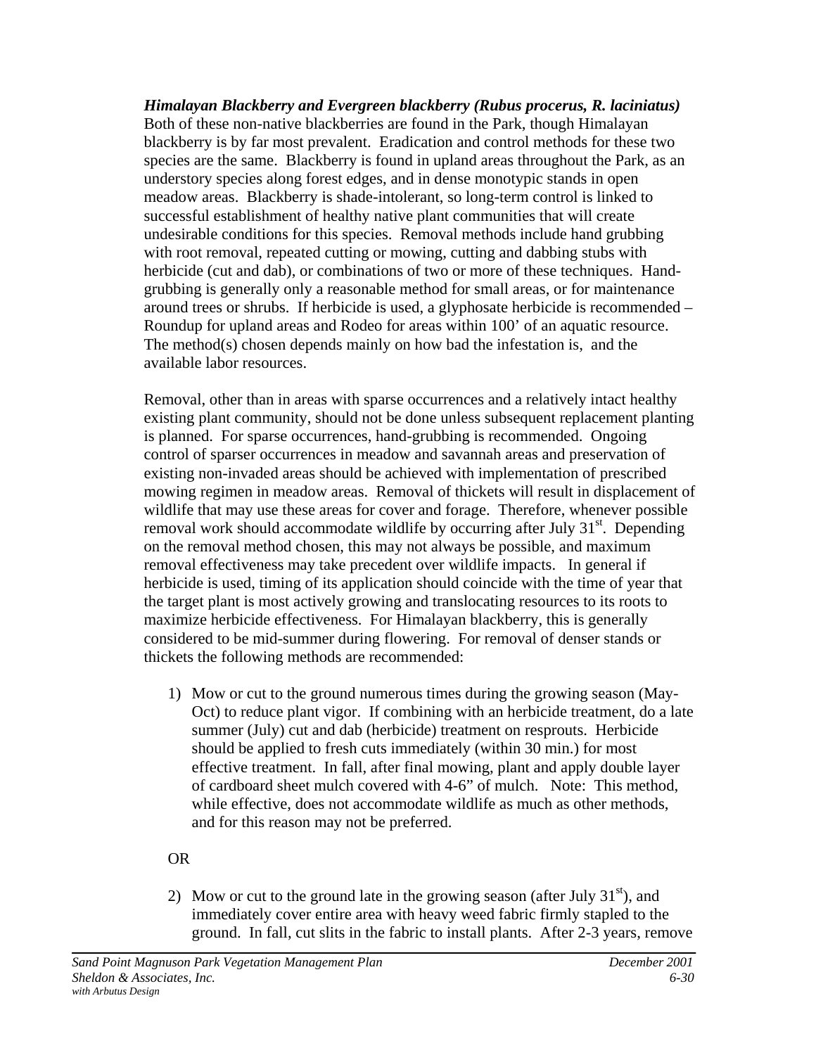***Himalayan Blackberry and Evergreen blackberry (Rubus procerus, R. laciniatus)***
Both of these non-native blackberries are found in the Park, though Himalayan blackberry is by far most prevalent. Eradication and control methods for these two species are the same. Blackberry is found in upland areas throughout the Park, as an understory species along forest edges, and in dense monotypic stands in open meadow areas. Blackberry is shade-intolerant, so long-term control is linked to successful establishment of healthy native plant communities that will create undesirable conditions for this species. Removal methods include hand grubbing with root removal, repeated cutting or mowing, cutting and dabbing stubs with herbicide (cut and dab), or combinations of two or more of these techniques. Hand-grubbing is generally only a reasonable method for small areas, or for maintenance around trees or shrubs. If herbicide is used, a glyphosate herbicide is recommended – Roundup for upland areas and Rodeo for areas within 100' of an aquatic resource. The method(s) chosen depends mainly on how bad the infestation is, and the available labor resources.

Removal, other than in areas with sparse occurrences and a relatively intact healthy existing plant community, should not be done unless subsequent replacement planting is planned. For sparse occurrences, hand-grubbing is recommended. Ongoing control of sparser occurrences in meadow and savannah areas and preservation of existing non-invaded areas should be achieved with implementation of prescribed mowing regimen in meadow areas. Removal of thickets will result in displacement of wildlife that may use these areas for cover and forage. Therefore, whenever possible removal work should accommodate wildlife by occurring after July 31st. Depending on the removal method chosen, this may not always be possible, and maximum removal effectiveness may take precedent over wildlife impacts. In general if herbicide is used, timing of its application should coincide with the time of year that the target plant is most actively growing and translocating resources to its roots to maximize herbicide effectiveness. For Himalayan blackberry, this is generally considered to be mid-summer during flowering. For removal of denser stands or thickets the following methods are recommended:

1) Mow or cut to the ground numerous times during the growing season (May-Oct) to reduce plant vigor. If combining with an herbicide treatment, do a late summer (July) cut and dab (herbicide) treatment on resprouts. Herbicide should be applied to fresh cuts immediately (within 30 min.) for most effective treatment. In fall, after final mowing, plant and apply double layer of cardboard sheet mulch covered with 4-6" of mulch. Note: This method, while effective, does not accommodate wildlife as much as other methods, and for this reason may not be preferred.

OR

2) Mow or cut to the ground late in the growing season (after July 31st), and immediately cover entire area with heavy weed fabric firmly stapled to the ground. In fall, cut slits in the fabric to install plants. After 2-3 years, remove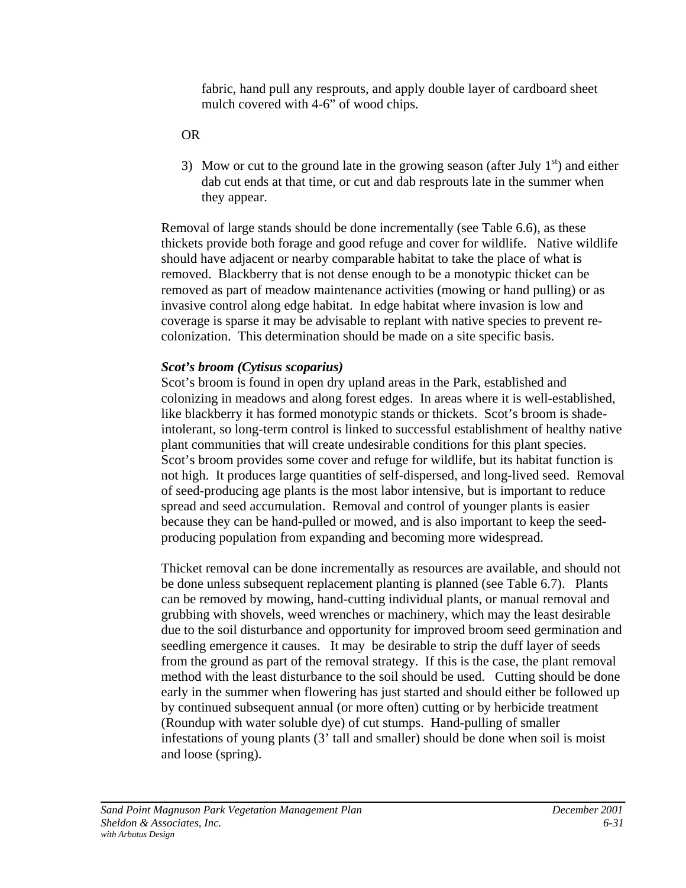fabric, hand pull any resprouts, and apply double layer of cardboard sheet mulch covered with 4-6" of wood chips.

OR

3) Mow or cut to the ground late in the growing season (after July 1st) and either dab cut ends at that time, or cut and dab resprouts late in the summer when they appear.

Removal of large stands should be done incrementally (see Table 6.6), as these thickets provide both forage and good refuge and cover for wildlife. Native wildlife should have adjacent or nearby comparable habitat to take the place of what is removed. Blackberry that is not dense enough to be a monotypic thicket can be removed as part of meadow maintenance activities (mowing or hand pulling) or as invasive control along edge habitat. In edge habitat where invasion is low and coverage is sparse it may be advisable to replant with native species to prevent re-colonization. This determination should be made on a site specific basis.

***Scot's broom (Cytisus scoparius)***

Scot's broom is found in open dry upland areas in the Park, established and colonizing in meadows and along forest edges. In areas where it is well-established, like blackberry it has formed monotypic stands or thickets. Scot's broom is shade-intolerant, so long-term control is linked to successful establishment of healthy native plant communities that will create undesirable conditions for this plant species. Scot's broom provides some cover and refuge for wildlife, but its habitat function is not high. It produces large quantities of self-dispersed, and long-lived seed. Removal of seed-producing age plants is the most labor intensive, but is important to reduce spread and seed accumulation. Removal and control of younger plants is easier because they can be hand-pulled or mowed, and is also important to keep the seed-producing population from expanding and becoming more widespread.

Thicket removal can be done incrementally as resources are available, and should not be done unless subsequent replacement planting is planned (see Table 6.7). Plants can be removed by mowing, hand-cutting individual plants, or manual removal and grubbing with shovels, weed wrenches or machinery, which may the least desirable due to the soil disturbance and opportunity for improved broom seed germination and seedling emergence it causes. It may be desirable to strip the duff layer of seeds from the ground as part of the removal strategy. If this is the case, the plant removal method with the least disturbance to the soil should be used. Cutting should be done early in the summer when flowering has just started and should either be followed up by continued subsequent annual (or more often) cutting or by herbicide treatment (Roundup with water soluble dye) of cut stumps. Hand-pulling of smaller infestations of young plants (3' tall and smaller) should be done when soil is moist and loose (spring).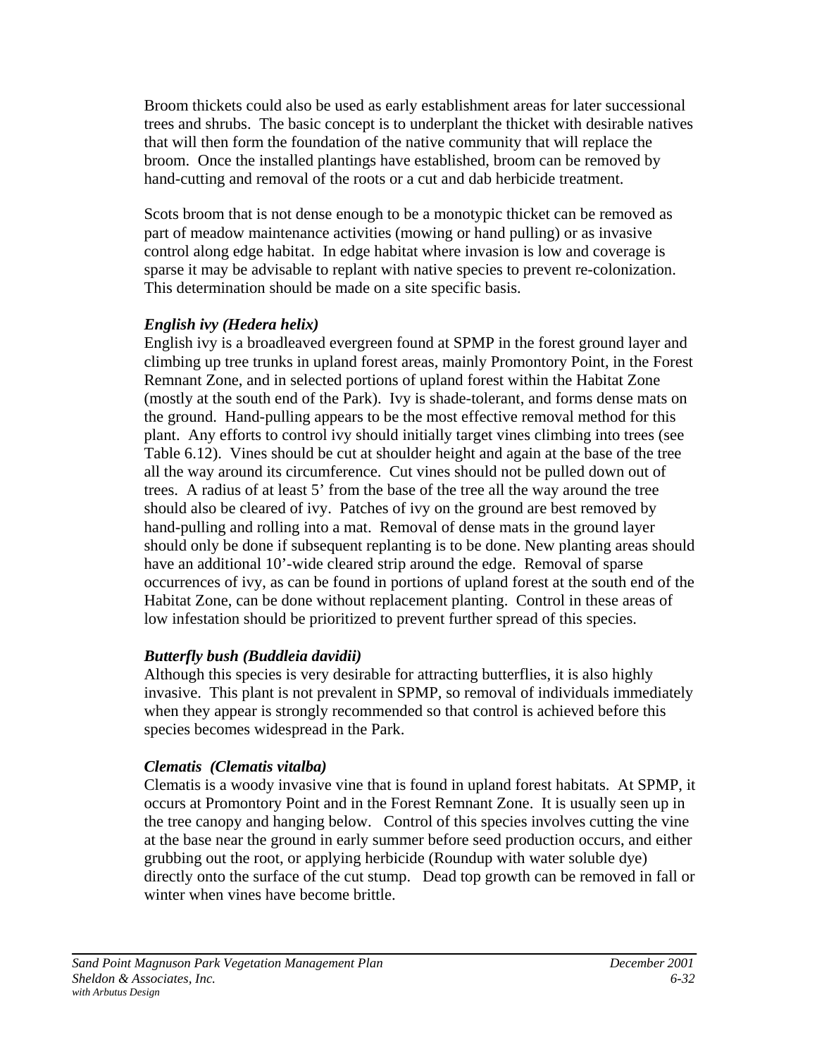Broom thickets could also be used as early establishment areas for later successional trees and shrubs. The basic concept is to underplant the thicket with desirable natives that will then form the foundation of the native community that will replace the broom. Once the installed plantings have established, broom can be removed by hand-cutting and removal of the roots or a cut and dab herbicide treatment.

Scots broom that is not dense enough to be a monotypic thicket can be removed as part of meadow maintenance activities (mowing or hand pulling) or as invasive control along edge habitat. In edge habitat where invasion is low and coverage is sparse it may be advisable to replant with native species to prevent re-colonization. This determination should be made on a site specific basis.

***English ivy (Hedera helix)***

English ivy is a broadleaved evergreen found at SPMP in the forest ground layer and climbing up tree trunks in upland forest areas, mainly Promontory Point, in the Forest Remnant Zone, and in selected portions of upland forest within the Habitat Zone (mostly at the south end of the Park). Ivy is shade-tolerant, and forms dense mats on the ground. Hand-pulling appears to be the most effective removal method for this plant. Any efforts to control ivy should initially target vines climbing into trees (see Table 6.12). Vines should be cut at shoulder height and again at the base of the tree all the way around its circumference. Cut vines should not be pulled down out of trees. A radius of at least 5' from the base of the tree all the way around the tree should also be cleared of ivy. Patches of ivy on the ground are best removed by hand-pulling and rolling into a mat. Removal of dense mats in the ground layer should only be done if subsequent replanting is to be done. New planting areas should have an additional 10'-wide cleared strip around the edge. Removal of sparse occurrences of ivy, as can be found in portions of upland forest at the south end of the Habitat Zone, can be done without replacement planting. Control in these areas of low infestation should be prioritized to prevent further spread of this species.

***Butterfly bush (Buddleia davidii)***

Although this species is very desirable for attracting butterflies, it is also highly invasive. This plant is not prevalent in SPMP, so removal of individuals immediately when they appear is strongly recommended so that control is achieved before this species becomes widespread in the Park.

***Clematis (Clematis vitalba)***

Clematis is a woody invasive vine that is found in upland forest habitats. At SPMP, it occurs at Promontory Point and in the Forest Remnant Zone. It is usually seen up in the tree canopy and hanging below. Control of this species involves cutting the vine at the base near the ground in early summer before seed production occurs, and either grubbing out the root, or applying herbicide (Roundup with water soluble dye) directly onto the surface of the cut stump. Dead top growth can be removed in fall or winter when vines have become brittle.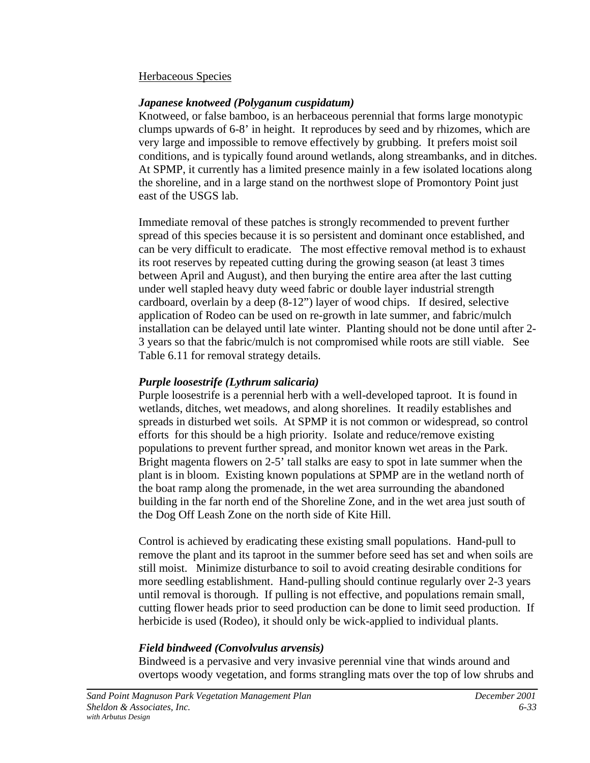Herbaceous Species

***Japanese knotweed (Polyganum cuspidatum)***
Knotweed, or false bamboo, is an herbaceous perennial that forms large monotypic clumps upwards of 6-8' in height. It reproduces by seed and by rhizomes, which are very large and impossible to remove effectively by grubbing. It prefers moist soil conditions, and is typically found around wetlands, along streambanks, and in ditches. At SPMP, it currently has a limited presence mainly in a few isolated locations along the shoreline, and in a large stand on the northwest slope of Promontory Point just east of the USGS lab.

Immediate removal of these patches is strongly recommended to prevent further spread of this species because it is so persistent and dominant once established, and can be very difficult to eradicate. The most effective removal method is to exhaust its root reserves by repeated cutting during the growing season (at least 3 times between April and August), and then burying the entire area after the last cutting under well stapled heavy duty weed fabric or double layer industrial strength cardboard, overlain by a deep (8-12") layer of wood chips. If desired, selective application of Rodeo can be used on re-growth in late summer, and fabric/mulch installation can be delayed until late winter. Planting should not be done until after 2-3 years so that the fabric/mulch is not compromised while roots are still viable. See Table 6.11 for removal strategy details.

***Purple loosestrife (Lythrum salicaria)***
Purple loosestrife is a perennial herb with a well-developed taproot. It is found in wetlands, ditches, wet meadows, and along shorelines. It readily establishes and spreads in disturbed wet soils. At SPMP it is not common or widespread, so control efforts for this should be a high priority. Isolate and reduce/remove existing populations to prevent further spread, and monitor known wet areas in the Park. Bright magenta flowers on 2-5' tall stalks are easy to spot in late summer when the plant is in bloom. Existing known populations at SPMP are in the wetland north of the boat ramp along the promenade, in the wet area surrounding the abandoned building in the far north end of the Shoreline Zone, and in the wet area just south of the Dog Off Leash Zone on the north side of Kite Hill.

Control is achieved by eradicating these existing small populations. Hand-pull to remove the plant and its taproot in the summer before seed has set and when soils are still moist. Minimize disturbance to soil to avoid creating desirable conditions for more seedling establishment. Hand-pulling should continue regularly over 2-3 years until removal is thorough. If pulling is not effective, and populations remain small, cutting flower heads prior to seed production can be done to limit seed production. If herbicide is used (Rodeo), it should only be wick-applied to individual plants.

***Field bindweed (Convolvulus arvensis)***
Bindweed is a pervasive and very invasive perennial vine that winds around and overtops woody vegetation, and forms strangling mats over the top of low shrubs and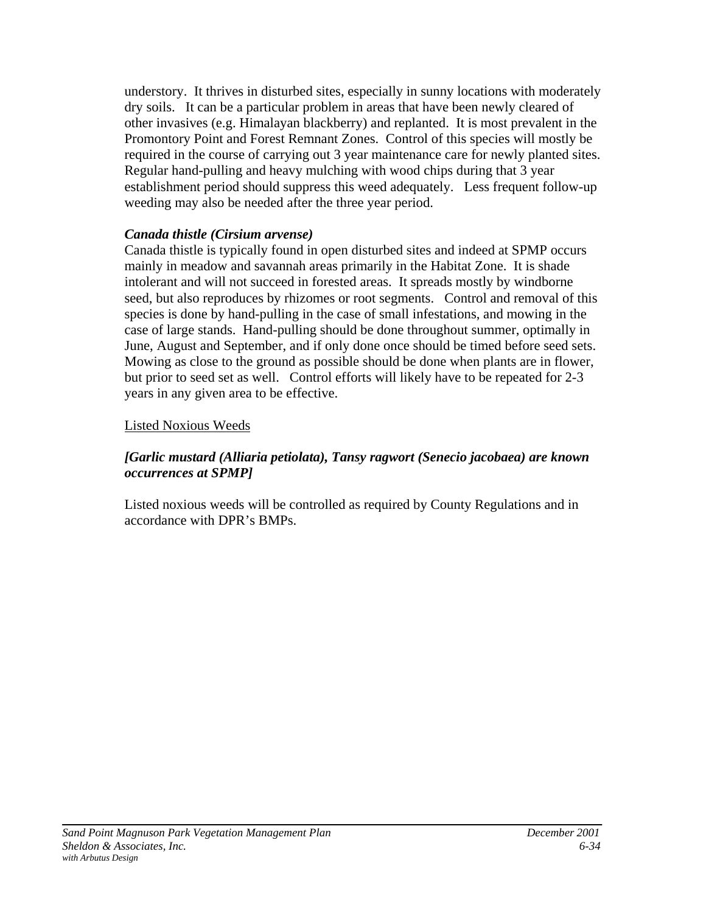understory. It thrives in disturbed sites, especially in sunny locations with moderately dry soils. It can be a particular problem in areas that have been newly cleared of other invasives (e.g. Himalayan blackberry) and replanted. It is most prevalent in the Promontory Point and Forest Remnant Zones. Control of this species will mostly be required in the course of carrying out 3 year maintenance care for newly planted sites. Regular hand-pulling and heavy mulching with wood chips during that 3 year establishment period should suppress this weed adequately. Less frequent follow-up weeding may also be needed after the three year period.

***Canada thistle (Cirsium arvense)***

Canada thistle is typically found in open disturbed sites and indeed at SPMP occurs mainly in meadow and savannah areas primarily in the Habitat Zone. It is shade intolerant and will not succeed in forested areas. It spreads mostly by windborne seed, but also reproduces by rhizomes or root segments. Control and removal of this species is done by hand-pulling in the case of small infestations, and mowing in the case of large stands. Hand-pulling should be done throughout summer, optimally in June, August and September, and if only done once should be timed before seed sets. Mowing as close to the ground as possible should be done when plants are in flower, but prior to seed set as well. Control efforts will likely have to be repeated for 2-3 years in any given area to be effective.

<u>Listed Noxious Weeds</u>

***[Garlic mustard (Alliaria petiolata), Tansy ragwort (Senecio jacobaea) are known occurrences at SPMP]***

Listed noxious weeds will be controlled as required by County Regulations and in accordance with DPR's BMPs.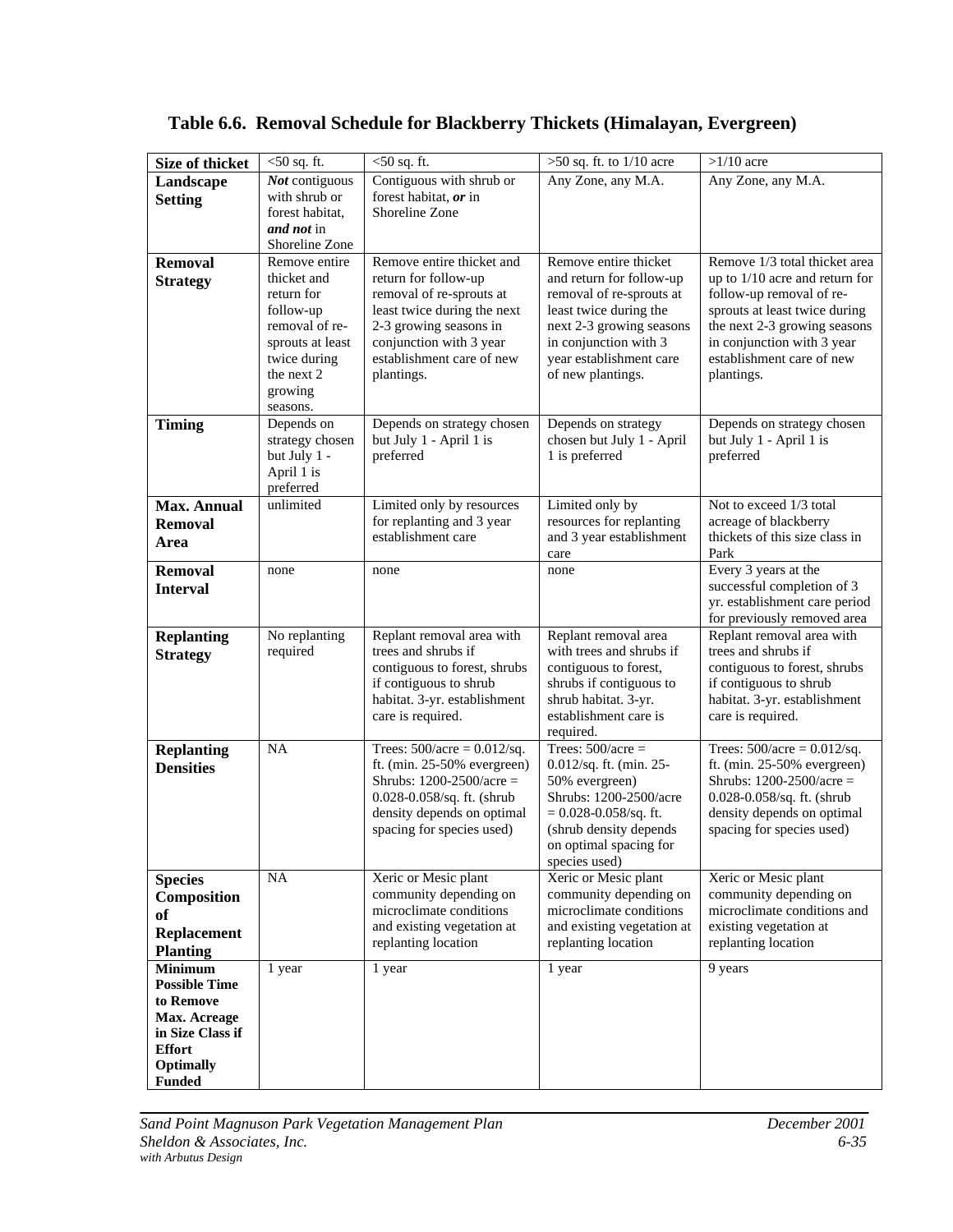## Table 6.6. Removal Schedule for Blackberry Thickets (Himalayan, Evergreen)

| **Size of thicket** | <50 sq. ft. | <50 sq. ft. | >50 sq. ft. to 1/10 acre | >1/10 acre |
|---|---|---|---|---|
| **Landscape Setting** | ***Not*** contiguous with shrub or forest habitat, ***and not*** in Shoreline Zone | Contiguous with shrub or forest habitat, ***or*** in Shoreline Zone | Any Zone, any M.A. | Any Zone, any M.A. |
| **Removal Strategy** | Remove entire thicket and return for follow-up removal of re-sprouts at least twice during the next 2 growing seasons. | Remove entire thicket and return for follow-up removal of re-sprouts at least twice during the next 2-3 growing seasons in conjunction with 3 year establishment care of new plantings. | Remove entire thicket and return for follow-up removal of re-sprouts at least twice during the next 2-3 growing seasons in conjunction with 3 year establishment care of new plantings. | Remove 1/3 total thicket area up to 1/10 acre and return for follow-up removal of re-sprouts at least twice during the next 2-3 growing seasons in conjunction with 3 year establishment care of new plantings. |
| **Timing** | Depends on strategy chosen but July 1 - April 1 is preferred | Depends on strategy chosen but July 1 - April 1 is preferred | Depends on strategy chosen but July 1 - April 1 is preferred | Depends on strategy chosen but July 1 - April 1 is preferred |
| **Max. Annual Removal Area** | unlimited | Limited only by resources for replanting and 3 year establishment care | Limited only by resources for replanting and 3 year establishment care | Not to exceed 1/3 total acreage of blackberry thickets of this size class in Park |
| **Removal Interval** | none | none | none | Every 3 years at the successful completion of 3 yr. establishment care period for previously removed area |
| **Replanting Strategy** | No replanting required | Replant removal area with trees and shrubs if contiguous to forest, shrubs if contiguous to shrub habitat. 3-yr. establishment care is required. | Replant removal area with trees and shrubs if contiguous to forest, shrubs if contiguous to shrub habitat. 3-yr. establishment care is required. | Replant removal area with trees and shrubs if contiguous to forest, shrubs if contiguous to shrub habitat. 3-yr. establishment care is required. |
| **Replanting Densities** | NA | Trees: 500/acre = 0.012/sq. ft. (min. 25-50% evergreen) Shrubs: 1200-2500/acre = 0.028-0.058/sq. ft. (shrub density depends on optimal spacing for species used) | Trees: 500/acre = 0.012/sq. ft. (min. 25-50% evergreen) Shrubs: 1200-2500/acre = 0.028-0.058/sq. ft. (shrub density depends on optimal spacing for species used) | Trees: 500/acre = 0.012/sq. ft. (min. 25-50% evergreen) Shrubs: 1200-2500/acre = 0.028-0.058/sq. ft. (shrub density depends on optimal spacing for species used) |
| **Species Composition of Replacement Planting** | NA | Xeric or Mesic plant community depending on microclimate conditions and existing vegetation at replanting location | Xeric or Mesic plant community depending on microclimate conditions and existing vegetation at replanting location | Xeric or Mesic plant community depending on microclimate conditions and existing vegetation at replanting location |
| **Minimum Possible Time to Remove Max. Acreage in Size Class if Effort Optimally Funded** | 1 year | 1 year | 1 year | 9 years |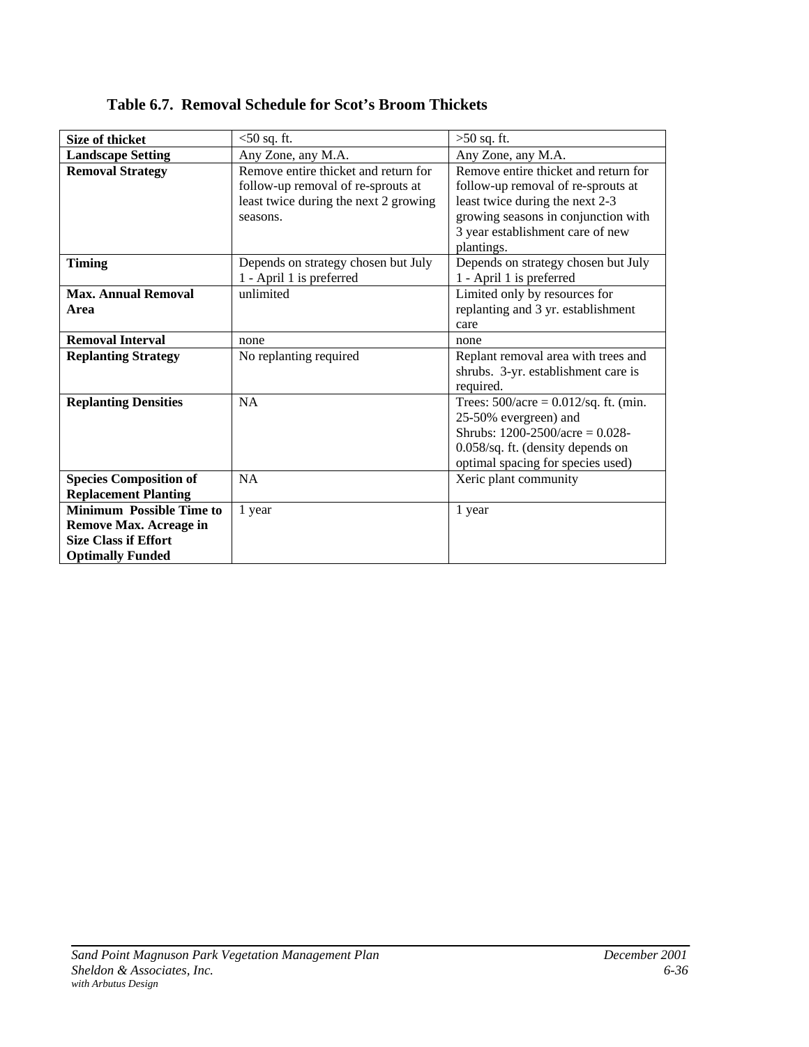### Table 6.7. Removal Schedule for Scot's Broom Thickets

| **Size of thicket** | <50 sq. ft. | >50 sq. ft. |
|---|---|---|
| **Landscape Setting** | Any Zone, any M.A. | Any Zone, any M.A. |
| **Removal Strategy** | Remove entire thicket and return for follow-up removal of re-sprouts at least twice during the next 2 growing seasons. | Remove entire thicket and return for follow-up removal of re-sprouts at least twice during the next 2-3 growing seasons in conjunction with 3 year establishment care of new plantings. |
| **Timing** | Depends on strategy chosen but July 1 - April 1 is preferred | Depends on strategy chosen but July 1 - April 1 is preferred |
| **Max. Annual Removal Area** | unlimited | Limited only by resources for replanting and 3 yr. establishment care |
| **Removal Interval** | none | none |
| **Replanting Strategy** | No replanting required | Replant removal area with trees and shrubs. 3-yr. establishment care is required. |
| **Replanting Densities** | NA | Trees: 500/acre = 0.012/sq. ft. (min. 25-50% evergreen) and Shrubs: 1200-2500/acre = 0.028-0.058/sq. ft. (density depends on optimal spacing for species used) |
| **Species Composition of Replacement Planting** | NA | Xeric plant community |
| **Minimum Possible Time to Remove Max. Acreage in Size Class if Effort Optimally Funded** | 1 year | 1 year |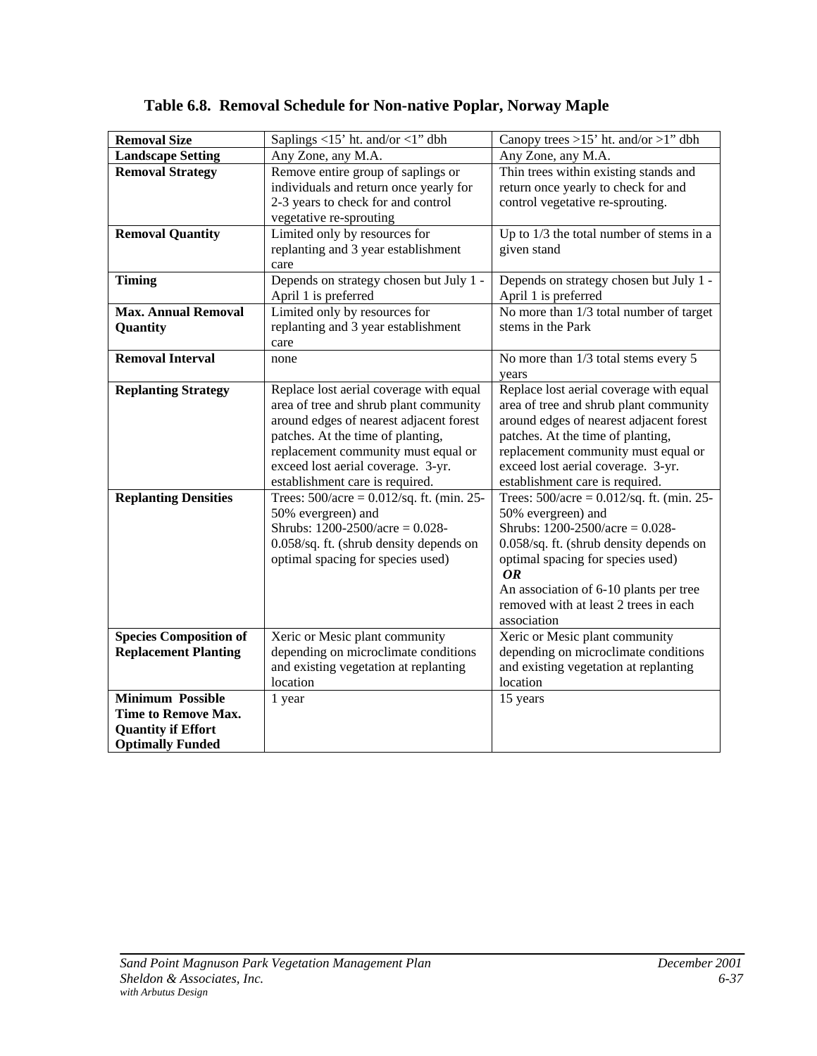### Table 6.8. Removal Schedule for Non-native Poplar, Norway Maple

| **Removal Size** | Saplings <15' ht. and/or <1" dbh | Canopy trees >15' ht. and/or >1" dbh |
|---|---|---|
| **Landscape Setting** | Any Zone, any M.A. | Any Zone, any M.A. |
| **Removal Strategy** | Remove entire group of saplings or individuals and return once yearly for 2-3 years to check for and control vegetative re-sprouting | Thin trees within existing stands and return once yearly to check for and control vegetative re-sprouting. |
| **Removal Quantity** | Limited only by resources for replanting and 3 year establishment care | Up to 1/3 the total number of stems in a given stand |
| **Timing** | Depends on strategy chosen but July 1 - April 1 is preferred | Depends on strategy chosen but July 1 - April 1 is preferred |
| **Max. Annual Removal Quantity** | Limited only by resources for replanting and 3 year establishment care | No more than 1/3 total number of target stems in the Park |
| **Removal Interval** | none | No more than 1/3 total stems every 5 years |
| **Replanting Strategy** | Replace lost aerial coverage with equal area of tree and shrub plant community around edges of nearest adjacent forest patches. At the time of planting, replacement community must equal or exceed lost aerial coverage. 3-yr. establishment care is required. | Replace lost aerial coverage with equal area of tree and shrub plant community around edges of nearest adjacent forest patches. At the time of planting, replacement community must equal or exceed lost aerial coverage. 3-yr. establishment care is required. |
| **Replanting Densities** | Trees: 500/acre = 0.012/sq. ft. (min. 25-50% evergreen) and Shrubs: 1200-2500/acre = 0.028-0.058/sq. ft. (shrub density depends on optimal spacing for species used) | Trees: 500/acre = 0.012/sq. ft. (min. 25-50% evergreen) and Shrubs: 1200-2500/acre = 0.028-0.058/sq. ft. (shrub density depends on optimal spacing for species used) ***OR*** An association of 6-10 plants per tree removed with at least 2 trees in each association |
| **Species Composition of Replacement Planting** | Xeric or Mesic plant community depending on microclimate conditions and existing vegetation at replanting location | Xeric or Mesic plant community depending on microclimate conditions and existing vegetation at replanting location |
| **Minimum Possible Time to Remove Max. Quantity if Effort Optimally Funded** | 1 year | 15 years |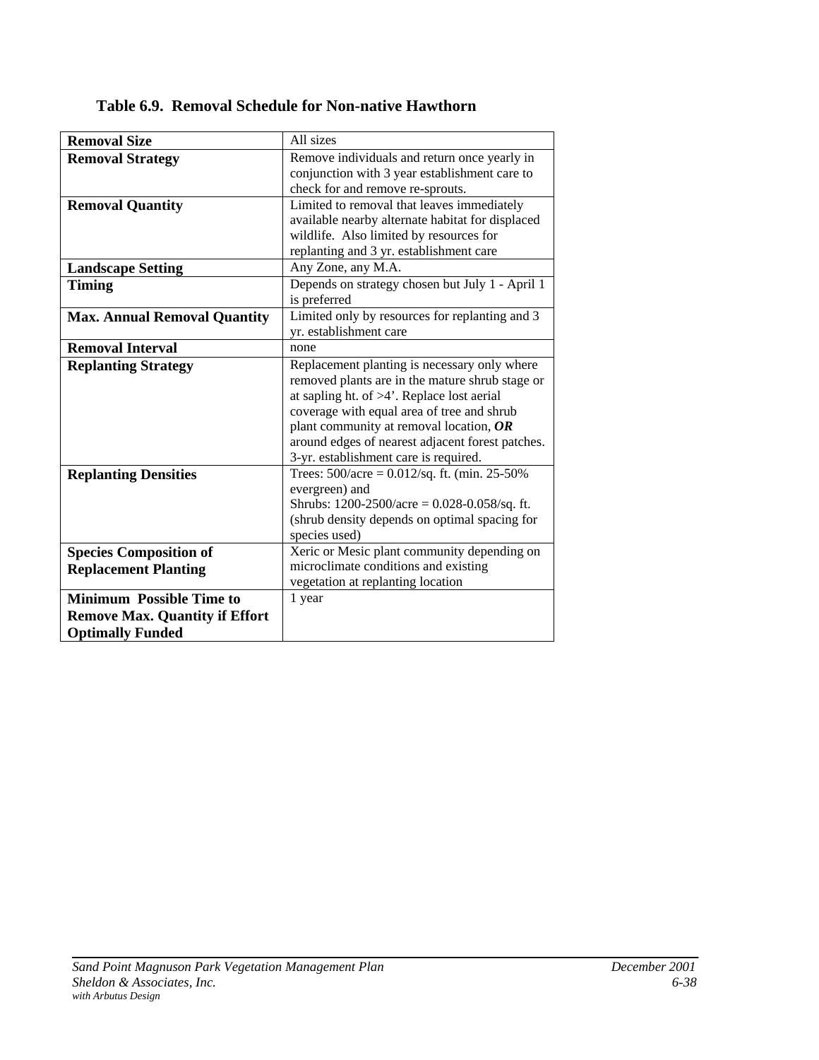**Table 6.9. Removal Schedule for Non-native Hawthorn**

| | |
|---|---|
| **Removal Size** | All sizes |
| **Removal Strategy** | Remove individuals and return once yearly in conjunction with 3 year establishment care to check for and remove re-sprouts. |
| **Removal Quantity** | Limited to removal that leaves immediately available nearby alternate habitat for displaced wildlife. Also limited by resources for replanting and 3 yr. establishment care |
| **Landscape Setting** | Any Zone, any M.A. |
| **Timing** | Depends on strategy chosen but July 1 - April 1 is preferred |
| **Max. Annual Removal Quantity** | Limited only by resources for replanting and 3 yr. establishment care |
| **Removal Interval** | none |
| **Replanting Strategy** | Replacement planting is necessary only where removed plants are in the mature shrub stage or at sapling ht. of >4'. Replace lost aerial coverage with equal area of tree and shrub plant community at removal location, ***OR*** around edges of nearest adjacent forest patches. 3-yr. establishment care is required. |
| **Replanting Densities** | Trees: 500/acre = 0.012/sq. ft. (min. 25-50% evergreen) and Shrubs: 1200-2500/acre = 0.028-0.058/sq. ft. (shrub density depends on optimal spacing for species used) |
| **Species Composition of Replacement Planting** | Xeric or Mesic plant community depending on microclimate conditions and existing vegetation at replanting location |
| **Minimum Possible Time to Remove Max. Quantity if Effort Optimally Funded** | 1 year |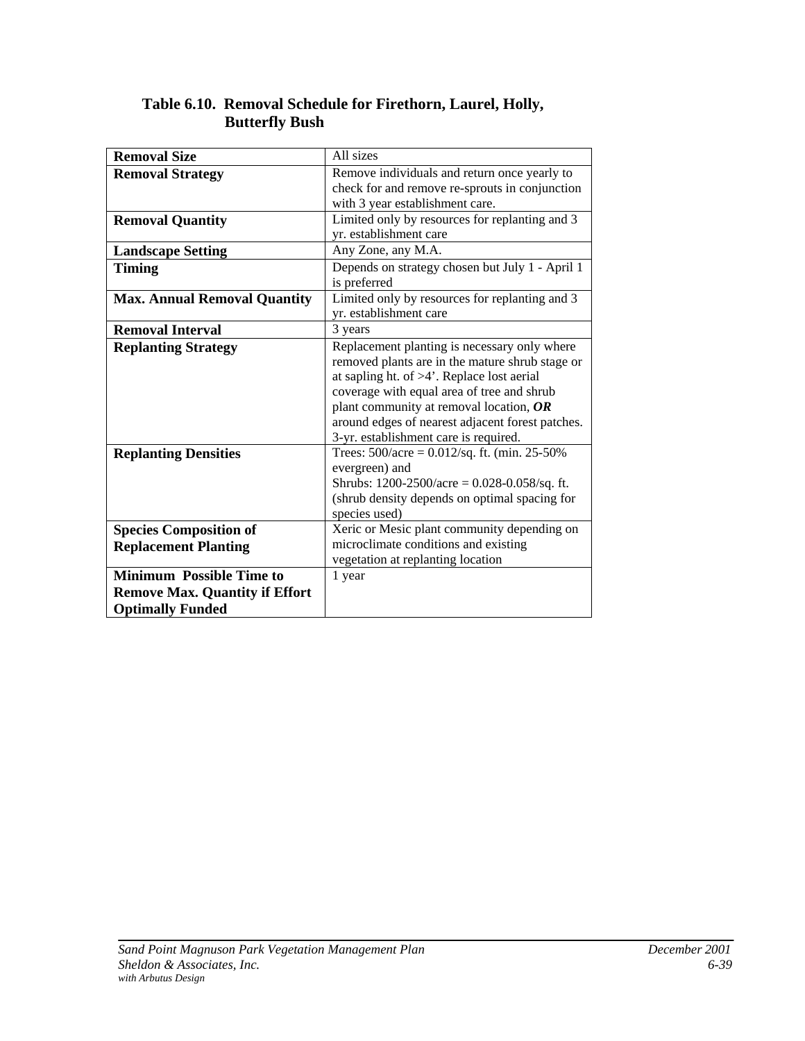**Table 6.10. Removal Schedule for Firethorn, Laurel, Holly, Butterfly Bush**

| | |
|---|---|
| **Removal Size** | All sizes |
| **Removal Strategy** | Remove individuals and return once yearly to check for and remove re-sprouts in conjunction with 3 year establishment care. |
| **Removal Quantity** | Limited only by resources for replanting and 3 yr. establishment care |
| **Landscape Setting** | Any Zone, any M.A. |
| **Timing** | Depends on strategy chosen but July 1 - April 1 is preferred |
| **Max. Annual Removal Quantity** | Limited only by resources for replanting and 3 yr. establishment care |
| **Removal Interval** | 3 years |
| **Replanting Strategy** | Replacement planting is necessary only where removed plants are in the mature shrub stage or at sapling ht. of >4'. Replace lost aerial coverage with equal area of tree and shrub plant community at removal location, ***OR*** around edges of nearest adjacent forest patches. 3-yr. establishment care is required. |
| **Replanting Densities** | Trees: 500/acre = 0.012/sq. ft. (min. 25-50% evergreen) and<br>Shrubs: 1200-2500/acre = 0.028-0.058/sq. ft. (shrub density depends on optimal spacing for species used) |
| **Species Composition of Replacement Planting** | Xeric or Mesic plant community depending on microclimate conditions and existing vegetation at replanting location |
| **Minimum Possible Time to Remove Max. Quantity if Effort Optimally Funded** | 1 year |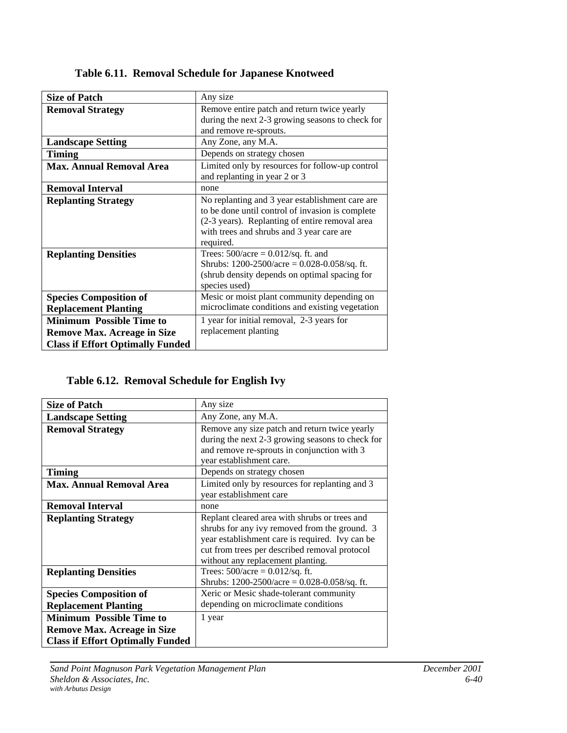### Table 6.11. Removal Schedule for Japanese Knotweed

| | |
|---|---|
| **Size of Patch** | Any size |
| **Removal Strategy** | Remove entire patch and return twice yearly during the next 2-3 growing seasons to check for and remove re-sprouts. |
| **Landscape Setting** | Any Zone, any M.A. |
| **Timing** | Depends on strategy chosen |
| **Max. Annual Removal Area** | Limited only by resources for follow-up control and replanting in year 2 or 3 |
| **Removal Interval** | none |
| **Replanting Strategy** | No replanting and 3 year establishment care are to be done until control of invasion is complete (2-3 years). Replanting of entire removal area with trees and shrubs and 3 year care are required. |
| **Replanting Densities** | Trees: 500/acre = 0.012/sq. ft. and<br>Shrubs: 1200-2500/acre = 0.028-0.058/sq. ft. (shrub density depends on optimal spacing for species used) |
| **Species Composition of Replacement Planting** | Mesic or moist plant community depending on microclimate conditions and existing vegetation |
| **Minimum Possible Time to Remove Max. Acreage in Size Class if Effort Optimally Funded** | 1 year for initial removal, 2-3 years for replacement planting |

### Table 6.12. Removal Schedule for English Ivy

| | |
|---|---|
| **Size of Patch** | Any size |
| **Landscape Setting** | Any Zone, any M.A. |
| **Removal Strategy** | Remove any size patch and return twice yearly during the next 2-3 growing seasons to check for and remove re-sprouts in conjunction with 3 year establishment care. |
| **Timing** | Depends on strategy chosen |
| **Max. Annual Removal Area** | Limited only by resources for replanting and 3 year establishment care |
| **Removal Interval** | none |
| **Replanting Strategy** | Replant cleared area with shrubs or trees and shrubs for any ivy removed from the ground. 3 year establishment care is required. Ivy can be cut from trees per described removal protocol without any replacement planting. |
| **Replanting Densities** | Trees: 500/acre = 0.012/sq. ft.<br>Shrubs: 1200-2500/acre = 0.028-0.058/sq. ft. |
| **Species Composition of Replacement Planting** | Xeric or Mesic shade-tolerant community depending on microclimate conditions |
| **Minimum Possible Time to Remove Max. Acreage in Size Class if Effort Optimally Funded** | 1 year |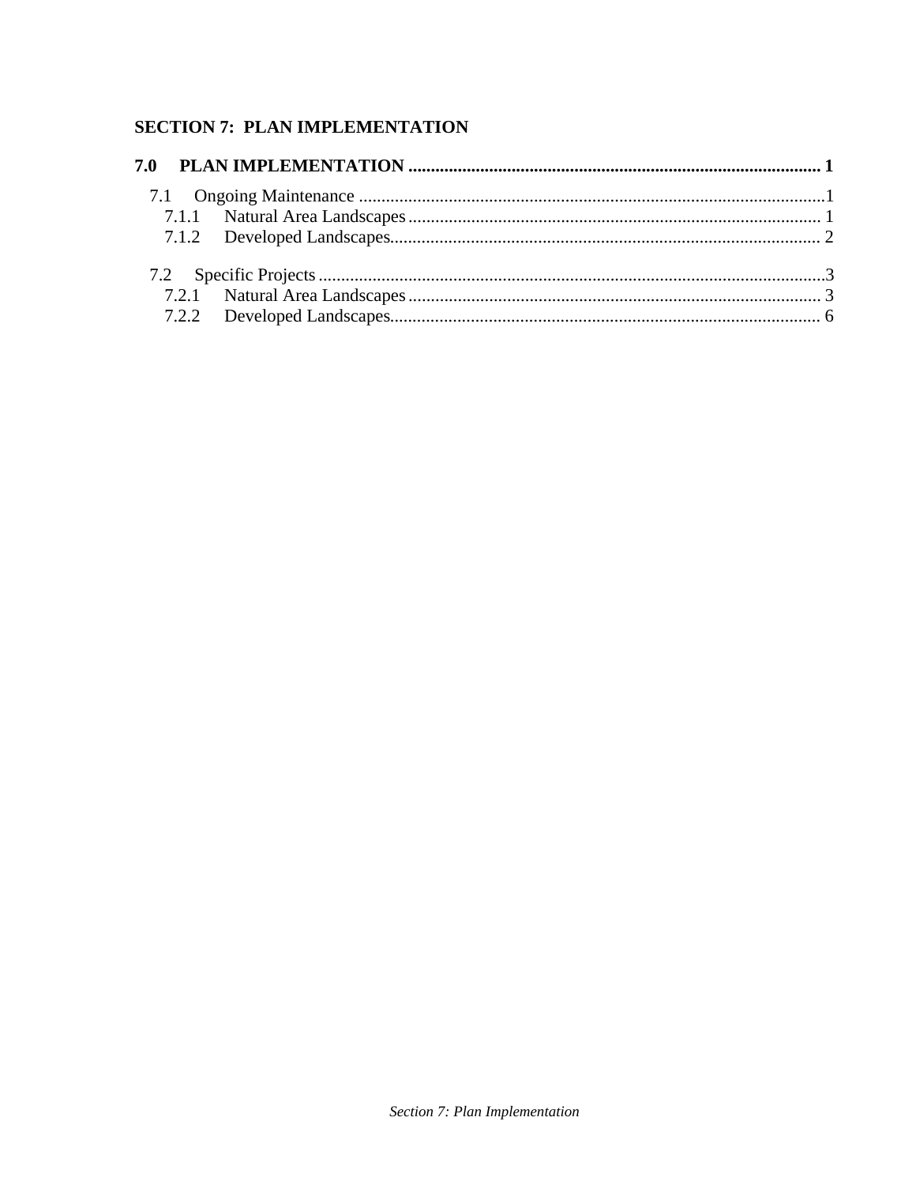# SECTION 7: PLAN IMPLEMENTATION

**7.0 PLAN IMPLEMENTATION ........................................................................................... 1**

- 7.1 Ongoing Maintenance .......................................................................................................1
  - 7.1.1 Natural Area Landscapes ........................................................................................... 1
  - 7.1.2 Developed Landscapes............................................................................................... 2
- 7.2 Specific Projects ...............................................................................................................3
  - 7.2.1 Natural Area Landscapes ........................................................................................... 3
  - 7.2.2 Developed Landscapes............................................................................................... 6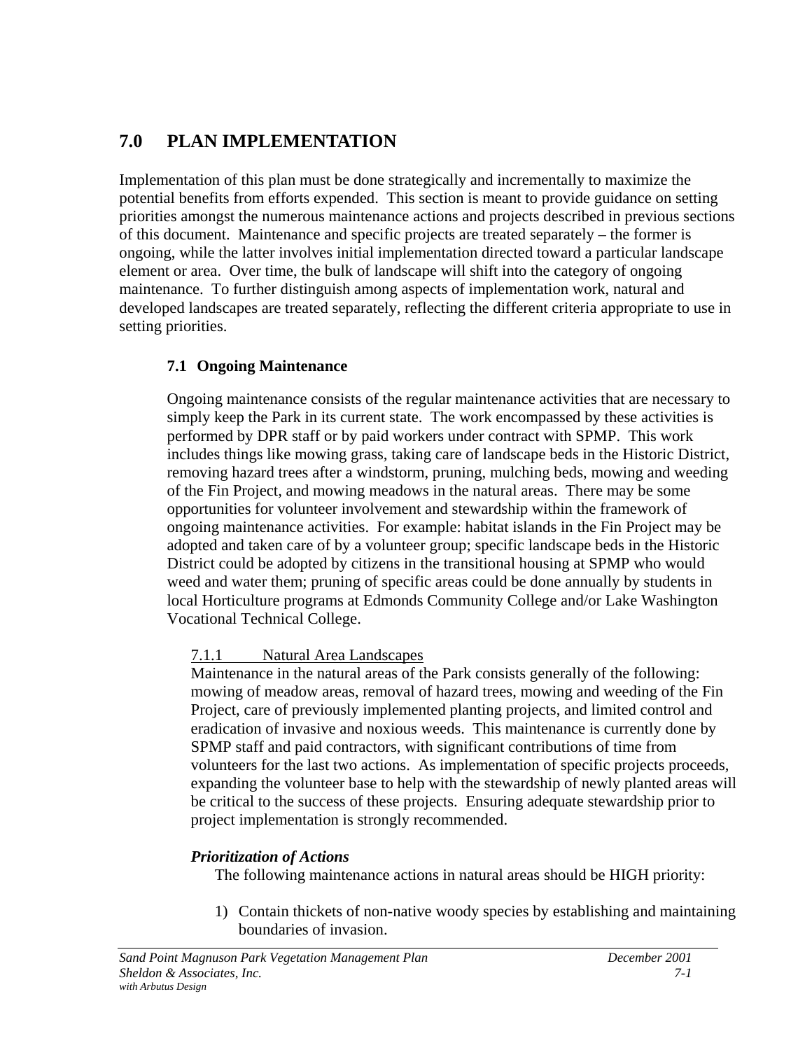# 7.0 PLAN IMPLEMENTATION

Implementation of this plan must be done strategically and incrementally to maximize the potential benefits from efforts expended. This section is meant to provide guidance on setting priorities amongst the numerous maintenance actions and projects described in previous sections of this document. Maintenance and specific projects are treated separately – the former is ongoing, while the latter involves initial implementation directed toward a particular landscape element or area. Over time, the bulk of landscape will shift into the category of ongoing maintenance. To further distinguish among aspects of implementation work, natural and developed landscapes are treated separately, reflecting the different criteria appropriate to use in setting priorities.

## 7.1 Ongoing Maintenance

Ongoing maintenance consists of the regular maintenance activities that are necessary to simply keep the Park in its current state. The work encompassed by these activities is performed by DPR staff or by paid workers under contract with SPMP. This work includes things like mowing grass, taking care of landscape beds in the Historic District, removing hazard trees after a windstorm, pruning, mulching beds, mowing and weeding of the Fin Project, and mowing meadows in the natural areas. There may be some opportunities for volunteer involvement and stewardship within the framework of ongoing maintenance activities. For example: habitat islands in the Fin Project may be adopted and taken care of by a volunteer group; specific landscape beds in the Historic District could be adopted by citizens in the transitional housing at SPMP who would weed and water them; pruning of specific areas could be done annually by students in local Horticulture programs at Edmonds Community College and/or Lake Washington Vocational Technical College.

### 7.1.1 Natural Area Landscapes

Maintenance in the natural areas of the Park consists generally of the following: mowing of meadow areas, removal of hazard trees, mowing and weeding of the Fin Project, care of previously implemented planting projects, and limited control and eradication of invasive and noxious weeds. This maintenance is currently done by SPMP staff and paid contractors, with significant contributions of time from volunteers for the last two actions. As implementation of specific projects proceeds, expanding the volunteer base to help with the stewardship of newly planted areas will be critical to the success of these projects. Ensuring adequate stewardship prior to project implementation is strongly recommended.

***Prioritization of Actions***

The following maintenance actions in natural areas should be HIGH priority:

1) Contain thickets of non-native woody species by establishing and maintaining boundaries of invasion.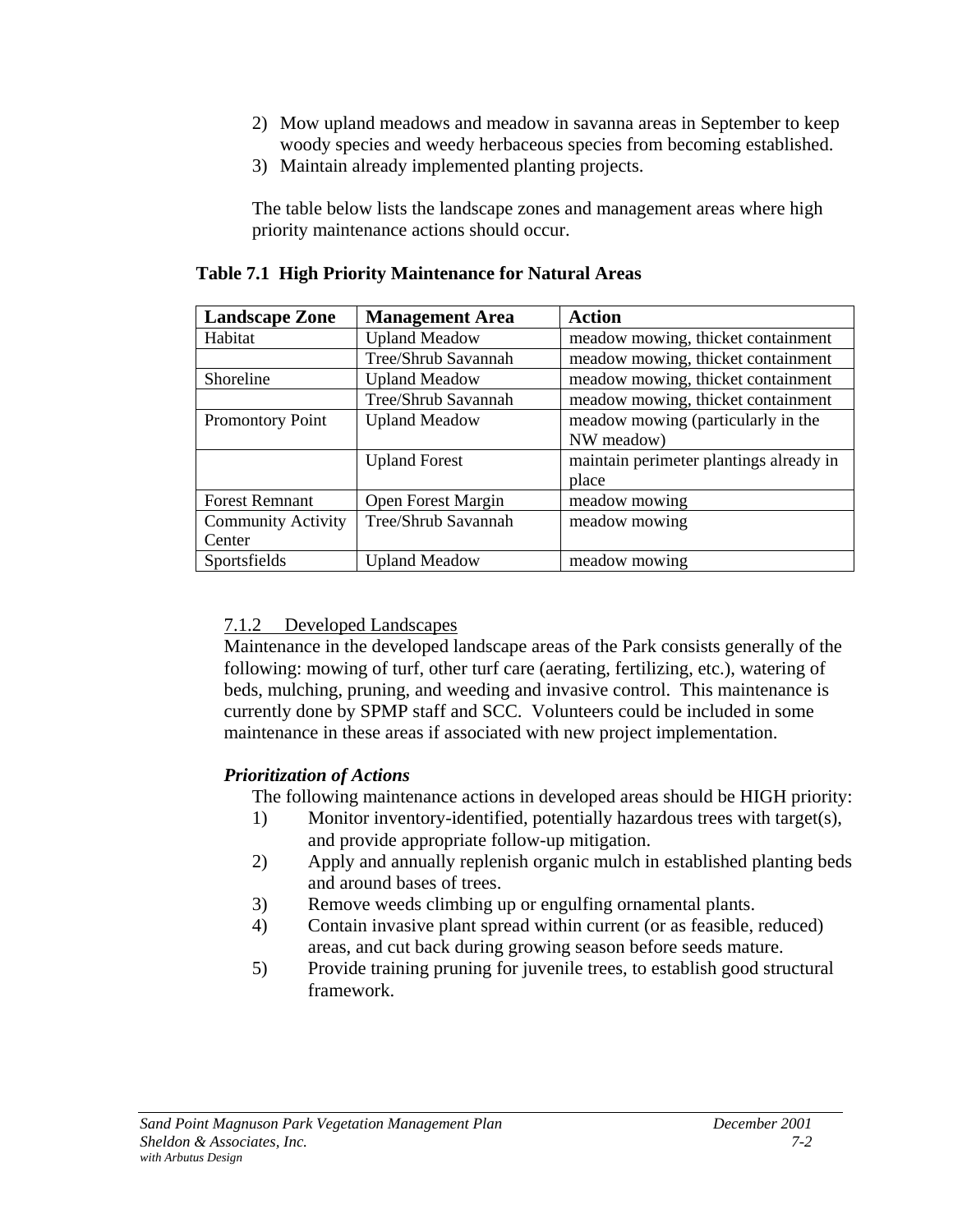2) Mow upland meadows and meadow in savanna areas in September to keep woody species and weedy herbaceous species from becoming established.
3) Maintain already implemented planting projects.

The table below lists the landscape zones and management areas where high priority maintenance actions should occur.

**Table 7.1 High Priority Maintenance for Natural Areas**

| Landscape Zone | Management Area | Action |
|---|---|---|
| Habitat | Upland Meadow | meadow mowing, thicket containment |
| | Tree/Shrub Savannah | meadow mowing, thicket containment |
| Shoreline | Upland Meadow | meadow mowing, thicket containment |
| | Tree/Shrub Savannah | meadow mowing, thicket containment |
| Promontory Point | Upland Meadow | meadow mowing (particularly in the NW meadow) |
| | Upland Forest | maintain perimeter plantings already in place |
| Forest Remnant | Open Forest Margin | meadow mowing |
| Community Activity Center | Tree/Shrub Savannah | meadow mowing |
| Sportsfields | Upland Meadow | meadow mowing |

7.1.2 Developed Landscapes

Maintenance in the developed landscape areas of the Park consists generally of the following: mowing of turf, other turf care (aerating, fertilizing, etc.), watering of beds, mulching, pruning, and weeding and invasive control. This maintenance is currently done by SPMP staff and SCC. Volunteers could be included in some maintenance in these areas if associated with new project implementation.

***Prioritization of Actions***

The following maintenance actions in developed areas should be HIGH priority:

1) Monitor inventory-identified, potentially hazardous trees with target(s), and provide appropriate follow-up mitigation.
2) Apply and annually replenish organic mulch in established planting beds and around bases of trees.
3) Remove weeds climbing up or engulfing ornamental plants.
4) Contain invasive plant spread within current (or as feasible, reduced) areas, and cut back during growing season before seeds mature.
5) Provide training pruning for juvenile trees, to establish good structural framework.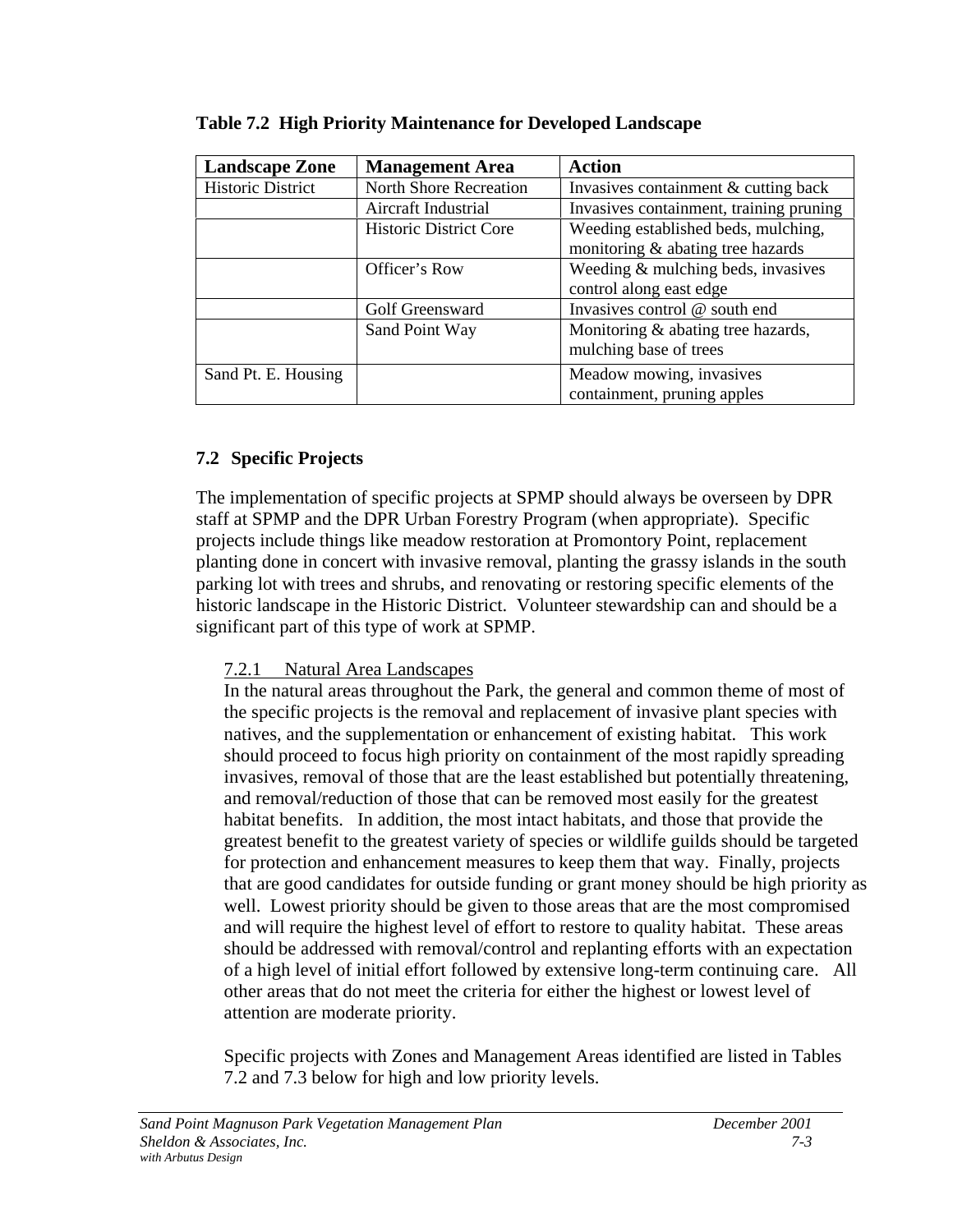**Table 7.2 High Priority Maintenance for Developed Landscape**

| Landscape Zone | Management Area | Action |
|---|---|---|
| Historic District | North Shore Recreation | Invasives containment & cutting back |
| | Aircraft Industrial | Invasives containment, training pruning |
| | Historic District Core | Weeding established beds, mulching, monitoring & abating tree hazards |
| | Officer's Row | Weeding & mulching beds, invasives control along east edge |
| | Golf Greensward | Invasives control @ south end |
| | Sand Point Way | Monitoring & abating tree hazards, mulching base of trees |
| Sand Pt. E. Housing | | Meadow mowing, invasives containment, pruning apples |

## 7.2 Specific Projects

The implementation of specific projects at SPMP should always be overseen by DPR staff at SPMP and the DPR Urban Forestry Program (when appropriate). Specific projects include things like meadow restoration at Promontory Point, replacement planting done in concert with invasive removal, planting the grassy islands in the south parking lot with trees and shrubs, and renovating or restoring specific elements of the historic landscape in the Historic District. Volunteer stewardship can and should be a significant part of this type of work at SPMP.

### 7.2.1 Natural Area Landscapes

In the natural areas throughout the Park, the general and common theme of most of the specific projects is the removal and replacement of invasive plant species with natives, and the supplementation or enhancement of existing habitat. This work should proceed to focus high priority on containment of the most rapidly spreading invasives, removal of those that are the least established but potentially threatening, and removal/reduction of those that can be removed most easily for the greatest habitat benefits. In addition, the most intact habitats, and those that provide the greatest benefit to the greatest variety of species or wildlife guilds should be targeted for protection and enhancement measures to keep them that way. Finally, projects that are good candidates for outside funding or grant money should be high priority as well. Lowest priority should be given to those areas that are the most compromised and will require the highest level of effort to restore to quality habitat. These areas should be addressed with removal/control and replanting efforts with an expectation of a high level of initial effort followed by extensive long-term continuing care. All other areas that do not meet the criteria for either the highest or lowest level of attention are moderate priority.

Specific projects with Zones and Management Areas identified are listed in Tables 7.2 and 7.3 below for high and low priority levels.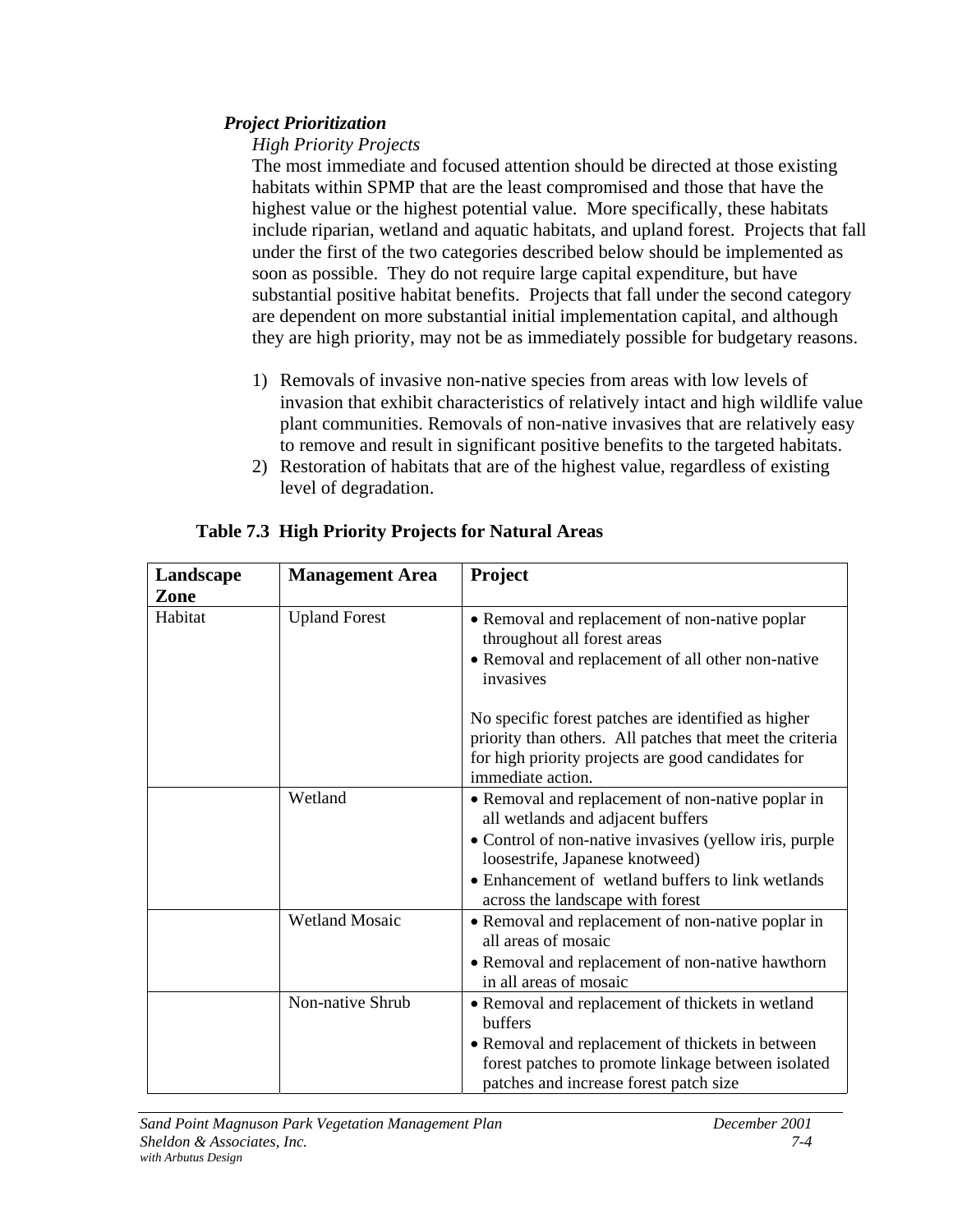***Project Prioritization***

*High Priority Projects*

The most immediate and focused attention should be directed at those existing habitats within SPMP that are the least compromised and those that have the highest value or the highest potential value. More specifically, these habitats include riparian, wetland and aquatic habitats, and upland forest. Projects that fall under the first of the two categories described below should be implemented as soon as possible. They do not require large capital expenditure, but have substantial positive habitat benefits. Projects that fall under the second category are dependent on more substantial initial implementation capital, and although they are high priority, may not be as immediately possible for budgetary reasons.

1) Removals of invasive non-native species from areas with low levels of invasion that exhibit characteristics of relatively intact and high wildlife value plant communities. Removals of non-native invasives that are relatively easy to remove and result in significant positive benefits to the targeted habitats.
2) Restoration of habitats that are of the highest value, regardless of existing level of degradation.

**Table 7.3 High Priority Projects for Natural Areas**

| Landscape Zone | Management Area | Project |
|---|---|---|
| Habitat | Upland Forest | • Removal and replacement of non-native poplar throughout all forest areas<br>• Removal and replacement of all other non-native invasives<br><br>No specific forest patches are identified as higher priority than others. All patches that meet the criteria for high priority projects are good candidates for immediate action. |
| | Wetland | • Removal and replacement of non-native poplar in all wetlands and adjacent buffers<br>• Control of non-native invasives (yellow iris, purple loosestrife, Japanese knotweed)<br>• Enhancement of wetland buffers to link wetlands across the landscape with forest |
| | Wetland Mosaic | • Removal and replacement of non-native poplar in all areas of mosaic<br>• Removal and replacement of non-native hawthorn in all areas of mosaic |
| | Non-native Shrub | • Removal and replacement of thickets in wetland buffers<br>• Removal and replacement of thickets in between forest patches to promote linkage between isolated patches and increase forest patch size |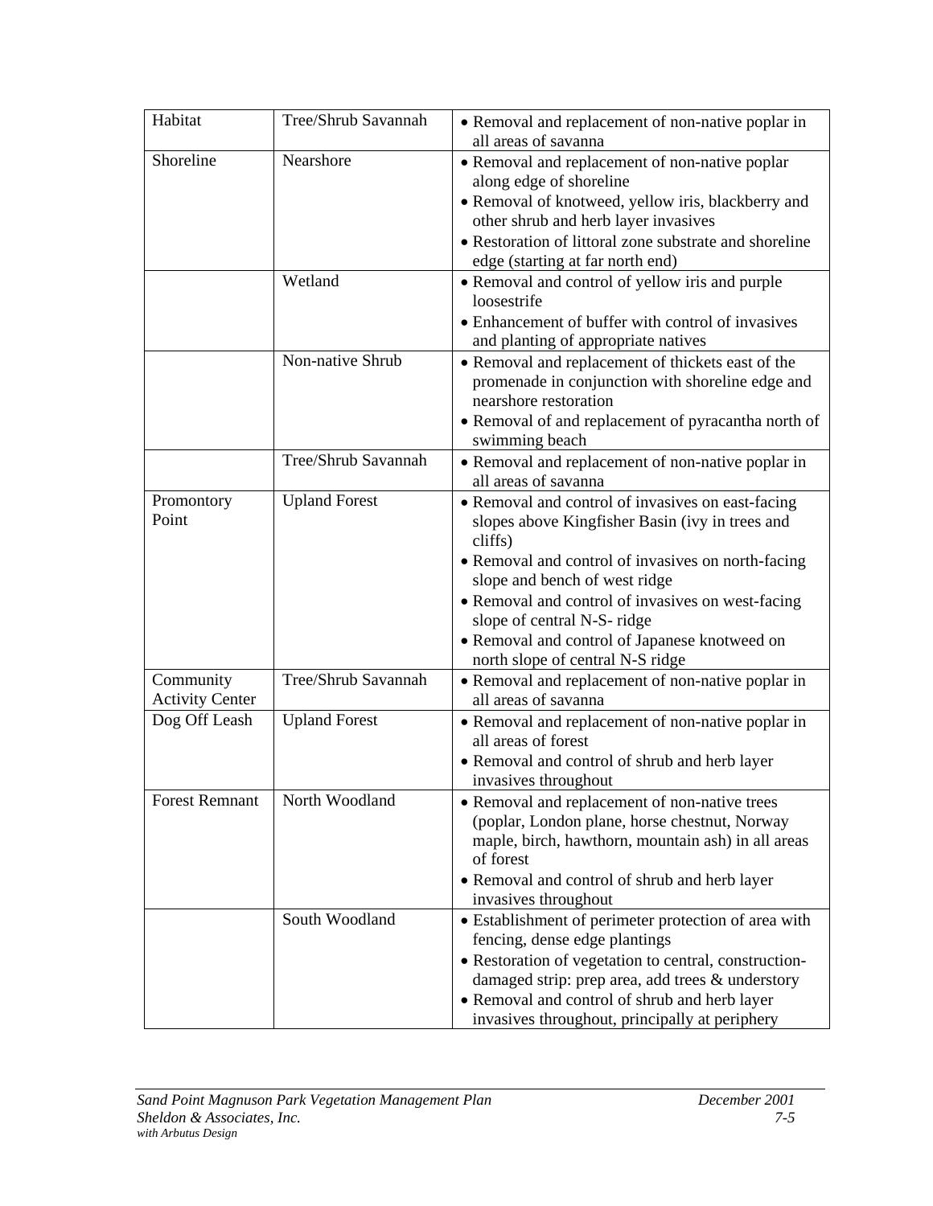| | | |
|---|---|---|
| Habitat | Tree/Shrub Savannah | • Removal and replacement of non-native poplar in all areas of savanna |
| Shoreline | Nearshore | • Removal and replacement of non-native poplar along edge of shoreline<br>• Removal of knotweed, yellow iris, blackberry and other shrub and herb layer invasives<br>• Restoration of littoral zone substrate and shoreline edge (starting at far north end) |
| | Wetland | • Removal and control of yellow iris and purple loosestrife<br>• Enhancement of buffer with control of invasives and planting of appropriate natives |
| | Non-native Shrub | • Removal and replacement of thickets east of the promenade in conjunction with shoreline edge and nearshore restoration<br>• Removal of and replacement of pyracantha north of swimming beach |
| | Tree/Shrub Savannah | • Removal and replacement of non-native poplar in all areas of savanna |
| Promontory Point | Upland Forest | • Removal and control of invasives on east-facing slopes above Kingfisher Basin (ivy in trees and cliffs)<br>• Removal and control of invasives on north-facing slope and bench of west ridge<br>• Removal and control of invasives on west-facing slope of central N-S- ridge<br>• Removal and control of Japanese knotweed on north slope of central N-S ridge |
| Community Activity Center | Tree/Shrub Savannah | • Removal and replacement of non-native poplar in all areas of savanna |
| Dog Off Leash | Upland Forest | • Removal and replacement of non-native poplar in all areas of forest<br>• Removal and control of shrub and herb layer invasives throughout |
| Forest Remnant | North Woodland | • Removal and replacement of non-native trees (poplar, London plane, horse chestnut, Norway maple, birch, hawthorn, mountain ash) in all areas of forest<br>• Removal and control of shrub and herb layer invasives throughout |
| | South Woodland | • Establishment of perimeter protection of area with fencing, dense edge plantings<br>• Restoration of vegetation to central, construction-damaged strip: prep area, add trees & understory<br>• Removal and control of shrub and herb layer invasives throughout, principally at periphery |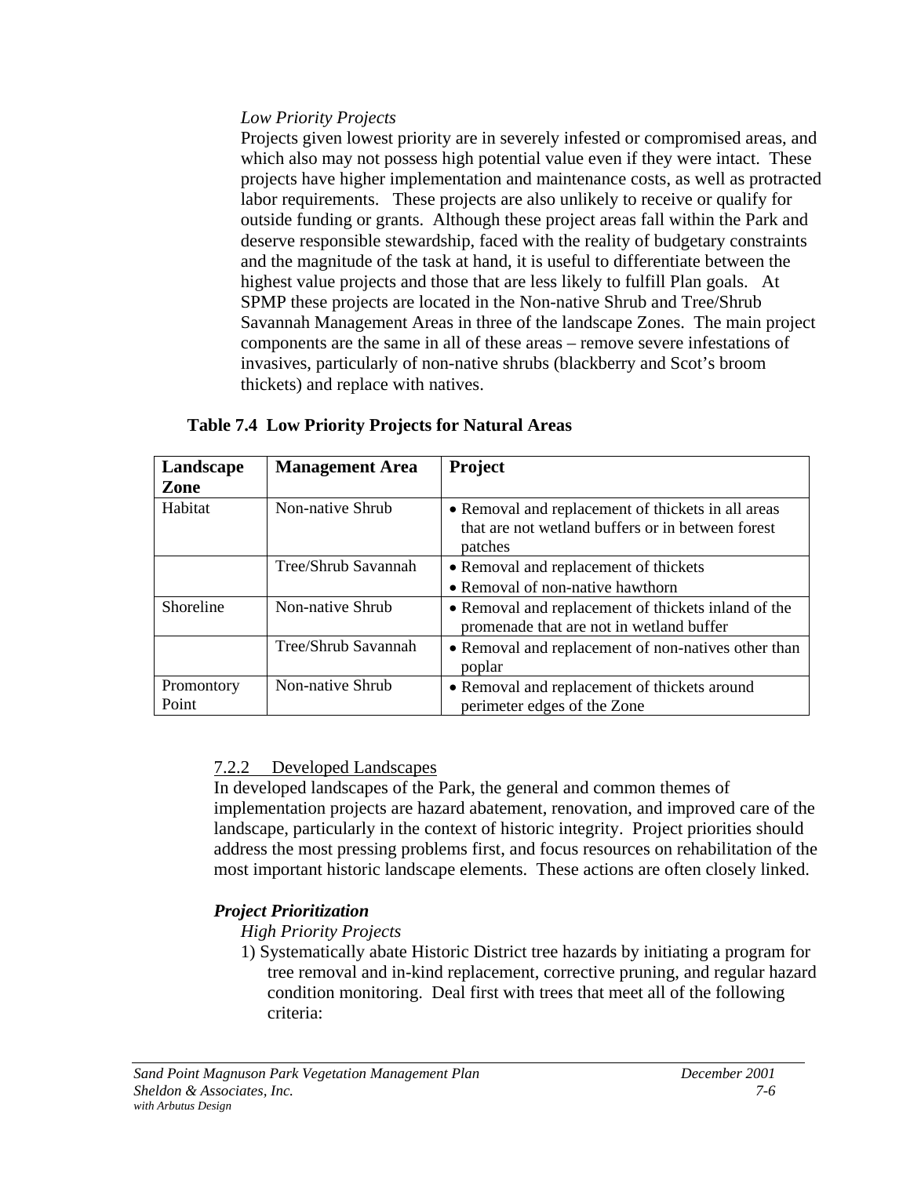*Low Priority Projects*

Projects given lowest priority are in severely infested or compromised areas, and which also may not possess high potential value even if they were intact. These projects have higher implementation and maintenance costs, as well as protracted labor requirements. These projects are also unlikely to receive or qualify for outside funding or grants. Although these project areas fall within the Park and deserve responsible stewardship, faced with the reality of budgetary constraints and the magnitude of the task at hand, it is useful to differentiate between the highest value projects and those that are less likely to fulfill Plan goals. At SPMP these projects are located in the Non-native Shrub and Tree/Shrub Savannah Management Areas in three of the landscape Zones. The main project components are the same in all of these areas – remove severe infestations of invasives, particularly of non-native shrubs (blackberry and Scot's broom thickets) and replace with natives.

**Table 7.4 Low Priority Projects for Natural Areas**

| Landscape Zone | Management Area | Project |
|---|---|---|
| Habitat | Non-native Shrub | • Removal and replacement of thickets in all areas that are not wetland buffers or in between forest patches |
| | Tree/Shrub Savannah | • Removal and replacement of thickets<br>• Removal of non-native hawthorn |
| Shoreline | Non-native Shrub | • Removal and replacement of thickets inland of the promenade that are not in wetland buffer |
| | Tree/Shrub Savannah | • Removal and replacement of non-natives other than poplar |
| Promontory Point | Non-native Shrub | • Removal and replacement of thickets around perimeter edges of the Zone |

### 7.2.2 Developed Landscapes

In developed landscapes of the Park, the general and common themes of implementation projects are hazard abatement, renovation, and improved care of the landscape, particularly in the context of historic integrity. Project priorities should address the most pressing problems first, and focus resources on rehabilitation of the most important historic landscape elements. These actions are often closely linked.

***Project Prioritization***

*High Priority Projects*

1) Systematically abate Historic District tree hazards by initiating a program for tree removal and in-kind replacement, corrective pruning, and regular hazard condition monitoring. Deal first with trees that meet all of the following criteria: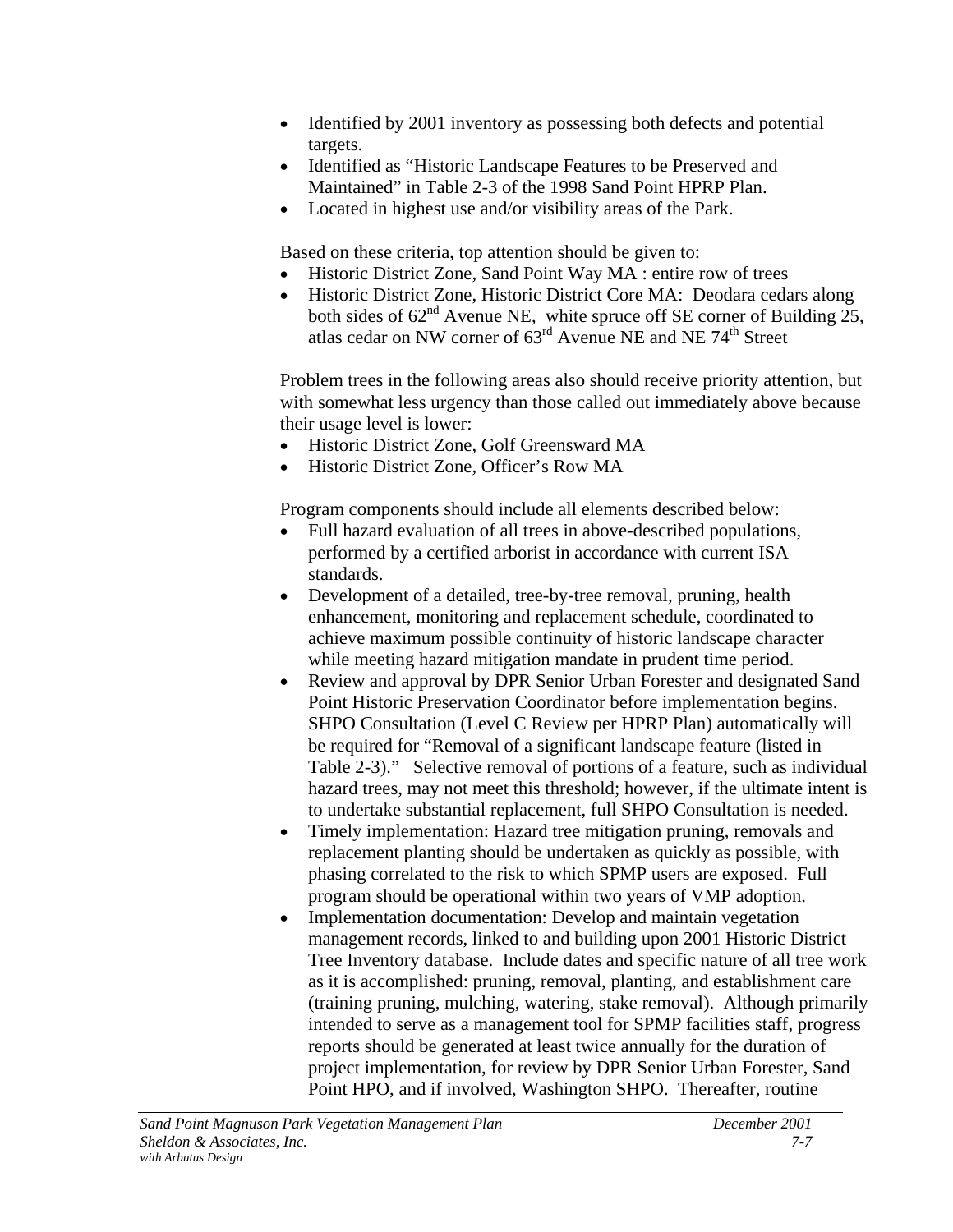- Identified by 2001 inventory as possessing both defects and potential targets.
- Identified as "Historic Landscape Features to be Preserved and Maintained" in Table 2-3 of the 1998 Sand Point HPRP Plan.
- Located in highest use and/or visibility areas of the Park.

Based on these criteria, top attention should be given to:

- Historic District Zone, Sand Point Way MA : entire row of trees
- Historic District Zone, Historic District Core MA: Deodara cedars along both sides of 62nd Avenue NE, white spruce off SE corner of Building 25, atlas cedar on NW corner of 63rd Avenue NE and NE 74th Street

Problem trees in the following areas also should receive priority attention, but with somewhat less urgency than those called out immediately above because their usage level is lower:

- Historic District Zone, Golf Greensward MA
- Historic District Zone, Officer's Row MA

Program components should include all elements described below:

- Full hazard evaluation of all trees in above-described populations, performed by a certified arborist in accordance with current ISA standards.
- Development of a detailed, tree-by-tree removal, pruning, health enhancement, monitoring and replacement schedule, coordinated to achieve maximum possible continuity of historic landscape character while meeting hazard mitigation mandate in prudent time period.
- Review and approval by DPR Senior Urban Forester and designated Sand Point Historic Preservation Coordinator before implementation begins. SHPO Consultation (Level C Review per HPRP Plan) automatically will be required for "Removal of a significant landscape feature (listed in Table 2-3)." Selective removal of portions of a feature, such as individual hazard trees, may not meet this threshold; however, if the ultimate intent is to undertake substantial replacement, full SHPO Consultation is needed.
- Timely implementation: Hazard tree mitigation pruning, removals and replacement planting should be undertaken as quickly as possible, with phasing correlated to the risk to which SPMP users are exposed. Full program should be operational within two years of VMP adoption.
- Implementation documentation: Develop and maintain vegetation management records, linked to and building upon 2001 Historic District Tree Inventory database. Include dates and specific nature of all tree work as it is accomplished: pruning, removal, planting, and establishment care (training pruning, mulching, watering, stake removal). Although primarily intended to serve as a management tool for SPMP facilities staff, progress reports should be generated at least twice annually for the duration of project implementation, for review by DPR Senior Urban Forester, Sand Point HPO, and if involved, Washington SHPO. Thereafter, routine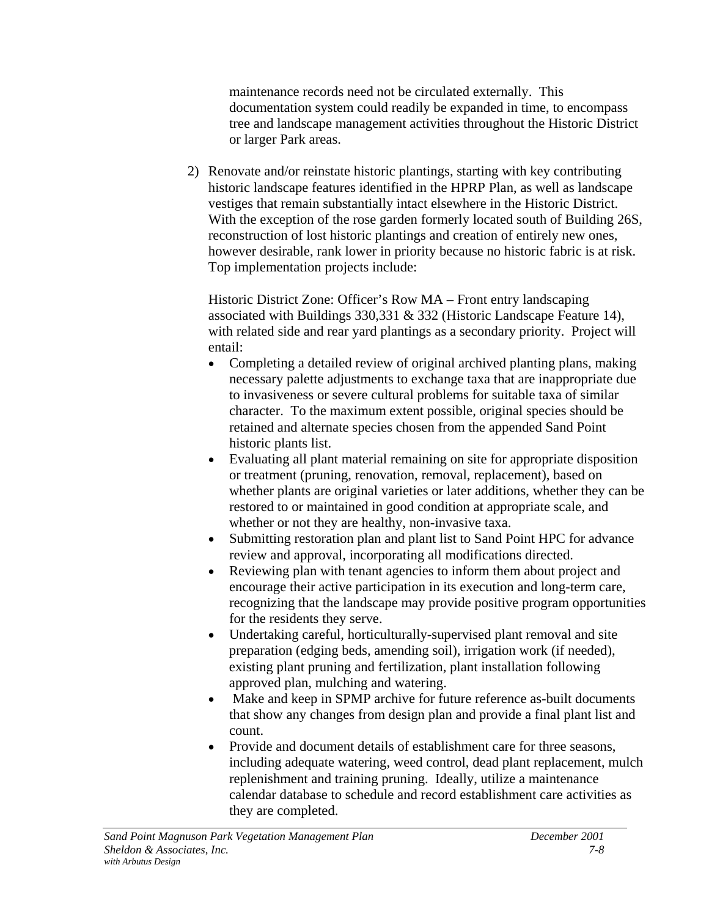maintenance records need not be circulated externally. This documentation system could readily be expanded in time, to encompass tree and landscape management activities throughout the Historic District or larger Park areas.

2) Renovate and/or reinstate historic plantings, starting with key contributing historic landscape features identified in the HPRP Plan, as well as landscape vestiges that remain substantially intact elsewhere in the Historic District. With the exception of the rose garden formerly located south of Building 26S, reconstruction of lost historic plantings and creation of entirely new ones, however desirable, rank lower in priority because no historic fabric is at risk. Top implementation projects include:

   Historic District Zone: Officer's Row MA – Front entry landscaping associated with Buildings 330,331 & 332 (Historic Landscape Feature 14), with related side and rear yard plantings as a secondary priority. Project will entail:

   - Completing a detailed review of original archived planting plans, making necessary palette adjustments to exchange taxa that are inappropriate due to invasiveness or severe cultural problems for suitable taxa of similar character. To the maximum extent possible, original species should be retained and alternate species chosen from the appended Sand Point historic plants list.
   - Evaluating all plant material remaining on site for appropriate disposition or treatment (pruning, renovation, removal, replacement), based on whether plants are original varieties or later additions, whether they can be restored to or maintained in good condition at appropriate scale, and whether or not they are healthy, non-invasive taxa.
   - Submitting restoration plan and plant list to Sand Point HPC for advance review and approval, incorporating all modifications directed.
   - Reviewing plan with tenant agencies to inform them about project and encourage their active participation in its execution and long-term care, recognizing that the landscape may provide positive program opportunities for the residents they serve.
   - Undertaking careful, horticulturally-supervised plant removal and site preparation (edging beds, amending soil), irrigation work (if needed), existing plant pruning and fertilization, plant installation following approved plan, mulching and watering.
   - Make and keep in SPMP archive for future reference as-built documents that show any changes from design plan and provide a final plant list and count.
   - Provide and document details of establishment care for three seasons, including adequate watering, weed control, dead plant replacement, mulch replenishment and training pruning. Ideally, utilize a maintenance calendar database to schedule and record establishment care activities as they are completed.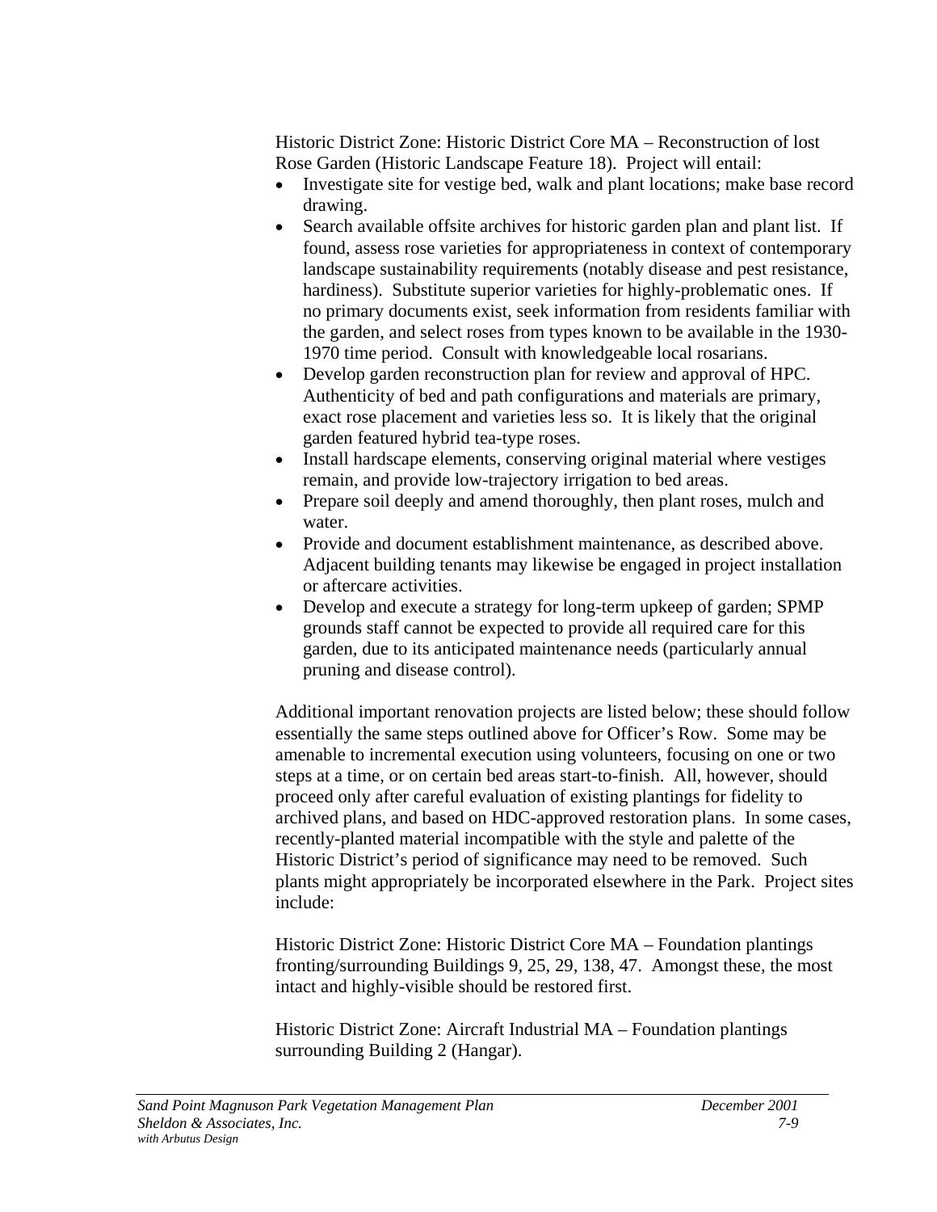Historic District Zone: Historic District Core MA – Reconstruction of lost Rose Garden (Historic Landscape Feature 18). Project will entail:

- Investigate site for vestige bed, walk and plant locations; make base record drawing.
- Search available offsite archives for historic garden plan and plant list. If found, assess rose varieties for appropriateness in context of contemporary landscape sustainability requirements (notably disease and pest resistance, hardiness). Substitute superior varieties for highly-problematic ones. If no primary documents exist, seek information from residents familiar with the garden, and select roses from types known to be available in the 1930-1970 time period. Consult with knowledgeable local rosarians.
- Develop garden reconstruction plan for review and approval of HPC. Authenticity of bed and path configurations and materials are primary, exact rose placement and varieties less so. It is likely that the original garden featured hybrid tea-type roses.
- Install hardscape elements, conserving original material where vestiges remain, and provide low-trajectory irrigation to bed areas.
- Prepare soil deeply and amend thoroughly, then plant roses, mulch and water.
- Provide and document establishment maintenance, as described above. Adjacent building tenants may likewise be engaged in project installation or aftercare activities.
- Develop and execute a strategy for long-term upkeep of garden; SPMP grounds staff cannot be expected to provide all required care for this garden, due to its anticipated maintenance needs (particularly annual pruning and disease control).

Additional important renovation projects are listed below; these should follow essentially the same steps outlined above for Officer's Row. Some may be amenable to incremental execution using volunteers, focusing on one or two steps at a time, or on certain bed areas start-to-finish. All, however, should proceed only after careful evaluation of existing plantings for fidelity to archived plans, and based on HDC-approved restoration plans. In some cases, recently-planted material incompatible with the style and palette of the Historic District's period of significance may need to be removed. Such plants might appropriately be incorporated elsewhere in the Park. Project sites include:

Historic District Zone: Historic District Core MA – Foundation plantings fronting/surrounding Buildings 9, 25, 29, 138, 47. Amongst these, the most intact and highly-visible should be restored first.

Historic District Zone: Aircraft Industrial MA – Foundation plantings surrounding Building 2 (Hangar).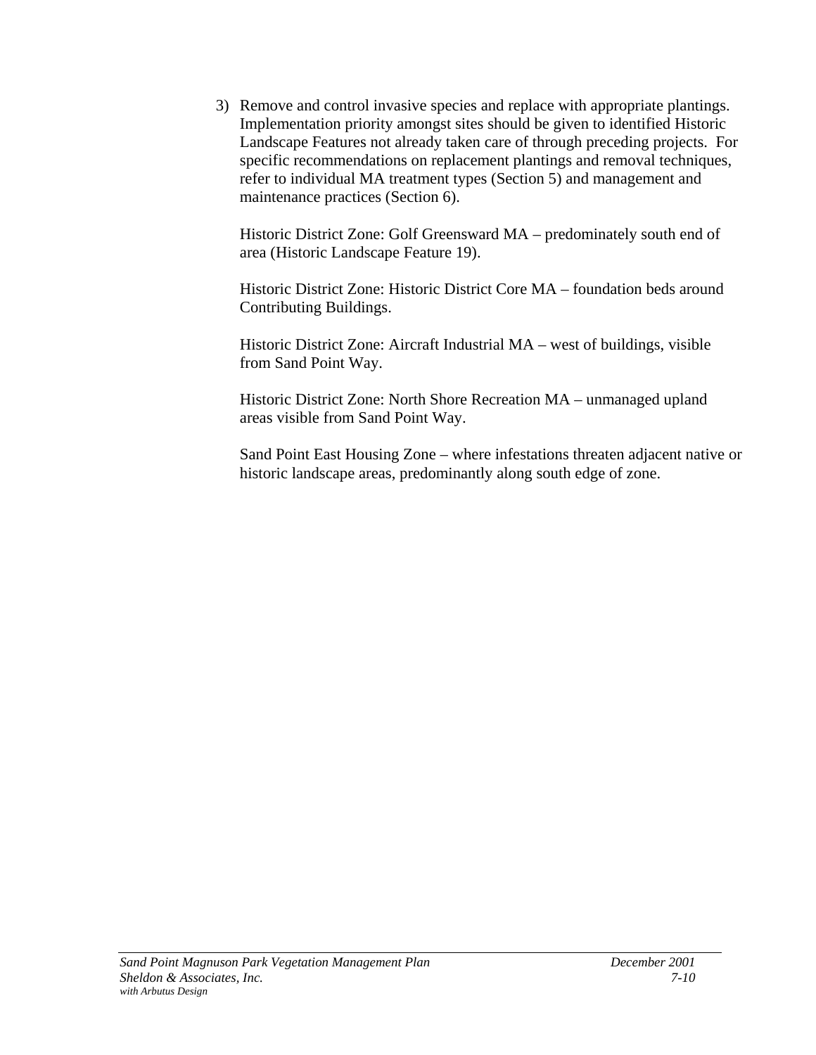3) Remove and control invasive species and replace with appropriate plantings. Implementation priority amongst sites should be given to identified Historic Landscape Features not already taken care of through preceding projects. For specific recommendations on replacement plantings and removal techniques, refer to individual MA treatment types (Section 5) and management and maintenance practices (Section 6).

   Historic District Zone: Golf Greensward MA – predominately south end of area (Historic Landscape Feature 19).

   Historic District Zone: Historic District Core MA – foundation beds around Contributing Buildings.

   Historic District Zone: Aircraft Industrial MA – west of buildings, visible from Sand Point Way.

   Historic District Zone: North Shore Recreation MA – unmanaged upland areas visible from Sand Point Way.

   Sand Point East Housing Zone – where infestations threaten adjacent native or historic landscape areas, predominantly along south edge of zone.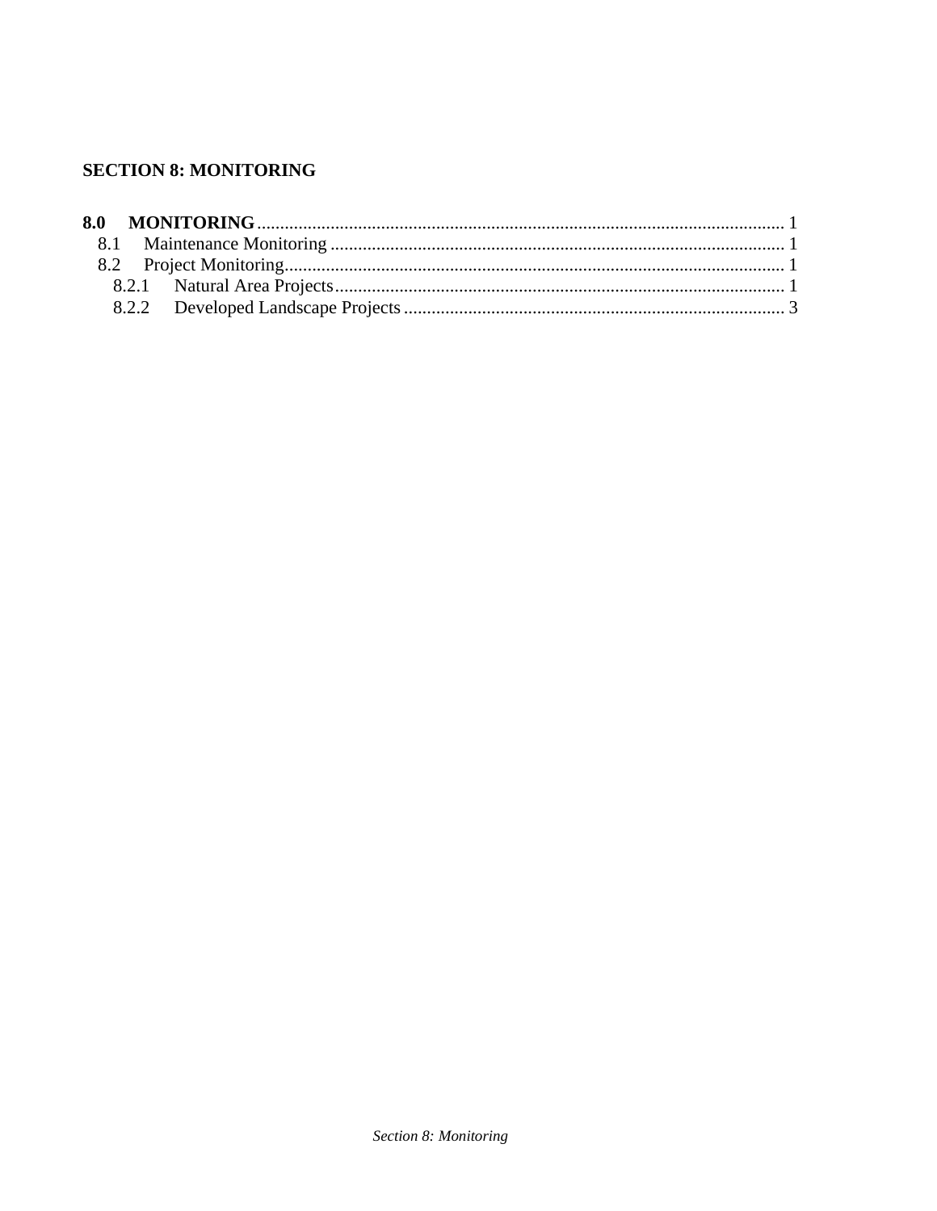**SECTION 8: MONITORING**

**8.0 MONITORING** .................................................................................................................. 1
- 8.1 Maintenance Monitoring ................................................................................................... 1
- 8.2 Project Monitoring............................................................................................................. 1
  - 8.2.1 Natural Area Projects.................................................................................................. 1
  - 8.2.2 Developed Landscape Projects ................................................................................... 3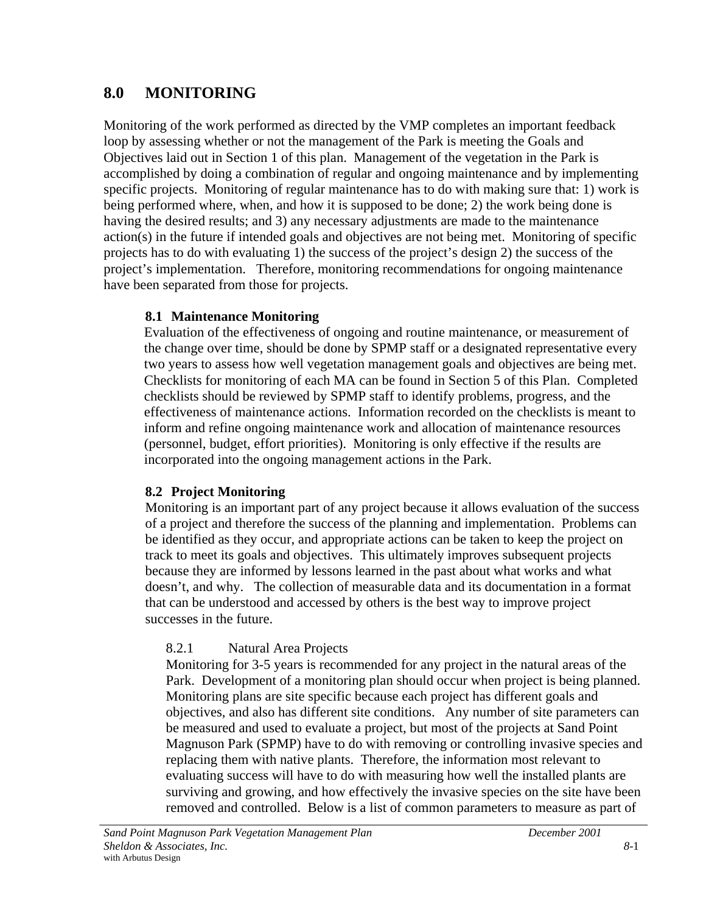## 8.0 MONITORING

Monitoring of the work performed as directed by the VMP completes an important feedback loop by assessing whether or not the management of the Park is meeting the Goals and Objectives laid out in Section 1 of this plan. Management of the vegetation in the Park is accomplished by doing a combination of regular and ongoing maintenance and by implementing specific projects. Monitoring of regular maintenance has to do with making sure that: 1) work is being performed where, when, and how it is supposed to be done; 2) the work being done is having the desired results; and 3) any necessary adjustments are made to the maintenance action(s) in the future if intended goals and objectives are not being met. Monitoring of specific projects has to do with evaluating 1) the success of the project's design 2) the success of the project's implementation. Therefore, monitoring recommendations for ongoing maintenance have been separated from those for projects.

### 8.1 Maintenance Monitoring

Evaluation of the effectiveness of ongoing and routine maintenance, or measurement of the change over time, should be done by SPMP staff or a designated representative every two years to assess how well vegetation management goals and objectives are being met. Checklists for monitoring of each MA can be found in Section 5 of this Plan. Completed checklists should be reviewed by SPMP staff to identify problems, progress, and the effectiveness of maintenance actions. Information recorded on the checklists is meant to inform and refine ongoing maintenance work and allocation of maintenance resources (personnel, budget, effort priorities). Monitoring is only effective if the results are incorporated into the ongoing management actions in the Park.

### 8.2 Project Monitoring

Monitoring is an important part of any project because it allows evaluation of the success of a project and therefore the success of the planning and implementation. Problems can be identified as they occur, and appropriate actions can be taken to keep the project on track to meet its goals and objectives. This ultimately improves subsequent projects because they are informed by lessons learned in the past about what works and what doesn't, and why. The collection of measurable data and its documentation in a format that can be understood and accessed by others is the best way to improve project successes in the future.

#### 8.2.1 Natural Area Projects

Monitoring for 3-5 years is recommended for any project in the natural areas of the Park. Development of a monitoring plan should occur when project is being planned. Monitoring plans are site specific because each project has different goals and objectives, and also has different site conditions. Any number of site parameters can be measured and used to evaluate a project, but most of the projects at Sand Point Magnuson Park (SPMP) have to do with removing or controlling invasive species and replacing them with native plants. Therefore, the information most relevant to evaluating success will have to do with measuring how well the installed plants are surviving and growing, and how effectively the invasive species on the site have been removed and controlled. Below is a list of common parameters to measure as part of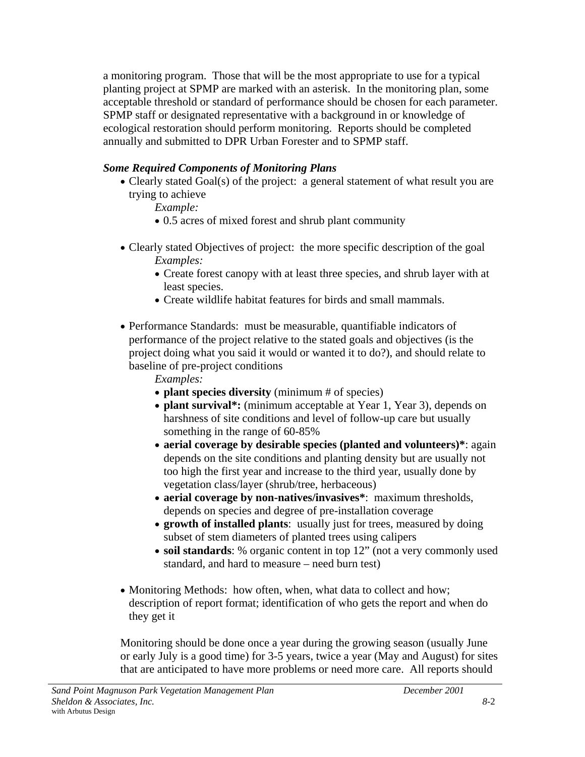a monitoring program. Those that will be the most appropriate to use for a typical planting project at SPMP are marked with an asterisk. In the monitoring plan, some acceptable threshold or standard of performance should be chosen for each parameter. SPMP staff or designated representative with a background in or knowledge of ecological restoration should perform monitoring. Reports should be completed annually and submitted to DPR Urban Forester and to SPMP staff.

***Some Required Components of Monitoring Plans***

- Clearly stated Goal(s) of the project: a general statement of what result you are trying to achieve
  
  *Example:*
  - 0.5 acres of mixed forest and shrub plant community

- Clearly stated Objectives of project: the more specific description of the goal
  
  *Examples:*
  - Create forest canopy with at least three species, and shrub layer with at least species.
  - Create wildlife habitat features for birds and small mammals.

- Performance Standards: must be measurable, quantifiable indicators of performance of the project relative to the stated goals and objectives (is the project doing what you said it would or wanted it to do?), and should relate to baseline of pre-project conditions
  
  *Examples:*
  - **plant species diversity** (minimum # of species)
  - **plant survival*:** (minimum acceptable at Year 1, Year 3), depends on harshness of site conditions and level of follow-up care but usually something in the range of 60-85%
  - **aerial coverage by desirable species (planted and volunteers)***: again depends on the site conditions and planting density but are usually not too high the first year and increase to the third year, usually done by vegetation class/layer (shrub/tree, herbaceous)
  - **aerial coverage by non-natives/invasives***: maximum thresholds, depends on species and degree of pre-installation coverage
  - **growth of installed plants**: usually just for trees, measured by doing subset of stem diameters of planted trees using calipers
  - **soil standards**: % organic content in top 12" (not a very commonly used standard, and hard to measure – need burn test)

- Monitoring Methods: how often, when, what data to collect and how; description of report format; identification of who gets the report and when do they get it

Monitoring should be done once a year during the growing season (usually June or early July is a good time) for 3-5 years, twice a year (May and August) for sites that are anticipated to have more problems or need more care. All reports should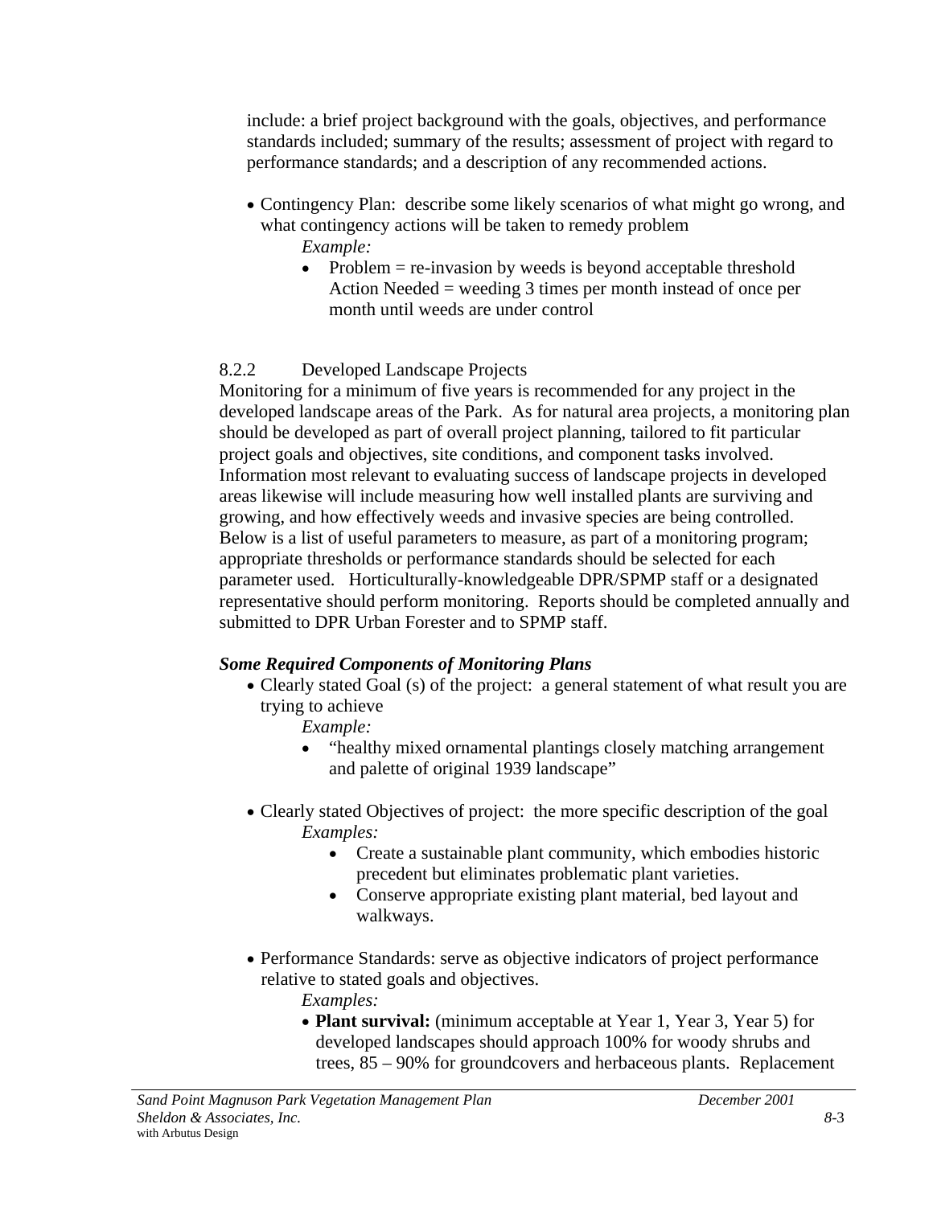include: a brief project background with the goals, objectives, and performance standards included; summary of the results; assessment of project with regard to performance standards; and a description of any recommended actions.

- Contingency Plan: describe some likely scenarios of what might go wrong, and what contingency actions will be taken to remedy problem

  *Example:*

  - Problem = re-invasion by weeds is beyond acceptable threshold
    Action Needed = weeding 3 times per month instead of once per month until weeds are under control

### 8.2.2 Developed Landscape Projects

Monitoring for a minimum of five years is recommended for any project in the developed landscape areas of the Park. As for natural area projects, a monitoring plan should be developed as part of overall project planning, tailored to fit particular project goals and objectives, site conditions, and component tasks involved. Information most relevant to evaluating success of landscape projects in developed areas likewise will include measuring how well installed plants are surviving and growing, and how effectively weeds and invasive species are being controlled. Below is a list of useful parameters to measure, as part of a monitoring program; appropriate thresholds or performance standards should be selected for each parameter used. Horticulturally-knowledgeable DPR/SPMP staff or a designated representative should perform monitoring. Reports should be completed annually and submitted to DPR Urban Forester and to SPMP staff.

***Some Required Components of Monitoring Plans***

- Clearly stated Goal (s) of the project: a general statement of what result you are trying to achieve

  *Example:*

  - "healthy mixed ornamental plantings closely matching arrangement and palette of original 1939 landscape"

- Clearly stated Objectives of project: the more specific description of the goal

  *Examples:*

  - Create a sustainable plant community, which embodies historic precedent but eliminates problematic plant varieties.
  - Conserve appropriate existing plant material, bed layout and walkways.

- Performance Standards: serve as objective indicators of project performance relative to stated goals and objectives.

  *Examples:*

  - **Plant survival:** (minimum acceptable at Year 1, Year 3, Year 5) for developed landscapes should approach 100% for woody shrubs and trees, 85 – 90% for groundcovers and herbaceous plants. Replacement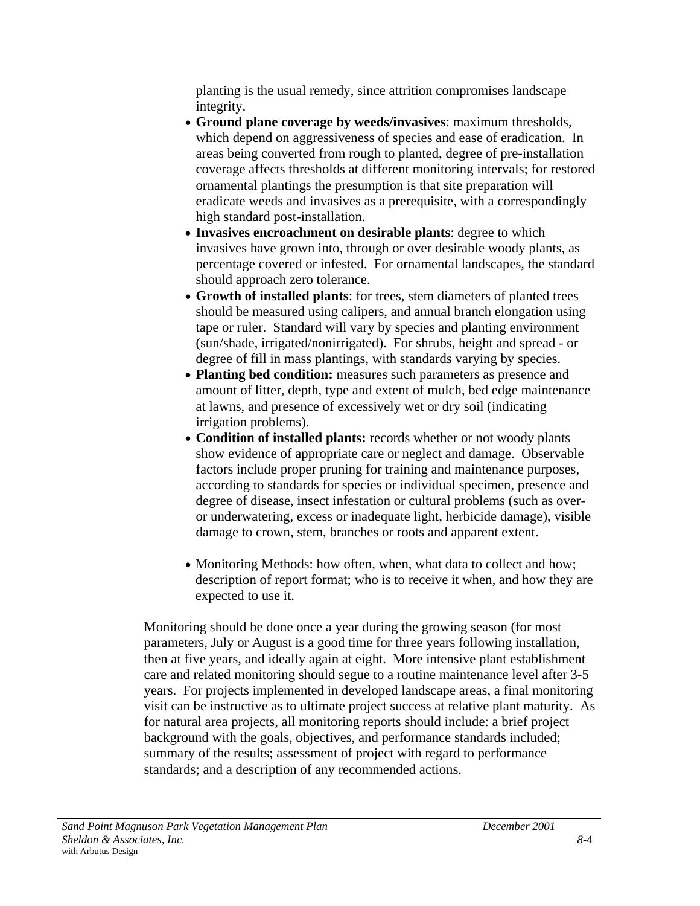planting is the usual remedy, since attrition compromises landscape integrity.

- **Ground plane coverage by weeds/invasives**: maximum thresholds, which depend on aggressiveness of species and ease of eradication. In areas being converted from rough to planted, degree of pre-installation coverage affects thresholds at different monitoring intervals; for restored ornamental plantings the presumption is that site preparation will eradicate weeds and invasives as a prerequisite, with a correspondingly high standard post-installation.
- **Invasives encroachment on desirable plants**: degree to which invasives have grown into, through or over desirable woody plants, as percentage covered or infested. For ornamental landscapes, the standard should approach zero tolerance.
- **Growth of installed plants**: for trees, stem diameters of planted trees should be measured using calipers, and annual branch elongation using tape or ruler. Standard will vary by species and planting environment (sun/shade, irrigated/nonirrigated). For shrubs, height and spread - or degree of fill in mass plantings, with standards varying by species.
- **Planting bed condition:** measures such parameters as presence and amount of litter, depth, type and extent of mulch, bed edge maintenance at lawns, and presence of excessively wet or dry soil (indicating irrigation problems).
- **Condition of installed plants:** records whether or not woody plants show evidence of appropriate care or neglect and damage. Observable factors include proper pruning for training and maintenance purposes, according to standards for species or individual specimen, presence and degree of disease, insect infestation or cultural problems (such as over- or underwatering, excess or inadequate light, herbicide damage), visible damage to crown, stem, branches or roots and apparent extent.

- Monitoring Methods: how often, when, what data to collect and how; description of report format; who is to receive it when, and how they are expected to use it.

Monitoring should be done once a year during the growing season (for most parameters, July or August is a good time for three years following installation, then at five years, and ideally again at eight. More intensive plant establishment care and related monitoring should segue to a routine maintenance level after 3-5 years. For projects implemented in developed landscape areas, a final monitoring visit can be instructive as to ultimate project success at relative plant maturity. As for natural area projects, all monitoring reports should include: a brief project background with the goals, objectives, and performance standards included; summary of the results; assessment of project with regard to performance standards; and a description of any recommended actions.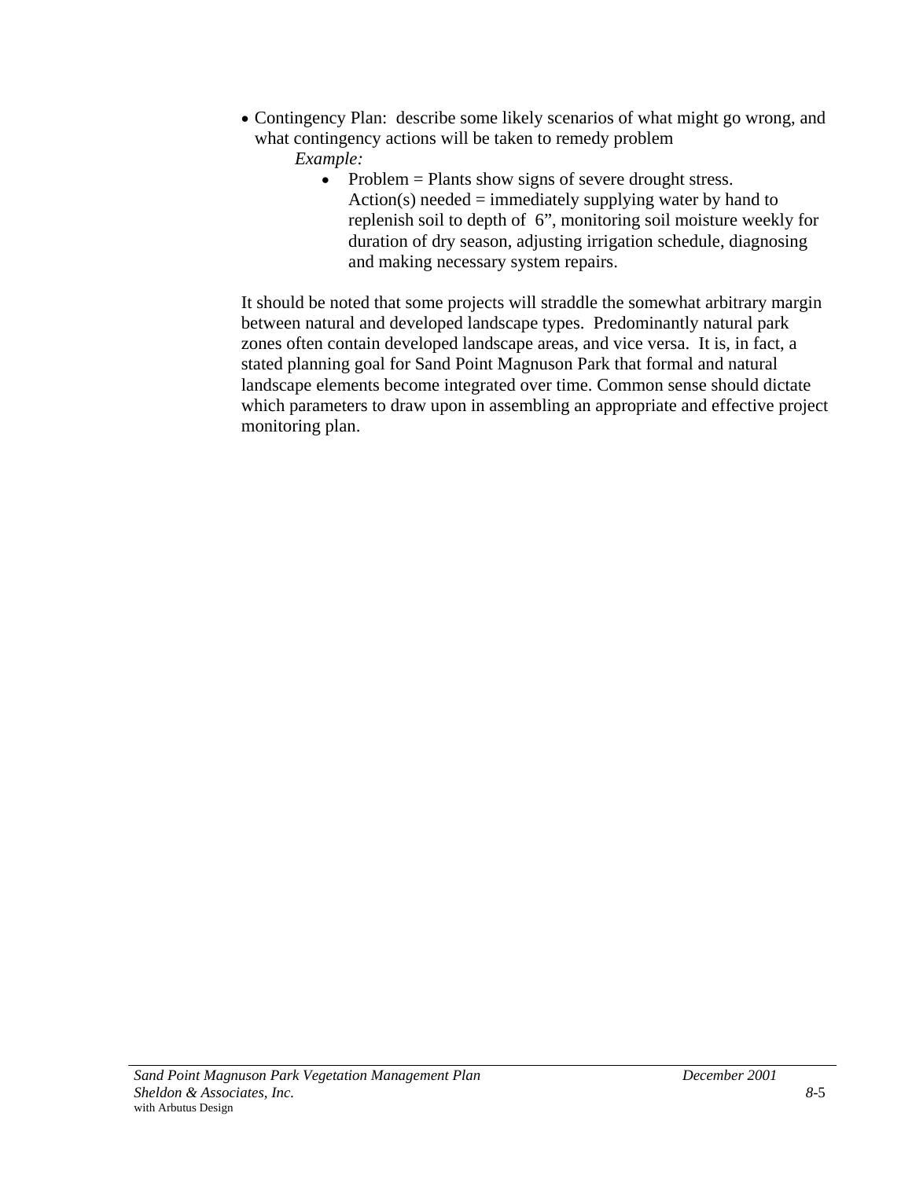- Contingency Plan:  describe some likely scenarios of what might go wrong, and what contingency actions will be taken to remedy problem

  *Example:*

  - Problem = Plants show signs of severe drought stress.
    Action(s) needed = immediately supplying water by hand to replenish soil to depth of 6”, monitoring soil moisture weekly for duration of dry season, adjusting irrigation schedule, diagnosing and making necessary system repairs.

It should be noted that some projects will straddle the somewhat arbitrary margin between natural and developed landscape types.  Predominantly natural park zones often contain developed landscape areas, and vice versa.  It is, in fact, a stated planning goal for Sand Point Magnuson Park that formal and natural landscape elements become integrated over time. Common sense should dictate which parameters to draw upon in assembling an appropriate and effective project monitoring plan.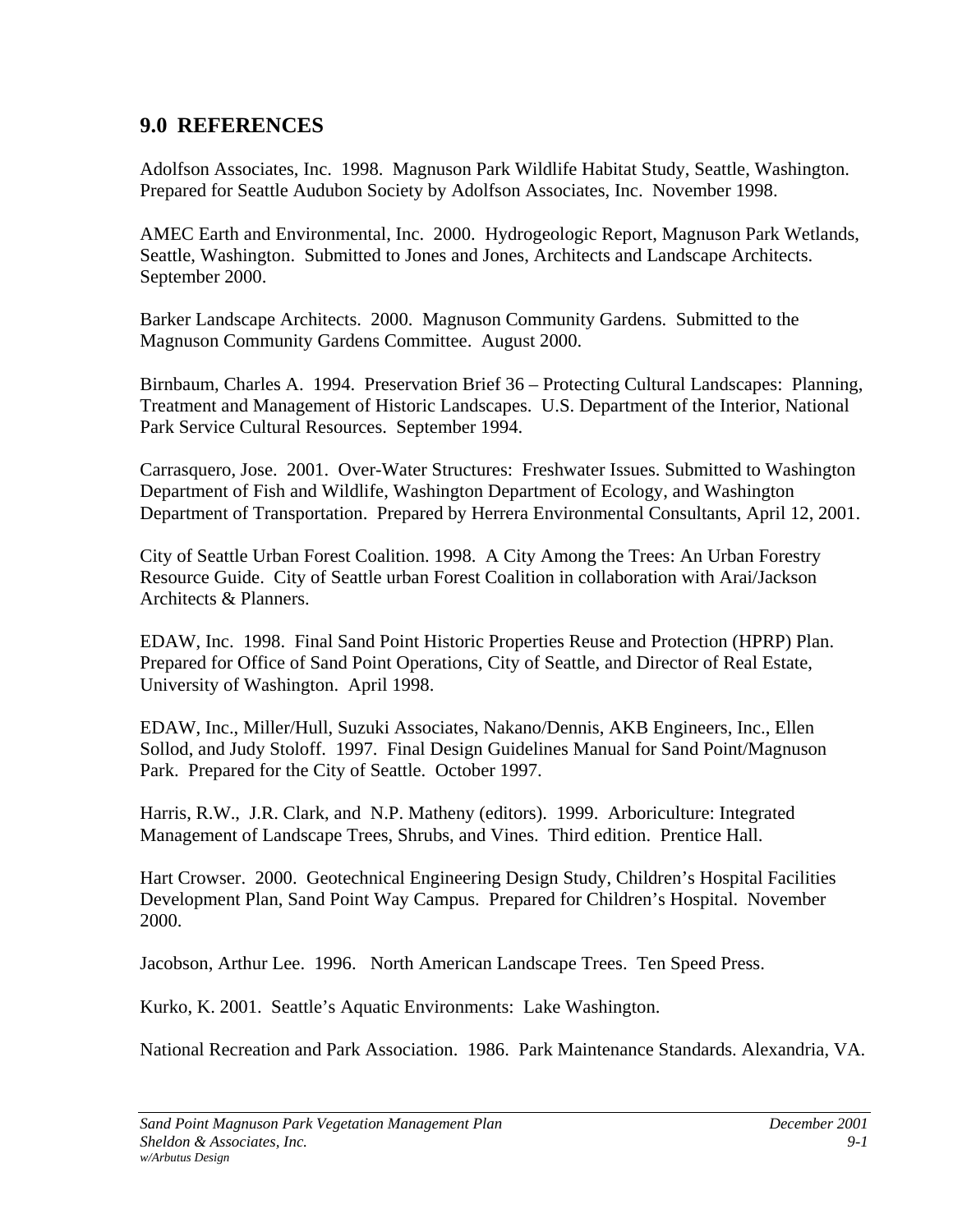## 9.0 REFERENCES

Adolfson Associates, Inc. 1998. Magnuson Park Wildlife Habitat Study, Seattle, Washington. Prepared for Seattle Audubon Society by Adolfson Associates, Inc. November 1998.

AMEC Earth and Environmental, Inc. 2000. Hydrogeologic Report, Magnuson Park Wetlands, Seattle, Washington. Submitted to Jones and Jones, Architects and Landscape Architects. September 2000.

Barker Landscape Architects. 2000. Magnuson Community Gardens. Submitted to the Magnuson Community Gardens Committee. August 2000.

Birnbaum, Charles A. 1994. Preservation Brief 36 – Protecting Cultural Landscapes: Planning, Treatment and Management of Historic Landscapes. U.S. Department of the Interior, National Park Service Cultural Resources. September 1994.

Carrasquero, Jose. 2001. Over-Water Structures: Freshwater Issues. Submitted to Washington Department of Fish and Wildlife, Washington Department of Ecology, and Washington Department of Transportation. Prepared by Herrera Environmental Consultants, April 12, 2001.

City of Seattle Urban Forest Coalition. 1998. A City Among the Trees: An Urban Forestry Resource Guide. City of Seattle urban Forest Coalition in collaboration with Arai/Jackson Architects & Planners.

EDAW, Inc. 1998. Final Sand Point Historic Properties Reuse and Protection (HPRP) Plan. Prepared for Office of Sand Point Operations, City of Seattle, and Director of Real Estate, University of Washington. April 1998.

EDAW, Inc., Miller/Hull, Suzuki Associates, Nakano/Dennis, AKB Engineers, Inc., Ellen Sollod, and Judy Stoloff. 1997. Final Design Guidelines Manual for Sand Point/Magnuson Park. Prepared for the City of Seattle. October 1997.

Harris, R.W., J.R. Clark, and N.P. Matheny (editors). 1999. Arboriculture: Integrated Management of Landscape Trees, Shrubs, and Vines. Third edition. Prentice Hall.

Hart Crowser. 2000. Geotechnical Engineering Design Study, Children's Hospital Facilities Development Plan, Sand Point Way Campus. Prepared for Children's Hospital. November 2000.

Jacobson, Arthur Lee. 1996. North American Landscape Trees. Ten Speed Press.

Kurko, K. 2001. Seattle's Aquatic Environments: Lake Washington.

National Recreation and Park Association. 1986. Park Maintenance Standards. Alexandria, VA.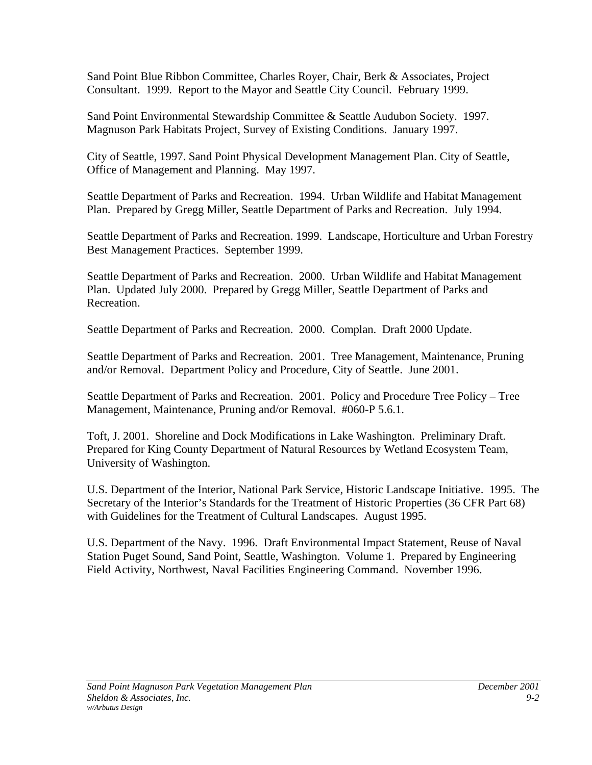Sand Point Blue Ribbon Committee, Charles Royer, Chair, Berk & Associates, Project Consultant. 1999. Report to the Mayor and Seattle City Council. February 1999.

Sand Point Environmental Stewardship Committee & Seattle Audubon Society. 1997. Magnuson Park Habitats Project, Survey of Existing Conditions. January 1997.

City of Seattle, 1997. Sand Point Physical Development Management Plan. City of Seattle, Office of Management and Planning. May 1997.

Seattle Department of Parks and Recreation. 1994. Urban Wildlife and Habitat Management Plan. Prepared by Gregg Miller, Seattle Department of Parks and Recreation. July 1994.

Seattle Department of Parks and Recreation. 1999. Landscape, Horticulture and Urban Forestry Best Management Practices. September 1999.

Seattle Department of Parks and Recreation. 2000. Urban Wildlife and Habitat Management Plan. Updated July 2000. Prepared by Gregg Miller, Seattle Department of Parks and Recreation.

Seattle Department of Parks and Recreation. 2000. Complan. Draft 2000 Update.

Seattle Department of Parks and Recreation. 2001. Tree Management, Maintenance, Pruning and/or Removal. Department Policy and Procedure, City of Seattle. June 2001.

Seattle Department of Parks and Recreation. 2001. Policy and Procedure Tree Policy – Tree Management, Maintenance, Pruning and/or Removal. #060-P 5.6.1.

Toft, J. 2001. Shoreline and Dock Modifications in Lake Washington. Preliminary Draft. Prepared for King County Department of Natural Resources by Wetland Ecosystem Team, University of Washington.

U.S. Department of the Interior, National Park Service, Historic Landscape Initiative. 1995. The Secretary of the Interior's Standards for the Treatment of Historic Properties (36 CFR Part 68) with Guidelines for the Treatment of Cultural Landscapes. August 1995.

U.S. Department of the Navy. 1996. Draft Environmental Impact Statement, Reuse of Naval Station Puget Sound, Sand Point, Seattle, Washington. Volume 1. Prepared by Engineering Field Activity, Northwest, Naval Facilities Engineering Command. November 1996.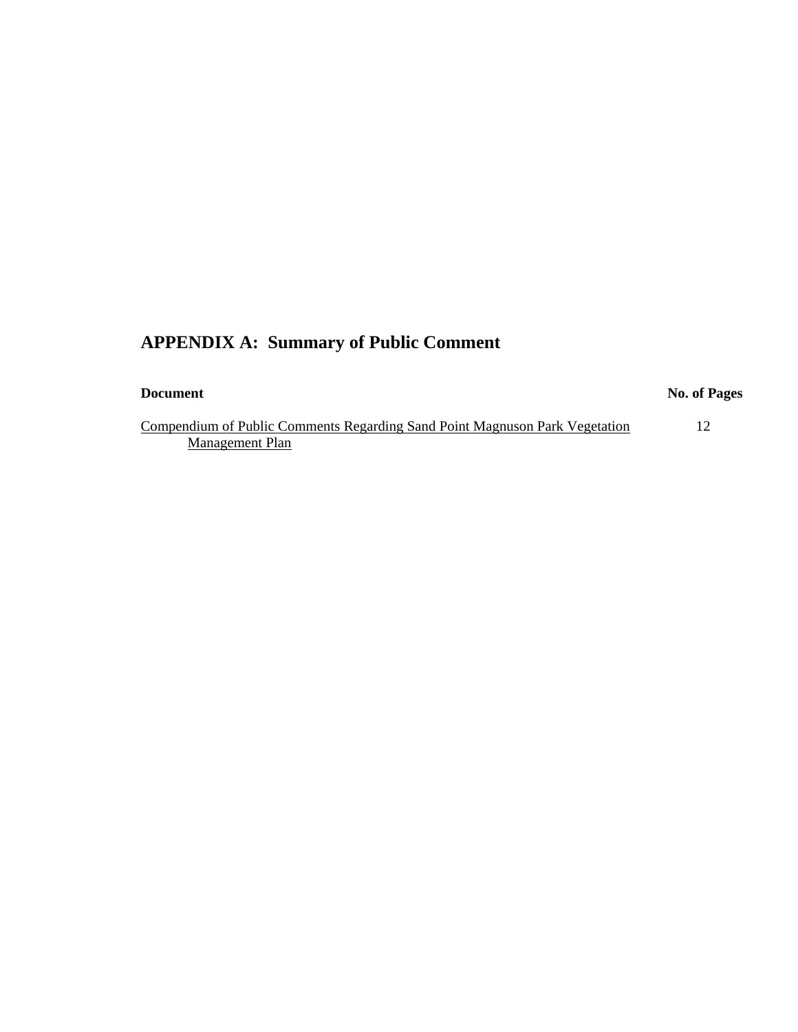## APPENDIX A: Summary of Public Comment

| Document | No. of Pages |
|---|---|
| Compendium of Public Comments Regarding Sand Point Magnuson Park Vegetation Management Plan | 12 |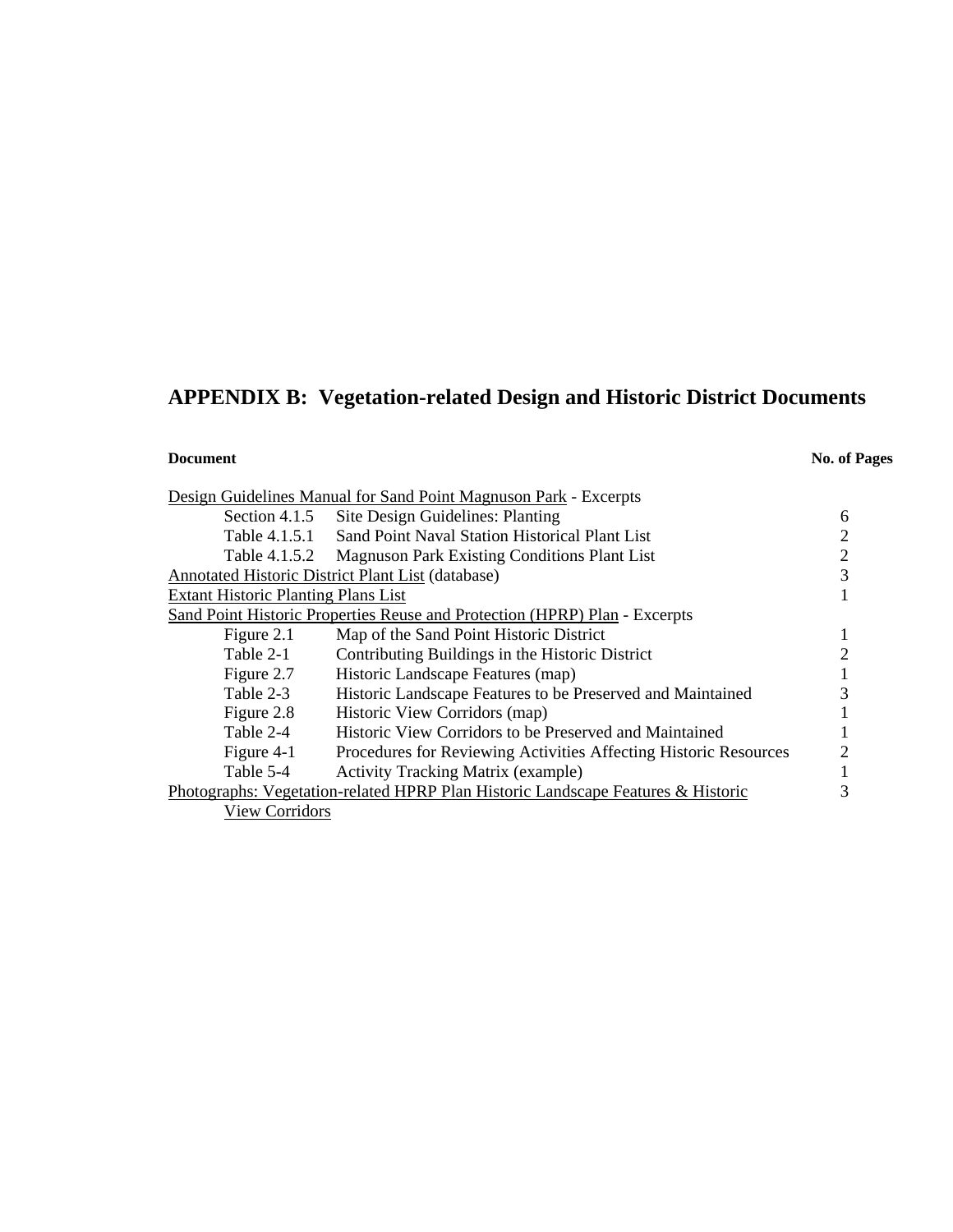# APPENDIX B: Vegetation-related Design and Historic District Documents

| Document | | No. of Pages |
|---|---|---|
| Design Guidelines Manual for Sand Point Magnuson Park - Excerpts | | |
| Section 4.1.5 | Site Design Guidelines: Planting | 6 |
| Table 4.1.5.1 | Sand Point Naval Station Historical Plant List | 2 |
| Table 4.1.5.2 | Magnuson Park Existing Conditions Plant List | 2 |
| Annotated Historic District Plant List (database) | | 3 |
| Extant Historic Planting Plans List | | 1 |
| Sand Point Historic Properties Reuse and Protection (HPRP) Plan - Excerpts | | |
| Figure 2.1 | Map of the Sand Point Historic District | 1 |
| Table 2-1 | Contributing Buildings in the Historic District | 2 |
| Figure 2.7 | Historic Landscape Features (map) | 1 |
| Table 2-3 | Historic Landscape Features to be Preserved and Maintained | 3 |
| Figure 2.8 | Historic View Corridors (map) | 1 |
| Table 2-4 | Historic View Corridors to be Preserved and Maintained | 1 |
| Figure 4-1 | Procedures for Reviewing Activities Affecting Historic Resources | 2 |
| Table 5-4 | Activity Tracking Matrix (example) | 1 |
| Photographs: Vegetation-related HPRP Plan Historic Landscape Features & Historic View Corridors | | 3 |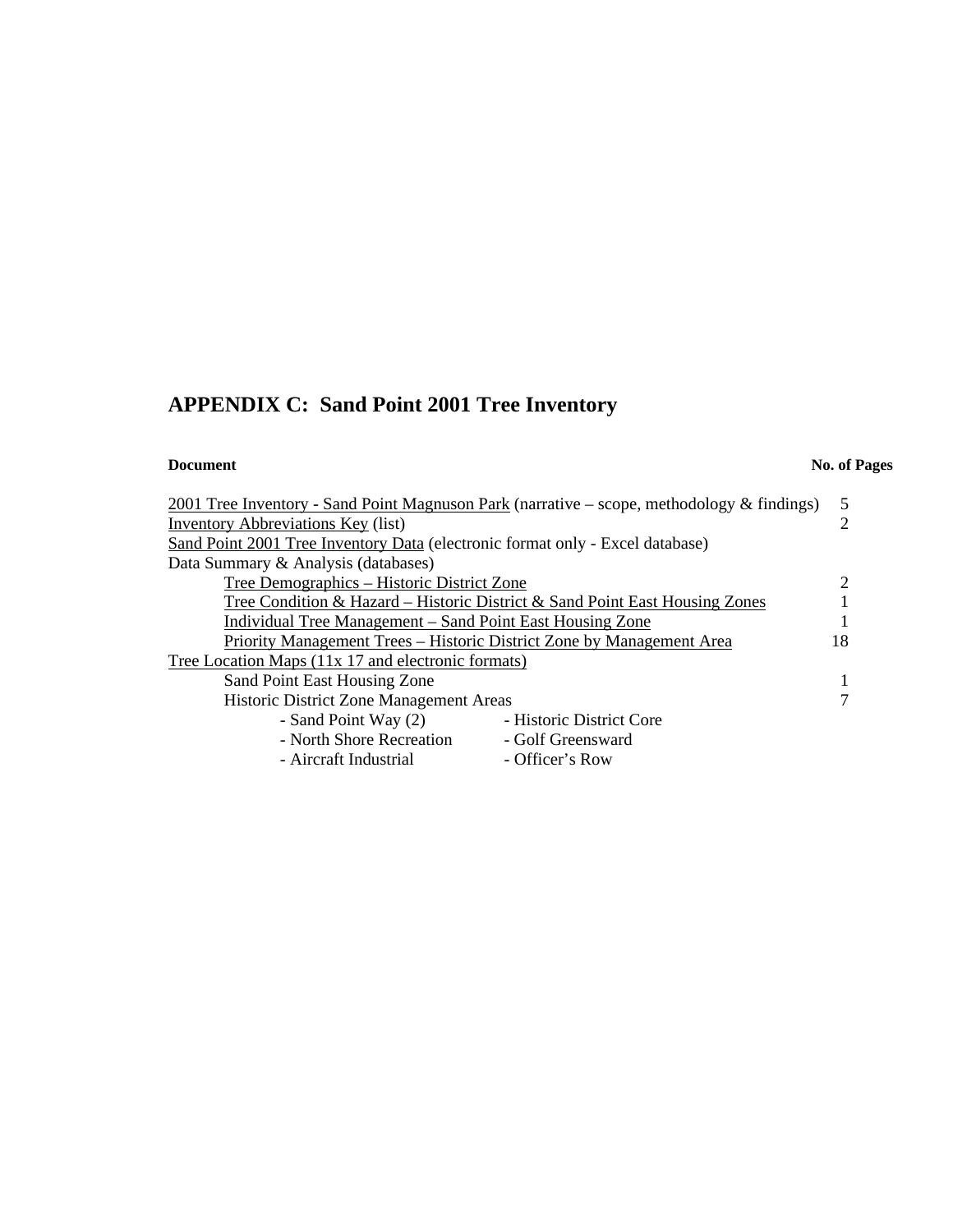# APPENDIX C: Sand Point 2001 Tree Inventory

| Document | No. of Pages |
|---|---|
| 2001 Tree Inventory - Sand Point Magnuson Park (narrative – scope, methodology & findings) | 5 |
| Inventory Abbreviations Key (list) | 2 |
| Sand Point 2001 Tree Inventory Data (electronic format only - Excel database) | |
| Data Summary & Analysis (databases) | |
| &nbsp;&nbsp;&nbsp;&nbsp;Tree Demographics – Historic District Zone | 2 |
| &nbsp;&nbsp;&nbsp;&nbsp;Tree Condition & Hazard – Historic District & Sand Point East Housing Zones | 1 |
| &nbsp;&nbsp;&nbsp;&nbsp;Individual Tree Management – Sand Point East Housing Zone | 1 |
| &nbsp;&nbsp;&nbsp;&nbsp;Priority Management Trees – Historic District Zone by Management Area | 18 |
| Tree Location Maps (11x 17 and electronic formats) | |
| &nbsp;&nbsp;&nbsp;&nbsp;Sand Point East Housing Zone | 1 |
| &nbsp;&nbsp;&nbsp;&nbsp;Historic District Zone Management Areas | 7 |
| &nbsp;&nbsp;&nbsp;&nbsp;&nbsp;&nbsp;&nbsp;&nbsp;- Sand Point Way (2) &nbsp;&nbsp;&nbsp;&nbsp; - Historic District Core | |
| &nbsp;&nbsp;&nbsp;&nbsp;&nbsp;&nbsp;&nbsp;&nbsp;- North Shore Recreation &nbsp;&nbsp;&nbsp;&nbsp; - Golf Greensward | |
| &nbsp;&nbsp;&nbsp;&nbsp;&nbsp;&nbsp;&nbsp;&nbsp;- Aircraft Industrial &nbsp;&nbsp;&nbsp;&nbsp; - Officer's Row | |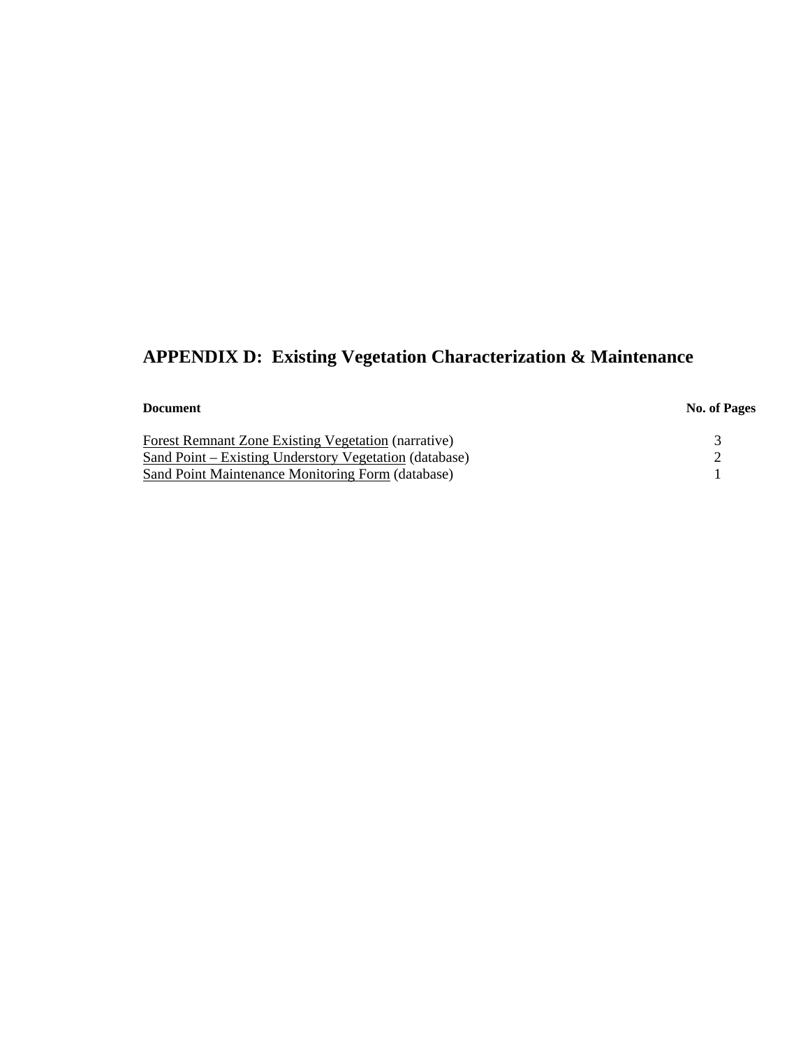# APPENDIX D: Existing Vegetation Characterization & Maintenance

| **Document** | **No. of Pages** |
|---|---|
| Forest Remnant Zone Existing Vegetation (narrative) | 3 |
| Sand Point – Existing Understory Vegetation (database) | 2 |
| Sand Point Maintenance Monitoring Form (database) | 1 |